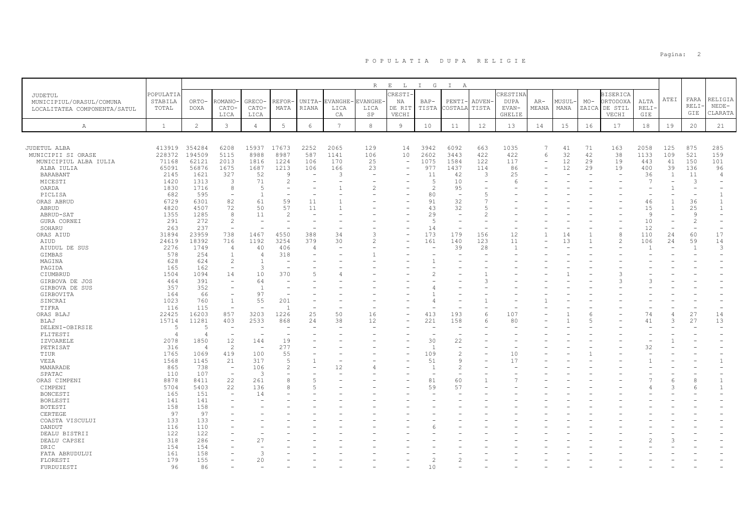# P O P U L A T I A   D U P A   R E L I G I E

| JUDETUL MUNICIPIUL/ORASUL/COMUNA LOCALITATEA COMPONENTA/SATUL | POPULATIA STABILA TOTAL | RELIGIA | | | | | | | | | | | | | | | | | | | |
|---|---|---|---|---|---|---|---|---|---|---|---|---|---|---|---|---|---|---|---|---|---|
| | | ORTODOXA | ROMANO-CATOLICA | GRECO-CATOLICA | REFORMATA | UNITARIANA | EVANGHELICA CA | EVANGHELICA SP | CRESTINA DE RIT VECHI | BAPTISTA | PENTICOSTALA | ADVENTISTA | CRESTINA DUPA EVANGHELIE | ARMEANA | MUSULMANA | MOZAICA | BISERICA ORTODOXA DE STIL VECHI | ALTA RELIGIE | ATEI | FARA RELIGIE | RELIGIA NEDECLARATA |
| A | 1 | 2 | 3 | 4 | 5 | 6 | 7 | 8 | 9 | 10 | 11 | 12 | 13 | 14 | 15 | 16 | 17 | 18 | 19 | 20 | 21 |
| JUDETUL ALBA | 413919 | 354284 | 6208 | 15937 | 17673 | 2252 | 2065 | 129 | 14 | 3942 | 6092 | 663 | 1035 | 7 | 41 | 71 | 163 | 2058 | 125 | 875 | 285 |
| MUNICIPII SI ORASE | 228372 | 194509 | 5115 | 8988 | 8987 | 587 | 1141 | 106 | 10 | 2602 | 3443 | 422 | 422 | 6 | 32 | 42 | 38 | 1133 | 109 | 521 | 159 |
| MUNICIPIUL ALBA IULIA | 71168 | 62121 | 2013 | 1816 | 1224 | 106 | 170 | 25 | - | 1075 | 1584 | 122 | 117 | - | 12 | 29 | 19 | 443 | 41 | 150 | 101 |
| ALBA IULIA | 65091 | 56876 | 1675 | 1687 | 1213 | 106 | 166 | 23 | - | 977 | 1437 | 114 | 86 | - | 12 | 29 | 19 | 400 | 39 | 136 | 96 |
| BARABANT | 2145 | 1621 | 327 | 52 | 9 | - | 3 | - | - | 11 | 42 | 3 | 25 | - | - | - | - | 36 | 1 | 11 | 4 |
| MICESTI | 1420 | 1313 | 3 | 71 | 2 | - | - | - | - | 5 | 10 | - | 6 | - | - | - | - | 7 | - | 3 | - |
| OARDA | 1830 | 1716 | 8 | 5 | - | - | 1 | 2 | - | 2 | 95 | - | - | - | - | - | - | - | 1 | - | - |
| PICLISA | 682 | 595 | - | 1 | - | - | - | - | - | 80 | - | 5 | - | - | - | - | - | - | - | - | 1 |
| ORAS ABRUD | 6729 | 6301 | 82 | 61 | 59 | 11 | 1 | - | - | 91 | 32 | 7 | - | - | - | - | - | 46 | 1 | 36 | 1 |
| ABRUD | 4820 | 4507 | 72 | 50 | 57 | 11 | 1 | - | - | 43 | 32 | 5 | - | - | - | - | - | 15 | 1 | 25 | 1 |
| ABRUD-SAT | 1355 | 1285 | 8 | 11 | 2 | - | - | - | - | 29 | - | 2 | - | - | - | - | - | 9 | - | 9 | - |
| GURA CORNEI | 291 | 272 | 2 | - | - | - | - | - | - | 5 | - | - | - | - | - | - | - | 10 | - | 2 | - |
| SOHARU | 263 | 237 | - | - | - | - | - | - | - | 14 | - | - | - | - | - | - | - | 12 | - | - | - |
| ORAS AIUD | 31894 | 23959 | 738 | 1467 | 4550 | 388 | 34 | 3 | - | 173 | 179 | 156 | 12 | 1 | 14 | 1 | 8 | 110 | 24 | 60 | 17 |
| AIUD | 24619 | 18392 | 716 | 1192 | 3254 | 379 | 30 | 2 | - | 161 | 140 | 123 | 11 | - | 13 | 1 | 2 | 106 | 24 | 59 | 14 |
| AIUDUL DE SUS | 2276 | 1749 | 4 | 40 | 406 | 4 | - | - | - | - | 39 | 28 | 1 | - | - | - | - | 1 | - | 1 | 3 |
| GIMBAS | 578 | 254 | 1 | 4 | 318 | - | - | 1 | - | - | - | - | - | - | - | - | - | - | - | - | - |
| MAGINA | 628 | 624 | 2 | 1 | - | - | - | - | - | 1 | - | - | - | - | - | - | - | - | - | - | - |
| PAGIDA | 165 | 162 | - | 3 | - | - | - | - | - | - | - | - | - | - | - | - | - | - | - | - | - |
| CIUMBRUD | 1504 | 1094 | 14 | 10 | 370 | 5 | 4 | - | - | 2 | - | 1 | - | - | 1 | - | 3 | - | - | - | - |
| GIRBOVA DE JOS | 464 | 391 | - | 64 | - | - | - | - | - | - | - | 3 | - | - | - | - | 3 | 3 | - | - | - |
| GIRBOVA DE SUS | 357 | 352 | - | 1 | - | - | - | - | - | 4 | - | - | - | - | - | - | - | - | - | - | - |
| GIRBOVITA | 164 | 66 | - | 97 | - | - | - | - | - | 1 | - | - | - | - | - | - | - | - | - | - | - |
| SINCRAI | 1023 | 760 | 1 | 55 | 201 | - | - | - | - | 4 | - | 1 | - | 1 | - | - | - | - | - | - | - |
| TIFRA | 116 | 115 | - | - | 1 | - | - | - | - | - | - | - | - | - | - | - | - | - | - | - | - |
| ORAS BLAJ | 22425 | 16203 | 857 | 3203 | 1226 | 25 | 50 | 16 | - | 413 | 193 | 6 | 107 | - | 1 | 6 | - | 74 | 4 | 27 | 14 |
| BLAJ | 15714 | 11281 | 403 | 2533 | 868 | 24 | 38 | 12 | - | 221 | 158 | 6 | 80 | - | 1 | 5 | - | 41 | 3 | 27 | 13 |
| DELENI-OBIRSIE | 5 | 5 | - | - | - | - | - | - | - | - | - | - | - | - | - | - | - | - | - | - | - |
| FLITESTI | 4 | 4 | - | - | - | - | - | - | - | - | - | - | - | - | - | - | - | - | - | - | - |
| IZVOARELE | 2078 | 1850 | 12 | 144 | 19 | - | - | - | - | 30 | 22 | - | - | - | - | - | - | - | 1 | - | - |
| PETRISAT | 316 | 4 | 2 | - | 277 | - | - | - | - | 1 | - | - | - | - | - | - | - | 32 | - | - | - |
| TIUR | 1765 | 1069 | 419 | 100 | 55 | - | - | - | - | 109 | 2 | - | 10 | - | - | 1 | - | - | - | - | - |
| VEZA | 1568 | 1145 | 21 | 317 | 5 | 1 | - | - | - | 51 | 9 | - | 17 | - | - | - | - | 1 | - | - | 1 |
| MANARADE | 865 | 738 | - | 106 | 2 | - | 12 | 4 | - | 1 | 2 | - | - | - | - | - | - | - | - | - | - |
| SPATAC | 110 | 107 | - | 3 | - | - | - | - | - | - | - | - | - | - | - | - | - | - | - | - | - |
| ORAS CIMPENI | 8878 | 8411 | 22 | 261 | 8 | 5 | - | - | - | 81 | 60 | 1 | 7 | - | - | - | - | 7 | 6 | 8 | 1 |
| CIMPENI | 5704 | 5403 | 22 | 136 | 8 | 5 | - | - | - | 59 | 57 | - | - | - | - | - | - | 4 | 3 | 6 | 1 |
| BONCESTI | 165 | 151 | - | 14 | - | - | - | - | - | - | - | - | - | - | - | - | - | - | - | - | - |
| BORLESTI | 141 | 141 | - | - | - | - | - | - | - | - | - | - | - | - | - | - | - | - | - | - | - |
| BOTESTI | 158 | 158 | - | - | - | - | - | - | - | - | - | - | - | - | - | - | - | - | - | - | - |
| CERTEGE | 97 | 97 | - | - | - | - | - | - | - | - | - | - | - | - | - | - | - | - | - | - | - |
| COASTA VISCULUI | 133 | 133 | - | - | - | - | - | - | - | - | - | - | - | - | - | - | - | - | - | - | - |
| DANDUT | 116 | 110 | - | - | - | - | - | - | - | 6 | - | - | - | - | - | - | - | - | - | - | - |
| DEALU BISTRII | 122 | 122 | - | - | - | - | - | - | - | - | - | - | - | - | - | - | - | - | - | - | - |
| DEALU CAPSEI | 318 | 286 | - | 27 | - | - | - | - | - | - | - | - | - | - | - | - | - | 2 | 3 | - | - |
| DRIC | 154 | 154 | - | - | - | - | - | - | - | - | - | - | - | - | - | - | - | - | - | - | - |
| FATA ABRUDULUI | 161 | 158 | - | 3 | - | - | - | - | - | - | - | - | - | - | - | - | - | - | - | - | - |
| FLORESTI | 179 | 155 | - | 20 | - | - | - | - | - | 2 | 2 | - | - | - | - | - | - | - | - | - | - |
| FURDUIESTI | 96 | 86 | - | - | - | - | - | - | - | 10 | - | - | - | - | - | - | - | - | - | - | - |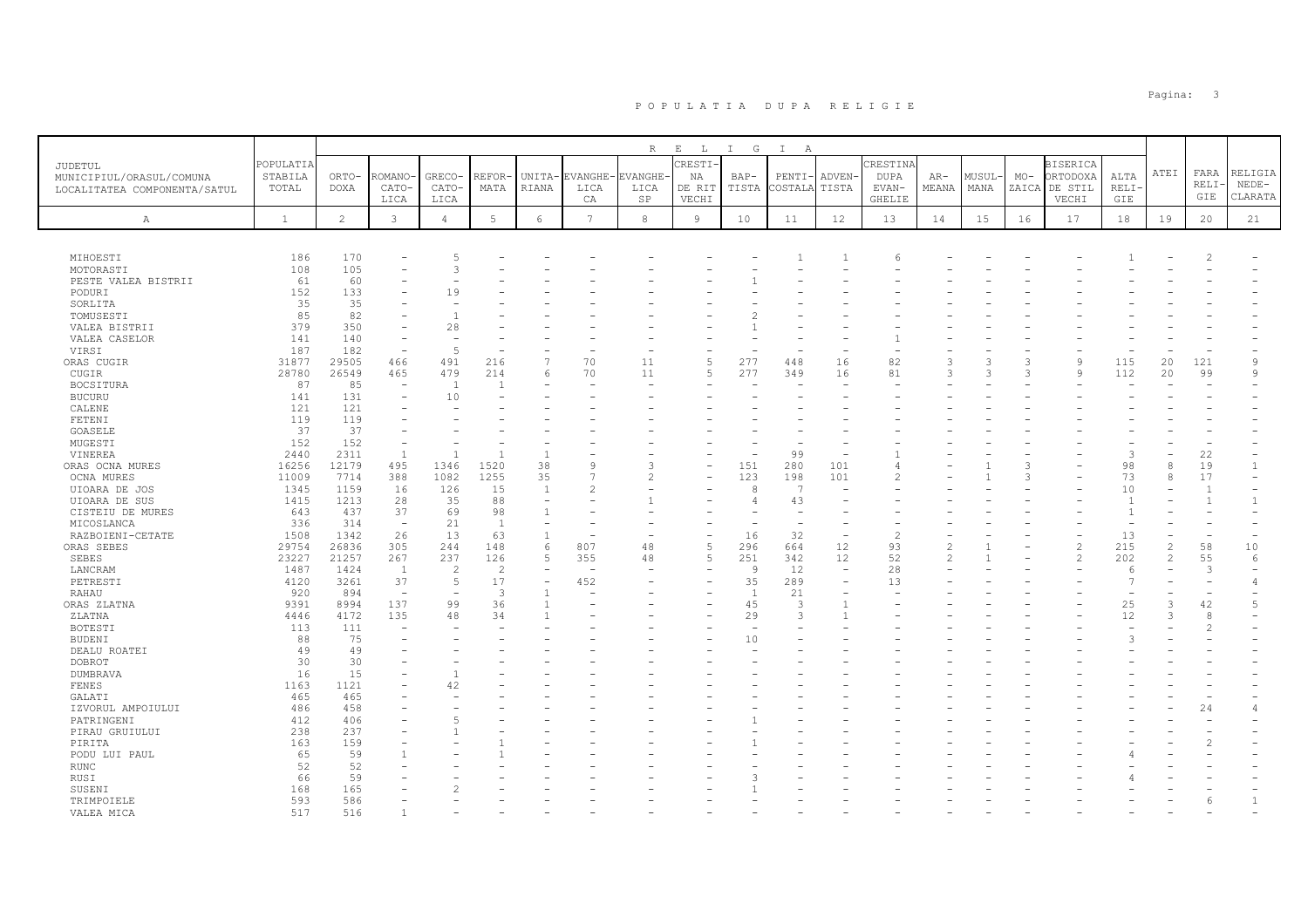# POPULATIA DUPA RELIGIE

| JUDETUL MUNICIPIUL/ORASUL/COMUNA LOCALITATEA COMPONENTA/SATUL | POPULATIA STABILA TOTAL | ORTO-DOXA | ROMANO-CATO-LICA | GRECO-CATO-LICA | REFOR-MATA | UNITA-RIANA | EVANGHE-LICA CA | EVANGHE-LICA SP | CRESTI-NA DE RIT VECHI | BAP-TISTA | PENTI-COSTALA | ADVEN-TISTA | CRESTINA DUPA EVAN-GHELIE | AR-MEANA | MUSUL-MANA | MO-ZAICA | BISERICA ORTODOXA DE STIL VECHI | ALTA RELI-GIE | ATEI | FARA RELI-GIE | RELIGIA NEDE-CLARATA |
|---|---|---|---|---|---|---|---|---|---|---|---|---|---|---|---|---|---|---|---|---|---|
| A | 1 | 2 | 3 | 4 | 5 | 6 | 7 | 8 | 9 | 10 | 11 | 12 | 13 | 14 | 15 | 16 | 17 | 18 | 19 | 20 | 21 |
| MIHOESTI | 186 | 170 | - | 5 | - | - | - | - | - | - | 1 | 1 | 6 | - | - | - | - | 1 | - | 2 | - |
| MOTORASTI | 108 | 105 | - | 3 | - | - | - | - | - | - | - | - | - | - | - | - | - | - | - | - | - |
| PESTE VALEA BISTRII | 61 | 60 | - | - | - | - | - | - | - | 1 | - | - | - | - | - | - | - | - | - | - | - |
| PODURI | 152 | 133 | - | 19 | - | - | - | - | - | - | - | - | - | - | - | - | - | - | - | - | - |
| SORLITA | 35 | 35 | - | - | - | - | - | - | - | - | - | - | - | - | - | - | - | - | - | - | - |
| TOMUSESTI | 85 | 82 | - | 1 | - | - | - | - | - | 2 | - | - | - | - | - | - | - | - | - | - | - |
| VALEA BISTRII | 379 | 350 | - | 28 | - | - | - | - | - | 1 | - | - | - | - | - | - | - | - | - | - | - |
| VALEA CASELOR | 141 | 140 | - | - | - | - | - | - | - | - | - | - | 1 | - | - | - | - | - | - | - | - |
| VIRSI | 187 | 182 | - | 5 | - | - | - | - | - | - | - | - | - | - | - | - | - | - | - | - | - |
| ORAS CUGIR | 31877 | 29505 | 466 | 491 | 216 | 7 | 70 | 11 | 5 | 277 | 448 | 16 | 82 | 3 | 3 | 3 | 9 | 115 | 20 | 121 | 9 |
| CUGIR | 28780 | 26549 | 465 | 479 | 214 | 6 | 70 | 11 | 5 | 277 | 349 | 16 | 81 | 3 | 3 | 3 | 9 | 112 | 20 | 99 | 9 |
| BOCSITURA | 87 | 85 | - | 1 | 1 | - | - | - | - | - | - | - | - | - | - | - | - | - | - | - | - |
| BUCURU | 141 | 131 | - | 10 | - | - | - | - | - | - | - | - | - | - | - | - | - | - | - | - | - |
| CALENE | 121 | 121 | - | - | - | - | - | - | - | - | - | - | - | - | - | - | - | - | - | - | - |
| FETENI | 119 | 119 | - | - | - | - | - | - | - | - | - | - | - | - | - | - | - | - | - | - | - |
| GOASELE | 37 | 37 | - | - | - | - | - | - | - | - | - | - | - | - | - | - | - | - | - | - | - |
| MUGESTI | 152 | 152 | - | - | - | - | - | - | - | - | - | - | - | - | - | - | - | - | - | - | - |
| VINEREA | 2440 | 2311 | 1 | 1 | 1 | 1 | - | - | - | - | 99 | - | 1 | - | - | - | - | 3 | - | 22 | - |
| ORAS OCNA MURES | 16256 | 12179 | 495 | 1346 | 1520 | 38 | 9 | 3 | - | 151 | 280 | 101 | 4 | - | 1 | 3 | - | 98 | 8 | 19 | 1 |
| OCNA MURES | 11009 | 7714 | 388 | 1082 | 1255 | 35 | 7 | 2 | - | 123 | 198 | 101 | 2 | - | 1 | 3 | - | 73 | 8 | 17 | - |
| UIOARA DE JOS | 1345 | 1159 | 16 | 126 | 15 | 1 | 2 | - | - | 8 | 7 | - | - | - | - | - | - | 10 | - | 1 | - |
| UIOARA DE SUS | 1415 | 1213 | 28 | 35 | 88 | - | - | 1 | - | 4 | 43 | - | - | - | - | - | - | 1 | - | 1 | 1 |
| CISTEIU DE MURES | 643 | 437 | 37 | 69 | 98 | 1 | - | - | - | - | - | - | - | - | - | - | - | 1 | - | - | - |
| MICOSLANCA | 336 | 314 | - | 21 | 1 | - | - | - | - | - | - | - | - | - | - | - | - | - | - | - | - |
| RAZBOIENI-CETATE | 1508 | 1342 | 26 | 13 | 63 | 1 | - | - | - | 16 | 32 | - | 2 | - | - | - | - | 13 | - | - | - |
| ORAS SEBES | 29754 | 26836 | 305 | 244 | 148 | 6 | 807 | 48 | 5 | 296 | 664 | 12 | 93 | 2 | 1 | - | 2 | 215 | 2 | 58 | 10 |
| SEBES | 23227 | 21257 | 267 | 237 | 126 | 5 | 355 | 48 | 5 | 251 | 342 | 12 | 52 | 2 | 1 | - | 2 | 202 | 2 | 55 | 6 |
| LANCRAM | 1487 | 1424 | 1 | 2 | 2 | - | - | - | - | 9 | 12 | - | 28 | - | - | - | - | 6 | - | 3 | - |
| PETRESTI | 4120 | 3261 | 37 | 5 | 17 | - | 452 | - | - | 35 | 289 | - | 13 | - | - | - | - | 7 | - | - | 4 |
| RAHAU | 920 | 894 | - | - | 3 | 1 | - | - | - | 1 | 21 | - | - | - | - | - | - | - | - | - | - |
| ORAS ZLATNA | 9391 | 8994 | 137 | 99 | 36 | 1 | - | - | - | 45 | 3 | 1 | - | - | - | - | - | 25 | 3 | 42 | 5 |
| ZLATNA | 4446 | 4172 | 135 | 48 | 34 | 1 | - | - | - | 29 | 3 | 1 | - | - | - | - | - | 12 | 3 | 8 | - |
| BOTESTI | 113 | 111 | - | - | - | - | - | - | - | - | - | - | - | - | - | - | - | - | - | 2 | - |
| BUDENI | 88 | 75 | - | - | - | - | - | - | - | 10 | - | - | - | - | - | - | - | 3 | - | - | - |
| DEALU ROATEI | 49 | 49 | - | - | - | - | - | - | - | - | - | - | - | - | - | - | - | - | - | - | - |
| DOBROT | 30 | 30 | - | - | - | - | - | - | - | - | - | - | - | - | - | - | - | - | - | - | - |
| DUMBRAVA | 16 | 15 | - | 1 | - | - | - | - | - | - | - | - | - | - | - | - | - | - | - | - | - |
| FENES | 1163 | 1121 | - | 42 | - | - | - | - | - | - | - | - | - | - | - | - | - | - | - | - | - |
| GALATI | 465 | 465 | - | - | - | - | - | - | - | - | - | - | - | - | - | - | - | - | - | - | - |
| IZVORUL AMPOIULUI | 486 | 458 | - | - | - | - | - | - | - | - | - | - | - | - | - | - | - | - | - | 24 | 4 |
| PATRINGENI | 412 | 406 | - | 5 | - | - | - | - | - | 1 | - | - | - | - | - | - | - | - | - | - | - |
| PIRAU GRUIULUI | 238 | 237 | - | 1 | - | - | - | - | - | - | - | - | - | - | - | - | - | - | - | - | - |
| PIRITA | 163 | 159 | - | - | 1 | - | - | - | - | 1 | - | - | - | - | - | - | - | - | - | 2 | - |
| PODU LUI PAUL | 65 | 59 | 1 | - | 1 | - | - | - | - | - | - | - | - | - | - | - | - | 4 | - | - | - |
| RUNC | 52 | 52 | - | - | - | - | - | - | - | - | - | - | - | - | - | - | - | - | - | - | - |
| RUSI | 66 | 59 | - | - | - | - | - | - | - | 3 | - | - | - | - | - | - | - | 4 | - | - | - |
| SUSENI | 168 | 165 | - | 2 | - | - | - | - | - | 1 | - | - | - | - | - | - | - | - | - | - | - |
| TRIMPOIELE | 593 | 586 | - | - | - | - | - | - | - | - | - | - | - | - | - | - | - | - | - | 6 | 1 |
| VALEA MICA | 517 | 516 | 1 | - | - | - | - | - | - | - | - | - | - | - | - | - | - | - | - | - | - |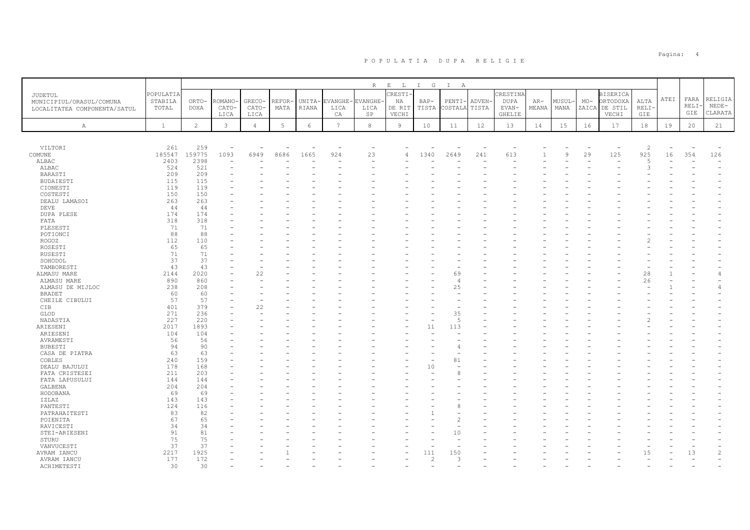# P O P U L A T I A   D U P A   R E L I G I E

| JUDETUL MUNICIPIUL/ORASUL/COMUNA LOCALITATEA COMPONENTA/SATUL | POPULATIA STABILA TOTAL | RELIGIA | | | | | | | | | | | | | | | | | | | |
|---|---|---|---|---|---|---|---|---|---|---|---|---|---|---|---|---|---|---|---|---|---|
| | | ORTO-DOXA | ROMANO-CATO-LICA | GRECO-CATO-LICA | REFOR-MATA | UNITA-RIANA | EVANGHE-LICA CA | EVANGHE-LICA SP | CRESTI-NA DE RIT VECHI | BAP-TISTA | PENTI-COSTALA | ADVEN-TISTA | CRESTINA DUPA EVAN-GHELIE | AR-MEANA | MUSUL-MANA | MO-ZAICA | BISERICA ORTODOXA DE STIL VECHI | ALTA RELI-GIE | ATEI | FARA RELI-GIE | RELIGIA NEDE-CLARATA |
| A | 1 | 2 | 3 | 4 | 5 | 6 | 7 | 8 | 9 | 10 | 11 | 12 | 13 | 14 | 15 | 16 | 17 | 18 | 19 | 20 | 21 |
| VILTORI | 261 | 259 | - | - | - | - | - | - | - | - | - | - | - | - | - | - | - | 2 | - | - | - |
| COMUNE | 185547 | 159775 | 1093 | 6949 | 8686 | 1665 | 924 | 23 | 4 | 1340 | 2649 | 241 | 613 | 1 | 9 | 29 | 125 | 925 | 16 | 354 | 126 |
| ALBAC | 2403 | 2398 | - | - | - | - | - | - | - | - | - | - | - | - | - | - | - | 5 | - | - | - |
| ALBAC | 524 | 521 | - | - | - | - | - | - | - | - | - | - | - | - | - | - | - | 3 | - | - | - |
| BARASTI | 209 | 209 | - | - | - | - | - | - | - | - | - | - | - | - | - | - | - | - | - | - | - |
| BUDAIESTI | 115 | 115 | - | - | - | - | - | - | - | - | - | - | - | - | - | - | - | - | - | - | - |
| CIONESTI | 119 | 119 | - | - | - | - | - | - | - | - | - | - | - | - | - | - | - | - | - | - | - |
| COSTESTI | 150 | 150 | - | - | - | - | - | - | - | - | - | - | - | - | - | - | - | - | - | - | - |
| DEALU LAMASOI | 263 | 263 | - | - | - | - | - | - | - | - | - | - | - | - | - | - | - | - | - | - | - |
| DEVE | 44 | 44 | - | - | - | - | - | - | - | - | - | - | - | - | - | - | - | - | - | - | - |
| DUPA PLESE | 174 | 174 | - | - | - | - | - | - | - | - | - | - | - | - | - | - | - | - | - | - | - |
| FATA | 318 | 318 | - | - | - | - | - | - | - | - | - | - | - | - | - | - | - | - | - | - | - |
| PLESESTI | 71 | 71 | - | - | - | - | - | - | - | - | - | - | - | - | - | - | - | - | - | - | - |
| POTIONCI | 88 | 88 | - | - | - | - | - | - | - | - | - | - | - | - | - | - | - | - | - | - | - |
| ROGOZ | 112 | 110 | - | - | - | - | - | - | - | - | - | - | - | - | - | - | - | 2 | - | - | - |
| ROSESTI | 65 | 65 | - | - | - | - | - | - | - | - | - | - | - | - | - | - | - | - | - | - | - |
| RUSESTI | 71 | 71 | - | - | - | - | - | - | - | - | - | - | - | - | - | - | - | - | - | - | - |
| SOHODOL | 37 | 37 | - | - | - | - | - | - | - | - | - | - | - | - | - | - | - | - | - | - | - |
| TAMBORESTI | 43 | 43 | - | - | - | - | - | - | - | - | - | - | - | - | - | - | - | - | - | - | - |
| ALMASU MARE | 2144 | 2020 | - | 22 | - | - | - | - | - | - | 69 | - | - | - | - | - | - | 28 | 1 | - | 4 |
| ALMASU MARE | 890 | 860 | - | - | - | - | - | - | - | - | 4 | - | - | - | - | - | - | 26 | - | - | - |
| ALMASU DE MIJLOC | 238 | 208 | - | - | - | - | - | - | - | - | 25 | - | - | - | - | - | - | - | 1 | - | 4 |
| BRADET | 60 | 60 | - | - | - | - | - | - | - | - | - | - | - | - | - | - | - | - | - | - | - |
| CHEILE CIBULUI | 57 | 57 | - | - | - | - | - | - | - | - | - | - | - | - | - | - | - | - | - | - | - |
| CIB | 401 | 379 | - | 22 | - | - | - | - | - | - | - | - | - | - | - | - | - | - | - | - | - |
| GLOD | 271 | 236 | - | - | - | - | - | - | - | - | 35 | - | - | - | - | - | - | - | - | - | - |
| NADASTIA | 227 | 220 | - | - | - | - | - | - | - | - | 5 | - | - | - | - | - | - | 2 | - | - | - |
| ARIESENI | 2017 | 1893 | - | - | - | - | - | - | - | 11 | 113 | - | - | - | - | - | - | - | - | - | - |
| ARIESENI | 104 | 104 | - | - | - | - | - | - | - | - | - | - | - | - | - | - | - | - | - | - | - |
| AVRAMESTI | 56 | 56 | - | - | - | - | - | - | - | - | - | - | - | - | - | - | - | - | - | - | - |
| BUBESTI | 94 | 90 | - | - | - | - | - | - | - | - | 4 | - | - | - | - | - | - | - | - | - | - |
| CASA DE PIATRA | 63 | 63 | - | - | - | - | - | - | - | - | - | - | - | - | - | - | - | - | - | - | - |
| COBLES | 240 | 159 | - | - | - | - | - | - | - | - | 81 | - | - | - | - | - | - | - | - | - | - |
| DEALU BAJULUI | 178 | 168 | - | - | - | - | - | - | - | 10 | - | - | - | - | - | - | - | - | - | - | - |
| FATA CRISTESEI | 211 | 203 | - | - | - | - | - | - | - | - | 8 | - | - | - | - | - | - | - | - | - | - |
| FATA LAPUSULUI | 144 | 144 | - | - | - | - | - | - | - | - | - | - | - | - | - | - | - | - | - | - | - |
| GALBENA | 204 | 204 | - | - | - | - | - | - | - | - | - | - | - | - | - | - | - | - | - | - | - |
| HODOBANA | 69 | 69 | - | - | - | - | - | - | - | - | - | - | - | - | - | - | - | - | - | - | - |
| IZLAZ | 143 | 143 | - | - | - | - | - | - | - | - | - | - | - | - | - | - | - | - | - | - | - |
| PANTESTI | 124 | 116 | - | - | - | - | - | - | - | - | 8 | - | - | - | - | - | - | - | - | - | - |
| PATRAHAITESTI | 83 | 82 | - | - | - | - | - | - | - | 1 | - | - | - | - | - | - | - | - | - | - | - |
| POIENITA | 67 | 65 | - | - | - | - | - | - | - | - | 2 | - | - | - | - | - | - | - | - | - | - |
| RAVICESTI | 34 | 34 | - | - | - | - | - | - | - | - | - | - | - | - | - | - | - | - | - | - | - |
| STEI-ARIESENI | 91 | 81 | - | - | - | - | - | - | - | - | 10 | - | - | - | - | - | - | - | - | - | - |
| STURU | 75 | 75 | - | - | - | - | - | - | - | - | - | - | - | - | - | - | - | - | - | - | - |
| VANVUCESTI | 37 | 37 | - | - | - | - | - | - | - | - | - | - | - | - | - | - | - | - | - | - | - |
| AVRAM IANCU | 2217 | 1925 | - | - | 1 | - | - | - | - | 111 | 150 | - | - | - | - | - | - | 15 | - | 13 | 2 |
| AVRAM IANCU | 177 | 172 | - | - | - | - | - | - | - | 2 | 3 | - | - | - | - | - | - | - | - | - | - |
| ACHIMETESTI | 30 | 30 | - | - | - | - | - | - | - | - | - | - | - | - | - | - | - | - | - | - | - |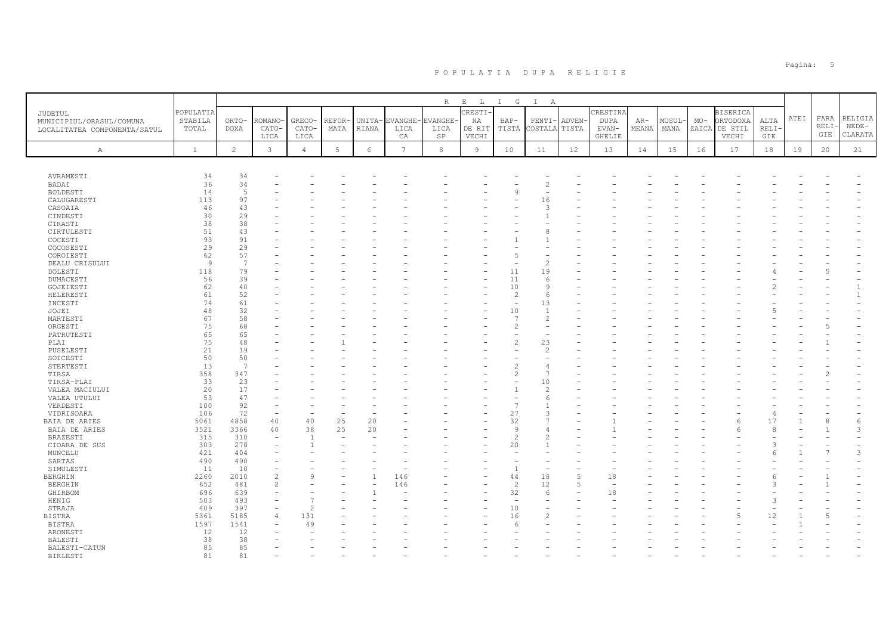P O P U L A T I A   D U P A   R E L I G I E

| JUDETUL MUNICIPIUL/ORASUL/COMUNA LOCALITATEA COMPONENTA/SATUL | POPULATIA STABILA TOTAL | RELIGIA | | | | | | | | | | | | | | | | | | | |
|---|---|---|---|---|---|---|---|---|---|---|---|---|---|---|---|---|---|---|---|---|---|
| | | ORTODOXA | ROMANO-CATOLICA | GRECO-CATOLICA | REFORMATA | UNITARIANA | EVANGHELICA CA | EVANGHELICA SP | CRESTINA DE RIT VECHI | BAPTISTA | PENTICOSTALA | ADVENTISTA | CRESTINA DUPA EVANGHELIE | ARMEANA | MUSULMANA | MOZAICA | BISERICA ORTODOXA DE STIL VECHI | ALTA RELIGIE | ATEI | FARA RELIGIE | RELIGIA NEDECLARATA |
| A | 1 | 2 | 3 | 4 | 5 | 6 | 7 | 8 | 9 | 10 | 11 | 12 | 13 | 14 | 15 | 16 | 17 | 18 | 19 | 20 | 21 |
| AVRAMESTI | 34 | 34 | - | - | - | - | - | - | - | - | - | - | - | - | - | - | - | - | - | - | - |
| BADAI | 36 | 34 | - | - | - | - | - | - | - | - | 2 | - | - | - | - | - | - | - | - | - | - |
| BOLDESTI | 14 | 5 | - | - | - | - | - | - | - | 9 | - | - | - | - | - | - | - | - | - | - | - |
| CALUGARESTI | 113 | 97 | - | - | - | - | - | - | - | - | 16 | - | - | - | - | - | - | - | - | - | - |
| CASOAIA | 46 | 43 | - | - | - | - | - | - | - | - | 3 | - | - | - | - | - | - | - | - | - | - |
| CINDESTI | 30 | 29 | - | - | - | - | - | - | - | - | 1 | - | - | - | - | - | - | - | - | - | - |
| CIRASTI | 38 | 38 | - | - | - | - | - | - | - | - | - | - | - | - | - | - | - | - | - | - | - |
| CIRTULESTI | 51 | 43 | - | - | - | - | - | - | - | - | 8 | - | - | - | - | - | - | - | - | - | - |
| COCESTI | 93 | 91 | - | - | - | - | - | - | - | 1 | 1 | - | - | - | - | - | - | - | - | - | - |
| COCOSESTI | 29 | 29 | - | - | - | - | - | - | - | - | - | - | - | - | - | - | - | - | - | - | - |
| COROIESTI | 62 | 57 | - | - | - | - | - | - | - | 5 | - | - | - | - | - | - | - | - | - | - | - |
| DEALU CRISULUI | 9 | 7 | - | - | - | - | - | - | - | - | 2 | - | - | - | - | - | - | - | - | - | - |
| DOLESTI | 118 | 79 | - | - | - | - | - | - | - | 11 | 19 | - | - | - | - | - | - | 4 | - | 5 | - |
| DUMACESTI | 56 | 39 | - | - | - | - | - | - | - | 11 | 6 | - | - | - | - | - | - | - | - | - | - |
| GOJEIESTI | 62 | 40 | - | - | - | - | - | - | - | 10 | 9 | - | - | - | - | - | - | 2 | - | - | 1 |
| HELERESTI | 61 | 52 | - | - | - | - | - | - | - | 2 | 6 | - | - | - | - | - | - | - | - | - | 1 |
| INCESTI | 74 | 61 | - | - | - | - | - | - | - | - | 13 | - | - | - | - | - | - | - | - | - | - |
| JOJEI | 48 | 32 | - | - | - | - | - | - | - | 10 | 1 | - | - | - | - | - | - | 5 | - | - | - |
| MARTESTI | 67 | 58 | - | - | - | - | - | - | - | 7 | 2 | - | - | - | - | - | - | - | - | - | - |
| ORGESTI | 75 | 68 | - | - | - | - | - | - | - | 2 | - | - | - | - | - | - | - | - | - | 5 | - |
| PATRUTESTI | 65 | 65 | - | - | - | - | - | - | - | - | - | - | - | - | - | - | - | - | - | - | - |
| PLAI | 75 | 48 | - | - | 1 | - | - | - | - | 2 | 23 | - | - | - | - | - | - | - | - | 1 | - |
| PUSELESTI | 21 | 19 | - | - | - | - | - | - | - | - | 2 | - | - | - | - | - | - | - | - | - | - |
| SOICESTI | 50 | 50 | - | - | - | - | - | - | - | - | - | - | - | - | - | - | - | - | - | - | - |
| STERTESTI | 13 | 7 | - | - | - | - | - | - | - | 2 | 4 | - | - | - | - | - | - | - | - | - | - |
| TIRSA | 358 | 347 | - | - | - | - | - | - | - | 2 | 7 | - | - | - | - | - | - | - | - | 2 | - |
| TIRSA-PLAI | 33 | 23 | - | - | - | - | - | - | - | - | 10 | - | - | - | - | - | - | - | - | - | - |
| VALEA MACIULUI | 20 | 17 | - | - | - | - | - | - | - | 1 | 2 | - | - | - | - | - | - | - | - | - | - |
| VALEA UTULUI | 53 | 47 | - | - | - | - | - | - | - | - | 6 | - | - | - | - | - | - | - | - | - | - |
| VERDESTI | 100 | 92 | - | - | - | - | - | - | - | 7 | 1 | - | - | - | - | - | - | - | - | - | - |
| VIDRISOARA | 106 | 72 | - | - | - | - | - | - | - | 27 | 3 | - | - | - | - | - | - | 4 | - | - | - |
| BAIA DE ARIES | 5061 | 4858 | 40 | 40 | 25 | 20 | - | - | - | 32 | 7 | - | 1 | - | - | - | 6 | 17 | 1 | 8 | 6 |
| BAIA DE ARIES | 3521 | 3366 | 40 | 38 | 25 | 20 | - | - | - | 9 | 4 | - | 1 | - | - | - | 6 | 8 | - | 1 | 3 |
| BRAZESTI | 315 | 310 | - | 1 | - | - | - | - | - | 2 | 2 | - | - | - | - | - | - | - | - | - | - |
| CIOARA DE SUS | 303 | 278 | - | 1 | - | - | - | - | - | 20 | 1 | - | - | - | - | - | - | 3 | - | - | - |
| MUNCELU | 421 | 404 | - | - | - | - | - | - | - | - | - | - | - | - | - | - | - | 6 | 1 | 7 | 3 |
| SARTAS | 490 | 490 | - | - | - | - | - | - | - | - | - | - | - | - | - | - | - | - | - | - | - |
| SIMULESTI | 11 | 10 | - | - | - | - | - | - | - | 1 | - | - | - | - | - | - | - | - | - | - | - |
| BERGHIN | 2260 | 2010 | 2 | 9 | - | 1 | 146 | - | - | 44 | 18 | 5 | 18 | - | - | - | - | 6 | - | 1 | - |
| BERGHIN | 652 | 481 | 2 | - | - | - | 146 | - | - | 2 | 12 | 5 | - | - | - | - | - | 3 | - | 1 | - |
| GHIRBOM | 696 | 639 | - | - | - | 1 | - | - | - | 32 | 6 | - | 18 | - | - | - | - | - | - | - | - |
| HENIG | 503 | 493 | - | 7 | - | - | - | - | - | - | - | - | - | - | - | - | - | 3 | - | - | - |
| STRAJA | 409 | 397 | - | 2 | - | - | - | - | - | 10 | - | - | - | - | - | - | - | - | - | - | - |
| BISTRA | 5361 | 5185 | 4 | 131 | - | - | - | - | - | 16 | 2 | - | - | - | - | - | 5 | 12 | 1 | 5 | - |
| BISTRA | 1597 | 1541 | - | 49 | - | - | - | - | - | 6 | - | - | - | - | - | - | - | - | 1 | - | - |
| ARONESTI | 12 | 12 | - | - | - | - | - | - | - | - | - | - | - | - | - | - | - | - | - | - | - |
| BALESTI | 38 | 38 | - | - | - | - | - | - | - | - | - | - | - | - | - | - | - | - | - | - | - |
| BALESTI-CATUN | 85 | 85 | - | - | - | - | - | - | - | - | - | - | - | - | - | - | - | - | - | - | - |
| BIRLESTI | 81 | 81 | - | - | - | - | - | - | - | - | - | - | - | - | - | - | - | - | - | - | - |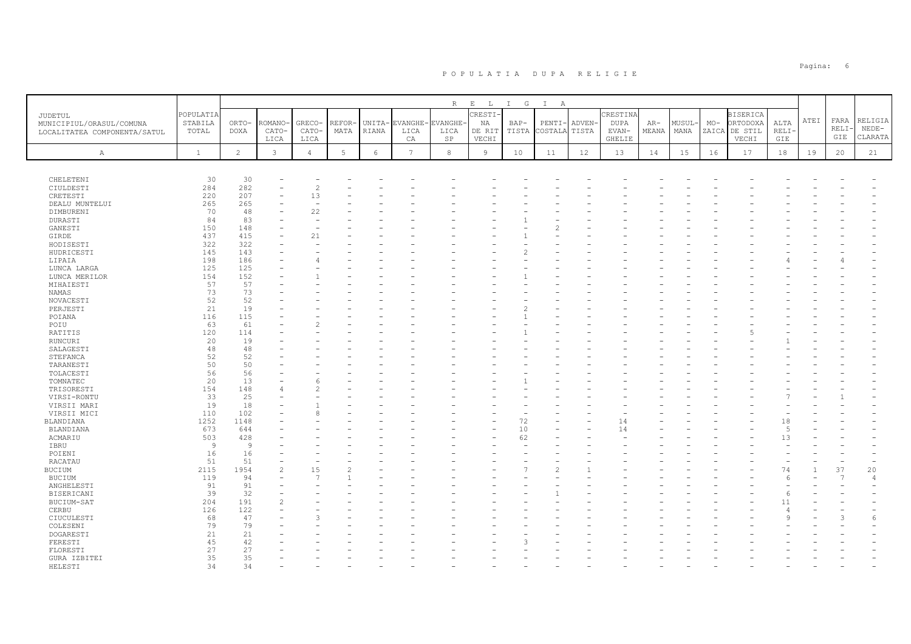# POPULATIA DUPA RELIGIE

| JUDETUL MUNICIPIUL/ORASUL/COMUNA LOCALITATEA COMPONENTA/SATUL | POPULATIA STABILA TOTAL | RELIGIA ORTODOXA | ROMANO-CATOLICA | GRECO-CATOLICA | REFORMATA | UNITARIANA | EVANGHELICA CA | EVANGHELICA SP | CRESTINA DE RIT VECHI | BAPTISTA | PENTICOSTALA | ADVENTISTA | CRESTINA DUPA EVANGHELIE | ARMEANA | MUSULMANA | MOZAICA | BISERICA ORTODOXA DE STIL VECHI | ALTA RELIGIE | ATEI | FARA RELIGIE | RELIGIA NEDECLARATA |
|---|---|---|---|---|---|---|---|---|---|---|---|---|---|---|---|---|---|---|---|---|---|
| A | 1 | 2 | 3 | 4 | 5 | 6 | 7 | 8 | 9 | 10 | 11 | 12 | 13 | 14 | 15 | 16 | 17 | 18 | 19 | 20 | 21 |
| CHELETENI | 30 | 30 | - | - | - | - | - | - | - | - | - | - | - | - | - | - | - | - | - | - | - |
| CIULDESTI | 284 | 282 | - | 2 | - | - | - | - | - | - | - | - | - | - | - | - | - | - | - | - | - |
| CRETESTI | 220 | 207 | - | 13 | - | - | - | - | - | - | - | - | - | - | - | - | - | - | - | - | - |
| DEALU MUNTELUI | 265 | 265 | - | - | - | - | - | - | - | - | - | - | - | - | - | - | - | - | - | - | - |
| DIMBURENI | 70 | 48 | - | 22 | - | - | - | - | - | - | - | - | - | - | - | - | - | - | - | - | - |
| DURASTI | 84 | 83 | - | - | - | - | - | - | - | 1 | - | - | - | - | - | - | - | - | - | - | - |
| GANESTI | 150 | 148 | - | - | - | - | - | - | - | - | 2 | - | - | - | - | - | - | - | - | - | - |
| GIRDE | 437 | 415 | - | 21 | - | - | - | - | - | 1 | - | - | - | - | - | - | - | - | - | - | - |
| HODISESTI | 322 | 322 | - | - | - | - | - | - | - | - | - | - | - | - | - | - | - | - | - | - | - |
| HUDRICESTI | 145 | 143 | - | - | - | - | - | - | - | 2 | - | - | - | - | - | - | - | - | - | - | - |
| LIPAIA | 198 | 186 | - | 4 | - | - | - | - | - | - | - | - | - | - | - | - | - | 4 | - | 4 | - |
| LUNCA LARGA | 125 | 125 | - | - | - | - | - | - | - | - | - | - | - | - | - | - | - | - | - | - | - |
| LUNCA MERILOR | 154 | 152 | - | 1 | - | - | - | - | - | 1 | - | - | - | - | - | - | - | - | - | - | - |
| MIHAIESTI | 57 | 57 | - | - | - | - | - | - | - | - | - | - | - | - | - | - | - | - | - | - | - |
| NAMAS | 73 | 73 | - | - | - | - | - | - | - | - | - | - | - | - | - | - | - | - | - | - | - |
| NOVACESTI | 52 | 52 | - | - | - | - | - | - | - | - | - | - | - | - | - | - | - | - | - | - | - |
| PERJESTI | 21 | 19 | - | - | - | - | - | - | - | 2 | - | - | - | - | - | - | - | - | - | - | - |
| POIANA | 116 | 115 | - | - | - | - | - | - | - | 1 | - | - | - | - | - | - | - | - | - | - | - |
| POIU | 63 | 61 | - | 2 | - | - | - | - | - | - | - | - | - | - | - | - | - | - | - | - | - |
| RATITIS | 120 | 114 | - | - | - | - | - | - | - | 1 | - | - | - | - | - | - | 5 | - | - | - | - |
| RUNCURI | 20 | 19 | - | - | - | - | - | - | - | - | - | - | - | - | - | - | - | 1 | - | - | - |
| SALAGESTI | 48 | 48 | - | - | - | - | - | - | - | - | - | - | - | - | - | - | - | - | - | - | - |
| STEFANCA | 52 | 52 | - | - | - | - | - | - | - | - | - | - | - | - | - | - | - | - | - | - | - |
| TARANESTI | 50 | 50 | - | - | - | - | - | - | - | - | - | - | - | - | - | - | - | - | - | - | - |
| TOLACESTI | 56 | 56 | - | - | - | - | - | - | - | - | - | - | - | - | - | - | - | - | - | - | - |
| TOMNATEC | 20 | 13 | - | 6 | - | - | - | - | - | 1 | - | - | - | - | - | - | - | - | - | - | - |
| TRISORESTI | 154 | 148 | 4 | 2 | - | - | - | - | - | - | - | - | - | - | - | - | - | - | - | - | - |
| VIRSI-RONTU | 33 | 25 | - | - | - | - | - | - | - | - | - | - | - | - | - | - | - | 7 | - | 1 | - |
| VIRSII MARI | 19 | 18 | - | 1 | - | - | - | - | - | - | - | - | - | - | - | - | - | - | - | - | - |
| VIRSII MICI | 110 | 102 | - | 8 | - | - | - | - | - | - | - | - | - | - | - | - | - | - | - | - | - |
| BLANDIANA | 1252 | 1148 | - | - | - | - | - | - | - | 72 | - | - | 14 | - | - | - | - | 18 | - | - | - |
| BLANDIANA | 673 | 644 | - | - | - | - | - | - | - | 10 | - | - | 14 | - | - | - | - | 5 | - | - | - |
| ACMARIU | 503 | 428 | - | - | - | - | - | - | - | 62 | - | - | - | - | - | - | - | 13 | - | - | - |
| IBRU | 9 | 9 | - | - | - | - | - | - | - | - | - | - | - | - | - | - | - | - | - | - | - |
| POIENI | 16 | 16 | - | - | - | - | - | - | - | - | - | - | - | - | - | - | - | - | - | - | - |
| RACATAU | 51 | 51 | - | - | - | - | - | - | - | - | - | - | - | - | - | - | - | - | - | - | - |
| BUCIUM | 2115 | 1954 | 2 | 15 | 2 | - | - | - | - | 7 | 2 | 1 | - | - | - | - | - | 74 | 1 | 37 | 20 |
| BUCIUM | 119 | 94 | - | 7 | 1 | - | - | - | - | - | - | - | - | - | - | - | - | 6 | - | 7 | 4 |
| ANGHELESTI | 91 | 91 | - | - | - | - | - | - | - | - | - | - | - | - | - | - | - | - | - | - | - |
| BISERICANI | 39 | 32 | - | - | - | - | - | - | - | - | 1 | - | - | - | - | - | - | 6 | - | - | - |
| BUCIUM-SAT | 204 | 191 | 2 | - | - | - | - | - | - | - | - | - | - | - | - | - | - | 11 | - | - | - |
| CERBU | 126 | 122 | - | - | - | - | - | - | - | - | - | - | - | - | - | - | - | 4 | - | - | - |
| CIUCULESTI | 68 | 47 | - | 3 | - | - | - | - | - | - | - | - | - | - | - | - | - | 9 | - | 3 | 6 |
| COLESENI | 79 | 79 | - | - | - | - | - | - | - | - | - | - | - | - | - | - | - | - | - | - | - |
| DOGARESTI | 21 | 21 | - | - | - | - | - | - | - | - | - | - | - | - | - | - | - | - | - | - | - |
| FERESTI | 45 | 42 | - | - | - | - | - | - | - | 3 | - | - | - | - | - | - | - | - | - | - | - |
| FLORESTI | 27 | 27 | - | - | - | - | - | - | - | - | - | - | - | - | - | - | - | - | - | - | - |
| GURA IZBITEI | 35 | 35 | - | - | - | - | - | - | - | - | - | - | - | - | - | - | - | - | - | - | - |
| HELESTI | 34 | 34 | - | - | - | - | - | - | - | - | - | - | - | - | - | - | - | - | - | - | - |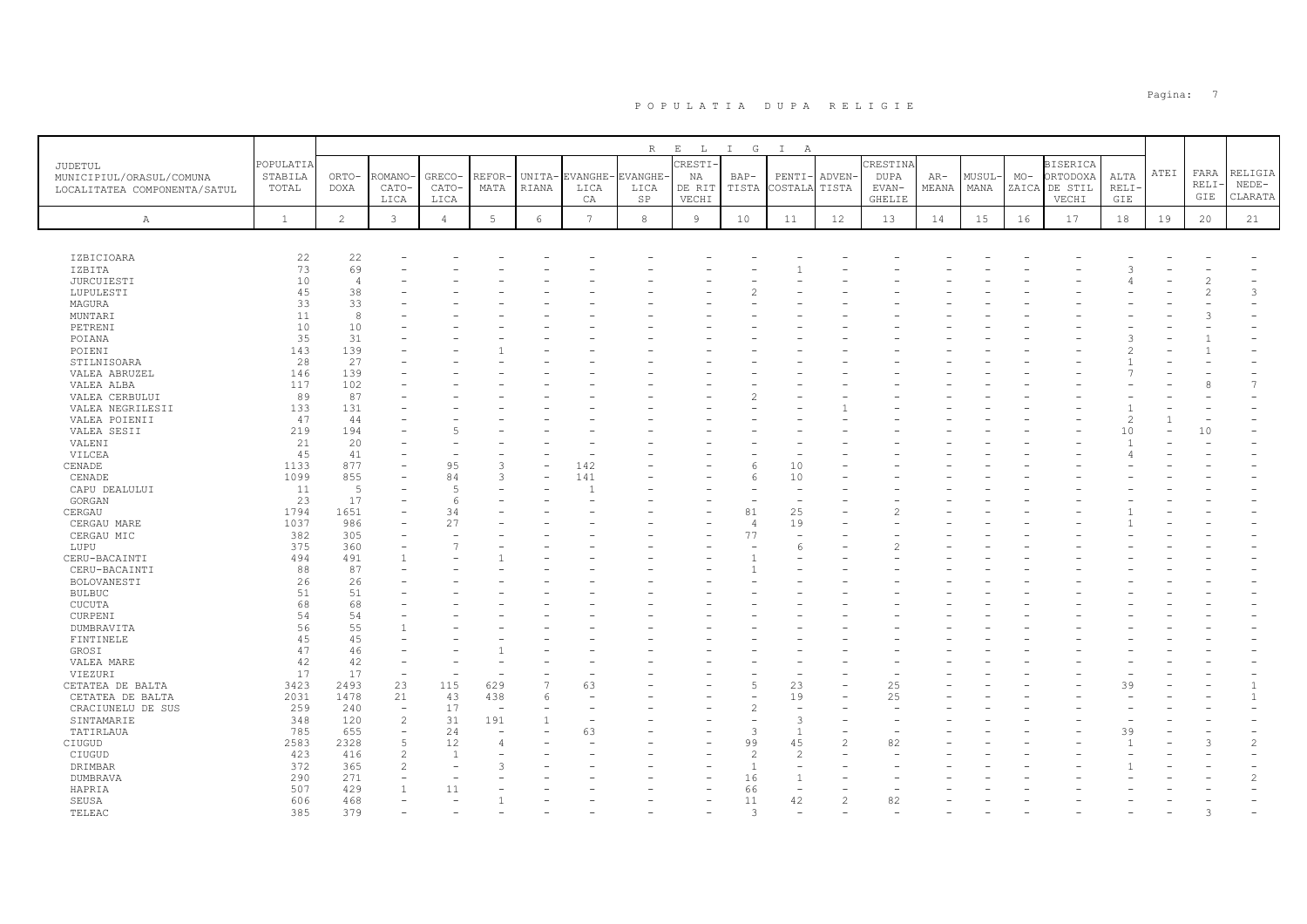# POPULATIA DUPA RELIGIE

| JUDETUL MUNICIPIUL/ORASUL/COMUNA LOCALITATEA COMPONENTA/SATUL | POPULATIA STABILA TOTAL | RELIGIA | | | | | | | | | | | | | | | | | | | |
|---|---|---|---|---|---|---|---|---|---|---|---|---|---|---|---|---|---|---|---|---|---|
| | | ORTODOXA | ROMANO-CATOLICA | GRECO-CATOLICA | REFORMATA | UNITARIANA | EVANGHELICA CA | EVANGHELICA SP | CRESTINA DE RIT VECHI | BAPTISTA | PENTICOSTALA | ADVENTISTA | CRESTINA DUPA EVANGHELIE | ARMEANA | MUSULMANA | MOZAICA | BISERICA ORTODOXA DE STIL VECHI | ALTA RELIGIE | ATEI | FARA RELIGIE | RELIGIA NEDECLARATA |
| A | 1 | 2 | 3 | 4 | 5 | 6 | 7 | 8 | 9 | 10 | 11 | 12 | 13 | 14 | 15 | 16 | 17 | 18 | 19 | 20 | 21 |
| IZBICIOARA | 22 | 22 | - | - | - | - | - | - | - | - | - | - | - | - | - | - | - | - | - | - | - |
| IZBITA | 73 | 69 | - | - | - | - | - | - | - | - | 1 | - | - | - | - | - | - | 3 | - | - | - |
| JURCUIESTI | 10 | 4 | - | - | - | - | - | - | - | - | - | - | - | - | - | - | - | 4 | - | 2 | - |
| LUPULESTI | 45 | 38 | - | - | - | - | - | - | - | 2 | - | - | - | - | - | - | - | - | - | 2 | 3 |
| MAGURA | 33 | 33 | - | - | - | - | - | - | - | - | - | - | - | - | - | - | - | - | - | - | - |
| MUNTARI | 11 | 8 | - | - | - | - | - | - | - | - | - | - | - | - | - | - | - | - | - | 3 | - |
| PETRENI | 10 | 10 | - | - | - | - | - | - | - | - | - | - | - | - | - | - | - | - | - | - | - |
| POIANA | 35 | 31 | - | - | - | - | - | - | - | - | - | - | - | - | - | - | - | 3 | - | 1 | - |
| POIENI | 143 | 139 | - | - | 1 | - | - | - | - | - | - | - | - | - | - | - | - | 2 | - | 1 | - |
| STILNISOARA | 28 | 27 | - | - | - | - | - | - | - | - | - | - | - | - | - | - | - | 1 | - | - | - |
| VALEA ABRUZEL | 146 | 139 | - | - | - | - | - | - | - | - | - | - | - | - | - | - | - | 7 | - | - | - |
| VALEA ALBA | 117 | 102 | - | - | - | - | - | - | - | - | - | - | - | - | - | - | - | - | - | 8 | 7 |
| VALEA CERBULUI | 89 | 87 | - | - | - | - | - | - | - | 2 | - | - | - | - | - | - | - | - | - | - | - |
| VALEA NEGRILESII | 133 | 131 | - | - | - | - | - | - | - | - | - | 1 | - | - | - | - | - | 1 | - | - | - |
| VALEA POIENII | 47 | 44 | - | - | - | - | - | - | - | - | - | - | - | - | - | - | - | 2 | 1 | - | - |
| VALEA SESII | 219 | 194 | - | 5 | - | - | - | - | - | - | - | - | - | - | - | - | - | 10 | - | 10 | - |
| VALENI | 21 | 20 | - | - | - | - | - | - | - | - | - | - | - | - | - | - | - | 1 | - | - | - |
| VILCEA | 45 | 41 | - | - | - | - | - | - | - | - | - | - | - | - | - | - | - | 4 | - | - | - |
| CENADE | 1133 | 877 | - | 95 | 3 | - | 142 | - | - | 6 | 10 | - | - | - | - | - | - | - | - | - | - |
| CENADE | 1099 | 855 | - | 84 | 3 | - | 141 | - | - | 6 | 10 | - | - | - | - | - | - | - | - | - | - |
| CAPU DEALULUI | 11 | 5 | - | 5 | - | - | 1 | - | - | - | - | - | - | - | - | - | - | - | - | - | - |
| GORGAN | 23 | 17 | - | 6 | - | - | - | - | - | - | - | - | - | - | - | - | - | - | - | - | - |
| CERGAU | 1794 | 1651 | - | 34 | - | - | - | - | - | 81 | 25 | - | 2 | - | - | - | - | 1 | - | - | - |
| CERGAU MARE | 1037 | 986 | - | 27 | - | - | - | - | - | 4 | 19 | - | - | - | - | - | - | 1 | - | - | - |
| CERGAU MIC | 382 | 305 | - | - | - | - | - | - | - | 77 | - | - | - | - | - | - | - | - | - | - | - |
| LUPU | 375 | 360 | - | 7 | - | - | - | - | - | - | 6 | - | 2 | - | - | - | - | - | - | - | - |
| CERU-BACAINTI | 494 | 491 | 1 | - | 1 | - | - | - | - | 1 | - | - | - | - | - | - | - | - | - | - | - |
| CERU-BACAINTI | 88 | 87 | - | - | - | - | - | - | - | 1 | - | - | - | - | - | - | - | - | - | - | - |
| BOLOVANESTI | 26 | 26 | - | - | - | - | - | - | - | - | - | - | - | - | - | - | - | - | - | - | - |
| BULBUC | 51 | 51 | - | - | - | - | - | - | - | - | - | - | - | - | - | - | - | - | - | - | - |
| CUCUTA | 68 | 68 | - | - | - | - | - | - | - | - | - | - | - | - | - | - | - | - | - | - | - |
| CURPENI | 54 | 54 | - | - | - | - | - | - | - | - | - | - | - | - | - | - | - | - | - | - | - |
| DUMBRAVITA | 56 | 55 | 1 | - | - | - | - | - | - | - | - | - | - | - | - | - | - | - | - | - | - |
| FINTINELE | 45 | 45 | - | - | - | - | - | - | - | - | - | - | - | - | - | - | - | - | - | - | - |
| GROSI | 47 | 46 | - | - | 1 | - | - | - | - | - | - | - | - | - | - | - | - | - | - | - | - |
| VALEA MARE | 42 | 42 | - | - | - | - | - | - | - | - | - | - | - | - | - | - | - | - | - | - | - |
| VIEZURI | 17 | 17 | - | - | - | - | - | - | - | - | - | - | - | - | - | - | - | - | - | - | - |
| CETATEA DE BALTA | 3423 | 2493 | 23 | 115 | 629 | 7 | 63 | - | - | 5 | 23 | - | 25 | - | - | - | - | 39 | - | - | 1 |
| CETATEA DE BALTA | 2031 | 1478 | 21 | 43 | 438 | 6 | - | - | - | - | 19 | - | 25 | - | - | - | - | - | - | - | 1 |
| CRACIUNELU DE SUS | 259 | 240 | - | 17 | - | - | - | - | - | 2 | - | - | - | - | - | - | - | - | - | - | - |
| SINTAMARIE | 348 | 120 | 2 | 31 | 191 | 1 | - | - | - | - | 3 | - | - | - | - | - | - | - | - | - | - |
| TATIRLAUA | 785 | 655 | - | 24 | - | - | 63 | - | - | 3 | 1 | - | - | - | - | - | - | 39 | - | - | - |
| CIUGUD | 2583 | 2328 | 5 | 12 | 4 | - | - | - | - | 99 | 45 | 2 | 82 | - | - | - | - | 1 | - | 3 | 2 |
| CIUGUD | 423 | 416 | 2 | 1 | - | - | - | - | - | 2 | 2 | - | - | - | - | - | - | - | - | - | - |
| DRIMBAR | 372 | 365 | 2 | - | 3 | - | - | - | - | 1 | - | - | - | - | - | - | - | 1 | - | - | - |
| DUMBRAVA | 290 | 271 | - | - | - | - | - | - | - | 16 | 1 | - | - | - | - | - | - | - | - | - | 2 |
| HAPRIA | 507 | 429 | 1 | 11 | - | - | - | - | - | 66 | - | - | - | - | - | - | - | - | - | - | - |
| SEUSA | 606 | 468 | - | - | 1 | - | - | - | - | 11 | 42 | 2 | 82 | - | - | - | - | - | - | - | - |
| TELEAC | 385 | 379 | - | - | - | - | - | - | - | 3 | - | - | - | - | - | - | - | - | - | 3 | - |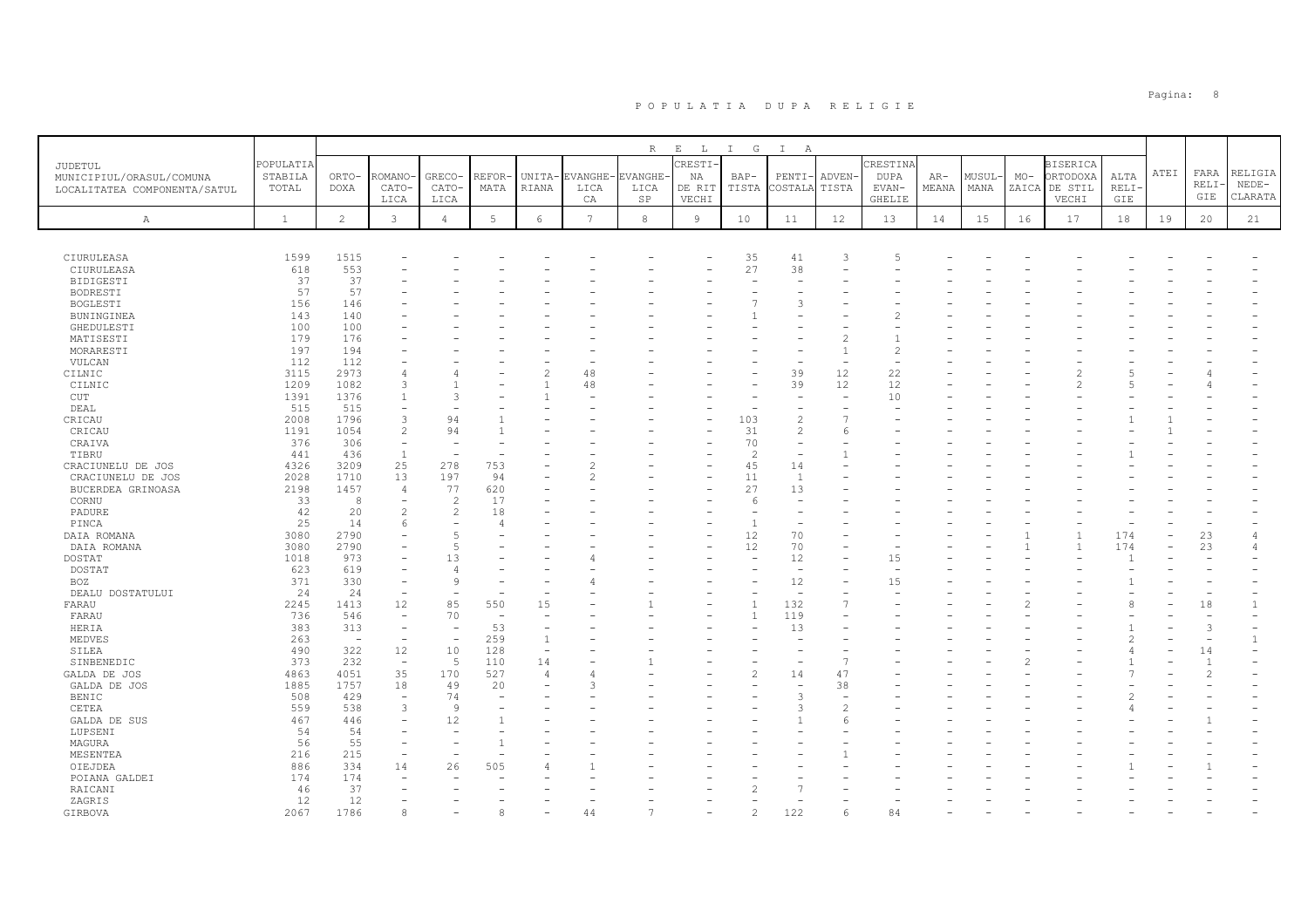# P O P U L A T I A   D U P A   R E L I G I E

| JUDETUL MUNICIPIUL/ORASUL/COMUNA LOCALITATEA COMPONENTA/SATUL | POPULATIA STABILA TOTAL | ORTO-DOXA | ROMANO-CATO-LICA | GRECO-CATO-LICA | REFOR-MATA | UNITA-RIANA | EVANGHE-LICA CA | EVANGHE-LICA SP | CRESTI-NA DE RIT VECHI | BAP-TISTA | PENTI-COSTALA | ADVEN-TISTA | CRESTINA DUPA EVAN-GHELIE | AR-MEANA | MUSUL-MANA | MO-ZAICA | BISERICA ORTODOXA DE STIL VECHI | ALTA RELI-GIE | ATEI | FARA RELI-GIE | RELIGIA NEDE-CLARATA |
|---|---|---|---|---|---|---|---|---|---|---|---|---|---|---|---|---|---|---|---|---|---|
| A | 1 | 2 | 3 | 4 | 5 | 6 | 7 | 8 | 9 | 10 | 11 | 12 | 13 | 14 | 15 | 16 | 17 | 18 | 19 | 20 | 21 |
| CIURULEASA | 1599 | 1515 | - | - | - | - | - | - | - | 35 | 41 | 3 | 5 | - | - | - | - | - | - | - | - |
| CIURULEASA | 618 | 553 | - | - | - | - | - | - | - | 27 | 38 | - | - | - | - | - | - | - | - | - | - |
| BIDIGESTI | 37 | 37 | - | - | - | - | - | - | - | - | - | - | - | - | - | - | - | - | - | - | - |
| BODRESTI | 57 | 57 | - | - | - | - | - | - | - | - | - | - | - | - | - | - | - | - | - | - | - |
| BOGLESTI | 156 | 146 | - | - | - | - | - | - | - | 7 | 3 | - | - | - | - | - | - | - | - | - | - |
| BUNINGINEA | 143 | 140 | - | - | - | - | - | - | - | 1 | - | - | 2 | - | - | - | - | - | - | - | - |
| GHEDULESTI | 100 | 100 | - | - | - | - | - | - | - | - | - | - | - | - | - | - | - | - | - | - | - |
| MATISESTI | 179 | 176 | - | - | - | - | - | - | - | - | - | 2 | 1 | - | - | - | - | - | - | - | - |
| MORARESTI | 197 | 194 | - | - | - | - | - | - | - | - | - | 1 | 2 | - | - | - | - | - | - | - | - |
| VULCAN | 112 | 112 | - | - | - | - | - | - | - | - | - | - | - | - | - | - | - | - | - | - | - |
| CILNIC | 3115 | 2973 | 4 | 4 | - | 2 | 48 | - | - | - | 39 | 12 | 22 | - | - | - | 2 | 5 | - | 4 | - |
| CILNIC | 1209 | 1082 | 3 | 1 | - | 1 | 48 | - | - | - | 39 | 12 | 12 | - | - | - | 2 | 5 | - | 4 | - |
| CUT | 1391 | 1376 | 1 | 3 | - | 1 | - | - | - | - | - | - | 10 | - | - | - | - | - | - | - | - |
| DEAL | 515 | 515 | - | - | - | - | - | - | - | - | - | - | - | - | - | - | - | - | - | - | - |
| CRICAU | 2008 | 1796 | 3 | 94 | 1 | - | - | - | - | 103 | 2 | 7 | - | - | - | - | - | 1 | 1 | - | - |
| CRICAU | 1191 | 1054 | 2 | 94 | 1 | - | - | - | - | 31 | 2 | 6 | - | - | - | - | - | - | 1 | - | - |
| CRAIVA | 376 | 306 | - | - | - | - | - | - | - | 70 | - | - | - | - | - | - | - | - | - | - | - |
| TIBRU | 441 | 436 | 1 | - | - | - | - | - | - | 2 | - | 1 | - | - | - | - | - | 1 | - | - | - |
| CRACIUNELU DE JOS | 4326 | 3209 | 25 | 278 | 753 | - | 2 | - | - | 45 | 14 | - | - | - | - | - | - | - | - | - | - |
| CRACIUNELU DE JOS | 2028 | 1710 | 13 | 197 | 94 | - | 2 | - | - | 11 | 1 | - | - | - | - | - | - | - | - | - | - |
| BUCERDEA GRINOASA | 2198 | 1457 | 4 | 77 | 620 | - | - | - | - | 27 | 13 | - | - | - | - | - | - | - | - | - | - |
| CORNU | 33 | 8 | - | 2 | 17 | - | - | - | - | 6 | - | - | - | - | - | - | - | - | - | - | - |
| PADURE | 42 | 20 | 2 | 2 | 18 | - | - | - | - | - | - | - | - | - | - | - | - | - | - | - | - |
| PINCA | 25 | 14 | 6 | - | 4 | - | - | - | - | 1 | - | - | - | - | - | - | - | - | - | - | - |
| DAIA ROMANA | 3080 | 2790 | - | 5 | - | - | - | - | - | 12 | 70 | - | - | - | - | 1 | 1 | 174 | - | 23 | 4 |
| DAIA ROMANA | 3080 | 2790 | - | 5 | - | - | - | - | - | 12 | 70 | - | - | - | - | 1 | 1 | 174 | - | 23 | 4 |
| DOSTAT | 1018 | 973 | - | 13 | - | - | 4 | - | - | - | 12 | - | 15 | - | - | - | - | 1 | - | - | - |
| DOSTAT | 623 | 619 | - | 4 | - | - | - | - | - | - | - | - | - | - | - | - | - | - | - | - | - |
| BOZ | 371 | 330 | - | 9 | - | - | 4 | - | - | - | 12 | - | 15 | - | - | - | - | 1 | - | - | - |
| DEALU DOSTATULUI | 24 | 24 | - | - | - | - | - | - | - | - | - | - | - | - | - | - | - | - | - | - | - |
| FARAU | 2245 | 1413 | 12 | 85 | 550 | 15 | - | 1 | - | 1 | 132 | 7 | - | - | - | 2 | - | 8 | - | 18 | 1 |
| FARAU | 736 | 546 | - | 70 | - | - | - | - | - | 1 | 119 | - | - | - | - | - | - | - | - | - | - |
| HERIA | 383 | 313 | - | - | 53 | - | - | - | - | - | 13 | - | - | - | - | - | - | 1 | - | 3 | - |
| MEDVES | 263 | - | - | - | 259 | 1 | - | - | - | - | - | - | - | - | - | - | - | 2 | - | - | 1 |
| SILEA | 490 | 322 | 12 | 10 | 128 | - | - | - | - | - | - | - | - | - | - | - | - | 4 | - | 14 | - |
| SINBENEDIC | 373 | 232 | - | 5 | 110 | 14 | - | 1 | - | - | - | 7 | - | - | - | 2 | - | 1 | - | 1 | - |
| GALDA DE JOS | 4863 | 4051 | 35 | 170 | 527 | 4 | 4 | - | - | 2 | 14 | 47 | - | - | - | - | - | 7 | - | 2 | - |
| GALDA DE JOS | 1885 | 1757 | 18 | 49 | 20 | - | 3 | - | - | - | - | 38 | - | - | - | - | - | - | - | - | - |
| BENIC | 508 | 429 | - | 74 | - | - | - | - | - | - | 3 | - | - | - | - | - | - | 2 | - | - | - |
| CETEA | 559 | 538 | 3 | 9 | - | - | - | - | - | - | 3 | 2 | - | - | - | - | - | 4 | - | - | - |
| GALDA DE SUS | 467 | 446 | - | 12 | 1 | - | - | - | - | - | 1 | 6 | - | - | - | - | - | - | - | 1 | - |
| LUPSENI | 54 | 54 | - | - | - | - | - | - | - | - | - | - | - | - | - | - | - | - | - | - | - |
| MAGURA | 56 | 55 | - | - | 1 | - | - | - | - | - | - | - | - | - | - | - | - | - | - | - | - |
| MESENTEA | 216 | 215 | - | - | - | - | - | - | - | - | - | 1 | - | - | - | - | - | - | - | - | - |
| OIEJDEA | 886 | 334 | 14 | 26 | 505 | 4 | 1 | - | - | - | - | - | - | - | - | - | - | 1 | - | 1 | - |
| POIANA GALDEI | 174 | 174 | - | - | - | - | - | - | - | - | - | - | - | - | - | - | - | - | - | - | - |
| RAICANI | 46 | 37 | - | - | - | - | - | - | - | 2 | 7 | - | - | - | - | - | - | - | - | - | - |
| ZAGRIS | 12 | 12 | - | - | - | - | - | - | - | - | - | - | - | - | - | - | - | - | - | - | - |
| GIRBOVA | 2067 | 1786 | 8 | - | 8 | - | 44 | 7 | - | 2 | 122 | 6 | 84 | - | - | - | - | - | - | - | - |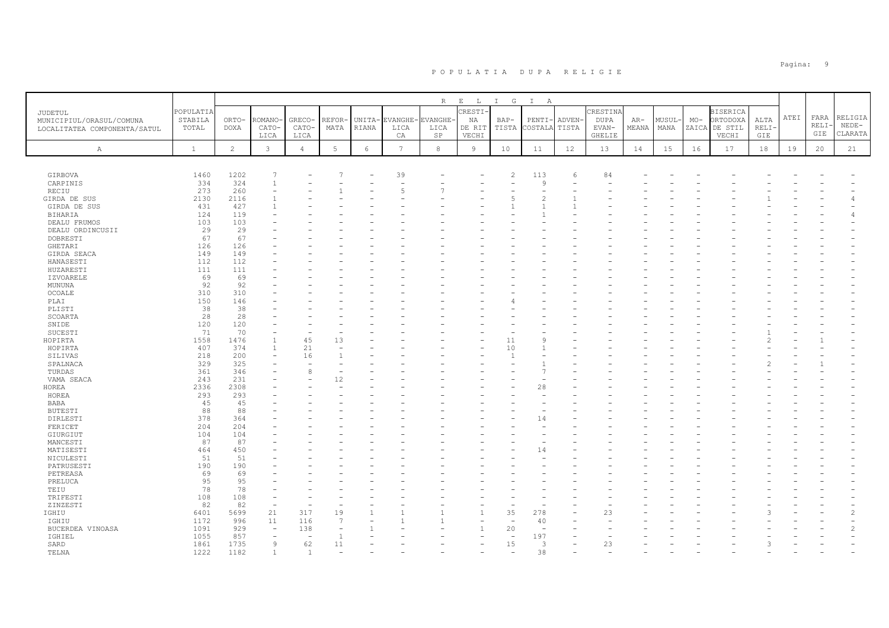# POPULATIA DUPA RELIGIE

| JUDETUL MUNICIPIUL/ORASUL/COMUNA LOCALITATEA COMPONENTA/SATUL | POPULATIA STABILA TOTAL | RELIGIA | | | | | | | | | | | | | | | | | | | |
|---|---|---|---|---|---|---|---|---|---|---|---|---|---|---|---|---|---|---|---|---|---|
| | | ORTODOXA | ROMANO-CATOLICA | GRECO-CATOLICA | REFORMATA | UNITARIANA | EVANGHELICA | EVANGHELICA SP | CRESTINA DE RIT VECHI | BAPTISTA | PENTICOSTALA | ADVENTISTA | CRESTINA DUPA EVANGHELIE | ARMEANA | MUSULMANA | MOZAICA | BISERICA ORTODOXA DE STIL VECHI | ALTA RELIGIE | ATEI | FARA RELIGIE | RELIGIA NEDECLARATA |
| A | 1 | 2 | 3 | 4 | 5 | 6 | 7 | 8 | 9 | 10 | 11 | 12 | 13 | 14 | 15 | 16 | 17 | 18 | 19 | 20 | 21 |
| GIRBOVA | 1460 | 1202 | 7 | - | 7 | - | 39 | - | - | 2 | 113 | 6 | 84 | - | - | - | - | - | - | - | - |
| CARPINIS | 334 | 324 | 1 | - | - | - | - | - | - | - | 9 | - | - | - | - | - | - | - | - | - | - |
| RECIU | 273 | 260 | - | - | 1 | - | 5 | 7 | - | - | - | - | - | - | - | - | - | - | - | - | - |
| GIRDA DE SUS | 2130 | 2116 | 1 | - | - | - | - | - | - | 5 | 2 | 1 | - | - | - | - | - | 1 | - | - | 4 |
| GIRDA DE SUS | 431 | 427 | 1 | - | - | - | - | - | - | 1 | 1 | 1 | - | - | - | - | - | - | - | - | - |
| BIHARIA | 124 | 119 | - | - | - | - | - | - | - | - | 1 | - | - | - | - | - | - | - | - | - | 4 |
| DEALU FRUMOS | 103 | 103 | - | - | - | - | - | - | - | - | - | - | - | - | - | - | - | - | - | - | - |
| DEALU ORDINCUSII | 29 | 29 | - | - | - | - | - | - | - | - | - | - | - | - | - | - | - | - | - | - | - |
| DOBRESTI | 67 | 67 | - | - | - | - | - | - | - | - | - | - | - | - | - | - | - | - | - | - | - |
| GHETARI | 126 | 126 | - | - | - | - | - | - | - | - | - | - | - | - | - | - | - | - | - | - | - |
| GIRDA SEACA | 149 | 149 | - | - | - | - | - | - | - | - | - | - | - | - | - | - | - | - | - | - | - |
| HANASESTI | 112 | 112 | - | - | - | - | - | - | - | - | - | - | - | - | - | - | - | - | - | - | - |
| HUZARESTI | 111 | 111 | - | - | - | - | - | - | - | - | - | - | - | - | - | - | - | - | - | - | - |
| IZVOARELE | 69 | 69 | - | - | - | - | - | - | - | - | - | - | - | - | - | - | - | - | - | - | - |
| MUNUNA | 92 | 92 | - | - | - | - | - | - | - | - | - | - | - | - | - | - | - | - | - | - | - |
| OCOALE | 310 | 310 | - | - | - | - | - | - | - | - | - | - | - | - | - | - | - | - | - | - | - |
| PLAI | 150 | 146 | - | - | - | - | - | - | - | 4 | - | - | - | - | - | - | - | - | - | - | - |
| PLISTI | 38 | 38 | - | - | - | - | - | - | - | - | - | - | - | - | - | - | - | - | - | - | - |
| SCOARTA | 28 | 28 | - | - | - | - | - | - | - | - | - | - | - | - | - | - | - | - | - | - | - |
| SNIDE | 120 | 120 | - | - | - | - | - | - | - | - | - | - | - | - | - | - | - | - | - | - | - |
| SUCESTI | 71 | 70 | - | - | - | - | - | - | - | - | - | - | - | - | - | - | - | 1 | - | - | - |
| HOPIRTA | 1558 | 1476 | 1 | 45 | 13 | - | - | - | - | 11 | 9 | - | - | - | - | - | - | 2 | - | 1 | - |
| HOPIRTA | 407 | 374 | 1 | 21 | - | - | - | - | - | 10 | 1 | - | - | - | - | - | - | - | - | - | - |
| SILIVAS | 218 | 200 | - | 16 | 1 | - | - | - | - | 1 | - | - | - | - | - | - | - | - | - | - | - |
| SPALNACA | 329 | 325 | - | - | - | - | - | - | - | - | 1 | - | - | - | - | - | - | 2 | - | 1 | - |
| TURDAS | 361 | 346 | - | 8 | - | - | - | - | - | - | 7 | - | - | - | - | - | - | - | - | - | - |
| VAMA SEACA | 243 | 231 | - | - | 12 | - | - | - | - | - | - | - | - | - | - | - | - | - | - | - | - |
| HOREA | 2336 | 2308 | - | - | - | - | - | - | - | - | 28 | - | - | - | - | - | - | - | - | - | - |
| HOREA | 293 | 293 | - | - | - | - | - | - | - | - | - | - | - | - | - | - | - | - | - | - | - |
| BABA | 45 | 45 | - | - | - | - | - | - | - | - | - | - | - | - | - | - | - | - | - | - | - |
| BUTESTI | 88 | 88 | - | - | - | - | - | - | - | - | - | - | - | - | - | - | - | - | - | - | - |
| DIRLESTI | 378 | 364 | - | - | - | - | - | - | - | - | 14 | - | - | - | - | - | - | - | - | - | - |
| FERICET | 204 | 204 | - | - | - | - | - | - | - | - | - | - | - | - | - | - | - | - | - | - | - |
| GIURGIUT | 104 | 104 | - | - | - | - | - | - | - | - | - | - | - | - | - | - | - | - | - | - | - |
| MANCESTI | 87 | 87 | - | - | - | - | - | - | - | - | - | - | - | - | - | - | - | - | - | - | - |
| MATISESTI | 464 | 450 | - | - | - | - | - | - | - | - | 14 | - | - | - | - | - | - | - | - | - | - |
| NICULESTI | 51 | 51 | - | - | - | - | - | - | - | - | - | - | - | - | - | - | - | - | - | - | - |
| PATRUSESTI | 190 | 190 | - | - | - | - | - | - | - | - | - | - | - | - | - | - | - | - | - | - | - |
| PETREASA | 69 | 69 | - | - | - | - | - | - | - | - | - | - | - | - | - | - | - | - | - | - | - |
| PRELUCA | 95 | 95 | - | - | - | - | - | - | - | - | - | - | - | - | - | - | - | - | - | - | - |
| TEIU | 78 | 78 | - | - | - | - | - | - | - | - | - | - | - | - | - | - | - | - | - | - | - |
| TRIFESTI | 108 | 108 | - | - | - | - | - | - | - | - | - | - | - | - | - | - | - | - | - | - | - |
| ZINZESTI | 82 | 82 | - | - | - | - | - | - | - | - | - | - | - | - | - | - | - | - | - | - | - |
| IGHIU | 6401 | 5699 | 21 | 317 | 19 | 1 | 1 | 1 | 1 | 35 | 278 | - | 23 | - | - | - | - | 3 | - | - | 2 |
| IGHIU | 1172 | 996 | 11 | 116 | 7 | - | 1 | 1 | - | - | 40 | - | - | - | - | - | - | - | - | - | - |
| BUCERDEA VINOASA | 1091 | 929 | - | 138 | - | 1 | - | - | 1 | 20 | - | - | - | - | - | - | - | - | - | - | 2 |
| IGHIEL | 1055 | 857 | - | - | 1 | - | - | - | - | - | 197 | - | - | - | - | - | - | - | - | - | - |
| SARD | 1861 | 1735 | 9 | 62 | 11 | - | - | - | - | 15 | 3 | - | 23 | - | - | - | - | 3 | - | - | - |
| TELNA | 1222 | 1182 | 1 | 1 | - | - | - | - | - | - | 38 | - | - | - | - | - | - | - | - | - | - |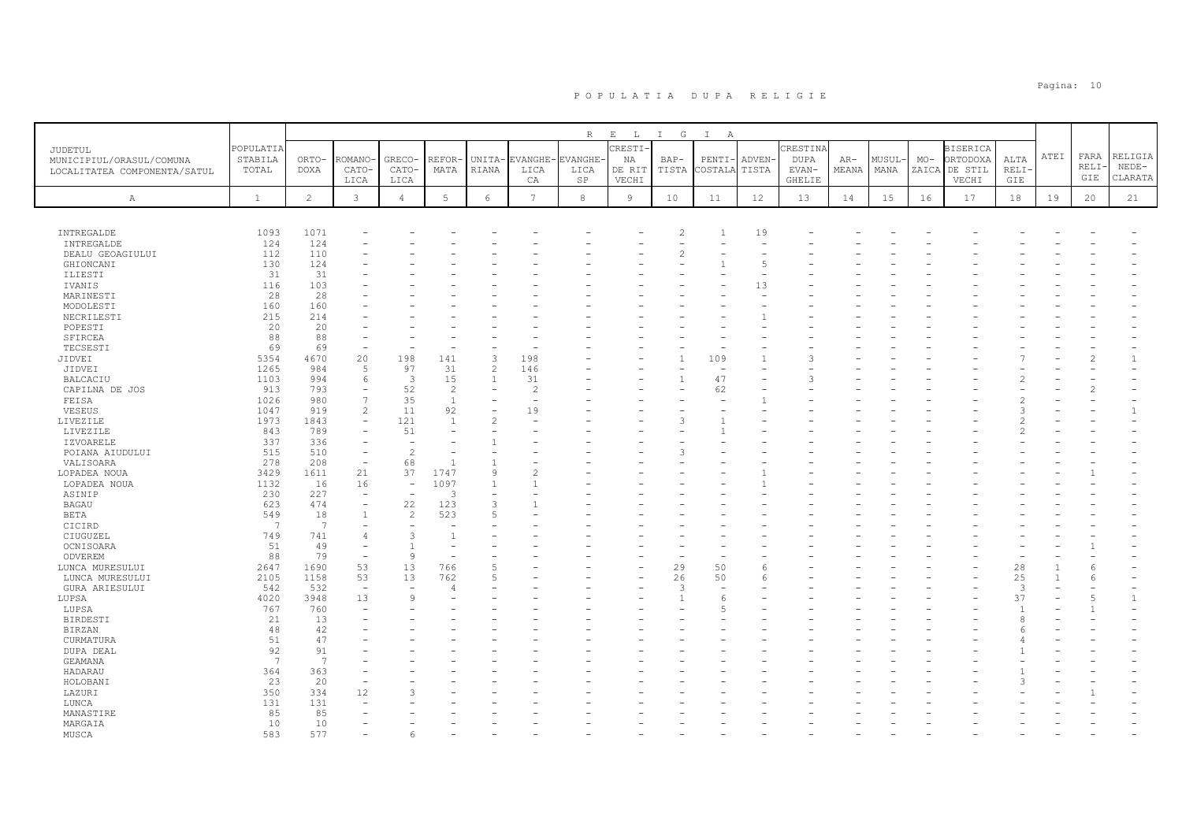# POPULATIA DUPA RELIGIE

| JUDETUL MUNICIPIUL/ORASUL/COMUNA LOCALITATEA COMPONENTA/SATUL | POPULATIA STABILA TOTAL | RELIGIA | | | | | | | | | | | | | | | | | | | |
|---|---|---|---|---|---|---|---|---|---|---|---|---|---|---|---|---|---|---|---|---|---|
| | | ORTODOXA | ROMANO-CATOLICA | GRECO-CATOLICA | REFORMATA | UNITARIANA | EVANGHELICA CA | EVANGHELICA SP | CRESTINA DE RIT VECHI | BAPTISTA | PENTICOSTALA | ADVENTISTA | CRESTINA DUPA EVANGHELIE | ARMEANA | MUSULMANA | MOZAICA | BISERICA ORTODOXA DE STIL VECHI | ALTA RELIGIE | ATEI | FARA RELIGIE | RELIGIA NEDECLARATA |
| A | 1 | 2 | 3 | 4 | 5 | 6 | 7 | 8 | 9 | 10 | 11 | 12 | 13 | 14 | 15 | 16 | 17 | 18 | 19 | 20 | 21 |
| INTREGALDE | 1093 | 1071 | - | - | - | - | - | - | - | 2 | 1 | 19 | - | - | - | - | - | - | - | - | - |
| INTREGALDE | 124 | 124 | - | - | - | - | - | - | - | - | - | - | - | - | - | - | - | - | - | - | - |
| DEALU GEOAGIULUI | 112 | 110 | - | - | - | - | - | - | - | 2 | - | - | - | - | - | - | - | - | - | - | - |
| GHIONCANI | 130 | 124 | - | - | - | - | - | - | - | - | 1 | 5 | - | - | - | - | - | - | - | - | - |
| ILIESTI | 31 | 31 | - | - | - | - | - | - | - | - | - | - | - | - | - | - | - | - | - | - | - |
| IVANIS | 116 | 103 | - | - | - | - | - | - | - | - | - | 13 | - | - | - | - | - | - | - | - | - |
| MARINESTI | 28 | 28 | - | - | - | - | - | - | - | - | - | - | - | - | - | - | - | - | - | - | - |
| MODOLESTI | 160 | 160 | - | - | - | - | - | - | - | - | - | - | - | - | - | - | - | - | - | - | - |
| NECRILESTI | 215 | 214 | - | - | - | - | - | - | - | - | - | 1 | - | - | - | - | - | - | - | - | - |
| POPESTI | 20 | 20 | - | - | - | - | - | - | - | - | - | - | - | - | - | - | - | - | - | - | - |
| SFIRCEA | 88 | 88 | - | - | - | - | - | - | - | - | - | - | - | - | - | - | - | - | - | - | - |
| TECSESTI | 69 | 69 | - | - | - | - | - | - | - | - | - | - | - | - | - | - | - | - | - | - | - |
| JIDVEI | 5354 | 4670 | 20 | 198 | 141 | 3 | 198 | - | - | 1 | 109 | 1 | 3 | - | - | - | - | 7 | - | 2 | 1 |
| JIDVEI | 1265 | 984 | 5 | 97 | 31 | 2 | 146 | - | - | - | - | - | - | - | - | - | - | - | - | - | - |
| BALCACIU | 1103 | 994 | 6 | 3 | 15 | 1 | 31 | - | - | 1 | 47 | - | 3 | - | - | - | - | 2 | - | - | - |
| CAPILNA DE JOS | 913 | 793 | - | 52 | 2 | - | 2 | - | - | - | 62 | - | - | - | - | - | - | - | - | 2 | - |
| FEISA | 1026 | 980 | 7 | 35 | 1 | - | - | - | - | - | - | 1 | - | - | - | - | - | 2 | - | - | - |
| VESEUS | 1047 | 919 | 2 | 11 | 92 | - | 19 | - | - | - | - | - | - | - | - | - | - | 3 | - | - | 1 |
| LIVEZILE | 1973 | 1843 | - | 121 | 1 | 2 | - | - | - | 3 | 1 | - | - | - | - | - | - | 2 | - | - | - |
| LIVEZILE | 843 | 789 | - | 51 | - | - | - | - | - | - | 1 | - | - | - | - | - | - | 2 | - | - | - |
| IZVOARELE | 337 | 336 | - | - | - | 1 | - | - | - | - | - | - | - | - | - | - | - | - | - | - | - |
| POIANA AIUDULUI | 515 | 510 | - | 2 | - | - | - | - | - | 3 | - | - | - | - | - | - | - | - | - | - | - |
| VALISOARA | 278 | 208 | - | 68 | 1 | 1 | - | - | - | - | - | - | - | - | - | - | - | - | - | - | - |
| LOPADEA NOUA | 3429 | 1611 | 21 | 37 | 1747 | 9 | 2 | - | - | - | - | 1 | - | - | - | - | - | - | - | 1 | - |
| LOPADEA NOUA | 1132 | 16 | 16 | - | 1097 | 1 | 1 | - | - | - | - | 1 | - | - | - | - | - | - | - | - | - |
| ASINIP | 230 | 227 | - | - | 3 | - | - | - | - | - | - | - | - | - | - | - | - | - | - | - | - |
| BAGAU | 623 | 474 | - | 22 | 123 | 3 | 1 | - | - | - | - | - | - | - | - | - | - | - | - | - | - |
| BETA | 549 | 18 | 1 | 2 | 523 | 5 | - | - | - | - | - | - | - | - | - | - | - | - | - | - | - |
| CICIRD | 7 | 7 | - | - | - | - | - | - | - | - | - | - | - | - | - | - | - | - | - | - | - |
| CIUGUZEL | 749 | 741 | 4 | 3 | 1 | - | - | - | - | - | - | - | - | - | - | - | - | - | - | - | - |
| OCNISOARA | 51 | 49 | - | 1 | - | - | - | - | - | - | - | - | - | - | - | - | - | - | - | 1 | - |
| ODVEREM | 88 | 79 | - | 9 | - | - | - | - | - | - | - | - | - | - | - | - | - | - | - | - | - |
| LUNCA MURESULUI | 2647 | 1690 | 53 | 13 | 766 | 5 | - | - | - | 29 | 50 | 6 | - | - | - | - | - | 28 | 1 | 6 | - |
| LUNCA MURESULUI | 2105 | 1158 | 53 | 13 | 762 | 5 | - | - | - | 26 | 50 | 6 | - | - | - | - | - | 25 | 1 | 6 | - |
| GURA ARIESULUI | 542 | 532 | - | - | 4 | - | - | - | - | 3 | - | - | - | - | - | - | - | 3 | - | - | - |
| LUPSA | 4020 | 3948 | 13 | 9 | - | - | - | - | - | 1 | 6 | - | - | - | - | - | - | 37 | - | 5 | 1 |
| LUPSA | 767 | 760 | - | - | - | - | - | - | - | - | 5 | - | - | - | - | - | - | 1 | - | 1 | - |
| BIRDESTI | 21 | 13 | - | - | - | - | - | - | - | - | - | - | - | - | - | - | - | 8 | - | - | - |
| BIRZAN | 48 | 42 | - | - | - | - | - | - | - | - | - | - | - | - | - | - | - | 6 | - | - | - |
| CURMATURA | 51 | 47 | - | - | - | - | - | - | - | - | - | - | - | - | - | - | - | 4 | - | - | - |
| DUPA DEAL | 92 | 91 | - | - | - | - | - | - | - | - | - | - | - | - | - | - | - | 1 | - | - | - |
| GEAMANA | 7 | 7 | - | - | - | - | - | - | - | - | - | - | - | - | - | - | - | - | - | - | - |
| HADARAU | 364 | 363 | - | - | - | - | - | - | - | - | - | - | - | - | - | - | - | 1 | - | - | - |
| HOLOBANI | 23 | 20 | - | - | - | - | - | - | - | - | - | - | - | - | - | - | - | 3 | - | - | - |
| LAZURI | 350 | 334 | 12 | 3 | - | - | - | - | - | - | - | - | - | - | - | - | - | - | - | 1 | - |
| LUNCA | 131 | 131 | - | - | - | - | - | - | - | - | - | - | - | - | - | - | - | - | - | - | - |
| MANASTIRE | 85 | 85 | - | - | - | - | - | - | - | - | - | - | - | - | - | - | - | - | - | - | - |
| MARGAIA | 10 | 10 | - | - | - | - | - | - | - | - | - | - | - | - | - | - | - | - | - | - | - |
| MUSCA | 583 | 577 | - | 6 | - | - | - | - | - | - | - | - | - | - | - | - | - | - | - | - | - |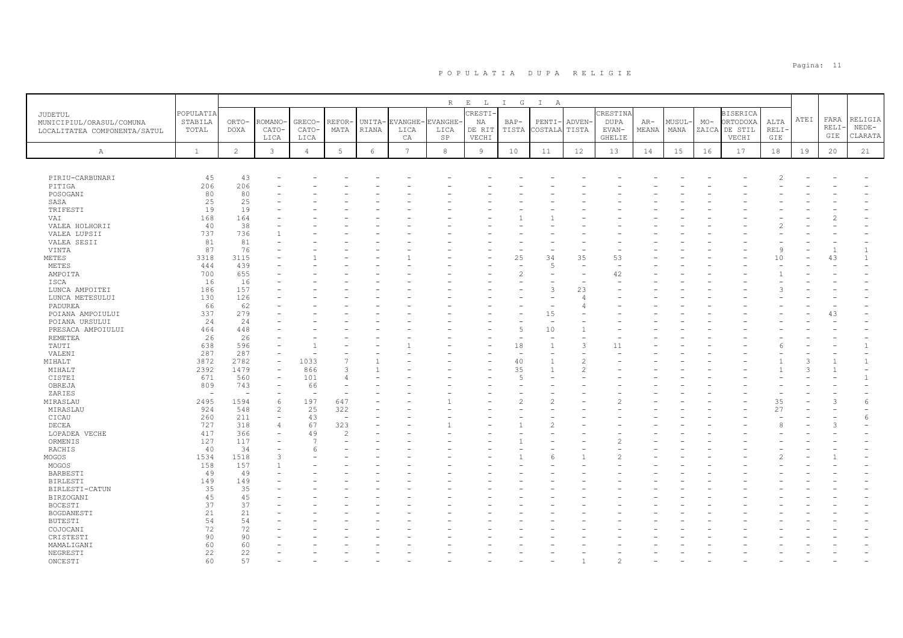# P O P U L A T I A   D U P A   R E L I G I E

| JUDETUL MUNICIPIUL/ORASUL/COMUNA LOCALITATEA COMPONENTA/SATUL | POPULATIA STABILA TOTAL | ORTO-DOXA | ROMANO-CATO-LICA | GRECO-CATO-LICA | REFOR-MATA | UNITA-RIANA | EVANGHE-LICA CA | EVANGHE-LICA SP | CRESTI-NA DE RIT VECHI | BAP-TISTA | PENTI-COSTALA | ADVEN-TISTA | CRESTINA DUPA EVAN-GHELIE | AR-MEANA | MUSUL-MANA | MO-ZAICA | BISERICA ORTODOXA DE STIL VECHI | ALTA RELI-GIE | ATEI | FARA RELI-GIE | RELIGIA NEDE-CLARATA |
|---|---|---|---|---|---|---|---|---|---|---|---|---|---|---|---|---|---|---|---|---|---|
| A | 1 | 2 | 3 | 4 | 5 | 6 | 7 | 8 | 9 | 10 | 11 | 12 | 13 | 14 | 15 | 16 | 17 | 18 | 19 | 20 | 21 |
| PIRIU-CARBUNARI | 45 | 43 | - | - | - | - | - | - | - | - | - | - | - | - | - | - | - | 2 | - | - | - |
| PITIGA | 206 | 206 | - | - | - | - | - | - | - | - | - | - | - | - | - | - | - | - | - | - | - |
| POSOGANI | 80 | 80 | - | - | - | - | - | - | - | - | - | - | - | - | - | - | - | - | - | - | - |
| SASA | 25 | 25 | - | - | - | - | - | - | - | - | - | - | - | - | - | - | - | - | - | - | - |
| TRIFESTI | 19 | 19 | - | - | - | - | - | - | - | - | - | - | - | - | - | - | - | - | - | - | - |
| VAI | 168 | 164 | - | - | - | - | - | - | - | 1 | 1 | - | - | - | - | - | - | - | - | 2 | - |
| VALEA HOLHORII | 40 | 38 | - | - | - | - | - | - | - | - | - | - | - | - | - | - | - | 2 | - | - | - |
| VALEA LUPSII | 737 | 736 | 1 | - | - | - | - | - | - | - | - | - | - | - | - | - | - | - | - | - | - |
| VALEA SESII | 81 | 81 | - | - | - | - | - | - | - | - | - | - | - | - | - | - | - | - | - | - | - |
| VINTA | 87 | 76 | - | - | - | - | - | - | - | - | - | - | - | - | - | - | - | 9 | - | 1 | 1 |
| METES | 3318 | 3115 | - | 1 | - | - | 1 | - | - | 25 | 34 | 35 | 53 | - | - | - | - | 10 | - | 43 | 1 |
| METES | 444 | 439 | - | - | - | - | - | - | - | - | 5 | - | - | - | - | - | - | - | - | - | - |
| AMPOITA | 700 | 655 | - | - | - | - | - | - | - | 2 | - | - | 42 | - | - | - | - | 1 | - | - | - |
| ISCA | 16 | 16 | - | - | - | - | - | - | - | - | - | - | - | - | - | - | - | - | - | - | - |
| LUNCA AMPOITEI | 186 | 157 | - | - | - | - | - | - | - | - | 3 | 23 | - | - | - | - | - | 3 | - | - | - |
| LUNCA METESULUI | 130 | 126 | - | - | - | - | - | - | - | - | - | 4 | - | - | - | - | - | - | - | - | - |
| PADUREA | 66 | 62 | - | - | - | - | - | - | - | - | - | 4 | - | - | - | - | - | - | - | - | - |
| POIANA AMPOIULUI | 337 | 279 | - | - | - | - | - | - | - | - | 15 | - | - | - | - | - | - | - | - | 43 | - |
| POIANA URSULUI | 24 | 24 | - | - | - | - | - | - | - | - | - | - | - | - | - | - | - | - | - | - | - |
| PRESACA AMPOIULUI | 464 | 448 | - | - | - | - | - | - | - | 5 | 10 | 1 | - | - | - | - | - | - | - | - | - |
| REMETEA | 26 | 26 | - | - | - | - | - | - | - | - | - | - | - | - | - | - | - | - | - | - | - |
| TAUTI | 638 | 596 | - | 1 | - | - | 1 | - | - | 18 | 1 | 3 | 11 | - | - | - | - | 6 | - | - | 1 |
| VALENI | 287 | 287 | - | - | - | - | - | - | - | - | - | - | - | - | - | - | - | - | - | - | - |
| MIHALT | 3872 | 2782 | - | 1033 | 7 | 1 | - | - | - | 40 | 1 | 2 | - | - | - | - | - | 1 | 3 | 1 | 1 |
| MIHALT | 2392 | 1479 | - | 866 | 3 | 1 | - | - | - | 35 | 1 | 2 | - | - | - | - | - | 1 | 3 | 1 | - |
| CISTEI | 671 | 560 | - | 101 | 4 | - | - | - | - | 5 | - | - | - | - | - | - | - | - | - | - | 1 |
| OBREJA | 809 | 743 | - | 66 | - | - | - | - | - | - | - | - | - | - | - | - | - | - | - | - | - |
| ZARIES | - | - | - | - | - | - | - | - | - | - | - | - | - | - | - | - | - | - | - | - | - |
| MIRASLAU | 2495 | 1594 | 6 | 197 | 647 | - | - | 1 | - | 2 | 2 | - | 2 | - | - | - | - | 35 | - | 3 | 6 |
| MIRASLAU | 924 | 548 | 2 | 25 | 322 | - | - | - | - | - | - | - | - | - | - | - | - | 27 | - | - | - |
| CICAU | 260 | 211 | - | 43 | - | - | - | - | - | - | - | - | - | - | - | - | - | - | - | - | 6 |
| DECEA | 727 | 318 | 4 | 67 | 323 | - | - | 1 | - | 1 | 2 | - | - | - | - | - | - | 8 | - | 3 | - |
| LOPADEA VECHE | 417 | 366 | - | 49 | 2 | - | - | - | - | - | - | - | - | - | - | - | - | - | - | - | - |
| ORMENIS | 127 | 117 | - | 7 | - | - | - | - | - | 1 | - | - | 2 | - | - | - | - | - | - | - | - |
| RACHIS | 40 | 34 | - | 6 | - | - | - | - | - | - | - | - | - | - | - | - | - | - | - | - | - |
| MOGOS | 1534 | 1518 | 3 | - | - | - | - | - | - | 1 | 6 | 1 | 2 | - | - | - | - | 2 | - | 1 | - |
| MOGOS | 158 | 157 | 1 | - | - | - | - | - | - | - | - | - | - | - | - | - | - | - | - | - | - |
| BARBESTI | 49 | 49 | - | - | - | - | - | - | - | - | - | - | - | - | - | - | - | - | - | - | - |
| BIRLESTI | 149 | 149 | - | - | - | - | - | - | - | - | - | - | - | - | - | - | - | - | - | - | - |
| BIRLESTI-CATUN | 35 | 35 | - | - | - | - | - | - | - | - | - | - | - | - | - | - | - | - | - | - | - |
| BIRZOGANI | 45 | 45 | - | - | - | - | - | - | - | - | - | - | - | - | - | - | - | - | - | - | - |
| BOCESTI | 37 | 37 | - | - | - | - | - | - | - | - | - | - | - | - | - | - | - | - | - | - | - |
| BOGDANESTI | 21 | 21 | - | - | - | - | - | - | - | - | - | - | - | - | - | - | - | - | - | - | - |
| BUTESTI | 54 | 54 | - | - | - | - | - | - | - | - | - | - | - | - | - | - | - | - | - | - | - |
| COJOCANI | 72 | 72 | - | - | - | - | - | - | - | - | - | - | - | - | - | - | - | - | - | - | - |
| CRISTESTI | 90 | 90 | - | - | - | - | - | - | - | - | - | - | - | - | - | - | - | - | - | - | - |
| MAMALIGANI | 60 | 60 | - | - | - | - | - | - | - | - | - | - | - | - | - | - | - | - | - | - | - |
| NEGRESTI | 22 | 22 | - | - | - | - | - | - | - | - | - | - | - | - | - | - | - | - | - | - | - |
| ONCESTI | 60 | 57 | - | - | - | - | - | - | - | - | - | 1 | 2 | - | - | - | - | - | - | - | - |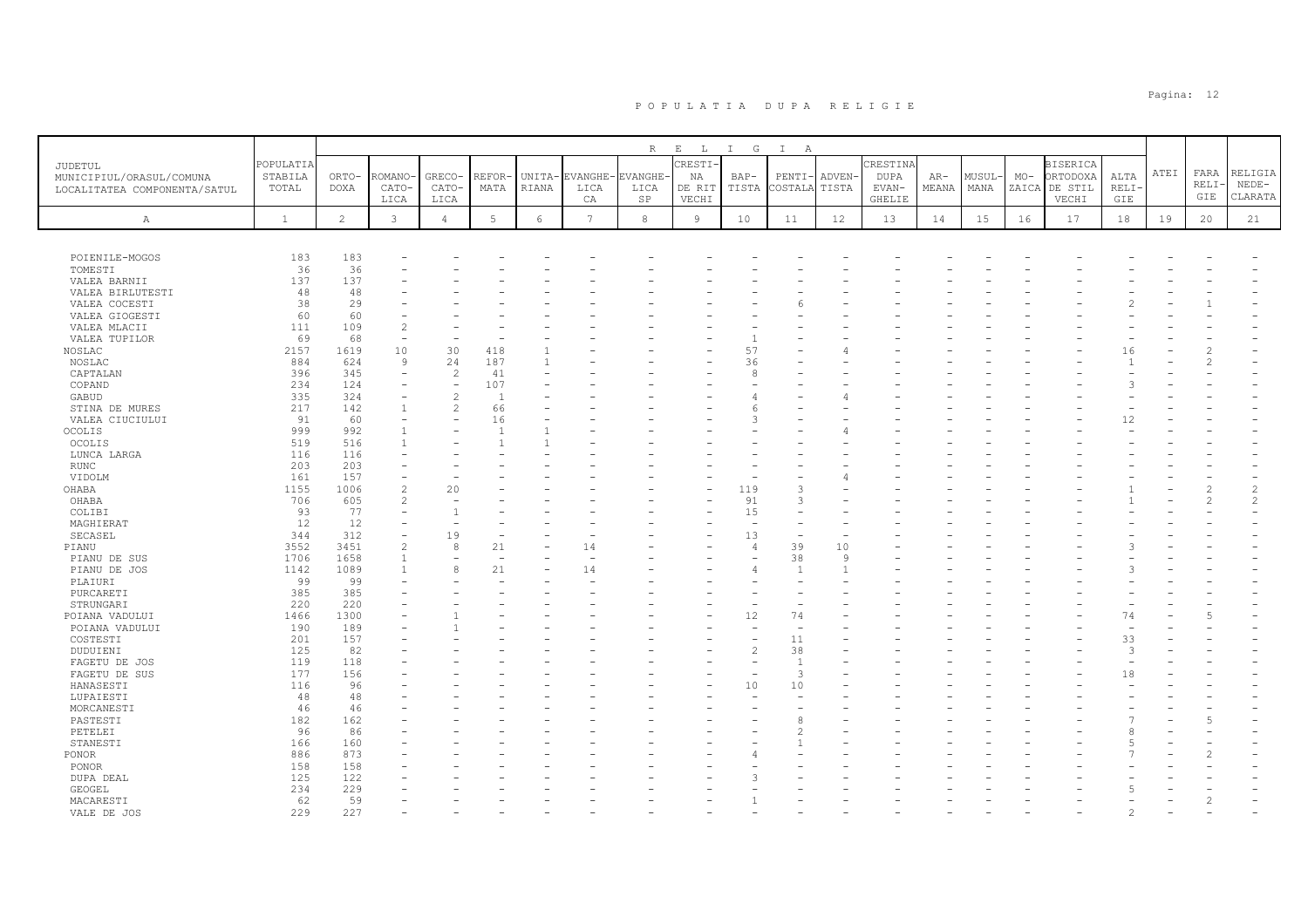# P O P U L A T I A   D U P A   R E L I G I E

| JUDETUL MUNICIPIUL/ORASUL/COMUNA LOCALITATEA COMPONENTA/SATUL | POPULATIA STABILA TOTAL | ORTO-DOXA | ROMANO-CATO-LICA | GRECO-CATO-LICA | REFOR-MATA | UNITA-RIANA | EVANGHE-LICA CA | EVANGHE-LICA SP | CRESTI-NA DE RIT VECHI | BAP-TISTA | PENTI-COSTALA | ADVEN-TISTA | CRESTINA DUPA EVAN-GHELIE | AR-MEANA | MUSUL-MANA | MO-ZAICA | BISERICA ORTODOXA DE STIL VECHI | ALTA RELI-GIE | ATEI | FARA RELI-GIE | RELIGIA NEDE-CLARATA |
|---|---|---|---|---|---|---|---|---|---|---|---|---|---|---|---|---|---|---|---|---|---|
| A | 1 | 2 | 3 | 4 | 5 | 6 | 7 | 8 | 9 | 10 | 11 | 12 | 13 | 14 | 15 | 16 | 17 | 18 | 19 | 20 | 21 |
| POIENILE-MOGOS | 183 | 183 | - | - | - | - | - | - | - | - | - | - | - | - | - | - | - | - | - | - | - |
| TOMESTI | 36 | 36 | - | - | - | - | - | - | - | - | - | - | - | - | - | - | - | - | - | - | - |
| VALEA BARNII | 137 | 137 | - | - | - | - | - | - | - | - | - | - | - | - | - | - | - | - | - | - | - |
| VALEA BIRLUTESTI | 48 | 48 | - | - | - | - | - | - | - | - | - | - | - | - | - | - | - | - | - | - | - |
| VALEA COCESTI | 38 | 29 | - | - | - | - | - | - | - | - | 6 | - | - | - | - | - | - | 2 | - | 1 | - |
| VALEA GIOGESTI | 60 | 60 | - | - | - | - | - | - | - | - | - | - | - | - | - | - | - | - | - | - | - |
| VALEA MLACII | 111 | 109 | 2 | - | - | - | - | - | - | - | - | - | - | - | - | - | - | - | - | - | - |
| VALEA TUPILOR | 69 | 68 | - | - | - | - | - | - | - | 1 | - | - | - | - | - | - | - | - | - | - | - |
| NOSLAC | 2157 | 1619 | 10 | 30 | 418 | 1 | - | - | - | 57 | - | 4 | - | - | - | - | - | 16 | - | 2 | - |
| NOSLAC | 884 | 624 | 9 | 24 | 187 | 1 | - | - | - | 36 | - | - | - | - | - | - | - | 1 | - | 2 | - |
| CAPTALAN | 396 | 345 | - | 2 | 41 | - | - | - | - | 8 | - | - | - | - | - | - | - | - | - | - | - |
| COPAND | 234 | 124 | - | - | 107 | - | - | - | - | - | - | - | - | - | - | - | - | 3 | - | - | - |
| GABUD | 335 | 324 | - | 2 | 1 | - | - | - | - | 4 | - | 4 | - | - | - | - | - | - | - | - | - |
| STINA DE MURES | 217 | 142 | 1 | 2 | 66 | - | - | - | - | 6 | - | - | - | - | - | - | - | - | - | - | - |
| VALEA CIUCIULUI | 91 | 60 | - | - | 16 | - | - | - | - | 3 | - | - | - | - | - | - | - | 12 | - | - | - |
| OCOLIS | 999 | 992 | 1 | - | 1 | 1 | - | - | - | - | - | 4 | - | - | - | - | - | - | - | - | - |
| OCOLIS | 519 | 516 | 1 | - | 1 | 1 | - | - | - | - | - | - | - | - | - | - | - | - | - | - | - |
| LUNCA LARGA | 116 | 116 | - | - | - | - | - | - | - | - | - | - | - | - | - | - | - | - | - | - | - |
| RUNC | 203 | 203 | - | - | - | - | - | - | - | - | - | - | - | - | - | - | - | - | - | - | - |
| VIDOLM | 161 | 157 | - | - | - | - | - | - | - | - | - | 4 | - | - | - | - | - | - | - | - | - |
| OHABA | 1155 | 1006 | 2 | 20 | - | - | - | - | - | 119 | 3 | - | - | - | - | - | - | 1 | - | 2 | 2 |
| OHABA | 706 | 605 | 2 | - | - | - | - | - | - | 91 | 3 | - | - | - | - | - | - | 1 | - | 2 | 2 |
| COLIBI | 93 | 77 | - | 1 | - | - | - | - | - | 15 | - | - | - | - | - | - | - | - | - | - | - |
| MAGHIERAT | 12 | 12 | - | - | - | - | - | - | - | - | - | - | - | - | - | - | - | - | - | - | - |
| SECASEL | 344 | 312 | - | 19 | - | - | - | - | - | 13 | - | - | - | - | - | - | - | - | - | - | - |
| PIANU | 3552 | 3451 | 2 | 8 | 21 | - | 14 | - | - | 4 | 39 | 10 | - | - | - | - | - | 3 | - | - | - |
| PIANU DE SUS | 1706 | 1658 | 1 | - | - | - | - | - | - | - | 38 | 9 | - | - | - | - | - | - | - | - | - |
| PIANU DE JOS | 1142 | 1089 | 1 | 8 | 21 | - | 14 | - | - | 4 | 1 | 1 | - | - | - | - | - | 3 | - | - | - |
| PLAIURI | 99 | 99 | - | - | - | - | - | - | - | - | - | - | - | - | - | - | - | - | - | - | - |
| PURCARETI | 385 | 385 | - | - | - | - | - | - | - | - | - | - | - | - | - | - | - | - | - | - | - |
| STRUNGARI | 220 | 220 | - | - | - | - | - | - | - | - | - | - | - | - | - | - | - | - | - | - | - |
| POIANA VADULUI | 1466 | 1300 | - | 1 | - | - | - | - | - | 12 | 74 | - | - | - | - | - | - | 74 | - | 5 | - |
| POIANA VADULUI | 190 | 189 | - | 1 | - | - | - | - | - | - | - | - | - | - | - | - | - | - | - | - | - |
| COSTESTI | 201 | 157 | - | - | - | - | - | - | - | - | 11 | - | - | - | - | - | - | 33 | - | - | - |
| DUDUIENI | 125 | 82 | - | - | - | - | - | - | - | 2 | 38 | - | - | - | - | - | - | 3 | - | - | - |
| FAGETU DE JOS | 119 | 118 | - | - | - | - | - | - | - | - | 1 | - | - | - | - | - | - | - | - | - | - |
| FAGETU DE SUS | 177 | 156 | - | - | - | - | - | - | - | - | 3 | - | - | - | - | - | - | 18 | - | - | - |
| HANASESTI | 116 | 96 | - | - | - | - | - | - | - | 10 | 10 | - | - | - | - | - | - | - | - | - | - |
| LUPAIESTI | 48 | 48 | - | - | - | - | - | - | - | - | - | - | - | - | - | - | - | - | - | - | - |
| MORCANESTI | 46 | 46 | - | - | - | - | - | - | - | - | - | - | - | - | - | - | - | - | - | - | - |
| PASTESTI | 182 | 162 | - | - | - | - | - | - | - | - | 8 | - | - | - | - | - | - | 7 | - | 5 | - |
| PETELEI | 96 | 86 | - | - | - | - | - | - | - | - | 2 | - | - | - | - | - | - | 8 | - | - | - |
| STANESTI | 166 | 160 | - | - | - | - | - | - | - | - | 1 | - | - | - | - | - | - | 5 | - | - | - |
| PONOR | 886 | 873 | - | - | - | - | - | - | - | 4 | - | - | - | - | - | - | - | 7 | - | 2 | - |
| PONOR | 158 | 158 | - | - | - | - | - | - | - | - | - | - | - | - | - | - | - | - | - | - | - |
| DUPA DEAL | 125 | 122 | - | - | - | - | - | - | - | 3 | - | - | - | - | - | - | - | - | - | - | - |
| GEOGEL | 234 | 229 | - | - | - | - | - | - | - | - | - | - | - | - | - | - | - | 5 | - | - | - |
| MACARESTI | 62 | 59 | - | - | - | - | - | - | - | 1 | - | - | - | - | - | - | - | - | - | 2 | - |
| VALE DE JOS | 229 | 227 | - | - | - | - | - | - | - | - | - | - | - | - | - | - | - | 2 | - | - | - |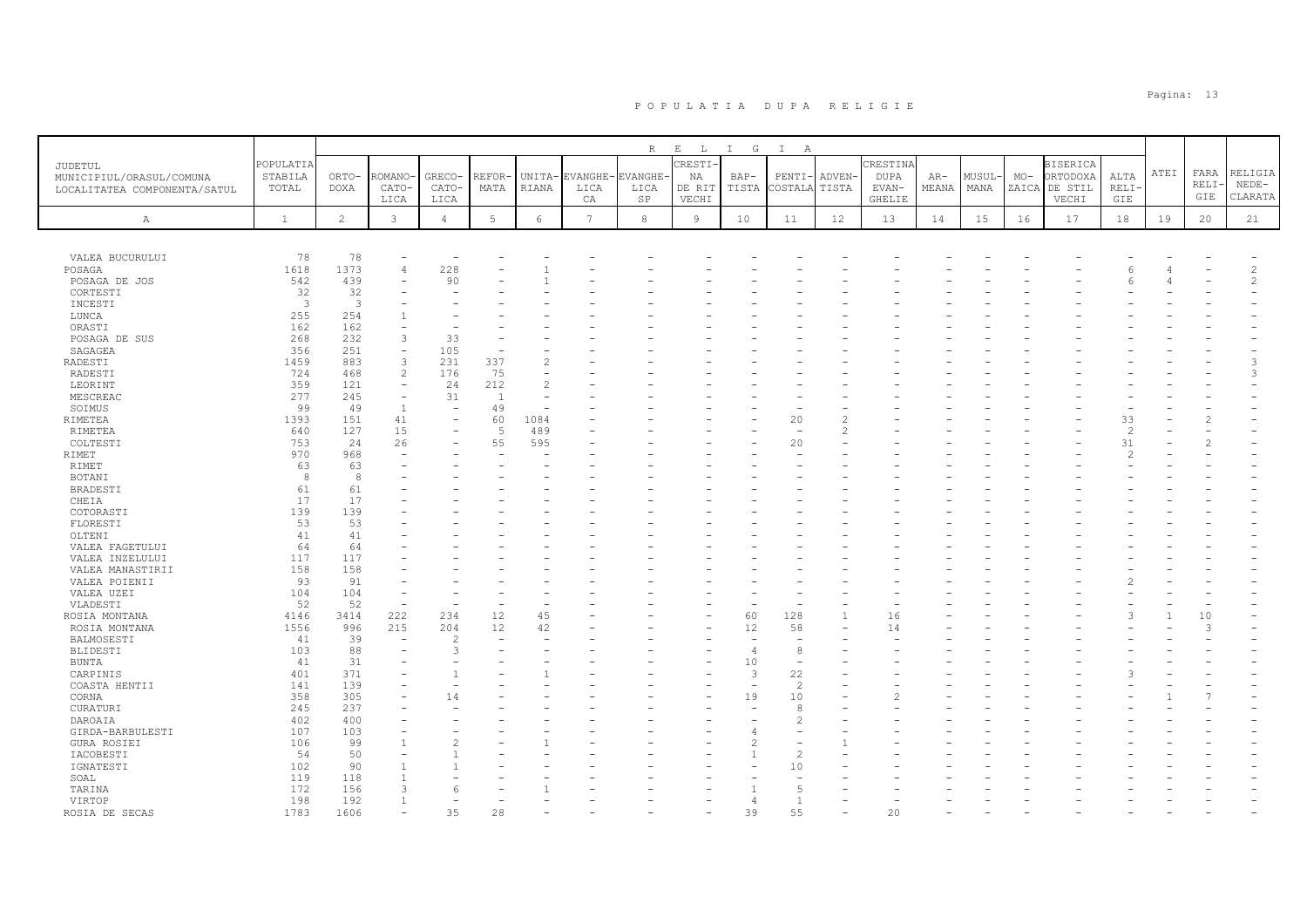# P O P U L A T I A   D U P A   R E L I G I E

| JUDETUL MUNICIPIUL/ORASUL/COMUNA LOCALITATEA COMPONENTA/SATUL | POPULATIA STABILA TOTAL | ORTODOXA | ROMANO-CATOLICA | GRECO-CATOLICA | REFORMATA | UNITARIANA | EVANGHELICA CA | EVANGHELICA SP | CRESTINA DE RIT VECHI | BAPTISTA | PENTICOSTALA | ADVENTISTA | CRESTINA DUPA EVANGHELIE | ARMEANA | MUSULMANA | MOZAICA | BISERICA ORTODOXA DE STIL VECHI | ALTA RELIGIE | ATEI | FARA RELIGIE | RELIGIA NEDECLARATA |
|---|---|---|---|---|---|---|---|---|---|---|---|---|---|---|---|---|---|---|---|---|---|
| A | 1 | 2 | 3 | 4 | 5 | 6 | 7 | 8 | 9 | 10 | 11 | 12 | 13 | 14 | 15 | 16 | 17 | 18 | 19 | 20 | 21 |
| VALEA BUCURULUI | 78 | 78 | - | - | - | - | - | - | - | - | - | - | - | - | - | - | - | - | - | - | - |
| POSAGA | 1618 | 1373 | 4 | 228 | - | 1 | - | - | - | - | - | - | - | - | - | - | - | 6 | 4 | - | 2 |
| POSAGA DE JOS | 542 | 439 | - | 90 | - | 1 | - | - | - | - | - | - | - | - | - | - | - | 6 | 4 | - | 2 |
| CORTESTI | 32 | 32 | - | - | - | - | - | - | - | - | - | - | - | - | - | - | - | - | - | - | - |
| INCESTI | 3 | 3 | - | - | - | - | - | - | - | - | - | - | - | - | - | - | - | - | - | - | - |
| LUNCA | 255 | 254 | 1 | - | - | - | - | - | - | - | - | - | - | - | - | - | - | - | - | - | - |
| ORASTI | 162 | 162 | - | - | - | - | - | - | - | - | - | - | - | - | - | - | - | - | - | - | - |
| POSAGA DE SUS | 268 | 232 | 3 | 33 | - | - | - | - | - | - | - | - | - | - | - | - | - | - | - | - | - |
| SAGAGEA | 356 | 251 | - | 105 | - | - | - | - | - | - | - | - | - | - | - | - | - | - | - | - | - |
| RADESTI | 1459 | 883 | 3 | 231 | 337 | 2 | - | - | - | - | - | - | - | - | - | - | - | - | - | - | 3 |
| RADESTI | 724 | 468 | 2 | 176 | 75 | - | - | - | - | - | - | - | - | - | - | - | - | - | - | - | 3 |
| LEORINT | 359 | 121 | - | 24 | 212 | 2 | - | - | - | - | - | - | - | - | - | - | - | - | - | - | - |
| MESCREAC | 277 | 245 | - | 31 | 1 | - | - | - | - | - | - | - | - | - | - | - | - | - | - | - | - |
| SOIMUS | 99 | 49 | 1 | - | 49 | - | - | - | - | - | - | - | - | - | - | - | - | - | - | - | - |
| RIMETEA | 1393 | 151 | 41 | - | 60 | 1084 | - | - | - | - | 20 | 2 | - | - | - | - | - | 33 | - | 2 | - |
| RIMETEA | 640 | 127 | 15 | - | 5 | 489 | - | - | - | - | - | 2 | - | - | - | - | - | 2 | - | - | - |
| COLTESTI | 753 | 24 | 26 | - | 55 | 595 | - | - | - | - | 20 | - | - | - | - | - | - | 31 | - | 2 | - |
| RIMET | 970 | 968 | - | - | - | - | - | - | - | - | - | - | - | - | - | - | - | 2 | - | - | - |
| RIMET | 63 | 63 | - | - | - | - | - | - | - | - | - | - | - | - | - | - | - | - | - | - | - |
| BOTANI | 8 | 8 | - | - | - | - | - | - | - | - | - | - | - | - | - | - | - | - | - | - | - |
| BRADESTI | 61 | 61 | - | - | - | - | - | - | - | - | - | - | - | - | - | - | - | - | - | - | - |
| CHEIA | 17 | 17 | - | - | - | - | - | - | - | - | - | - | - | - | - | - | - | - | - | - | - |
| COTORASTI | 139 | 139 | - | - | - | - | - | - | - | - | - | - | - | - | - | - | - | - | - | - | - |
| FLORESTI | 53 | 53 | - | - | - | - | - | - | - | - | - | - | - | - | - | - | - | - | - | - | - |
| OLTENI | 41 | 41 | - | - | - | - | - | - | - | - | - | - | - | - | - | - | - | - | - | - | - |
| VALEA FAGETULUI | 64 | 64 | - | - | - | - | - | - | - | - | - | - | - | - | - | - | - | - | - | - | - |
| VALEA INZELULUI | 117 | 117 | - | - | - | - | - | - | - | - | - | - | - | - | - | - | - | - | - | - | - |
| VALEA MANASTIRII | 158 | 158 | - | - | - | - | - | - | - | - | - | - | - | - | - | - | - | - | - | - | - |
| VALEA POIENII | 93 | 91 | - | - | - | - | - | - | - | - | - | - | - | - | - | - | - | 2 | - | - | - |
| VALEA UZEI | 104 | 104 | - | - | - | - | - | - | - | - | - | - | - | - | - | - | - | - | - | - | - |
| VLADESTI | 52 | 52 | - | - | - | - | - | - | - | - | - | - | - | - | - | - | - | - | - | - | - |
| ROSIA MONTANA | 4146 | 3414 | 222 | 234 | 12 | 45 | - | - | - | 60 | 128 | 1 | 16 | - | - | - | - | 3 | 1 | 10 | - |
| ROSIA MONTANA | 1556 | 996 | 215 | 204 | 12 | 42 | - | - | - | 12 | 58 | - | 14 | - | - | - | - | - | - | 3 | - |
| BALMOSESTI | 41 | 39 | - | 2 | - | - | - | - | - | - | - | - | - | - | - | - | - | - | - | - | - |
| BLIDESTI | 103 | 88 | - | 3 | - | - | - | - | - | 4 | 8 | - | - | - | - | - | - | - | - | - | - |
| BUNTA | 41 | 31 | - | - | - | - | - | - | - | 10 | - | - | - | - | - | - | - | - | - | - | - |
| CARPINIS | 401 | 371 | - | 1 | - | 1 | - | - | - | 3 | 22 | - | - | - | - | - | - | 3 | - | - | - |
| COASTA HENTII | 141 | 139 | - | - | - | - | - | - | - | - | 2 | - | - | - | - | - | - | - | - | - | - |
| CORNA | 358 | 305 | - | 14 | - | - | - | - | - | 19 | 10 | - | 2 | - | - | - | - | - | 1 | 7 | - |
| CURATURI | 245 | 237 | - | - | - | - | - | - | - | - | 8 | - | - | - | - | - | - | - | - | - | - |
| DAROAIA | 402 | 400 | - | - | - | - | - | - | - | - | 2 | - | - | - | - | - | - | - | - | - | - |
| GIRDA-BARBULESTI | 107 | 103 | - | - | - | - | - | - | - | 4 | - | - | - | - | - | - | - | - | - | - | - |
| GURA ROSIEI | 106 | 99 | 1 | 2 | - | 1 | - | - | - | 2 | - | 1 | - | - | - | - | - | - | - | - | - |
| IACOBESTI | 54 | 50 | - | 1 | - | - | - | - | - | 1 | 2 | - | - | - | - | - | - | - | - | - | - |
| IGNATESTI | 102 | 90 | 1 | 1 | - | - | - | - | - | - | 10 | - | - | - | - | - | - | - | - | - | - |
| SOAL | 119 | 118 | 1 | - | - | - | - | - | - | - | - | - | - | - | - | - | - | - | - | - | - |
| TARINA | 172 | 156 | 3 | 6 | - | 1 | - | - | - | 1 | 5 | - | - | - | - | - | - | - | - | - | - |
| VIRTOP | 198 | 192 | 1 | - | - | - | - | - | - | 4 | 1 | - | - | - | - | - | - | - | - | - | - |
| ROSIA DE SECAS | 1783 | 1606 | - | 35 | 28 | - | - | - | - | 39 | 55 | - | 20 | - | - | - | - | - | - | - | - |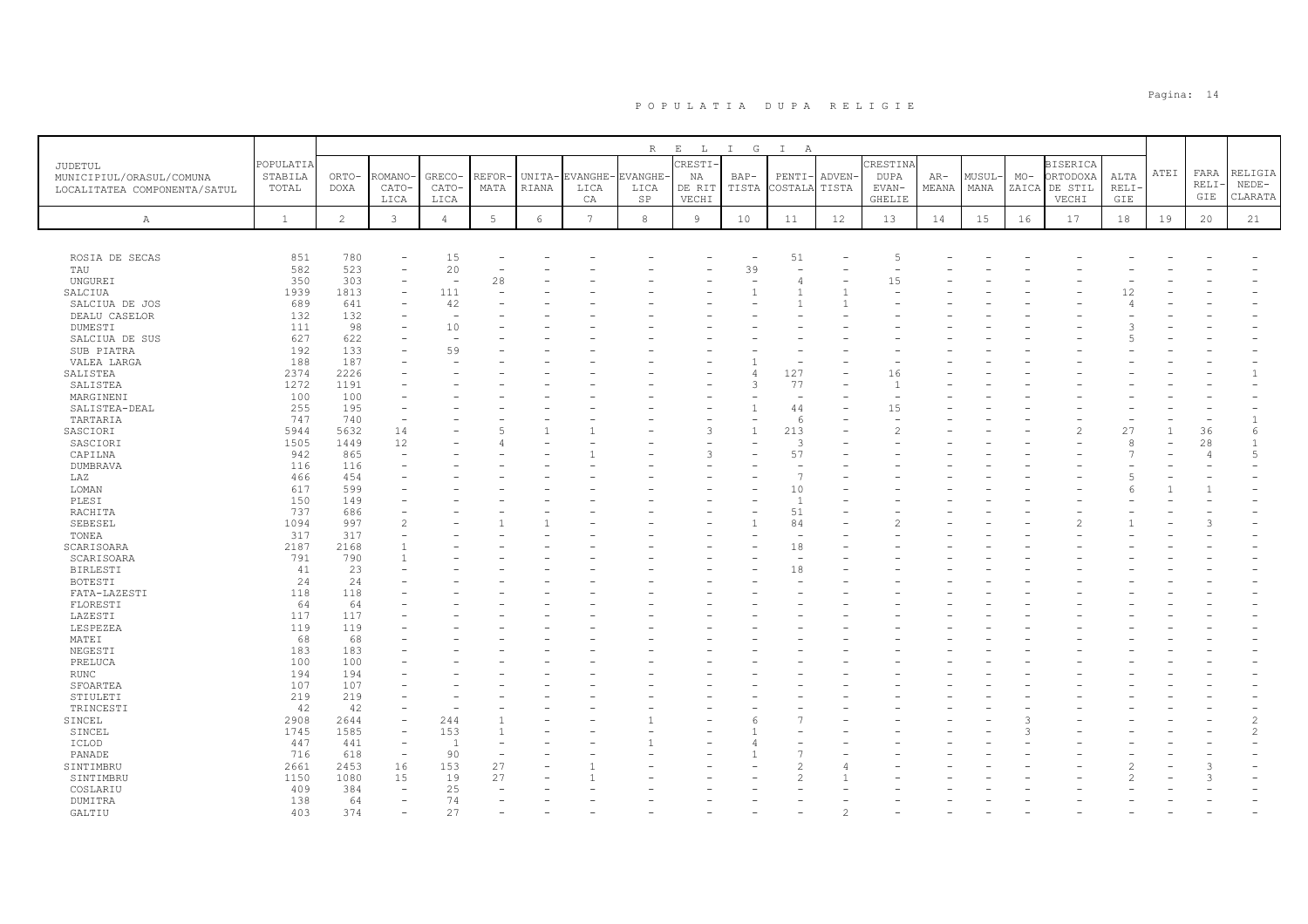# P O P U L A T I A   D U P A   R E L I G I E

| JUDETUL MUNICIPIUL/ORASUL/COMUNA LOCALITATEA COMPONENTA/SATUL | POPULATIA STABILA TOTAL | ORTO-DOXA | ROMANO-CATO-LICA | GRECO-CATO-LICA | REFOR-MATA | UNITA-RIANA | EVANGHE-LICA CA | EVANGHE-LICA SP | CRESTI-NA DE RIT VECHI | BAP-TISTA | PENTI-COSTALA | ADVEN-TISTA | CRESTINA DUPA EVAN-GHELIE | AR-MEANA | MUSUL-MANA | MO-ZAICA | BISERICA ORTODOXA DE STIL VECHI | ALTA RELI-GIE | ATEI | FARA RELI-GIE | RELIGIA NEDE-CLARATA |
|---|---|---|---|---|---|---|---|---|---|---|---|---|---|---|---|---|---|---|---|---|---|
| A | 1 | 2 | 3 | 4 | 5 | 6 | 7 | 8 | 9 | 10 | 11 | 12 | 13 | 14 | 15 | 16 | 17 | 18 | 19 | 20 | 21 |
| ROSIA DE SECAS | 851 | 780 | - | 15 | - | - | - | - | - | - | 51 | - | 5 | - | - | - | - | - | - | - | - |
| TAU | 582 | 523 | - | 20 | - | - | - | - | - | 39 | - | - | - | - | - | - | - | - | - | - | - |
| UNGUREI | 350 | 303 | - | - | 28 | - | - | - | - | - | 4 | - | 15 | - | - | - | - | - | - | - | - |
| SALCIUA | 1939 | 1813 | - | 111 | - | - | - | - | - | 1 | 1 | 1 | - | - | - | - | - | 12 | - | - | - |
| SALCIUA DE JOS | 689 | 641 | - | 42 | - | - | - | - | - | - | 1 | 1 | - | - | - | - | - | 4 | - | - | - |
| DEALU CASELOR | 132 | 132 | - | - | - | - | - | - | - | - | - | - | - | - | - | - | - | - | - | - | - |
| DUMESTI | 111 | 98 | - | 10 | - | - | - | - | - | - | - | - | - | - | - | - | - | 3 | - | - | - |
| SALCIUA DE SUS | 627 | 622 | - | - | - | - | - | - | - | - | - | - | - | - | - | - | - | 5 | - | - | - |
| SUB PIATRA | 192 | 133 | - | 59 | - | - | - | - | - | - | - | - | - | - | - | - | - | - | - | - | - |
| VALEA LARGA | 188 | 187 | - | - | - | - | - | - | - | 1 | - | - | - | - | - | - | - | - | - | - | - |
| SALISTEA | 2374 | 2226 | - | - | - | - | - | - | - | 4 | 127 | - | 16 | - | - | - | - | - | - | - | 1 |
| SALISTEA | 1272 | 1191 | - | - | - | - | - | - | - | 3 | 77 | - | 1 | - | - | - | - | - | - | - | - |
| MARGINENI | 100 | 100 | - | - | - | - | - | - | - | - | - | - | - | - | - | - | - | - | - | - | - |
| SALISTEA-DEAL | 255 | 195 | - | - | - | - | - | - | - | 1 | 44 | - | 15 | - | - | - | - | - | - | - | - |
| TARTARIA | 747 | 740 | - | - | - | - | - | - | - | - | 6 | - | - | - | - | - | - | - | - | - | 1 |
| SASCIORI | 5944 | 5632 | 14 | - | 5 | 1 | 1 | - | 3 | 1 | 213 | - | 2 | - | - | - | 2 | 27 | 1 | 36 | 6 |
| SASCIORI | 1505 | 1449 | 12 | - | 4 | - | - | - | - | - | 3 | - | - | - | - | - | - | 8 | - | 28 | 1 |
| CAPILNA | 942 | 865 | - | - | - | - | 1 | - | 3 | - | 57 | - | - | - | - | - | - | 7 | - | 4 | 5 |
| DUMBRAVA | 116 | 116 | - | - | - | - | - | - | - | - | - | - | - | - | - | - | - | - | - | - | - |
| LAZ | 466 | 454 | - | - | - | - | - | - | - | - | 7 | - | - | - | - | - | - | 5 | - | - | - |
| LOMAN | 617 | 599 | - | - | - | - | - | - | - | - | 10 | - | - | - | - | - | - | 6 | 1 | 1 | - |
| PLESI | 150 | 149 | - | - | - | - | - | - | - | - | 1 | - | - | - | - | - | - | - | - | - | - |
| RACHITA | 737 | 686 | - | - | - | - | - | - | - | - | 51 | - | - | - | - | - | - | - | - | - | - |
| SEBESEL | 1094 | 997 | 2 | - | 1 | 1 | - | - | - | 1 | 84 | - | 2 | - | - | - | 2 | 1 | - | 3 | - |
| TONEA | 317 | 317 | - | - | - | - | - | - | - | - | - | - | - | - | - | - | - | - | - | - | - |
| SCARISOARA | 2187 | 2168 | 1 | - | - | - | - | - | - | - | 18 | - | - | - | - | - | - | - | - | - | - |
| SCARISOARA | 791 | 790 | 1 | - | - | - | - | - | - | - | - | - | - | - | - | - | - | - | - | - | - |
| BIRLESTI | 41 | 23 | - | - | - | - | - | - | - | - | 18 | - | - | - | - | - | - | - | - | - | - |
| BOTESTI | 24 | 24 | - | - | - | - | - | - | - | - | - | - | - | - | - | - | - | - | - | - | - |
| FATA-LAZESTI | 118 | 118 | - | - | - | - | - | - | - | - | - | - | - | - | - | - | - | - | - | - | - |
| FLORESTI | 64 | 64 | - | - | - | - | - | - | - | - | - | - | - | - | - | - | - | - | - | - | - |
| LAZESTI | 117 | 117 | - | - | - | - | - | - | - | - | - | - | - | - | - | - | - | - | - | - | - |
| LESPEZEA | 119 | 119 | - | - | - | - | - | - | - | - | - | - | - | - | - | - | - | - | - | - | - |
| MATEI | 68 | 68 | - | - | - | - | - | - | - | - | - | - | - | - | - | - | - | - | - | - | - |
| NEGESTI | 183 | 183 | - | - | - | - | - | - | - | - | - | - | - | - | - | - | - | - | - | - | - |
| PRELUCA | 100 | 100 | - | - | - | - | - | - | - | - | - | - | - | - | - | - | - | - | - | - | - |
| RUNC | 194 | 194 | - | - | - | - | - | - | - | - | - | - | - | - | - | - | - | - | - | - | - |
| SFOARTEA | 107 | 107 | - | - | - | - | - | - | - | - | - | - | - | - | - | - | - | - | - | - | - |
| STIULETI | 219 | 219 | - | - | - | - | - | - | - | - | - | - | - | - | - | - | - | - | - | - | - |
| TRINCESTI | 42 | 42 | - | - | - | - | - | - | - | - | - | - | - | - | - | - | - | - | - | - | - |
| SINCEL | 2908 | 2644 | - | 244 | 1 | - | - | 1 | - | 6 | 7 | - | - | - | - | 3 | - | - | - | - | 2 |
| SINCEL | 1745 | 1585 | - | 153 | 1 | - | - | - | - | 1 | - | - | - | - | - | 3 | - | - | - | - | 2 |
| ICLOD | 447 | 441 | - | 1 | - | - | - | 1 | - | 4 | - | - | - | - | - | - | - | - | - | - | - |
| PANADE | 716 | 618 | - | 90 | - | - | - | - | - | 1 | 7 | - | - | - | - | - | - | - | - | - | - |
| SINTIMBRU | 2661 | 2453 | 16 | 153 | 27 | - | 1 | - | - | - | 2 | 4 | - | - | - | - | - | 2 | - | 3 | - |
| SINTIMBRU | 1150 | 1080 | 15 | 19 | 27 | - | 1 | - | - | - | 2 | 1 | - | - | - | - | - | 2 | - | 3 | - |
| COSLARIU | 409 | 384 | - | 25 | - | - | - | - | - | - | - | - | - | - | - | - | - | - | - | - | - |
| DUMITRA | 138 | 64 | - | 74 | - | - | - | - | - | - | - | - | - | - | - | - | - | - | - | - | - |
| GALTIU | 403 | 374 | - | 27 | - | - | - | - | - | - | - | 2 | - | - | - | - | - | - | - | - | - |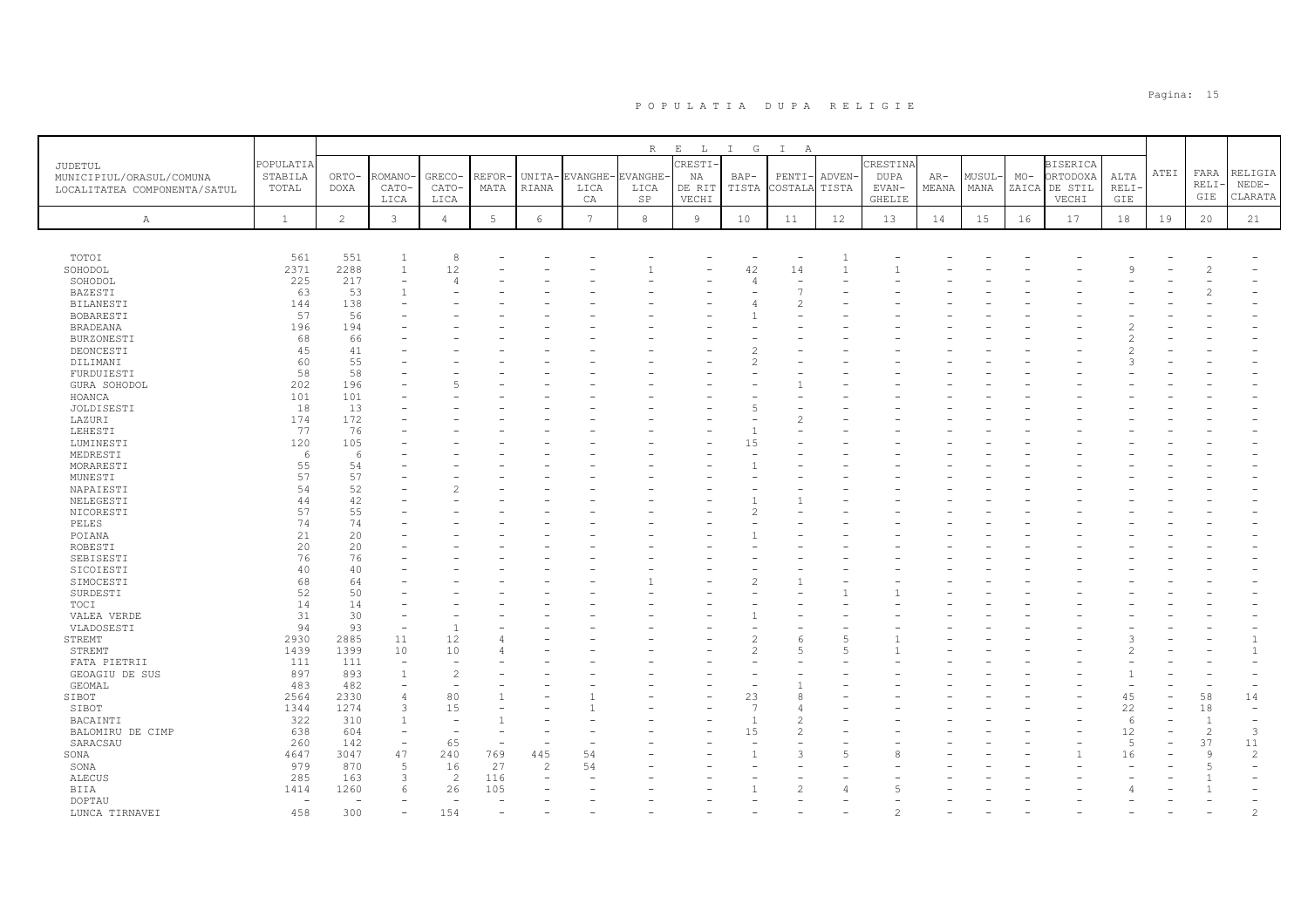# P O P U L A T I A   D U P A   R E L I G I E

| JUDETUL MUNICIPIUL/ORASUL/COMUNA LOCALITATEA COMPONENTA/SATUL | POPULATIA STABILA TOTAL | R E L I G I A | | | | | | | | | | | | | | | | | | | |
|---|---|---|---|---|---|---|---|---|---|---|---|---|---|---|---|---|---|---|---|---|---|
| | | ORTO- DOXA | ROMANO- CATO- LICA | GRECO- CATO- LICA | REFOR- MATA | UNITA- RIANA | EVANGHE- LICA CA | EVANGHE- LICA SP | CRESTI- NA DE RIT VECHI | BAP- TISTA | PENTI- COSTALA | ADVEN- TISTA | CRESTINA DUPA EVAN- GHELIE | AR- MEANA | MUSUL- MANA | MO- ZAICA | BISERICA ORTODOXA DE STIL VECHI | ALTA RELI- GIE | ATEI | FARA RELI- GIE | RELIGIA NEDE- CLARATA |
| A | 1 | 2 | 3 | 4 | 5 | 6 | 7 | 8 | 9 | 10 | 11 | 12 | 13 | 14 | 15 | 16 | 17 | 18 | 19 | 20 | 21 |
| TOTOI | 561 | 551 | 1 | 8 | - | - | - | - | - | - | - | 1 | - | - | - | - | - | - | - | - | - |
| SOHODOL | 2371 | 2288 | 1 | 12 | - | - | - | 1 | - | 42 | 14 | 1 | 1 | - | - | - | - | 9 | - | 2 | - |
| SOHODOL | 225 | 217 | - | 4 | - | - | - | - | - | 4 | - | - | - | - | - | - | - | - | - | - | - |
| BAZESTI | 63 | 53 | 1 | - | - | - | - | - | - | - | 7 | - | - | - | - | - | - | - | - | 2 | - |
| BILANESTI | 144 | 138 | - | - | - | - | - | - | - | 4 | 2 | - | - | - | - | - | - | - | - | - | - |
| BOBARESTI | 57 | 56 | - | - | - | - | - | - | - | 1 | - | - | - | - | - | - | - | - | - | - | - |
| BRADEANA | 196 | 194 | - | - | - | - | - | - | - | - | - | - | - | - | - | - | - | 2 | - | - | - |
| BURZONESTI | 68 | 66 | - | - | - | - | - | - | - | - | - | - | - | - | - | - | - | 2 | - | - | - |
| DEONCESTI | 45 | 41 | - | - | - | - | - | - | - | 2 | - | - | - | - | - | - | - | 2 | - | - | - |
| DILIMANI | 60 | 55 | - | - | - | - | - | - | - | 2 | - | - | - | - | - | - | - | 3 | - | - | - |
| FURDUIESTI | 58 | 58 | - | - | - | - | - | - | - | - | - | - | - | - | - | - | - | - | - | - | - |
| GURA SOHODOL | 202 | 196 | - | 5 | - | - | - | - | - | - | 1 | - | - | - | - | - | - | - | - | - | - |
| HOANCA | 101 | 101 | - | - | - | - | - | - | - | - | - | - | - | - | - | - | - | - | - | - | - |
| JOLDISESTI | 18 | 13 | - | - | - | - | - | - | - | 5 | - | - | - | - | - | - | - | - | - | - | - |
| LAZURI | 174 | 172 | - | - | - | - | - | - | - | - | 2 | - | - | - | - | - | - | - | - | - | - |
| LEHESTI | 77 | 76 | - | - | - | - | - | - | - | 1 | - | - | - | - | - | - | - | - | - | - | - |
| LUMINESTI | 120 | 105 | - | - | - | - | - | - | - | 15 | - | - | - | - | - | - | - | - | - | - | - |
| MEDRESTI | 6 | 6 | - | - | - | - | - | - | - | - | - | - | - | - | - | - | - | - | - | - | - |
| MORARESTI | 55 | 54 | - | - | - | - | - | - | - | 1 | - | - | - | - | - | - | - | - | - | - | - |
| MUNESTI | 57 | 57 | - | - | - | - | - | - | - | - | - | - | - | - | - | - | - | - | - | - | - |
| NAPAIESTI | 54 | 52 | - | 2 | - | - | - | - | - | - | - | - | - | - | - | - | - | - | - | - | - |
| NELEGESTI | 44 | 42 | - | - | - | - | - | - | - | 1 | 1 | - | - | - | - | - | - | - | - | - | - |
| NICORESTI | 57 | 55 | - | - | - | - | - | - | - | 2 | - | - | - | - | - | - | - | - | - | - | - |
| PELES | 74 | 74 | - | - | - | - | - | - | - | - | - | - | - | - | - | - | - | - | - | - | - |
| POIANA | 21 | 20 | - | - | - | - | - | - | - | 1 | - | - | - | - | - | - | - | - | - | - | - |
| ROBESTI | 20 | 20 | - | - | - | - | - | - | - | - | - | - | - | - | - | - | - | - | - | - | - |
| SEBISESTI | 76 | 76 | - | - | - | - | - | - | - | - | - | - | - | - | - | - | - | - | - | - | - |
| SICOIESTI | 40 | 40 | - | - | - | - | - | - | - | - | - | - | - | - | - | - | - | - | - | - | - |
| SIMOCESTI | 68 | 64 | - | - | - | - | - | 1 | - | 2 | 1 | - | - | - | - | - | - | - | - | - | - |
| SURDESTI | 52 | 50 | - | - | - | - | - | - | - | - | - | 1 | 1 | - | - | - | - | - | - | - | - |
| TOCI | 14 | 14 | - | - | - | - | - | - | - | - | - | - | - | - | - | - | - | - | - | - | - |
| VALEA VERDE | 31 | 30 | - | - | - | - | - | - | - | 1 | - | - | - | - | - | - | - | - | - | - | - |
| VLADOSESTI | 94 | 93 | - | 1 | - | - | - | - | - | - | - | - | - | - | - | - | - | - | - | - | - |
| STREMT | 2930 | 2885 | 11 | 12 | 4 | - | - | - | - | 2 | 6 | 5 | 1 | - | - | - | - | 3 | - | - | 1 |
| STREMT | 1439 | 1399 | 10 | 10 | 4 | - | - | - | - | 2 | 5 | 5 | 1 | - | - | - | - | 2 | - | - | 1 |
| FATA PIETRII | 111 | 111 | - | - | - | - | - | - | - | - | - | - | - | - | - | - | - | - | - | - | - |
| GEOAGIU DE SUS | 897 | 893 | 1 | 2 | - | - | - | - | - | - | - | - | - | - | - | - | - | 1 | - | - | - |
| GEOMAL | 483 | 482 | - | - | - | - | - | - | - | - | 1 | - | - | - | - | - | - | - | - | - | - |
| SIBOT | 2564 | 2330 | 4 | 80 | 1 | - | 1 | - | - | 23 | 8 | - | - | - | - | - | - | 45 | - | 58 | 14 |
| SIBOT | 1344 | 1274 | 3 | 15 | - | - | 1 | - | - | 7 | 4 | - | - | - | - | - | - | 22 | - | 18 | - |
| BACAINTI | 322 | 310 | 1 | - | 1 | - | - | - | - | 1 | 2 | - | - | - | - | - | - | 6 | - | 1 | - |
| BALOMIRU DE CIMP | 638 | 604 | - | - | - | - | - | - | - | 15 | 2 | - | - | - | - | - | - | 12 | - | 2 | 3 |
| SARACSAU | 260 | 142 | - | 65 | - | - | - | - | - | - | - | - | - | - | - | - | - | 5 | - | 37 | 11 |
| SONA | 4647 | 3047 | 47 | 240 | 769 | 445 | 54 | - | - | 1 | 3 | 5 | 8 | - | - | - | 1 | 16 | - | 9 | 2 |
| SONA | 979 | 870 | 5 | 16 | 27 | 2 | 54 | - | - | - | - | - | - | - | - | - | - | - | - | 5 | - |
| ALECUS | 285 | 163 | 3 | 2 | 116 | - | - | - | - | - | - | - | - | - | - | - | - | - | - | 1 | - |
| BIIA | 1414 | 1260 | 6 | 26 | 105 | - | - | - | - | 1 | 2 | 4 | 5 | - | - | - | - | 4 | - | 1 | - |
| DOPTAU | - | - | - | - | - | - | - | - | - | - | - | - | - | - | - | - | - | - | - | - | - |
| LUNCA TIRNAVEI | 458 | 300 | - | 154 | - | - | - | - | - | - | - | - | 2 | - | - | - | - | - | - | - | 2 |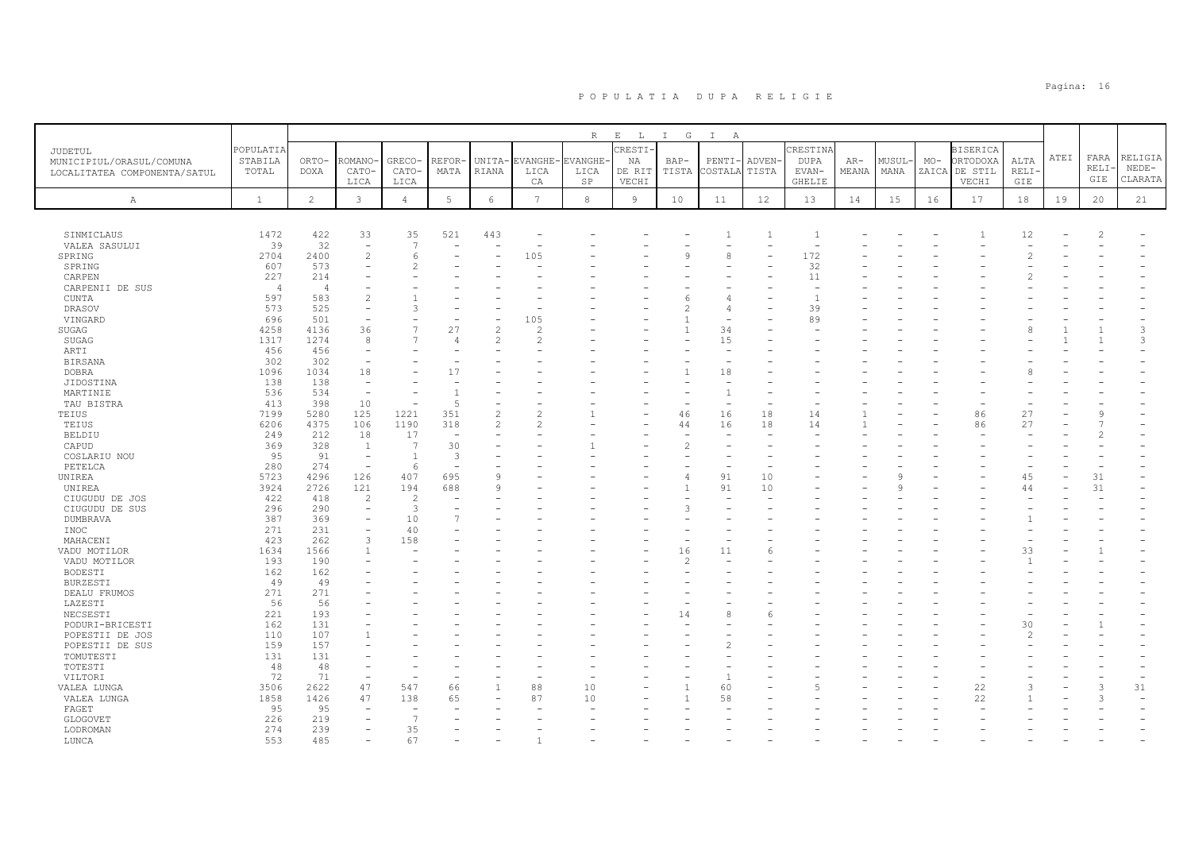# P O P U L A T I A   D U P A   R E L I G I E

| JUDETUL<br>MUNICIPIUL/ORASUL/COMUNA<br>LOCALITATEA COMPONENTA/SATUL | POPULATIA STABILA TOTAL | RELIGIA | | | | | | | | | | | | | | | | | ATEI | FARA RELIGIE | RELIGIA NEDECLARATA |
|---|---|---|---|---|---|---|---|---|---|---|---|---|---|---|---|---|---|---|---|---|---|
| | | ORTODOXA | ROMANO-CATOLICA | GRECO-CATOLICA | REFORMATA | UNITARIANA | EVANGHELICA | EVANGHELICA SP | CRESTINA DE RIT VECHI | BAPTISTA | PENTICOSTALA | ADVENTISTA | CRESTINA DUPA EVANGHELIE | ARMEANA | MUSULMANA | MOZAICA | BISERICA ORTODOXA DE STIL VECHI | ALTA RELIGIE | | | |
| A | 1 | 2 | 3 | 4 | 5 | 6 | 7 | 8 | 9 | 10 | 11 | 12 | 13 | 14 | 15 | 16 | 17 | 18 | 19 | 20 | 21 |
| SINMICLAUS | 1472 | 422 | 33 | 35 | 521 | 443 | - | - | - | - | 1 | 1 | 1 | - | - | - | 1 | 12 | - | 2 | - |
| VALEA SASULUI | 39 | 32 | - | 7 | - | - | - | - | - | - | - | - | - | - | - | - | - | - | - | - | - |
| SPRING | 2704 | 2400 | 2 | 6 | - | - | 105 | - | - | 9 | 8 | - | 172 | - | - | - | - | 2 | - | - | - |
| SPRING | 607 | 573 | - | 2 | - | - | - | - | - | - | - | - | 32 | - | - | - | - | - | - | - | - |
| CARPEN | 227 | 214 | - | - | - | - | - | - | - | - | - | - | 11 | - | - | - | - | 2 | - | - | - |
| CARPENII DE SUS | 4 | 4 | - | - | - | - | - | - | - | - | - | - | - | - | - | - | - | - | - | - | - |
| CUNTA | 597 | 583 | 2 | 1 | - | - | - | - | - | 6 | 4 | - | 1 | - | - | - | - | - | - | - | - |
| DRASOV | 573 | 525 | - | 3 | - | - | - | - | - | 2 | 4 | - | 39 | - | - | - | - | - | - | - | - |
| VINGARD | 696 | 501 | - | - | - | - | 105 | - | - | 1 | - | - | 89 | - | - | - | - | - | - | - | - |
| SUGAG | 4258 | 4136 | 36 | 7 | 27 | 2 | 2 | - | - | 1 | 34 | - | - | - | - | - | - | 8 | 1 | 1 | 3 |
| SUGAG | 1317 | 1274 | 8 | 7 | 4 | 2 | 2 | - | - | - | 15 | - | - | - | - | - | - | - | 1 | 1 | 3 |
| ARTI | 456 | 456 | - | - | - | - | - | - | - | - | - | - | - | - | - | - | - | - | - | - | - |
| BIRSANA | 302 | 302 | - | - | - | - | - | - | - | - | - | - | - | - | - | - | - | - | - | - | - |
| DOBRA | 1096 | 1034 | 18 | - | 17 | - | - | - | - | 1 | 18 | - | - | - | - | - | - | 8 | - | - | - |
| JIDOSTINA | 138 | 138 | - | - | - | - | - | - | - | - | - | - | - | - | - | - | - | - | - | - | - |
| MARTINIE | 536 | 534 | - | - | 1 | - | - | - | - | - | 1 | - | - | - | - | - | - | - | - | - | - |
| TAU BISTRA | 413 | 398 | 10 | - | 5 | - | - | - | - | - | - | - | - | - | - | - | - | - | - | - | - |
| TEIUS | 7199 | 5280 | 125 | 1221 | 351 | 2 | 2 | 1 | - | 46 | 16 | 18 | 14 | 1 | - | - | 86 | 27 | - | 9 | - |
| TEIUS | 6206 | 4375 | 106 | 1190 | 318 | 2 | 2 | - | - | 44 | 16 | 18 | 14 | 1 | - | - | 86 | 27 | - | 7 | - |
| BELDIU | 249 | 212 | 18 | 17 | - | - | - | - | - | - | - | - | - | - | - | - | - | - | - | 2 | - |
| CAPUD | 369 | 328 | 1 | 7 | 30 | - | - | 1 | - | 2 | - | - | - | - | - | - | - | - | - | - | - |
| COSLARIU NOU | 95 | 91 | - | 1 | 3 | - | - | - | - | - | - | - | - | - | - | - | - | - | - | - | - |
| PETELCA | 280 | 274 | - | 6 | - | - | - | - | - | - | - | - | - | - | - | - | - | - | - | - | - |
| UNIREA | 5723 | 4296 | 126 | 407 | 695 | 9 | - | - | - | 4 | 91 | 10 | - | - | 9 | - | - | 45 | - | 31 | - |
| UNIREA | 3924 | 2726 | 121 | 194 | 688 | 9 | - | - | - | 1 | 91 | 10 | - | - | 9 | - | - | 44 | - | 31 | - |
| CIUGUDU DE JOS | 422 | 418 | 2 | 2 | - | - | - | - | - | - | - | - | - | - | - | - | - | - | - | - | - |
| CIUGUDU DE SUS | 296 | 290 | - | 3 | - | - | - | - | - | 3 | - | - | - | - | - | - | - | - | - | - | - |
| DUMBRAVA | 387 | 369 | - | 10 | 7 | - | - | - | - | - | - | - | - | - | - | - | - | 1 | - | - | - |
| INOC | 271 | 231 | - | 40 | - | - | - | - | - | - | - | - | - | - | - | - | - | - | - | - | - |
| MAHACENI | 423 | 262 | 3 | 158 | - | - | - | - | - | - | - | - | - | - | - | - | - | - | - | - | - |
| VADU MOTILOR | 1634 | 1566 | 1 | - | - | - | - | - | - | 16 | 11 | 6 | - | - | - | - | - | 33 | - | 1 | - |
| VADU MOTILOR | 193 | 190 | - | - | - | - | - | - | - | 2 | - | - | - | - | - | - | - | 1 | - | - | - |
| BODESTI | 162 | 162 | - | - | - | - | - | - | - | - | - | - | - | - | - | - | - | - | - | - | - |
| BURZESTI | 49 | 49 | - | - | - | - | - | - | - | - | - | - | - | - | - | - | - | - | - | - | - |
| DEALU FRUMOS | 271 | 271 | - | - | - | - | - | - | - | - | - | - | - | - | - | - | - | - | - | - | - |
| LAZESTI | 56 | 56 | - | - | - | - | - | - | - | - | - | - | - | - | - | - | - | - | - | - | - |
| NECSESTI | 221 | 193 | - | - | - | - | - | - | - | 14 | 8 | 6 | - | - | - | - | - | - | - | - | - |
| PODURI-BRICESTI | 162 | 131 | - | - | - | - | - | - | - | - | - | - | - | - | - | - | - | 30 | - | 1 | - |
| POPESTII DE JOS | 110 | 107 | 1 | - | - | - | - | - | - | - | - | - | - | - | - | - | - | 2 | - | - | - |
| POPESTII DE SUS | 159 | 157 | - | - | - | - | - | - | - | - | 2 | - | - | - | - | - | - | - | - | - | - |
| TOMUTESTI | 131 | 131 | - | - | - | - | - | - | - | - | - | - | - | - | - | - | - | - | - | - | - |
| TOTESTI | 48 | 48 | - | - | - | - | - | - | - | - | - | - | - | - | - | - | - | - | - | - | - |
| VILTORI | 72 | 71 | - | - | - | - | - | - | - | - | 1 | - | - | - | - | - | - | - | - | - | - |
| VALEA LUNGA | 3506 | 2622 | 47 | 547 | 66 | 1 | 88 | 10 | - | 1 | 60 | - | 5 | - | - | - | 22 | 3 | - | 3 | 31 |
| VALEA LUNGA | 1858 | 1426 | 47 | 138 | 65 | - | 87 | 10 | - | 1 | 58 | - | - | - | - | - | 22 | 1 | - | 3 | - |
| FAGET | 95 | 95 | - | - | - | - | - | - | - | - | - | - | - | - | - | - | - | - | - | - | - |
| GLOGOVET | 226 | 219 | - | 7 | - | - | - | - | - | - | - | - | - | - | - | - | - | - | - | - | - |
| LODROMAN | 274 | 239 | - | 35 | - | - | - | - | - | - | - | - | - | - | - | - | - | - | - | - | - |
| LUNCA | 553 | 485 | - | 67 | - | - | 1 | - | - | - | - | - | - | - | - | - | - | - | - | - | - |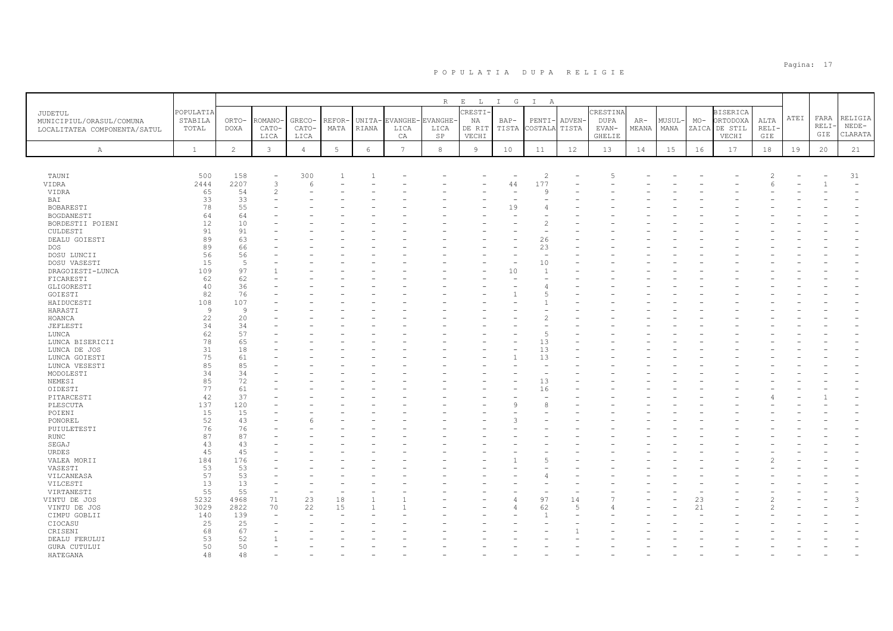# P O P U L A T I A   D U P A   R E L I G I E

| JUDETUL<br>MUNICIPIUL/ORASUL/COMUNA<br>LOCALITATEA COMPONENTA/SATUL | POPULATIA STABILA TOTAL | R E L I G I A | | | | | | | | | | | | | | | | | | | |
|---|---|---|---|---|---|---|---|---|---|---|---|---|---|---|---|---|---|---|---|---|---|
| | | ORTO-DOXA | ROMANO-CATO-LICA | GRECO-CATO-LICA | REFOR-MATA | UNITA-RIANA | EVANGHE-LICA CA | EVANGHE-LICA SP | CRESTI-NA DE RIT VECHI | BAP-TISTA | PENTI-COSTALA | ADVEN-TISTA | CRESTINA DUPA EVAN-GHELIE | AR-MEANA | MUSUL-MANA | MO-ZAICA | BISERICA ORTODOXA DE STIL VECHI | ALTA RELI-GIE | ATEI | FARA RELI-GIE | RELIGIA NEDE-CLARATA |
| A | 1 | 2 | 3 | 4 | 5 | 6 | 7 | 8 | 9 | 10 | 11 | 12 | 13 | 14 | 15 | 16 | 17 | 18 | 19 | 20 | 21 |
| TAUNI | 500 | 158 | - | 300 | 1 | 1 | - | - | - | - | 2 | - | 5 | - | - | - | - | 2 | - | - | 31 |
| VIDRA | 2444 | 2207 | 3 | 6 | - | - | - | - | - | 44 | 177 | - | - | - | - | - | - | 6 | - | 1 | - |
| VIDRA | 65 | 54 | 2 | - | - | - | - | - | - | - | 9 | - | - | - | - | - | - | - | - | - | - |
| BAI | 33 | 33 | - | - | - | - | - | - | - | - | - | - | - | - | - | - | - | - | - | - | - |
| BOBARESTI | 78 | 55 | - | - | - | - | - | - | - | 19 | 4 | - | - | - | - | - | - | - | - | - | - |
| BOGDANESTI | 64 | 64 | - | - | - | - | - | - | - | - | - | - | - | - | - | - | - | - | - | - | - |
| BORDESTII POIENI | 12 | 10 | - | - | - | - | - | - | - | - | 2 | - | - | - | - | - | - | - | - | - | - |
| CULDESTI | 91 | 91 | - | - | - | - | - | - | - | - | - | - | - | - | - | - | - | - | - | - | - |
| DEALU GOIESTI | 89 | 63 | - | - | - | - | - | - | - | - | 26 | - | - | - | - | - | - | - | - | - | - |
| DOS | 89 | 66 | - | - | - | - | - | - | - | - | 23 | - | - | - | - | - | - | - | - | - | - |
| DOSU LUNCII | 56 | 56 | - | - | - | - | - | - | - | - | - | - | - | - | - | - | - | - | - | - | - |
| DOSU VASESTI | 15 | 5 | - | - | - | - | - | - | - | - | 10 | - | - | - | - | - | - | - | - | - | - |
| DRAGOIESTI-LUNCA | 109 | 97 | 1 | - | - | - | - | - | - | 10 | 1 | - | - | - | - | - | - | - | - | - | - |
| FICARESTI | 62 | 62 | - | - | - | - | - | - | - | - | - | - | - | - | - | - | - | - | - | - | - |
| GLIGORESTI | 40 | 36 | - | - | - | - | - | - | - | - | 4 | - | - | - | - | - | - | - | - | - | - |
| GOIESTI | 82 | 76 | - | - | - | - | - | - | - | 1 | 5 | - | - | - | - | - | - | - | - | - | - |
| HAIDUCESTI | 108 | 107 | - | - | - | - | - | - | - | - | 1 | - | - | - | - | - | - | - | - | - | - |
| HARASTI | 9 | 9 | - | - | - | - | - | - | - | - | - | - | - | - | - | - | - | - | - | - | - |
| HOANCA | 22 | 20 | - | - | - | - | - | - | - | - | 2 | - | - | - | - | - | - | - | - | - | - |
| JEFLESTI | 34 | 34 | - | - | - | - | - | - | - | - | - | - | - | - | - | - | - | - | - | - | - |
| LUNCA | 62 | 57 | - | - | - | - | - | - | - | - | 5 | - | - | - | - | - | - | - | - | - | - |
| LUNCA BISERICII | 78 | 65 | - | - | - | - | - | - | - | - | 13 | - | - | - | - | - | - | - | - | - | - |
| LUNCA DE JOS | 31 | 18 | - | - | - | - | - | - | - | - | 13 | - | - | - | - | - | - | - | - | - | - |
| LUNCA GOIESTI | 75 | 61 | - | - | - | - | - | - | - | 1 | 13 | - | - | - | - | - | - | - | - | - | - |
| LUNCA VESESTI | 85 | 85 | - | - | - | - | - | - | - | - | - | - | - | - | - | - | - | - | - | - | - |
| MODOLESTI | 34 | 34 | - | - | - | - | - | - | - | - | - | - | - | - | - | - | - | - | - | - | - |
| NEMESI | 85 | 72 | - | - | - | - | - | - | - | - | 13 | - | - | - | - | - | - | - | - | - | - |
| OIDESTI | 77 | 61 | - | - | - | - | - | - | - | - | 16 | - | - | - | - | - | - | - | - | - | - |
| PITARCESTI | 42 | 37 | - | - | - | - | - | - | - | - | - | - | - | - | - | - | - | 4 | - | 1 | - |
| PLESCUTA | 137 | 120 | - | - | - | - | - | - | - | 9 | 8 | - | - | - | - | - | - | - | - | - | - |
| POIENI | 15 | 15 | - | - | - | - | - | - | - | - | - | - | - | - | - | - | - | - | - | - | - |
| PONOREL | 52 | 43 | - | 6 | - | - | - | - | - | 3 | - | - | - | - | - | - | - | - | - | - | - |
| PUIULETESTI | 76 | 76 | - | - | - | - | - | - | - | - | - | - | - | - | - | - | - | - | - | - | - |
| RUNC | 87 | 87 | - | - | - | - | - | - | - | - | - | - | - | - | - | - | - | - | - | - | - |
| SEGAJ | 43 | 43 | - | - | - | - | - | - | - | - | - | - | - | - | - | - | - | - | - | - | - |
| URDES | 45 | 45 | - | - | - | - | - | - | - | - | - | - | - | - | - | - | - | - | - | - | - |
| VALEA MORII | 184 | 176 | - | - | - | - | - | - | - | 1 | 5 | - | - | - | - | - | - | 2 | - | - | - |
| VASESTI | 53 | 53 | - | - | - | - | - | - | - | - | - | - | - | - | - | - | - | - | - | - | - |
| VILCANEASA | 57 | 53 | - | - | - | - | - | - | - | - | 4 | - | - | - | - | - | - | - | - | - | - |
| VILCESTI | 13 | 13 | - | - | - | - | - | - | - | - | - | - | - | - | - | - | - | - | - | - | - |
| VIRTANESTI | 55 | 55 | - | - | - | - | - | - | - | - | - | - | - | - | - | - | - | - | - | - | - |
| VINTU DE JOS | 5232 | 4968 | 71 | 23 | 18 | 1 | 1 | - | - | 4 | 97 | 14 | 7 | - | - | 23 | - | 2 | - | - | 3 |
| VINTU DE JOS | 3029 | 2822 | 70 | 22 | 15 | 1 | 1 | - | - | 4 | 62 | 5 | 4 | - | - | 21 | - | 2 | - | - | - |
| CIMPU GOBLII | 140 | 139 | - | - | - | - | - | - | - | - | 1 | - | - | - | - | - | - | - | - | - | - |
| CIOCASU | 25 | 25 | - | - | - | - | - | - | - | - | - | - | - | - | - | - | - | - | - | - | - |
| CRISENI | 68 | 67 | - | - | - | - | - | - | - | - | - | 1 | - | - | - | - | - | - | - | - | - |
| DEALU FERULUI | 53 | 52 | 1 | - | - | - | - | - | - | - | - | - | - | - | - | - | - | - | - | - | - |
| GURA CUTULUI | 50 | 50 | - | - | - | - | - | - | - | - | - | - | - | - | - | - | - | - | - | - | - |
| HATEGANA | 48 | 48 | - | - | - | - | - | - | - | - | - | - | - | - | - | - | - | - | - | - | - |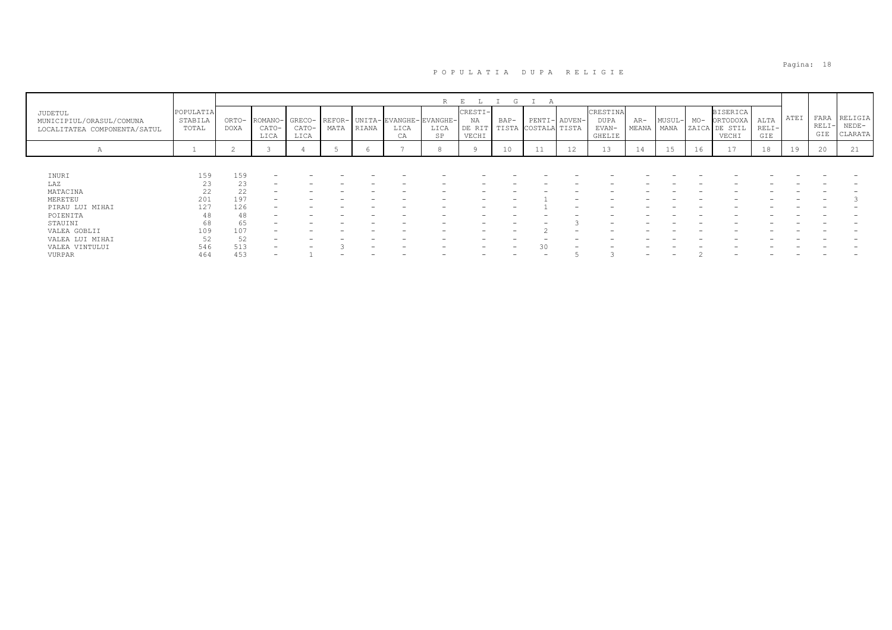# POPULATIA DUPA RELIGIE

| JUDETUL<br>MUNICIPIUL/ORASUL/COMUNA<br>LOCALITATEA COMPONENTA/SATUL | POPULATIA STABILA TOTAL | RELIGIA | | | | | | | | | | | | | | | | | | | |
|---|---|---|---|---|---|---|---|---|---|---|---|---|---|---|---|---|---|---|---|---|---|
| | | ORTODOXA | ROMANO-CATOLICA | GRECO-CATOLICA | REFORMATA | UNITARIANA | EVANGHELICA | EVANGHELICA SP | CRESTINA DE RIT VECHI | BAPTISTA | PENTICOSTALA | ADVENTISTA | CRESTINA DUPA EVANGHELIE | ARMEANA | MUSULMANA | MOZAICA | BISERICA ORTODOXA DE STIL VECHI | ALTA RELIGIE | ATEI | FARA RELIGIE | RELIGIA NEDECLARATA |
| A | 1 | 2 | 3 | 4 | 5 | 6 | 7 | 8 | 9 | 10 | 11 | 12 | 13 | 14 | 15 | 16 | 17 | 18 | 19 | 20 | 21 |
| INURI | 159 | 159 | - | - | - | - | - | - | - | - | - | - | - | - | - | - | - | - | - | - | - |
| LAZ | 23 | 23 | - | - | - | - | - | - | - | - | - | - | - | - | - | - | - | - | - | - | - |
| MATACINA | 22 | 22 | - | - | - | - | - | - | - | - | - | - | - | - | - | - | - | - | - | - | - |
| MERETEU | 201 | 197 | - | - | - | - | - | - | - | - | 1 | - | - | - | - | - | - | - | - | - | 3 |
| PIRAU LUI MIHAI | 127 | 126 | - | - | - | - | - | - | - | - | 1 | - | - | - | - | - | - | - | - | - | - |
| POIENITA | 48 | 48 | - | - | - | - | - | - | - | - | - | - | - | - | - | - | - | - | - | - | - |
| STAUINI | 68 | 65 | - | - | - | - | - | - | - | - | - | 3 | - | - | - | - | - | - | - | - | - |
| VALEA GOBLII | 109 | 107 | - | - | - | - | - | - | - | - | 2 | - | - | - | - | - | - | - | - | - | - |
| VALEA LUI MIHAI | 52 | 52 | - | - | - | - | - | - | - | - | - | - | - | - | - | - | - | - | - | - | - |
| VALEA VINTULUI | 546 | 513 | - | - | 3 | - | - | - | - | - | 30 | - | - | - | - | - | - | - | - | - | - |
| VURPAR | 464 | 453 | - | 1 | - | - | - | - | - | - | - | 5 | 3 | - | - | 2 | - | - | - | - | - |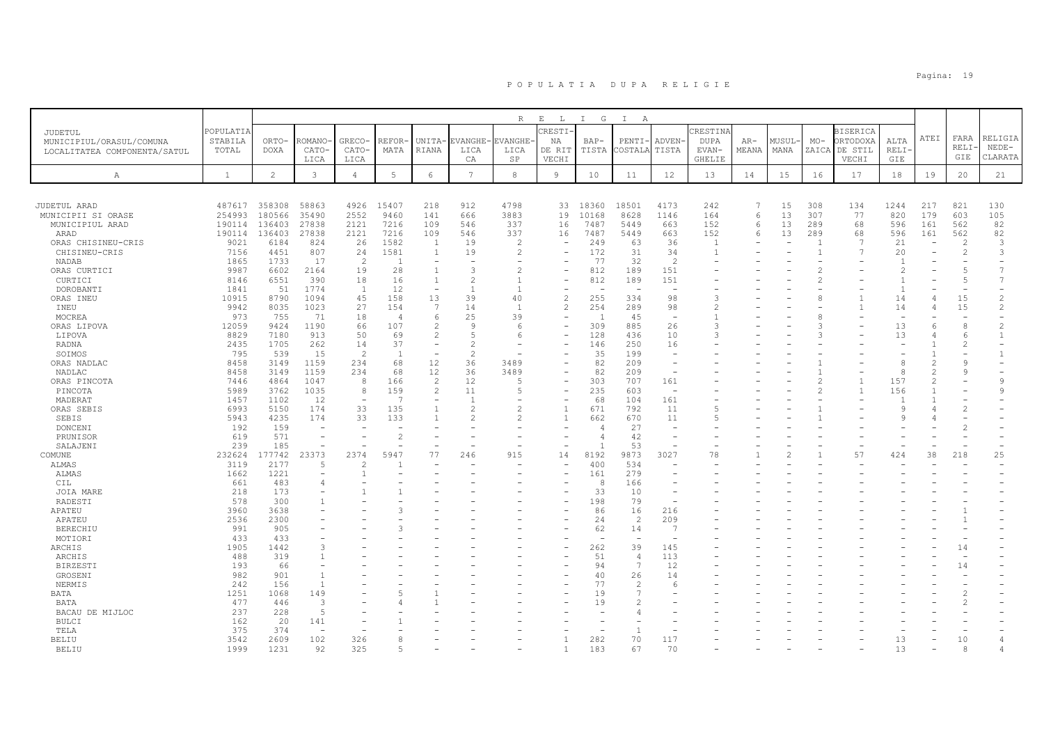# P O P U L A T I A   D U P A   R E L I G I E

| JUDETUL MUNICIPIUL/ORASUL/COMUNA LOCALITATEA COMPONENTA/SATUL | POPULATIA STABILA TOTAL | RELIGIA | | | | | | | | | | | | | | | | | | | |
|---|---|---|---|---|---|---|---|---|---|---|---|---|---|---|---|---|---|---|---|---|
| | | ORTO-DOXA | ROMANO-CATO-LICA | GRECO-CATO-LICA | REFOR-MATA | UNITA-RIANA | EVANGHE-LICA CA | EVANGHE-LICA SP | CRESTI-NA DE RIT VECHI | BAP-TISTA | PENTI-COSTALA | ADVEN-TISTA | CRESTINA DUPA EVAN-GHELIE | AR-MEANA | MUSUL-MANA | MO-ZAICA | BISERICA ORTODOXA DE STIL VECHI | ALTA RELI-GIE | ATEI | FARA RELI-GIE | RELIGIA NEDE-CLARATA |
| A | 1 | 2 | 3 | 4 | 5 | 6 | 7 | 8 | 9 | 10 | 11 | 12 | 13 | 14 | 15 | 16 | 17 | 18 | 19 | 20 | 21 |
| JUDETUL ARAD | 487617 | 358308 | 58863 | 4926 | 15407 | 218 | 912 | 4798 | 33 | 18360 | 18501 | 4173 | 242 | 7 | 15 | 308 | 134 | 1244 | 217 | 821 | 130 |
| MUNICIPII SI ORASE | 254993 | 180566 | 35490 | 2552 | 9460 | 141 | 666 | 3883 | 19 | 10168 | 8628 | 1146 | 164 | 6 | 13 | 307 | 77 | 820 | 179 | 603 | 105 |
| MUNICIPIUL ARAD | 190114 | 136403 | 27838 | 2121 | 7216 | 109 | 546 | 337 | 16 | 7487 | 5449 | 663 | 152 | 6 | 13 | 289 | 68 | 596 | 161 | 562 | 82 |
| ARAD | 190114 | 136403 | 27838 | 2121 | 7216 | 109 | 546 | 337 | 16 | 7487 | 5449 | 663 | 152 | 6 | 13 | 289 | 68 | 596 | 161 | 562 | 82 |
| ORAS CHISINEU-CRIS | 9021 | 6184 | 824 | 26 | 1582 | 1 | 19 | 2 | - | 249 | 63 | 36 | 1 | - | - | 1 | 7 | 21 | - | 2 | 3 |
| CHISINEU-CRIS | 7156 | 4451 | 807 | 24 | 1581 | 1 | 19 | 2 | - | 172 | 31 | 34 | 1 | - | - | 1 | 7 | 20 | - | 2 | 3 |
| NADAB | 1865 | 1733 | 17 | 2 | 1 | - | - | - | - | 77 | 32 | 2 | - | - | - | - | - | 1 | - | - | - |
| ORAS CURTICI | 9987 | 6602 | 2164 | 19 | 28 | 1 | 3 | 2 | - | 812 | 189 | 151 | - | - | - | 2 | - | 2 | - | 5 | 7 |
| CURTICI | 8146 | 6551 | 390 | 18 | 16 | 1 | 2 | 1 | - | 812 | 189 | 151 | - | - | - | 2 | - | 1 | - | 5 | 7 |
| DOROBANTI | 1841 | 51 | 1774 | 1 | 12 | - | 1 | 1 | - | - | - | - | - | - | - | - | - | 1 | - | - | - |
| ORAS INEU | 10915 | 8790 | 1094 | 45 | 158 | 13 | 39 | 40 | 2 | 255 | 334 | 98 | 3 | - | - | 8 | 1 | 14 | 4 | 15 | 2 |
| INEU | 9942 | 8035 | 1023 | 27 | 154 | 7 | 14 | 1 | 2 | 254 | 289 | 98 | 2 | - | - | - | 1 | 14 | 4 | 15 | 2 |
| MOCREA | 973 | 755 | 71 | 18 | 4 | 6 | 25 | 39 | - | 1 | 45 | - | 1 | - | - | 8 | - | - | - | - | - |
| ORAS LIPOVA | 12059 | 9424 | 1190 | 66 | 107 | 2 | 9 | 6 | - | 309 | 885 | 26 | 3 | - | - | 3 | - | 13 | 6 | 8 | 2 |
| LIPOVA | 8829 | 7180 | 913 | 50 | 69 | 2 | 5 | 6 | - | 128 | 436 | 10 | 3 | - | - | 3 | - | 13 | 4 | 6 | 1 |
| RADNA | 2435 | 1705 | 262 | 14 | 37 | - | 2 | - | - | 146 | 250 | 16 | - | - | - | - | - | - | 1 | 2 | - |
| SOIMOS | 795 | 539 | 15 | 2 | 1 | - | 2 | - | - | 35 | 199 | - | - | - | - | - | - | - | 1 | - | 1 |
| ORAS NADLAC | 8458 | 3149 | 1159 | 234 | 68 | 12 | 36 | 3489 | - | 82 | 209 | - | - | - | - | 1 | - | 8 | 2 | 9 | - |
| NADLAC | 8458 | 3149 | 1159 | 234 | 68 | 12 | 36 | 3489 | - | 82 | 209 | - | - | - | - | 1 | - | 8 | 2 | 9 | - |
| ORAS PINCOTA | 7446 | 4864 | 1047 | 8 | 166 | 2 | 12 | 5 | - | 303 | 707 | 161 | - | - | - | 2 | 1 | 157 | 2 | - | 9 |
| PINCOTA | 5989 | 3762 | 1035 | 8 | 159 | 2 | 11 | 5 | - | 235 | 603 | - | - | - | - | 2 | 1 | 156 | 1 | - | 9 |
| MADERAT | 1457 | 1102 | 12 | - | 7 | - | 1 | - | - | 68 | 104 | 161 | - | - | - | - | - | 1 | 1 | - | - |
| ORAS SEBIS | 6993 | 5150 | 174 | 33 | 135 | 1 | 2 | 2 | 1 | 671 | 792 | 11 | 5 | - | - | 1 | - | 9 | 4 | 2 | - |
| SEBIS | 5943 | 4235 | 174 | 33 | 133 | 1 | 2 | 2 | 1 | 662 | 670 | 11 | 5 | - | - | 1 | - | 9 | 4 | - | - |
| DONCENI | 192 | 159 | - | - | - | - | - | - | - | 4 | 27 | - | - | - | - | - | - | - | - | 2 | - |
| PRUNISOR | 619 | 571 | - | - | 2 | - | - | - | - | 4 | 42 | - | - | - | - | - | - | - | - | - | - |
| SALAJENI | 239 | 185 | - | - | - | - | - | - | - | 1 | 53 | - | - | - | - | - | - | - | - | - | - |
| COMUNE | 232624 | 177742 | 23373 | 2374 | 5947 | 77 | 246 | 915 | 14 | 8192 | 9873 | 3027 | 78 | 1 | 2 | 1 | 57 | 424 | 38 | 218 | 25 |
| ALMAS | 3119 | 2177 | 5 | 2 | 1 | - | - | - | - | 400 | 534 | - | - | - | - | - | - | - | - | - | - |
| ALMAS | 1662 | 1221 | - | 1 | - | - | - | - | - | 161 | 279 | - | - | - | - | - | - | - | - | - | - |
| CIL | 661 | 483 | 4 | - | - | - | - | - | - | 8 | 166 | - | - | - | - | - | - | - | - | - | - |
| JOIA MARE | 218 | 173 | - | 1 | 1 | - | - | - | - | 33 | 10 | - | - | - | - | - | - | - | - | - | - |
| RADESTI | 578 | 300 | 1 | - | - | - | - | - | - | 198 | 79 | - | - | - | - | - | - | - | - | - | - |
| APATEU | 3960 | 3638 | - | - | 3 | - | - | - | - | 86 | 16 | 216 | - | - | - | - | - | - | - | 1 | - |
| APATEU | 2536 | 2300 | - | - | - | - | - | - | - | 24 | 2 | 209 | - | - | - | - | - | - | - | 1 | - |
| BERECHIU | 991 | 905 | - | - | 3 | - | - | - | - | 62 | 14 | 7 | - | - | - | - | - | - | - | - | - |
| MOTIORI | 433 | 433 | - | - | - | - | - | - | - | - | - | - | - | - | - | - | - | - | - | - | - |
| ARCHIS | 1905 | 1442 | 3 | - | - | - | - | - | - | 262 | 39 | 145 | - | - | - | - | - | - | - | 14 | - |
| ARCHIS | 488 | 319 | 1 | - | - | - | - | - | - | 51 | 4 | 113 | - | - | - | - | - | - | - | - | - |
| BIRZESTI | 193 | 66 | - | - | - | - | - | - | - | 94 | 7 | 12 | - | - | - | - | - | - | - | 14 | - |
| GROSENI | 982 | 901 | 1 | - | - | - | - | - | - | 40 | 26 | 14 | - | - | - | - | - | - | - | - | - |
| NERMIS | 242 | 156 | 1 | - | - | - | - | - | - | 77 | 2 | 6 | - | - | - | - | - | - | - | - | - |
| BATA | 1251 | 1068 | 149 | - | 5 | 1 | - | - | - | 19 | 7 | - | - | - | - | - | - | - | - | 2 | - |
| BATA | 477 | 446 | 3 | - | 4 | 1 | - | - | - | 19 | 2 | - | - | - | - | - | - | - | - | 2 | - |
| BACAU DE MIJLOC | 237 | 228 | 5 | - | - | - | - | - | - | - | 4 | - | - | - | - | - | - | - | - | - | - |
| BULCI | 162 | 20 | 141 | - | 1 | - | - | - | - | - | - | - | - | - | - | - | - | - | - | - | - |
| TELA | 375 | 374 | - | - | - | - | - | - | - | - | 1 | - | - | - | - | - | - | - | - | - | - |
| BELIU | 3542 | 2609 | 102 | 326 | 8 | - | - | - | 1 | 282 | 70 | 117 | - | - | - | - | - | 13 | - | 10 | 4 |
| BELIU | 1999 | 1231 | 92 | 325 | 5 | - | - | - | 1 | 183 | 67 | 70 | - | - | - | - | - | 13 | - | 8 | 4 |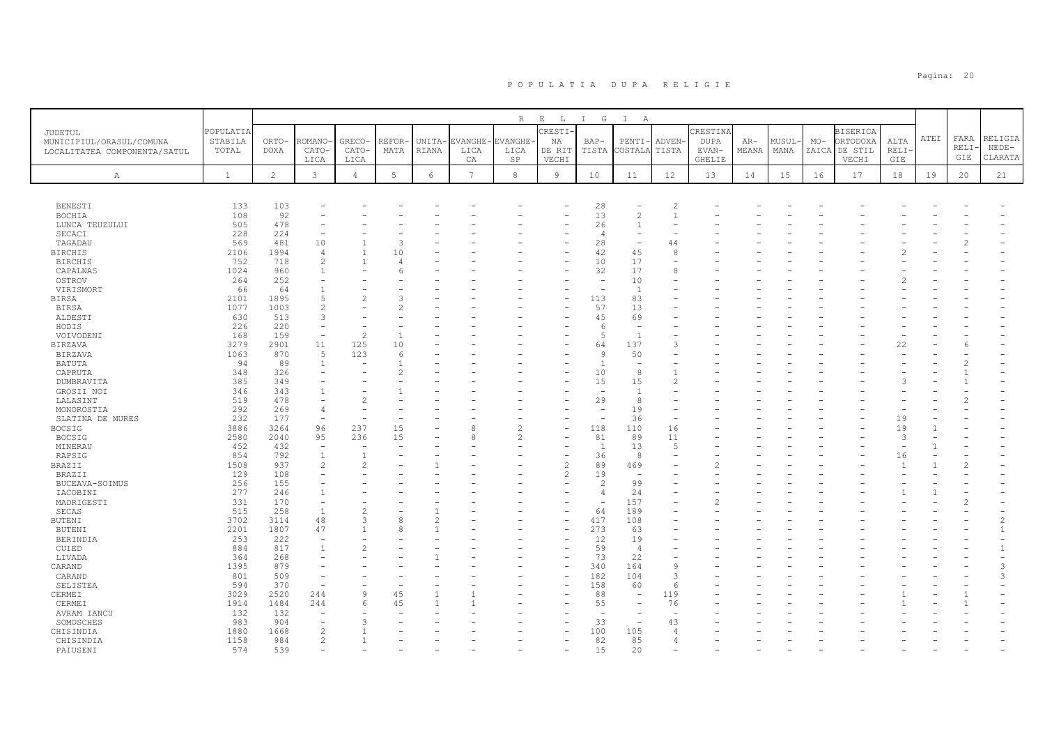# P O P U L A T I A   D U P A   R E L I G I E

| JUDETUL MUNICIPIUL/ORASUL/COMUNA LOCALITATEA COMPONENTA/SATUL | POPULATIA STABILA TOTAL | R E L I G I A | | | | | | | | | | | | | | | | | | | |
|---|---|---|---|---|---|---|---|---|---|---|---|---|---|---|---|---|---|---|---|---|---|
| | | ORTODOXA | ROMANO-CATOLICA | GRECO-CATOLICA | REFORMATA | UNITARIANA | EVANGHELICA | EVANGHELICA SP | CRESTINA DE RIT VECHI | BAPTISTA | PENTICOSTALA | ADVENTISTA | CRESTINA DUPA EVANGHELIE | ARMEANA | MUSULMANA | MOZAICA | BISERICA ORTODOXA DE STIL VECHI | ALTA RELIGIE | ATEI | FARA RELIGIE | RELIGIE NEDECLARATA |
| A | 1 | 2 | 3 | 4 | 5 | 6 | 7 | 8 | 9 | 10 | 11 | 12 | 13 | 14 | 15 | 16 | 17 | 18 | 19 | 20 | 21 |
| BENESTI | 133 | 103 | - | - | - | - | - | - | - | 28 | - | 2 | - | - | - | - | - | - | - | - | - |
| BOCHIA | 108 | 92 | - | - | - | - | - | - | - | 13 | 2 | 1 | - | - | - | - | - | - | - | - | - |
| LUNCA TEUZULUI | 505 | 478 | - | - | - | - | - | - | - | 26 | 1 | - | - | - | - | - | - | - | - | - | - |
| SECACI | 228 | 224 | - | - | - | - | - | - | - | 4 | - | - | - | - | - | - | - | - | - | - | - |
| TAGADAU | 569 | 481 | 10 | 1 | 3 | - | - | - | - | 28 | - | 44 | - | - | - | - | - | - | - | 2 | - |
| BIRCHIS | 2106 | 1994 | 4 | 1 | 10 | - | - | - | - | 42 | 45 | 8 | - | - | - | - | - | 2 | - | - | - |
| BIRCHIS | 752 | 718 | 2 | 1 | 4 | - | - | - | - | 10 | 17 | - | - | - | - | - | - | - | - | - | - |
| CAPALNAS | 1024 | 960 | 1 | - | 6 | - | - | - | - | 32 | 17 | 8 | - | - | - | - | - | - | - | - | - |
| OSTROV | 264 | 252 | - | - | - | - | - | - | - | - | 10 | - | - | - | - | - | - | 2 | - | - | - |
| VIRISMORT | 66 | 64 | 1 | - | - | - | - | - | - | - | 1 | - | - | - | - | - | - | - | - | - | - |
| BIRSA | 2101 | 1895 | 5 | 2 | 3 | - | - | - | - | 113 | 83 | - | - | - | - | - | - | - | - | - | - |
| BIRSA | 1077 | 1003 | 2 | - | 2 | - | - | - | - | 57 | 13 | - | - | - | - | - | - | - | - | - | - |
| ALDESTI | 630 | 513 | 3 | - | - | - | - | - | - | 45 | 69 | - | - | - | - | - | - | - | - | - | - |
| HODIS | 226 | 220 | - | - | - | - | - | - | - | 6 | - | - | - | - | - | - | - | - | - | - | - |
| VOIVODENI | 168 | 159 | - | 2 | 1 | - | - | - | - | 5 | 1 | - | - | - | - | - | - | - | - | - | - |
| BIRZAVA | 3279 | 2901 | 11 | 125 | 10 | - | - | - | - | 64 | 137 | 3 | - | - | - | - | - | 22 | - | 6 | - |
| BIRZAVA | 1063 | 870 | 5 | 123 | 6 | - | - | - | - | 9 | 50 | - | - | - | - | - | - | - | - | - | - |
| BATUTA | 94 | 89 | 1 | - | 1 | - | - | - | - | 1 | - | - | - | - | - | - | - | - | - | 2 | - |
| CAPRUTA | 348 | 326 | - | - | 2 | - | - | - | - | 10 | 8 | 1 | - | - | - | - | - | - | - | 1 | - |
| DUMBRAVITA | 385 | 349 | - | - | - | - | - | - | - | 15 | 15 | 2 | - | - | - | - | - | 3 | - | 1 | - |
| GROSII NOI | 346 | 343 | 1 | - | 1 | - | - | - | - | - | 1 | - | - | - | - | - | - | - | - | - | - |
| LALASINT | 519 | 478 | - | 2 | - | - | - | - | - | 29 | 8 | - | - | - | - | - | - | - | - | 2 | - |
| MONOROSTIA | 292 | 269 | 4 | - | - | - | - | - | - | - | 19 | - | - | - | - | - | - | - | - | - | - |
| SLATINA DE MURES | 232 | 177 | - | - | - | - | - | - | - | - | 36 | - | - | - | - | - | - | 19 | - | - | - |
| BOCSIG | 3886 | 3264 | 96 | 237 | 15 | - | 8 | 2 | - | 118 | 110 | 16 | - | - | - | - | - | 19 | 1 | - | - |
| BOCSIG | 2580 | 2040 | 95 | 236 | 15 | - | 8 | 2 | - | 81 | 89 | 11 | - | - | - | - | - | 3 | - | - | - |
| MINERAU | 452 | 432 | - | - | - | - | - | - | - | 1 | 13 | 5 | - | - | - | - | - | - | 1 | - | - |
| RAPSIG | 854 | 792 | 1 | 1 | - | - | - | - | - | 36 | 8 | - | - | - | - | - | - | 16 | - | - | - |
| BRAZII | 1508 | 937 | 2 | 2 | - | 1 | - | - | 2 | 89 | 469 | - | 2 | - | - | - | - | 1 | 1 | 2 | - |
| BRAZII | 129 | 108 | - | - | - | - | - | - | 2 | 19 | - | - | - | - | - | - | - | - | - | - | - |
| BUCEAVA-SOIMUS | 256 | 155 | - | - | - | - | - | - | - | 2 | 99 | - | - | - | - | - | - | - | - | - | - |
| IACOBINI | 277 | 246 | 1 | - | - | - | - | - | - | 4 | 24 | - | - | - | - | - | - | 1 | 1 | - | - |
| MADRIGESTI | 331 | 170 | - | - | - | - | - | - | - | - | 157 | - | 2 | - | - | - | - | - | - | 2 | - |
| SECAS | 515 | 258 | 1 | 2 | - | 1 | - | - | - | 64 | 189 | - | - | - | - | - | - | - | - | - | - |
| BUTENI | 3702 | 3114 | 48 | 3 | 8 | 2 | - | - | - | 417 | 108 | - | - | - | - | - | - | - | - | - | 2 |
| BUTENI | 2201 | 1807 | 47 | 1 | 8 | 1 | - | - | - | 273 | 63 | - | - | - | - | - | - | - | - | - | 1 |
| BERINDIA | 253 | 222 | - | - | - | - | - | - | - | 12 | 19 | - | - | - | - | - | - | - | - | - | - |
| CUIED | 884 | 817 | 1 | 2 | - | - | - | - | - | 59 | 4 | - | - | - | - | - | - | - | - | - | 1 |
| LIVADA | 364 | 268 | - | - | - | 1 | - | - | - | 73 | 22 | - | - | - | - | - | - | - | - | - | - |
| CARAND | 1395 | 879 | - | - | - | - | - | - | - | 340 | 164 | 9 | - | - | - | - | - | - | - | - | 3 |
| CARAND | 801 | 509 | - | - | - | - | - | - | - | 182 | 104 | 3 | - | - | - | - | - | - | - | - | 3 |
| SELISTEA | 594 | 370 | - | - | - | - | - | - | - | 158 | 60 | 6 | - | - | - | - | - | - | - | - | - |
| CERMEI | 3029 | 2520 | 244 | 9 | 45 | 1 | 1 | - | - | 88 | - | 119 | - | - | - | - | - | 1 | - | 1 | - |
| CERMEI | 1914 | 1484 | 244 | 6 | 45 | 1 | 1 | - | - | 55 | - | 76 | - | - | - | - | - | 1 | - | 1 | - |
| AVRAM IANCU | 132 | 132 | - | - | - | - | - | - | - | - | - | - | - | - | - | - | - | - | - | - | - |
| SOMOSCHES | 983 | 904 | - | 3 | - | - | - | - | - | 33 | - | 43 | - | - | - | - | - | - | - | - | - |
| CHISINDIA | 1880 | 1668 | 2 | 1 | - | - | - | - | - | 100 | 105 | 4 | - | - | - | - | - | - | - | - | - |
| CHISINDIA | 1158 | 984 | 2 | 1 | - | - | - | - | - | 82 | 85 | 4 | - | - | - | - | - | - | - | - | - |
| PAIUSENI | 574 | 539 | - | - | - | - | - | - | - | 15 | 20 | - | - | - | - | - | - | - | - | - | - |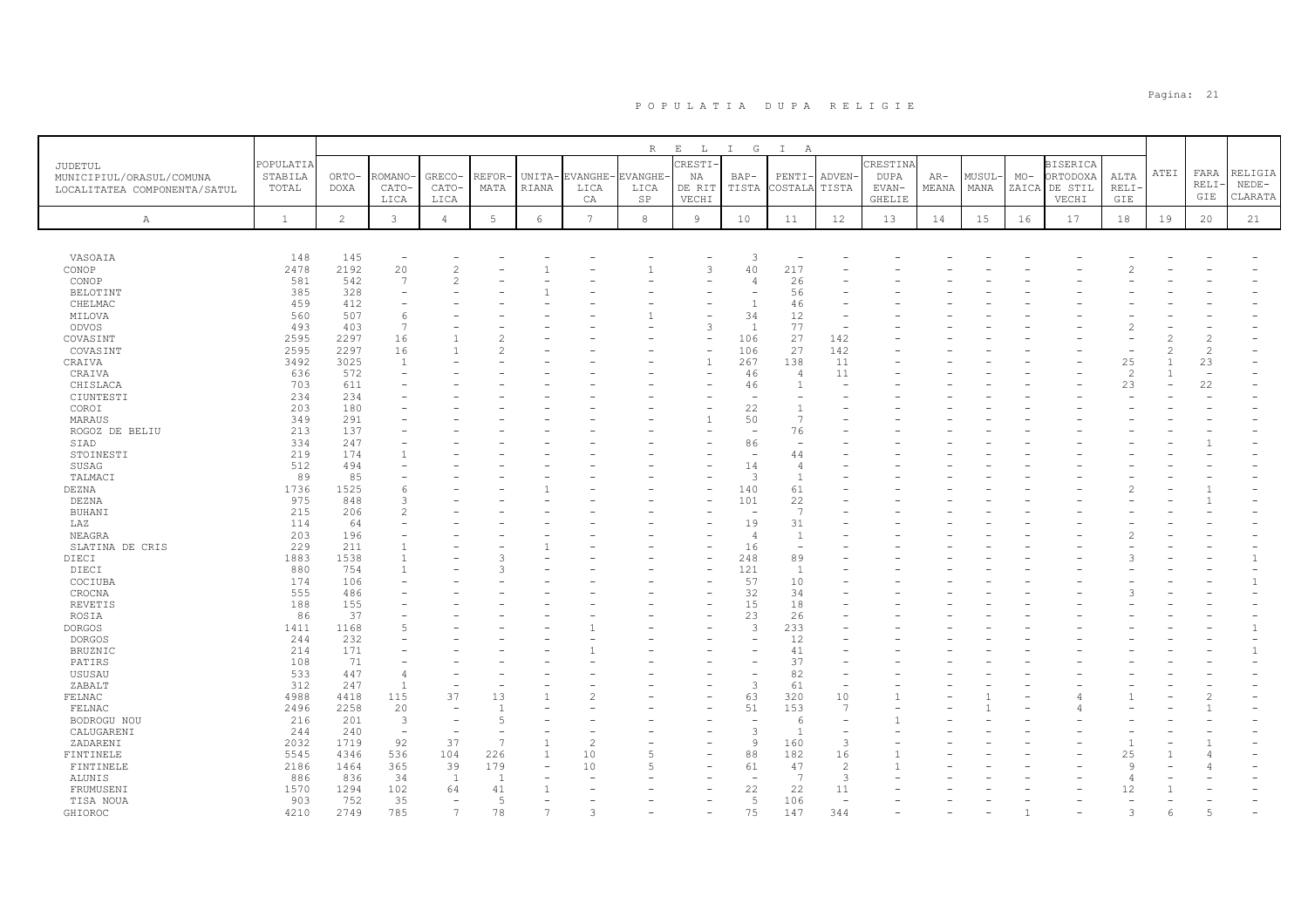POPULATIA DUPA RELIGIE

| JUDETUL MUNICIPIUL/ORASUL/COMUNA LOCALITATEA COMPONENTA/SATUL | POPULATIA STABILA TOTAL | RELIGIA | | | | | | | | | | | | | | | | | | | |
|---|---|---|---|---|---|---|---|---|---|---|---|---|---|---|---|---|---|---|---|---|---|
| | | ORTODOXA | ROMANO-CATOLICA | GRECO-CATOLICA | REFORMATA | UNITARIANA | EVANGHELICA CA | EVANGHELICA SP | CRESTINA DE RIT VECHI | BAPTISTA | PENTICOSTALA | ADVENTISTA | CRESTINA DUPA EVANGHELIE | ARMEANA | MUSULMANA | MOZAICA | BISERICA ORTODOXA DE STIL VECHI | ALTA RELIGIE | ATEI | FARA RELIGIE | RELIGIA NEDECLARATA |
| A | 1 | 2 | 3 | 4 | 5 | 6 | 7 | 8 | 9 | 10 | 11 | 12 | 13 | 14 | 15 | 16 | 17 | 18 | 19 | 20 | 21 |
| VASOAIA | 148 | 145 | - | - | - | - | - | - | - | 3 | - | - | - | - | - | - | - | - | - | - | - |
| CONOP | 2478 | 2192 | 20 | 2 | - | 1 | - | 1 | 3 | 40 | 217 | - | - | - | - | - | - | 2 | - | - | - |
| CONOP | 581 | 542 | 7 | 2 | - | - | - | - | - | 4 | 26 | - | - | - | - | - | - | - | - | - | - |
| BELOTINT | 385 | 328 | - | - | - | 1 | - | - | - | - | 56 | - | - | - | - | - | - | - | - | - | - |
| CHELMAC | 459 | 412 | - | - | - | - | - | - | - | 1 | 46 | - | - | - | - | - | - | - | - | - | - |
| MILOVA | 560 | 507 | 6 | - | - | - | - | 1 | - | 34 | 12 | - | - | - | - | - | - | - | - | - | - |
| ODVOS | 493 | 403 | 7 | - | - | - | - | - | 3 | 1 | 77 | - | - | - | - | - | - | 2 | - | - | - |
| COVASINT | 2595 | 2297 | 16 | 1 | 2 | - | - | - | - | 106 | 27 | 142 | - | - | - | - | - | - | 2 | 2 | - |
| COVASINT | 2595 | 2297 | 16 | 1 | 2 | - | - | - | - | 106 | 27 | 142 | - | - | - | - | - | - | 2 | 2 | - |
| CRAIVA | 3492 | 3025 | 1 | - | - | - | - | - | 1 | 267 | 138 | 11 | - | - | - | - | - | 25 | 1 | 23 | - |
| CRAIVA | 636 | 572 | - | - | - | - | - | - | - | 46 | 4 | 11 | - | - | - | - | - | 2 | 1 | - | - |
| CHISLACA | 703 | 611 | - | - | - | - | - | - | - | 46 | 1 | - | - | - | - | - | - | 23 | - | 22 | - |
| CIUNTESTI | 234 | 234 | - | - | - | - | - | - | - | - | - | - | - | - | - | - | - | - | - | - | - |
| COROI | 203 | 180 | - | - | - | - | - | - | - | 22 | 1 | - | - | - | - | - | - | - | - | - | - |
| MARAUS | 349 | 291 | - | - | - | - | - | - | 1 | 50 | 7 | - | - | - | - | - | - | - | - | - | - |
| ROGOZ DE BELIU | 213 | 137 | - | - | - | - | - | - | - | - | 76 | - | - | - | - | - | - | - | - | - | - |
| SIAD | 334 | 247 | - | - | - | - | - | - | - | 86 | - | - | - | - | - | - | - | - | - | 1 | - |
| STOINESTI | 219 | 174 | 1 | - | - | - | - | - | - | - | 44 | - | - | - | - | - | - | - | - | - | - |
| SUSAG | 512 | 494 | - | - | - | - | - | - | - | 14 | 4 | - | - | - | - | - | - | - | - | - | - |
| TALMACI | 89 | 85 | - | - | - | - | - | - | - | 3 | 1 | - | - | - | - | - | - | - | - | - | - |
| DEZNA | 1736 | 1525 | 6 | - | - | 1 | - | - | - | 140 | 61 | - | - | - | - | - | - | 2 | - | 1 | - |
| DEZNA | 975 | 848 | 3 | - | - | - | - | - | - | 101 | 22 | - | - | - | - | - | - | - | - | 1 | - |
| BUHANI | 215 | 206 | 2 | - | - | - | - | - | - | - | 7 | - | - | - | - | - | - | - | - | - | - |
| LAZ | 114 | 64 | - | - | - | - | - | - | - | 19 | 31 | - | - | - | - | - | - | - | - | - | - |
| NEAGRA | 203 | 196 | - | - | - | - | - | - | - | 4 | 1 | - | - | - | - | - | - | 2 | - | - | - |
| SLATINA DE CRIS | 229 | 211 | 1 | - | - | 1 | - | - | - | 16 | - | - | - | - | - | - | - | - | - | - | - |
| DIECI | 1883 | 1538 | 1 | - | 3 | - | - | - | - | 248 | 89 | - | - | - | - | - | - | 3 | - | - | 1 |
| DIECI | 880 | 754 | 1 | - | 3 | - | - | - | - | 121 | 1 | - | - | - | - | - | - | - | - | - | - |
| COCIUBA | 174 | 106 | - | - | - | - | - | - | - | 57 | 10 | - | - | - | - | - | - | - | - | - | 1 |
| CROCNA | 555 | 486 | - | - | - | - | - | - | - | 32 | 34 | - | - | - | - | - | - | 3 | - | - | - |
| REVETIS | 188 | 155 | - | - | - | - | - | - | - | 15 | 18 | - | - | - | - | - | - | - | - | - | - |
| ROSIA | 86 | 37 | - | - | - | - | - | - | - | 23 | 26 | - | - | - | - | - | - | - | - | - | - |
| DORGOS | 1411 | 1168 | 5 | - | - | - | 1 | - | - | 3 | 233 | - | - | - | - | - | - | - | - | - | 1 |
| DORGOS | 244 | 232 | - | - | - | - | - | - | - | - | 12 | - | - | - | - | - | - | - | - | - | - |
| BRUZNIC | 214 | 171 | - | - | - | - | 1 | - | - | - | 41 | - | - | - | - | - | - | - | - | - | 1 |
| PATIRS | 108 | 71 | - | - | - | - | - | - | - | - | 37 | - | - | - | - | - | - | - | - | - | - |
| USUSAU | 533 | 447 | 4 | - | - | - | - | - | - | - | 82 | - | - | - | - | - | - | - | - | - | - |
| ZABALT | 312 | 247 | 1 | - | - | - | - | - | - | 3 | 61 | - | - | - | - | - | - | - | - | - | - |
| FELNAC | 4988 | 4418 | 115 | 37 | 13 | 1 | 2 | - | - | 63 | 320 | 10 | 1 | - | 1 | - | 4 | 1 | - | 2 | - |
| FELNAC | 2496 | 2258 | 20 | - | 1 | - | - | - | - | 51 | 153 | 7 | - | - | 1 | - | 4 | - | - | 1 | - |
| BODROGU NOU | 216 | 201 | 3 | - | 5 | - | - | - | - | - | 6 | - | 1 | - | - | - | - | - | - | - | - |
| CALUGARENI | 244 | 240 | - | - | - | - | - | - | - | 3 | 1 | - | - | - | - | - | - | - | - | - | - |
| ZADARENI | 2032 | 1719 | 92 | 37 | 7 | 1 | 2 | - | - | 9 | 160 | 3 | - | - | - | - | - | 1 | - | 1 | - |
| FINTINELE | 5545 | 4346 | 536 | 104 | 226 | 1 | 10 | 5 | - | 88 | 182 | 16 | 1 | - | - | - | - | 25 | 1 | 4 | - |
| FINTINELE | 2186 | 1464 | 365 | 39 | 179 | - | 10 | 5 | - | 61 | 47 | 2 | 1 | - | - | - | - | 9 | - | 4 | - |
| ALUNIS | 886 | 836 | 34 | 1 | 1 | - | - | - | - | - | 7 | 3 | - | - | - | - | - | 4 | - | - | - |
| FRUMUSENI | 1570 | 1294 | 102 | 64 | 41 | 1 | - | - | - | 22 | 22 | 11 | - | - | - | - | - | 12 | 1 | - | - |
| TISA NOUA | 903 | 752 | 35 | - | 5 | - | - | - | - | 5 | 106 | - | - | - | - | - | - | - | - | - | - |
| GHIOROC | 4210 | 2749 | 785 | 7 | 78 | 7 | 3 | - | - | 75 | 147 | 344 | - | - | - | 1 | - | 3 | 6 | 5 | - |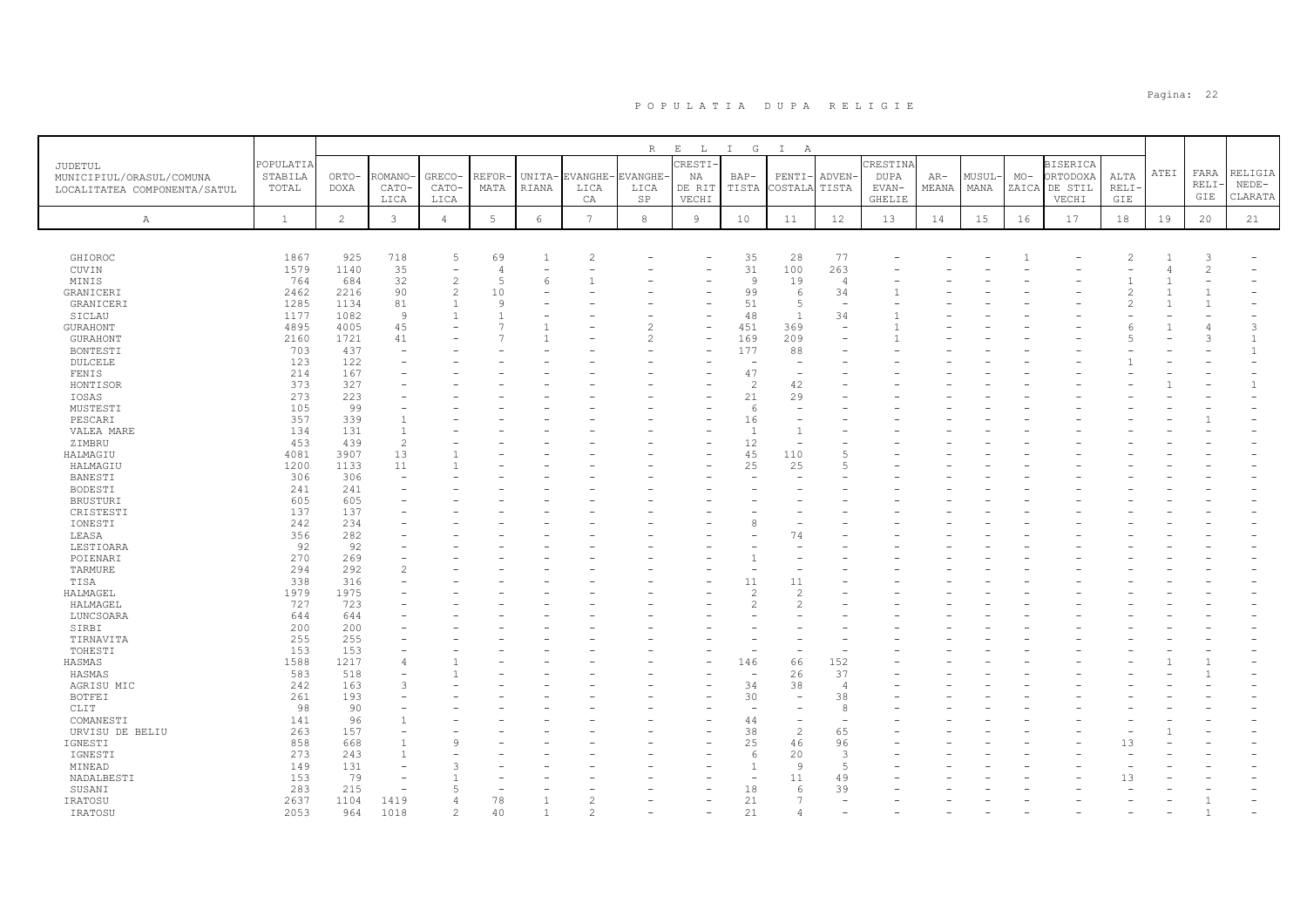# POPULATIA DUPA RELIGIE

| JUDETUL MUNICIPIUL/ORASUL/COMUNA LOCALITATEA COMPONENTA/SATUL | POPULATIA STABILA TOTAL | RELIGIA | | | | | | | | | | | | | | | | | | | |
|---|---|---|---|---|---|---|---|---|---|---|---|---|---|---|---|---|---|---|---|---|---|
| | | ORTO-DOXA | ROMANO-CATO-LICA | GRECO-CATO-LICA | REFOR-MATA | UNITA-RIANA | EVANGHE-LICA CA | EVANGHE-LICA SP | CRESTI-NA DE RIT VECHI | BAP-TISTA | PENTI-COSTALA | ADVEN-TISTA | CRESTINA DUPA EVAN-GHELIE | AR-MEANA | MUSUL-MANA | MO-ZAICA | BISERICA ORTODOXA DE STIL VECHI | ALTA RELI-GIE | ATEI | FARA RELI-GIE | RELIGIA NEDE-CLARATA |
| A | 1 | 2 | 3 | 4 | 5 | 6 | 7 | 8 | 9 | 10 | 11 | 12 | 13 | 14 | 15 | 16 | 17 | 18 | 19 | 20 | 21 |
| GHIOROC | 1867 | 925 | 718 | 5 | 69 | 1 | 2 | - | - | 35 | 28 | 77 | - | - | - | 1 | - | 2 | 1 | 3 | - |
| CUVIN | 1579 | 1140 | 35 | - | 4 | - | - | - | - | 31 | 100 | 263 | - | - | - | - | - | - | 4 | 2 | - |
| MINIS | 764 | 684 | 32 | 2 | 5 | 6 | 1 | - | - | 9 | 19 | 4 | - | - | - | - | - | 1 | 1 | - | - |
| GRANICERI | 2462 | 2216 | 90 | 2 | 10 | - | - | - | - | 99 | 6 | 34 | 1 | - | - | - | - | 2 | 1 | 1 | - |
| GRANICERI | 1285 | 1134 | 81 | 1 | 9 | - | - | - | - | 51 | 5 | - | - | - | - | - | - | 2 | 1 | 1 | - |
| SICLAU | 1177 | 1082 | 9 | 1 | 1 | - | - | - | - | 48 | 1 | 34 | 1 | - | - | - | - | - | - | - | - |
| GURAHONT | 4895 | 4005 | 45 | - | 7 | 1 | - | 2 | - | 451 | 369 | - | 1 | - | - | - | - | 6 | 1 | 4 | 3 |
| GURAHONT | 2160 | 1721 | 41 | - | 7 | 1 | - | 2 | - | 169 | 209 | - | 1 | - | - | - | - | 5 | - | 3 | 1 |
| BONTESTI | 703 | 437 | - | - | - | - | - | - | - | 177 | 88 | - | - | - | - | - | - | - | - | - | 1 |
| DULCELE | 123 | 122 | - | - | - | - | - | - | - | - | - | - | - | - | - | - | - | 1 | - | - | - |
| FENIS | 214 | 167 | - | - | - | - | - | - | - | 47 | - | - | - | - | - | - | - | - | - | - | - |
| HONTISOR | 373 | 327 | - | - | - | - | - | - | - | 2 | 42 | - | - | - | - | - | - | - | 1 | - | 1 |
| IOSAS | 273 | 223 | - | - | - | - | - | - | - | 21 | 29 | - | - | - | - | - | - | - | - | - | - |
| MUSTESTI | 105 | 99 | - | - | - | - | - | - | - | 6 | - | - | - | - | - | - | - | - | - | - | - |
| PESCARI | 357 | 339 | 1 | - | - | - | - | - | - | 16 | - | - | - | - | - | - | - | - | - | 1 | - |
| VALEA MARE | 134 | 131 | 1 | - | - | - | - | - | - | 1 | 1 | - | - | - | - | - | - | - | - | - | - |
| ZIMBRU | 453 | 439 | 2 | - | - | - | - | - | - | 12 | - | - | - | - | - | - | - | - | - | - | - |
| HALMAGIU | 4081 | 3907 | 13 | 1 | - | - | - | - | - | 45 | 110 | 5 | - | - | - | - | - | - | - | - | - |
| HALMAGIU | 1200 | 1133 | 11 | 1 | - | - | - | - | - | 25 | 25 | 5 | - | - | - | - | - | - | - | - | - |
| BANESTI | 306 | 306 | - | - | - | - | - | - | - | - | - | - | - | - | - | - | - | - | - | - | - |
| BODESTI | 241 | 241 | - | - | - | - | - | - | - | - | - | - | - | - | - | - | - | - | - | - | - |
| BRUSTURI | 605 | 605 | - | - | - | - | - | - | - | - | - | - | - | - | - | - | - | - | - | - | - |
| CRISTESTI | 137 | 137 | - | - | - | - | - | - | - | - | - | - | - | - | - | - | - | - | - | - | - |
| IONESTI | 242 | 234 | - | - | - | - | - | - | - | 8 | - | - | - | - | - | - | - | - | - | - | - |
| LEASA | 356 | 282 | - | - | - | - | - | - | - | - | 74 | - | - | - | - | - | - | - | - | - | - |
| LESTIOARA | 92 | 92 | - | - | - | - | - | - | - | - | - | - | - | - | - | - | - | - | - | - | - |
| POIENARI | 270 | 269 | - | - | - | - | - | - | - | 1 | - | - | - | - | - | - | - | - | - | - | - |
| TARMURE | 294 | 292 | 2 | - | - | - | - | - | - | - | - | - | - | - | - | - | - | - | - | - | - |
| TISA | 338 | 316 | - | - | - | - | - | - | - | 11 | 11 | - | - | - | - | - | - | - | - | - | - |
| HALMAGEL | 1979 | 1975 | - | - | - | - | - | - | - | 2 | 2 | - | - | - | - | - | - | - | - | - | - |
| HALMAGEL | 727 | 723 | - | - | - | - | - | - | - | 2 | 2 | - | - | - | - | - | - | - | - | - | - |
| LUNCSOARA | 644 | 644 | - | - | - | - | - | - | - | - | - | - | - | - | - | - | - | - | - | - | - |
| SIRBI | 200 | 200 | - | - | - | - | - | - | - | - | - | - | - | - | - | - | - | - | - | - | - |
| TIRNAVITA | 255 | 255 | - | - | - | - | - | - | - | - | - | - | - | - | - | - | - | - | - | - | - |
| TOHESTI | 153 | 153 | - | - | - | - | - | - | - | - | - | - | - | - | - | - | - | - | - | - | - |
| HASMAS | 1588 | 1217 | 4 | 1 | - | - | - | - | - | 146 | 66 | 152 | - | - | - | - | - | - | 1 | 1 | - |
| HASMAS | 583 | 518 | - | 1 | - | - | - | - | - | - | 26 | 37 | - | - | - | - | - | - | - | 1 | - |
| AGRISU MIC | 242 | 163 | 3 | - | - | - | - | - | - | 34 | 38 | 4 | - | - | - | - | - | - | - | - | - |
| BOTFEI | 261 | 193 | - | - | - | - | - | - | - | 30 | - | 38 | - | - | - | - | - | - | - | - | - |
| CLIT | 98 | 90 | - | - | - | - | - | - | - | - | - | 8 | - | - | - | - | - | - | - | - | - |
| COMANESTI | 141 | 96 | 1 | - | - | - | - | - | - | 44 | - | - | - | - | - | - | - | - | - | - | - |
| URVISU DE BELIU | 263 | 157 | - | - | - | - | - | - | - | 38 | 2 | 65 | - | - | - | - | - | - | 1 | - | - |
| IGNESTI | 858 | 668 | 1 | 9 | - | - | - | - | - | 25 | 46 | 96 | - | - | - | - | - | 13 | - | - | - |
| IGNESTI | 273 | 243 | 1 | - | - | - | - | - | - | 6 | 20 | 3 | - | - | - | - | - | - | - | - | - |
| MINEAD | 149 | 131 | - | 3 | - | - | - | - | - | 1 | 9 | 5 | - | - | - | - | - | - | - | - | - |
| NADALBESTI | 153 | 79 | - | 1 | - | - | - | - | - | - | 11 | 49 | - | - | - | - | - | 13 | - | - | - |
| SUSANI | 283 | 215 | - | 5 | - | - | - | - | - | 18 | 6 | 39 | - | - | - | - | - | - | - | - | - |
| IRATOSU | 2637 | 1104 | 1419 | 4 | 78 | 1 | 2 | - | - | 21 | 7 | - | - | - | - | - | - | - | - | 1 | - |
| IRATOSU | 2053 | 964 | 1018 | 2 | 40 | 1 | 2 | - | - | 21 | 4 | - | - | - | - | - | - | - | - | 1 | - |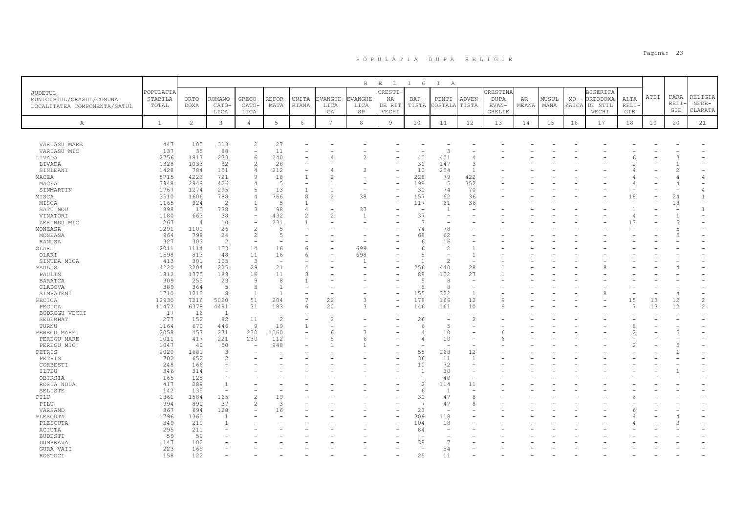# POPULATIA DUPA RELIGIE

| JUDETUL MUNICIPIUL/ORASUL/COMUNA LOCALITATEA COMPONENTA/SATUL | POPULATIA STABILA TOTAL | RELIGIA | | | | | | | | | | | | | | | | | | | |
|---|---|---|---|---|---|---|---|---|---|---|---|---|---|---|---|---|---|---|---|---|---|
| | | ORTO-DOXA | ROMANO-CATO-LICA | GRECO-CATO-LICA | REFOR-MATA | UNITA-RIANA | EVANGHE-LICA CA | EVANGHE-LICA SP | CRESTI-NA DE RIT VECHI | BAP-TISTA | PENTI-COSTALA | ADVEN-TISTA | CRESTINA DUPA EVAN-GHELIE | AR-MEANA | MUSUL-MANA | MO-ZAICA | BISERICA ORTODOXA DE STIL VECHI | ALTA RELI-GIE | ATEI | FARA RELI-GIE | RELIGIA NEDE-CLARATA |
| A | 1 | 2 | 3 | 4 | 5 | 6 | 7 | 8 | 9 | 10 | 11 | 12 | 13 | 14 | 15 | 16 | 17 | 18 | 19 | 20 | 21 |
| VARIASU MARE | 447 | 105 | 313 | 2 | 27 | - | - | - | - | - | - | - | - | - | - | - | - | - | - | - | - |
| VARIASU MIC | 137 | 35 | 88 | - | 11 | - | - | - | - | - | 3 | - | - | - | - | - | - | - | - | - | - |
| LIVADA | 2756 | 1817 | 233 | 6 | 240 | - | 4 | 2 | - | 40 | 401 | 4 | - | - | - | - | - | 6 | - | 3 | - |
| LIVADA | 1328 | 1033 | 82 | 2 | 28 | - | - | - | - | 30 | 147 | 3 | - | - | - | - | - | 2 | - | 1 | - |
| SINLEANI | 1428 | 784 | 151 | 4 | 212 | - | 4 | 2 | - | 10 | 254 | 1 | - | - | - | - | - | 4 | - | 2 | - |
| MACEA | 5715 | 4223 | 721 | 9 | 18 | 1 | 2 | - | - | 228 | 79 | 422 | - | - | - | - | - | 4 | - | 4 | 4 |
| MACEA | 3948 | 2949 | 426 | 4 | 5 | - | 1 | - | - | 198 | 5 | 352 | - | - | - | - | - | 4 | - | 4 | - |
| SINMARTIN | 1767 | 1274 | 295 | 5 | 13 | 1 | 1 | - | - | 30 | 74 | 70 | - | - | - | - | - | - | - | - | 4 |
| MISCA | 3510 | 1606 | 788 | 4 | 766 | 8 | 2 | 38 | - | 157 | 62 | 36 | - | - | - | - | - | 18 | - | 24 | 1 |
| MISCA | 1165 | 924 | 2 | 1 | 5 | 1 | - | - | - | 117 | 61 | 36 | - | - | - | - | - | - | - | 18 | - |
| SATU NOU | 898 | 15 | 738 | 3 | 98 | 4 | - | 37 | - | - | 1 | - | - | - | - | - | - | 1 | - | - | 1 |
| VINATORI | 1180 | 663 | 38 | - | 432 | 2 | 2 | 1 | - | 37 | - | - | - | - | - | - | - | 4 | - | 1 | - |
| ZERINDU MIC | 267 | 4 | 10 | - | 231 | 1 | - | - | - | 3 | - | - | - | - | - | - | - | 13 | - | 5 | - |
| MONEASA | 1291 | 1101 | 26 | 2 | 5 | - | - | - | - | 74 | 78 | - | - | - | - | - | - | - | - | 5 | - |
| MONEASA | 964 | 798 | 24 | 2 | 5 | - | - | - | - | 68 | 62 | - | - | - | - | - | - | - | - | 5 | - |
| RANUSA | 327 | 303 | 2 | - | - | - | - | - | - | 6 | 16 | - | - | - | - | - | - | - | - | - | - |
| OLARI | 2011 | 1114 | 153 | 14 | 16 | 6 | - | 699 | - | 6 | 2 | 1 | - | - | - | - | - | - | - | - | - |
| OLARI | 1598 | 813 | 48 | 11 | 16 | 6 | - | 698 | - | 5 | - | 1 | - | - | - | - | - | - | - | - | - |
| SINTEA MICA | 413 | 301 | 105 | 3 | - | - | - | 1 | - | 1 | 2 | - | - | - | - | - | - | - | - | - | - |
| PAULIS | 4220 | 3204 | 225 | 29 | 21 | 4 | - | - | - | 256 | 440 | 28 | 1 | - | - | - | 8 | - | - | 4 | - |
| PAULIS | 1812 | 1375 | 189 | 16 | 11 | 3 | - | - | - | 88 | 102 | 27 | 1 | - | - | - | - | - | - | - | - |
| BARATCA | 309 | 255 | 23 | 9 | 8 | 1 | - | - | - | 5 | 8 | - | - | - | - | - | - | - | - | - | - |
| CLADOVA | 389 | 364 | 5 | 3 | 1 | - | - | - | - | 8 | 8 | - | - | - | - | - | - | - | - | - | - |
| SIMBATENI | 1710 | 1210 | 8 | 1 | 1 | - | - | - | - | 155 | 322 | 1 | - | - | - | - | 8 | - | - | 4 | - |
| PECICA | 12930 | 7216 | 5020 | 51 | 204 | 7 | 22 | 3 | - | 178 | 166 | 12 | 9 | - | - | - | - | 15 | 13 | 12 | 2 |
| PECICA | 11472 | 6378 | 4491 | 31 | 183 | 6 | 20 | 3 | - | 146 | 161 | 10 | 9 | - | - | - | - | 7 | 13 | 12 | 2 |
| BODROGU VECHI | 17 | 16 | 1 | - | - | - | - | - | - | - | - | - | - | - | - | - | - | - | - | - | - |
| SEDERHAT | 277 | 152 | 82 | 11 | 2 | - | 2 | - | - | 26 | - | 2 | - | - | - | - | - | - | - | - | - |
| TURNU | 1164 | 670 | 446 | 9 | 19 | 1 | - | - | - | 6 | 5 | - | - | - | - | - | - | 8 | - | - | - |
| PEREGU MARE | 2058 | 457 | 271 | 230 | 1060 | - | 6 | 7 | - | 4 | 10 | - | 6 | - | - | - | - | 2 | - | 5 | - |
| PEREGU MARE | 1011 | 417 | 221 | 230 | 112 | - | 5 | 6 | - | 4 | 10 | - | 6 | - | - | - | - | - | - | - | - |
| PEREGU MIC | 1047 | 40 | 50 | - | 948 | - | 1 | 1 | - | - | - | - | - | - | - | - | - | 2 | - | 5 | - |
| PETRIS | 2020 | 1681 | 3 | - | - | - | - | - | - | 55 | 268 | 12 | - | - | - | - | - | - | - | 1 | - |
| PETRIS | 702 | 652 | 2 | - | - | - | - | - | - | 36 | 11 | 1 | - | - | - | - | - | - | - | - | - |
| CORBESTI | 248 | 166 | - | - | - | - | - | - | - | 10 | 72 | - | - | - | - | - | - | - | - | - | - |
| ILTEU | 346 | 314 | - | - | - | - | - | - | - | 1 | 30 | - | - | - | - | - | - | - | - | 1 | - |
| OBIRSIA | 165 | 125 | - | - | - | - | - | - | - | - | 40 | - | - | - | - | - | - | - | - | - | - |
| ROSIA NOUA | 417 | 289 | 1 | - | - | - | - | - | - | 2 | 114 | 11 | - | - | - | - | - | - | - | - | - |
| SELISTE | 142 | 135 | - | - | - | - | - | - | - | 6 | 1 | - | - | - | - | - | - | - | - | - | - |
| PILU | 1861 | 1584 | 165 | 2 | 19 | - | - | - | - | 30 | 47 | 8 | - | - | - | - | - | 6 | - | - | - |
| PILU | 994 | 890 | 37 | 2 | 3 | - | - | - | - | 7 | 47 | 8 | - | - | - | - | - | - | - | - | - |
| VARSAND | 867 | 694 | 128 | - | 16 | - | - | - | - | 23 | - | - | - | - | - | - | - | 6 | - | - | - |
| PLESCUTA | 1796 | 1360 | 1 | - | - | - | - | - | - | 309 | 118 | - | - | - | - | - | - | 4 | - | 4 | - |
| PLESCUTA | 349 | 219 | 1 | - | - | - | - | - | - | 104 | 18 | - | - | - | - | - | - | 4 | - | 3 | - |
| ACIUTA | 295 | 211 | - | - | - | - | - | - | - | 84 | - | - | - | - | - | - | - | - | - | - | - |
| BUDESTI | 59 | 59 | - | - | - | - | - | - | - | - | - | - | - | - | - | - | - | - | - | - | - |
| DUMBRAVA | 147 | 102 | - | - | - | - | - | - | - | 38 | 7 | - | - | - | - | - | - | - | - | - | - |
| GURA VAII | 223 | 169 | - | - | - | - | - | - | - | - | 54 | - | - | - | - | - | - | - | - | - | - |
| ROSTOCI | 158 | 122 | - | - | - | - | - | - | - | 25 | 11 | - | - | - | - | - | - | - | - | - | - |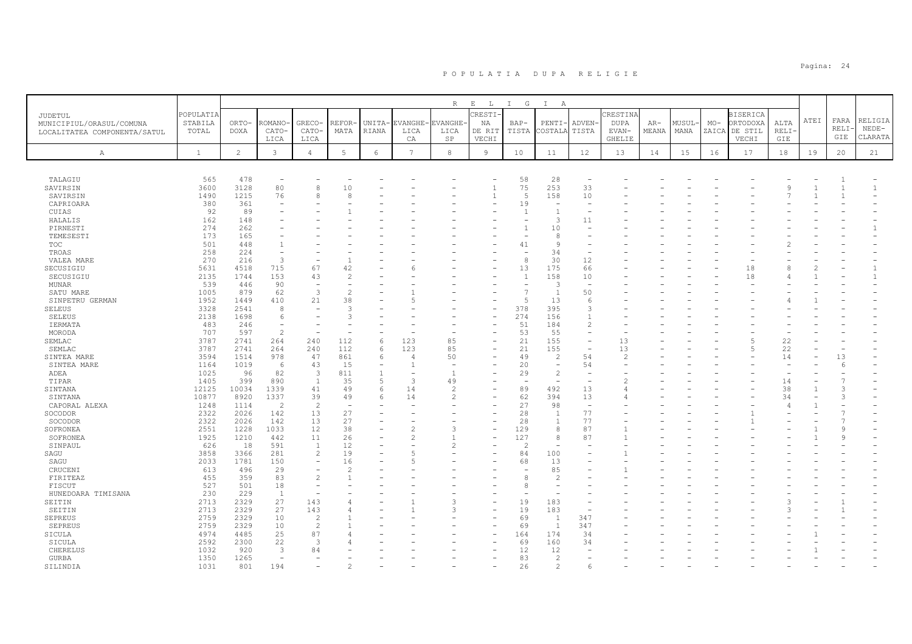# P O P U L A T I A   D U P A   R E L I G I E

| JUDETUL MUNICIPIUL/ORASUL/COMUNA LOCALITATEA COMPONENTA/SATUL | POPULATIA STABILA TOTAL | ORTO-DOXA | ROMANO-CATO-LICA | GRECO-CATO-LICA | REFOR-MATA | UNITA-RIANA | EVANGHE-LICA CA | EVANGHE-LICA SP | CRESTI-NA DE RIT VECHI | BAP-TISTA | PENTI-COSTALA | ADVEN-TISTA | CRESTINA DUPA EVAN-GHELIE | AR-MEANA | MUSUL-MANA | MO-ZAICA | BISERICA ORTODOXA DE STIL VECHI | ALTA RELI-GIE | ATEI | FARA RELI-GIE | RELIGIA NEDE-CLARATA |
|---|---|---|---|---|---|---|---|---|---|---|---|---|---|---|---|---|---|---|---|---|---|
| A | 1 | 2 | 3 | 4 | 5 | 6 | 7 | 8 | 9 | 10 | 11 | 12 | 13 | 14 | 15 | 16 | 17 | 18 | 19 | 20 | 21 |
| TALAGIU | 565 | 478 | - | - | - | - | - | - | - | 58 | 28 | - | - | - | - | - | - | - | - | 1 | - |
| SAVIRSIN | 3600 | 3128 | 80 | 8 | 10 | - | - | - | 1 | 75 | 253 | 33 | - | - | - | - | - | 9 | 1 | 1 | 1 |
| SAVIRSIN | 1490 | 1215 | 76 | 8 | 8 | - | - | - | 1 | 5 | 158 | 10 | - | - | - | - | - | 7 | 1 | 1 | - |
| CAPRIOARA | 380 | 361 | - | - | - | - | - | - | - | 19 | - | - | - | - | - | - | - | - | - | - | - |
| CUIAS | 92 | 89 | - | - | 1 | - | - | - | - | 1 | 1 | - | - | - | - | - | - | - | - | - | - |
| HALALIS | 162 | 148 | - | - | - | - | - | - | - | - | 3 | 11 | - | - | - | - | - | - | - | - | - |
| PIRNESTI | 274 | 262 | - | - | - | - | - | - | - | 1 | 10 | - | - | - | - | - | - | - | - | - | 1 |
| TEMESESTI | 173 | 165 | - | - | - | - | - | - | - | - | 8 | - | - | - | - | - | - | - | - | - | - |
| TOC | 501 | 448 | 1 | - | - | - | - | - | - | 41 | 9 | - | - | - | - | - | - | 2 | - | - | - |
| TROAS | 258 | 224 | - | - | - | - | - | - | - | - | 34 | - | - | - | - | - | - | - | - | - | - |
| VALEA MARE | 270 | 216 | 3 | - | 1 | - | - | - | - | 8 | 30 | 12 | - | - | - | - | - | - | - | - | - |
| SECUSIGIU | 5631 | 4518 | 715 | 67 | 42 | - | 6 | - | - | 13 | 175 | 66 | - | - | - | - | 18 | 8 | 2 | - | 1 |
| SECUSIGIU | 2135 | 1744 | 153 | 43 | 2 | - | - | - | - | 1 | 158 | 10 | - | - | - | - | 18 | 4 | 1 | - | 1 |
| MUNAR | 539 | 446 | 90 | - | - | - | - | - | - | - | 3 | - | - | - | - | - | - | - | - | - | - |
| SATU MARE | 1005 | 879 | 62 | 3 | 2 | - | 1 | - | - | 7 | 1 | 50 | - | - | - | - | - | - | - | - | - |
| SINPETRU GERMAN | 1952 | 1449 | 410 | 21 | 38 | - | 5 | - | - | 5 | 13 | 6 | - | - | - | - | - | 4 | 1 | - | - |
| SELEUS | 3328 | 2541 | 8 | - | 3 | - | - | - | - | 378 | 395 | 3 | - | - | - | - | - | - | - | - | - |
| SELEUS | 2138 | 1698 | 6 | - | 3 | - | - | - | - | 274 | 156 | 1 | - | - | - | - | - | - | - | - | - |
| IERMATA | 483 | 246 | - | - | - | - | - | - | - | 51 | 184 | 2 | - | - | - | - | - | - | - | - | - |
| MORODA | 707 | 597 | 2 | - | - | - | - | - | - | 53 | 55 | - | - | - | - | - | - | - | - | - | - |
| SEMLAC | 3787 | 2741 | 264 | 240 | 112 | 6 | 123 | 85 | - | 21 | 155 | - | 13 | - | - | - | 5 | 22 | - | - | - |
| SEMLAC | 3787 | 2741 | 264 | 240 | 112 | 6 | 123 | 85 | - | 21 | 155 | - | 13 | - | - | - | 5 | 22 | - | - | - |
| SINTEA MARE | 3594 | 1514 | 978 | 47 | 861 | 6 | 4 | 50 | - | 49 | 2 | 54 | 2 | - | - | - | - | 14 | - | 13 | - |
| SINTEA MARE | 1164 | 1019 | 6 | 43 | 15 | - | 1 | - | - | 20 | - | 54 | - | - | - | - | - | - | - | 6 | - |
| ADEA | 1025 | 96 | 82 | 3 | 811 | 1 | - | 1 | - | 29 | 2 | - | - | - | - | - | - | - | - | - | - |
| TIPAR | 1405 | 399 | 890 | 1 | 35 | 5 | 3 | 49 | - | - | - | - | 2 | - | - | - | - | 14 | - | 7 | - |
| SINTANA | 12125 | 10034 | 1339 | 41 | 49 | 6 | 14 | 2 | - | 89 | 492 | 13 | 4 | - | - | - | - | 38 | 1 | 3 | - |
| SINTANA | 10877 | 8920 | 1337 | 39 | 49 | 6 | 14 | 2 | - | 62 | 394 | 13 | 4 | - | - | - | - | 34 | - | 3 | - |
| CAPORAL ALEXA | 1248 | 1114 | 2 | 2 | - | - | - | - | - | 27 | 98 | - | - | - | - | - | - | 4 | 1 | - | - |
| SOCODOR | 2322 | 2026 | 142 | 13 | 27 | - | - | - | - | 28 | 1 | 77 | - | - | - | - | 1 | - | - | 7 | - |
| SOCODOR | 2322 | 2026 | 142 | 13 | 27 | - | - | - | - | 28 | 1 | 77 | - | - | - | - | 1 | - | - | 7 | - |
| SOFRONEA | 2551 | 1228 | 1033 | 12 | 38 | - | 2 | 3 | - | 129 | 8 | 87 | 1 | - | - | - | - | - | 1 | 9 | - |
| SOFRONEA | 1925 | 1210 | 442 | 11 | 26 | - | 2 | 1 | - | 127 | 8 | 87 | 1 | - | - | - | - | - | 1 | 9 | - |
| SINPAUL | 626 | 18 | 591 | 1 | 12 | - | - | 2 | - | 2 | - | - | - | - | - | - | - | - | - | - | - |
| SAGU | 3858 | 3366 | 281 | 2 | 19 | - | 5 | - | - | 84 | 100 | - | 1 | - | - | - | - | - | - | - | - |
| SAGU | 2033 | 1781 | 150 | - | 16 | - | 5 | - | - | 68 | 13 | - | - | - | - | - | - | - | - | - | - |
| CRUCENI | 613 | 496 | 29 | - | 2 | - | - | - | - | - | 85 | - | 1 | - | - | - | - | - | - | - | - |
| FIRITEAZ | 455 | 359 | 83 | 2 | 1 | - | - | - | - | 8 | 2 | - | - | - | - | - | - | - | - | - | - |
| FISCUT | 527 | 501 | 18 | - | - | - | - | - | - | 8 | - | - | - | - | - | - | - | - | - | - | - |
| HUNEDOARA TIMISANA | 230 | 229 | 1 | - | - | - | - | - | - | - | - | - | - | - | - | - | - | - | - | - | - |
| SEITIN | 2713 | 2329 | 27 | 143 | 4 | - | 1 | 3 | - | 19 | 183 | - | - | - | - | - | - | 3 | - | 1 | - |
| SEITIN | 2713 | 2329 | 27 | 143 | 4 | - | 1 | 3 | - | 19 | 183 | - | - | - | - | - | - | 3 | - | 1 | - |
| SEPREUS | 2759 | 2329 | 10 | 2 | 1 | - | - | - | - | 69 | 1 | 347 | - | - | - | - | - | - | - | - | - |
| SEPREUS | 2759 | 2329 | 10 | 2 | 1 | - | - | - | - | 69 | 1 | 347 | - | - | - | - | - | - | - | - | - |
| SICULA | 4974 | 4485 | 25 | 87 | 4 | - | - | - | - | 164 | 174 | 34 | - | - | - | - | - | - | 1 | - | - |
| SICULA | 2592 | 2300 | 22 | 3 | 4 | - | - | - | - | 69 | 160 | 34 | - | - | - | - | - | - | - | - | - |
| CHERELUS | 1032 | 920 | 3 | 84 | - | - | - | - | - | 12 | 12 | - | - | - | - | - | - | - | 1 | - | - |
| GURBA | 1350 | 1265 | - | - | - | - | - | - | - | 83 | 2 | - | - | - | - | - | - | - | - | - | - |
| SILINDIA | 1031 | 801 | 194 | - | 2 | - | - | - | - | 26 | 2 | 6 | - | - | - | - | - | - | - | - | - |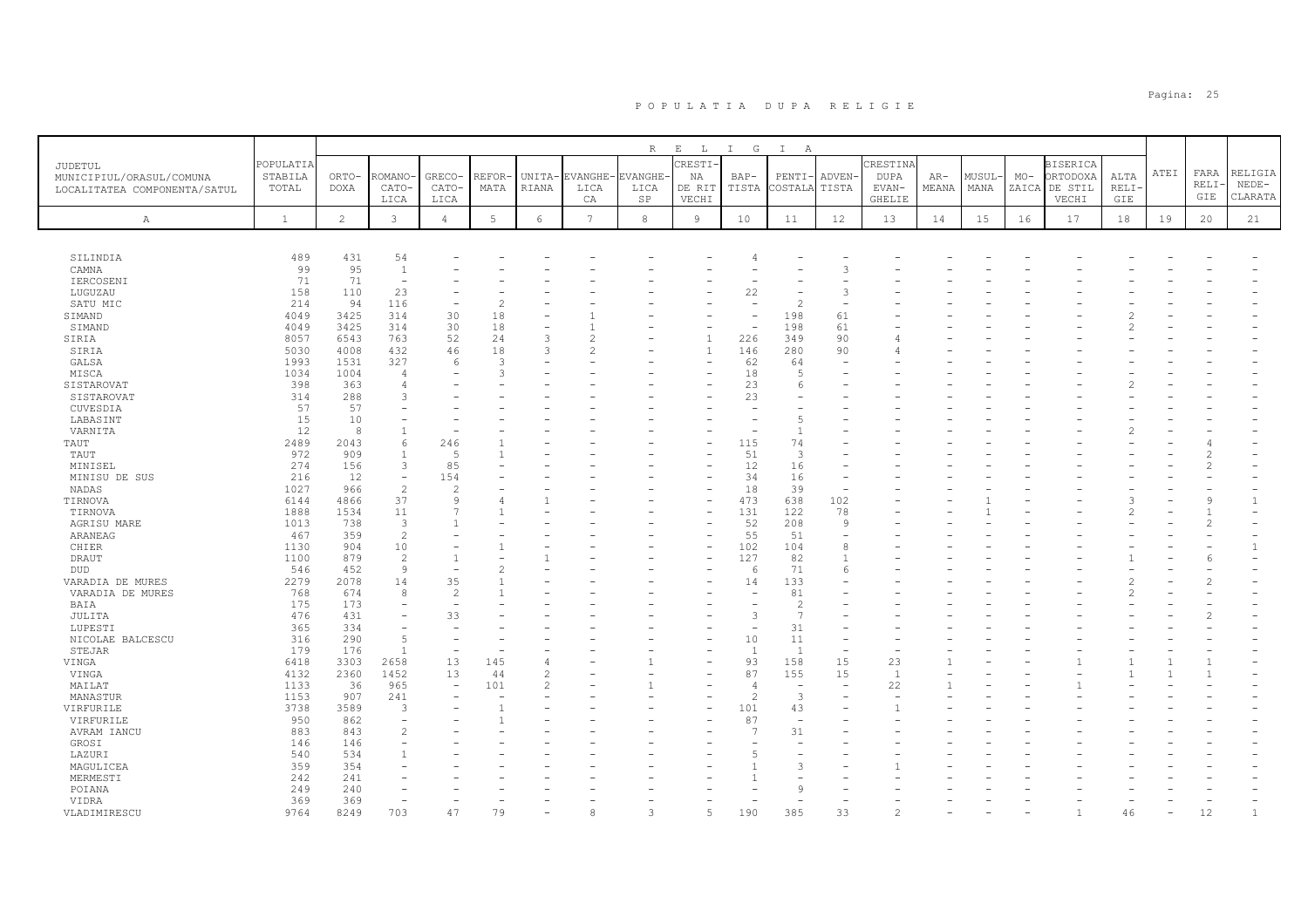# POPULATIA DUPA RELIGIE

| JUDETUL MUNICIPIUL/ORASUL/COMUNA LOCALITATEA COMPONENTA/SATUL | POPULATIA STABILA TOTAL | ORTODOXA | ROMANO-CATOLICA | GRECO-CATOLICA | REFORMATA | UNITARIANA | EVANGHELICA CA | EVANGHELICA SP | CRESTINA DE RIT VECHI | BAPTISTA | PENTICOSTALA | ADVENTISTA | CRESTINA DUPA EVANGHELIE | ARMEANA | MUSULMANA | MOZAICA | BISERICA ORTODOXA DE STIL VECHI | ALTA RELIGIE | ATEI | FARA RELIGIE | RELIGIA NEDECLARATA |
|---|---|---|---|---|---|---|---|---|---|---|---|---|---|---|---|---|---|---|---|---|---|
| A | 1 | 2 | 3 | 4 | 5 | 6 | 7 | 8 | 9 | 10 | 11 | 12 | 13 | 14 | 15 | 16 | 17 | 18 | 19 | 20 | 21 |
| SILINDIA | 489 | 431 | 54 | - | - | - | - | - | - | 4 | - | - | - | - | - | - | - | - | - | - | - |
| CAMNA | 99 | 95 | 1 | - | - | - | - | - | - | - | - | 3 | - | - | - | - | - | - | - | - | - |
| IERCOSENI | 71 | 71 | - | - | - | - | - | - | - | - | - | - | - | - | - | - | - | - | - | - | - |
| LUGUZAU | 158 | 110 | 23 | - | - | - | - | - | - | 22 | - | 3 | - | - | - | - | - | - | - | - | - |
| SATU MIC | 214 | 94 | 116 | - | 2 | - | - | - | - | - | 2 | - | - | - | - | - | - | - | - | - | - |
| SIMAND | 4049 | 3425 | 314 | 30 | 18 | - | 1 | - | - | - | 198 | 61 | - | - | - | - | - | 2 | - | - | - |
| SIMAND | 4049 | 3425 | 314 | 30 | 18 | - | 1 | - | - | - | 198 | 61 | - | - | - | - | - | 2 | - | - | - |
| SIRIA | 8057 | 6543 | 763 | 52 | 24 | 3 | 2 | - | 1 | 226 | 349 | 90 | 4 | - | - | - | - | - | - | - | - |
| SIRIA | 5030 | 4008 | 432 | 46 | 18 | 3 | 2 | - | 1 | 146 | 280 | 90 | 4 | - | - | - | - | - | - | - | - |
| GALSA | 1993 | 1531 | 327 | 6 | 3 | - | - | - | - | 62 | 64 | - | - | - | - | - | - | - | - | - | - |
| MISCA | 1034 | 1004 | 4 | - | 3 | - | - | - | - | 18 | 5 | - | - | - | - | - | - | - | - | - | - |
| SISTAROVAT | 398 | 363 | 4 | - | - | - | - | - | - | 23 | 6 | - | - | - | - | - | - | 2 | - | - | - |
| SISTAROVAT | 314 | 288 | 3 | - | - | - | - | - | - | 23 | - | - | - | - | - | - | - | - | - | - | - |
| CUVESDIA | 57 | 57 | - | - | - | - | - | - | - | - | - | - | - | - | - | - | - | - | - | - | - |
| LABASINT | 15 | 10 | - | - | - | - | - | - | - | - | 5 | - | - | - | - | - | - | - | - | - | - |
| VARNITA | 12 | 8 | 1 | - | - | - | - | - | - | - | 1 | - | - | - | - | - | - | 2 | - | - | - |
| TAUT | 2489 | 2043 | 6 | 246 | 1 | - | - | - | - | 115 | 74 | - | - | - | - | - | - | - | - | 4 | - |
| TAUT | 972 | 909 | 1 | 5 | 1 | - | - | - | - | 51 | 3 | - | - | - | - | - | - | - | - | 2 | - |
| MINISEL | 274 | 156 | 3 | 85 | - | - | - | - | - | 12 | 16 | - | - | - | - | - | - | - | - | 2 | - |
| MINISU DE SUS | 216 | 12 | - | 154 | - | - | - | - | - | 34 | 16 | - | - | - | - | - | - | - | - | - | - |
| NADAS | 1027 | 966 | 2 | 2 | - | - | - | - | - | 18 | 39 | - | - | - | - | - | - | - | - | - | - |
| TIRNOVA | 6144 | 4866 | 37 | 9 | 4 | 1 | - | - | - | 473 | 638 | 102 | - | - | 1 | - | - | 3 | - | 9 | 1 |
| TIRNOVA | 1888 | 1534 | 11 | 7 | 1 | - | - | - | - | 131 | 122 | 78 | - | - | 1 | - | - | 2 | - | 1 | - |
| AGRISU MARE | 1013 | 738 | 3 | 1 | - | - | - | - | - | 52 | 208 | 9 | - | - | - | - | - | - | - | 2 | - |
| ARANEAG | 467 | 359 | 2 | - | - | - | - | - | - | 55 | 51 | - | - | - | - | - | - | - | - | - | - |
| CHIER | 1130 | 904 | 10 | - | 1 | - | - | - | - | 102 | 104 | 8 | - | - | - | - | - | - | - | - | 1 |
| DRAUT | 1100 | 879 | 2 | 1 | - | 1 | - | - | - | 127 | 82 | 1 | - | - | - | - | - | 1 | - | 6 | - |
| DUD | 546 | 452 | 9 | - | 2 | - | - | - | - | 6 | 71 | 6 | - | - | - | - | - | - | - | - | - |
| VARADIA DE MURES | 2279 | 2078 | 14 | 35 | 1 | - | - | - | - | 14 | 133 | - | - | - | - | - | - | 2 | - | 2 | - |
| VARADIA DE MURES | 768 | 674 | 8 | 2 | 1 | - | - | - | - | - | 81 | - | - | - | - | - | - | 2 | - | - | - |
| BAIA | 175 | 173 | - | - | - | - | - | - | - | - | 2 | - | - | - | - | - | - | - | - | - | - |
| JULITA | 476 | 431 | - | 33 | - | - | - | - | - | 3 | 7 | - | - | - | - | - | - | - | - | 2 | - |
| LUPESTI | 365 | 334 | - | - | - | - | - | - | - | - | 31 | - | - | - | - | - | - | - | - | - | - |
| NICOLAE BALCESCU | 316 | 290 | 5 | - | - | - | - | - | - | 10 | 11 | - | - | - | - | - | - | - | - | - | - |
| STEJAR | 179 | 176 | 1 | - | - | - | - | - | - | 1 | 1 | - | - | - | - | - | - | - | - | - | - |
| VINGA | 6418 | 3303 | 2658 | 13 | 145 | 4 | - | 1 | - | 93 | 158 | 15 | 23 | 1 | - | - | 1 | 1 | 1 | 1 | - |
| VINGA | 4132 | 2360 | 1452 | 13 | 44 | 2 | - | - | - | 87 | 155 | 15 | 1 | - | - | - | - | 1 | 1 | 1 | - |
| MAILAT | 1133 | 36 | 965 | - | 101 | 2 | - | 1 | - | 4 | - | - | 22 | 1 | - | - | 1 | - | - | - | - |
| MANASTUR | 1153 | 907 | 241 | - | - | - | - | - | - | 2 | 3 | - | - | - | - | - | - | - | - | - | - |
| VIRFURILE | 3738 | 3589 | 3 | - | 1 | - | - | - | - | 101 | 43 | - | 1 | - | - | - | - | - | - | - | - |
| VIRFURILE | 950 | 862 | - | - | 1 | - | - | - | - | 87 | - | - | - | - | - | - | - | - | - | - | - |
| AVRAM IANCU | 883 | 843 | 2 | - | - | - | - | - | - | 7 | 31 | - | - | - | - | - | - | - | - | - | - |
| GROSI | 146 | 146 | - | - | - | - | - | - | - | - | - | - | - | - | - | - | - | - | - | - | - |
| LAZURI | 540 | 534 | 1 | - | - | - | - | - | - | 5 | - | - | - | - | - | - | - | - | - | - | - |
| MAGULICEA | 359 | 354 | - | - | - | - | - | - | - | 1 | 3 | - | 1 | - | - | - | - | - | - | - | - |
| MERMESTI | 242 | 241 | - | - | - | - | - | - | - | 1 | - | - | - | - | - | - | - | - | - | - | - |
| POIANA | 249 | 240 | - | - | - | - | - | - | - | - | 9 | - | - | - | - | - | - | - | - | - | - |
| VIDRA | 369 | 369 | - | - | - | - | - | - | - | - | - | - | - | - | - | - | - | - | - | - | - |
| VLADIMIRESCU | 9764 | 8249 | 703 | 47 | 79 | - | 8 | 3 | 5 | 190 | 385 | 33 | 2 | - | - | - | 1 | 46 | - | 12 | 1 |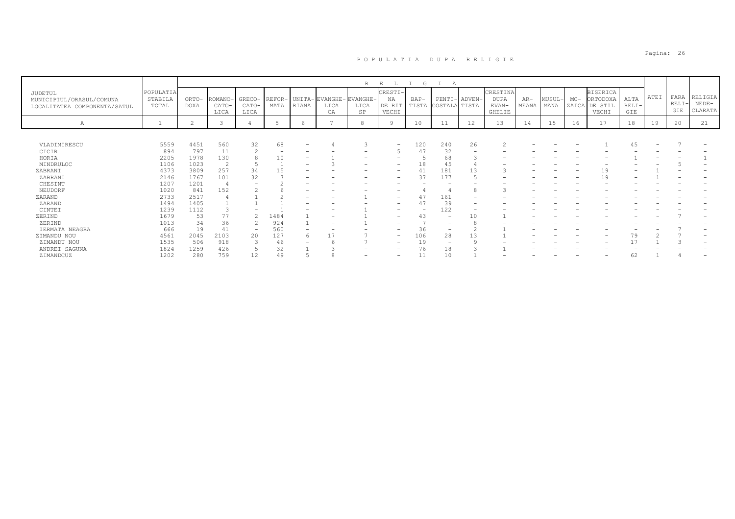# POPULATIA DUPA RELIGIE

| JUDETUL MUNICIPIUL/ORASUL/COMUNA LOCALITATEA COMPONENTA/SATUL | POPULATIA STABILA TOTAL | RELIGIA | | | | | | | | | | | | | | | | | | | |
|---|---|---|---|---|---|---|---|---|---|---|---|---|---|---|---|---|---|---|---|---|---|
| | | ORTODOXA | ROMANO-CATOLICA | GRECO-CATOLICA | REFORMATA | UNITARIANA | EVANGHELICA | EVANGHELICA SP | CRESTINA DE RIT VECHI | BAPTISTA | PENTICOSTALA | ADVENTISTA | CRESTINA DUPA EVANGHELIE | ARMEANA | MUSULMANA | MOZAICA | BISERICA ORTODOXA DE STIL VECHI | ALTA RELIGIE | ATEI | FARA RELIGIE | RELIGIA NEDECLARATA |
| A | 1 | 2 | 3 | 4 | 5 | 6 | 7 | 8 | 9 | 10 | 11 | 12 | 13 | 14 | 15 | 16 | 17 | 18 | 19 | 20 | 21 |
| VLADIMIRESCU | 5559 | 4451 | 560 | 32 | 68 | - | 4 | 3 | - | 120 | 240 | 26 | 2 | - | - | - | 1 | 45 | - | 7 | - |
| CICIR | 894 | 797 | 11 | 2 | - | - | - | - | 5 | 47 | 32 | - | - | - | - | - | - | - | - | - | - |
| HORIA | 2205 | 1978 | 130 | 8 | 10 | - | 1 | - | - | 5 | 68 | 3 | - | - | - | - | - | 1 | - | - | 1 |
| MINDRULOC | 1106 | 1023 | 2 | 5 | 1 | - | 3 | - | - | 18 | 45 | 4 | - | - | - | - | - | - | - | 5 | - |
| ZABRANI | 4373 | 3809 | 257 | 34 | 15 | - | - | - | - | 41 | 181 | 13 | 3 | - | - | - | 19 | - | 1 | - | - |
| ZABRANI | 2146 | 1767 | 101 | 32 | 7 | - | - | - | - | 37 | 177 | 5 | - | - | - | - | 19 | - | 1 | - | - |
| CHESINT | 1207 | 1201 | 4 | - | 2 | - | - | - | - | - | - | - | - | - | - | - | - | - | - | - | - |
| NEUDORF | 1020 | 841 | 152 | 2 | 6 | - | - | - | - | 4 | 4 | 8 | 3 | - | - | - | - | - | - | - | - |
| ZARAND | 2733 | 2517 | 4 | 1 | 2 | - | - | 1 | - | 47 | 161 | - | - | - | - | - | - | - | - | - | - |
| ZARAND | 1494 | 1405 | 1 | 1 | 1 | - | - | - | - | 47 | 39 | - | - | - | - | - | - | - | - | - | - |
| CINTEI | 1239 | 1112 | 3 | - | 1 | - | - | 1 | - | - | 122 | - | - | - | - | - | - | - | - | - | - |
| ZERIND | 1679 | 53 | 77 | 2 | 1484 | 1 | - | 1 | - | 43 | - | 10 | 1 | - | - | - | - | - | - | 7 | - |
| ZERIND | 1013 | 34 | 36 | 2 | 924 | 1 | - | 1 | - | 7 | - | 8 | - | - | - | - | - | - | - | - | - |
| IERMATA NEAGRA | 666 | 19 | 41 | - | 560 | - | - | - | - | 36 | - | 2 | 1 | - | - | - | - | - | - | 7 | - |
| ZIMANDU NOU | 4561 | 2045 | 2103 | 20 | 127 | 6 | 17 | 7 | - | 106 | 28 | 13 | 1 | - | - | - | - | 79 | 2 | 7 | - |
| ZIMANDU NOU | 1535 | 506 | 918 | 3 | 46 | - | 6 | 7 | - | 19 | - | 9 | - | - | - | - | - | 17 | 1 | 3 | - |
| ANDREI SAGUNA | 1824 | 1259 | 426 | 5 | 32 | 1 | 3 | - | - | 76 | 18 | 3 | 1 | - | - | - | - | - | - | - | - |
| ZIMANDCUZ | 1202 | 280 | 759 | 12 | 49 | 5 | 8 | - | - | 11 | 10 | 1 | - | - | - | - | - | 62 | 1 | 4 | - |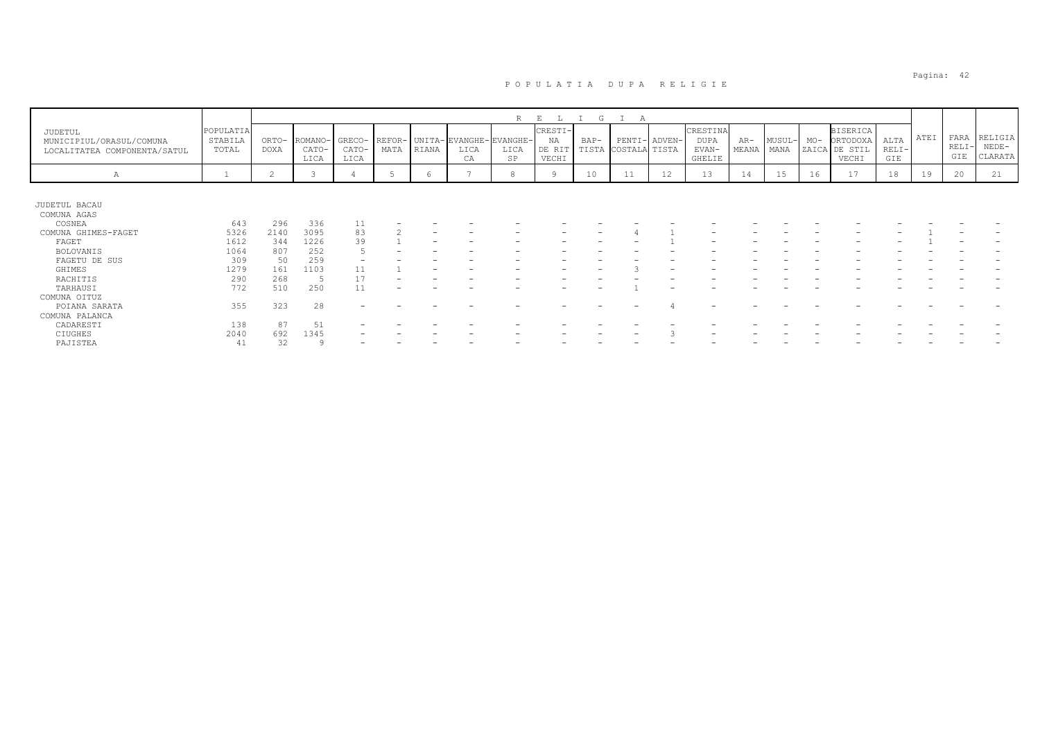POPULATIA DUPA RELIGIE

| JUDETUL MUNICIPIUL/ORASUL/COMUNA LOCALITATEA COMPONENTA/SATUL | POPULATIA STABILA TOTAL | RELIGIA | | | | | | | | | | | | | | | | | | | | |
|---|---|---|---|---|---|---|---|---|---|---|---|---|---|---|---|---|---|---|---|---|---|
| | | ORTO-DOXA | ROMANO-CATO-LICA | GRECO-CATO-LICA | REFOR-MATA | UNITA-RIANA | EVANGHE-LICA CA | EVANGHE-LICA SP | CRESTI-NA DE RIT VECHI | BAP-TISTA | PENTI-COSTALA | ADVEN-TISTA | CRESTINA DUPA EVAN-GHELIE | AR-MEANA | MUSUL-MANA | MO-ZAICA | BISERICA ORTODOXA DE STIL VECHI | ALTA RELI-GIE | ATEI | FARA RELI-GIE | RELIGIA NEDE-CLARATA |
| A | 1 | 2 | 3 | 4 | 5 | 6 | 7 | 8 | 9 | 10 | 11 | 12 | 13 | 14 | 15 | 16 | 17 | 18 | 19 | 20 | 21 |
| JUDETUL BACAU | | | | | | | | | | | | | | | | | | | | | |
| COMUNA AGAS | | | | | | | | | | | | | | | | | | | | | |
| COSNEA | 643 | 296 | 336 | 11 | - | - | - | - | - | - | - | - | - | - | - | - | - | - | - | - | - |
| COMUNA GHIMES-FAGET | 5326 | 2140 | 3095 | 83 | 2 | - | - | - | - | - | 4 | 1 | - | - | - | - | - | - | 1 | - | - |
| FAGET | 1612 | 344 | 1226 | 39 | 1 | - | - | - | - | - | - | 1 | - | - | - | - | - | - | 1 | - | - |
| BOLOVANIS | 1064 | 807 | 252 | 5 | - | - | - | - | - | - | - | - | - | - | - | - | - | - | - | - | - |
| FAGETU DE SUS | 309 | 50 | 259 | - | - | - | - | - | - | - | - | - | - | - | - | - | - | - | - | - | - |
| GHIMES | 1279 | 161 | 1103 | 11 | 1 | - | - | - | - | - | 3 | - | - | - | - | - | - | - | - | - | - |
| RACHITIS | 290 | 268 | 5 | 17 | - | - | - | - | - | - | - | - | - | - | - | - | - | - | - | - | - |
| TARHAUSI | 772 | 510 | 250 | 11 | - | - | - | - | - | - | 1 | - | - | - | - | - | - | - | - | - | - |
| COMUNA OITUZ | | | | | | | | | | | | | | | | | | | | | |
| POIANA SARATA | 355 | 323 | 28 | - | - | - | - | - | - | - | - | 4 | - | - | - | - | - | - | - | - | - |
| COMUNA PALANCA | | | | | | | | | | | | | | | | | | | | | |
| CADARESTI | 138 | 87 | 51 | - | - | - | - | - | - | - | - | - | - | - | - | - | - | - | - | - | - |
| CIUGHES | 2040 | 692 | 1345 | - | - | - | - | - | - | - | - | 3 | - | - | - | - | - | - | - | - | - |
| PAJISTEA | 41 | 32 | 9 | - | - | - | - | - | - | - | - | - | - | - | - | - | - | - | - | - | - |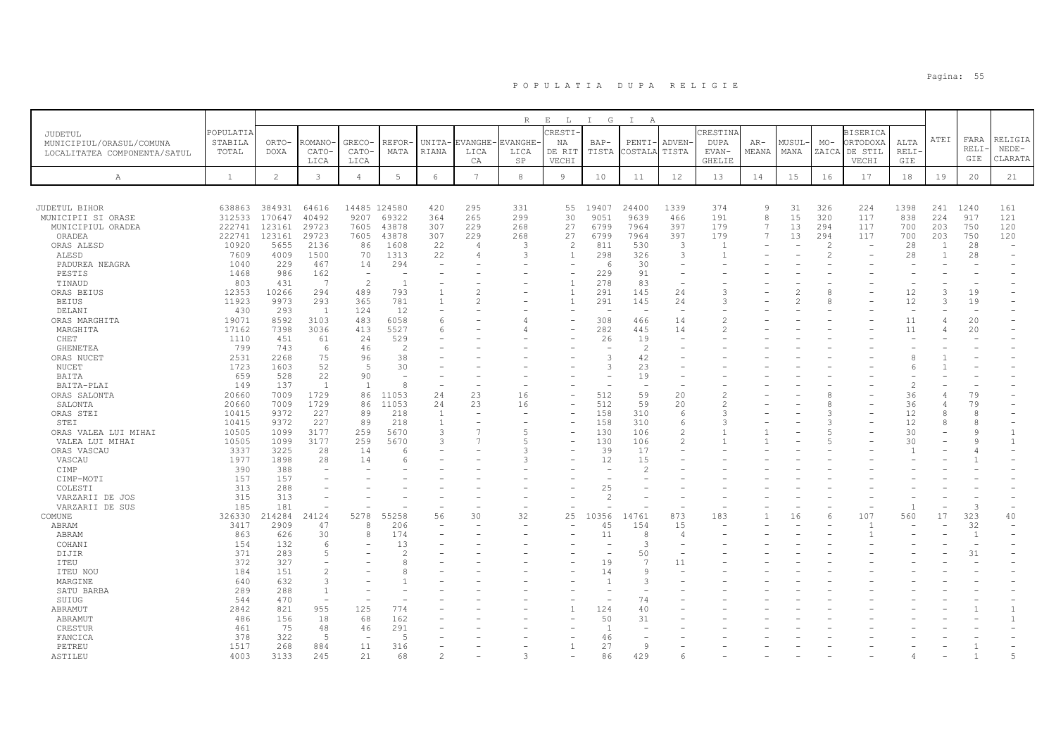# P O P U L A T I A   D U P A   R E L I G I E

| JUDETUL MUNICIPIUL/ORASUL/COMUNA LOCALITATEA COMPONENTA/SATUL | POPULATIA STABILA TOTAL | R E L I G I A | | | | | | | | | | | | | | | | | | | |
|---|---|---|---|---|---|---|---|---|---|---|---|---|---|---|---|---|---|---|---|---|---|
| | | ORTO-DOXA | ROMANO-CATO-LICA | GRECO-CATO-LICA | REFOR-MATA | UNITA-RIANA | EVANGHE-LICA CA | EVANGHE-LICA SP | CRESTI-NA DE RIT VECHI | BAP-TISTA | PENTI-COSTALA | ADVEN-TISTA | CRESTINA DUPA EVAN-GHELIE | AR-MEANA | MUSUL-MANA | MO-ZAICA | BISERICA ORTODOXA DE STIL VECHI | ALTA RELI-GIE | ATEI | FARA RELI-GIE | RELIGIA NEDE-CLARATA |
| A | 1 | 2 | 3 | 4 | 5 | 6 | 7 | 8 | 9 | 10 | 11 | 12 | 13 | 14 | 15 | 16 | 17 | 18 | 19 | 20 | 21 |
| JUDETUL BIHOR | 638863 | 384931 | 64616 | 14485 | 124580 | 420 | 295 | 331 | 55 | 19407 | 24400 | 1339 | 374 | 9 | 31 | 326 | 224 | 1398 | 241 | 1240 | 161 |
| MUNICIPII SI ORASE | 312533 | 170647 | 40492 | 9207 | 69322 | 364 | 265 | 299 | 30 | 9051 | 9639 | 466 | 191 | 8 | 15 | 320 | 117 | 838 | 224 | 917 | 121 |
| MUNICIPIUL ORADEA | 222741 | 123161 | 29723 | 7605 | 43878 | 307 | 229 | 268 | 27 | 6799 | 7964 | 397 | 179 | 7 | 13 | 294 | 117 | 700 | 203 | 750 | 120 |
| ORADEA | 222741 | 123161 | 29723 | 7605 | 43878 | 307 | 229 | 268 | 27 | 6799 | 7964 | 397 | 179 | 7 | 13 | 294 | 117 | 700 | 203 | 750 | 120 |
| ORAS ALESD | 10920 | 5655 | 2136 | 86 | 1608 | 22 | 4 | 3 | 2 | 811 | 530 | 3 | 1 | - | - | 2 | - | 28 | 1 | 28 | - |
| ALESD | 7609 | 4009 | 1500 | 70 | 1313 | 22 | 4 | 3 | 1 | 298 | 326 | 3 | 1 | - | - | 2 | - | 28 | 1 | 28 | - |
| PADUREA NEAGRA | 1040 | 229 | 467 | 14 | 294 | - | - | - | - | 6 | 30 | - | - | - | - | - | - | - | - | - | - |
| PESTIS | 1468 | 986 | 162 | - | - | - | - | - | - | 229 | 91 | - | - | - | - | - | - | - | - | - | - |
| TINAUD | 803 | 431 | 7 | 2 | 1 | - | - | - | 1 | 278 | 83 | - | - | - | - | - | - | - | - | - | - |
| ORAS BEIUS | 12353 | 10266 | 294 | 489 | 793 | 1 | 2 | - | 1 | 291 | 145 | 24 | 3 | - | 2 | 8 | - | 12 | 3 | 19 | - |
| BEIUS | 11923 | 9973 | 293 | 365 | 781 | 1 | 2 | - | 1 | 291 | 145 | 24 | 3 | - | 2 | 8 | - | 12 | 3 | 19 | - |
| DELANI | 430 | 293 | 1 | 124 | 12 | - | - | - | - | - | - | - | - | - | - | - | - | - | - | - | - |
| ORAS MARGHITA | 19071 | 8592 | 3103 | 483 | 6058 | 6 | - | 4 | - | 308 | 466 | 14 | 2 | - | - | - | - | 11 | 4 | 20 | - |
| MARGHITA | 17162 | 7398 | 3036 | 413 | 5527 | 6 | - | 4 | - | 282 | 445 | 14 | 2 | - | - | - | - | 11 | 4 | 20 | - |
| CHET | 1110 | 451 | 61 | 24 | 529 | - | - | - | - | 26 | 19 | - | - | - | - | - | - | - | - | - | - |
| GHENETEA | 799 | 743 | 6 | 46 | 2 | - | - | - | - | - | 2 | - | - | - | - | - | - | - | - | - | - |
| ORAS NUCET | 2531 | 2268 | 75 | 96 | 38 | - | - | - | - | 3 | 42 | - | - | - | - | - | - | 8 | 1 | - | - |
| NUCET | 1723 | 1603 | 52 | 5 | 30 | - | - | - | - | 3 | 23 | - | - | - | - | - | - | 6 | 1 | - | - |
| BAITA | 659 | 528 | 22 | 90 | - | - | - | - | - | - | 19 | - | - | - | - | - | - | - | - | - | - |
| BAITA-PLAI | 149 | 137 | 1 | 1 | 8 | - | - | - | - | - | - | - | - | - | - | - | - | 2 | - | - | - |
| ORAS SALONTA | 20660 | 7009 | 1729 | 86 | 11053 | 24 | 23 | 16 | - | 512 | 59 | 20 | 2 | - | - | 8 | - | 36 | 4 | 79 | - |
| SALONTA | 20660 | 7009 | 1729 | 86 | 11053 | 24 | 23 | 16 | - | 512 | 59 | 20 | 2 | - | - | 8 | - | 36 | 4 | 79 | - |
| ORAS STEI | 10415 | 9372 | 227 | 89 | 218 | 1 | - | - | - | 158 | 310 | 6 | 3 | - | - | 3 | - | 12 | 8 | 8 | - |
| STEI | 10415 | 9372 | 227 | 89 | 218 | 1 | - | - | - | 158 | 310 | 6 | 3 | - | - | 3 | - | 12 | 8 | 8 | - |
| ORAS VALEA LUI MIHAI | 10505 | 1099 | 3177 | 259 | 5670 | 3 | 7 | 5 | - | 130 | 106 | 2 | 1 | 1 | - | 5 | - | 30 | - | 9 | 1 |
| VALEA LUI MIHAI | 10505 | 1099 | 3177 | 259 | 5670 | 3 | 7 | 5 | - | 130 | 106 | 2 | 1 | 1 | - | 5 | - | 30 | - | 9 | 1 |
| ORAS VASCAU | 3337 | 3225 | 28 | 14 | 6 | - | - | 3 | - | 39 | 17 | - | - | - | - | - | - | 1 | - | 4 | - |
| VASCAU | 1977 | 1898 | 28 | 14 | 6 | - | - | 3 | - | 12 | 15 | - | - | - | - | - | - | - | - | 1 | - |
| CIMP | 390 | 388 | - | - | - | - | - | - | - | - | 2 | - | - | - | - | - | - | - | - | - | - |
| CIMP-MOTI | 157 | 157 | - | - | - | - | - | - | - | - | - | - | - | - | - | - | - | - | - | - | - |
| COLESTI | 313 | 288 | - | - | - | - | - | - | - | 25 | - | - | - | - | - | - | - | - | - | - | - |
| VARZARII DE JOS | 315 | 313 | - | - | - | - | - | - | - | 2 | - | - | - | - | - | - | - | - | - | - | - |
| VARZARII DE SUS | 185 | 181 | - | - | - | - | - | - | - | - | - | - | - | - | - | - | - | 1 | - | 3 | - |
| COMUNE | 326330 | 214284 | 24124 | 5278 | 55258 | 56 | 30 | 32 | 25 | 10356 | 14761 | 873 | 183 | 1 | 16 | 6 | 107 | 560 | 17 | 323 | 40 |
| ABRAM | 3417 | 2909 | 47 | 8 | 206 | - | - | - | - | 45 | 154 | 15 | - | - | - | - | 1 | - | - | 32 | - |
| ABRAM | 863 | 626 | 30 | 8 | 174 | - | - | - | - | 11 | 8 | 4 | - | - | - | - | 1 | - | - | 1 | - |
| COHANI | 154 | 132 | 6 | - | 13 | - | - | - | - | - | 3 | - | - | - | - | - | - | - | - | - | - |
| DIJIR | 371 | 283 | 5 | - | 2 | - | - | - | - | - | 50 | - | - | - | - | - | - | - | - | 31 | - |
| ITEU | 372 | 327 | - | - | 8 | - | - | - | - | 19 | 7 | 11 | - | - | - | - | - | - | - | - | - |
| ITEU NOU | 184 | 151 | 2 | - | 8 | - | - | - | - | 14 | 9 | - | - | - | - | - | - | - | - | - | - |
| MARGINE | 640 | 632 | 3 | - | 1 | - | - | - | - | 1 | 3 | - | - | - | - | - | - | - | - | - | - |
| SATU BARBA | 289 | 288 | 1 | - | - | - | - | - | - | - | - | - | - | - | - | - | - | - | - | - | - |
| SUIUG | 544 | 470 | - | - | - | - | - | - | - | - | 74 | - | - | - | - | - | - | - | - | - | - |
| ABRAMUT | 2842 | 821 | 955 | 125 | 774 | - | - | - | 1 | 124 | 40 | - | - | - | - | - | - | - | - | 1 | 1 |
| ABRAMUT | 486 | 156 | 18 | 68 | 162 | - | - | - | - | 50 | 31 | - | - | - | - | - | - | - | - | - | 1 |
| CRESTUR | 461 | 75 | 48 | 46 | 291 | - | - | - | - | 1 | - | - | - | - | - | - | - | - | - | - | - |
| FANCICA | 378 | 322 | 5 | - | 5 | - | - | - | - | 46 | - | - | - | - | - | - | - | - | - | - | - |
| PETREU | 1517 | 268 | 884 | 11 | 316 | - | - | - | 1 | 27 | 9 | - | - | - | - | - | - | - | - | 1 | - |
| ASTILEU | 4003 | 3133 | 245 | 21 | 68 | 2 | - | 3 | - | 86 | 429 | 6 | - | - | - | - | - | 4 | - | 1 | 5 |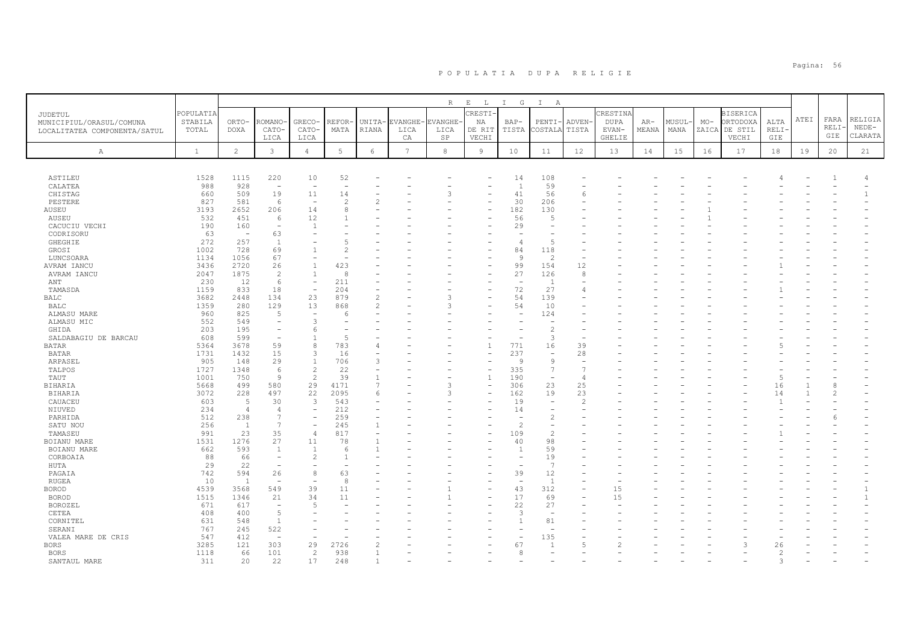# P O P U L A T I A   D U P A   R E L I G I E

| JUDETUL MUNICIPIUL/ORASUL/COMUNA LOCALITATEA COMPONENTA/SATUL | POPULATIA STABILA TOTAL | RELIGIA | | | | | | | | | | | | | | | | | ATEI | FARA RELI-GIE | RELIGIA NEDE-CLARATA |
|---|---|---|---|---|---|---|---|---|---|---|---|---|---|---|---|---|---|---|---|---|---|
| | | ORTO-DOXA | ROMANO-CATO-LICA | GRECO-CATO-LICA | REFOR-MATA | UNITA-RIANA | EVANGHE-LICA CA | EVANGHE-LICA SP | CRESTI-NA DE RIT VECHI | BAP-TISTA | PENTI-COSTALA | ADVEN-TISTA | CRESTINA DUPA EVAN-GHELIE | AR-MEANA | MUSUL-MANA | MO-ZAICA | BISERICA ORTODOXA DE STIL VECHI | ALTA RELI-GIE | | | |
| A | 1 | 2 | 3 | 4 | 5 | 6 | 7 | 8 | 9 | 10 | 11 | 12 | 13 | 14 | 15 | 16 | 17 | 18 | 19 | 20 | 21 |
| ASTILEU | 1528 | 1115 | 220 | 10 | 52 | - | - | - | - | 14 | 108 | - | - | - | - | - | - | 4 | - | 1 | 4 |
| CALATEA | 988 | 928 | - | - | - | - | - | - | - | 1 | 59 | - | - | - | - | - | - | - | - | - | - |
| CHISTAG | 660 | 509 | 19 | 11 | 14 | - | - | 3 | - | 41 | 56 | 6 | - | - | - | - | - | - | - | - | 1 |
| PESTERE | 827 | 581 | 6 | - | 2 | 2 | - | - | - | 30 | 206 | - | - | - | - | - | - | - | - | - | - |
| AUSEU | 3193 | 2652 | 206 | 14 | 8 | - | - | - | - | 182 | 130 | - | - | - | - | 1 | - | - | - | - | - |
| AUSEU | 532 | 451 | 6 | 12 | 1 | - | - | - | - | 56 | 5 | - | - | - | - | 1 | - | - | - | - | - |
| CACUCIU VECHI | 190 | 160 | - | 1 | - | - | - | - | - | 29 | - | - | - | - | - | - | - | - | - | - | - |
| CODRISORU | 63 | - | 63 | - | - | - | - | - | - | - | - | - | - | - | - | - | - | - | - | - | - |
| GHEGHIE | 272 | 257 | 1 | - | 5 | - | - | - | - | 4 | 5 | - | - | - | - | - | - | - | - | - | - |
| GROSI | 1002 | 728 | 69 | 1 | 2 | - | - | - | - | 84 | 118 | - | - | - | - | - | - | - | - | - | - |
| LUNCSOARA | 1134 | 1056 | 67 | - | - | - | - | - | - | 9 | 2 | - | - | - | - | - | - | - | - | - | - |
| AVRAM IANCU | 3436 | 2720 | 26 | 1 | 423 | - | - | - | - | 99 | 154 | 12 | - | - | - | - | - | 1 | - | - | - |
| AVRAM IANCU | 2047 | 1875 | 2 | 1 | 8 | - | - | - | - | 27 | 126 | 8 | - | - | - | - | - | - | - | - | - |
| ANT | 230 | 12 | 6 | - | 211 | - | - | - | - | - | 1 | - | - | - | - | - | - | - | - | - | - |
| TAMASDA | 1159 | 833 | 18 | - | 204 | - | - | - | - | 72 | 27 | 4 | - | - | - | - | - | 1 | - | - | - |
| BALC | 3682 | 2448 | 134 | 23 | 879 | 2 | - | 3 | - | 54 | 139 | - | - | - | - | - | - | - | - | - | - |
| BALC | 1359 | 280 | 129 | 13 | 868 | 2 | - | 3 | - | 54 | 10 | - | - | - | - | - | - | - | - | - | - |
| ALMASU MARE | 960 | 825 | 5 | - | 6 | - | - | - | - | - | 124 | - | - | - | - | - | - | - | - | - | - |
| ALMASU MIC | 552 | 549 | - | 3 | - | - | - | - | - | - | - | - | - | - | - | - | - | - | - | - | - |
| GHIDA | 203 | 195 | - | 6 | - | - | - | - | - | - | 2 | - | - | - | - | - | - | - | - | - | - |
| SALDABAGIU DE BARCAU | 608 | 599 | - | 1 | 5 | - | - | - | - | - | 3 | - | - | - | - | - | - | - | - | - | - |
| BATAR | 5364 | 3678 | 59 | 8 | 783 | 4 | - | - | 1 | 771 | 16 | 39 | - | - | - | - | - | 5 | - | - | - |
| BATAR | 1731 | 1432 | 15 | 3 | 16 | - | - | - | - | 237 | - | 28 | - | - | - | - | - | - | - | - | - |
| ARPASEL | 905 | 148 | 29 | 1 | 706 | 3 | - | - | - | 9 | 9 | - | - | - | - | - | - | - | - | - | - |
| TALPOS | 1727 | 1348 | 6 | 2 | 22 | - | - | - | - | 335 | 7 | 7 | - | - | - | - | - | - | - | - | - |
| TAUT | 1001 | 750 | 9 | 2 | 39 | 1 | - | - | 1 | 190 | - | 4 | - | - | - | - | - | 5 | - | - | - |
| BIHARIA | 5668 | 499 | 580 | 29 | 4171 | 7 | - | 3 | - | 306 | 23 | 25 | - | - | - | - | - | 16 | 1 | 8 | - |
| BIHARIA | 3072 | 228 | 497 | 22 | 2095 | 6 | - | 3 | - | 162 | 19 | 23 | - | - | - | - | - | 14 | 1 | 2 | - |
| CAUACEU | 603 | 5 | 30 | 3 | 543 | - | - | - | - | 19 | - | 2 | - | - | - | - | - | 1 | - | - | - |
| NIUVED | 234 | 4 | 4 | - | 212 | - | - | - | - | 14 | - | - | - | - | - | - | - | - | - | - | - |
| PARHIDA | 512 | 238 | 7 | - | 259 | - | - | - | - | - | 2 | - | - | - | - | - | - | - | - | 6 | - |
| SATU NOU | 256 | 1 | 7 | - | 245 | 1 | - | - | - | 2 | - | - | - | - | - | - | - | - | - | - | - |
| TAMASEU | 991 | 23 | 35 | 4 | 817 | - | - | - | - | 109 | 2 | - | - | - | - | - | - | 1 | - | - | - |
| BOIANU MARE | 1531 | 1276 | 27 | 11 | 78 | 1 | - | - | - | 40 | 98 | - | - | - | - | - | - | - | - | - | - |
| BOIANU MARE | 662 | 593 | 1 | 1 | 6 | 1 | - | - | - | 1 | 59 | - | - | - | - | - | - | - | - | - | - |
| CORBOAIA | 88 | 66 | - | 2 | 1 | - | - | - | - | - | 19 | - | - | - | - | - | - | - | - | - | - |
| HUTA | 29 | 22 | - | - | - | - | - | - | - | - | 7 | - | - | - | - | - | - | - | - | - | - |
| PAGAIA | 742 | 594 | 26 | 8 | 63 | - | - | - | - | 39 | 12 | - | - | - | - | - | - | - | - | - | - |
| RUGEA | 10 | 1 | - | - | 8 | - | - | - | - | - | 1 | - | - | - | - | - | - | - | - | - | - |
| BOROD | 4539 | 3568 | 549 | 39 | 11 | - | - | 1 | - | 43 | 312 | - | 15 | - | - | - | - | - | - | - | 1 |
| BOROD | 1515 | 1346 | 21 | 34 | 11 | - | - | 1 | - | 17 | 69 | - | 15 | - | - | - | - | - | - | - | 1 |
| BOROZEL | 671 | 617 | - | 5 | - | - | - | - | - | 22 | 27 | - | - | - | - | - | - | - | - | - | - |
| CETEA | 408 | 400 | 5 | - | - | - | - | - | - | 3 | - | - | - | - | - | - | - | - | - | - | - |
| CORNITEL | 631 | 548 | 1 | - | - | - | - | - | - | 1 | 81 | - | - | - | - | - | - | - | - | - | - |
| SERANI | 767 | 245 | 522 | - | - | - | - | - | - | - | - | - | - | - | - | - | - | - | - | - | - |
| VALEA MARE DE CRIS | 547 | 412 | - | - | - | - | - | - | - | - | 135 | - | - | - | - | - | - | - | - | - | - |
| BORS | 3285 | 121 | 303 | 29 | 2726 | 2 | - | - | - | 67 | 1 | 5 | 2 | - | - | - | 3 | 26 | - | - | - |
| BORS | 1118 | 66 | 101 | 2 | 938 | 1 | - | - | - | 8 | - | - | - | - | - | - | - | 2 | - | - | - |
| SANTAUL MARE | 311 | 20 | 22 | 17 | 248 | 1 | - | - | - | - | - | - | - | - | - | - | - | 3 | - | - | - |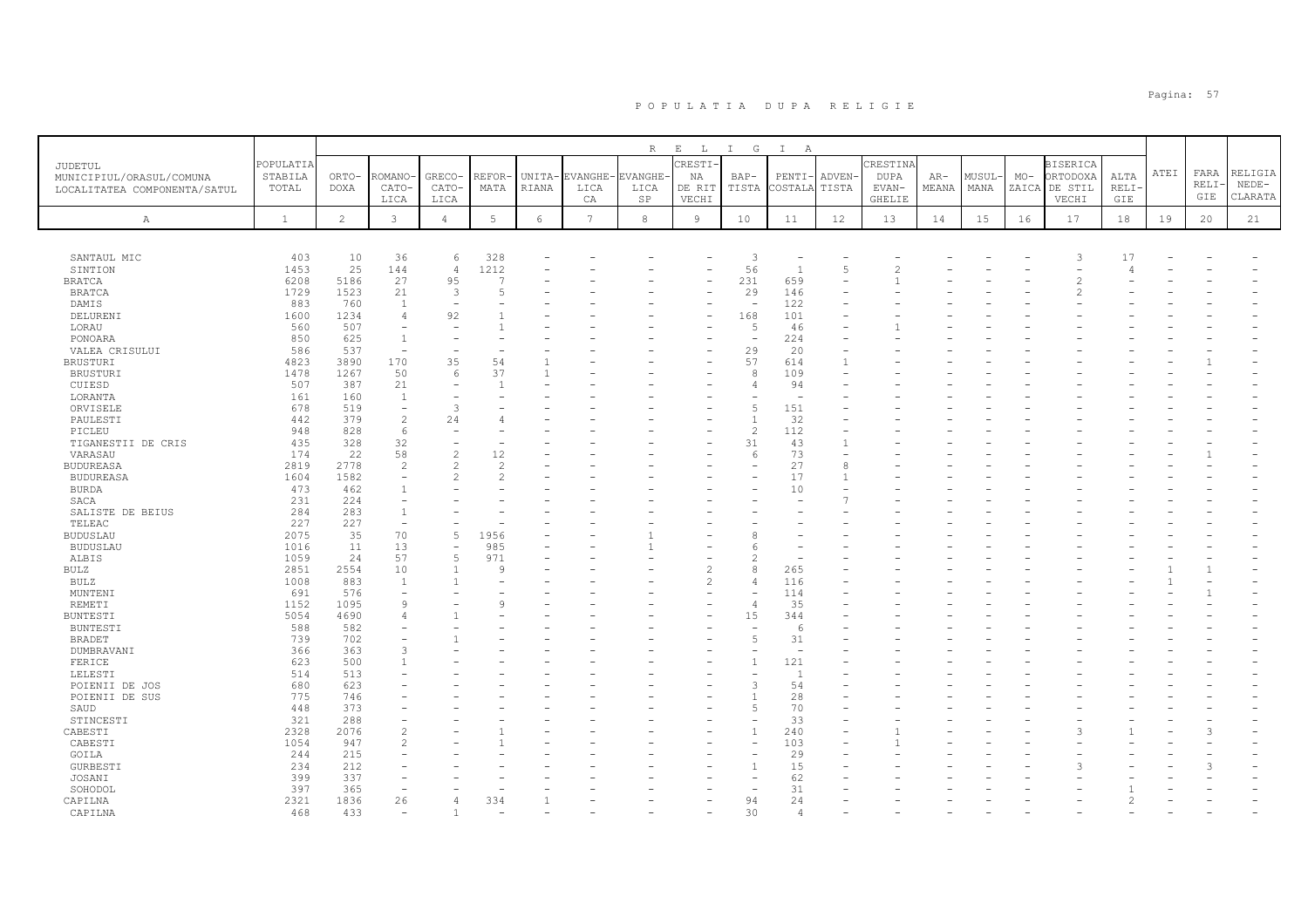# POPULATIA DUPA RELIGIE

| JUDETUL MUNICIPIUL/ORASUL/COMUNA LOCALITATEA COMPONENTA/SATUL | POPULATIA STABILA TOTAL | R E L I G I A | | | | | | | | | | | | | | | | | | | |
|---|---|---|---|---|---|---|---|---|---|---|---|---|---|---|---|---|---|---|---|---|
| | | ORTO-DOXA | ROMANO-CATO-LICA | GRECO-CATO-LICA | REFOR-MATA | UNITA-RIANA | EVANGHE-LICA CA | EVANGHE-LICA SP | CRESTI-NA DE RIT VECHI | BAP-TISTA | PENTI-COSTALA | ADVEN-TISTA | CRESTINA DUPA EVAN-GHELIE | AR-MEANA | MUSUL-MANA | MO-ZAICA | BISERICA ORTODOXA DE STIL VECHI | ALTA RELI-GIE | ATEI | FARA RELI-GIE | RELIGIA NEDE-CLARATA |
| A | 1 | 2 | 3 | 4 | 5 | 6 | 7 | 8 | 9 | 10 | 11 | 12 | 13 | 14 | 15 | 16 | 17 | 18 | 19 | 20 | 21 |
| SANTAUL MIC | 403 | 10 | 36 | 6 | 328 | - | - | - | - | 3 | - | - | - | - | - | - | 3 | 17 | - | - | - |
| SINTION | 1453 | 25 | 144 | 4 | 1212 | - | - | - | - | 56 | 1 | 5 | 2 | - | - | - | - | 4 | - | - | - |
| BRATCA | 6208 | 5186 | 27 | 95 | 7 | - | - | - | - | 231 | 659 | - | 1 | - | - | - | 2 | - | - | - | - |
| BRATCA | 1729 | 1523 | 21 | 3 | 5 | - | - | - | - | 29 | 146 | - | - | - | - | - | 2 | - | - | - | - |
| DAMIS | 883 | 760 | 1 | - | - | - | - | - | - | - | 122 | - | - | - | - | - | - | - | - | - | - |
| DELURENI | 1600 | 1234 | 4 | 92 | 1 | - | - | - | - | 168 | 101 | - | - | - | - | - | - | - | - | - | - |
| LORAU | 560 | 507 | - | - | 1 | - | - | - | - | 5 | 46 | - | 1 | - | - | - | - | - | - | - | - |
| PONOARA | 850 | 625 | 1 | - | - | - | - | - | - | - | 224 | - | - | - | - | - | - | - | - | - | - |
| VALEA CRISULUI | 586 | 537 | - | - | - | - | - | - | - | 29 | 20 | - | - | - | - | - | - | - | - | - | - |
| BRUSTURI | 4823 | 3890 | 170 | 35 | 54 | 1 | - | - | - | 57 | 614 | 1 | - | - | - | - | - | - | - | 1 | - |
| BRUSTURI | 1478 | 1267 | 50 | 6 | 37 | 1 | - | - | - | 8 | 109 | - | - | - | - | - | - | - | - | - | - |
| CUIESD | 507 | 387 | 21 | - | 1 | - | - | - | - | 4 | 94 | - | - | - | - | - | - | - | - | - | - |
| LORANTA | 161 | 160 | 1 | - | - | - | - | - | - | - | - | - | - | - | - | - | - | - | - | - | - |
| ORVISELE | 678 | 519 | - | 3 | - | - | - | - | - | 5 | 151 | - | - | - | - | - | - | - | - | - | - |
| PAULESTI | 442 | 379 | 2 | 24 | 4 | - | - | - | - | 1 | 32 | - | - | - | - | - | - | - | - | - | - |
| PICLEU | 948 | 828 | 6 | - | - | - | - | - | - | 2 | 112 | - | - | - | - | - | - | - | - | - | - |
| TIGANESTII DE CRIS | 435 | 328 | 32 | - | - | - | - | - | - | 31 | 43 | 1 | - | - | - | - | - | - | - | - | - |
| VARASAU | 174 | 22 | 58 | 2 | 12 | - | - | - | - | 6 | 73 | - | - | - | - | - | - | - | - | 1 | - |
| BUDUREASA | 2819 | 2778 | 2 | 2 | 2 | - | - | - | - | - | 27 | 8 | - | - | - | - | - | - | - | - | - |
| BUDUREASA | 1604 | 1582 | - | 2 | 2 | - | - | - | - | - | 17 | 1 | - | - | - | - | - | - | - | - | - |
| BURDA | 473 | 462 | 1 | - | - | - | - | - | - | - | 10 | - | - | - | - | - | - | - | - | - | - |
| SACA | 231 | 224 | - | - | - | - | - | - | - | - | - | 7 | - | - | - | - | - | - | - | - | - |
| SALISTE DE BEIUS | 284 | 283 | 1 | - | - | - | - | - | - | - | - | - | - | - | - | - | - | - | - | - | - |
| TELEAC | 227 | 227 | - | - | - | - | - | - | - | - | - | - | - | - | - | - | - | - | - | - | - |
| BUDUSLAU | 2075 | 35 | 70 | 5 | 1956 | - | - | 1 | - | 8 | - | - | - | - | - | - | - | - | - | - | - |
| BUDUSLAU | 1016 | 11 | 13 | - | 985 | - | - | 1 | - | 6 | - | - | - | - | - | - | - | - | - | - | - |
| ALBIS | 1059 | 24 | 57 | 5 | 971 | - | - | - | - | 2 | - | - | - | - | - | - | - | - | - | - | - |
| BULZ | 2851 | 2554 | 10 | 1 | 9 | - | - | - | 2 | 8 | 265 | - | - | - | - | - | - | - | 1 | 1 | - |
| BULZ | 1008 | 883 | 1 | 1 | - | - | - | - | 2 | 4 | 116 | - | - | - | - | - | - | - | 1 | - | - |
| MUNTENI | 691 | 576 | - | - | - | - | - | - | - | - | 114 | - | - | - | - | - | - | - | - | 1 | - |
| REMETI | 1152 | 1095 | 9 | - | 9 | - | - | - | - | 4 | 35 | - | - | - | - | - | - | - | - | - | - |
| BUNTESTI | 5054 | 4690 | 4 | 1 | - | - | - | - | - | 15 | 344 | - | - | - | - | - | - | - | - | - | - |
| BUNTESTI | 588 | 582 | - | - | - | - | - | - | - | - | 6 | - | - | - | - | - | - | - | - | - | - |
| BRADET | 739 | 702 | - | 1 | - | - | - | - | - | 5 | 31 | - | - | - | - | - | - | - | - | - | - |
| DUMBRAVANI | 366 | 363 | 3 | - | - | - | - | - | - | - | - | - | - | - | - | - | - | - | - | - | - |
| FERICE | 623 | 500 | 1 | - | - | - | - | - | - | 1 | 121 | - | - | - | - | - | - | - | - | - | - |
| LELESTI | 514 | 513 | - | - | - | - | - | - | - | - | 1 | - | - | - | - | - | - | - | - | - | - |
| POIENII DE JOS | 680 | 623 | - | - | - | - | - | - | - | 3 | 54 | - | - | - | - | - | - | - | - | - | - |
| POIENII DE SUS | 775 | 746 | - | - | - | - | - | - | - | 1 | 28 | - | - | - | - | - | - | - | - | - | - |
| SAUD | 448 | 373 | - | - | - | - | - | - | - | 5 | 70 | - | - | - | - | - | - | - | - | - | - |
| STINCESTI | 321 | 288 | - | - | - | - | - | - | - | - | 33 | - | - | - | - | - | - | - | - | - | - |
| CABESTI | 2328 | 2076 | 2 | - | 1 | - | - | - | - | 1 | 240 | - | 1 | - | - | - | 3 | 1 | - | 3 | - |
| CABESTI | 1054 | 947 | 2 | - | 1 | - | - | - | - | - | 103 | - | 1 | - | - | - | - | - | - | - | - |
| GOILA | 244 | 215 | - | - | - | - | - | - | - | - | 29 | - | - | - | - | - | - | - | - | - | - |
| GURBESTI | 234 | 212 | - | - | - | - | - | - | - | 1 | 15 | - | - | - | - | - | 3 | - | - | 3 | - |
| JOSANI | 399 | 337 | - | - | - | - | - | - | - | - | 62 | - | - | - | - | - | - | - | - | - | - |
| SOHODOL | 397 | 365 | - | - | - | - | - | - | - | - | 31 | - | - | - | - | - | - | 1 | - | - | - |
| CAPILNA | 2321 | 1836 | 26 | 4 | 334 | 1 | - | - | - | 94 | 24 | - | - | - | - | - | - | 2 | - | - | - |
| CAPILNA | 468 | 433 | - | 1 | - | - | - | - | - | 30 | 4 | - | - | - | - | - | - | - | - | - | - |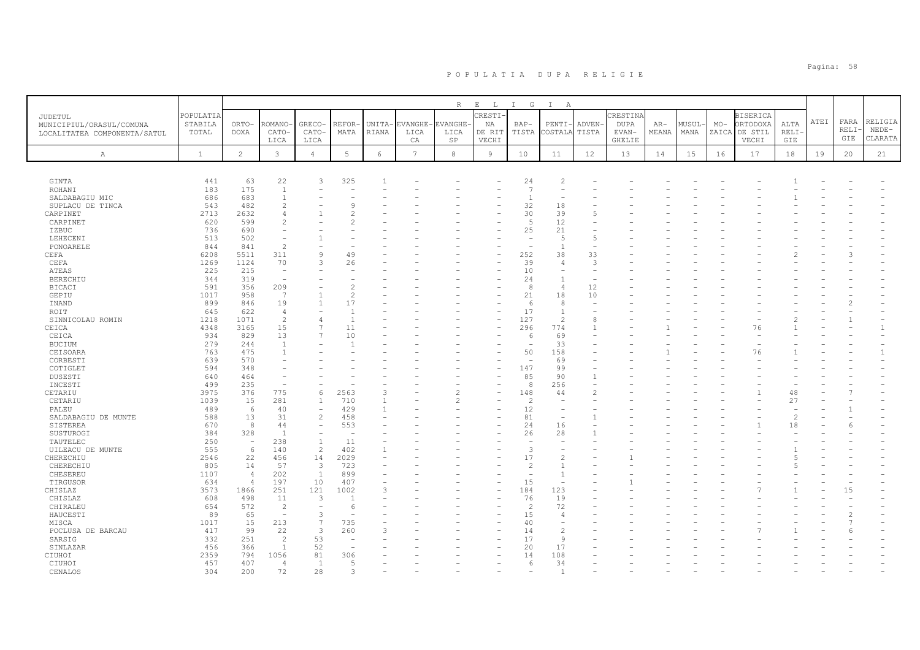# POPULATIA DUPA RELIGIE

| JUDETUL MUNICIPIUL/ORASUL/COMUNA LOCALITATEA COMPONENTA/SATUL | POPULATIA STABILA TOTAL | ORTO-DOXA | ROMANO-CATO-LICA | GRECO-CATO-LICA | REFOR-MATA | UNITA-RIANA | EVANGHE-LICA CA | EVANGHE-LICA SP | CRESTI-NA DE RIT VECHI | BAP-TISTA | PENTI-COSTALA | ADVEN-TISTA | CRESTINA DUPA EVAN-GHELIE | AR-MEANA | MUSUL-MANA | MO-ZAICA | BISERICA ORTODOXA DE STIL VECHI | ALTA RELI-GIE | ATEI | FARA RELI-GIE | RELIGIA NEDE-CLARATA |
|---|---|---|---|---|---|---|---|---|---|---|---|---|---|---|---|---|---|---|---|---|---|
| A | 1 | 2 | 3 | 4 | 5 | 6 | 7 | 8 | 9 | 10 | 11 | 12 | 13 | 14 | 15 | 16 | 17 | 18 | 19 | 20 | 21 |
| GINTA | 441 | 63 | 22 | 3 | 325 | 1 | - | - | - | 24 | 2 | - | - | - | - | - | - | 1 | - | - | - |
| ROHANI | 183 | 175 | 1 | - | - | - | - | - | - | 7 | - | - | - | - | - | - | - | - | - | - | - |
| SALDABAGIU MIC | 686 | 683 | 1 | - | - | - | - | - | - | 1 | - | - | - | - | - | - | - | 1 | - | - | - |
| SUPLACU DE TINCA | 543 | 482 | 2 | - | 9 | - | - | - | - | 32 | 18 | - | - | - | - | - | - | - | - | - | - |
| CARPINET | 2713 | 2632 | 4 | 1 | 2 | - | - | - | - | 30 | 39 | 5 | - | - | - | - | - | - | - | - | - |
| CARPINET | 620 | 599 | 2 | - | 2 | - | - | - | - | 5 | 12 | - | - | - | - | - | - | - | - | - | - |
| IZBUC | 736 | 690 | - | - | - | - | - | - | - | 25 | 21 | - | - | - | - | - | - | - | - | - | - |
| LEHECENI | 513 | 502 | - | 1 | - | - | - | - | - | - | 5 | 5 | - | - | - | - | - | - | - | - | - |
| PONOARELE | 844 | 841 | 2 | - | - | - | - | - | - | - | 1 | - | - | - | - | - | - | - | - | - | - |
| CEFA | 6208 | 5511 | 311 | 9 | 49 | - | - | - | - | 252 | 38 | 33 | - | - | - | - | - | 2 | - | 3 | - |
| CEFA | 1269 | 1124 | 70 | 3 | 26 | - | - | - | - | 39 | 4 | 3 | - | - | - | - | - | - | - | - | - |
| ATEAS | 225 | 215 | - | - | - | - | - | - | - | 10 | - | - | - | - | - | - | - | - | - | - | - |
| BERECHIU | 344 | 319 | - | - | - | - | - | - | - | 24 | 1 | - | - | - | - | - | - | - | - | - | - |
| BICACI | 591 | 356 | 209 | - | 2 | - | - | - | - | 8 | 4 | 12 | - | - | - | - | - | - | - | - | - |
| GEPIU | 1017 | 958 | 7 | 1 | 2 | - | - | - | - | 21 | 18 | 10 | - | - | - | - | - | - | - | - | - |
| INAND | 899 | 846 | 19 | 1 | 17 | - | - | - | - | 6 | 8 | - | - | - | - | - | - | - | - | 2 | - |
| ROIT | 645 | 622 | 4 | - | 1 | - | - | - | - | 17 | 1 | - | - | - | - | - | - | - | - | - | - |
| SINNICOLAU ROMIN | 1218 | 1071 | 2 | 4 | 1 | - | - | - | - | 127 | 2 | 8 | - | - | - | - | - | 2 | - | 1 | - |
| CEICA | 4348 | 3165 | 15 | 7 | 11 | - | - | - | - | 296 | 774 | 1 | - | 1 | - | - | 76 | 1 | - | - | 1 |
| CEICA | 934 | 829 | 13 | 7 | 10 | - | - | - | - | 6 | 69 | - | - | - | - | - | - | - | - | - | - |
| BUCIUM | 279 | 244 | 1 | - | 1 | - | - | - | - | - | 33 | - | - | - | - | - | - | - | - | - | - |
| CEISOARA | 763 | 475 | 1 | - | - | - | - | - | - | 50 | 158 | - | - | 1 | - | - | 76 | 1 | - | - | 1 |
| CORBESTI | 639 | 570 | - | - | - | - | - | - | - | - | 69 | - | - | - | - | - | - | - | - | - | - |
| COTIGLET | 594 | 348 | - | - | - | - | - | - | - | 147 | 99 | - | - | - | - | - | - | - | - | - | - |
| DUSESTI | 640 | 464 | - | - | - | - | - | - | - | 85 | 90 | 1 | - | - | - | - | - | - | - | - | - |
| INCESTI | 499 | 235 | - | - | - | - | - | - | - | 8 | 256 | - | - | - | - | - | - | - | - | - | - |
| CETARIU | 3975 | 376 | 775 | 6 | 2563 | 3 | - | 2 | - | 148 | 44 | 2 | - | - | - | - | 1 | 48 | - | 7 | - |
| CETARIU | 1039 | 15 | 281 | 1 | 710 | 1 | - | 2 | - | 2 | - | - | - | - | - | - | - | 27 | - | - | - |
| PALEU | 489 | 6 | 40 | - | 429 | 1 | - | - | - | 12 | - | - | - | - | - | - | - | - | - | 1 | - |
| SALDABAGIU DE MUNTE | 588 | 13 | 31 | 2 | 458 | - | - | - | - | 81 | - | 1 | - | - | - | - | - | 2 | - | - | - |
| SISTEREA | 670 | 8 | 44 | - | 553 | - | - | - | - | 24 | 16 | - | - | - | - | - | 1 | 18 | - | 6 | - |
| SUSTUROGI | 384 | 328 | 1 | - | - | - | - | - | - | 26 | 28 | 1 | - | - | - | - | - | - | - | - | - |
| TAUTELEC | 250 | - | 238 | 1 | 11 | - | - | - | - | - | - | - | - | - | - | - | - | - | - | - | - |
| UILEACU DE MUNTE | 555 | 6 | 140 | 2 | 402 | 1 | - | - | - | 3 | - | - | - | - | - | - | - | 1 | - | - | - |
| CHERECHIU | 2546 | 22 | 456 | 14 | 2029 | - | - | - | - | 17 | 2 | - | 1 | - | - | - | - | 5 | - | - | - |
| CHERECHIU | 805 | 14 | 57 | 3 | 723 | - | - | - | - | 2 | 1 | - | - | - | - | - | - | 5 | - | - | - |
| CHESEREU | 1107 | 4 | 202 | 1 | 899 | - | - | - | - | - | 1 | - | - | - | - | - | - | - | - | - | - |
| TIRGUSOR | 634 | 4 | 197 | 10 | 407 | - | - | - | - | 15 | - | - | 1 | - | - | - | - | - | - | - | - |
| CHISLAZ | 3573 | 1866 | 251 | 121 | 1002 | 3 | - | - | - | 184 | 123 | - | - | - | - | - | 7 | 1 | - | 15 | - |
| CHISLAZ | 608 | 498 | 11 | 3 | 1 | - | - | - | - | 76 | 19 | - | - | - | - | - | - | - | - | - | - |
| CHIRALEU | 654 | 572 | 2 | - | 6 | - | - | - | - | 2 | 72 | - | - | - | - | - | - | - | - | - | - |
| HAUCESTI | 89 | 65 | - | 3 | - | - | - | - | - | 15 | 4 | - | - | - | - | - | - | - | - | 2 | - |
| MISCA | 1017 | 15 | 213 | 7 | 735 | - | - | - | - | 40 | - | - | - | - | - | - | - | - | - | 7 | - |
| POCLUSA DE BARCAU | 417 | 99 | 22 | 3 | 260 | 3 | - | - | - | 14 | 2 | - | - | - | - | - | 7 | 1 | - | 6 | - |
| SARSIG | 332 | 251 | 2 | 53 | - | - | - | - | - | 17 | 9 | - | - | - | - | - | - | - | - | - | - |
| SINLAZAR | 456 | 366 | 1 | 52 | - | - | - | - | - | 20 | 17 | - | - | - | - | - | - | - | - | - | - |
| CIUHOI | 2359 | 794 | 1056 | 81 | 306 | - | - | - | - | 14 | 108 | - | - | - | - | - | - | - | - | - | - |
| CIUHOI | 457 | 407 | 4 | 1 | 5 | - | - | - | - | 6 | 34 | - | - | - | - | - | - | - | - | - | - |
| CENALOS | 304 | 200 | 72 | 28 | 3 | - | - | - | - | - | 1 | - | - | - | - | - | - | - | - | - | - |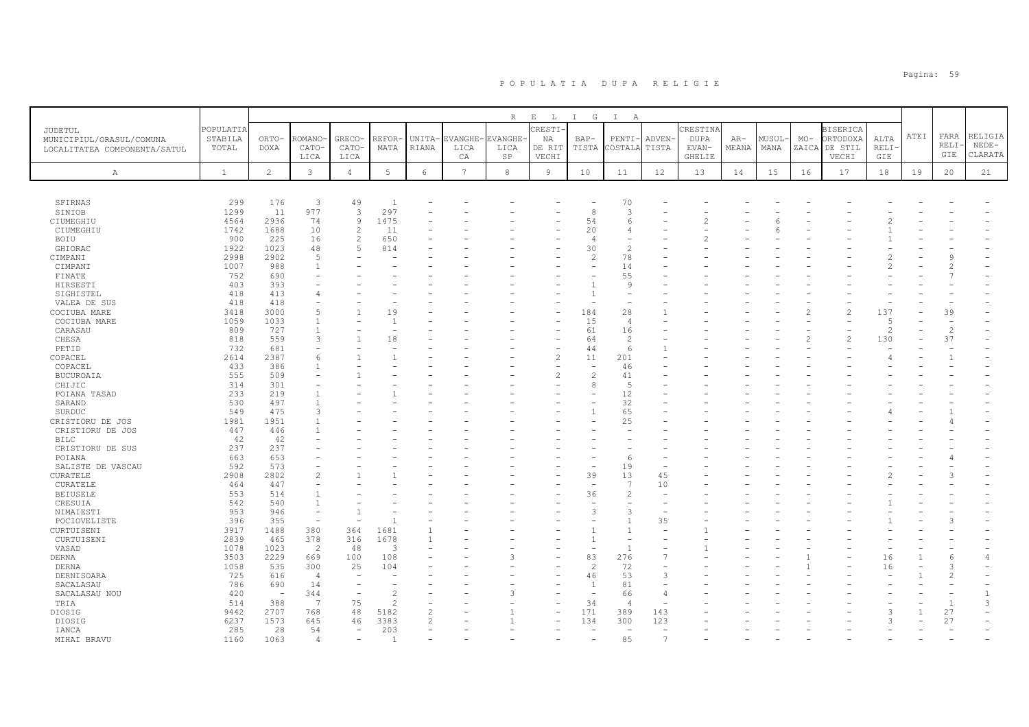# P O P U L A T I A   D U P A   R E L I G I E

| JUDETUL MUNICIPIUL/ORASUL/COMUNA LOCALITATEA COMPONENTA/SATUL | POPULATIA STABILA TOTAL | R E L I G I A | | | | | | | | | | | | | | | | | ATEI | FARA RELIGIE | RELIGIA NEDECLARATA |
|---|---|---|---|---|---|---|---|---|---|---|---|---|---|---|---|---|---|---|---|---|---|
| | | ORTODOXA | ROMANO-CATOLICA | GRECO-CATOLICA | REFORMATA | UNITARIANA | EVANGHELICA CA | EVANGHELICA SP | CRESTINA DE RIT VECHI | BAPTISTA | PENTICOSTALA | ADVENTISTA | CRESTINA DUPA EVANGHELIE | ARMEANA | MUSULMANA | MOZAICA | BISERICA ORTODOXA DE STIL VECHI | ALTA RELIGIE | | | |
| A | 1 | 2 | 3 | 4 | 5 | 6 | 7 | 8 | 9 | 10 | 11 | 12 | 13 | 14 | 15 | 16 | 17 | 18 | 19 | 20 | 21 |
| SFIRNAS | 299 | 176 | 3 | 49 | 1 | - | - | - | - | - | 70 | - | - | - | - | - | - | - | - | - | - |
| SINIOB | 1299 | 11 | 977 | 3 | 297 | - | - | - | - | 8 | 3 | - | - | - | - | - | - | - | - | - | - |
| CIUMEGHIU | 4564 | 2936 | 74 | 9 | 1475 | - | - | - | - | 54 | 6 | - | 2 | - | 6 | - | - | 2 | - | - | - |
| CIUMEGHIU | 1742 | 1688 | 10 | 2 | 11 | - | - | - | - | 20 | 4 | - | - | - | 6 | - | - | 1 | - | - | - |
| BOIU | 900 | 225 | 16 | 2 | 650 | - | - | - | - | 4 | - | - | 2 | - | - | - | - | 1 | - | - | - |
| GHIORAC | 1922 | 1023 | 48 | 5 | 814 | - | - | - | - | 30 | 2 | - | - | - | - | - | - | - | - | - | - |
| CIMPANI | 2998 | 2902 | 5 | - | - | - | - | - | - | 2 | 78 | - | - | - | - | - | - | 2 | - | 9 | - |
| CIMPANI | 1007 | 988 | 1 | - | - | - | - | - | - | - | 14 | - | - | - | - | - | - | 2 | - | 2 | - |
| FINATE | 752 | 690 | - | - | - | - | - | - | - | - | 55 | - | - | - | - | - | - | - | - | 7 | - |
| HIRSESTI | 403 | 393 | - | - | - | - | - | - | - | 1 | 9 | - | - | - | - | - | - | - | - | - | - |
| SIGHISTEL | 418 | 413 | 4 | - | - | - | - | - | - | 1 | - | - | - | - | - | - | - | - | - | - | - |
| VALEA DE SUS | 418 | 418 | - | - | - | - | - | - | - | - | - | - | - | - | - | - | - | - | - | - | - |
| COCIUBA MARE | 3418 | 3000 | 5 | 1 | 19 | - | - | - | - | 184 | 28 | 1 | - | - | - | 2 | 2 | 137 | - | 39 | - |
| COCIUBA MARE | 1059 | 1033 | 1 | - | 1 | - | - | - | - | 15 | 4 | - | - | - | - | - | - | 5 | - | - | - |
| CARASAU | 809 | 727 | 1 | - | - | - | - | - | - | 61 | 16 | - | - | - | - | - | - | 2 | - | 2 | - |
| CHESA | 818 | 559 | 3 | 1 | 18 | - | - | - | - | 64 | 2 | - | - | - | - | 2 | 2 | 130 | - | 37 | - |
| PETID | 732 | 681 | - | - | - | - | - | - | - | 44 | 6 | 1 | - | - | - | - | - | - | - | - | - |
| COPACEL | 2614 | 2387 | 6 | 1 | 1 | - | - | - | 2 | 11 | 201 | - | - | - | - | - | - | 4 | - | 1 | - |
| COPACEL | 433 | 386 | 1 | - | - | - | - | - | - | - | 46 | - | - | - | - | - | - | - | - | - | - |
| BUCUROAIA | 555 | 509 | - | 1 | - | - | - | - | 2 | 2 | 41 | - | - | - | - | - | - | - | - | - | - |
| CHIJIC | 314 | 301 | - | - | - | - | - | - | - | 8 | 5 | - | - | - | - | - | - | - | - | - | - |
| POIANA TASAD | 233 | 219 | 1 | - | 1 | - | - | - | - | - | 12 | - | - | - | - | - | - | - | - | - | - |
| SARAND | 530 | 497 | 1 | - | - | - | - | - | - | - | 32 | - | - | - | - | - | - | - | - | - | - |
| SURDUC | 549 | 475 | 3 | - | - | - | - | - | - | 1 | 65 | - | - | - | - | - | - | 4 | - | 1 | - |
| CRISTIORU DE JOS | 1981 | 1951 | 1 | - | - | - | - | - | - | - | 25 | - | - | - | - | - | - | - | - | 4 | - |
| CRISTIORU DE JOS | 447 | 446 | 1 | - | - | - | - | - | - | - | - | - | - | - | - | - | - | - | - | - | - |
| BILC | 42 | 42 | - | - | - | - | - | - | - | - | - | - | - | - | - | - | - | - | - | - | - |
| CRISTIORU DE SUS | 237 | 237 | - | - | - | - | - | - | - | - | - | - | - | - | - | - | - | - | - | - | - |
| POIANA | 663 | 653 | - | - | - | - | - | - | - | - | 6 | - | - | - | - | - | - | - | - | 4 | - |
| SALISTE DE VASCAU | 592 | 573 | - | - | - | - | - | - | - | - | 19 | - | - | - | - | - | - | - | - | - | - |
| CURATELE | 2908 | 2802 | 2 | 1 | 1 | - | - | - | - | 39 | 13 | 45 | - | - | - | - | - | 2 | - | 3 | - |
| CURATELE | 464 | 447 | - | - | - | - | - | - | - | - | 7 | 10 | - | - | - | - | - | - | - | - | - |
| BEIUSELE | 553 | 514 | 1 | - | - | - | - | - | - | 36 | 2 | - | - | - | - | - | - | - | - | - | - |
| CRESUIA | 542 | 540 | 1 | - | - | - | - | - | - | - | - | - | - | - | - | - | - | 1 | - | - | - |
| NIMAIESTI | 953 | 946 | - | 1 | - | - | - | - | - | 3 | 3 | - | - | - | - | - | - | - | - | - | - |
| POCIOVELISTE | 396 | 355 | - | - | 1 | - | - | - | - | - | 1 | 35 | - | - | - | - | - | 1 | - | 3 | - |
| CURTUISENI | 3917 | 1488 | 380 | 364 | 1681 | 1 | - | - | - | 1 | 1 | - | 1 | - | - | - | - | - | - | - | - |
| CURTUISENI | 2839 | 465 | 378 | 316 | 1678 | 1 | - | - | - | 1 | - | - | - | - | - | - | - | - | - | - | - |
| VASAD | 1078 | 1023 | 2 | 48 | 3 | - | - | - | - | - | 1 | - | 1 | - | - | - | - | - | - | - | - |
| DERNA | 3503 | 2229 | 669 | 100 | 108 | - | - | 3 | - | 83 | 276 | 7 | - | - | - | 1 | - | 16 | 1 | 6 | 4 |
| DERNA | 1058 | 535 | 300 | 25 | 104 | - | - | - | - | 2 | 72 | - | - | - | - | 1 | - | 16 | - | 3 | - |
| DERNISOARA | 725 | 616 | 4 | - | - | - | - | - | - | 46 | 53 | 3 | - | - | - | - | - | - | 1 | 2 | - |
| SACALASAU | 786 | 690 | 14 | - | - | - | - | - | - | 1 | 81 | - | - | - | - | - | - | - | - | - | - |
| SACALASAU NOU | 420 | - | 344 | - | 2 | - | - | 3 | - | - | 66 | 4 | - | - | - | - | - | - | - | - | 1 |
| TRIA | 514 | 388 | 7 | 75 | 2 | - | - | - | - | 34 | 4 | - | - | - | - | - | - | - | - | 1 | 3 |
| DIOSIG | 9442 | 2707 | 768 | 48 | 5182 | 2 | - | 1 | - | 171 | 389 | 143 | - | - | - | - | - | 3 | 1 | 27 | - |
| DIOSIG | 6237 | 1573 | 645 | 46 | 3383 | 2 | - | 1 | - | 134 | 300 | 123 | - | - | - | - | - | 3 | - | 27 | - |
| IANCA | 285 | 28 | 54 | - | 203 | - | - | - | - | - | - | - | - | - | - | - | - | - | - | - | - |
| MIHAI BRAVU | 1160 | 1063 | 4 | - | 1 | - | - | - | - | - | 85 | 7 | - | - | - | - | - | - | - | - | - |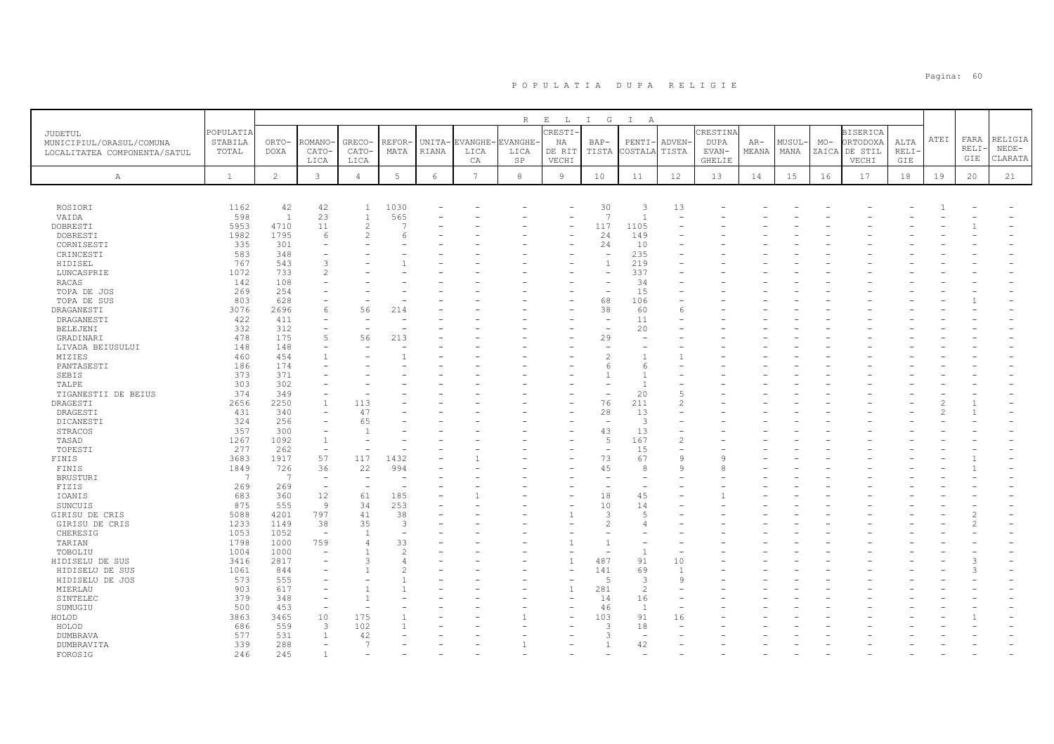# P O P U L A T I A   D U P A   R E L I G I E

| JUDETUL MUNICIPIUL/ORASUL/COMUNA LOCALITATEA COMPONENTA/SATUL | POPULATIA STABILA TOTAL | R E L I G I A | | | | | | | | | | | | | | | | | | | |
|---|---|---|---|---|---|---|---|---|---|---|---|---|---|---|---|---|---|---|---|---|---|
| | | ORTODOXA | ROMANO-CATOLICA | GRECO-CATOLICA | REFORMATA | UNITARIANA | EVANGHELICA | EVANGHELICA SP | CRESTINA DE RIT VECHI | BAPTISTA | PENTICOSTALA | ADVENTISTA | CRESTINA DUPA EVANGHELIE | ARMEANA | MUSULMANA | MOZAICA | BISERICA ORTODOXA DE STIL VECHI | ALTA RELIGIE | ATEI | FARA RELIGIE | RELIGIA NEDECLARATA |
| A | 1 | 2 | 3 | 4 | 5 | 6 | 7 | 8 | 9 | 10 | 11 | 12 | 13 | 14 | 15 | 16 | 17 | 18 | 19 | 20 | 21 |
| ROSIORI | 1162 | 42 | 42 | 1 | 1030 | - | - | - | - | 30 | 3 | 13 | - | - | - | - | - | - | 1 | - | - |
| VAIDA | 598 | 1 | 23 | 1 | 565 | - | - | - | - | 7 | 1 | - | - | - | - | - | - | - | - | - | - |
| DOBRESTI | 5953 | 4710 | 11 | 2 | 7 | - | - | - | - | 117 | 1105 | - | - | - | - | - | - | - | - | 1 | - |
| DOBRESTI | 1982 | 1795 | 6 | 2 | 6 | - | - | - | - | 24 | 149 | - | - | - | - | - | - | - | - | - | - |
| CORNISESTI | 335 | 301 | - | - | - | - | - | - | - | 24 | 10 | - | - | - | - | - | - | - | - | - | - |
| CRINCESTI | 583 | 348 | - | - | - | - | - | - | - | - | 235 | - | - | - | - | - | - | - | - | - | - |
| HIDISEL | 767 | 543 | 3 | - | 1 | - | - | - | - | 1 | 219 | - | - | - | - | - | - | - | - | - | - |
| LUNCASPRIE | 1072 | 733 | 2 | - | - | - | - | - | - | - | 337 | - | - | - | - | - | - | - | - | - | - |
| RACAS | 142 | 108 | - | - | - | - | - | - | - | - | 34 | - | - | - | - | - | - | - | - | - | - |
| TOPA DE JOS | 269 | 254 | - | - | - | - | - | - | - | - | 15 | - | - | - | - | - | - | - | - | - | - |
| TOPA DE SUS | 803 | 628 | - | - | - | - | - | - | - | 68 | 106 | - | - | - | - | - | - | - | - | 1 | - |
| DRAGANESTI | 3076 | 2696 | 6 | 56 | 214 | - | - | - | - | 38 | 60 | 6 | - | - | - | - | - | - | - | - | - |
| DRAGANESTI | 422 | 411 | - | - | - | - | - | - | - | - | 11 | - | - | - | - | - | - | - | - | - | - |
| BELEJENI | 332 | 312 | - | - | - | - | - | - | - | - | 20 | - | - | - | - | - | - | - | - | - | - |
| GRADINARI | 478 | 175 | 5 | 56 | 213 | - | - | - | - | 29 | - | - | - | - | - | - | - | - | - | - | - |
| LIVADA BEIUSULUI | 148 | 148 | - | - | - | - | - | - | - | - | - | - | - | - | - | - | - | - | - | - | - |
| MIZIES | 460 | 454 | 1 | - | 1 | - | - | - | - | 2 | 1 | 1 | - | - | - | - | - | - | - | - | - |
| PANTASESTI | 186 | 174 | - | - | - | - | - | - | - | 6 | 6 | - | - | - | - | - | - | - | - | - | - |
| SEBIS | 373 | 371 | - | - | - | - | - | - | - | 1 | 1 | - | - | - | - | - | - | - | - | - | - |
| TALPE | 303 | 302 | - | - | - | - | - | - | - | - | 1 | - | - | - | - | - | - | - | - | - | - |
| TIGANESTII DE BEIUS | 374 | 349 | - | - | - | - | - | - | - | - | 20 | 5 | - | - | - | - | - | - | - | - | - |
| DRAGESTI | 2656 | 2250 | 1 | 113 | - | - | - | - | - | 76 | 211 | 2 | - | - | - | - | - | - | 2 | 1 | - |
| DRAGESTI | 431 | 340 | - | 47 | - | - | - | - | - | 28 | 13 | - | - | - | - | - | - | - | 2 | 1 | - |
| DICANESTI | 324 | 256 | - | 65 | - | - | - | - | - | - | 3 | - | - | - | - | - | - | - | - | - | - |
| STRACOS | 357 | 300 | - | 1 | - | - | - | - | - | 43 | 13 | - | - | - | - | - | - | - | - | - | - |
| TASAD | 1267 | 1092 | 1 | - | - | - | - | - | - | 5 | 167 | 2 | - | - | - | - | - | - | - | - | - |
| TOPESTI | 277 | 262 | - | - | - | - | - | - | - | - | 15 | - | - | - | - | - | - | - | - | - | - |
| FINIS | 3683 | 1917 | 57 | 117 | 1432 | - | 1 | - | - | 73 | 67 | 9 | 9 | - | - | - | - | - | - | 1 | - |
| FINIS | 1849 | 726 | 36 | 22 | 994 | - | - | - | - | 45 | 8 | 9 | 8 | - | - | - | - | - | - | 1 | - |
| BRUSTURI | 7 | 7 | - | - | - | - | - | - | - | - | - | - | - | - | - | - | - | - | - | - | - |
| FIZIS | 269 | 269 | - | - | - | - | - | - | - | - | - | - | - | - | - | - | - | - | - | - | - |
| IOANIS | 683 | 360 | 12 | 61 | 185 | - | 1 | - | - | 18 | 45 | - | 1 | - | - | - | - | - | - | - | - |
| SUNCUIS | 875 | 555 | 9 | 34 | 253 | - | - | - | - | 10 | 14 | - | - | - | - | - | - | - | - | - | - |
| GIRISU DE CRIS | 5088 | 4201 | 797 | 41 | 38 | - | - | - | 1 | 3 | 5 | - | - | - | - | - | - | - | - | 2 | - |
| GIRISU DE CRIS | 1233 | 1149 | 38 | 35 | 3 | - | - | - | - | 2 | 4 | - | - | - | - | - | - | - | - | 2 | - |
| CHERESIG | 1053 | 1052 | - | 1 | - | - | - | - | - | - | - | - | - | - | - | - | - | - | - | - | - |
| TARIAN | 1798 | 1000 | 759 | 4 | 33 | - | - | - | 1 | 1 | - | - | - | - | - | - | - | - | - | - | - |
| TOBOLIU | 1004 | 1000 | - | 1 | 2 | - | - | - | - | - | 1 | - | - | - | - | - | - | - | - | - | - |
| HIDISELU DE SUS | 3416 | 2817 | - | 3 | 4 | - | - | - | 1 | 487 | 91 | 10 | - | - | - | - | - | - | - | 3 | - |
| HIDISELU DE SUS | 1061 | 844 | - | 1 | 2 | - | - | - | - | 141 | 69 | 1 | - | - | - | - | - | - | - | 3 | - |
| HIDISELU DE JOS | 573 | 555 | - | - | 1 | - | - | - | - | 5 | 3 | 9 | - | - | - | - | - | - | - | - | - |
| MIERLAU | 903 | 617 | - | 1 | 1 | - | - | - | 1 | 281 | 2 | - | - | - | - | - | - | - | - | - | - |
| SINTELEC | 379 | 348 | - | 1 | - | - | - | - | - | 14 | 16 | - | - | - | - | - | - | - | - | - | - |
| SUMUGIU | 500 | 453 | - | - | - | - | - | - | - | 46 | 1 | - | - | - | - | - | - | - | - | - | - |
| HOLOD | 3863 | 3465 | 10 | 175 | 1 | - | - | 1 | - | 103 | 91 | 16 | - | - | - | - | - | - | - | 1 | - |
| HOLOD | 686 | 559 | 3 | 102 | 1 | - | - | - | - | 3 | 18 | - | - | - | - | - | - | - | - | - | - |
| DUMBRAVA | 577 | 531 | 1 | 42 | - | - | - | - | - | 3 | - | - | - | - | - | - | - | - | - | - | - |
| DUMBRAVITA | 339 | 288 | - | 7 | - | - | - | 1 | - | 1 | 42 | - | - | - | - | - | - | - | - | - | - |
| FOROSIG | 246 | 245 | 1 | - | - | - | - | - | - | - | - | - | - | - | - | - | - | - | - | - | - |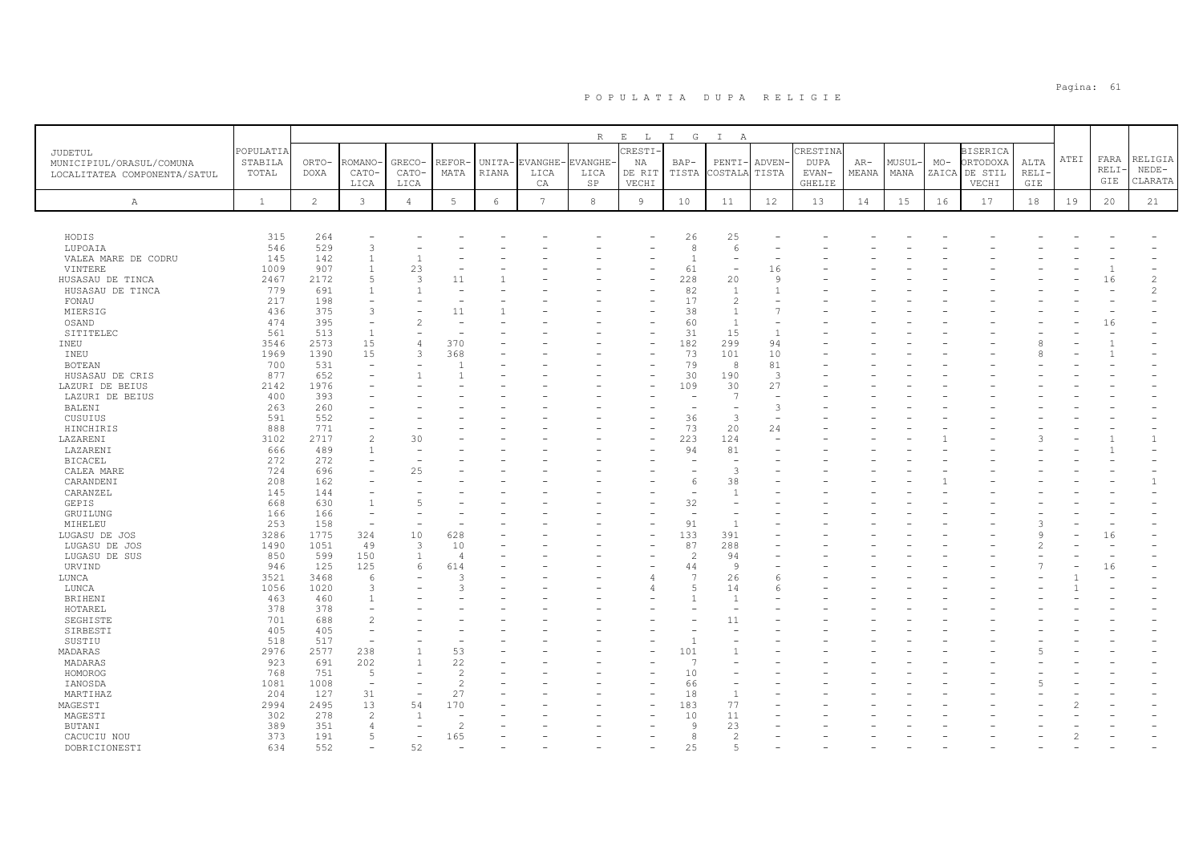# P O P U L A T I A   D U P A   R E L I G I E

| JUDETUL MUNICIPIUL/ORASUL/COMUNA LOCALITATEA COMPONENTA/SATUL | POPULATIA STABILA TOTAL | RELIGIA | | | | | | | | | | | | | | | | | | | |
|---|---|---|---|---|---|---|---|---|---|---|---|---|---|---|---|---|---|---|---|---|---|
| | | ORTODOXA | ROMANO-CATOLICA | GRECO-CATOLICA | REFORMATA | UNITARIANA | EVANGHELICA CA | EVANGHELICA SP | CRESTINA DE RIT VECHI | BAPTISTA | PENTICOSTALA | ADVENTISTA | CRESTINA DUPA EVANGHELIE | ARMEANA | MUSULMANA | MOZAICA | BISERICA ORTODOXA DE STIL VECHI | ALTA RELIGIE | ATEI | FARA RELIGIE | RELIGIA NEDECLARATA |
| A | 1 | 2 | 3 | 4 | 5 | 6 | 7 | 8 | 9 | 10 | 11 | 12 | 13 | 14 | 15 | 16 | 17 | 18 | 19 | 20 | 21 |
| HODIS | 315 | 264 | - | - | - | - | - | - | - | 26 | 25 | - | - | - | - | - | - | - | - | - | - |
| LUPOAIA | 546 | 529 | 3 | - | - | - | - | - | - | 8 | 6 | - | - | - | - | - | - | - | - | - | - |
| VALEA MARE DE CODRU | 145 | 142 | 1 | 1 | - | - | - | - | - | 1 | - | - | - | - | - | - | - | - | - | - | - |
| VINTERE | 1009 | 907 | 1 | 23 | - | - | - | - | - | 61 | - | 16 | - | - | - | - | - | - | - | 1 | - |
| HUSASAU DE TINCA | 2467 | 2172 | 5 | 3 | 11 | 1 | - | - | - | 228 | 20 | 9 | - | - | - | - | - | - | - | 16 | 2 |
| HUSASAU DE TINCA | 779 | 691 | 1 | 1 | - | - | - | - | - | 82 | 1 | 1 | - | - | - | - | - | - | - | - | 2 |
| FONAU | 217 | 198 | - | - | - | - | - | - | - | 17 | 2 | - | - | - | - | - | - | - | - | - | - |
| MIERSIG | 436 | 375 | 3 | - | 11 | 1 | - | - | - | 38 | 1 | 7 | - | - | - | - | - | - | - | - | - |
| OSAND | 474 | 395 | - | 2 | - | - | - | - | - | 60 | 1 | - | - | - | - | - | - | - | - | 16 | - |
| SITITELEC | 561 | 513 | 1 | - | - | - | - | - | - | 31 | 15 | 1 | - | - | - | - | - | - | - | - | - |
| INEU | 3546 | 2573 | 15 | 4 | 370 | - | - | - | - | 182 | 299 | 94 | - | - | - | - | - | 8 | - | 1 | - |
| INEU | 1969 | 1390 | 15 | 3 | 368 | - | - | - | - | 73 | 101 | 10 | - | - | - | - | - | 8 | - | 1 | - |
| BOTEAN | 700 | 531 | - | - | 1 | - | - | - | - | 79 | 8 | 81 | - | - | - | - | - | - | - | - | - |
| HUSASAU DE CRIS | 877 | 652 | - | 1 | 1 | - | - | - | - | 30 | 190 | 3 | - | - | - | - | - | - | - | - | - |
| LAZURI DE BEIUS | 2142 | 1976 | - | - | - | - | - | - | - | 109 | 30 | 27 | - | - | - | - | - | - | - | - | - |
| LAZURI DE BEIUS | 400 | 393 | - | - | - | - | - | - | - | - | 7 | - | - | - | - | - | - | - | - | - | - |
| BALENI | 263 | 260 | - | - | - | - | - | - | - | - | - | 3 | - | - | - | - | - | - | - | - | - |
| CUSUIUS | 591 | 552 | - | - | - | - | - | - | - | 36 | 3 | - | - | - | - | - | - | - | - | - | - |
| HINCHIRIS | 888 | 771 | - | - | - | - | - | - | - | 73 | 20 | 24 | - | - | - | - | - | - | - | - | - |
| LAZARENI | 3102 | 2717 | 2 | 30 | - | - | - | - | - | 223 | 124 | - | - | - | - | 1 | - | 3 | - | 1 | 1 |
| LAZARENI | 666 | 489 | 1 | - | - | - | - | - | - | 94 | 81 | - | - | - | - | - | - | - | - | 1 | - |
| BICACEL | 272 | 272 | - | - | - | - | - | - | - | - | - | - | - | - | - | - | - | - | - | - | - |
| CALEA MARE | 724 | 696 | - | 25 | - | - | - | - | - | - | 3 | - | - | - | - | - | - | - | - | - | - |
| CARANDENI | 208 | 162 | - | - | - | - | - | - | - | 6 | 38 | - | - | - | - | 1 | - | - | - | - | 1 |
| CARANZEL | 145 | 144 | - | - | - | - | - | - | - | - | 1 | - | - | - | - | - | - | - | - | - | - |
| GEPIS | 668 | 630 | 1 | 5 | - | - | - | - | - | 32 | - | - | - | - | - | - | - | - | - | - | - |
| GRUILUNG | 166 | 166 | - | - | - | - | - | - | - | - | - | - | - | - | - | - | - | - | - | - | - |
| MIHELEU | 253 | 158 | - | - | - | - | - | - | - | 91 | 1 | - | - | - | - | - | - | 3 | - | - | - |
| LUGASU DE JOS | 3286 | 1775 | 324 | 10 | 628 | - | - | - | - | 133 | 391 | - | - | - | - | - | - | 9 | - | 16 | - |
| LUGASU DE JOS | 1490 | 1051 | 49 | 3 | 10 | - | - | - | - | 87 | 288 | - | - | - | - | - | - | 2 | - | - | - |
| LUGASU DE SUS | 850 | 599 | 150 | 1 | 4 | - | - | - | - | 2 | 94 | - | - | - | - | - | - | - | - | - | - |
| URVIND | 946 | 125 | 125 | 6 | 614 | - | - | - | - | 44 | 9 | - | - | - | - | - | - | 7 | - | 16 | - |
| LUNCA | 3521 | 3468 | 6 | - | 3 | - | - | - | 4 | 7 | 26 | 6 | - | - | - | - | - | - | 1 | - | - |
| LUNCA | 1056 | 1020 | 3 | - | 3 | - | - | - | 4 | 5 | 14 | 6 | - | - | - | - | - | - | 1 | - | - |
| BRIHENI | 463 | 460 | 1 | - | - | - | - | - | - | 1 | 1 | - | - | - | - | - | - | - | - | - | - |
| HOTAREL | 378 | 378 | - | - | - | - | - | - | - | - | - | - | - | - | - | - | - | - | - | - | - |
| SEGHISTE | 701 | 688 | 2 | - | - | - | - | - | - | - | 11 | - | - | - | - | - | - | - | - | - | - |
| SIRBESTI | 405 | 405 | - | - | - | - | - | - | - | - | - | - | - | - | - | - | - | - | - | - | - |
| SUSTIU | 518 | 517 | - | - | - | - | - | - | - | 1 | - | - | - | - | - | - | - | - | - | - | - |
| MADARAS | 2976 | 2577 | 238 | 1 | 53 | - | - | - | - | 101 | 1 | - | - | - | - | - | - | 5 | - | - | - |
| MADARAS | 923 | 691 | 202 | 1 | 22 | - | - | - | - | 7 | - | - | - | - | - | - | - | - | - | - | - |
| HOMOROG | 768 | 751 | 5 | - | 2 | - | - | - | - | 10 | - | - | - | - | - | - | - | - | - | - | - |
| IANOSDA | 1081 | 1008 | - | - | 2 | - | - | - | - | 66 | - | - | - | - | - | - | - | 5 | - | - | - |
| MARTIHAZ | 204 | 127 | 31 | - | 27 | - | - | - | - | 18 | 1 | - | - | - | - | - | - | - | - | - | - |
| MAGESTI | 2994 | 2495 | 13 | 54 | 170 | - | - | - | - | 183 | 77 | - | - | - | - | - | - | - | 2 | - | - |
| MAGESTI | 302 | 278 | 2 | 1 | - | - | - | - | - | 10 | 11 | - | - | - | - | - | - | - | - | - | - |
| BUTANI | 389 | 351 | 4 | - | 2 | - | - | - | - | 9 | 23 | - | - | - | - | - | - | - | - | - | - |
| CACUCIU NOU | 373 | 191 | 5 | - | 165 | - | - | - | - | 8 | 2 | - | - | - | - | - | - | - | 2 | - | - |
| DOBRICIONESTI | 634 | 552 | - | 52 | - | - | - | - | - | 25 | 5 | - | - | - | - | - | - | - | - | - | - |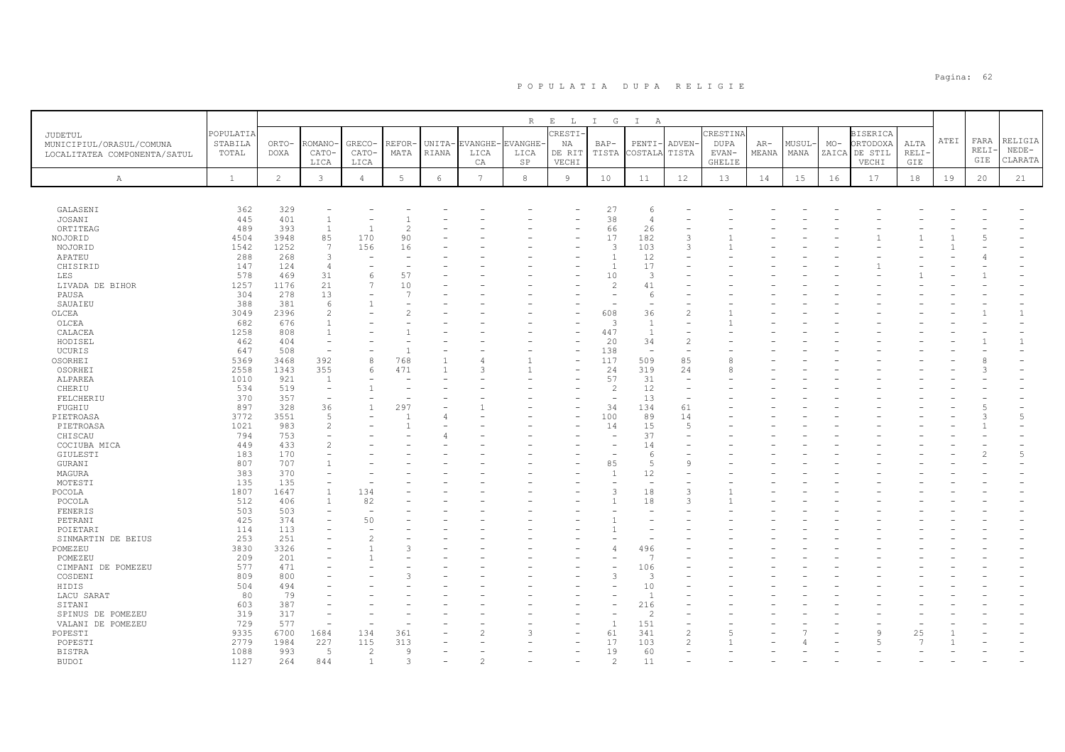# POPULATIA DUPA RELIGIE

| JUDETUL MUNICIPIUL/ORASUL/COMUNA LOCALITATEA COMPONENTA/SATUL | POPULATIA STABILA TOTAL | RELIGIA | | | | | | | | | | | | | | | | | | | |
|---|---|---|---|---|---|---|---|---|---|---|---|---|---|---|---|---|---|---|---|---|
| | | ORTODOXA | ROMANO-CATOLICA | GRECO-CATOLICA | REFORMATA | UNITARIANA | EVANGHELICA CA | EVANGHELICA SP | CRESTINA DE RIT VECHI | BAPTISTA | PENTICOSTALA | ADVENTISTA | CRESTINA DUPA EVANGHELIE | ARMEANA | MUSULMANA | MOZAICA | BISERICA ORTODOXA DE STIL VECHI | ALTA RELIGIE | ATEI | FARA RELIGIE | RELIGIA NEDECLARATA |
| A | 1 | 2 | 3 | 4 | 5 | 6 | 7 | 8 | 9 | 10 | 11 | 12 | 13 | 14 | 15 | 16 | 17 | 18 | 19 | 20 | 21 |
| GALASENI | 362 | 329 | - | - | - | - | - | - | - | 27 | 6 | - | - | - | - | - | - | - | - | - | - |
| JOSANI | 445 | 401 | 1 | - | 1 | - | - | - | - | 38 | 4 | - | - | - | - | - | - | - | - | - | - |
| ORTITEAG | 489 | 393 | 1 | 1 | 2 | - | - | - | - | 66 | 26 | - | - | - | - | - | - | - | - | - | - |
| NOJORID | 4504 | 3948 | 85 | 170 | 90 | - | - | - | - | 17 | 182 | 3 | 1 | - | - | - | 1 | 1 | 1 | 5 | - |
| NOJORID | 1542 | 1252 | 7 | 156 | 16 | - | - | - | - | 3 | 103 | 3 | 1 | - | - | - | - | - | 1 | - | - |
| APATEU | 288 | 268 | 3 | - | - | - | - | - | - | 1 | 12 | - | - | - | - | - | - | - | - | 4 | - |
| CHISIRID | 147 | 124 | 4 | - | - | - | - | - | - | 1 | 17 | - | - | - | - | - | 1 | - | - | - | - |
| LES | 578 | 469 | 31 | 6 | 57 | - | - | - | - | 10 | 3 | - | - | - | - | - | - | 1 | - | 1 | - |
| LIVADA DE BIHOR | 1257 | 1176 | 21 | 7 | 10 | - | - | - | - | 2 | 41 | - | - | - | - | - | - | - | - | - | - |
| PAUSA | 304 | 278 | 13 | - | 7 | - | - | - | - | - | 6 | - | - | - | - | - | - | - | - | - | - |
| SAUAIEU | 388 | 381 | 6 | 1 | - | - | - | - | - | - | - | - | - | - | - | - | - | - | - | - | - |
| OLCEA | 3049 | 2396 | 2 | - | 2 | - | - | - | - | 608 | 36 | 2 | 1 | - | - | - | - | - | - | 1 | 1 |
| OLCEA | 682 | 676 | 1 | - | - | - | - | - | - | 3 | 1 | - | 1 | - | - | - | - | - | - | - | - |
| CALACEA | 1258 | 808 | 1 | - | 1 | - | - | - | - | 447 | 1 | - | - | - | - | - | - | - | - | - | - |
| HODISEL | 462 | 404 | - | - | - | - | - | - | - | 20 | 34 | 2 | - | - | - | - | - | - | - | 1 | 1 |
| UCURIS | 647 | 508 | - | - | 1 | - | - | - | - | 138 | - | - | - | - | - | - | - | - | - | - | - |
| OSORHEI | 5369 | 3468 | 392 | 8 | 768 | 1 | 4 | 1 | - | 117 | 509 | 85 | 8 | - | - | - | - | - | - | 8 | - |
| OSORHEI | 2558 | 1343 | 355 | 6 | 471 | 1 | 3 | 1 | - | 24 | 319 | 24 | 8 | - | - | - | - | - | - | 3 | - |
| ALPAREA | 1010 | 921 | 1 | - | - | - | - | - | - | 57 | 31 | - | - | - | - | - | - | - | - | - | - |
| CHERIU | 534 | 519 | - | 1 | - | - | - | - | - | 2 | 12 | - | - | - | - | - | - | - | - | - | - |
| FELCHERIU | 370 | 357 | - | - | - | - | - | - | - | - | 13 | - | - | - | - | - | - | - | - | - | - |
| FUGHIU | 897 | 328 | 36 | 1 | 297 | - | 1 | - | - | 34 | 134 | 61 | - | - | - | - | - | - | - | 5 | - |
| PIETROASA | 3772 | 3551 | 5 | - | 1 | 4 | - | - | - | 100 | 89 | 14 | - | - | - | - | - | - | - | 3 | 5 |
| PIETROASA | 1021 | 983 | 2 | - | 1 | - | - | - | - | 14 | 15 | 5 | - | - | - | - | - | - | - | 1 | - |
| CHISCAU | 794 | 753 | - | - | - | 4 | - | - | - | - | 37 | - | - | - | - | - | - | - | - | - | - |
| COCIUBA MICA | 449 | 433 | 2 | - | - | - | - | - | - | - | 14 | - | - | - | - | - | - | - | - | - | - |
| GIULESTI | 183 | 170 | - | - | - | - | - | - | - | - | 6 | - | - | - | - | - | - | - | - | 2 | 5 |
| GURANI | 807 | 707 | 1 | - | - | - | - | - | - | 85 | 5 | 9 | - | - | - | - | - | - | - | - | - |
| MAGURA | 383 | 370 | - | - | - | - | - | - | - | 1 | 12 | - | - | - | - | - | - | - | - | - | - |
| MOTESTI | 135 | 135 | - | - | - | - | - | - | - | - | - | - | - | - | - | - | - | - | - | - | - |
| POCOLA | 1807 | 1647 | 1 | 134 | - | - | - | - | - | 3 | 18 | 3 | 1 | - | - | - | - | - | - | - | - |
| POCOLA | 512 | 406 | 1 | 82 | - | - | - | - | - | 1 | 18 | 3 | 1 | - | - | - | - | - | - | - | - |
| FENERIS | 503 | 503 | - | - | - | - | - | - | - | - | - | - | - | - | - | - | - | - | - | - | - |
| PETRANI | 425 | 374 | - | 50 | - | - | - | - | - | 1 | - | - | - | - | - | - | - | - | - | - | - |
| POIETARI | 114 | 113 | - | - | - | - | - | - | - | 1 | - | - | - | - | - | - | - | - | - | - | - |
| SINMARTIN DE BEIUS | 253 | 251 | - | 2 | - | - | - | - | - | - | - | - | - | - | - | - | - | - | - | - | - |
| POMEZEU | 3830 | 3326 | - | 1 | 3 | - | - | - | - | 4 | 496 | - | - | - | - | - | - | - | - | - | - |
| POMEZEU | 209 | 201 | - | 1 | - | - | - | - | - | - | 7 | - | - | - | - | - | - | - | - | - | - |
| CIMPANI DE POMEZEU | 577 | 471 | - | - | - | - | - | - | - | - | 106 | - | - | - | - | - | - | - | - | - | - |
| COSDENI | 809 | 800 | - | - | 3 | - | - | - | - | 3 | 3 | - | - | - | - | - | - | - | - | - | - |
| HIDIS | 504 | 494 | - | - | - | - | - | - | - | - | 10 | - | - | - | - | - | - | - | - | - | - |
| LACU SARAT | 80 | 79 | - | - | - | - | - | - | - | - | 1 | - | - | - | - | - | - | - | - | - | - |
| SITANI | 603 | 387 | - | - | - | - | - | - | - | - | 216 | - | - | - | - | - | - | - | - | - | - |
| SPINUS DE POMEZEU | 319 | 317 | - | - | - | - | - | - | - | - | 2 | - | - | - | - | - | - | - | - | - | - |
| VALANI DE POMEZEU | 729 | 577 | - | - | - | - | - | - | - | 1 | 151 | - | - | - | - | - | - | - | - | - | - |
| POPESTI | 9335 | 6700 | 1684 | 134 | 361 | - | 2 | 3 | - | 61 | 341 | 2 | 5 | - | 7 | - | 9 | 25 | 1 | - | - |
| POPESTI | 2779 | 1984 | 227 | 115 | 313 | - | - | - | - | 17 | 103 | 2 | 1 | - | 4 | - | 5 | 7 | 1 | - | - |
| BISTRA | 1088 | 993 | 5 | 2 | 9 | - | - | - | - | 19 | 60 | - | - | - | - | - | - | - | - | - | - |
| BUDOI | 1127 | 264 | 844 | 1 | 3 | - | 2 | - | - | 2 | 11 | - | - | - | - | - | - | - | - | - | - |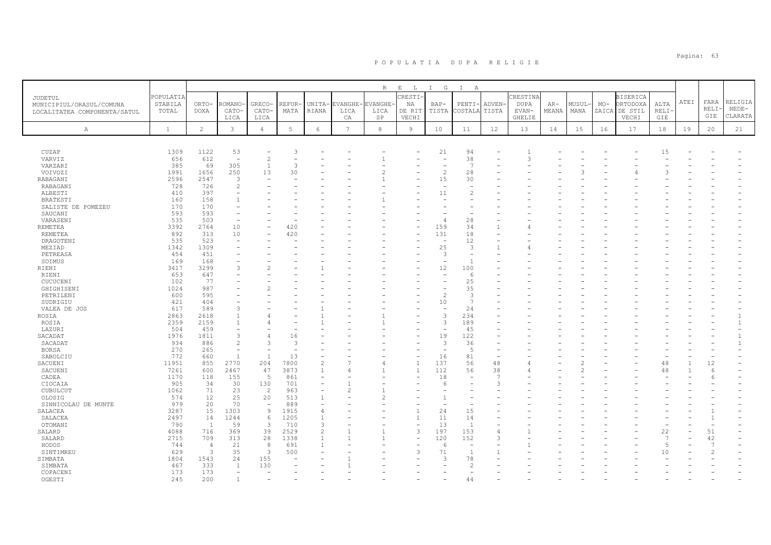| JUDETUL MUNICIPIUL/ORASUL/COMUNA LOCALITATEA COMPONENTA/SATUL | POPULATIA STABILA TOTAL | ORTO-DOXA | ROMANO-CATO-LICA | GRECO-CATO-LICA | REFOR-MATA | UNITA-RIANA | EVANGHE-LICA CA | EVANGHE-LICA SP | CRESTI-NA DE RIT VECHI | BAP-TISTA | PENTI-COSTALA | ADVEN-TISTA | CRESTINA DUPA EVAN-GHELIE | AR-MEANA | MUSUL-MANA | MO-ZAICA | BISERICA ORTODOXA DE STIL VECHI | ALTA RELI-GIE | ATEI | FARA RELI-GIE | RELIGIA NEDE-CLARATA |
|---|---|---|---|---|---|---|---|---|---|---|---|---|---|---|---|---|---|---|---|---|---|
| A | 1 | 2 | 3 | 4 | 5 | 6 | 7 | 8 | 9 | 10 | 11 | 12 | 13 | 14 | 15 | 16 | 17 | 18 | 19 | 20 | 21 |
| CUZAP | 1309 | 1122 | 53 | - | 3 | - | - | - | - | 21 | 94 | - | 1 | - | - | - | - | 15 | - | - | - |
| VARVIZ | 656 | 612 | - | 2 | - | - | - | 1 | - | - | 38 | - | 3 | - | - | - | - | - | - | - | - |
| VARZARI | 385 | 69 | 305 | 1 | 3 | - | - | - | - | - | 7 | - | - | - | - | - | - | - | - | - | - |
| VOIVOZI | 1991 | 1656 | 250 | 13 | 30 | - | - | 2 | - | 2 | 28 | - | - | - | 3 | - | 4 | 3 | - | - | - |
| RABAGANI | 2596 | 2547 | 3 | - | - | - | - | 1 | - | 15 | 30 | - | - | - | - | - | - | - | - | - | - |
| RABAGANI | 728 | 726 | 2 | - | - | - | - | - | - | - | - | - | - | - | - | - | - | - | - | - | - |
| ALBESTI | 410 | 397 | - | - | - | - | - | - | - | 11 | 2 | - | - | - | - | - | - | - | - | - | - |
| BRATESTI | 160 | 158 | 1 | - | - | - | - | 1 | - | - | - | - | - | - | - | - | - | - | - | - | - |
| SALISTE DE POMEZEU | 170 | 170 | - | - | - | - | - | - | - | - | - | - | - | - | - | - | - | - | - | - | - |
| SAUCANI | 593 | 593 | - | - | - | - | - | - | - | - | - | - | - | - | - | - | - | - | - | - | - |
| VARASENI | 535 | 503 | - | - | - | - | - | - | - | 4 | 28 | - | - | - | - | - | - | - | - | - | - |
| REMETEA | 3392 | 2764 | 10 | - | 420 | - | - | - | - | 159 | 34 | 1 | 4 | - | - | - | - | - | - | - | - |
| REMETEA | 892 | 313 | 10 | - | 420 | - | - | - | - | 131 | 18 | - | - | - | - | - | - | - | - | - | - |
| DRAGOTENI | 535 | 523 | - | - | - | - | - | - | - | - | 12 | - | - | - | - | - | - | - | - | - | - |
| MEZIAD | 1342 | 1309 | - | - | - | - | - | - | - | 25 | 3 | 1 | 4 | - | - | - | - | - | - | - | - |
| PETREASA | 454 | 451 | - | - | - | - | - | - | - | 3 | - | - | - | - | - | - | - | - | - | - | - |
| SOIMUS | 169 | 168 | - | - | - | - | - | - | - | - | 1 | - | - | - | - | - | - | - | - | - | - |
| RIENI | 3417 | 3299 | 3 | 2 | - | 1 | - | - | - | 12 | 100 | - | - | - | - | - | - | - | - | - | - |
| RIENI | 653 | 647 | - | - | - | - | - | - | - | - | 6 | - | - | - | - | - | - | - | - | - | - |
| CUCUCENI | 102 | 77 | - | - | - | - | - | - | - | - | 25 | - | - | - | - | - | - | - | - | - | - |
| GHIGHISENI | 1024 | 987 | - | 2 | - | - | - | - | - | - | 35 | - | - | - | - | - | - | - | - | - | - |
| PETRILENI | 600 | 595 | - | - | - | - | - | - | - | 2 | 3 | - | - | - | - | - | - | - | - | - | - |
| SUDRIGIU | 421 | 404 | - | - | - | - | - | - | - | 10 | 7 | - | - | - | - | - | - | - | - | - | - |
| VALEA DE JOS | 617 | 589 | 3 | - | - | 1 | - | - | - | - | 24 | - | - | - | - | - | - | - | - | - | - |
| ROSIA | 2863 | 2618 | 1 | 4 | - | 1 | - | 1 | - | 3 | 234 | - | - | - | - | - | - | - | - | - | 1 |
| ROSIA | 2359 | 2159 | 1 | 4 | - | 1 | - | 1 | - | 3 | 189 | - | - | - | - | - | - | - | - | - | 1 |
| LAZURI | 504 | 459 | - | - | - | - | - | - | - | - | 45 | - | - | - | - | - | - | - | - | - | - |
| SACADAT | 1976 | 1811 | 3 | 4 | 16 | - | - | - | - | 19 | 122 | - | - | - | - | - | - | - | - | - | 1 |
| SACADAT | 934 | 886 | 2 | 3 | 3 | - | - | - | - | 3 | 36 | - | - | - | - | - | - | - | - | - | 1 |
| BORSA | 270 | 265 | - | - | - | - | - | - | - | - | 5 | - | - | - | - | - | - | - | - | - | - |
| SABOLCIU | 772 | 660 | 1 | 1 | 13 | - | - | - | - | 16 | 81 | - | - | - | - | - | - | - | - | - | - |
| SACUENI | 11951 | 855 | 2770 | 204 | 7800 | 2 | 7 | 4 | 1 | 137 | 56 | 48 | 4 | - | 2 | - | - | 48 | 1 | 12 | - |
| SACUENI | 7261 | 600 | 2467 | 47 | 3873 | 1 | 4 | 1 | 1 | 112 | 56 | 38 | 4 | - | 2 | - | - | 48 | 1 | 6 | - |
| CADEA | 1170 | 118 | 155 | 5 | 861 | - | - | - | - | 18 | - | 7 | - | - | - | - | - | - | - | 6 | - |
| CIOCAIA | 905 | 34 | 30 | 130 | 701 | - | 1 | - | - | 6 | - | 3 | - | - | - | - | - | - | - | - | - |
| CUBULCUT | 1062 | 71 | 23 | 2 | 963 | - | 2 | 1 | - | - | - | - | - | - | - | - | - | - | - | - | - |
| OLOSIG | 574 | 12 | 25 | 20 | 513 | 1 | - | 2 | - | 1 | - | - | - | - | - | - | - | - | - | - | - |
| SINNICOLAU DE MUNTE | 979 | 20 | 70 | - | 889 | - | - | - | - | - | - | - | - | - | - | - | - | - | - | - | - |
| SALACEA | 3287 | 15 | 1303 | 9 | 1915 | 4 | - | - | 1 | 24 | 15 | - | - | - | - | - | - | - | - | 1 | - |
| SALACEA | 2497 | 14 | 1244 | 6 | 1205 | 1 | - | - | 1 | 11 | 14 | - | - | - | - | - | - | - | - | 1 | - |
| OTOMANI | 790 | 1 | 59 | 3 | 710 | 3 | - | - | - | 13 | 1 | - | - | - | - | - | - | - | - | - | - |
| SALARD | 4088 | 716 | 369 | 39 | 2529 | 2 | 1 | 1 | 3 | 197 | 153 | 4 | 1 | - | - | - | - | 22 | - | 51 | - |
| SALARD | 2715 | 709 | 313 | 28 | 1338 | 1 | 1 | 1 | - | 120 | 152 | 3 | - | - | - | - | - | 7 | - | 42 | - |
| HODOS | 744 | 4 | 21 | 8 | 691 | 1 | - | - | - | 6 | - | - | 1 | - | - | - | - | 5 | - | 7 | - |
| SINTIMREU | 629 | 3 | 35 | 3 | 500 | - | - | - | 3 | 71 | 1 | 1 | - | - | - | - | - | 10 | - | 2 | - |
| SIMBATA | 1804 | 1543 | 24 | 155 | - | - | 1 | - | - | 3 | 78 | - | - | - | - | - | - | - | - | - | - |
| SIMBATA | 467 | 333 | 1 | 130 | - | - | 1 | - | - | - | 2 | - | - | - | - | - | - | - | - | - | - |
| COPACENI | 173 | 173 | - | - | - | - | - | - | - | - | - | - | - | - | - | - | - | - | - | - | - |
| OGESTI | 245 | 200 | 1 | - | - | - | - | - | - | - | 44 | - | - | - | - | - | - | - | - | - | - |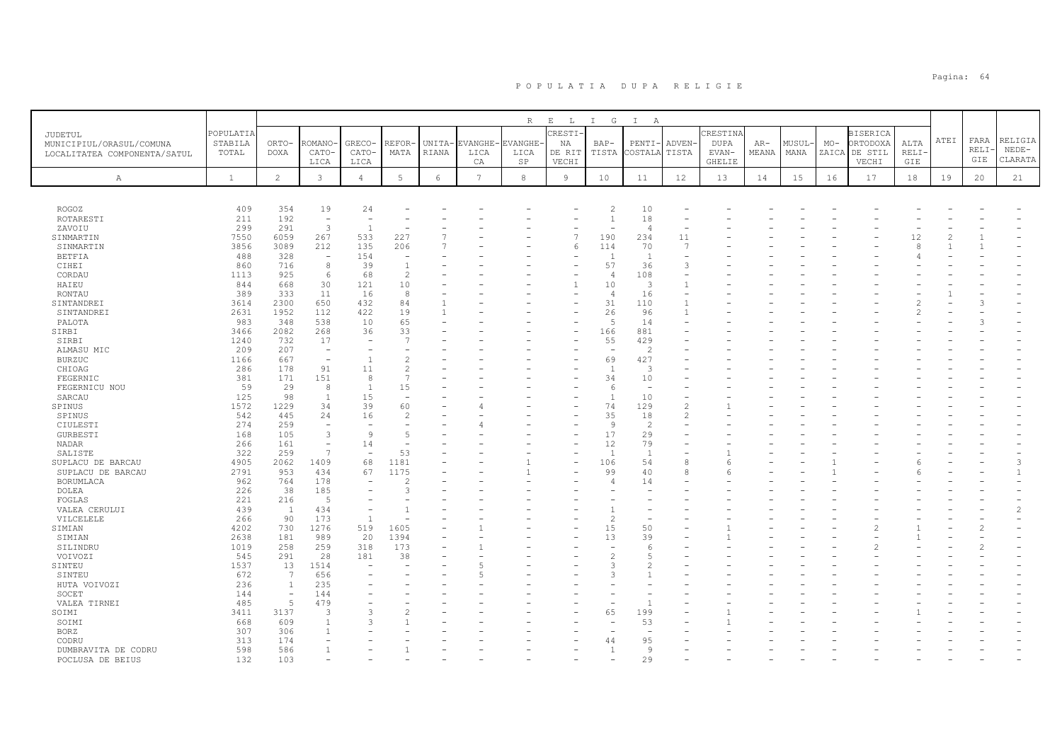# POPULATIA DUPA RELIGIE

| JUDETUL MUNICIPIUL/ORASUL/COMUNA LOCALITATEA COMPONENTA/SATUL | POPULATIA STABILA TOTAL | RELIGIA | | | | | | | | | | | | | | | | | | | |
|---|---|---|---|---|---|---|---|---|---|---|---|---|---|---|---|---|---|---|---|---|---|
| | | ORTO-DOXA | ROMANO-CATO-LICA | GRECO-CATO-LICA | REFOR-MATA | UNITA-RIANA | EVANGHE-LICA CA | EVANGHE-LICA SP | CRESTI-NA DE RIT VECHI | BAP-TISTA | PENTI-COSTALA | ADVEN-TISTA | CRESTINA DUPA EVAN-GHELIE | AR-MEANA | MUSUL-MANA | MO-ZAICA | BISERICA ORTODOXA DE STIL VECHI | ALTA RELI-GIE | ATEI | FARA RELI-GIE | RELIGIA NEDE-CLARATA |
| A | 1 | 2 | 3 | 4 | 5 | 6 | 7 | 8 | 9 | 10 | 11 | 12 | 13 | 14 | 15 | 16 | 17 | 18 | 19 | 20 | 21 |
| ROGOZ | 409 | 354 | 19 | 24 | - | - | - | - | - | 2 | 10 | - | - | - | - | - | - | - | - | - | - |
| ROTARESTI | 211 | 192 | - | - | - | - | - | - | - | 1 | 18 | - | - | - | - | - | - | - | - | - | - |
| ZAVOIU | 299 | 291 | 3 | 1 | - | - | - | - | - | - | 4 | - | - | - | - | - | - | - | - | - | - |
| SINMARTIN | 7550 | 6059 | 267 | 533 | 227 | 7 | - | - | 7 | 190 | 234 | 11 | - | - | - | - | - | 12 | 2 | 1 | - |
| SINMARTIN | 3856 | 3089 | 212 | 135 | 206 | 7 | - | - | 6 | 114 | 70 | 7 | - | - | - | - | - | 8 | 1 | 1 | - |
| BETFIA | 488 | 328 | - | 154 | - | - | - | - | - | 1 | 1 | - | - | - | - | - | - | 4 | - | - | - |
| CIHEI | 860 | 716 | 8 | 39 | 1 | - | - | - | - | 57 | 36 | 3 | - | - | - | - | - | - | - | - | - |
| CORDAU | 1113 | 925 | 6 | 68 | 2 | - | - | - | - | 4 | 108 | - | - | - | - | - | - | - | - | - | - |
| HAIEU | 844 | 668 | 30 | 121 | 10 | - | - | - | 1 | 10 | 3 | 1 | - | - | - | - | - | - | - | - | - |
| RONTAU | 389 | 333 | 11 | 16 | 8 | - | - | - | - | 4 | 16 | - | - | - | - | - | - | - | 1 | - | - |
| SINTANDREI | 3614 | 2300 | 650 | 432 | 84 | 1 | - | - | - | 31 | 110 | 1 | - | - | - | - | - | 2 | - | 3 | - |
| SINTANDREI | 2631 | 1952 | 112 | 422 | 19 | 1 | - | - | - | 26 | 96 | 1 | - | - | - | - | - | 2 | - | - | - |
| PALOTA | 983 | 348 | 538 | 10 | 65 | - | - | - | - | 5 | 14 | - | - | - | - | - | - | - | - | 3 | - |
| SIRBI | 3466 | 2082 | 268 | 36 | 33 | - | - | - | - | 166 | 881 | - | - | - | - | - | - | - | - | - | - |
| SIRBI | 1240 | 732 | 17 | - | 7 | - | - | - | - | 55 | 429 | - | - | - | - | - | - | - | - | - | - |
| ALMASU MIC | 209 | 207 | - | - | - | - | - | - | - | - | 2 | - | - | - | - | - | - | - | - | - | - |
| BURZUC | 1166 | 667 | - | 1 | 2 | - | - | - | - | 69 | 427 | - | - | - | - | - | - | - | - | - | - |
| CHIOAG | 286 | 178 | 91 | 11 | 2 | - | - | - | - | 1 | 3 | - | - | - | - | - | - | - | - | - | - |
| FEGERNIC | 381 | 171 | 151 | 8 | 7 | - | - | - | - | 34 | 10 | - | - | - | - | - | - | - | - | - | - |
| FEGERNICU NOU | 59 | 29 | 8 | 1 | 15 | - | - | - | - | 6 | - | - | - | - | - | - | - | - | - | - | - |
| SARCAU | 125 | 98 | 1 | 15 | - | - | - | - | - | 1 | 10 | - | - | - | - | - | - | - | - | - | - |
| SPINUS | 1572 | 1229 | 34 | 39 | 60 | - | 4 | - | - | 74 | 129 | 2 | 1 | - | - | - | - | - | - | - | - |
| SPINUS | 542 | 445 | 24 | 16 | 2 | - | - | - | - | 35 | 18 | 2 | - | - | - | - | - | - | - | - | - |
| CIULESTI | 274 | 259 | - | - | - | - | 4 | - | - | 9 | 2 | - | - | - | - | - | - | - | - | - | - |
| GURBESTI | 168 | 105 | 3 | 9 | 5 | - | - | - | - | 17 | 29 | - | - | - | - | - | - | - | - | - | - |
| NADAR | 266 | 161 | - | 14 | - | - | - | - | - | 12 | 79 | - | - | - | - | - | - | - | - | - | - |
| SALISTE | 322 | 259 | 7 | - | 53 | - | - | - | - | 1 | 1 | - | 1 | - | - | - | - | - | - | - | - |
| SUPLACU DE BARCAU | 4905 | 2062 | 1409 | 68 | 1181 | - | - | 1 | - | 106 | 54 | 8 | 6 | - | - | 1 | - | 6 | - | - | 3 |
| SUPLACU DE BARCAU | 2791 | 953 | 434 | 67 | 1175 | - | - | 1 | - | 99 | 40 | 8 | 6 | - | - | 1 | - | 6 | - | - | 1 |
| BORUMLACA | 962 | 764 | 178 | - | 2 | - | - | - | - | 4 | 14 | - | - | - | - | - | - | - | - | - | - |
| DOLEA | 226 | 38 | 185 | - | 3 | - | - | - | - | - | - | - | - | - | - | - | - | - | - | - | - |
| FOGLAS | 221 | 216 | 5 | - | - | - | - | - | - | - | - | - | - | - | - | - | - | - | - | - | - |
| VALEA CERULUI | 439 | 1 | 434 | - | 1 | - | - | - | - | 1 | - | - | - | - | - | - | - | - | - | - | 2 |
| VILCELELE | 266 | 90 | 173 | 1 | - | - | - | - | - | 2 | - | - | - | - | - | - | - | - | - | - | - |
| SIMIAN | 4202 | 730 | 1276 | 519 | 1605 | - | 1 | - | - | 15 | 50 | - | 1 | - | - | - | 2 | 1 | - | 2 | - |
| SIMIAN | 2638 | 181 | 989 | 20 | 1394 | - | - | - | - | 13 | 39 | - | 1 | - | - | - | - | 1 | - | - | - |
| SILINDRU | 1019 | 258 | 259 | 318 | 173 | - | 1 | - | - | - | 6 | - | - | - | - | - | 2 | - | - | 2 | - |
| VOIVOZI | 545 | 291 | 28 | 181 | 38 | - | - | - | - | 2 | 5 | - | - | - | - | - | - | - | - | - | - |
| SINTEU | 1537 | 13 | 1514 | - | - | - | 5 | - | - | 3 | 2 | - | - | - | - | - | - | - | - | - | - |
| SINTEU | 672 | 7 | 656 | - | - | - | 5 | - | - | 3 | 1 | - | - | - | - | - | - | - | - | - | - |
| HUTA VOIVOZI | 236 | 1 | 235 | - | - | - | - | - | - | - | - | - | - | - | - | - | - | - | - | - | - |
| SOCET | 144 | - | 144 | - | - | - | - | - | - | - | - | - | - | - | - | - | - | - | - | - | - |
| VALEA TIRNEI | 485 | 5 | 479 | - | - | - | - | - | - | - | 1 | - | - | - | - | - | - | - | - | - | - |
| SOIMI | 3411 | 3137 | 3 | 3 | 2 | - | - | - | - | 65 | 199 | - | 1 | - | - | - | - | 1 | - | - | - |
| SOIMI | 668 | 609 | 1 | 3 | 1 | - | - | - | - | - | 53 | - | 1 | - | - | - | - | - | - | - | - |
| BORZ | 307 | 306 | 1 | - | - | - | - | - | - | - | - | - | - | - | - | - | - | - | - | - | - |
| CODRU | 313 | 174 | - | - | - | - | - | - | - | 44 | 95 | - | - | - | - | - | - | - | - | - | - |
| DUMBRAVITA DE CODRU | 598 | 586 | 1 | - | 1 | - | - | - | - | 1 | 9 | - | - | - | - | - | - | - | - | - | - |
| POCLUSA DE BEIUS | 132 | 103 | - | - | - | - | - | - | - | - | 29 | - | - | - | - | - | - | - | - | - | - |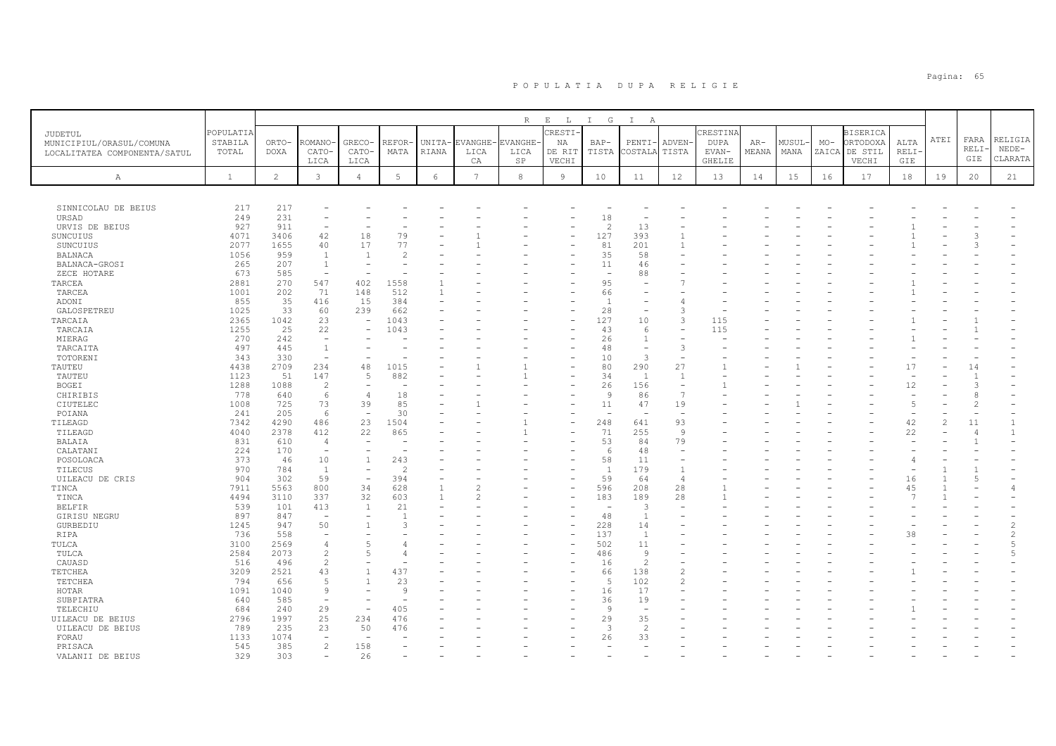# P O P U L A T I A   D U P A   R E L I G I E

| JUDETUL MUNICIPIUL/ORASUL/COMUNA LOCALITATEA COMPONENTA/SATUL | POPULATIA STABILA TOTAL | ORTO-DOXA | ROMANO-CATO-LICA | GRECO-CATO-LICA | REFOR-MATA | UNITA-RIANA | EVANGHE-LICA CA | EVANGHE-LICA SP | CRESTI-NA DE RIT VECHI | BAP-TISTA | PENTI-COSTALA | ADVEN-TISTA | CRESTINA DUPA EVAN-GHELIE | AR-MEANA | MUSUL-MANA | MO-ZAICA | BISERICA ORTODOXA DE STIL VECHI | ALTA RELI-GIE | ATEI | FARA RELI-GIE | RELIGIA NEDE-CLARATA |
|---|---|---|---|---|---|---|---|---|---|---|---|---|---|---|---|---|---|---|---|---|---|
| A | 1 | 2 | 3 | 4 | 5 | 6 | 7 | 8 | 9 | 10 | 11 | 12 | 13 | 14 | 15 | 16 | 17 | 18 | 19 | 20 | 21 |
| SINNICOLAU DE BEIUS | 217 | 217 | - | - | - | - | - | - | - | - | - | - | - | - | - | - | - | - | - | - | - |
| URSAD | 249 | 231 | - | - | - | - | - | - | - | 18 | - | - | - | - | - | - | - | - | - | - | - |
| URVIS DE BEIUS | 927 | 911 | - | - | - | - | - | - | - | 2 | 13 | - | - | - | - | - | - | 1 | - | - | - |
| SUNCUIUS | 4071 | 3406 | 42 | 18 | 79 | - | 1 | - | - | 127 | 393 | 1 | - | - | - | - | - | 1 | - | 3 | - |
| SUNCUIUS | 2077 | 1655 | 40 | 17 | 77 | - | 1 | - | - | 81 | 201 | 1 | - | - | - | - | - | 1 | - | 3 | - |
| BALNACA | 1056 | 959 | 1 | 1 | 2 | - | - | - | - | 35 | 58 | - | - | - | - | - | - | - | - | - | - |
| BALNACA-GROSI | 265 | 207 | 1 | - | - | - | - | - | - | 11 | 46 | - | - | - | - | - | - | - | - | - | - |
| ZECE HOTARE | 673 | 585 | - | - | - | - | - | - | - | - | 88 | - | - | - | - | - | - | - | - | - | - |
| TARCEA | 2881 | 270 | 547 | 402 | 1558 | 1 | - | - | - | 95 | - | 7 | - | - | - | - | - | 1 | - | - | - |
| TARCEA | 1001 | 202 | 71 | 148 | 512 | 1 | - | - | - | 66 | - | - | - | - | - | - | - | 1 | - | - | - |
| ADONI | 855 | 35 | 416 | 15 | 384 | - | - | - | - | 1 | - | 4 | - | - | - | - | - | - | - | - | - |
| GALOSPETREU | 1025 | 33 | 60 | 239 | 662 | - | - | - | - | 28 | - | 3 | - | - | - | - | - | - | - | - | - |
| TARCAIA | 2365 | 1042 | 23 | - | 1043 | - | - | - | - | 127 | 10 | 3 | 115 | - | - | - | - | 1 | - | 1 | - |
| TARCAIA | 1255 | 25 | 22 | - | 1043 | - | - | - | - | 43 | 6 | - | 115 | - | - | - | - | - | - | 1 | - |
| MIERAG | 270 | 242 | - | - | - | - | - | - | - | 26 | 1 | - | - | - | - | - | - | 1 | - | - | - |
| TARCAITA | 497 | 445 | 1 | - | - | - | - | - | - | 48 | - | 3 | - | - | - | - | - | - | - | - | - |
| TOTORENI | 343 | 330 | - | - | - | - | - | - | - | 10 | 3 | - | - | - | - | - | - | - | - | - | - |
| TAUTEU | 4438 | 2709 | 234 | 48 | 1015 | - | 1 | 1 | - | 80 | 290 | 27 | 1 | - | 1 | - | - | 17 | - | 14 | - |
| TAUTEU | 1123 | 51 | 147 | 5 | 882 | - | - | 1 | - | 34 | 1 | 1 | - | - | - | - | - | - | - | 1 | - |
| BOGEI | 1288 | 1088 | 2 | - | - | - | - | - | - | 26 | 156 | - | 1 | - | - | - | - | 12 | - | 3 | - |
| CHIRIBIS | 778 | 640 | 6 | 4 | 18 | - | - | - | - | 9 | 86 | 7 | - | - | - | - | - | - | - | 8 | - |
| CIUTELEC | 1008 | 725 | 73 | 39 | 85 | - | 1 | - | - | 11 | 47 | 19 | - | - | 1 | - | - | 5 | - | 2 | - |
| POIANA | 241 | 205 | 6 | - | 30 | - | - | - | - | - | - | - | - | - | - | - | - | - | - | - | - |
| TILEAGD | 7342 | 4290 | 486 | 23 | 1504 | - | - | 1 | - | 248 | 641 | 93 | - | - | - | - | - | 42 | 2 | 11 | 1 |
| TILEAGD | 4040 | 2378 | 412 | 22 | 865 | - | - | 1 | - | 71 | 255 | 9 | - | - | - | - | - | 22 | - | 4 | 1 |
| BALAIA | 831 | 610 | 4 | - | - | - | - | - | - | 53 | 84 | 79 | - | - | - | - | - | - | - | 1 | - |
| CALATANI | 224 | 170 | - | - | - | - | - | - | - | 6 | 48 | - | - | - | - | - | - | - | - | - | - |
| POSOLOACA | 373 | 46 | 10 | 1 | 243 | - | - | - | - | 58 | 11 | - | - | - | - | - | - | 4 | - | - | - |
| TILECUS | 970 | 784 | 1 | - | 2 | - | - | - | - | 1 | 179 | 1 | - | - | - | - | - | - | 1 | 1 | - |
| UILEACU DE CRIS | 904 | 302 | 59 | - | 394 | - | - | - | - | 59 | 64 | 4 | - | - | - | - | - | 16 | 1 | 5 | - |
| TINCA | 7911 | 5563 | 800 | 34 | 628 | 1 | 2 | - | - | 596 | 208 | 28 | 1 | - | - | - | - | 45 | 1 | - | 4 |
| TINCA | 4494 | 3110 | 337 | 32 | 603 | 1 | 2 | - | - | 183 | 189 | 28 | 1 | - | - | - | - | 7 | 1 | - | - |
| BELFIR | 539 | 101 | 413 | 1 | 21 | - | - | - | - | - | 3 | - | - | - | - | - | - | - | - | - | - |
| GIRISU NEGRU | 897 | 847 | - | - | 1 | - | - | - | - | 48 | 1 | - | - | - | - | - | - | - | - | - | - |
| GURBEDIU | 1245 | 947 | 50 | 1 | 3 | - | - | - | - | 228 | 14 | - | - | - | - | - | - | - | - | - | 2 |
| RIPA | 736 | 558 | - | - | - | - | - | - | - | 137 | 1 | - | - | - | - | - | - | 38 | - | - | 2 |
| TULCA | 3100 | 2569 | 4 | 5 | 4 | - | - | - | - | 502 | 11 | - | - | - | - | - | - | - | - | - | 5 |
| TULCA | 2584 | 2073 | 2 | 5 | 4 | - | - | - | - | 486 | 9 | - | - | - | - | - | - | - | - | - | 5 |
| CAUASD | 516 | 496 | 2 | - | - | - | - | - | - | 16 | 2 | - | - | - | - | - | - | - | - | - | - |
| TETCHEA | 3209 | 2521 | 43 | 1 | 437 | - | - | - | - | 66 | 138 | 2 | - | - | - | - | - | 1 | - | - | - |
| TETCHEA | 794 | 656 | 5 | 1 | 23 | - | - | - | - | 5 | 102 | 2 | - | - | - | - | - | - | - | - | - |
| HOTAR | 1091 | 1040 | 9 | - | 9 | - | - | - | - | 16 | 17 | - | - | - | - | - | - | - | - | - | - |
| SUBPIATRA | 640 | 585 | - | - | - | - | - | - | - | 36 | 19 | - | - | - | - | - | - | - | - | - | - |
| TELECHIU | 684 | 240 | 29 | - | 405 | - | - | - | - | 9 | - | - | - | - | - | - | - | 1 | - | - | - |
| UILEACU DE BEIUS | 2796 | 1997 | 25 | 234 | 476 | - | - | - | - | 29 | 35 | - | - | - | - | - | - | - | - | - | - |
| UILEACU DE BEIUS | 789 | 235 | 23 | 50 | 476 | - | - | - | - | 3 | 2 | - | - | - | - | - | - | - | - | - | - |
| FORAU | 1133 | 1074 | - | - | - | - | - | - | - | 26 | 33 | - | - | - | - | - | - | - | - | - | - |
| PRISACA | 545 | 385 | 2 | 158 | - | - | - | - | - | - | - | - | - | - | - | - | - | - | - | - | - |
| VALANII DE BEIUS | 329 | 303 | - | 26 | - | - | - | - | - | - | - | - | - | - | - | - | - | - | - | - | - |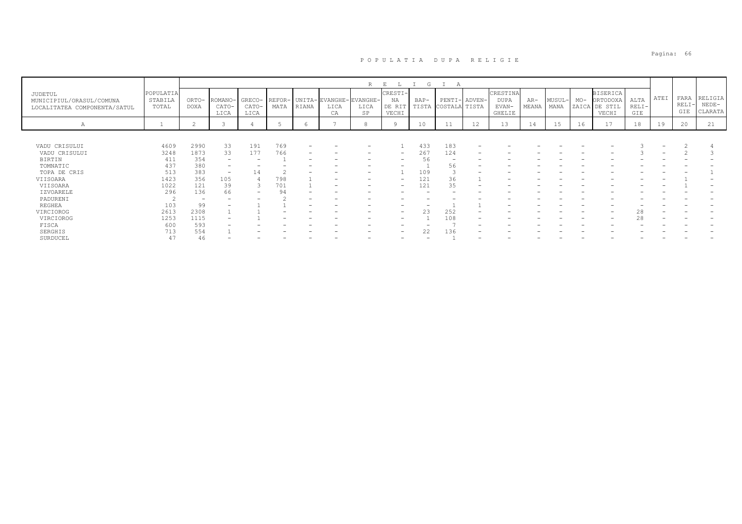# P O P U L A T I A   D U P A   R E L I G I E

| JUDETUL MUNICIPIUL/ORASUL/COMUNA LOCALITATEA COMPONENTA/SATUL | POPULATIA STABILA TOTAL | R E L I G I A | | | | | | | | | | | | | | | | | | | |
|---|---|---|---|---|---|---|---|---|---|---|---|---|---|---|---|---|---|---|---|---|---|
| | | ORTO-DOXA | ROMANO-CATO-LICA | GRECO-CATO-LICA | REFOR-MATA | UNITA-RIANA | EVANGHE-LICA CA | EVANGHE-LICA SP | CRESTI-NA DE RIT VECHI | BAP-TISTA | PENTI-COSTALA | ADVEN-TISTA | CRESTINA DUPA EVAN-GHELIE | AR-MEANA | MUSUL-MANA | MO-ZAICA | BISERICA ORTODOXA DE STIL VECHI | ALTA RELI-GIE | ATEI | FARA RELI-GIE | RELIGIA NEDE-CLARATA |
| A | 1 | 2 | 3 | 4 | 5 | 6 | 7 | 8 | 9 | 10 | 11 | 12 | 13 | 14 | 15 | 16 | 17 | 18 | 19 | 20 | 21 |
| VADU CRISULUI | 4609 | 2990 | 33 | 191 | 769 | - | - | - | 1 | 433 | 183 | - | - | - | - | - | - | 3 | - | 2 | 4 |
| VADU CRISULUI | 3248 | 1873 | 33 | 177 | 766 | - | - | - | - | 267 | 124 | - | - | - | - | - | - | 3 | - | 2 | 3 |
| BIRTIN | 411 | 354 | - | - | 1 | - | - | - | - | 56 | - | - | - | - | - | - | - | - | - | - | - |
| TOMNATIC | 437 | 380 | - | - | - | - | - | - | - | 1 | 56 | - | - | - | - | - | - | - | - | - | - |
| TOPA DE CRIS | 513 | 383 | - | 14 | 2 | - | - | - | 1 | 109 | 3 | - | - | - | - | - | - | - | - | - | 1 |
| VIISOARA | 1423 | 356 | 105 | 4 | 798 | 1 | - | - | - | 121 | 36 | 1 | - | - | - | - | - | - | - | 1 | - |
| VIISOARA | 1022 | 121 | 39 | 3 | 701 | 1 | - | - | - | 121 | 35 | - | - | - | - | - | - | - | - | 1 | - |
| IZVOARELE | 296 | 136 | 66 | - | 94 | - | - | - | - | - | - | - | - | - | - | - | - | - | - | - | - |
| PADURENI | 2 | - | - | - | 2 | - | - | - | - | - | - | - | - | - | - | - | - | - | - | - | - |
| REGHEA | 103 | 99 | - | 1 | 1 | - | - | - | - | - | 1 | 1 | - | - | - | - | - | - | - | - | - |
| VIRCIOROG | 2613 | 2308 | 1 | 1 | - | - | - | - | - | 23 | 252 | - | - | - | - | - | - | 28 | - | - | - |
| VIRCIOROG | 1253 | 1115 | - | 1 | - | - | - | - | - | 1 | 108 | - | - | - | - | - | - | 28 | - | - | - |
| FISCA | 600 | 593 | - | - | - | - | - | - | - | - | 7 | - | - | - | - | - | - | - | - | - | - |
| SERGHIS | 713 | 554 | 1 | - | - | - | - | - | - | 22 | 136 | - | - | - | - | - | - | - | - | - | - |
| SURDUCEL | 47 | 46 | - | - | - | - | - | - | - | - | 1 | - | - | - | - | - | - | - | - | - | - |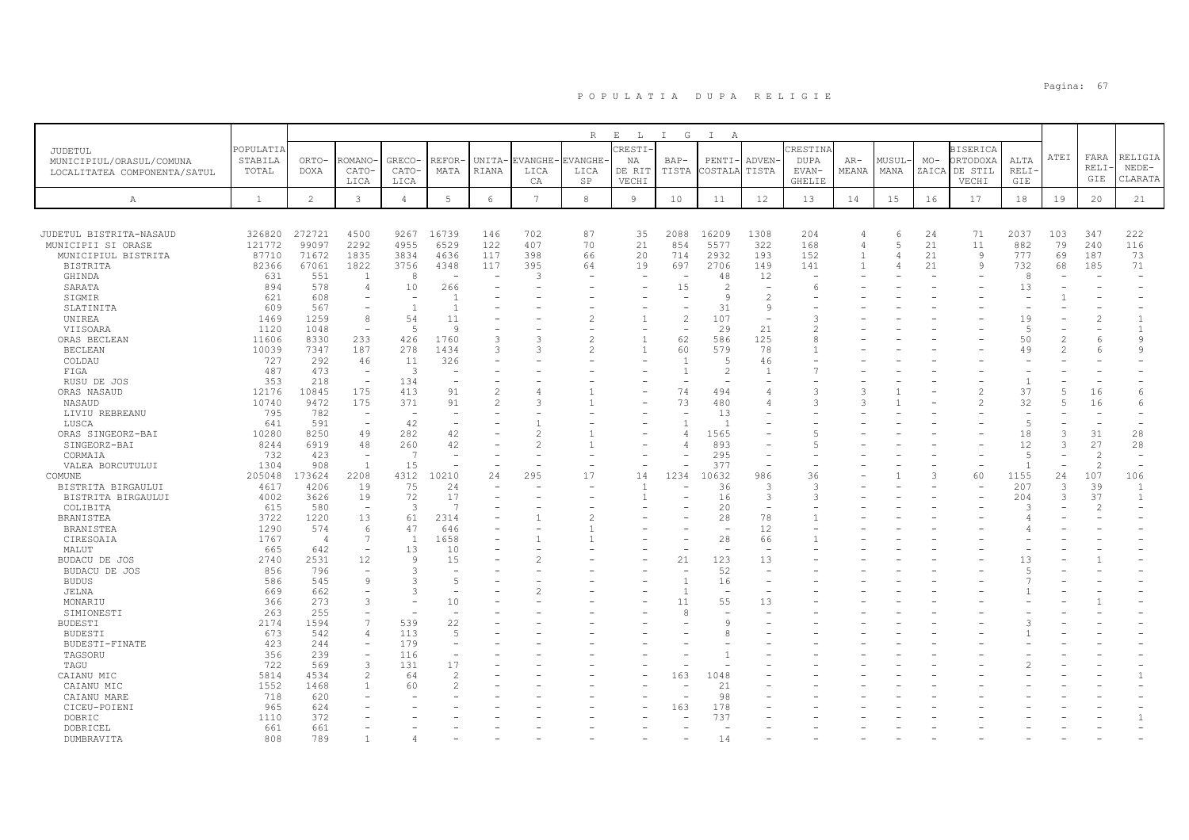# POPULATIA DUPA RELIGIE

| JUDETUL MUNICIPIUL/ORASUL/COMUNA LOCALITATEA COMPONENTA/SATUL | POPULATIA STABILA TOTAL | RELIGIA | | | | | | | | | | | | | | | | | | | |
|---|---|---|---|---|---|---|---|---|---|---|---|---|---|---|---|---|---|---|---|---|
| | | ORTO-DOXA | ROMANO-CATO-LICA | GRECO-CATO-LICA | REFOR-MATA | UNITA-RIANA | EVANGHE-LICA CA | EVANGHE-LICA SP | CRESTI-NA DE RIT VECHI | BAP-TISTA | PENTI-COSTALA | ADVEN-TISTA | CRESTINA DUPA EVAN-GHELIE | AR-MEANA | MUSUL-MANA | MO-ZAICA | BISERICA ORTODOXA DE STIL VECHI | ALTA RELI-GIE | ATEI | FARA RELI-GIE | RELIGIA NEDE-CLARATA |
| A | 1 | 2 | 3 | 4 | 5 | 6 | 7 | 8 | 9 | 10 | 11 | 12 | 13 | 14 | 15 | 16 | 17 | 18 | 19 | 20 | 21 |
| JUDETUL BISTRITA-NASAUD | 326820 | 272721 | 4500 | 9267 | 16739 | 146 | 702 | 87 | 35 | 2088 | 16209 | 1308 | 204 | 4 | 6 | 24 | 71 | 2037 | 103 | 347 | 222 |
| MUNICIPII SI ORASE | 121772 | 99097 | 2292 | 4955 | 6529 | 122 | 407 | 70 | 21 | 854 | 5577 | 322 | 168 | 4 | 5 | 21 | 11 | 882 | 79 | 240 | 116 |
| MUNICIPIUL BISTRITA | 87710 | 71672 | 1835 | 3834 | 4636 | 117 | 398 | 66 | 20 | 714 | 2932 | 193 | 152 | 1 | 4 | 21 | 9 | 777 | 69 | 187 | 73 |
| BISTRITA | 82366 | 67061 | 1822 | 3756 | 4348 | 117 | 395 | 64 | 19 | 697 | 2706 | 149 | 141 | 1 | 4 | 21 | 9 | 732 | 68 | 185 | 71 |
| GHINDA | 631 | 551 | 1 | 8 | - | - | 3 | - | - | - | 48 | 12 | - | - | - | - | - | 8 | - | - | - |
| SARATA | 894 | 578 | 4 | 10 | 266 | - | - | - | - | 15 | 2 | - | 6 | - | - | - | - | 13 | - | - | - |
| SIGMIR | 621 | 608 | - | - | 1 | - | - | - | - | - | 9 | 2 | - | - | - | - | - | - | 1 | - | - |
| SLATINITA | 609 | 567 | - | 1 | 1 | - | - | - | - | - | 31 | 9 | - | - | - | - | - | - | - | - | - |
| UNIREA | 1469 | 1259 | 8 | 54 | 11 | - | - | 2 | 1 | 2 | 107 | - | 3 | - | - | - | - | 19 | - | 2 | 1 |
| VIISOARA | 1120 | 1048 | - | 5 | 9 | - | - | - | - | - | 29 | 21 | 2 | - | - | - | - | 5 | - | - | 1 |
| ORAS BECLEAN | 11606 | 8330 | 233 | 426 | 1760 | 3 | 3 | 2 | 1 | 62 | 586 | 125 | 8 | - | - | - | - | 50 | 2 | 6 | 9 |
| BECLEAN | 10039 | 7347 | 187 | 278 | 1434 | 3 | 3 | 2 | 1 | 60 | 579 | 78 | 1 | - | - | - | - | 49 | 2 | 6 | 9 |
| COLDAU | 727 | 292 | 46 | 11 | 326 | - | - | - | - | 1 | 5 | 46 | - | - | - | - | - | - | - | - | - |
| FIGA | 487 | 473 | - | 3 | - | - | - | - | - | 1 | 2 | 1 | 7 | - | - | - | - | - | - | - | - |
| RUSU DE JOS | 353 | 218 | - | 134 | - | - | - | - | - | - | - | - | - | - | - | - | - | 1 | - | - | - |
| ORAS NASAUD | 12176 | 10845 | 175 | 413 | 91 | 2 | 4 | 1 | - | 74 | 494 | 4 | 3 | 3 | 1 | - | 2 | 37 | 5 | 16 | 6 |
| NASAUD | 10740 | 9472 | 175 | 371 | 91 | 2 | 3 | 1 | - | 73 | 480 | 4 | 3 | 3 | 1 | - | 2 | 32 | 5 | 16 | 6 |
| LIVIU REBREANU | 795 | 782 | - | - | - | - | - | - | - | - | 13 | - | - | - | - | - | - | - | - | - | - |
| LUSCA | 641 | 591 | - | 42 | - | - | 1 | - | - | 1 | 1 | - | - | - | - | - | - | 5 | - | - | - |
| ORAS SINGEORZ-BAI | 10280 | 8250 | 49 | 282 | 42 | - | 2 | 1 | - | 4 | 1565 | - | 5 | - | - | - | - | 18 | 3 | 31 | 28 |
| SINGEORZ-BAI | 8244 | 6919 | 48 | 260 | 42 | - | 2 | 1 | - | 4 | 893 | - | 5 | - | - | - | - | 12 | 3 | 27 | 28 |
| CORMAIA | 732 | 423 | - | 7 | - | - | - | - | - | - | 295 | - | - | - | - | - | - | 5 | - | 2 | - |
| VALEA BORCUTULUI | 1304 | 908 | 1 | 15 | - | - | - | - | - | - | 377 | - | - | - | - | - | - | 1 | - | 2 | - |
| COMUNE | 205048 | 173624 | 2208 | 4312 | 10210 | 24 | 295 | 17 | 14 | 1234 | 10632 | 986 | 36 | - | 1 | 3 | 60 | 1155 | 24 | 107 | 106 |
| BISTRITA BIRGAULUI | 4617 | 4206 | 19 | 75 | 24 | - | - | - | 1 | - | 36 | 3 | 3 | - | - | - | - | 207 | 3 | 39 | 1 |
| BISTRITA BIRGAULUI | 4002 | 3626 | 19 | 72 | 17 | - | - | - | 1 | - | 16 | 3 | 3 | - | - | - | - | 204 | 3 | 37 | 1 |
| COLIBITA | 615 | 580 | - | 3 | 7 | - | - | - | - | - | 20 | - | - | - | - | - | - | 3 | - | 2 | - |
| BRANISTEA | 3722 | 1220 | 13 | 61 | 2314 | - | 1 | 2 | - | - | 28 | 78 | 1 | - | - | - | - | 4 | - | - | - |
| BRANISTEA | 1290 | 574 | 6 | 47 | 646 | - | - | 1 | - | - | - | 12 | - | - | - | - | - | 4 | - | - | - |
| CIRESOAIA | 1767 | 4 | 7 | 1 | 1658 | - | 1 | 1 | - | - | 28 | 66 | 1 | - | - | - | - | - | - | - | - |
| MALUT | 665 | 642 | - | 13 | 10 | - | - | - | - | - | - | - | - | - | - | - | - | - | - | - | - |
| BUDACU DE JOS | 2740 | 2531 | 12 | 9 | 15 | - | 2 | - | - | 21 | 123 | 13 | - | - | - | - | - | 13 | - | 1 | - |
| BUDACU DE JOS | 856 | 796 | - | 3 | - | - | - | - | - | - | 52 | - | - | - | - | - | - | 5 | - | - | - |
| BUDUS | 586 | 545 | 9 | 3 | 5 | - | - | - | - | 1 | 16 | - | - | - | - | - | - | 7 | - | - | - |
| JELNA | 669 | 662 | - | 3 | - | - | 2 | - | - | 1 | - | - | - | - | - | - | - | 1 | - | - | - |
| MONARIU | 366 | 273 | 3 | - | 10 | - | - | - | - | 11 | 55 | 13 | - | - | - | - | - | - | - | 1 | - |
| SIMIONESTI | 263 | 255 | - | - | - | - | - | - | - | 8 | - | - | - | - | - | - | - | - | - | - | - |
| BUDESTI | 2174 | 1594 | 7 | 539 | 22 | - | - | - | - | - | 9 | - | - | - | - | - | - | 3 | - | - | - |
| BUDESTI | 673 | 542 | 4 | 113 | 5 | - | - | - | - | - | 8 | - | - | - | - | - | - | 1 | - | - | - |
| BUDESTI-FINATE | 423 | 244 | - | 179 | - | - | - | - | - | - | - | - | - | - | - | - | - | - | - | - | - |
| TAGSORU | 356 | 239 | - | 116 | - | - | - | - | - | - | 1 | - | - | - | - | - | - | - | - | - | - |
| TAGU | 722 | 569 | 3 | 131 | 17 | - | - | - | - | - | - | - | - | - | - | - | - | 2 | - | - | - |
| CAIANU MIC | 5814 | 4534 | 2 | 64 | 2 | - | - | - | - | 163 | 1048 | - | - | - | - | - | - | - | - | - | 1 |
| CAIANU MIC | 1552 | 1468 | 1 | 60 | 2 | - | - | - | - | - | 21 | - | - | - | - | - | - | - | - | - | - |
| CAIANU MARE | 718 | 620 | - | - | - | - | - | - | - | - | 98 | - | - | - | - | - | - | - | - | - | - |
| CICEU-POIENI | 965 | 624 | - | - | - | - | - | - | - | 163 | 178 | - | - | - | - | - | - | - | - | - | - |
| DOBRIC | 1110 | 372 | - | - | - | - | - | - | - | - | 737 | - | - | - | - | - | - | - | - | - | 1 |
| DOBRICEL | 661 | 661 | - | - | - | - | - | - | - | - | - | - | - | - | - | - | - | - | - | - | - |
| DUMBRAVITA | 808 | 789 | 1 | 4 | - | - | - | - | - | - | 14 | - | - | - | - | - | - | - | - | - | - |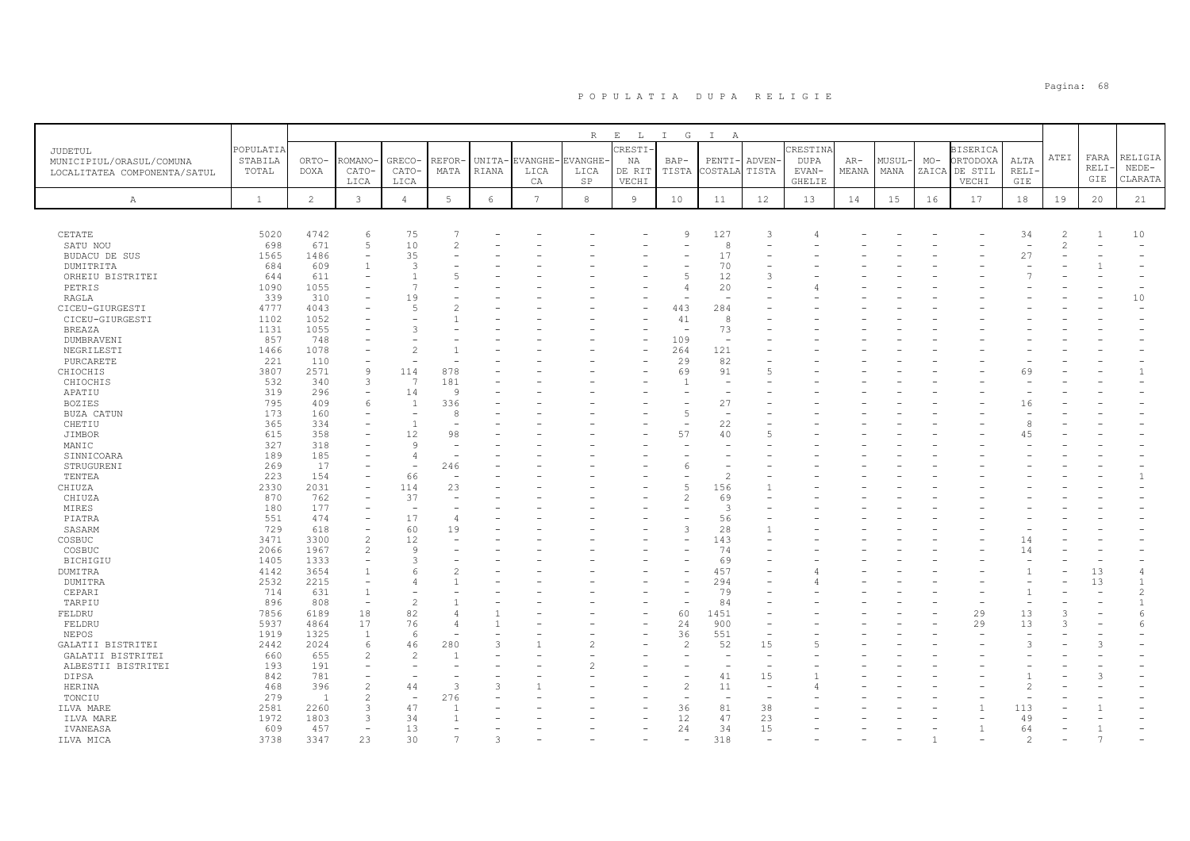# POPULATIA DUPA RELIGIE

| JUDETUL MUNICIPIUL/ORASUL/COMUNA LOCALITATEA COMPONENTA/SATUL | POPULATIA STABILA TOTAL | RELIGIA | | | | | | | | | | | | | | | | | | | |
|---|---|---|---|---|---|---|---|---|---|---|---|---|---|---|---|---|---|---|---|---|
| | | ORTODOXA | ROMANO-CATOLICA | GRECO-CATOLICA | REFORMATA | UNITARIANA | EVANGHELICA | EVANGHELICA SP | CRESTINA DE RIT VECHI | BAPTISTA | PENTICOSTALA | ADVENTISTA | CRESTINA DUPA EVANGHELIE | ARMEANA | MUSULMANA | MOZAICA | BISERICA ORTODOXA DE STIL VECHI | ALTA RELIGIE | ATEI | FARA RELIGIE | RELIGIA NEDECLARATA |
| A | 1 | 2 | 3 | 4 | 5 | 6 | 7 | 8 | 9 | 10 | 11 | 12 | 13 | 14 | 15 | 16 | 17 | 18 | 19 | 20 | 21 |
| CETATE | 5020 | 4742 | 6 | 75 | 7 | - | - | - | - | 9 | 127 | 3 | 4 | - | - | - | - | 34 | 2 | 1 | 10 |
| SATU NOU | 698 | 671 | 5 | 10 | 2 | - | - | - | - | - | 8 | - | - | - | - | - | - | - | 2 | - | - |
| BUDACU DE SUS | 1565 | 1486 | - | 35 | - | - | - | - | - | - | 17 | - | - | - | - | - | - | 27 | - | - | - |
| DUMITRITA | 684 | 609 | 1 | 3 | - | - | - | - | - | - | 70 | - | - | - | - | - | - | - | - | 1 | - |
| ORHEIU BISTRITEI | 644 | 611 | - | 1 | 5 | - | - | - | - | 5 | 12 | 3 | - | - | - | - | - | 7 | - | - | - |
| PETRIS | 1090 | 1055 | - | 7 | - | - | - | - | - | 4 | 20 | - | 4 | - | - | - | - | - | - | - | - |
| RAGLA | 339 | 310 | - | 19 | - | - | - | - | - | - | - | - | - | - | - | - | - | - | - | - | 10 |
| CICEU-GIURGESTI | 4777 | 4043 | - | 5 | 2 | - | - | - | - | 443 | 284 | - | - | - | - | - | - | - | - | - | - |
| CICEU-GIURGESTI | 1102 | 1052 | - | - | 1 | - | - | - | - | 41 | 8 | - | - | - | - | - | - | - | - | - | - |
| BREAZA | 1131 | 1055 | - | 3 | - | - | - | - | - | - | 73 | - | - | - | - | - | - | - | - | - | - |
| DUMBRAVENI | 857 | 748 | - | - | - | - | - | - | - | 109 | - | - | - | - | - | - | - | - | - | - | - |
| NEGRILESTI | 1466 | 1078 | - | 2 | 1 | - | - | - | - | 264 | 121 | - | - | - | - | - | - | - | - | - | - |
| PURCARETE | 221 | 110 | - | - | - | - | - | - | - | 29 | 82 | - | - | - | - | - | - | - | - | - | - |
| CHIOCHIS | 3807 | 2571 | 9 | 114 | 878 | - | - | - | - | 69 | 91 | 5 | - | - | - | - | - | 69 | - | - | 1 |
| CHIOCHIS | 532 | 340 | 3 | 7 | 181 | - | - | - | - | 1 | - | - | - | - | - | - | - | - | - | - | - |
| APATIU | 319 | 296 | - | 14 | 9 | - | - | - | - | - | - | - | - | - | - | - | - | - | - | - | - |
| BOZIES | 795 | 409 | 6 | 1 | 336 | - | - | - | - | - | 27 | - | - | - | - | - | - | 16 | - | - | - |
| BUZA CATUN | 173 | 160 | - | - | 8 | - | - | - | - | 5 | - | - | - | - | - | - | - | - | - | - | - |
| CHETIU | 365 | 334 | - | 1 | - | - | - | - | - | - | 22 | - | - | - | - | - | - | 8 | - | - | - |
| JIMBOR | 615 | 358 | - | 12 | 98 | - | - | - | - | 57 | 40 | 5 | - | - | - | - | - | 45 | - | - | - |
| MANIC | 327 | 318 | - | 9 | - | - | - | - | - | - | - | - | - | - | - | - | - | - | - | - | - |
| SINNICOARA | 189 | 185 | - | 4 | - | - | - | - | - | - | - | - | - | - | - | - | - | - | - | - | - |
| STRUGURENI | 269 | 17 | - | - | 246 | - | - | - | - | 6 | - | - | - | - | - | - | - | - | - | - | - |
| TENTEA | 223 | 154 | - | 66 | - | - | - | - | - | - | 2 | - | - | - | - | - | - | - | - | - | 1 |
| CHIUZA | 2330 | 2031 | - | 114 | 23 | - | - | - | - | 5 | 156 | 1 | - | - | - | - | - | - | - | - | - |
| CHIUZA | 870 | 762 | - | 37 | - | - | - | - | - | 2 | 69 | - | - | - | - | - | - | - | - | - | - |
| MIRES | 180 | 177 | - | - | - | - | - | - | - | - | 3 | - | - | - | - | - | - | - | - | - | - |
| PIATRA | 551 | 474 | - | 17 | 4 | - | - | - | - | - | 56 | - | - | - | - | - | - | - | - | - | - |
| SASARM | 729 | 618 | - | 60 | 19 | - | - | - | - | 3 | 28 | 1 | - | - | - | - | - | - | - | - | - |
| COSBUC | 3471 | 3300 | 2 | 12 | - | - | - | - | - | - | 143 | - | - | - | - | - | - | 14 | - | - | - |
| COSBUC | 2066 | 1967 | 2 | 9 | - | - | - | - | - | - | 74 | - | - | - | - | - | - | 14 | - | - | - |
| BICHIGIU | 1405 | 1333 | - | 3 | - | - | - | - | - | - | 69 | - | - | - | - | - | - | - | - | - | - |
| DUMITRA | 4142 | 3654 | 1 | 6 | 2 | - | - | - | - | - | 457 | - | 4 | - | - | - | - | 1 | - | 13 | 4 |
| DUMITRA | 2532 | 2215 | - | 4 | 1 | - | - | - | - | - | 294 | - | 4 | - | - | - | - | - | - | 13 | 1 |
| CEPARI | 714 | 631 | 1 | - | - | - | - | - | - | - | 79 | - | - | - | - | - | - | 1 | - | - | 2 |
| TARPIU | 896 | 808 | - | 2 | 1 | - | - | - | - | - | 84 | - | - | - | - | - | - | - | - | - | 1 |
| FELDRU | 7856 | 6189 | 18 | 82 | 4 | 1 | - | - | - | 60 | 1451 | - | - | - | - | - | 29 | 13 | 3 | - | 6 |
| FELDRU | 5937 | 4864 | 17 | 76 | 4 | 1 | - | - | - | 24 | 900 | - | - | - | - | - | 29 | 13 | 3 | - | 6 |
| NEPOS | 1919 | 1325 | 1 | 6 | - | - | - | - | - | 36 | 551 | - | - | - | - | - | - | - | - | - | - |
| GALATII BISTRITEI | 2442 | 2024 | 6 | 46 | 280 | 3 | 1 | 2 | - | 2 | 52 | 15 | 5 | - | - | - | - | 3 | - | 3 | - |
| GALATII BISTRITEI | 660 | 655 | 2 | 2 | 1 | - | - | - | - | - | - | - | - | - | - | - | - | - | - | - | - |
| ALBESTII BISTRITEI | 193 | 191 | - | - | - | - | - | 2 | - | - | - | - | - | - | - | - | - | - | - | - | - |
| DIPSA | 842 | 781 | - | - | - | - | - | - | - | - | 41 | 15 | 1 | - | - | - | - | 1 | - | 3 | - |
| HERINA | 468 | 396 | 2 | 44 | 3 | 3 | 1 | - | - | 2 | 11 | - | 4 | - | - | - | - | 2 | - | - | - |
| TONCIU | 279 | 1 | 2 | - | 276 | - | - | - | - | - | - | - | - | - | - | - | - | - | - | - | - |
| ILVA MARE | 2581 | 2260 | 3 | 47 | 1 | - | - | - | - | 36 | 81 | 38 | - | - | - | - | 1 | 113 | - | 1 | - |
| ILVA MARE | 1972 | 1803 | 3 | 34 | 1 | - | - | - | - | 12 | 47 | 23 | - | - | - | - | - | 49 | - | - | - |
| IVANEASA | 609 | 457 | - | 13 | - | - | - | - | - | 24 | 34 | 15 | - | - | - | - | 1 | 64 | - | 1 | - |
| ILVA MICA | 3738 | 3347 | 23 | 30 | 7 | 3 | - | - | - | - | 318 | - | - | - | - | 1 | - | 2 | - | 7 | - |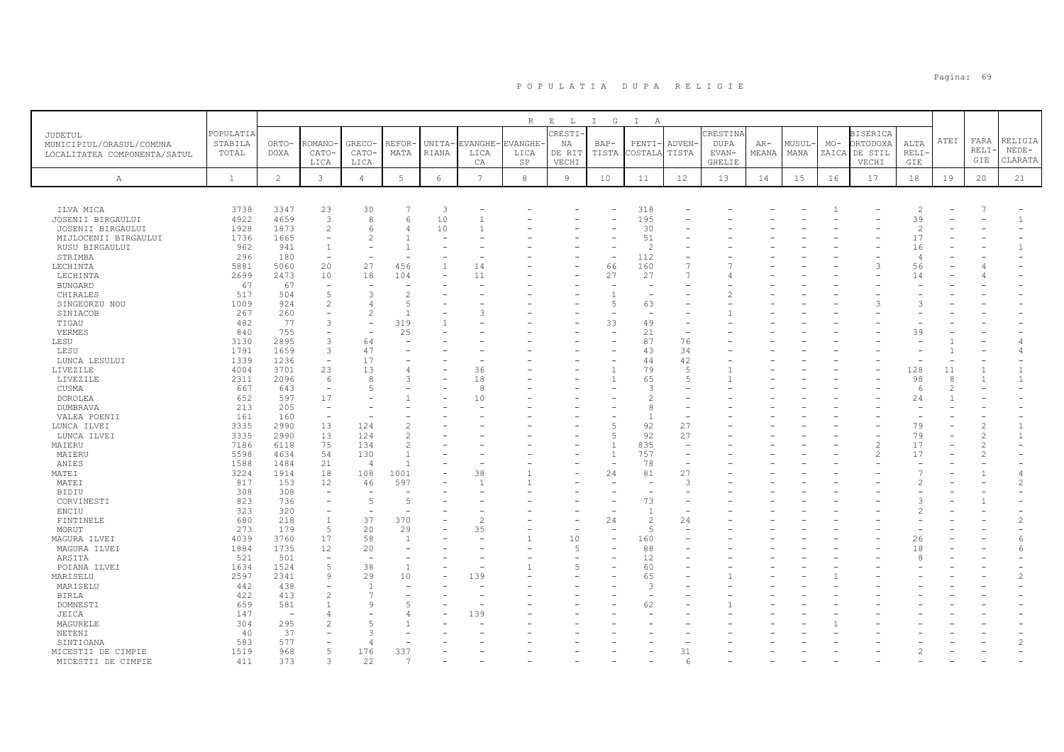# POPULATIA DUPA RELIGIE

| JUDETUL<br>MUNICIPIUL/ORASUL/COMUNA<br>LOCALITATEA COMPONENTA/SATUL | POPULATIA STABILA TOTAL | ORTO-DOXA | ROMANO-CATO-LICA | GRECO-CATO-LICA | REFOR-MATA | UNITA-RIANA | EVANGHE-LICA | EVANGHE-LICA SP | CRESTI-NA DE RIT VECHI | BAP-TISTA | PENTI-COSTALA | ADVEN-TISTA | CRESTINA DUPA EVAN-GHELIE | AR-MEANA | MUSUL-MANA | MO-ZAICA | BISERICA ORTODOXA DE STIL VECHI | ALTA RELI-GIE | ATEI | FARA RELI-GIE | RELIGIA NEDE-CLARATA |
|---|---|---|---|---|---|---|---|---|---|---|---|---|---|---|---|---|---|---|---|---|---|
| A | 1 | 2 | 3 | 4 | 5 | 6 | 7 | 8 | 9 | 10 | 11 | 12 | 13 | 14 | 15 | 16 | 17 | 18 | 19 | 20 | 21 |
| ILVA MICA | 3738 | 3347 | 23 | 30 | 7 | 3 | - | - | - | - | 318 | - | - | - | - | 1 | - | 2 | - | 7 | - |
| JOSENII BIRGAULUI | 4922 | 4659 | 3 | 8 | 6 | 10 | 1 | - | - | - | 195 | - | - | - | - | - | - | 39 | - | - | 1 |
| JOSENII BIRGAULUI | 1928 | 1873 | 2 | 6 | 4 | 10 | 1 | - | - | - | 30 | - | - | - | - | - | - | 2 | - | - | - |
| MIJLOCENII BIRGAULUI | 1736 | 1665 | - | 2 | 1 | - | - | - | - | - | 51 | - | - | - | - | - | - | 17 | - | - | - |
| RUSU BIRGAULUI | 962 | 941 | 1 | - | 1 | - | - | - | - | - | 2 | - | - | - | - | - | - | 16 | - | - | 1 |
| STRIMBA | 296 | 180 | - | - | - | - | - | - | - | - | 112 | - | - | - | - | - | - | 4 | - | - | - |
| LECHINTA | 5881 | 5060 | 20 | 27 | 456 | 1 | 14 | - | - | 66 | 160 | 7 | 7 | - | - | - | 3 | 56 | - | 4 | - |
| LECHINTA | 2699 | 2473 | 10 | 18 | 104 | - | 11 | - | - | 27 | 27 | 7 | 4 | - | - | - | - | 14 | - | 4 | - |
| BUNGARD | 67 | 67 | - | - | - | - | - | - | - | - | - | - | - | - | - | - | - | - | - | - | - |
| CHIRALES | 517 | 504 | 5 | 3 | 2 | - | - | - | - | 1 | - | - | 2 | - | - | - | - | - | - | - | - |
| SINGEORZU NOU | 1009 | 924 | 2 | 4 | 5 | - | - | - | - | 5 | 63 | - | - | - | - | - | 3 | 3 | - | - | - |
| SINIACOB | 267 | 260 | - | 2 | 1 | - | 3 | - | - | - | - | - | 1 | - | - | - | - | - | - | - | - |
| TIGAU | 482 | 77 | 3 | - | 319 | 1 | - | - | - | 33 | 49 | - | - | - | - | - | - | - | - | - | - |
| VERMES | 840 | 755 | - | - | 25 | - | - | - | - | - | 21 | - | - | - | - | - | - | 39 | - | - | - |
| LESU | 3130 | 2895 | 3 | 64 | - | - | - | - | - | - | 87 | 76 | - | - | - | - | - | - | 1 | - | 4 |
| LESU | 1791 | 1659 | 3 | 47 | - | - | - | - | - | - | 43 | 34 | - | - | - | - | - | - | 1 | - | 4 |
| LUNCA LESULUI | 1339 | 1236 | - | 17 | - | - | - | - | - | - | 44 | 42 | - | - | - | - | - | - | - | - | - |
| LIVEZILE | 4004 | 3701 | 23 | 13 | 4 | - | 36 | - | - | 1 | 79 | 5 | 1 | - | - | - | - | 128 | 11 | 1 | 1 |
| LIVEZILE | 2311 | 2096 | 6 | 8 | 3 | - | 18 | - | - | 1 | 65 | 5 | 1 | - | - | - | - | 98 | 8 | 1 | 1 |
| CUSMA | 667 | 643 | - | 5 | - | - | 8 | - | - | - | 3 | - | - | - | - | - | - | 6 | 2 | - | - |
| DOROLEA | 652 | 597 | 17 | - | 1 | - | 10 | - | - | - | 2 | - | - | - | - | - | - | 24 | 1 | - | - |
| DUMBRAVA | 213 | 205 | - | - | - | - | - | - | - | - | 8 | - | - | - | - | - | - | - | - | - | - |
| VALEA POENII | 161 | 160 | - | - | - | - | - | - | - | - | 1 | - | - | - | - | - | - | - | - | - | - |
| LUNCA ILVEI | 3335 | 2990 | 13 | 124 | 2 | - | - | - | - | 5 | 92 | 27 | - | - | - | - | - | 79 | - | 2 | 1 |
| LUNCA ILVEI | 3335 | 2990 | 13 | 124 | 2 | - | - | - | - | 5 | 92 | 27 | - | - | - | - | - | 79 | - | 2 | 1 |
| MAIERU | 7186 | 6118 | 75 | 134 | 2 | - | - | - | - | 1 | 835 | - | - | - | - | - | 2 | 17 | - | 2 | - |
| MAIERU | 5598 | 4634 | 54 | 130 | 1 | - | - | - | - | 1 | 757 | - | - | - | - | - | 2 | 17 | - | 2 | - |
| ANIES | 1588 | 1484 | 21 | 4 | 1 | - | - | - | - | - | 78 | - | - | - | - | - | - | - | - | - | - |
| MATEI | 3224 | 1914 | 18 | 108 | 1001 | - | 38 | 1 | - | 24 | 81 | 27 | - | - | - | - | - | 7 | - | 1 | 4 |
| MATEI | 817 | 153 | 12 | 46 | 597 | - | 1 | 1 | - | - | - | 3 | - | - | - | - | - | 2 | - | - | 2 |
| BIDIU | 308 | 308 | - | - | - | - | - | - | - | - | - | - | - | - | - | - | - | - | - | - | - |
| CORVINESTI | 823 | 736 | - | 5 | 5 | - | - | - | - | - | 73 | - | - | - | - | - | - | 3 | - | 1 | - |
| ENCIU | 323 | 320 | - | - | - | - | - | - | - | - | 1 | - | - | - | - | - | - | 2 | - | - | - |
| FINTINELE | 680 | 218 | 1 | 37 | 370 | - | 2 | - | - | 24 | 2 | 24 | - | - | - | - | - | - | - | - | 2 |
| MORUT | 273 | 179 | 5 | 20 | 29 | - | 35 | - | - | - | 5 | - | - | - | - | - | - | - | - | - | - |
| MAGURA ILVEI | 4039 | 3760 | 17 | 58 | 1 | - | - | 1 | 10 | - | 160 | - | - | - | - | - | - | 26 | - | - | 6 |
| MAGURA ILVEI | 1884 | 1735 | 12 | 20 | - | - | - | - | 5 | - | 88 | - | - | - | - | - | - | 18 | - | - | 6 |
| ARSITA | 521 | 501 | - | - | - | - | - | - | - | - | 12 | - | - | - | - | - | - | 8 | - | - | - |
| POIANA ILVEI | 1634 | 1524 | 5 | 38 | 1 | - | - | 1 | 5 | - | 60 | - | - | - | - | - | - | - | - | - | - |
| MARISELU | 2597 | 2341 | 9 | 29 | 10 | - | 139 | - | - | - | 65 | - | 1 | - | - | 1 | - | - | - | - | 2 |
| MARISELU | 442 | 438 | - | 1 | - | - | - | - | - | - | 3 | - | - | - | - | - | - | - | - | - | - |
| BIRLA | 422 | 413 | 2 | 7 | - | - | - | - | - | - | - | - | - | - | - | - | - | - | - | - | - |
| DOMNESTI | 659 | 581 | 1 | 9 | 5 | - | - | - | - | - | 62 | - | 1 | - | - | - | - | - | - | - | - |
| JEICA | 147 | - | 4 | - | 4 | - | 139 | - | - | - | - | - | - | - | - | - | - | - | - | - | - |
| MAGURELE | 304 | 295 | 2 | 5 | 1 | - | - | - | - | - | - | - | - | - | - | 1 | - | - | - | - | - |
| NETENI | 40 | 37 | - | 3 | - | - | - | - | - | - | - | - | - | - | - | - | - | - | - | - | - |
| SINTIOANA | 583 | 577 | - | 4 | - | - | - | - | - | - | - | - | - | - | - | - | - | - | - | - | 2 |
| MICESTII DE CIMPIE | 1519 | 968 | 5 | 176 | 337 | - | - | - | - | - | - | 31 | - | - | - | - | - | 2 | - | - | - |
| MICESTII DE CIMPIE | 411 | 373 | 3 | 22 | 7 | - | - | - | - | - | - | 6 | - | - | - | - | - | - | - | - | - |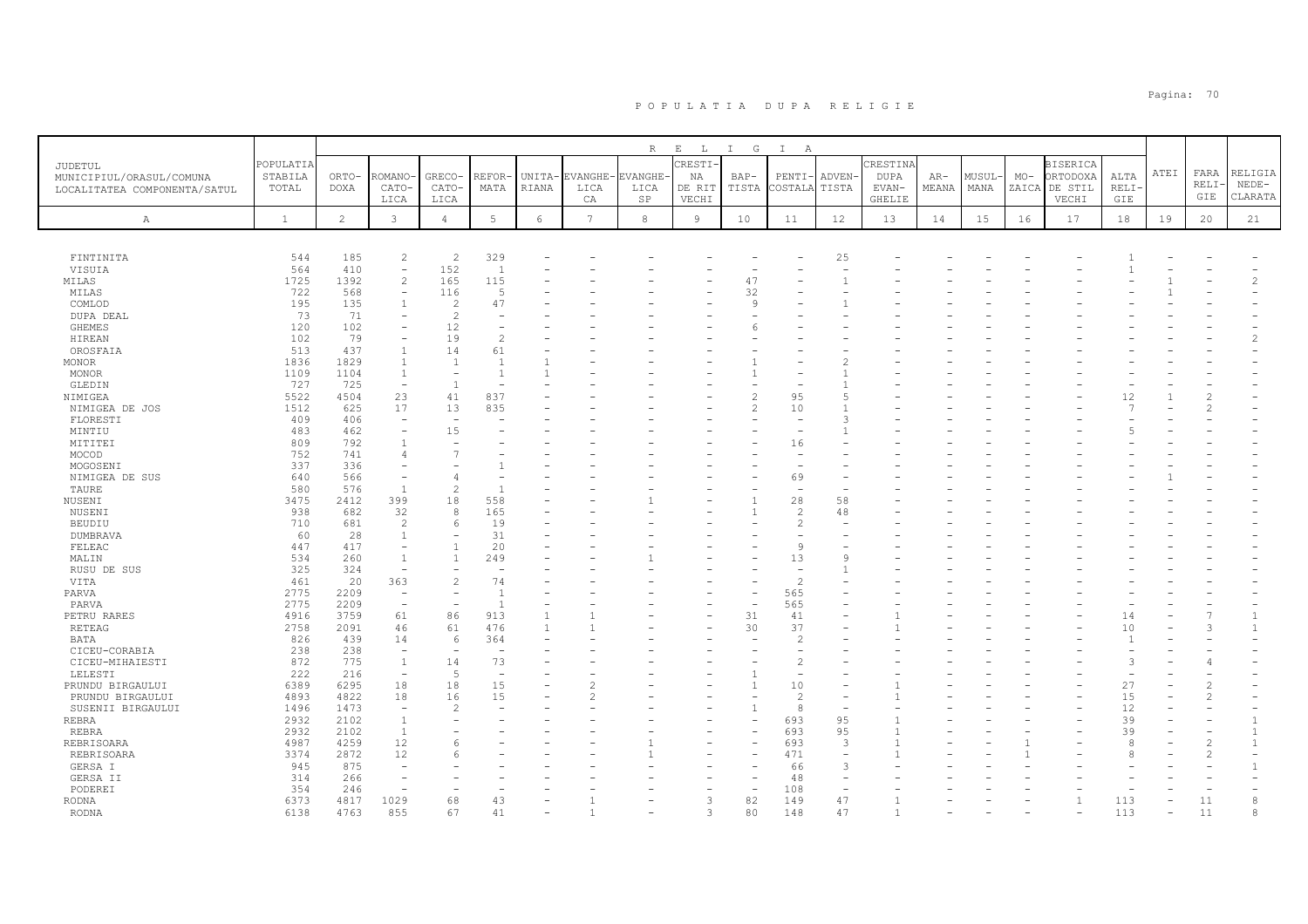# P O P U L A T I A   D U P A   R E L I G I E

| JUDETUL MUNICIPIUL/ORASUL/COMUNA LOCALITATEA COMPONENTA/SATUL | POPULATIA STABILA TOTAL | RELIGIA | | | | | | | | | | | | | | | | | | | |
|---|---|---|---|---|---|---|---|---|---|---|---|---|---|---|---|---|---|---|---|---|---|
| | | ORTODOXA | ROMANO-CATOLICA | GRECO-CATOLICA | REFORMATA | UNITARIANA | EVANGHELICA | EVANGHELICA SP | CRESTINA DE RIT VECHI | BAPTISTA | PENTICOSTALA | ADVENTISTA | CRESTINA DUPA EVANGHELIE | ARMEANA | MUSULMANA | MOZAICA | BISERICA ORTODOXA DE STIL VECHI | ALTA RELIGIE | ATEI | FARA RELIGIE | RELIGIA NEDECLARATA |
| A | 1 | 2 | 3 | 4 | 5 | 6 | 7 | 8 | 9 | 10 | 11 | 12 | 13 | 14 | 15 | 16 | 17 | 18 | 19 | 20 | 21 |
| FINTINITA | 544 | 185 | 2 | 2 | 329 | - | - | - | - | - | - | 25 | - | - | - | - | - | 1 | - | - | - |
| VISUIA | 564 | 410 | - | 152 | 1 | - | - | - | - | - | - | - | - | - | - | - | - | 1 | - | - | - |
| MILAS | 1725 | 1392 | 2 | 165 | 115 | - | - | - | - | 47 | - | 1 | - | - | - | - | - | - | 1 | - | 2 |
| MILAS | 722 | 568 | - | 116 | 5 | - | - | - | - | 32 | - | - | - | - | - | - | - | - | 1 | - | - |
| COMLOD | 195 | 135 | 1 | 2 | 47 | - | - | - | - | 9 | - | 1 | - | - | - | - | - | - | - | - | - |
| DUPA DEAL | 73 | 71 | - | 2 | - | - | - | - | - | - | - | - | - | - | - | - | - | - | - | - | - |
| GHEMES | 120 | 102 | - | 12 | - | - | - | - | - | 6 | - | - | - | - | - | - | - | - | - | - | - |
| HIREAN | 102 | 79 | - | 19 | 2 | - | - | - | - | - | - | - | - | - | - | - | - | - | - | - | 2 |
| OROSFAIA | 513 | 437 | 1 | 14 | 61 | - | - | - | - | - | - | - | - | - | - | - | - | - | - | - | - |
| MONOR | 1836 | 1829 | 1 | 1 | 1 | 1 | - | - | - | 1 | - | 2 | - | - | - | - | - | - | - | - | - |
| MONOR | 1109 | 1104 | 1 | - | 1 | 1 | - | - | - | 1 | - | 1 | - | - | - | - | - | - | - | - | - |
| GLEDIN | 727 | 725 | - | 1 | - | - | - | - | - | - | - | 1 | - | - | - | - | - | - | - | - | - |
| NIMIGEA | 5522 | 4504 | 23 | 41 | 837 | - | - | - | - | 2 | 95 | 5 | - | - | - | - | - | 12 | 1 | 2 | - |
| NIMIGEA DE JOS | 1512 | 625 | 17 | 13 | 835 | - | - | - | - | 2 | 10 | 1 | - | - | - | - | - | 7 | - | 2 | - |
| FLORESTI | 409 | 406 | - | - | - | - | - | - | - | - | - | 3 | - | - | - | - | - | - | - | - | - |
| MINTIU | 483 | 462 | - | 15 | - | - | - | - | - | - | - | 1 | - | - | - | - | - | 5 | - | - | - |
| MITITEI | 809 | 792 | 1 | - | - | - | - | - | - | - | 16 | - | - | - | - | - | - | - | - | - | - |
| MOCOD | 752 | 741 | 4 | 7 | - | - | - | - | - | - | - | - | - | - | - | - | - | - | - | - | - |
| MOGOSENI | 337 | 336 | - | - | 1 | - | - | - | - | - | - | - | - | - | - | - | - | - | - | - | - |
| NIMIGEA DE SUS | 640 | 566 | - | 4 | - | - | - | - | - | - | 69 | - | - | - | - | - | - | - | 1 | - | - |
| TAURE | 580 | 576 | 1 | 2 | 1 | - | - | - | - | - | - | - | - | - | - | - | - | - | - | - | - |
| NUSENI | 3475 | 2412 | 399 | 18 | 558 | - | - | 1 | - | 1 | 28 | 58 | - | - | - | - | - | - | - | - | - |
| NUSENI | 938 | 682 | 32 | 8 | 165 | - | - | - | - | 1 | 2 | 48 | - | - | - | - | - | - | - | - | - |
| BEUDIU | 710 | 681 | 2 | 6 | 19 | - | - | - | - | - | 2 | - | - | - | - | - | - | - | - | - | - |
| DUMBRAVA | 60 | 28 | 1 | - | 31 | - | - | - | - | - | - | - | - | - | - | - | - | - | - | - | - |
| FELEAC | 447 | 417 | - | 1 | 20 | - | - | - | - | - | 9 | - | - | - | - | - | - | - | - | - | - |
| MALIN | 534 | 260 | 1 | 1 | 249 | - | - | 1 | - | - | 13 | 9 | - | - | - | - | - | - | - | - | - |
| RUSU DE SUS | 325 | 324 | - | - | - | - | - | - | - | - | - | 1 | - | - | - | - | - | - | - | - | - |
| VITA | 461 | 20 | 363 | 2 | 74 | - | - | - | - | - | 2 | - | - | - | - | - | - | - | - | - | - |
| PARVA | 2775 | 2209 | - | - | 1 | - | - | - | - | - | 565 | - | - | - | - | - | - | - | - | - | - |
| PARVA | 2775 | 2209 | - | - | 1 | - | - | - | - | - | 565 | - | - | - | - | - | - | - | - | - | - |
| PETRU RARES | 4916 | 3759 | 61 | 86 | 913 | 1 | 1 | - | - | 31 | 41 | - | 1 | - | - | - | - | 14 | - | 7 | 1 |
| RETEAG | 2758 | 2091 | 46 | 61 | 476 | 1 | 1 | - | - | 30 | 37 | - | 1 | - | - | - | - | 10 | - | 3 | 1 |
| BATA | 826 | 439 | 14 | 6 | 364 | - | - | - | - | - | 2 | - | - | - | - | - | - | 1 | - | - | - |
| CICEU-CORABIA | 238 | 238 | - | - | - | - | - | - | - | - | - | - | - | - | - | - | - | - | - | - | - |
| CICEU-MIHAIESTI | 872 | 775 | 1 | 14 | 73 | - | - | - | - | - | 2 | - | - | - | - | - | - | 3 | - | 4 | - |
| LELESTI | 222 | 216 | - | 5 | - | - | - | - | - | 1 | - | - | - | - | - | - | - | - | - | - | - |
| PRUNDU BIRGAULUI | 6389 | 6295 | 18 | 18 | 15 | - | 2 | - | - | 1 | 10 | - | 1 | - | - | - | - | 27 | - | 2 | - |
| PRUNDU BIRGAULUI | 4893 | 4822 | 18 | 16 | 15 | - | 2 | - | - | - | 2 | - | 1 | - | - | - | - | 15 | - | 2 | - |
| SUSENII BIRGAULUI | 1496 | 1473 | - | 2 | - | - | - | - | - | 1 | 8 | - | - | - | - | - | - | 12 | - | - | - |
| REBRA | 2932 | 2102 | 1 | - | - | - | - | - | - | - | 693 | 95 | 1 | - | - | - | - | 39 | - | - | 1 |
| REBRA | 2932 | 2102 | 1 | - | - | - | - | - | - | - | 693 | 95 | 1 | - | - | - | - | 39 | - | - | 1 |
| REBRISOARA | 4987 | 4259 | 12 | 6 | - | - | - | 1 | - | - | 693 | 3 | 1 | - | - | 1 | - | 8 | - | 2 | 1 |
| REBRISOARA | 3374 | 2872 | 12 | 6 | - | - | - | 1 | - | - | 471 | - | 1 | - | - | 1 | - | 8 | - | 2 | - |
| GERSA I | 945 | 875 | - | - | - | - | - | - | - | - | 66 | 3 | - | - | - | - | - | - | - | - | 1 |
| GERSA II | 314 | 266 | - | - | - | - | - | - | - | - | 48 | - | - | - | - | - | - | - | - | - | - |
| PODEREI | 354 | 246 | - | - | - | - | - | - | - | - | 108 | - | - | - | - | - | - | - | - | - | - |
| RODNA | 6373 | 4817 | 1029 | 68 | 43 | - | 1 | - | 3 | 82 | 149 | 47 | 1 | - | - | - | 1 | 113 | - | 11 | 8 |
| RODNA | 6138 | 4763 | 855 | 67 | 41 | - | 1 | - | 3 | 80 | 148 | 47 | 1 | - | - | - | - | 113 | - | 11 | 8 |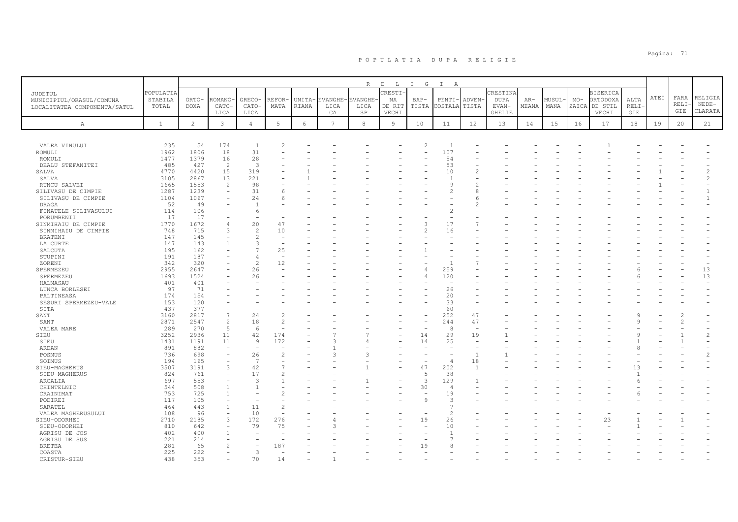## POPULATIA DUPA RELIGIE

| JUDETUL MUNICIPIUL/ORASUL/COMUNA LOCALITATEA COMPONENTA/SATUL | POPULATIA STABILA TOTAL | ORTODOXA | ROMANO-CATOLICA | GRECO-CATOLICA | REFORMATA | UNITARIANA | EVANGHELICA CA | EVANGHELICA SP | CRESTINA DE RIT VECHI | BAPTISTA | PENTICOSTALA | ADVENTISTA | CRESTINA DUPA EVANGHELIE | ARMEANA | MUSULMANA | MOZAICA | BISERICA ORTODOXA DE STIL VECHI | ALTA RELIGIE | ATEI | FARA RELIGIE | RELIGIA NEDECLARATA |
|---|---|---|---|---|---|---|---|---|---|---|---|---|---|---|---|---|---|---|---|---|---|
| A | 1 | 2 | 3 | 4 | 5 | 6 | 7 | 8 | 9 | 10 | 11 | 12 | 13 | 14 | 15 | 16 | 17 | 18 | 19 | 20 | 21 |
| VALEA VINULUI | 235 | 54 | 174 | 1 | 2 | - | - | - | - | 2 | 1 | - | - | - | - | - | 1 | - | - | - | - |
| ROMULI | 1962 | 1806 | 18 | 31 | - | - | - | - | - | - | 107 | - | - | - | - | - | - | - | - | - | - |
| ROMULI | 1477 | 1379 | 16 | 28 | - | - | - | - | - | - | 54 | - | - | - | - | - | - | - | - | - | - |
| DEALU STEFANITEI | 485 | 427 | 2 | 3 | - | - | - | - | - | - | 53 | - | - | - | - | - | - | - | - | - | - |
| SALVA | 4770 | 4420 | 15 | 319 | - | 1 | - | - | - | - | 10 | 2 | - | - | - | - | - | - | 1 | - | 2 |
| SALVA | 3105 | 2867 | 13 | 221 | - | 1 | - | - | - | - | 1 | - | - | - | - | - | - | - | - | - | 2 |
| RUNCU SALVEI | 1665 | 1553 | 2 | 98 | - | - | - | - | - | - | 9 | 2 | - | - | - | - | - | - | 1 | - | - |
| SILIVASU DE CIMPIE | 1287 | 1239 | - | 31 | 6 | - | - | - | - | - | 2 | 8 | - | - | - | - | - | - | - | - | 1 |
| SILIVASU DE CIMPIE | 1104 | 1067 | - | 24 | 6 | - | - | - | - | - | - | 6 | - | - | - | - | - | - | - | - | 1 |
| DRAGA | 52 | 49 | - | 1 | - | - | - | - | - | - | - | 2 | - | - | - | - | - | - | - | - | - |
| FINATELE SILIVASULUI | 114 | 106 | - | 6 | - | - | - | - | - | - | 2 | - | - | - | - | - | - | - | - | - | - |
| PORUMBENII | 17 | 17 | - | - | - | - | - | - | - | - | - | - | - | - | - | - | - | - | - | - | - |
| SINMIHAIU DE CIMPIE | 1770 | 1672 | 4 | 20 | 47 | - | - | - | - | 3 | 17 | 7 | - | - | - | - | - | - | - | - | - |
| SINMIHAIU DE CIMPIE | 748 | 715 | 3 | 2 | 10 | - | - | - | - | 2 | 16 | - | - | - | - | - | - | - | - | - | - |
| BRATENI | 147 | 145 | - | 2 | - | - | - | - | - | - | - | - | - | - | - | - | - | - | - | - | - |
| LA CURTE | 147 | 143 | 1 | 3 | - | - | - | - | - | - | - | - | - | - | - | - | - | - | - | - | - |
| SALCUTA | 195 | 162 | - | 7 | 25 | - | - | - | - | 1 | - | - | - | - | - | - | - | - | - | - | - |
| STUPINI | 191 | 187 | - | 4 | - | - | - | - | - | - | - | - | - | - | - | - | - | - | - | - | - |
| ZORENI | 342 | 320 | - | 2 | 12 | - | - | - | - | - | 1 | 7 | - | - | - | - | - | - | - | - | - |
| SPERMEZEU | 2955 | 2647 | - | 26 | - | - | - | - | - | 4 | 259 | - | - | - | - | - | - | 6 | - | - | 13 |
| SPERMEZEU | 1693 | 1524 | - | 26 | - | - | - | - | - | 4 | 120 | - | - | - | - | - | - | 6 | - | - | 13 |
| HALMASAU | 401 | 401 | - | - | - | - | - | - | - | - | - | - | - | - | - | - | - | - | - | - | - |
| LUNCA BORLESEI | 97 | 71 | - | - | - | - | - | - | - | - | 26 | - | - | - | - | - | - | - | - | - | - |
| PALTINEASA | 174 | 154 | - | - | - | - | - | - | - | - | 20 | - | - | - | - | - | - | - | - | - | - |
| SESURI SPERMEZEU-VALE | 153 | 120 | - | - | - | - | - | - | - | - | 33 | - | - | - | - | - | - | - | - | - | - |
| SITA | 437 | 377 | - | - | - | - | - | - | - | - | 60 | - | - | - | - | - | - | - | - | - | - |
| SANT | 3160 | 2817 | 7 | 24 | 2 | - | - | - | - | - | 252 | 47 | - | - | - | - | - | 9 | - | 2 | - |
| SANT | 2871 | 2547 | 2 | 18 | 2 | - | - | - | - | - | 244 | 47 | - | - | - | - | - | 9 | - | 2 | - |
| VALEA MARE | 289 | 270 | 5 | 6 | - | - | - | - | - | - | 8 | - | - | - | - | - | - | - | - | - | - |
| SIEU | 3252 | 2936 | 11 | 42 | 174 | - | 7 | 7 | - | 14 | 29 | 19 | 1 | - | - | - | - | 9 | - | 1 | 2 |
| SIEU | 1431 | 1191 | 11 | 9 | 172 | - | 3 | 4 | - | 14 | 25 | - | - | - | - | - | - | 1 | - | 1 | - |
| ARDAN | 891 | 882 | - | - | - | - | 1 | - | - | - | - | - | - | - | - | - | - | 8 | - | - | - |
| POSMUS | 736 | 698 | - | 26 | 2 | - | 3 | 3 | - | - | - | 1 | 1 | - | - | - | - | - | - | - | 2 |
| SOIMUS | 194 | 165 | - | 7 | - | - | - | - | - | - | 4 | 18 | - | - | - | - | - | - | - | - | - |
| SIEU-MAGHERUS | 3507 | 3191 | 3 | 42 | 7 | - | - | 1 | - | 47 | 202 | 1 | - | - | - | - | - | 13 | - | - | - |
| SIEU-MAGHERUS | 824 | 761 | - | 17 | 2 | - | - | - | - | 5 | 38 | - | - | - | - | - | - | 1 | - | - | - |
| ARCALIA | 697 | 553 | - | 3 | 1 | - | - | 1 | - | 3 | 129 | 1 | - | - | - | - | - | 6 | - | - | - |
| CHINTELNIC | 544 | 508 | 1 | 1 | - | - | - | - | - | 30 | 4 | - | - | - | - | - | - | - | - | - | - |
| CRAINIMAT | 753 | 725 | 1 | - | 2 | - | - | - | - | - | 19 | - | - | - | - | - | - | 6 | - | - | - |
| PODIREI | 117 | 105 | - | - | - | - | - | - | - | 9 | 3 | - | - | - | - | - | - | - | - | - | - |
| SARATEL | 464 | 443 | 1 | 11 | 2 | - | - | - | - | - | 7 | - | - | - | - | - | - | - | - | - | - |
| VALEA MAGHERUSULUI | 108 | 96 | - | 10 | - | - | - | - | - | - | 2 | - | - | - | - | - | - | - | - | - | - |
| SIEU-ODORHEI | 2710 | 2185 | 3 | 172 | 276 | - | 4 | - | - | 19 | 26 | - | - | - | - | - | 23 | 1 | - | 1 | - |
| SIEU-ODORHEI | 810 | 642 | - | 79 | 75 | - | 3 | - | - | - | 10 | - | - | - | - | - | - | 1 | - | - | - |
| AGRISU DE JOS | 402 | 400 | 1 | - | - | - | - | - | - | - | 1 | - | - | - | - | - | - | - | - | - | - |
| AGRISU DE SUS | 221 | 214 | - | - | - | - | - | - | - | - | 7 | - | - | - | - | - | - | - | - | - | - |
| BRETEA | 281 | 65 | 2 | - | 187 | - | - | - | - | 19 | 8 | - | - | - | - | - | - | - | - | - | - |
| COASTA | 225 | 222 | - | 3 | - | - | - | - | - | - | - | - | - | - | - | - | - | - | - | - | - |
| CRISTUR-SIEU | 438 | 353 | - | 70 | 14 | - | 1 | - | - | - | - | - | - | - | - | - | - | - | - | - | - |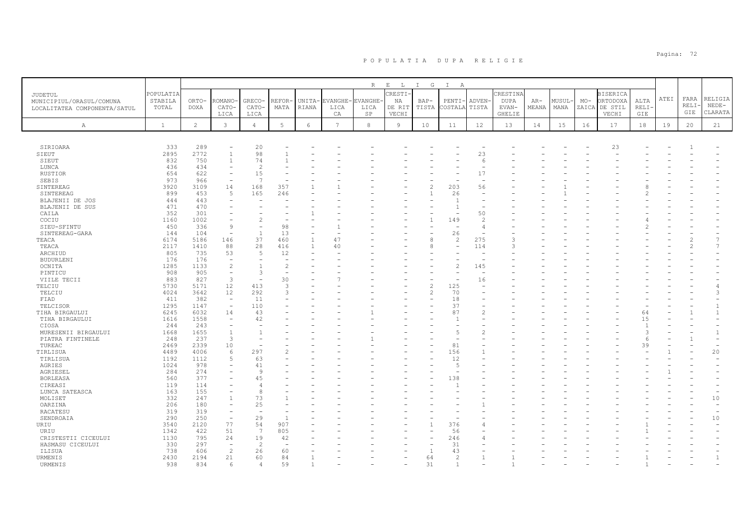P O P U L A T I A   D U P A   R E L I G I E

| JUDETUL MUNICIPIUL/ORASUL/COMUNA LOCALITATEA COMPONENTA/SATUL | POPULATIA STABILA TOTAL | ORTODOXA | ROMANO-CATOLICA | GRECO-CATOLICA | REFORMATA | UNITARIANA | EVANGHELICA CA | EVANGHELICA SP | CRESTINA DE RIT VECHI | BAPTISTA | PENTICOSTALA | ADVENTISTA | CRESTINA DUPA EVANGHELIE | ARMEANA | MUSULMANA | MOZAICA | BISERICA ORTODOXA DE STIL VECHI | ALTA RELIGIE | ATEI | FARA RELIGIE | RELIGIA NEDECLARATA |
|---|---|---|---|---|---|---|---|---|---|---|---|---|---|---|---|---|---|---|---|---|---|
| A | 1 | 2 | 3 | 4 | 5 | 6 | 7 | 8 | 9 | 10 | 11 | 12 | 13 | 14 | 15 | 16 | 17 | 18 | 19 | 20 | 21 |
| SIRIOARA | 333 | 289 | - | 20 | - | - | - | - | - | - | - | - | - | - | - | - | 23 | - | - | 1 | - |
| SIEUT | 2895 | 2772 | 1 | 98 | 1 | - | - | - | - | - | - | 23 | - | - | - | - | - | - | - | - | - |
| SIEUT | 832 | 750 | 1 | 74 | 1 | - | - | - | - | - | - | 6 | - | - | - | - | - | - | - | - | - |
| LUNCA | 436 | 434 | - | 2 | - | - | - | - | - | - | - | - | - | - | - | - | - | - | - | - | - |
| RUSTIOR | 654 | 622 | - | 15 | - | - | - | - | - | - | - | 17 | - | - | - | - | - | - | - | - | - |
| SEBIS | 973 | 966 | - | 7 | - | - | - | - | - | - | - | - | - | - | - | - | - | - | - | - | - |
| SINTEREAG | 3920 | 3109 | 14 | 168 | 357 | 1 | 1 | - | - | 2 | 203 | 56 | - | - | 1 | - | - | 8 | - | - | - |
| SINTEREAG | 899 | 453 | 5 | 165 | 246 | - | - | - | - | 1 | 26 | - | - | - | 1 | - | - | 2 | - | - | - |
| BLAJENII DE JOS | 444 | 443 | - | - | - | - | - | - | - | - | 1 | - | - | - | - | - | - | - | - | - | - |
| BLAJENII DE SUS | 471 | 470 | - | - | - | - | - | - | - | - | 1 | - | - | - | - | - | - | - | - | - | - |
| CAILA | 352 | 301 | - | - | - | 1 | - | - | - | - | - | 50 | - | - | - | - | - | - | - | - | - |
| COCIU | 1160 | 1002 | - | 2 | - | - | - | - | - | 1 | 149 | 2 | - | - | - | - | - | 4 | - | - | - |
| SIEU-SFINTU | 450 | 336 | 9 | - | 98 | - | 1 | - | - | - | - | 4 | - | - | - | - | - | 2 | - | - | - |
| SINTEREAG-GARA | 144 | 104 | - | 1 | 13 | - | - | - | - | - | 26 | - | - | - | - | - | - | - | - | - | - |
| TEACA | 6174 | 5186 | 146 | 37 | 460 | 1 | 47 | - | - | 8 | 2 | 275 | 3 | - | - | - | - | - | - | 2 | 7 |
| TEACA | 2117 | 1410 | 88 | 28 | 416 | 1 | 40 | - | - | 8 | - | 114 | 3 | - | - | - | - | - | - | 2 | 7 |
| ARCHIUD | 805 | 735 | 53 | 5 | 12 | - | - | - | - | - | - | - | - | - | - | - | - | - | - | - | - |
| BUDURLENI | 176 | 176 | - | - | - | - | - | - | - | - | - | - | - | - | - | - | - | - | - | - | - |
| OCNITA | 1285 | 1133 | 2 | 1 | 2 | - | - | - | - | - | 2 | 145 | - | - | - | - | - | - | - | - | - |
| PINTICU | 908 | 905 | - | 3 | - | - | - | - | - | - | - | - | - | - | - | - | - | - | - | - | - |
| VIILE TECII | 883 | 827 | 3 | - | 30 | - | 7 | - | - | - | - | 16 | - | - | - | - | - | - | - | - | - |
| TELCIU | 5730 | 5171 | 12 | 413 | 3 | - | - | - | - | 2 | 125 | - | - | - | - | - | - | - | - | - | 4 |
| TELCIU | 4024 | 3642 | 12 | 292 | 3 | - | - | - | - | 2 | 70 | - | - | - | - | - | - | - | - | - | 3 |
| FIAD | 411 | 382 | - | 11 | - | - | - | - | - | - | 18 | - | - | - | - | - | - | - | - | - | - |
| TELCISOR | 1295 | 1147 | - | 110 | - | - | - | - | - | - | 37 | - | - | - | - | - | - | - | - | - | 1 |
| TIHA BIRGAULUI | 6245 | 6032 | 14 | 43 | - | - | - | 1 | - | - | 87 | 2 | - | - | - | - | - | 64 | - | 1 | 1 |
| TIHA BIRGAULUI | 1616 | 1558 | - | 42 | - | - | - | - | - | - | 1 | - | - | - | - | - | - | 15 | - | - | - |
| CIOSA | 244 | 243 | - | - | - | - | - | - | - | - | - | - | - | - | - | - | - | 1 | - | - | - |
| MURESENII BIRGAULUI | 1668 | 1655 | 1 | 1 | - | - | - | - | - | - | 5 | 2 | - | - | - | - | - | 3 | - | - | 1 |
| PIATRA FINTINELE | 248 | 237 | 3 | - | - | - | - | 1 | - | - | - | - | - | - | - | - | - | 6 | - | 1 | - |
| TUREAC | 2469 | 2339 | 10 | - | - | - | - | - | - | - | 81 | - | - | - | - | - | - | 39 | - | - | - |
| TIRLISUA | 4489 | 4006 | 6 | 297 | 2 | - | - | - | - | - | 156 | 1 | - | - | - | - | - | - | 1 | - | 20 |
| TIRLISUA | 1192 | 1112 | 5 | 63 | - | - | - | - | - | - | 12 | - | - | - | - | - | - | - | - | - | - |
| AGRIES | 1024 | 978 | - | 41 | - | - | - | - | - | - | 5 | - | - | - | - | - | - | - | - | - | - |
| AGRIESEL | 284 | 274 | - | 9 | - | - | - | - | - | - | - | - | - | - | - | - | - | - | 1 | - | - |
| BORLEASA | 560 | 377 | - | 45 | - | - | - | - | - | - | 138 | - | - | - | - | - | - | - | - | - | - |
| CIREASI | 119 | 114 | - | 4 | - | - | - | - | - | - | 1 | - | - | - | - | - | - | - | - | - | - |
| LUNCA SATEASCA | 163 | 155 | - | 8 | - | - | - | - | - | - | - | - | - | - | - | - | - | - | - | - | - |
| MOLISET | 332 | 247 | 1 | 73 | 1 | - | - | - | - | - | - | - | - | - | - | - | - | - | - | - | 10 |
| OARZINA | 206 | 180 | - | 25 | - | - | - | - | - | - | - | 1 | - | - | - | - | - | - | - | - | - |
| RACATESU | 319 | 319 | - | - | - | - | - | - | - | - | - | - | - | - | - | - | - | - | - | - | - |
| SENDROAIA | 290 | 250 | - | 29 | 1 | - | - | - | - | - | - | - | - | - | - | - | - | - | - | - | 10 |
| URIU | 3540 | 2120 | 77 | 54 | 907 | - | - | - | - | 1 | 376 | 4 | - | - | - | - | - | 1 | - | - | - |
| URIU | 1342 | 422 | 51 | 7 | 805 | - | - | - | - | - | 56 | - | - | - | - | - | - | 1 | - | - | - |
| CRISTESTII CICEULUI | 1130 | 795 | 24 | 19 | 42 | - | - | - | - | - | 246 | 4 | - | - | - | - | - | - | - | - | - |
| HASMASU CICEULUI | 330 | 297 | - | 2 | - | - | - | - | - | - | 31 | - | - | - | - | - | - | - | - | - | - |
| ILISUA | 738 | 606 | 2 | 26 | 60 | - | - | - | - | 1 | 43 | - | - | - | - | - | - | - | - | - | - |
| URMENIS | 2430 | 2194 | 21 | 60 | 84 | 1 | - | - | - | 64 | 2 | 1 | 1 | - | - | - | - | 1 | - | - | 1 |
| URMENIS | 938 | 834 | 6 | 4 | 59 | 1 | - | - | - | 31 | 1 | - | 1 | - | - | - | - | 1 | - | - | - |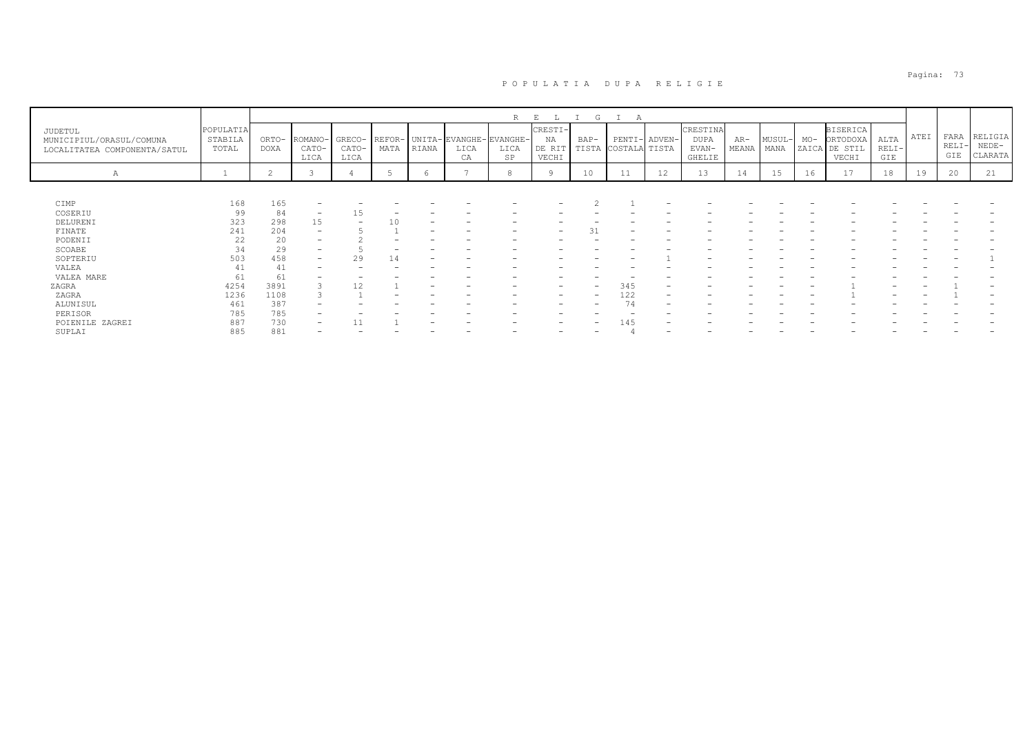# POPULATIA DUPA RELIGIE

| JUDETUL MUNICIPIUL/ORASUL/COMUNA LOCALITATEA COMPONENTA/SATUL | POPULATIA STABILA TOTAL | RELIGIA | | | | | | | | | | | | | | | | | | | |
|---|---|---|---|---|---|---|---|---|---|---|---|---|---|---|---|---|---|---|---|---|---|
| | | ORTO-DOXA | ROMANO-CATO-LICA | GRECO-CATO-LICA | REFOR-MATA | UNITA-RIANA | EVANGHE-LICA | EVANGHE-LICA SP | CRESTI-NA DE RIT VECHI | BAP-TISTA | PENTI-COSTALA | ADVEN-TISTA | CRESTINA DUPA EVAN-GHELIE | AR-MEANA | MUSUL-MANA | MO-ZAICA | BISERICA ORTODOXA DE STIL VECHI | ALTA RELI-GIE | ATEI | FARA RELI-GIE | RELIGIA NEDE-CLARATA |
| A | 1 | 2 | 3 | 4 | 5 | 6 | 7 | 8 | 9 | 10 | 11 | 12 | 13 | 14 | 15 | 16 | 17 | 18 | 19 | 20 | 21 |
| CIMP | 168 | 165 | - | - | - | - | - | - | - | 2 | 1 | - | - | - | - | - | - | - | - | - | - |
| COSERIU | 99 | 84 | - | 15 | - | - | - | - | - | - | - | - | - | - | - | - | - | - | - | - | - |
| DELURENI | 323 | 298 | 15 | - | 10 | - | - | - | - | - | - | - | - | - | - | - | - | - | - | - | - |
| FINATE | 241 | 204 | - | 5 | 1 | - | - | - | - | 31 | - | - | - | - | - | - | - | - | - | - | - |
| PODENII | 22 | 20 | - | 2 | - | - | - | - | - | - | - | - | - | - | - | - | - | - | - | - | - |
| SCOABE | 34 | 29 | - | 5 | - | - | - | - | - | - | - | - | - | - | - | - | - | - | - | - | - |
| SOPTERIU | 503 | 458 | - | 29 | 14 | - | - | - | - | - | - | 1 | - | - | - | - | - | - | - | - | 1 |
| VALEA | 41 | 41 | - | - | - | - | - | - | - | - | - | - | - | - | - | - | - | - | - | - | - |
| VALEA MARE | 61 | 61 | - | - | - | - | - | - | - | - | - | - | - | - | - | - | - | - | - | - | - |
| ZAGRA | 4254 | 3891 | 3 | 12 | 1 | - | - | - | - | - | 345 | - | - | - | - | - | 1 | - | - | 1 | - |
| ZAGRA | 1236 | 1108 | 3 | 1 | - | - | - | - | - | - | 122 | - | - | - | - | - | 1 | - | - | 1 | - |
| ALUNISUL | 461 | 387 | - | - | - | - | - | - | - | - | 74 | - | - | - | - | - | - | - | - | - | - |
| PERISOR | 785 | 785 | - | - | - | - | - | - | - | - | - | - | - | - | - | - | - | - | - | - | - |
| POIENILE ZAGREI | 887 | 730 | - | 11 | 1 | - | - | - | - | - | 145 | - | - | - | - | - | - | - | - | - | - |
| SUPLAI | 885 | 881 | - | - | - | - | - | - | - | - | 4 | - | - | - | - | - | - | - | - | - | - |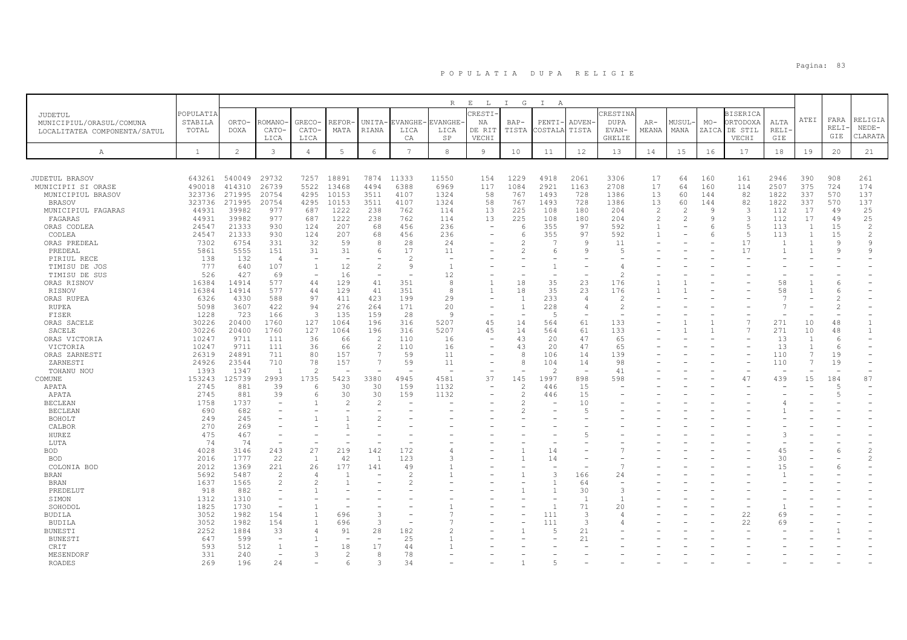# POPULATIA DUPA RELIGIE

| JUDETUL MUNICIPIUL/ORASUL/COMUNA LOCALITATEA COMPONENTA/SATUL | POPULATIA STABILA TOTAL | RELIGIA | | | | | | | | | | | | | | | | | | | |
|---|---|---|---|---|---|---|---|---|---|---|---|---|---|---|---|---|---|---|---|---|---|
| | | ORTO-DOXA | ROMANO-CATO-LICA | GRECO-CATO-LICA | REFOR-MATA | UNITA-RIANA | EVANGHE-LICA CA | EVANGHE-LICA SP | CRESTI-NA DE RIT VECHI | BAP-TISTA | PENTI-COSTALA | ADVEN-TISTA | CRESTINA DUPA EVAN-GHELIE | AR-MEANA | MUSUL-MANA | MO-ZAICA | BISERICA ORTODOXA DE STIL VECHI | ALTA RELI-GIE | ATEI | FARA RELI-GIE | RELIGIA NEDE-CLARATA |
| A | 1 | 2 | 3 | 4 | 5 | 6 | 7 | 8 | 9 | 10 | 11 | 12 | 13 | 14 | 15 | 16 | 17 | 18 | 19 | 20 | 21 |
| JUDETUL BRASOV | 643261 | 540049 | 29732 | 7257 | 18891 | 7874 | 11333 | 11550 | 154 | 1229 | 4918 | 2061 | 3306 | 17 | 64 | 160 | 161 | 2946 | 390 | 908 | 261 |
| MUNICIPII SI ORASE | 490018 | 414310 | 26739 | 5522 | 13468 | 4494 | 6388 | 6969 | 117 | 1084 | 2921 | 1163 | 2708 | 17 | 64 | 160 | 114 | 2507 | 375 | 724 | 174 |
| MUNICIPIUL BRASOV | 323736 | 271995 | 20754 | 4295 | 10153 | 3511 | 4107 | 1324 | 58 | 767 | 1493 | 728 | 1386 | 13 | 60 | 144 | 82 | 1822 | 337 | 570 | 137 |
| BRASOV | 323736 | 271995 | 20754 | 4295 | 10153 | 3511 | 4107 | 1324 | 58 | 767 | 1493 | 728 | 1386 | 13 | 60 | 144 | 82 | 1822 | 337 | 570 | 137 |
| MUNICIPIUL FAGARAS | 44931 | 39982 | 977 | 687 | 1222 | 238 | 762 | 114 | 13 | 225 | 108 | 180 | 204 | 2 | 2 | 9 | 3 | 112 | 17 | 49 | 25 |
| FAGARAS | 44931 | 39982 | 977 | 687 | 1222 | 238 | 762 | 114 | 13 | 225 | 108 | 180 | 204 | 2 | 2 | 9 | 3 | 112 | 17 | 49 | 25 |
| ORAS CODLEA | 24547 | 21333 | 930 | 124 | 207 | 68 | 456 | 236 | - | 6 | 355 | 97 | 592 | 1 | - | 6 | 5 | 113 | 1 | 15 | 2 |
| CODLEA | 24547 | 21333 | 930 | 124 | 207 | 68 | 456 | 236 | - | 6 | 355 | 97 | 592 | 1 | - | 6 | 5 | 113 | 1 | 15 | 2 |
| ORAS PREDEAL | 7302 | 6754 | 331 | 32 | 59 | 8 | 28 | 24 | - | 2 | 7 | 9 | 11 | - | - | - | 17 | 1 | 1 | 9 | 9 |
| PREDEAL | 5861 | 5555 | 151 | 31 | 31 | 6 | 17 | 11 | - | 2 | 6 | 9 | 5 | - | - | - | 17 | 1 | 1 | 9 | 9 |
| PIRIUL RECE | 138 | 132 | 4 | - | - | - | 2 | - | - | - | - | - | - | - | - | - | - | - | - | - | - |
| TIMISU DE JOS | 777 | 640 | 107 | 1 | 12 | 2 | 9 | 1 | - | - | 1 | - | 4 | - | - | - | - | - | - | - | - |
| TIMISU DE SUS | 526 | 427 | 69 | - | 16 | - | - | 12 | - | - | - | - | 2 | - | - | - | - | - | - | - | - |
| ORAS RISNOV | 16384 | 14914 | 577 | 44 | 129 | 41 | 351 | 8 | 1 | 18 | 35 | 23 | 176 | 1 | 1 | - | - | 58 | 1 | 6 | - |
| RISNOV | 16384 | 14914 | 577 | 44 | 129 | 41 | 351 | 8 | 1 | 18 | 35 | 23 | 176 | 1 | 1 | - | - | 58 | 1 | 6 | - |
| ORAS RUPEA | 6326 | 4330 | 588 | 97 | 411 | 423 | 199 | 29 | - | 1 | 233 | 4 | 2 | - | - | - | - | 7 | - | 2 | - |
| RUPEA | 5098 | 3607 | 422 | 94 | 276 | 264 | 171 | 20 | - | 1 | 228 | 4 | 2 | - | - | - | - | 7 | - | 2 | - |
| FISER | 1228 | 723 | 166 | 3 | 135 | 159 | 28 | 9 | - | - | 5 | - | - | - | - | - | - | - | - | - | - |
| ORAS SACELE | 30226 | 20400 | 1760 | 127 | 1064 | 196 | 316 | 5207 | 45 | 14 | 564 | 61 | 133 | - | 1 | 1 | 7 | 271 | 10 | 48 | 1 |
| SACELE | 30226 | 20400 | 1760 | 127 | 1064 | 196 | 316 | 5207 | 45 | 14 | 564 | 61 | 133 | - | 1 | 1 | 7 | 271 | 10 | 48 | 1 |
| ORAS VICTORIA | 10247 | 9711 | 111 | 36 | 66 | 2 | 110 | 16 | - | 43 | 20 | 47 | 65 | - | - | - | - | 13 | 1 | 6 | - |
| VICTORIA | 10247 | 9711 | 111 | 36 | 66 | 2 | 110 | 16 | - | 43 | 20 | 47 | 65 | - | - | - | - | 13 | 1 | 6 | - |
| ORAS ZARNESTI | 26319 | 24891 | 711 | 80 | 157 | 7 | 59 | 11 | - | 8 | 106 | 14 | 139 | - | - | - | - | 110 | 7 | 19 | - |
| ZARNESTI | 24926 | 23544 | 710 | 78 | 157 | 7 | 59 | 11 | - | 8 | 104 | 14 | 98 | - | - | - | - | 110 | 7 | 19 | - |
| TOHANU NOU | 1393 | 1347 | 1 | 2 | - | - | - | - | - | - | 2 | - | 41 | - | - | - | - | - | - | - | - |
| COMUNE | 153243 | 125739 | 2993 | 1735 | 5423 | 3380 | 4945 | 4581 | 37 | 145 | 1997 | 898 | 598 | - | - | - | 47 | 439 | 15 | 184 | 87 |
| APATA | 2745 | 881 | 39 | 6 | 30 | 30 | 159 | 1132 | - | 2 | 446 | 15 | - | - | - | - | - | - | - | 5 | - |
| APATA | 2745 | 881 | 39 | 6 | 30 | 30 | 159 | 1132 | - | 2 | 446 | 15 | - | - | - | - | - | - | - | 5 | - |
| BECLEAN | 1758 | 1737 | - | 1 | 2 | 2 | - | - | - | 2 | - | 10 | - | - | - | - | - | 4 | - | - | - |
| BECLEAN | 690 | 682 | - | - | - | - | - | - | - | 2 | - | 5 | - | - | - | - | - | 1 | - | - | - |
| BOHOLT | 249 | 245 | - | 1 | 1 | 2 | - | - | - | - | - | - | - | - | - | - | - | - | - | - | - |
| CALBOR | 270 | 269 | - | - | 1 | - | - | - | - | - | - | - | - | - | - | - | - | - | - | - | - |
| HUREZ | 475 | 467 | - | - | - | - | - | - | - | - | - | 5 | - | - | - | - | - | 3 | - | - | - |
| LUTA | 74 | 74 | - | - | - | - | - | - | - | - | - | - | - | - | - | - | - | - | - | - | - |
| BOD | 4028 | 3146 | 243 | 27 | 219 | 142 | 172 | 4 | - | 1 | 14 | - | 7 | - | - | - | - | 45 | - | 6 | 2 |
| BOD | 2016 | 1777 | 22 | 1 | 42 | 1 | 123 | 3 | - | 1 | 14 | - | - | - | - | - | - | 30 | - | - | 2 |
| COLONIA BOD | 2012 | 1369 | 221 | 26 | 177 | 141 | 49 | 1 | - | - | - | - | 7 | - | - | - | - | 15 | - | 6 | - |
| BRAN | 5692 | 5487 | 2 | 4 | 1 | - | 2 | 1 | - | 1 | 3 | 166 | 24 | - | - | - | - | 1 | - | - | - |
| BRAN | 1637 | 1565 | 2 | 2 | 1 | - | 2 | - | - | - | 1 | 64 | - | - | - | - | - | - | - | - | - |
| PREDELUT | 918 | 882 | - | 1 | - | - | - | - | - | 1 | 1 | 30 | 3 | - | - | - | - | - | - | - | - |
| SIMON | 1312 | 1310 | - | - | - | - | - | - | - | - | - | 1 | 1 | - | - | - | - | - | - | - | - |
| SOHODOL | 1825 | 1730 | - | 1 | - | - | - | 1 | - | - | 1 | 71 | 20 | - | - | - | - | 1 | - | - | - |
| BUDILA | 3052 | 1982 | 154 | 1 | 696 | 3 | - | 7 | - | - | 111 | 3 | 4 | - | - | - | 22 | 69 | - | - | - |
| BUDILA | 3052 | 1982 | 154 | 1 | 696 | 3 | - | 7 | - | - | 111 | 3 | 4 | - | - | - | 22 | 69 | - | - | - |
| BUNESTI | 2252 | 1884 | 33 | 4 | 91 | 28 | 182 | 2 | - | 1 | 5 | 21 | - | - | - | - | - | - | - | 1 | - |
| BUNESTI | 647 | 599 | - | 1 | - | - | 25 | 1 | - | - | - | 21 | - | - | - | - | - | - | - | - | - |
| CRIT | 593 | 512 | 1 | - | 18 | 17 | 44 | 1 | - | - | - | - | - | - | - | - | - | - | - | - | - |
| MESENDORF | 331 | 240 | - | 3 | 2 | 8 | 78 | - | - | - | - | - | - | - | - | - | - | - | - | - | - |
| ROADES | 269 | 196 | 24 | - | 6 | 3 | 34 | - | - | 1 | 5 | - | - | - | - | - | - | - | - | - | - |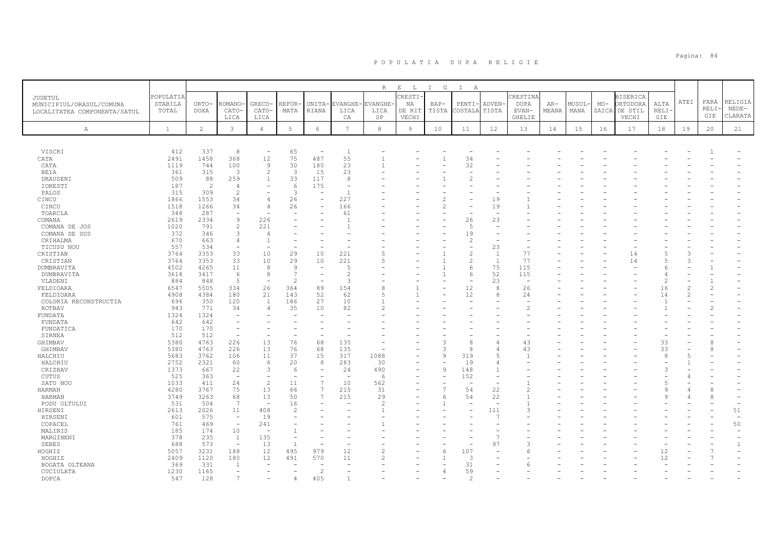# POPULATIA DUPA RELIGIE

| JUDETUL MUNICIPIUL/ORASUL/COMUNA LOCALITATEA COMPONENTA/SATUL | POPULATIA STABILA TOTAL | ORTO-DOXA | ROMANO-CATO-LICA | GRECO-CATO-LICA | REFOR-MATA | UNITA-RIANA | EVANGHE-LICA CA | EVANGHE-LICA SP | CRESTI-NA DE RIT VECHI | BAP-TISTA | PENTI-COSTALA | ADVEN-TISTA | CRESTINA DUPA EVAN-GHELIE | AR-MEANA | MUSUL-MANA | MO-ZAICA | BISERICA ORTODOXA DE STIL VECHI | ALTA RELI-GIE | ATEI | FARA RELI-GIE | RELIGIA NEDE-CLARATA |
|---|---|---|---|---|---|---|---|---|---|---|---|---|---|---|---|---|---|---|---|---|---|
| A | 1 | 2 | 3 | 4 | 5 | 6 | 7 | 8 | 9 | 10 | 11 | 12 | 13 | 14 | 15 | 16 | 17 | 18 | 19 | 20 | 21 |
| VISCRI | 412 | 337 | 8 | - | 65 | - | 1 | - | - | - | - | - | - | - | - | - | - | - | - | 1 | - |
| CATA | 2491 | 1458 | 368 | 12 | 75 | 487 | 55 | 1 | - | 1 | 34 | - | - | - | - | - | - | - | - | - | - |
| CATA | 1119 | 744 | 100 | 9 | 30 | 180 | 23 | 1 | - | - | 32 | - | - | - | - | - | - | - | - | - | - |
| BEIA | 361 | 315 | 3 | 2 | 3 | 15 | 23 | - | - | - | - | - | - | - | - | - | - | - | - | - | - |
| DRAUSENI | 509 | 88 | 259 | 1 | 33 | 117 | 8 | - | - | 1 | 2 | - | - | - | - | - | - | - | - | - | - |
| IONESTI | 187 | 2 | 4 | - | 6 | 175 | - | - | - | - | - | - | - | - | - | - | - | - | - | - | - |
| PALOS | 315 | 309 | 2 | - | 3 | - | 1 | - | - | - | - | - | - | - | - | - | - | - | - | - | - |
| CINCU | 1866 | 1553 | 34 | 4 | 26 | - | 227 | - | - | 2 | - | 19 | 1 | - | - | - | - | - | - | - | - |
| CINCU | 1518 | 1266 | 34 | 4 | 26 | - | 166 | - | - | 2 | - | 19 | 1 | - | - | - | - | - | - | - | - |
| TOARCLA | 348 | 287 | - | - | - | - | 61 | - | - | - | - | - | - | - | - | - | - | - | - | - | - |
| COMANA | 2619 | 2334 | 9 | 226 | - | - | 1 | - | - | - | 26 | 23 | - | - | - | - | - | - | - | - | - |
| COMANA DE JOS | 1020 | 791 | 2 | 221 | - | - | 1 | - | - | - | 5 | - | - | - | - | - | - | - | - | - | - |
| COMANA DE SUS | 372 | 346 | 3 | 4 | - | - | - | - | - | - | 19 | - | - | - | - | - | - | - | - | - | - |
| CRIHALMA | 670 | 663 | 4 | 1 | - | - | - | - | - | - | 2 | - | - | - | - | - | - | - | - | - | - |
| TICUSU NOU | 557 | 534 | - | - | - | - | - | - | - | - | - | 23 | - | - | - | - | - | - | - | - | - |
| CRISTIAN | 3764 | 3353 | 33 | 10 | 29 | 10 | 221 | 5 | - | 1 | 2 | 1 | 77 | - | - | - | 14 | 5 | 3 | - | - |
| CRISTIAN | 3764 | 3353 | 33 | 10 | 29 | 10 | 221 | 5 | - | 1 | 2 | 1 | 77 | - | - | - | 14 | 5 | 3 | - | - |
| DUMBRAVITA | 4502 | 4265 | 11 | 8 | 9 | - | 5 | - | - | 1 | 6 | 75 | 115 | - | - | - | - | 6 | - | 1 | - |
| DUMBRAVITA | 3618 | 3417 | 6 | 8 | 7 | - | 2 | - | - | 1 | 6 | 52 | 115 | - | - | - | - | 4 | - | - | - |
| VLADENI | 884 | 848 | 5 | - | 2 | - | 3 | - | - | - | - | 23 | - | - | - | - | - | 2 | - | 1 | - |
| FELDIOARA | 6547 | 5505 | 334 | 26 | 364 | 89 | 154 | 8 | 1 | - | 12 | 8 | 26 | - | - | - | - | 16 | 2 | 2 | - |
| FELDIOARA | 4908 | 4384 | 180 | 21 | 143 | 52 | 62 | 5 | 1 | - | 12 | 8 | 24 | - | - | - | - | 14 | 2 | - | - |
| COLONIA RECONSTRUCTIA | 696 | 350 | 120 | 1 | 186 | 27 | 10 | 1 | - | - | - | - | - | - | - | - | - | 1 | - | - | - |
| ROTBAV | 943 | 771 | 34 | 4 | 35 | 10 | 82 | 2 | - | - | - | - | 2 | - | - | - | - | 1 | - | 2 | - |
| FUNDATA | 1324 | 1324 | - | - | - | - | - | - | - | - | - | - | - | - | - | - | - | - | - | - | - |
| FUNDATA | 642 | 642 | - | - | - | - | - | - | - | - | - | - | - | - | - | - | - | - | - | - | - |
| FUNDATICA | 170 | 170 | - | - | - | - | - | - | - | - | - | - | - | - | - | - | - | - | - | - | - |
| SIRNEA | 512 | 512 | - | - | - | - | - | - | - | - | - | - | - | - | - | - | - | - | - | - | - |
| GHIMBAV | 5380 | 4763 | 226 | 13 | 76 | 68 | 135 | - | - | 3 | 8 | 4 | 43 | - | - | - | - | 33 | - | 8 | - |
| GHIMBAV | 5380 | 4763 | 226 | 13 | 76 | 68 | 135 | - | - | 3 | 8 | 4 | 43 | - | - | - | - | 33 | - | 8 | - |
| HALCHIU | 5683 | 3762 | 106 | 11 | 37 | 15 | 317 | 1088 | - | 9 | 319 | 5 | 1 | - | - | - | - | 8 | 5 | - | - |
| HALCHIU | 2752 | 2321 | 60 | 6 | 20 | 8 | 283 | 30 | - | - | 19 | 4 | - | - | - | - | - | - | 1 | - | - |
| CRIZBAV | 1373 | 667 | 22 | 3 | 6 | - | 24 | 490 | - | 9 | 148 | 1 | - | - | - | - | - | 3 | - | - | - |
| CUTUS | 525 | 363 | - | - | - | - | - | 6 | - | - | 152 | - | - | - | - | - | - | - | 4 | - | - |
| SATU NOU | 1033 | 411 | 24 | 2 | 11 | 7 | 10 | 562 | - | - | - | - | 1 | - | - | - | - | 5 | - | - | - |
| HARMAN | 4280 | 3767 | 75 | 13 | 66 | 7 | 215 | 31 | - | 7 | 54 | 22 | 2 | - | - | - | - | 9 | 4 | 8 | - |
| HARMAN | 3749 | 3263 | 68 | 13 | 50 | 7 | 215 | 29 | - | 6 | 54 | 22 | 1 | - | - | - | - | 9 | 4 | 8 | - |
| PODU OLTULUI | 531 | 504 | 7 | - | 16 | - | - | 2 | - | 1 | - | - | 1 | - | - | - | - | - | - | - | - |
| HIRSENI | 2613 | 2026 | 11 | 408 | 2 | - | - | 1 | - | - | - | 111 | 3 | - | - | - | - | - | - | - | 51 |
| HIRSENI | 601 | 575 | - | 19 | - | - | - | - | - | - | - | 7 | - | - | - | - | - | - | - | - | - |
| COPACEL | 761 | 469 | - | 241 | - | - | - | 1 | - | - | - | - | - | - | - | - | - | - | - | - | 50 |
| MALINIS | 185 | 174 | 10 | - | 1 | - | - | - | - | - | - | - | - | - | - | - | - | - | - | - | - |
| MARGINENI | 378 | 235 | 1 | 135 | - | - | - | - | - | - | - | 7 | - | - | - | - | - | - | - | - | - |
| SEBES | 688 | 573 | - | 13 | 1 | - | - | - | - | - | - | 97 | 3 | - | - | - | - | - | - | - | 1 |
| HOGHIZ | 5057 | 3231 | 188 | 12 | 495 | 979 | 12 | 2 | - | 6 | 107 | - | 6 | - | - | - | - | 12 | - | 7 | - |
| HOGHIZ | 2409 | 1120 | 180 | 12 | 491 | 570 | 11 | 2 | - | 1 | 3 | - | - | - | - | - | - | 12 | - | 7 | - |
| BOGATA OLTEANA | 369 | 331 | 1 | - | - | - | - | - | - | - | 31 | - | 6 | - | - | - | - | - | - | - | - |
| CUCIULATA | 1230 | 1165 | - | - | - | 2 | - | - | - | 4 | 59 | - | - | - | - | - | - | - | - | - | - |
| DOPCA | 547 | 128 | 7 | - | 4 | 405 | 1 | - | - | - | 2 | - | - | - | - | - | - | - | - | - | - |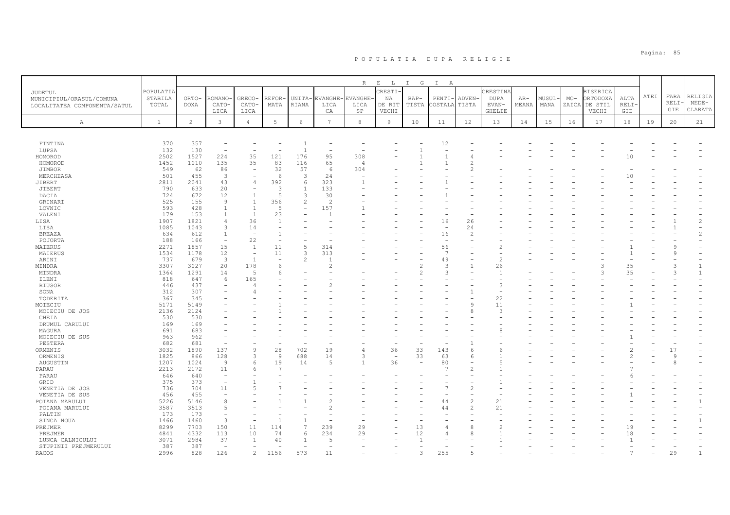# POPULATIA DUPA RELIGIE

| JUDETUL MUNICIPIUL/ORASUL/COMUNA LOCALITATEA COMPONENTA/SATUL | POPULATIA STABILA TOTAL | ORTODOXA | ROMANO-CATOLICA | GRECO-CATOLICA | REFORMATA | UNITARIANA | EVANGHELICA CA | EVANGHELICA SP | CRESTINA DE RIT VECHI | BAPTISTA | PENTICOSTALA | ADVENTISTA | CRESTINA DUPA EVANGHELIE | ARMEANA | MUSULMANA | MOZAICA | BISERICA ORTODOXA DE STIL VECHI | ALTA RELIGIE | ATEI | FARA RELIGIE | RELIGIA NEDECLARATA |
|---|---|---|---|---|---|---|---|---|---|---|---|---|---|---|---|---|---|---|---|---|---|
| A | 1 | 2 | 3 | 4 | 5 | 6 | 7 | 8 | 9 | 10 | 11 | 12 | 13 | 14 | 15 | 16 | 17 | 18 | 19 | 20 | 21 |
| FINTINA | 370 | 357 | - | - | - | 1 | - | - | - | - | 12 | - | - | - | - | - | - | - | - | - | - |
| LUPSA | 132 | 130 | - | - | - | 1 | - | - | - | 1 | - | - | - | - | - | - | - | - | - | - | - |
| HOMOROD | 2502 | 1527 | 224 | 35 | 121 | 176 | 95 | 308 | - | 1 | 1 | 4 | - | - | - | - | - | 10 | - | - | - |
| HOMOROD | 1452 | 1010 | 135 | 35 | 83 | 116 | 65 | 4 | - | 1 | 1 | 2 | - | - | - | - | - | - | - | - | - |
| JIMBOR | 549 | 62 | 86 | - | 32 | 57 | 6 | 304 | - | - | - | 2 | - | - | - | - | - | - | - | - | - |
| MERCHEASA | 501 | 455 | 3 | - | 6 | 3 | 24 | - | - | - | - | - | - | - | - | - | - | 10 | - | - | - |
| JIBERT | 2811 | 2041 | 43 | 4 | 392 | 6 | 323 | 1 | - | - | 1 | - | - | - | - | - | - | - | - | - | - |
| JIBERT | 790 | 633 | 20 | - | 3 | 1 | 133 | - | - | - | - | - | - | - | - | - | - | - | - | - | - |
| DACIA | 724 | 672 | 12 | 1 | 5 | 3 | 30 | - | - | - | 1 | - | - | - | - | - | - | - | - | - | - |
| GRINARI | 525 | 155 | 9 | 1 | 356 | 2 | 2 | - | - | - | - | - | - | - | - | - | - | - | - | - | - |
| LOVNIC | 593 | 428 | 1 | 1 | 5 | - | 157 | 1 | - | - | - | - | - | - | - | - | - | - | - | - | - |
| VALENI | 179 | 153 | 1 | 1 | 23 | - | 1 | - | - | - | - | - | - | - | - | - | - | - | - | - | - |
| LISA | 1907 | 1821 | 4 | 36 | 1 | - | - | - | - | - | 16 | 26 | - | - | - | - | - | - | - | 1 | 2 |
| LISA | 1085 | 1043 | 3 | 14 | - | - | - | - | - | - | - | 24 | - | - | - | - | - | - | - | 1 | - |
| BREAZA | 634 | 612 | 1 | - | 1 | - | - | - | - | - | 16 | 2 | - | - | - | - | - | - | - | - | 2 |
| POJORTA | 188 | 166 | - | 22 | - | - | - | - | - | - | - | - | - | - | - | - | - | - | - | - | - |
| MAIERUS | 2271 | 1857 | 15 | 1 | 11 | 5 | 314 | - | - | - | 56 | - | 2 | - | - | - | - | 1 | - | 9 | - |
| MAIERUS | 1534 | 1178 | 12 | - | 11 | 3 | 313 | - | - | - | 7 | - | - | - | - | - | - | 1 | - | 9 | - |
| ARINI | 737 | 679 | 3 | 1 | - | 2 | 1 | - | - | - | 49 | - | 2 | - | - | - | - | - | - | - | - |
| MINDRA | 3307 | 3027 | 20 | 178 | 6 | - | 2 | - | - | 2 | 3 | 1 | 26 | - | - | - | 3 | 35 | - | 3 | 1 |
| MINDRA | 1364 | 1291 | 14 | 5 | 6 | - | - | - | - | 2 | 3 | - | 1 | - | - | - | 3 | 35 | - | 3 | 1 |
| ILENI | 818 | 647 | 6 | 165 | - | - | - | - | - | - | - | - | - | - | - | - | - | - | - | - | - |
| RIUSOR | 446 | 437 | - | 4 | - | - | 2 | - | - | - | - | - | 3 | - | - | - | - | - | - | - | - |
| SONA | 312 | 307 | - | 4 | - | - | - | - | - | - | - | 1 | - | - | - | - | - | - | - | - | - |
| TODERITA | 367 | 345 | - | - | - | - | - | - | - | - | - | - | 22 | - | - | - | - | - | - | - | - |
| MOIECIU | 5171 | 5149 | - | - | 1 | - | - | - | - | - | - | 9 | 11 | - | - | - | - | 1 | - | - | - |
| MOIECIU DE JOS | 2136 | 2124 | - | - | 1 | - | - | - | - | - | - | 8 | 3 | - | - | - | - | - | - | - | - |
| CHEIA | 530 | 530 | - | - | - | - | - | - | - | - | - | - | - | - | - | - | - | - | - | - | - |
| DRUMUL CARULUI | 169 | 169 | - | - | - | - | - | - | - | - | - | - | - | - | - | - | - | - | - | - | - |
| MAGURA | 691 | 683 | - | - | - | - | - | - | - | - | - | - | 8 | - | - | - | - | - | - | - | - |
| MOIECIU DE SUS | 963 | 962 | - | - | - | - | - | - | - | - | - | - | - | - | - | - | - | 1 | - | - | - |
| PESTERA | 682 | 681 | - | - | - | - | - | - | - | - | - | 1 | - | - | - | - | - | - | - | - | - |
| ORMENIS | 3032 | 1890 | 137 | 9 | 28 | 702 | 19 | 4 | 36 | 33 | 143 | 6 | 6 | - | - | - | - | 2 | - | 17 | - |
| ORMENIS | 1825 | 866 | 128 | 3 | 9 | 688 | 14 | 3 | - | 33 | 63 | 6 | 1 | - | - | - | - | 2 | - | 9 | - |
| AUGUSTIN | 1207 | 1024 | 9 | 6 | 19 | 14 | 5 | 1 | 36 | - | 80 | - | 5 | - | - | - | - | - | - | 8 | - |
| PARAU | 2213 | 2172 | 11 | 6 | 7 | - | - | - | - | - | 7 | 2 | 1 | - | - | - | - | 7 | - | - | - |
| PARAU | 646 | 640 | - | - | - | - | - | - | - | - | - | - | - | - | - | - | - | 6 | - | - | - |
| GRID | 375 | 373 | - | 1 | - | - | - | - | - | - | - | - | 1 | - | - | - | - | - | - | - | - |
| VENETIA DE JOS | 736 | 704 | 11 | 5 | 7 | - | - | - | - | - | 7 | 2 | - | - | - | - | - | - | - | - | - |
| VENETIA DE SUS | 456 | 455 | - | - | - | - | - | - | - | - | - | - | - | - | - | - | - | 1 | - | - | - |
| POIANA MARULUI | 5226 | 5146 | 8 | - | 1 | 1 | 2 | - | - | - | 44 | 2 | 21 | - | - | - | - | - | - | - | 1 |
| POIANA MARULUI | 3587 | 3513 | 5 | - | - | - | 2 | - | - | - | 44 | 2 | 21 | - | - | - | - | - | - | - | - |
| PALTIN | 173 | 173 | - | - | - | - | - | - | - | - | - | - | - | - | - | - | - | - | - | - | - |
| SINCA NOUA | 1466 | 1460 | 3 | - | 1 | 1 | - | - | - | - | - | - | - | - | - | - | - | - | - | - | 1 |
| PREJMER | 8299 | 7703 | 150 | 11 | 114 | 7 | 239 | 29 | - | 13 | 4 | 8 | 2 | - | - | - | - | 19 | - | - | - |
| PREJMER | 4841 | 4332 | 113 | 10 | 74 | 6 | 234 | 29 | - | 12 | 4 | 8 | 1 | - | - | - | - | 18 | - | - | - |
| LUNCA CALNICULUI | 3071 | 2984 | 37 | 1 | 40 | 1 | 5 | - | - | 1 | - | - | 1 | - | - | - | - | 1 | - | - | - |
| STUPINII PREJMERULUI | 387 | 387 | - | - | - | - | - | - | - | - | - | - | - | - | - | - | - | - | - | - | - |
| RACOS | 2996 | 828 | 126 | 2 | 1156 | 573 | 11 | - | - | 3 | 255 | 5 | - | - | - | - | - | 7 | - | 29 | 1 |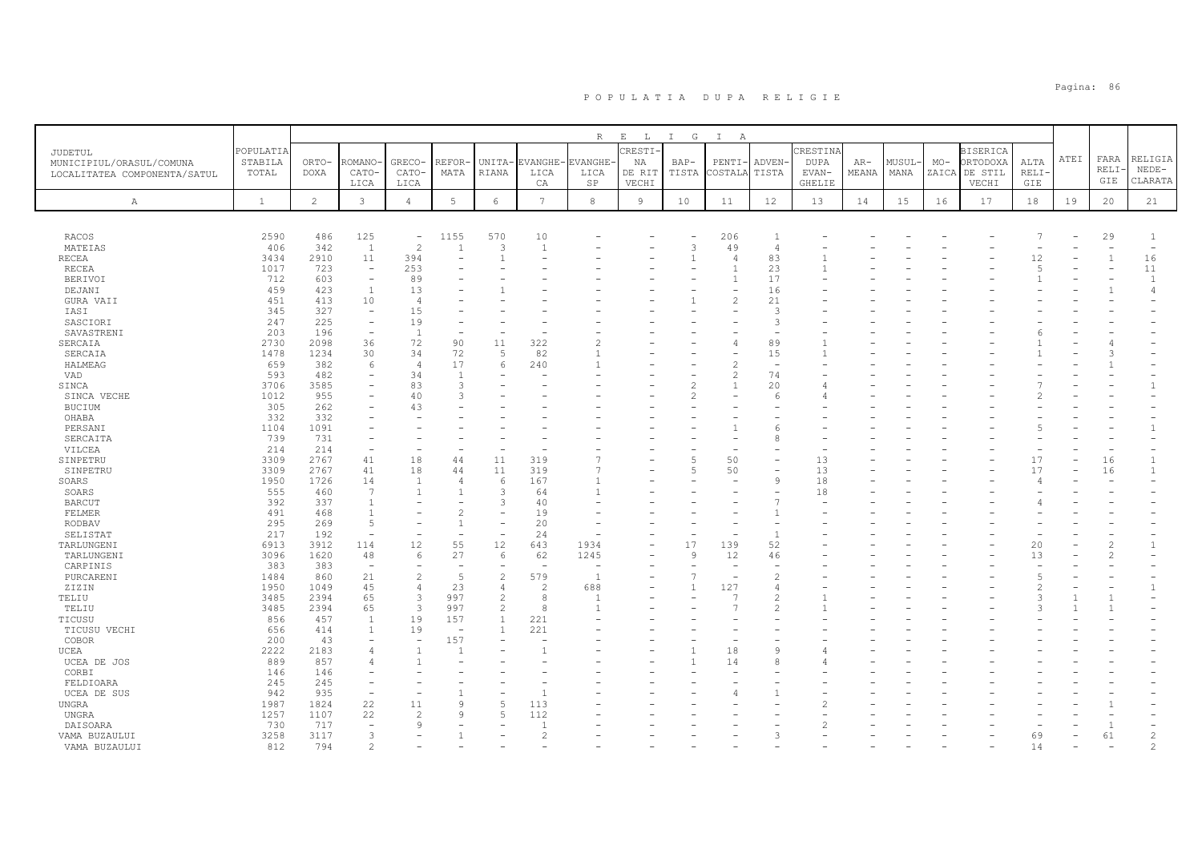# POPULATIA DUPA RELIGIE

| JUDETUL<br>MUNICIPIUL/ORASUL/COMUNA<br>LOCALITATEA COMPONENTA/SATUL | POPULATIA STABILA TOTAL | ORTO-DOXA | ROMANO-CATO-LICA | GRECO-CATO-LICA | REFOR-MATA | UNITA-RIANA | EVANGHE-LICA CA | EVANGHE-LICA SP | CRESTI-NA DE RIT VECHI | BAP-TISTA | PENTI-COSTALA | ADVEN-TISTA | CRESTINA DUPA EVAN-GHELIE | AR-MEANA | MUSUL-MANA | MO-ZAICA | BISERICA ORTODOXA DE STIL VECHI | ALTA RELI-GIE | ATEI | FARA RELI-GIE | RELIGIA NEDE-CLARATA |
|---|---|---|---|---|---|---|---|---|---|---|---|---|---|---|---|---|---|---|---|---|---|
| A | 1 | 2 | 3 | 4 | 5 | 6 | 7 | 8 | 9 | 10 | 11 | 12 | 13 | 14 | 15 | 16 | 17 | 18 | 19 | 20 | 21 |
| RACOS | 2590 | 486 | 125 | - | 1155 | 570 | 10 | - | - | - | 206 | 1 | - | - | - | - | - | 7 | - | 29 | 1 |
| MATEIAS | 406 | 342 | 1 | 2 | 1 | 3 | 1 | - | - | 3 | 49 | 4 | - | - | - | - | - | - | - | - | - |
| RECEA | 3434 | 2910 | 11 | 394 | - | 1 | - | - | - | 1 | 4 | 83 | 1 | - | - | - | - | 12 | - | 1 | 16 |
| RECEA | 1017 | 723 | - | 253 | - | - | - | - | - | - | 1 | 23 | 1 | - | - | - | - | 5 | - | - | 11 |
| BERIVOI | 712 | 603 | - | 89 | - | - | - | - | - | - | 1 | 17 | - | - | - | - | - | 1 | - | - | 1 |
| DEJANI | 459 | 423 | 1 | 13 | - | 1 | - | - | - | - | - | 16 | - | - | - | - | - | - | - | 1 | 4 |
| GURA VAII | 451 | 413 | 10 | 4 | - | - | - | - | - | 1 | 2 | 21 | - | - | - | - | - | - | - | - | - |
| IASI | 345 | 327 | - | 15 | - | - | - | - | - | - | - | 3 | - | - | - | - | - | - | - | - | - |
| SASCIORI | 247 | 225 | - | 19 | - | - | - | - | - | - | - | 3 | - | - | - | - | - | - | - | - | - |
| SAVASTRENI | 203 | 196 | - | 1 | - | - | - | - | - | - | - | - | - | - | - | - | - | 6 | - | - | - |
| SERCAIA | 2730 | 2098 | 36 | 72 | 90 | 11 | 322 | 2 | - | - | 4 | 89 | 1 | - | - | - | - | 1 | - | 4 | - |
| SERCAIA | 1478 | 1234 | 30 | 34 | 72 | 5 | 82 | 1 | - | - | - | 15 | 1 | - | - | - | - | 1 | - | 3 | - |
| HALMEAG | 659 | 382 | 6 | 4 | 17 | 6 | 240 | 1 | - | - | 2 | - | - | - | - | - | - | - | - | 1 | - |
| VAD | 593 | 482 | - | 34 | 1 | - | - | - | - | - | 2 | 74 | - | - | - | - | - | - | - | - | - |
| SINCA | 3706 | 3585 | - | 83 | 3 | - | - | - | - | 2 | 1 | 20 | 4 | - | - | - | - | 7 | - | - | 1 |
| SINCA VECHE | 1012 | 955 | - | 40 | 3 | - | - | - | - | 2 | - | 6 | 4 | - | - | - | - | 2 | - | - | - |
| BUCIUM | 305 | 262 | - | 43 | - | - | - | - | - | - | - | - | - | - | - | - | - | - | - | - | - |
| OHABA | 332 | 332 | - | - | - | - | - | - | - | - | - | - | - | - | - | - | - | - | - | - | - |
| PERSANI | 1104 | 1091 | - | - | - | - | - | - | - | - | 1 | 6 | - | - | - | - | - | 5 | - | - | 1 |
| SERCAITA | 739 | 731 | - | - | - | - | - | - | - | - | - | 8 | - | - | - | - | - | - | - | - | - |
| VILCEA | 214 | 214 | - | - | - | - | - | - | - | - | - | - | - | - | - | - | - | - | - | - | - |
| SINPETRU | 3309 | 2767 | 41 | 18 | 44 | 11 | 319 | 7 | - | 5 | 50 | - | 13 | - | - | - | - | 17 | - | 16 | 1 |
| SINPETRU | 3309 | 2767 | 41 | 18 | 44 | 11 | 319 | 7 | - | 5 | 50 | - | 13 | - | - | - | - | 17 | - | 16 | 1 |
| SOARS | 1950 | 1726 | 14 | 1 | 4 | 6 | 167 | 1 | - | - | - | 9 | 18 | - | - | - | - | 4 | - | - | - |
| SOARS | 555 | 460 | 7 | 1 | 1 | 3 | 64 | 1 | - | - | - | - | 18 | - | - | - | - | - | - | - | - |
| BARCUT | 392 | 337 | 1 | - | - | 3 | 40 | - | - | - | - | 7 | - | - | - | - | - | 4 | - | - | - |
| FELMER | 491 | 468 | 1 | - | 2 | - | 19 | - | - | - | - | 1 | - | - | - | - | - | - | - | - | - |
| RODBAV | 295 | 269 | 5 | - | 1 | - | 20 | - | - | - | - | - | - | - | - | - | - | - | - | - | - |
| SELISTAT | 217 | 192 | - | - | - | - | 24 | - | - | - | - | 1 | - | - | - | - | - | - | - | - | - |
| TARLUNGENI | 6913 | 3912 | 114 | 12 | 55 | 12 | 643 | 1934 | - | 17 | 139 | 52 | - | - | - | - | - | 20 | - | 2 | 1 |
| TARLUNGENI | 3096 | 1620 | 48 | 6 | 27 | 6 | 62 | 1245 | - | 9 | 12 | 46 | - | - | - | - | - | 13 | - | 2 | - |
| CARPINIS | 383 | 383 | - | - | - | - | - | - | - | - | - | - | - | - | - | - | - | - | - | - | - |
| PURCARENI | 1484 | 860 | 21 | 2 | 5 | 2 | 579 | 1 | - | 7 | - | 2 | - | - | - | - | - | 5 | - | - | - |
| ZIZIN | 1950 | 1049 | 45 | 4 | 23 | 4 | 2 | 688 | - | 1 | 127 | 4 | - | - | - | - | - | 2 | - | - | 1 |
| TELIU | 3485 | 2394 | 65 | 3 | 997 | 2 | 8 | 1 | - | - | 7 | 2 | 1 | - | - | - | - | 3 | 1 | 1 | - |
| TELIU | 3485 | 2394 | 65 | 3 | 997 | 2 | 8 | 1 | - | - | 7 | 2 | 1 | - | - | - | - | 3 | 1 | 1 | - |
| TICUSU | 856 | 457 | 1 | 19 | 157 | 1 | 221 | - | - | - | - | - | - | - | - | - | - | - | - | - | - |
| TICUSU VECHI | 656 | 414 | 1 | 19 | - | 1 | 221 | - | - | - | - | - | - | - | - | - | - | - | - | - | - |
| COBOR | 200 | 43 | - | - | 157 | - | - | - | - | - | - | - | - | - | - | - | - | - | - | - | - |
| UCEA | 2222 | 2183 | 4 | 1 | 1 | - | 1 | - | - | 1 | 18 | 9 | 4 | - | - | - | - | - | - | - | - |
| UCEA DE JOS | 889 | 857 | 4 | 1 | - | - | - | - | - | 1 | 14 | 8 | 4 | - | - | - | - | - | - | - | - |
| CORBI | 146 | 146 | - | - | - | - | - | - | - | - | - | - | - | - | - | - | - | - | - | - | - |
| FELDIOARA | 245 | 245 | - | - | - | - | - | - | - | - | - | - | - | - | - | - | - | - | - | - | - |
| UCEA DE SUS | 942 | 935 | - | - | 1 | - | 1 | - | - | - | 4 | 1 | - | - | - | - | - | - | - | - | - |
| UNGRA | 1987 | 1824 | 22 | 11 | 9 | 5 | 113 | - | - | - | - | - | 2 | - | - | - | - | - | - | 1 | - |
| UNGRA | 1257 | 1107 | 22 | 2 | 9 | 5 | 112 | - | - | - | - | - | - | - | - | - | - | - | - | - | - |
| DAISOARA | 730 | 717 | - | 9 | - | - | 1 | - | - | - | - | - | 2 | - | - | - | - | - | - | 1 | - |
| VAMA BUZAULUI | 3258 | 3117 | 3 | - | 1 | - | 2 | - | - | - | - | 3 | - | - | - | - | - | 69 | - | 61 | 2 |
| VAMA BUZAULUI | 812 | 794 | 2 | - | - | - | - | - | - | - | - | - | - | - | - | - | - | 14 | - | - | 2 |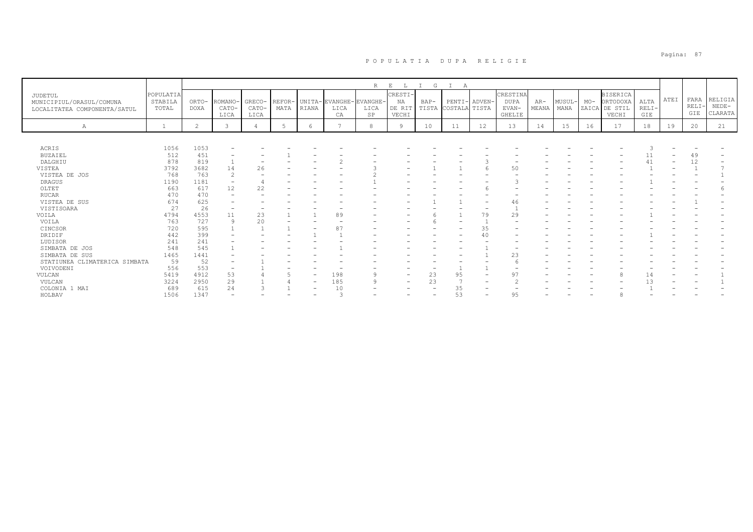# P O P U L A T I A   D U P A   R E L I G I E

| JUDETUL MUNICIPIUL/ORASUL/COMUNA LOCALITATEA COMPONENTA/SATUL | POPULATIA STABILA TOTAL | R E L I G I A | | | | | | | | | | | | | | | | | | | |
|---|---|---|---|---|---|---|---|---|---|---|---|---|---|---|---|---|---|---|---|---|---|
| | | ORTO-DOXA | ROMANO-CATO-LICA | GRECO-CATO-LICA | REFOR-MATA | UNITA-RIANA | EVANGHE-LICA CA | EVANGHE-LICA SP | CRESTI-NA DE RIT VECHI | BAP-TISTA | PENTI-COSTALA | ADVEN-TISTA | CRESTINA DUPA EVAN-GHELIE | AR-MEANA | MUSUL-MANA | MO-ZAICA | BISERICA ORTODOXA DE STIL VECHI | ALTA RELI-GIE | ATEI | FARA RELI-GIE | RELIGIA NEDE-CLARATA |
| A | 1 | 2 | 3 | 4 | 5 | 6 | 7 | 8 | 9 | 10 | 11 | 12 | 13 | 14 | 15 | 16 | 17 | 18 | 19 | 20 | 21 |
| ACRIS | 1056 | 1053 | - | - | - | - | - | - | - | - | - | - | - | - | - | - | - | 3 | - | - | - |
| BUZAIEL | 512 | 451 | - | - | 1 | - | - | - | - | - | - | - | - | - | - | - | - | 11 | - | 49 | - |
| DALGHIU | 878 | 819 | 1 | - | - | - | 2 | - | - | - | - | 3 | - | - | - | - | - | 41 | - | 12 | - |
| VISTEA | 3792 | 3682 | 14 | 26 | - | - | - | 3 | - | 1 | 1 | 6 | 50 | - | - | - | - | 1 | - | 1 | 7 |
| VISTEA DE JOS | 768 | 763 | 2 | - | - | - | - | 2 | - | - | - | - | - | - | - | - | - | - | - | - | 1 |
| DRAGUS | 1190 | 1181 | - | 4 | - | - | - | 1 | - | - | - | - | 3 | - | - | - | - | 1 | - | - | - |
| OLTET | 663 | 617 | 12 | 22 | - | - | - | - | - | - | - | 6 | - | - | - | - | - | - | - | - | 6 |
| RUCAR | 470 | 470 | - | - | - | - | - | - | - | - | - | - | - | - | - | - | - | - | - | - | - |
| VISTEA DE SUS | 674 | 625 | - | - | - | - | - | - | - | 1 | 1 | - | 46 | - | - | - | - | - | - | 1 | - |
| VISTISOARA | 27 | 26 | - | - | - | - | - | - | - | - | - | - | 1 | - | - | - | - | - | - | - | - |
| VOILA | 4794 | 4553 | 11 | 23 | 1 | 1 | 89 | - | - | 6 | 1 | 79 | 29 | - | - | - | - | 1 | - | - | - |
| VOILA | 763 | 727 | 9 | 20 | - | - | - | - | - | 6 | - | 1 | - | - | - | - | - | - | - | - | - |
| CINCSOR | 720 | 595 | 1 | 1 | 1 | - | 87 | - | - | - | - | 35 | - | - | - | - | - | - | - | - | - |
| DRIDIF | 442 | 399 | - | - | - | 1 | 1 | - | - | - | - | 40 | - | - | - | - | - | 1 | - | - | - |
| LUDISOR | 241 | 241 | - | - | - | - | - | - | - | - | - | - | - | - | - | - | - | - | - | - | - |
| SIMBATA DE JOS | 548 | 545 | 1 | - | - | - | 1 | - | - | - | - | 1 | - | - | - | - | - | - | - | - | - |
| SIMBATA DE SUS | 1465 | 1441 | - | - | - | - | - | - | - | - | - | 1 | 23 | - | - | - | - | - | - | - | - |
| STATIUNEA CLIMATERICA SIMBATA | 59 | 52 | - | 1 | - | - | - | - | - | - | - | - | 6 | - | - | - | - | - | - | - | - |
| VOIVODENI | 556 | 553 | - | 1 | - | - | - | - | - | - | 1 | 1 | - | - | - | - | - | - | - | - | - |
| VULCAN | 5419 | 4912 | 53 | 4 | 5 | - | 198 | 9 | - | 23 | 95 | - | 97 | - | - | - | 8 | 14 | - | - | 1 |
| VULCAN | 3224 | 2950 | 29 | 1 | 4 | - | 185 | 9 | - | 23 | 7 | - | 2 | - | - | - | - | 13 | - | - | 1 |
| COLONIA 1 MAI | 689 | 615 | 24 | 3 | 1 | - | 10 | - | - | - | 35 | - | - | - | - | - | - | 1 | - | - | - |
| HOLBAV | 1506 | 1347 | - | - | - | - | 3 | - | - | - | 53 | - | 95 | - | - | - | 8 | - | - | - | - |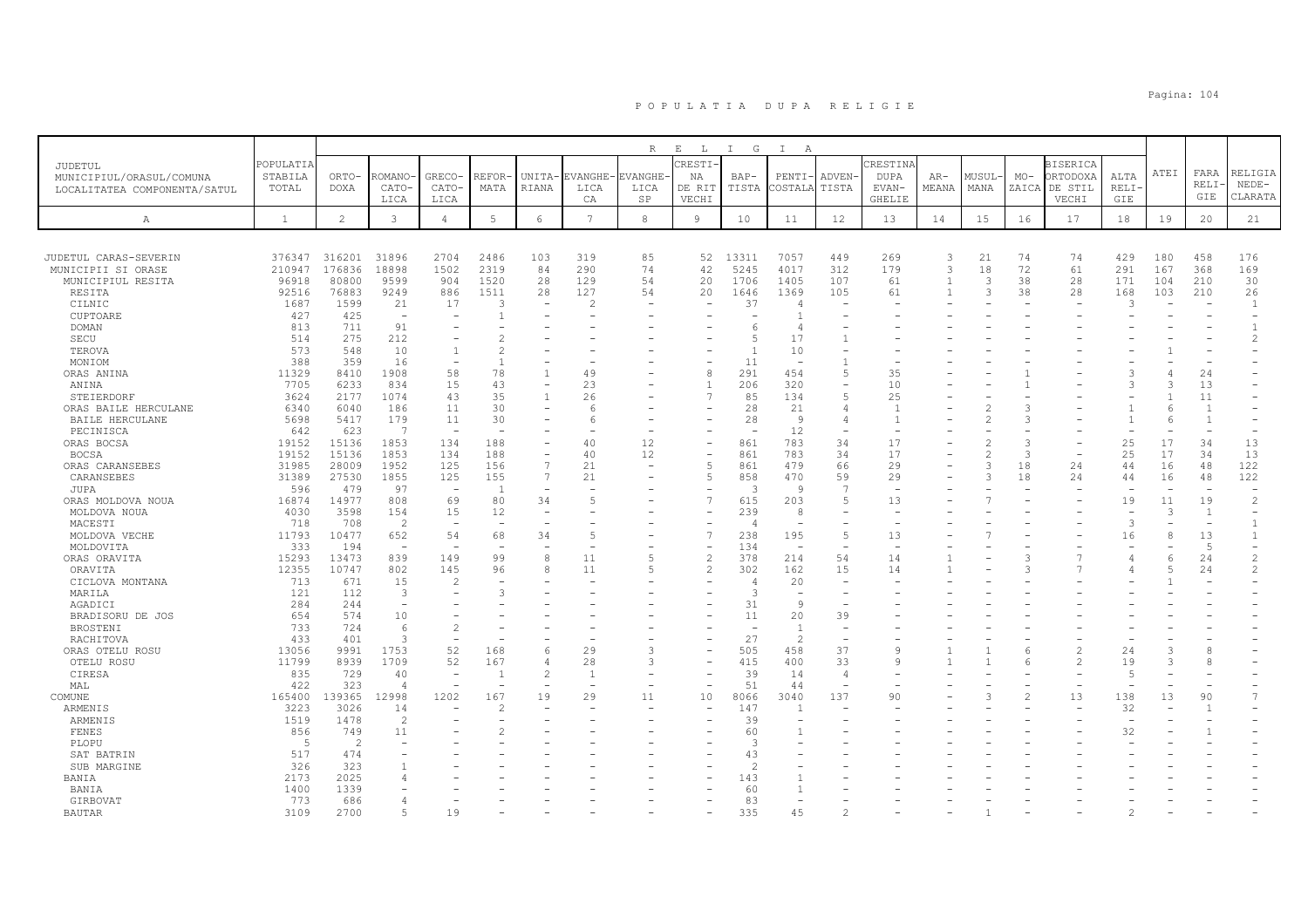# POPULATIA DUPA RELIGIE

| JUDETUL MUNICIPIUL/ORASUL/COMUNA LOCALITATEA COMPONENTA/SATUL | POPULATIA STABILA TOTAL | RELIGIA | | | | | | | | | | | | | | | | | | | |
|---|---|---|---|---|---|---|---|---|---|---|---|---|---|---|---|---|---|---|---|---|---|
| | | ORTO-DOXA | ROMANO-CATO-LICA | GRECO-CATO-LICA | REFOR-MATA | UNITA-RIANA | EVANGHE-LICA CA | EVANGHE-LICA SP | CRESTI-NA DE RIT VECHI | BAP-TISTA | PENTI-COSTALA | ADVEN-TISTA | CRESTINA DUPA EVAN-GHELIE | AR-MEANA | MUSUL-MANA | MO-ZAICA | BISERICA ORTODOXA DE STIL VECHI | ALTA RELI-GIE | ATEI | FARA RELI-GIE | RELIGIA NEDE-CLARATA |
| A | 1 | 2 | 3 | 4 | 5 | 6 | 7 | 8 | 9 | 10 | 11 | 12 | 13 | 14 | 15 | 16 | 17 | 18 | 19 | 20 | 21 |
| JUDETUL CARAS-SEVERIN | 376347 | 316201 | 31896 | 2704 | 2486 | 103 | 319 | 85 | 52 | 13311 | 7057 | 449 | 269 | 3 | 21 | 74 | 74 | 429 | 180 | 458 | 176 |
| MUNICIPII SI ORASE | 210947 | 176836 | 18898 | 1502 | 2319 | 84 | 290 | 74 | 42 | 5245 | 4017 | 312 | 179 | 3 | 18 | 72 | 61 | 291 | 167 | 368 | 169 |
| MUNICIPIUL RESITA | 96918 | 80800 | 9599 | 904 | 1520 | 28 | 129 | 54 | 20 | 1706 | 1405 | 107 | 61 | 1 | 3 | 38 | 28 | 171 | 104 | 210 | 30 |
| RESITA | 92516 | 76883 | 9249 | 886 | 1511 | 28 | 127 | 54 | 20 | 1646 | 1369 | 105 | 61 | 1 | 3 | 38 | 28 | 168 | 103 | 210 | 26 |
| CILNIC | 1687 | 1599 | 21 | 17 | 3 | - | 2 | - | - | 37 | 4 | - | - | - | - | - | - | 3 | - | - | 1 |
| CUPTOARE | 427 | 425 | - | - | 1 | - | - | - | - | - | 1 | - | - | - | - | - | - | - | - | - | - |
| DOMAN | 813 | 711 | 91 | - | - | - | - | - | - | 6 | 4 | - | - | - | - | - | - | - | - | - | 1 |
| SECU | 514 | 275 | 212 | - | 2 | - | - | - | - | 5 | 17 | 1 | - | - | - | - | - | - | - | - | 2 |
| TEROVA | 573 | 548 | 10 | 1 | 2 | - | - | - | - | 1 | 10 | - | - | - | - | - | - | - | 1 | - | - |
| MONIOM | 388 | 359 | 16 | - | 1 | - | - | - | - | 11 | - | 1 | - | - | - | - | - | - | - | - | - |
| ORAS ANINA | 11329 | 8410 | 1908 | 58 | 78 | 1 | 49 | - | 8 | 291 | 454 | 5 | 35 | - | - | 1 | - | 3 | 4 | 24 | - |
| ANINA | 7705 | 6233 | 834 | 15 | 43 | - | 23 | - | 1 | 206 | 320 | - | 10 | - | - | 1 | - | 3 | 3 | 13 | - |
| STEIERDORF | 3624 | 2177 | 1074 | 43 | 35 | 1 | 26 | - | 7 | 85 | 134 | 5 | 25 | - | - | - | - | - | 1 | 11 | - |
| ORAS BAILE HERCULANE | 6340 | 6040 | 186 | 11 | 30 | - | 6 | - | - | 28 | 21 | 4 | 1 | - | 2 | 3 | - | 1 | 6 | 1 | - |
| BAILE HERCULANE | 5698 | 5417 | 179 | 11 | 30 | - | 6 | - | - | 28 | 9 | 4 | 1 | - | 2 | 3 | - | 1 | 6 | 1 | - |
| PECINISCA | 642 | 623 | 7 | - | - | - | - | - | - | - | 12 | - | - | - | - | - | - | - | - | - | - |
| ORAS BOCSA | 19152 | 15136 | 1853 | 134 | 188 | - | 40 | 12 | - | 861 | 783 | 34 | 17 | - | 2 | 3 | - | 25 | 17 | 34 | 13 |
| BOCSA | 19152 | 15136 | 1853 | 134 | 188 | - | 40 | 12 | - | 861 | 783 | 34 | 17 | - | 2 | 3 | - | 25 | 17 | 34 | 13 |
| ORAS CARANSEBES | 31985 | 28009 | 1952 | 125 | 156 | 7 | 21 | - | 5 | 861 | 479 | 66 | 29 | - | 3 | 18 | 24 | 44 | 16 | 48 | 122 |
| CARANSEBES | 31389 | 27530 | 1855 | 125 | 155 | 7 | 21 | - | 5 | 858 | 470 | 59 | 29 | - | 3 | 18 | 24 | 44 | 16 | 48 | 122 |
| JUPA | 596 | 479 | 97 | - | 1 | - | - | - | - | 3 | 9 | 7 | - | - | - | - | - | - | - | - | - |
| ORAS MOLDOVA NOUA | 16874 | 14977 | 808 | 69 | 80 | 34 | 5 | - | 7 | 615 | 203 | 5 | 13 | - | 7 | - | - | 19 | 11 | 19 | 2 |
| MOLDOVA NOUA | 4030 | 3598 | 154 | 15 | 12 | - | - | - | - | 239 | 8 | - | - | - | - | - | - | - | 3 | 1 | - |
| MACESTI | 718 | 708 | 2 | - | - | - | - | - | - | 4 | - | - | - | - | - | - | - | 3 | - | - | 1 |
| MOLDOVA VECHE | 11793 | 10477 | 652 | 54 | 68 | 34 | 5 | - | 7 | 238 | 195 | 5 | 13 | - | 7 | - | - | 16 | 8 | 13 | 1 |
| MOLDOVITA | 333 | 194 | - | - | - | - | - | - | - | 134 | - | - | - | - | - | - | - | - | - | 5 | - |
| ORAS ORAVITA | 15293 | 13473 | 839 | 149 | 99 | 8 | 11 | 5 | 2 | 378 | 214 | 54 | 14 | 1 | - | 3 | 7 | 4 | 6 | 24 | 2 |
| ORAVITA | 12355 | 10747 | 802 | 145 | 96 | 8 | 11 | 5 | 2 | 302 | 162 | 15 | 14 | 1 | - | 3 | 7 | 4 | 5 | 24 | 2 |
| CICLOVA MONTANA | 713 | 671 | 15 | 2 | - | - | - | - | - | 4 | 20 | - | - | - | - | - | - | - | 1 | - | - |
| MARILA | 121 | 112 | 3 | - | 3 | - | - | - | - | 3 | - | - | - | - | - | - | - | - | - | - | - |
| AGADICI | 284 | 244 | - | - | - | - | - | - | - | 31 | 9 | - | - | - | - | - | - | - | - | - | - |
| BRADISORU DE JOS | 654 | 574 | 10 | - | - | - | - | - | - | 11 | 20 | 39 | - | - | - | - | - | - | - | - | - |
| BROSTENI | 733 | 724 | 6 | 2 | - | - | - | - | - | - | 1 | - | - | - | - | - | - | - | - | - | - |
| RACHITOVA | 433 | 401 | 3 | - | - | - | - | - | - | 27 | 2 | - | - | - | - | - | - | - | - | - | - |
| ORAS OTELU ROSU | 13056 | 9991 | 1753 | 52 | 168 | 6 | 29 | 3 | - | 505 | 458 | 37 | 9 | 1 | 1 | 6 | 2 | 24 | 3 | 8 | - |
| OTELU ROSU | 11799 | 8939 | 1709 | 52 | 167 | 4 | 28 | 3 | - | 415 | 400 | 33 | 9 | 1 | 1 | 6 | 2 | 19 | 3 | 8 | - |
| CIRESA | 835 | 729 | 40 | - | 1 | 2 | 1 | - | - | 39 | 14 | 4 | - | - | - | - | - | 5 | - | - | - |
| MAL | 422 | 323 | 4 | - | - | - | - | - | - | 51 | 44 | - | - | - | - | - | - | - | - | - | - |
| COMUNE | 165400 | 139365 | 12998 | 1202 | 167 | 19 | 29 | 11 | 10 | 8066 | 3040 | 137 | 90 | - | 3 | 2 | 13 | 138 | 13 | 90 | 7 |
| ARMENIS | 3223 | 3026 | 14 | - | 2 | - | - | - | - | 147 | 1 | - | - | - | - | - | - | 32 | - | 1 | - |
| ARMENIS | 1519 | 1478 | 2 | - | - | - | - | - | - | 39 | - | - | - | - | - | - | - | - | - | - | - |
| FENES | 856 | 749 | 11 | - | 2 | - | - | - | - | 60 | 1 | - | - | - | - | - | - | 32 | - | 1 | - |
| PLOPU | 5 | 2 | - | - | - | - | - | - | - | 3 | - | - | - | - | - | - | - | - | - | - | - |
| SAT BATRIN | 517 | 474 | - | - | - | - | - | - | - | 43 | - | - | - | - | - | - | - | - | - | - | - |
| SUB MARGINE | 326 | 323 | 1 | - | - | - | - | - | - | 2 | - | - | - | - | - | - | - | - | - | - | - |
| BANIA | 2173 | 2025 | 4 | - | - | - | - | - | - | 143 | 1 | - | - | - | - | - | - | - | - | - | - |
| BANIA | 1400 | 1339 | - | - | - | - | - | - | - | 60 | 1 | - | - | - | - | - | - | - | - | - | - |
| GIRBOVAT | 773 | 686 | 4 | - | - | - | - | - | - | 83 | - | - | - | - | - | - | - | - | - | - | - |
| BAUTAR | 3109 | 2700 | 5 | 19 | - | - | - | - | - | 335 | 45 | 2 | - | - | 1 | - | - | 2 | - | - | - |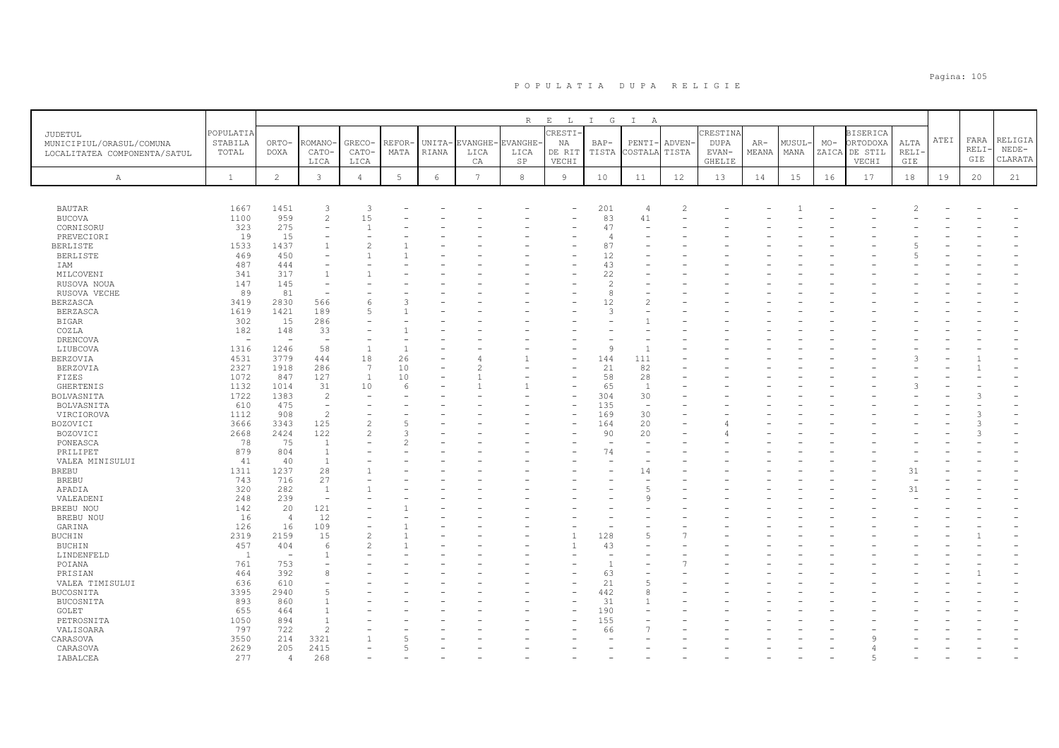# P O P U L A T I A   D U P A   R E L I G I E

| JUDETUL MUNICIPIUL/ORASUL/COMUNA LOCALITATEA COMPONENTA/SATUL | POPULATIA STABILA TOTAL | ORTO-DOXA | ROMANO-CATO-LICA | GRECO-CATO-LICA | REFOR-MATA | UNITA-RIANA | EVANGHE-LICA CA | EVANGHE-LICA SP | CRESTI-NA DE RIT VECHI | BAP-TISTA | PENTI-COSTALA | ADVEN-TISTA | CRESTINA DUPA EVAN-GHELIE | AR-MEANA | MUSUL-MANA | MO-ZAICA | BISERICA ORTODOXA DE STIL VECHI | ALTA RELI-GIE | ATEI | FARA RELI-GIE | RELIGIA NEDE-CLARATA |
|---|---|---|---|---|---|---|---|---|---|---|---|---|---|---|---|---|---|---|---|---|---|
| A | 1 | 2 | 3 | 4 | 5 | 6 | 7 | 8 | 9 | 10 | 11 | 12 | 13 | 14 | 15 | 16 | 17 | 18 | 19 | 20 | 21 |
| BAUTAR | 1667 | 1451 | 3 | 3 | - | - | - | - | - | 201 | 4 | 2 | - | - | 1 | - | - | 2 | - | - | - |
| BUCOVA | 1100 | 959 | 2 | 15 | - | - | - | - | - | 83 | 41 | - | - | - | - | - | - | - | - | - | - |
| CORNISORU | 323 | 275 | - | 1 | - | - | - | - | - | 47 | - | - | - | - | - | - | - | - | - | - | - |
| PREVECIORI | 19 | 15 | - | - | - | - | - | - | - | 4 | - | - | - | - | - | - | - | - | - | - | - |
| BERLISTE | 1533 | 1437 | 1 | 2 | 1 | - | - | - | - | 87 | - | - | - | - | - | - | - | 5 | - | - | - |
| BERLISTE | 469 | 450 | - | 1 | 1 | - | - | - | - | 12 | - | - | - | - | - | - | - | 5 | - | - | - |
| IAM | 487 | 444 | - | - | - | - | - | - | - | 43 | - | - | - | - | - | - | - | - | - | - | - |
| MILCOVENI | 341 | 317 | 1 | 1 | - | - | - | - | - | 22 | - | - | - | - | - | - | - | - | - | - | - |
| RUSOVA NOUA | 147 | 145 | - | - | - | - | - | - | - | 2 | - | - | - | - | - | - | - | - | - | - | - |
| RUSOVA VECHE | 89 | 81 | - | - | - | - | - | - | - | 8 | - | - | - | - | - | - | - | - | - | - | - |
| BERZASCA | 3419 | 2830 | 566 | 6 | 3 | - | - | - | - | 12 | 2 | - | - | - | - | - | - | - | - | - | - |
| BERZASCA | 1619 | 1421 | 189 | 5 | 1 | - | - | - | - | 3 | - | - | - | - | - | - | - | - | - | - | - |
| BIGAR | 302 | 15 | 286 | - | - | - | - | - | - | - | 1 | - | - | - | - | - | - | - | - | - | - |
| COZLA | 182 | 148 | 33 | - | 1 | - | - | - | - | - | - | - | - | - | - | - | - | - | - | - | - |
| DRENCOVA | - | - | - | - | - | - | - | - | - | - | - | - | - | - | - | - | - | - | - | - | - |
| LIUBCOVA | 1316 | 1246 | 58 | 1 | 1 | - | - | - | - | 9 | 1 | - | - | - | - | - | - | - | - | - | - |
| BERZOVIA | 4531 | 3779 | 444 | 18 | 26 | - | 4 | 1 | - | 144 | 111 | - | - | - | - | - | - | 3 | - | 1 | - |
| BERZOVIA | 2327 | 1918 | 286 | 7 | 10 | - | 2 | - | - | 21 | 82 | - | - | - | - | - | - | - | - | 1 | - |
| FIZES | 1072 | 847 | 127 | 1 | 10 | - | 1 | - | - | 58 | 28 | - | - | - | - | - | - | - | - | - | - |
| GHERTENIS | 1132 | 1014 | 31 | 10 | 6 | - | 1 | 1 | - | 65 | 1 | - | - | - | - | - | - | 3 | - | - | - |
| BOLVASNITA | 1722 | 1383 | 2 | - | - | - | - | - | - | 304 | 30 | - | - | - | - | - | - | - | - | 3 | - |
| BOLVASNITA | 610 | 475 | - | - | - | - | - | - | - | 135 | - | - | - | - | - | - | - | - | - | - | - |
| VIRCIOROVA | 1112 | 908 | 2 | - | - | - | - | - | - | 169 | 30 | - | - | - | - | - | - | - | - | 3 | - |
| BOZOVICI | 3666 | 3343 | 125 | 2 | 5 | - | - | - | - | 164 | 20 | - | 4 | - | - | - | - | - | - | 3 | - |
| BOZOVICI | 2668 | 2424 | 122 | 2 | 3 | - | - | - | - | 90 | 20 | - | 4 | - | - | - | - | - | - | 3 | - |
| PONEASCA | 78 | 75 | 1 | - | 2 | - | - | - | - | - | - | - | - | - | - | - | - | - | - | - | - |
| PRILIPET | 879 | 804 | 1 | - | - | - | - | - | - | 74 | - | - | - | - | - | - | - | - | - | - | - |
| VALEA MINISULUI | 41 | 40 | 1 | - | - | - | - | - | - | - | - | - | - | - | - | - | - | - | - | - | - |
| BREBU | 1311 | 1237 | 28 | 1 | - | - | - | - | - | - | 14 | - | - | - | - | - | - | 31 | - | - | - |
| BREBU | 743 | 716 | 27 | - | - | - | - | - | - | - | - | - | - | - | - | - | - | - | - | - | - |
| APADIA | 320 | 282 | 1 | 1 | - | - | - | - | - | - | 5 | - | - | - | - | - | - | 31 | - | - | - |
| VALEADENI | 248 | 239 | - | - | - | - | - | - | - | - | 9 | - | - | - | - | - | - | - | - | - | - |
| BREBU NOU | 142 | 20 | 121 | - | 1 | - | - | - | - | - | - | - | - | - | - | - | - | - | - | - | - |
| BREBU NOU | 16 | 4 | 12 | - | - | - | - | - | - | - | - | - | - | - | - | - | - | - | - | - | - |
| GARINA | 126 | 16 | 109 | - | 1 | - | - | - | - | - | - | - | - | - | - | - | - | - | - | - | - |
| BUCHIN | 2319 | 2159 | 15 | 2 | 1 | - | - | - | 1 | 128 | 5 | 7 | - | - | - | - | - | - | - | 1 | - |
| BUCHIN | 457 | 404 | 6 | 2 | 1 | - | - | - | 1 | 43 | - | - | - | - | - | - | - | - | - | - | - |
| LINDENFELD | 1 | - | 1 | - | - | - | - | - | - | - | - | - | - | - | - | - | - | - | - | - | - |
| POIANA | 761 | 753 | - | - | - | - | - | - | - | 1 | - | 7 | - | - | - | - | - | - | - | - | - |
| PRISIAN | 464 | 392 | 8 | - | - | - | - | - | - | 63 | - | - | - | - | - | - | - | - | - | 1 | - |
| VALEA TIMISULUI | 636 | 610 | - | - | - | - | - | - | - | 21 | 5 | - | - | - | - | - | - | - | - | - | - |
| BUCOSNITA | 3395 | 2940 | 5 | - | - | - | - | - | - | 442 | 8 | - | - | - | - | - | - | - | - | - | - |
| BUCOSNITA | 893 | 860 | 1 | - | - | - | - | - | - | 31 | 1 | - | - | - | - | - | - | - | - | - | - |
| GOLET | 655 | 464 | 1 | - | - | - | - | - | - | 190 | - | - | - | - | - | - | - | - | - | - | - |
| PETROSNITA | 1050 | 894 | 1 | - | - | - | - | - | - | 155 | - | - | - | - | - | - | - | - | - | - | - |
| VALISOARA | 797 | 722 | 2 | - | - | - | - | - | - | 66 | 7 | - | - | - | - | - | - | - | - | - | - |
| CARASOVA | 3550 | 214 | 3321 | 1 | 5 | - | - | - | - | - | - | - | - | - | - | - | 9 | - | - | - | - |
| CARASOVA | 2629 | 205 | 2415 | - | 5 | - | - | - | - | - | - | - | - | - | - | - | 4 | - | - | - | - |
| IABALCEA | 277 | 4 | 268 | - | - | - | - | - | - | - | - | - | - | - | - | - | 5 | - | - | - | - |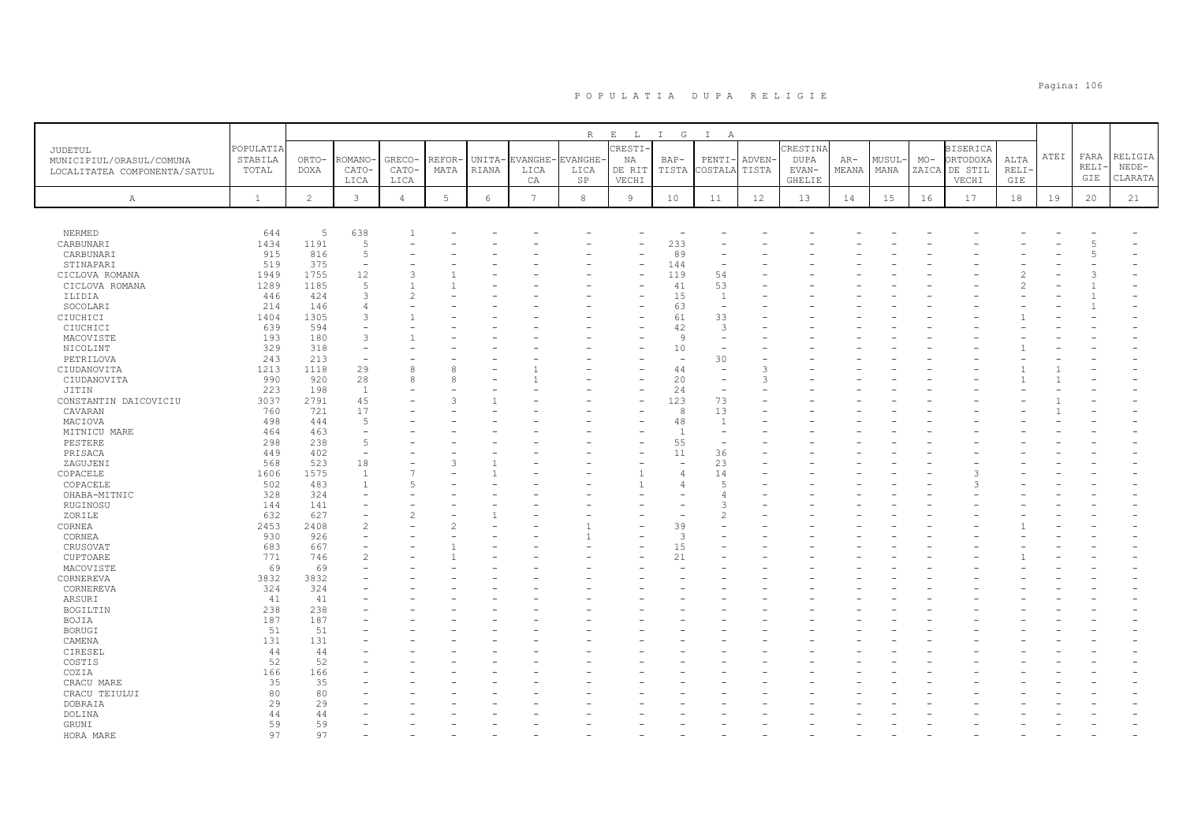# P O P U L A T I A   D U P A   R E L I G I E

| JUDETUL MUNICIPIUL/ORASUL/COMUNA LOCALITATEA COMPONENTA/SATUL | POPULATIA STABILA TOTAL | ORTODOXA | ROMANO-CATOLICA | GRECO-CATOLICA | REFORMATA | UNITARIANA | EVANGHELICA | EVANGHELICA SP | CRESTINA DE RIT VECHI | BAPTISTA | PENTICOSTALA | ADVENTISTA | CRESTINA DUPA EVANGHELIE | ARMEANA | MUSULMANA | MOZAICA | BISERICA ORTODOXA DE STIL VECHI | ALTA RELIGIE | ATEI | FARA RELIGIE | RELIGIA NEDECLARATA |
|---|---|---|---|---|---|---|---|---|---|---|---|---|---|---|---|---|---|---|---|---|---|
| A | 1 | 2 | 3 | 4 | 5 | 6 | 7 | 8 | 9 | 10 | 11 | 12 | 13 | 14 | 15 | 16 | 17 | 18 | 19 | 20 | 21 |
| NERMED | 644 | 5 | 638 | 1 | - | - | - | - | - | - | - | - | - | - | - | - | - | - | - | - | - |
| CARBUNARI | 1434 | 1191 | 5 | - | - | - | - | - | - | 233 | - | - | - | - | - | - | - | - | - | 5 | - |
| CARBUNARI | 915 | 816 | 5 | - | - | - | - | - | - | 89 | - | - | - | - | - | - | - | - | - | 5 | - |
| STINAPARI | 519 | 375 | - | - | - | - | - | - | - | 144 | - | - | - | - | - | - | - | - | - | - | - |
| CICLOVA ROMANA | 1949 | 1755 | 12 | 3 | 1 | - | - | - | - | 119 | 54 | - | - | - | - | - | - | 2 | - | 3 | - |
| CICLOVA ROMANA | 1289 | 1185 | 5 | 1 | 1 | - | - | - | - | 41 | 53 | - | - | - | - | - | - | 2 | - | 1 | - |
| ILIDIA | 446 | 424 | 3 | 2 | - | - | - | - | - | 15 | 1 | - | - | - | - | - | - | - | - | 1 | - |
| SOCOLARI | 214 | 146 | 4 | - | - | - | - | - | - | 63 | - | - | - | - | - | - | - | - | - | 1 | - |
| CIUCHICI | 1404 | 1305 | 3 | 1 | - | - | - | - | - | 61 | 33 | - | - | - | - | - | - | 1 | - | - | - |
| CIUCHICI | 639 | 594 | - | - | - | - | - | - | - | 42 | 3 | - | - | - | - | - | - | - | - | - | - |
| MACOVISTE | 193 | 180 | 3 | 1 | - | - | - | - | - | 9 | - | - | - | - | - | - | - | - | - | - | - |
| NICOLINT | 329 | 318 | - | - | - | - | - | - | - | 10 | - | - | - | - | - | - | - | 1 | - | - | - |
| PETRILOVA | 243 | 213 | - | - | - | - | - | - | - | - | 30 | - | - | - | - | - | - | - | - | - | - |
| CIUDANOVITA | 1213 | 1118 | 29 | 8 | 8 | - | 1 | - | - | 44 | - | 3 | - | - | - | - | - | 1 | 1 | - | - |
| CIUDANOVITA | 990 | 920 | 28 | 8 | 8 | - | 1 | - | - | 20 | - | 3 | - | - | - | - | - | 1 | 1 | - | - |
| JITIN | 223 | 198 | 1 | - | - | - | - | - | - | 24 | - | - | - | - | - | - | - | - | - | - | - |
| CONSTANTIN DAICOVICIU | 3037 | 2791 | 45 | - | 3 | 1 | - | - | - | 123 | 73 | - | - | - | - | - | - | - | 1 | - | - |
| CAVARAN | 760 | 721 | 17 | - | - | - | - | - | - | 8 | 13 | - | - | - | - | - | - | - | 1 | - | - |
| MACIOVA | 498 | 444 | 5 | - | - | - | - | - | - | 48 | 1 | - | - | - | - | - | - | - | - | - | - |
| MITNICU MARE | 464 | 463 | - | - | - | - | - | - | - | 1 | - | - | - | - | - | - | - | - | - | - | - |
| PESTERE | 298 | 238 | 5 | - | - | - | - | - | - | 55 | - | - | - | - | - | - | - | - | - | - | - |
| PRISACA | 449 | 402 | - | - | - | - | - | - | - | 11 | 36 | - | - | - | - | - | - | - | - | - | - |
| ZAGUJENI | 568 | 523 | 18 | - | 3 | 1 | - | - | - | - | 23 | - | - | - | - | - | - | - | - | - | - |
| COPACELE | 1606 | 1575 | 1 | 7 | - | 1 | - | - | 1 | 4 | 14 | - | - | - | - | - | 3 | - | - | - | - |
| COPACELE | 502 | 483 | 1 | 5 | - | - | - | - | 1 | 4 | 5 | - | - | - | - | - | 3 | - | - | - | - |
| OHABA-MITNIC | 328 | 324 | - | - | - | - | - | - | - | - | 4 | - | - | - | - | - | - | - | - | - | - |
| RUGINOSU | 144 | 141 | - | - | - | - | - | - | - | - | 3 | - | - | - | - | - | - | - | - | - | - |
| ZORILE | 632 | 627 | - | 2 | - | 1 | - | - | - | - | 2 | - | - | - | - | - | - | - | - | - | - |
| CORNEA | 2453 | 2408 | 2 | - | 2 | - | - | 1 | - | 39 | - | - | - | - | - | - | - | 1 | - | - | - |
| CORNEA | 930 | 926 | - | - | - | - | - | 1 | - | 3 | - | - | - | - | - | - | - | - | - | - | - |
| CRUSOVAT | 683 | 667 | - | - | 1 | - | - | - | - | 15 | - | - | - | - | - | - | - | - | - | - | - |
| CUPTOARE | 771 | 746 | 2 | - | 1 | - | - | - | - | 21 | - | - | - | - | - | - | - | 1 | - | - | - |
| MACOVISTE | 69 | 69 | - | - | - | - | - | - | - | - | - | - | - | - | - | - | - | - | - | - | - |
| CORNEREVA | 3832 | 3832 | - | - | - | - | - | - | - | - | - | - | - | - | - | - | - | - | - | - | - |
| CORNEREVA | 324 | 324 | - | - | - | - | - | - | - | - | - | - | - | - | - | - | - | - | - | - | - |
| ARSURI | 41 | 41 | - | - | - | - | - | - | - | - | - | - | - | - | - | - | - | - | - | - | - |
| BOGILTIN | 238 | 238 | - | - | - | - | - | - | - | - | - | - | - | - | - | - | - | - | - | - | - |
| BOJIA | 187 | 187 | - | - | - | - | - | - | - | - | - | - | - | - | - | - | - | - | - | - | - |
| BORUGI | 51 | 51 | - | - | - | - | - | - | - | - | - | - | - | - | - | - | - | - | - | - | - |
| CAMENA | 131 | 131 | - | - | - | - | - | - | - | - | - | - | - | - | - | - | - | - | - | - | - |
| CIRESEL | 44 | 44 | - | - | - | - | - | - | - | - | - | - | - | - | - | - | - | - | - | - | - |
| COSTIS | 52 | 52 | - | - | - | - | - | - | - | - | - | - | - | - | - | - | - | - | - | - | - |
| COZIA | 166 | 166 | - | - | - | - | - | - | - | - | - | - | - | - | - | - | - | - | - | - | - |
| CRACU MARE | 35 | 35 | - | - | - | - | - | - | - | - | - | - | - | - | - | - | - | - | - | - | - |
| CRACU TEIULUI | 80 | 80 | - | - | - | - | - | - | - | - | - | - | - | - | - | - | - | - | - | - | - |
| DOBRAIA | 29 | 29 | - | - | - | - | - | - | - | - | - | - | - | - | - | - | - | - | - | - | - |
| DOLINA | 44 | 44 | - | - | - | - | - | - | - | - | - | - | - | - | - | - | - | - | - | - | - |
| GRUNI | 59 | 59 | - | - | - | - | - | - | - | - | - | - | - | - | - | - | - | - | - | - | - |
| HORA MARE | 97 | 97 | - | - | - | - | - | - | - | - | - | - | - | - | - | - | - | - | - | - | - |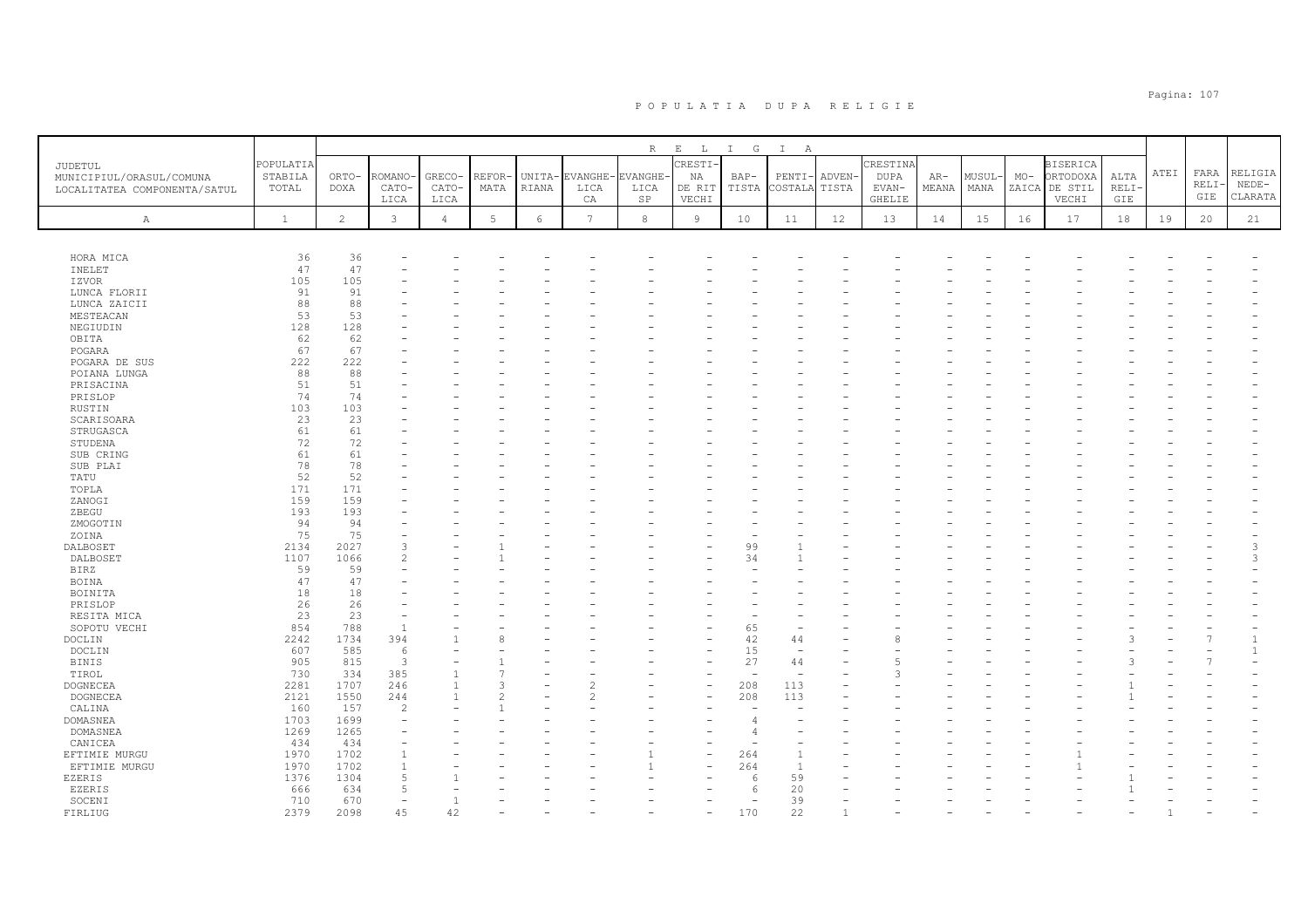# P O P U L A T I A   D U P A   R E L I G I E

| JUDETUL MUNICIPIUL/ORASUL/COMUNA LOCALITATEA COMPONENTA/SATUL | POPULATIA STABILA TOTAL | ORTO-DOXA | ROMANO-CATO-LICA | GRECO-CATO-LICA | REFOR-MATA | UNITA-RIANA | EVANGHE-LICA CA | EVANGHE-LICA SP | CRESTI-NA DE RIT VECHI | BAP-TISTA | PENTI-COSTALA | ADVEN-TISTA | CRESTINA DUPA EVAN-GHELIE | AR-MEANA | MUSUL-MANA | MO-ZAICA | BISERICA ORTODOXA DE STIL VECHI | ALTA RELI-GIE | ATEI | FARA RELI-GIE | RELIGIA NEDE-CLARATA |
|---|---|---|---|---|---|---|---|---|---|---|---|---|---|---|---|---|---|---|---|---|---|
| A | 1 | 2 | 3 | 4 | 5 | 6 | 7 | 8 | 9 | 10 | 11 | 12 | 13 | 14 | 15 | 16 | 17 | 18 | 19 | 20 | 21 |
| HORA MICA | 36 | 36 | - | - | - | - | - | - | - | - | - | - | - | - | - | - | - | - | - | - | - |
| INELET | 47 | 47 | - | - | - | - | - | - | - | - | - | - | - | - | - | - | - | - | - | - | - |
| IZVOR | 105 | 105 | - | - | - | - | - | - | - | - | - | - | - | - | - | - | - | - | - | - | - |
| LUNCA FLORII | 91 | 91 | - | - | - | - | - | - | - | - | - | - | - | - | - | - | - | - | - | - | - |
| LUNCA ZAICII | 88 | 88 | - | - | - | - | - | - | - | - | - | - | - | - | - | - | - | - | - | - | - |
| MESTEACAN | 53 | 53 | - | - | - | - | - | - | - | - | - | - | - | - | - | - | - | - | - | - | - |
| NEGIUDIN | 128 | 128 | - | - | - | - | - | - | - | - | - | - | - | - | - | - | - | - | - | - | - |
| OBITA | 62 | 62 | - | - | - | - | - | - | - | - | - | - | - | - | - | - | - | - | - | - | - |
| POGARA | 67 | 67 | - | - | - | - | - | - | - | - | - | - | - | - | - | - | - | - | - | - | - |
| POGARA DE SUS | 222 | 222 | - | - | - | - | - | - | - | - | - | - | - | - | - | - | - | - | - | - | - |
| POIANA LUNGA | 88 | 88 | - | - | - | - | - | - | - | - | - | - | - | - | - | - | - | - | - | - | - |
| PRISACINA | 51 | 51 | - | - | - | - | - | - | - | - | - | - | - | - | - | - | - | - | - | - | - |
| PRISLOP | 74 | 74 | - | - | - | - | - | - | - | - | - | - | - | - | - | - | - | - | - | - | - |
| RUSTIN | 103 | 103 | - | - | - | - | - | - | - | - | - | - | - | - | - | - | - | - | - | - | - |
| SCARISOARA | 23 | 23 | - | - | - | - | - | - | - | - | - | - | - | - | - | - | - | - | - | - | - |
| STRUGASCA | 61 | 61 | - | - | - | - | - | - | - | - | - | - | - | - | - | - | - | - | - | - | - |
| STUDENA | 72 | 72 | - | - | - | - | - | - | - | - | - | - | - | - | - | - | - | - | - | - | - |
| SUB CRING | 61 | 61 | - | - | - | - | - | - | - | - | - | - | - | - | - | - | - | - | - | - | - |
| SUB PLAI | 78 | 78 | - | - | - | - | - | - | - | - | - | - | - | - | - | - | - | - | - | - | - |
| TATU | 52 | 52 | - | - | - | - | - | - | - | - | - | - | - | - | - | - | - | - | - | - | - |
| TOPLA | 171 | 171 | - | - | - | - | - | - | - | - | - | - | - | - | - | - | - | - | - | - | - |
| ZANOGI | 159 | 159 | - | - | - | - | - | - | - | - | - | - | - | - | - | - | - | - | - | - | - |
| ZBEGU | 193 | 193 | - | - | - | - | - | - | - | - | - | - | - | - | - | - | - | - | - | - | - |
| ZMOGOTIN | 94 | 94 | - | - | - | - | - | - | - | - | - | - | - | - | - | - | - | - | - | - | - |
| ZOINA | 75 | 75 | - | - | - | - | - | - | - | - | - | - | - | - | - | - | - | - | - | - | - |
| DALBOSET | 2134 | 2027 | 3 | - | 1 | - | - | - | - | 99 | 1 | - | - | - | - | - | - | - | - | - | 3 |
| DALBOSET | 1107 | 1066 | 2 | - | 1 | - | - | - | - | 34 | 1 | - | - | - | - | - | - | - | - | - | 3 |
| BIRZ | 59 | 59 | - | - | - | - | - | - | - | - | - | - | - | - | - | - | - | - | - | - | - |
| BOINA | 47 | 47 | - | - | - | - | - | - | - | - | - | - | - | - | - | - | - | - | - | - | - |
| BOINITA | 18 | 18 | - | - | - | - | - | - | - | - | - | - | - | - | - | - | - | - | - | - | - |
| PRISLOP | 26 | 26 | - | - | - | - | - | - | - | - | - | - | - | - | - | - | - | - | - | - | - |
| RESITA MICA | 23 | 23 | - | - | - | - | - | - | - | - | - | - | - | - | - | - | - | - | - | - | - |
| SOPOTU VECHI | 854 | 788 | 1 | - | - | - | - | - | - | 65 | - | - | - | - | - | - | - | - | - | - | - |
| DOCLIN | 2242 | 1734 | 394 | 1 | 8 | - | - | - | - | 42 | 44 | - | 8 | - | - | - | - | 3 | - | 7 | 1 |
| DOCLIN | 607 | 585 | 6 | - | - | - | - | - | - | 15 | - | - | - | - | - | - | - | - | - | - | 1 |
| BINIS | 905 | 815 | 3 | - | 1 | - | - | - | - | 27 | 44 | - | 5 | - | - | - | - | 3 | - | 7 | - |
| TIROL | 730 | 334 | 385 | 1 | 7 | - | - | - | - | - | - | - | 3 | - | - | - | - | - | - | - | - |
| DOGNECEA | 2281 | 1707 | 246 | 1 | 3 | - | 2 | - | - | 208 | 113 | - | - | - | - | - | - | 1 | - | - | - |
| DOGNECEA | 2121 | 1550 | 244 | 1 | 2 | - | 2 | - | - | 208 | 113 | - | - | - | - | - | - | 1 | - | - | - |
| CALINA | 160 | 157 | 2 | - | 1 | - | - | - | - | - | - | - | - | - | - | - | - | - | - | - | - |
| DOMASNEA | 1703 | 1699 | - | - | - | - | - | - | - | 4 | - | - | - | - | - | - | - | - | - | - | - |
| DOMASNEA | 1269 | 1265 | - | - | - | - | - | - | - | 4 | - | - | - | - | - | - | - | - | - | - | - |
| CANICEA | 434 | 434 | - | - | - | - | - | - | - | - | - | - | - | - | - | - | - | - | - | - | - |
| EFTIMIE MURGU | 1970 | 1702 | 1 | - | - | - | - | 1 | - | 264 | 1 | - | - | - | - | - | 1 | - | - | - | - |
| EFTIMIE MURGU | 1970 | 1702 | 1 | - | - | - | - | 1 | - | 264 | 1 | - | - | - | - | - | 1 | - | - | - | - |
| EZERIS | 1376 | 1304 | 5 | 1 | - | - | - | - | - | 6 | 59 | - | - | - | - | - | - | 1 | - | - | - |
| EZERIS | 666 | 634 | 5 | - | - | - | - | - | - | 6 | 20 | - | - | - | - | - | - | 1 | - | - | - |
| SOCENI | 710 | 670 | - | 1 | - | - | - | - | - | - | 39 | - | - | - | - | - | - | - | - | - | - |
| FIRLIUG | 2379 | 2098 | 45 | 42 | - | - | - | - | - | 170 | 22 | 1 | - | - | - | - | - | - | 1 | - | - |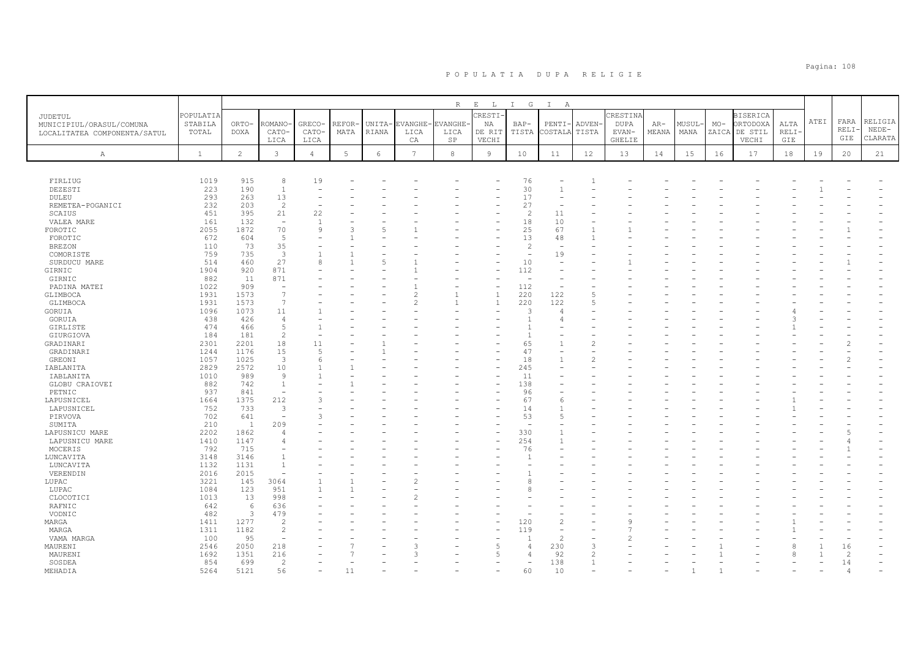# P O P U L A T I A   D U P A   R E L I G I E

| JUDETUL MUNICIPIUL/ORASUL/COMUNA LOCALITATEA COMPONENTA/SATUL | POPULATIA STABILA TOTAL | RELIGIE | | | | | | | | | | | | | | | | | | | |
|---|---|---|---|---|---|---|---|---|---|---|---|---|---|---|---|---|---|---|---|---|---|
| | | ORTODOXA | ROMANO-CATOLICA | GRECO-CATOLICA | REFORMATA | UNITARIANA | EVANGHELICA CA | EVANGHELICA SP | CRESTINA DE RIT VECHI | BAPTISTA | PENTICOSTALA | ADVENTISTA | CRESTINA DUPA EVANGHELIE | ARMEANA | MUSULMANA | MOZAICA | BISERICA ORTODOXA DE STIL VECHI | ALTA RELIGIE | ATEI | FARA RELIGIE | RELIGIA NEDECLARATA |
| A | 1 | 2 | 3 | 4 | 5 | 6 | 7 | 8 | 9 | 10 | 11 | 12 | 13 | 14 | 15 | 16 | 17 | 18 | 19 | 20 | 21 |
| FIRLIUG | 1019 | 915 | 8 | 19 | - | - | - | - | - | 76 | - | 1 | - | - | - | - | - | - | - | - | - |
| DEZESTI | 223 | 190 | 1 | - | - | - | - | - | - | 30 | 1 | - | - | - | - | - | - | - | 1 | - | - |
| DULEU | 293 | 263 | 13 | - | - | - | - | - | - | 17 | - | - | - | - | - | - | - | - | - | - | - |
| REMETEA-POGANICI | 232 | 203 | 2 | - | - | - | - | - | - | 27 | - | - | - | - | - | - | - | - | - | - | - |
| SCAIUS | 451 | 395 | 21 | 22 | - | - | - | - | - | 2 | 11 | - | - | - | - | - | - | - | - | - | - |
| VALEA MARE | 161 | 132 | - | 1 | - | - | - | - | - | 18 | 10 | - | - | - | - | - | - | - | - | - | - |
| FOROTIC | 2055 | 1872 | 70 | 9 | 3 | 5 | 1 | - | - | 25 | 67 | 1 | 1 | - | - | - | - | - | - | 1 | - |
| FOROTIC | 672 | 604 | 5 | - | 1 | - | - | - | - | 13 | 48 | 1 | - | - | - | - | - | - | - | - | - |
| BREZON | 110 | 73 | 35 | - | - | - | - | - | - | 2 | - | - | - | - | - | - | - | - | - | - | - |
| COMORISTE | 759 | 735 | 3 | 1 | 1 | - | - | - | - | - | 19 | - | - | - | - | - | - | - | - | - | - |
| SURDUCU MARE | 514 | 460 | 27 | 8 | 1 | 5 | 1 | - | - | 10 | - | - | 1 | - | - | - | - | - | - | 1 | - |
| GIRNIC | 1904 | 920 | 871 | - | - | - | 1 | - | - | 112 | - | - | - | - | - | - | - | - | - | - | - |
| GIRNIC | 882 | 11 | 871 | - | - | - | - | - | - | - | - | - | - | - | - | - | - | - | - | - | - |
| PADINA MATEI | 1022 | 909 | - | - | - | - | 1 | - | - | 112 | - | - | - | - | - | - | - | - | - | - | - |
| GLIMBOCA | 1931 | 1573 | 7 | - | - | - | 2 | 1 | 1 | 220 | 122 | 5 | - | - | - | - | - | - | - | - | - |
| GLIMBOCA | 1931 | 1573 | 7 | - | - | - | 2 | 1 | 1 | 220 | 122 | 5 | - | - | - | - | - | - | - | - | - |
| GORUIA | 1096 | 1073 | 11 | 1 | - | - | - | - | - | 3 | 4 | - | - | - | - | - | - | 4 | - | - | - |
| GORUIA | 438 | 426 | 4 | - | - | - | - | - | - | 1 | 4 | - | - | - | - | - | - | 3 | - | - | - |
| GIRLISTE | 474 | 466 | 5 | 1 | - | - | - | - | - | 1 | - | - | - | - | - | - | - | 1 | - | - | - |
| GIURGIOVA | 184 | 181 | 2 | - | - | - | - | - | - | 1 | - | - | - | - | - | - | - | - | - | - | - |
| GRADINARI | 2301 | 2201 | 18 | 11 | - | 1 | - | - | - | 65 | 1 | 2 | - | - | - | - | - | - | - | 2 | - |
| GRADINARI | 1244 | 1176 | 15 | 5 | - | 1 | - | - | - | 47 | - | - | - | - | - | - | - | - | - | - | - |
| GREONI | 1057 | 1025 | 3 | 6 | - | - | - | - | - | 18 | 1 | 2 | - | - | - | - | - | - | - | 2 | - |
| IABLANITA | 2829 | 2572 | 10 | 1 | 1 | - | - | - | - | 245 | - | - | - | - | - | - | - | - | - | - | - |
| IABLANITA | 1010 | 989 | 9 | 1 | - | - | - | - | - | 11 | - | - | - | - | - | - | - | - | - | - | - |
| GLOBU CRAIOVEI | 882 | 742 | 1 | - | 1 | - | - | - | - | 138 | - | - | - | - | - | - | - | - | - | - | - |
| PETNIC | 937 | 841 | - | - | - | - | - | - | - | 96 | - | - | - | - | - | - | - | - | - | - | - |
| LAPUSNICEL | 1664 | 1375 | 212 | 3 | - | - | - | - | - | 67 | 6 | - | - | - | - | - | - | 1 | - | - | - |
| LAPUSNICEL | 752 | 733 | 3 | - | - | - | - | - | - | 14 | 1 | - | - | - | - | - | - | 1 | - | - | - |
| PIRVOVA | 702 | 641 | - | 3 | - | - | - | - | - | 53 | 5 | - | - | - | - | - | - | - | - | - | - |
| SUMITA | 210 | 1 | 209 | - | - | - | - | - | - | - | - | - | - | - | - | - | - | - | - | - | - |
| LAPUSNICU MARE | 2202 | 1862 | 4 | - | - | - | - | - | - | 330 | 1 | - | - | - | - | - | - | - | - | 5 | - |
| LAPUSNICU MARE | 1410 | 1147 | 4 | - | - | - | - | - | - | 254 | 1 | - | - | - | - | - | - | - | - | 4 | - |
| MOCERIS | 792 | 715 | - | - | - | - | - | - | - | 76 | - | - | - | - | - | - | - | - | - | 1 | - |
| LUNCAVITA | 3148 | 3146 | 1 | - | - | - | - | - | - | 1 | - | - | - | - | - | - | - | - | - | - | - |
| LUNCAVITA | 1132 | 1131 | 1 | - | - | - | - | - | - | - | - | - | - | - | - | - | - | - | - | - | - |
| VERENDIN | 2016 | 2015 | - | - | - | - | - | - | - | 1 | - | - | - | - | - | - | - | - | - | - | - |
| LUPAC | 3221 | 145 | 3064 | 1 | 1 | - | 2 | - | - | 8 | - | - | - | - | - | - | - | - | - | - | - |
| LUPAC | 1084 | 123 | 951 | 1 | 1 | - | - | - | - | 8 | - | - | - | - | - | - | - | - | - | - | - |
| CLOCOTICI | 1013 | 13 | 998 | - | - | - | 2 | - | - | - | - | - | - | - | - | - | - | - | - | - | - |
| RAFNIC | 642 | 6 | 636 | - | - | - | - | - | - | - | - | - | - | - | - | - | - | - | - | - | - |
| VODNIC | 482 | 3 | 479 | - | - | - | - | - | - | - | - | - | - | - | - | - | - | - | - | - | - |
| MARGA | 1411 | 1277 | 2 | - | - | - | - | - | - | 120 | 2 | - | 9 | - | - | - | - | 1 | - | - | - |
| MARGA | 1311 | 1182 | 2 | - | - | - | - | - | - | 119 | - | - | 7 | - | - | - | - | 1 | - | - | - |
| VAMA MARGA | 100 | 95 | - | - | - | - | - | - | - | 1 | 2 | - | 2 | - | - | - | - | - | - | - | - |
| MAURENI | 2546 | 2050 | 218 | - | 7 | - | 3 | - | 5 | 4 | 230 | 3 | - | - | - | 1 | - | 8 | 1 | 16 | - |
| MAURENI | 1692 | 1351 | 216 | - | 7 | - | 3 | - | 5 | 4 | 92 | 2 | - | - | - | 1 | - | 8 | 1 | 2 | - |
| SOSDEA | 854 | 699 | 2 | - | - | - | - | - | - | - | 138 | 1 | - | - | - | - | - | - | - | 14 | - |
| MEHADIA | 5264 | 5121 | 56 | - | 11 | - | - | - | - | 60 | 10 | - | - | - | 1 | 1 | - | - | - | 4 | - |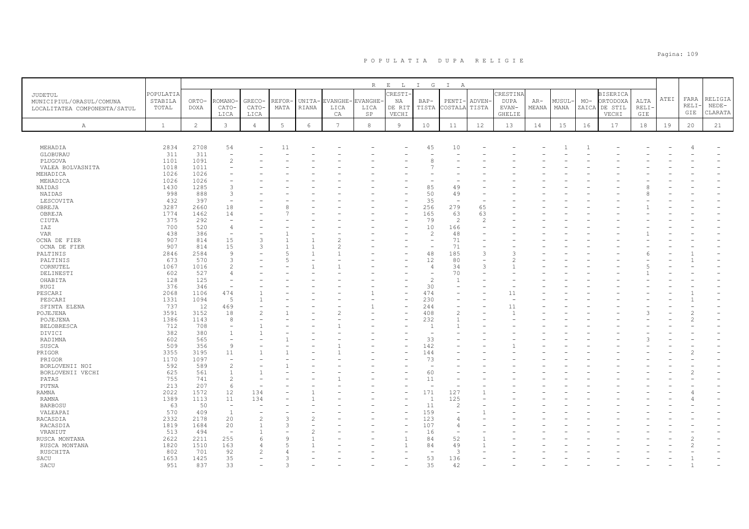# P O P U L A T I A   D U P A   R E L I G I E

| JUDETUL MUNICIPIUL/ORASUL/COMUNA LOCALITATEA COMPONENTA/SATUL | POPULATIA STABILA TOTAL | ORTO-DOXA | ROMANO-CATO-LICA | GRECO-CATO-LICA | REFOR-MATA | UNITA-RIANA | EVANGHE-LICA CA | EVANGHE-LICA SP | CRESTI-NA DE RIT VECHI | BAP-TISTA | PENTI-COSTALA | ADVEN-TISTA | CRESTINA DUPA EVAN-GHELIE | AR-MEANA | MUSUL-MANA | MO-ZAICA | BISERICA ORTODOXA DE STIL VECHI | ALTA RELI-GIE | ATEI | FARA RELI-GIE | RELIGIA NEDE-CLARATA |
|---|---|---|---|---|---|---|---|---|---|---|---|---|---|---|---|---|---|---|---|---|---|
| A | 1 | 2 | 3 | 4 | 5 | 6 | 7 | 8 | 9 | 10 | 11 | 12 | 13 | 14 | 15 | 16 | 17 | 18 | 19 | 20 | 21 |
| MEHADIA | 2834 | 2708 | 54 | - | 11 | - | - | - | - | 45 | 10 | - | - | - | 1 | 1 | - | - | - | 4 | - |
| GLOBURAU | 311 | 311 | - | - | - | - | - | - | - | - | - | - | - | - | - | - | - | - | - | - | - |
| PLUGOVA | 1101 | 1091 | 2 | - | - | - | - | - | - | 8 | - | - | - | - | - | - | - | - | - | - | - |
| VALEA BOLVASNITA | 1018 | 1011 | - | - | - | - | - | - | - | 7 | - | - | - | - | - | - | - | - | - | - | - |
| MEHADICA | 1026 | 1026 | - | - | - | - | - | - | - | - | - | - | - | - | - | - | - | - | - | - | - |
| MEHADICA | 1026 | 1026 | - | - | - | - | - | - | - | - | - | - | - | - | - | - | - | - | - | - | - |
| NAIDAS | 1430 | 1285 | 3 | - | - | - | - | - | - | 85 | 49 | - | - | - | - | - | - | 8 | - | - | - |
| NAIDAS | 998 | 888 | 3 | - | - | - | - | - | - | 50 | 49 | - | - | - | - | - | - | 8 | - | - | - |
| LESCOVITA | 432 | 397 | - | - | - | - | - | - | - | 35 | - | - | - | - | - | - | - | - | - | - | - |
| OBREJA | 3287 | 2660 | 18 | - | 8 | - | - | - | - | 256 | 279 | 65 | - | - | - | - | - | 1 | - | - | - |
| OBREJA | 1774 | 1462 | 14 | - | 7 | - | - | - | - | 165 | 63 | 63 | - | - | - | - | - | - | - | - | - |
| CIUTA | 375 | 292 | - | - | - | - | - | - | - | 79 | 2 | 2 | - | - | - | - | - | - | - | - | - |
| IAZ | 700 | 520 | 4 | - | - | - | - | - | - | 10 | 166 | - | - | - | - | - | - | - | - | - | - |
| VAR | 438 | 386 | - | - | 1 | - | - | - | - | 2 | 48 | - | - | - | - | - | - | 1 | - | - | - |
| OCNA DE FIER | 907 | 814 | 15 | 3 | 1 | 1 | 2 | - | - | - | 71 | - | - | - | - | - | - | - | - | - | - |
| OCNA DE FIER | 907 | 814 | 15 | 3 | 1 | 1 | 2 | - | - | - | 71 | - | - | - | - | - | - | - | - | - | - |
| PALTINIS | 2846 | 2584 | 9 | - | 5 | 1 | 1 | - | - | 48 | 185 | 3 | 3 | - | - | - | - | 6 | - | 1 | - |
| PALTINIS | 673 | 570 | 3 | - | 5 | - | - | - | - | 12 | 80 | - | 2 | - | - | - | - | - | - | 1 | - |
| CORNUTEL | 1067 | 1016 | 2 | - | - | 1 | 1 | - | - | 4 | 34 | 3 | 1 | - | - | - | - | 5 | - | - | - |
| DELINESTI | 602 | 527 | 4 | - | - | - | - | - | - | - | 70 | - | - | - | - | - | - | 1 | - | - | - |
| OHABITA | 128 | 125 | - | - | - | - | - | - | - | 2 | 1 | - | - | - | - | - | - | - | - | - | - |
| RUGI | 376 | 346 | - | - | - | - | - | - | - | 30 | - | - | - | - | - | - | - | - | - | - | - |
| PESCARI | 2068 | 1106 | 474 | 1 | - | - | - | 1 | - | 474 | - | - | 11 | - | - | - | - | - | - | 1 | - |
| PESCARI | 1331 | 1094 | 5 | 1 | - | - | - | - | - | 230 | - | - | - | - | - | - | - | - | - | 1 | - |
| SFINTA ELENA | 737 | 12 | 469 | - | - | - | - | 1 | - | 244 | - | - | 11 | - | - | - | - | - | - | - | - |
| POJEJENA | 3591 | 3152 | 18 | 2 | 1 | - | 2 | - | - | 408 | 2 | - | 1 | - | - | - | - | 3 | - | 2 | - |
| POJEJENA | 1386 | 1143 | 8 | - | - | - | - | - | - | 232 | 1 | - | - | - | - | - | - | - | - | 2 | - |
| BELOBRESCA | 712 | 708 | - | 1 | - | - | 1 | - | - | 1 | 1 | - | - | - | - | - | - | - | - | - | - |
| DIVICI | 382 | 380 | 1 | 1 | - | - | - | - | - | - | - | - | - | - | - | - | - | - | - | - | - |
| RADIMNA | 602 | 565 | - | - | 1 | - | - | - | - | 33 | - | - | - | - | - | - | - | 3 | - | - | - |
| SUSCA | 509 | 356 | 9 | - | - | - | 1 | - | - | 142 | - | - | 1 | - | - | - | - | - | - | - | - |
| PRIGOR | 3355 | 3195 | 11 | 1 | 1 | - | 1 | - | - | 144 | - | - | - | - | - | - | - | - | - | 2 | - |
| PRIGOR | 1170 | 1097 | - | - | - | - | - | - | - | 73 | - | - | - | - | - | - | - | - | - | - | - |
| BORLOVENII NOI | 592 | 589 | 2 | - | 1 | - | - | - | - | - | - | - | - | - | - | - | - | - | - | - | - |
| BORLOVENII VECHI | 625 | 561 | 1 | 1 | - | - | - | - | - | 60 | - | - | - | - | - | - | - | - | - | 2 | - |
| PATAS | 755 | 741 | 2 | - | - | - | 1 | - | - | 11 | - | - | - | - | - | - | - | - | - | - | - |
| PUTNA | 213 | 207 | 6 | - | - | - | - | - | - | - | - | - | - | - | - | - | - | - | - | - | - |
| RAMNA | 2022 | 1572 | 12 | 134 | - | 1 | - | - | - | 171 | 127 | 1 | - | - | - | - | - | - | - | 4 | - |
| RAMNA | 1389 | 1113 | 11 | 134 | - | 1 | - | - | - | 1 | 125 | - | - | - | - | - | - | - | - | 4 | - |
| BARBOSU | 63 | 50 | - | - | - | - | - | - | - | 11 | 2 | - | - | - | - | - | - | - | - | - | - |
| VALEAPAI | 570 | 409 | 1 | - | - | - | - | - | - | 159 | - | 1 | - | - | - | - | - | - | - | - | - |
| RACASDIA | 2332 | 2178 | 20 | 2 | 3 | 2 | - | - | - | 123 | 4 | - | - | - | - | - | - | - | - | - | - |
| RACASDIA | 1819 | 1684 | 20 | 1 | 3 | - | - | - | - | 107 | 4 | - | - | - | - | - | - | - | - | - | - |
| VRANIUT | 513 | 494 | - | 1 | - | 2 | - | - | - | 16 | - | - | - | - | - | - | - | - | - | - | - |
| RUSCA MONTANA | 2622 | 2211 | 255 | 6 | 9 | 1 | - | - | 1 | 84 | 52 | 1 | - | - | - | - | - | - | - | 2 | - |
| RUSCA MONTANA | 1820 | 1510 | 163 | 4 | 5 | 1 | - | - | 1 | 84 | 49 | 1 | - | - | - | - | - | - | - | 2 | - |
| RUSCHITA | 802 | 701 | 92 | 2 | 4 | - | - | - | - | - | 3 | - | - | - | - | - | - | - | - | - | - |
| SACU | 1653 | 1425 | 35 | - | 3 | - | - | - | - | 53 | 136 | - | - | - | - | - | - | - | - | 1 | - |
| SACU | 951 | 837 | 33 | - | 3 | - | - | - | - | 35 | 42 | - | - | - | - | - | - | - | - | 1 | - |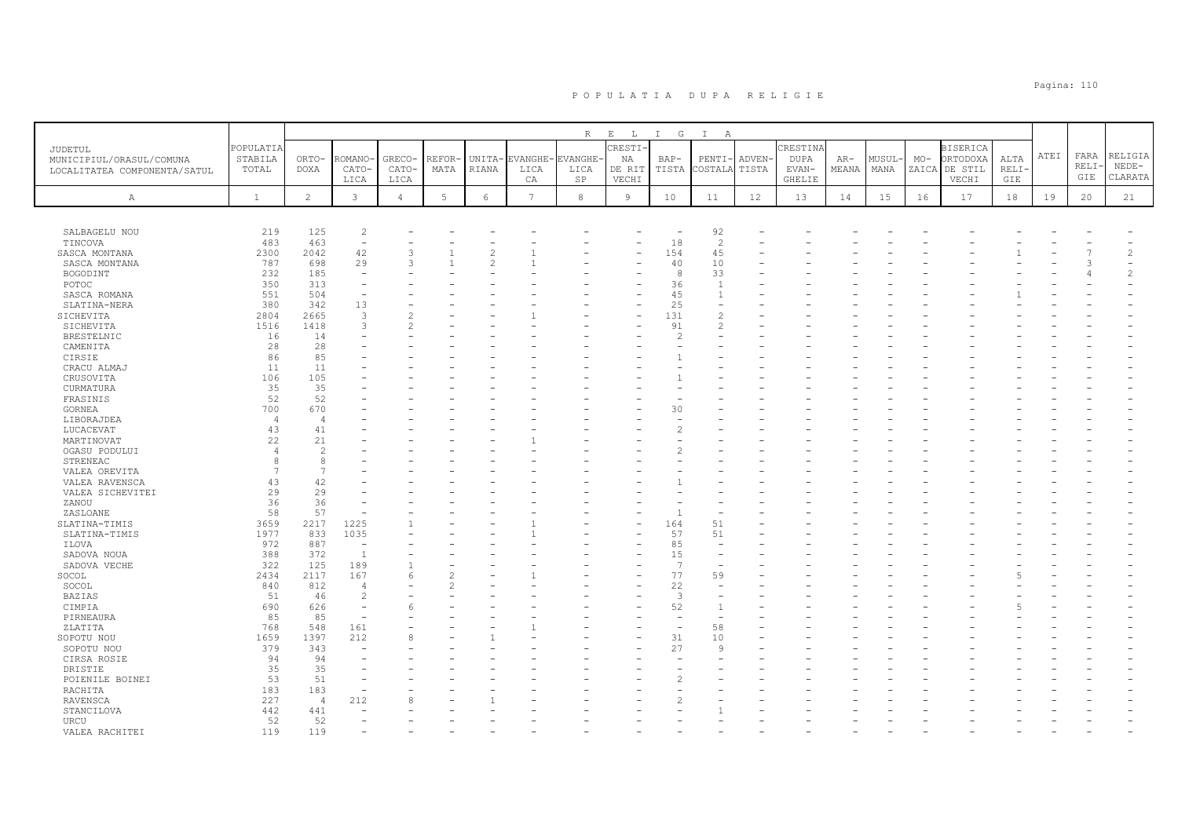# POPULATIA DUPA RELIGIE

| JUDETUL MUNICIPIUL/ORASUL/COMUNA LOCALITATEA COMPONENTA/SATUL | POPULATIA STABILA TOTAL | RELIGIA | | | | | | | | | | | | | | | | | | | |
|---|---|---|---|---|---|---|---|---|---|---|---|---|---|---|---|---|---|---|---|---|---|
| | | ORTO-DOXA | ROMANO-CATO-LICA | GRECO-CATO-LICA | REFOR-MATA | UNITA-RIANA | EVANGHE-LICA CA | EVANGHE-LICA SP | CRESTI-NA DE RIT VECHI | BAP-TISTA | PENTI-COSTALA | ADVEN-TISTA | CRESTINA DUPA EVAN-GHELIE | AR-MEANA | MUSUL-MANA | MO-ZAICA | BISERICA ORTODOXA DE STIL VECHI | ALTA RELI-GIE | ATEI | FARA RELI-GIE | RELIGIA NEDE-CLARATA |
| A | 1 | 2 | 3 | 4 | 5 | 6 | 7 | 8 | 9 | 10 | 11 | 12 | 13 | 14 | 15 | 16 | 17 | 18 | 19 | 20 | 21 |
| SALBAGELU NOU | 219 | 125 | 2 | - | - | - | - | - | - | - | 92 | - | - | - | - | - | - | - | - | - | - |
| TINCOVA | 483 | 463 | - | - | - | - | - | - | - | 18 | 2 | - | - | - | - | - | - | - | - | - | - |
| SASCA MONTANA | 2300 | 2042 | 42 | 3 | 1 | 2 | 1 | - | - | 154 | 45 | - | - | - | - | - | - | 1 | - | 7 | 2 |
| SASCA MONTANA | 787 | 698 | 29 | 3 | 1 | 2 | 1 | - | - | 40 | 10 | - | - | - | - | - | - | - | - | 3 | - |
| BOGODINT | 232 | 185 | - | - | - | - | - | - | - | 8 | 33 | - | - | - | - | - | - | - | - | 4 | 2 |
| POTOC | 350 | 313 | - | - | - | - | - | - | - | 36 | 1 | - | - | - | - | - | - | - | - | - | - |
| SASCA ROMANA | 551 | 504 | - | - | - | - | - | - | - | 45 | 1 | - | - | - | - | - | - | 1 | - | - | - |
| SLATINA-NERA | 380 | 342 | 13 | - | - | - | - | - | - | 25 | - | - | - | - | - | - | - | - | - | - | - |
| SICHEVITA | 2804 | 2665 | 3 | 2 | - | - | 1 | - | - | 131 | 2 | - | - | - | - | - | - | - | - | - | - |
| SICHEVITA | 1516 | 1418 | 3 | 2 | - | - | - | - | - | 91 | 2 | - | - | - | - | - | - | - | - | - | - |
| BRESTELNIC | 16 | 14 | - | - | - | - | - | - | - | 2 | - | - | - | - | - | - | - | - | - | - | - |
| CAMENITA | 28 | 28 | - | - | - | - | - | - | - | - | - | - | - | - | - | - | - | - | - | - | - |
| CIRSIE | 86 | 85 | - | - | - | - | - | - | - | 1 | - | - | - | - | - | - | - | - | - | - | - |
| CRACU ALMAJ | 11 | 11 | - | - | - | - | - | - | - | - | - | - | - | - | - | - | - | - | - | - | - |
| CRUSOVITA | 106 | 105 | - | - | - | - | - | - | - | 1 | - | - | - | - | - | - | - | - | - | - | - |
| CURMATURA | 35 | 35 | - | - | - | - | - | - | - | - | - | - | - | - | - | - | - | - | - | - | - |
| FRASINIS | 52 | 52 | - | - | - | - | - | - | - | - | - | - | - | - | - | - | - | - | - | - | - |
| GORNEA | 700 | 670 | - | - | - | - | - | - | - | 30 | - | - | - | - | - | - | - | - | - | - | - |
| LIBORAJDEA | 4 | 4 | - | - | - | - | - | - | - | - | - | - | - | - | - | - | - | - | - | - | - |
| LUCACEVAT | 43 | 41 | - | - | - | - | - | - | - | 2 | - | - | - | - | - | - | - | - | - | - | - |
| MARTINOVAT | 22 | 21 | - | - | - | - | 1 | - | - | - | - | - | - | - | - | - | - | - | - | - | - |
| OGASU PODULUI | 4 | 2 | - | - | - | - | - | - | - | 2 | - | - | - | - | - | - | - | - | - | - | - |
| STRENEAC | 8 | 8 | - | - | - | - | - | - | - | - | - | - | - | - | - | - | - | - | - | - | - |
| VALEA OREVITA | 7 | 7 | - | - | - | - | - | - | - | - | - | - | - | - | - | - | - | - | - | - | - |
| VALEA RAVENSCA | 43 | 42 | - | - | - | - | - | - | - | 1 | - | - | - | - | - | - | - | - | - | - | - |
| VALEA SICHEVITEI | 29 | 29 | - | - | - | - | - | - | - | - | - | - | - | - | - | - | - | - | - | - | - |
| ZANOU | 36 | 36 | - | - | - | - | - | - | - | - | - | - | - | - | - | - | - | - | - | - | - |
| ZASLOANE | 58 | 57 | - | - | - | - | - | - | - | 1 | - | - | - | - | - | - | - | - | - | - | - |
| SLATINA-TIMIS | 3659 | 2217 | 1225 | 1 | - | - | 1 | - | - | 164 | 51 | - | - | - | - | - | - | - | - | - | - |
| SLATINA-TIMIS | 1977 | 833 | 1035 | - | - | - | 1 | - | - | 57 | 51 | - | - | - | - | - | - | - | - | - | - |
| ILOVA | 972 | 887 | - | - | - | - | - | - | - | 85 | - | - | - | - | - | - | - | - | - | - | - |
| SADOVA NOUA | 388 | 372 | 1 | - | - | - | - | - | - | 15 | - | - | - | - | - | - | - | - | - | - | - |
| SADOVA VECHE | 322 | 125 | 189 | 1 | - | - | - | - | - | 7 | - | - | - | - | - | - | - | - | - | - | - |
| SOCOL | 2434 | 2117 | 167 | 6 | 2 | - | 1 | - | - | 77 | 59 | - | - | - | - | - | - | 5 | - | - | - |
| SOCOL | 840 | 812 | 4 | - | 2 | - | - | - | - | 22 | - | - | - | - | - | - | - | - | - | - | - |
| BAZIAS | 51 | 46 | 2 | - | - | - | - | - | - | 3 | - | - | - | - | - | - | - | - | - | - | - |
| CIMPIA | 690 | 626 | - | 6 | - | - | - | - | - | 52 | 1 | - | - | - | - | - | - | 5 | - | - | - |
| PIRNEAURA | 85 | 85 | - | - | - | - | - | - | - | - | - | - | - | - | - | - | - | - | - | - | - |
| ZLATITA | 768 | 548 | 161 | - | - | - | 1 | - | - | - | 58 | - | - | - | - | - | - | - | - | - | - |
| SOPOTU NOU | 1659 | 1397 | 212 | 8 | - | 1 | - | - | - | 31 | 10 | - | - | - | - | - | - | - | - | - | - |
| SOPOTU NOU | 379 | 343 | - | - | - | - | - | - | - | 27 | 9 | - | - | - | - | - | - | - | - | - | - |
| CIRSA ROSIE | 94 | 94 | - | - | - | - | - | - | - | - | - | - | - | - | - | - | - | - | - | - | - |
| DRISTIE | 35 | 35 | - | - | - | - | - | - | - | - | - | - | - | - | - | - | - | - | - | - | - |
| POIENILE BOINEI | 53 | 51 | - | - | - | - | - | - | - | 2 | - | - | - | - | - | - | - | - | - | - | - |
| RACHITA | 183 | 183 | - | - | - | - | - | - | - | - | - | - | - | - | - | - | - | - | - | - | - |
| RAVENSCA | 227 | 4 | 212 | 8 | - | 1 | - | - | - | 2 | - | - | - | - | - | - | - | - | - | - | - |
| STANCILOVA | 442 | 441 | - | - | - | - | - | - | - | - | 1 | - | - | - | - | - | - | - | - | - | - |
| URCU | 52 | 52 | - | - | - | - | - | - | - | - | - | - | - | - | - | - | - | - | - | - | - |
| VALEA RACHITEI | 119 | 119 | - | - | - | - | - | - | - | - | - | - | - | - | - | - | - | - | - | - | - |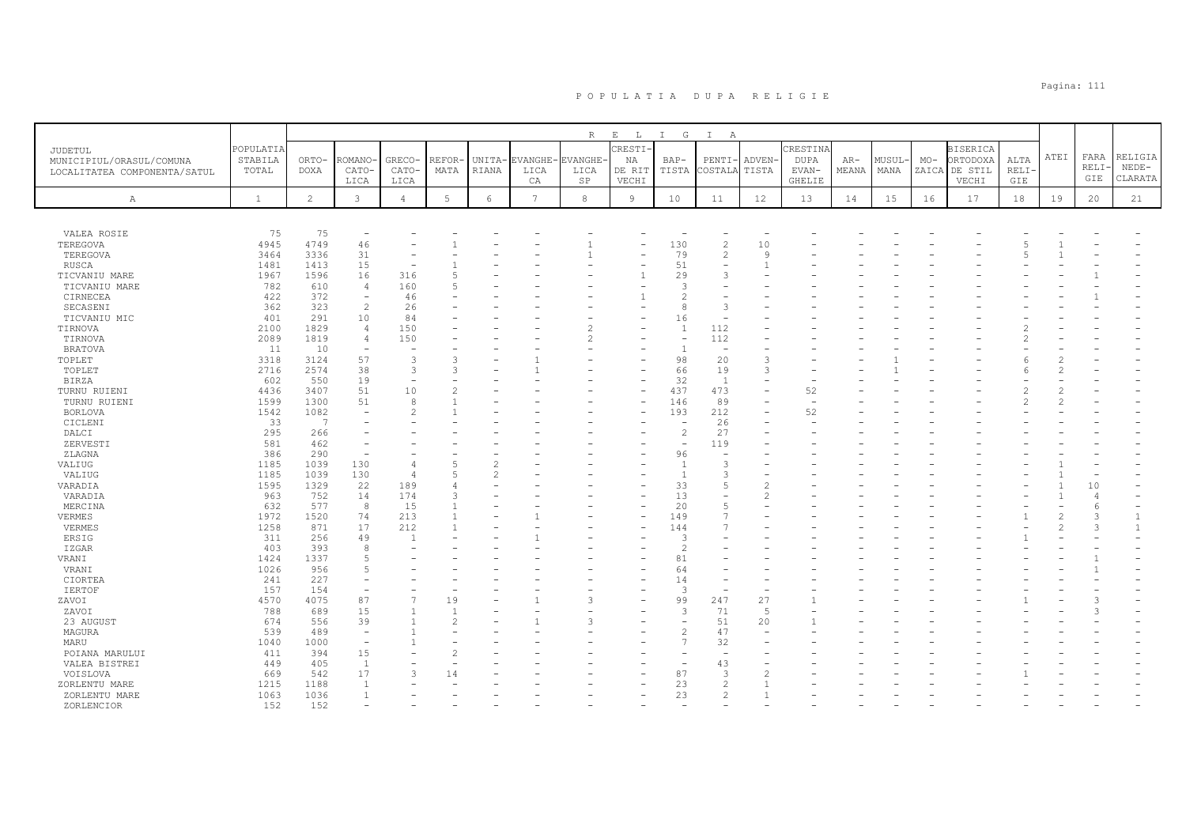POPULATIA DUPA RELIGIE

| JUDETUL MUNICIPIUL/ORASUL/COMUNA LOCALITATEA COMPONENTA/SATUL | POPULATIA STABILA TOTAL | ORTO-DOXA | ROMANO-CATO-LICA | GRECO-CATO-LICA | REFOR-MATA | UNITA-RIANA | EVANGHE-LICA CA | EVANGHE-LICA SP | CRESTI-NA DE RIT VECHI | BAP-TISTA | PENTI-COSTALA | ADVEN-TISTA | CRESTINA DUPA EVAN-GHELIE | AR-MEANA | MUSUL-MANA | MO-ZAICA | BISERICA ORTODOXA DE STIL VECHI | ALTA RELI-GIE | ATEI | FARA RELI-GIE | RELIGIA NEDE-CLARATA |
|---|---|---|---|---|---|---|---|---|---|---|---|---|---|---|---|---|---|---|---|---|---|
| A | 1 | 2 | 3 | 4 | 5 | 6 | 7 | 8 | 9 | 10 | 11 | 12 | 13 | 14 | 15 | 16 | 17 | 18 | 19 | 20 | 21 |
| VALEA ROSIE | 75 | 75 | - | - | - | - | - | - | - | - | - | - | - | - | - | - | - | - | - | - | - |
| TEREGOVA | 4945 | 4749 | 46 | - | 1 | - | - | 1 | - | 130 | 2 | 10 | - | - | - | - | - | 5 | 1 | - | - |
| TEREGOVA | 3464 | 3336 | 31 | - | - | - | - | 1 | - | 79 | 2 | 9 | - | - | - | - | - | 5 | 1 | - | - |
| RUSCA | 1481 | 1413 | 15 | - | 1 | - | - | - | - | 51 | - | 1 | - | - | - | - | - | - | - | - | - |
| TICVANIU MARE | 1967 | 1596 | 16 | 316 | 5 | - | - | - | 1 | 29 | 3 | - | - | - | - | - | - | - | - | 1 | - |
| TICVANIU MARE | 782 | 610 | 4 | 160 | 5 | - | - | - | - | 3 | - | - | - | - | - | - | - | - | - | - | - |
| CIRNECEA | 422 | 372 | - | 46 | - | - | - | - | 1 | 2 | - | - | - | - | - | - | - | - | - | 1 | - |
| SECASENI | 362 | 323 | 2 | 26 | - | - | - | - | - | 8 | 3 | - | - | - | - | - | - | - | - | - | - |
| TICVANIU MIC | 401 | 291 | 10 | 84 | - | - | - | - | - | 16 | - | - | - | - | - | - | - | - | - | - | - |
| TIRNOVA | 2100 | 1829 | 4 | 150 | - | - | - | 2 | - | 1 | 112 | - | - | - | - | - | - | 2 | - | - | - |
| TIRNOVA | 2089 | 1819 | 4 | 150 | - | - | - | 2 | - | - | 112 | - | - | - | - | - | - | 2 | - | - | - |
| BRATOVA | 11 | 10 | - | - | - | - | - | - | - | 1 | - | - | - | - | - | - | - | - | - | - | - |
| TOPLET | 3318 | 3124 | 57 | 3 | 3 | - | 1 | - | - | 98 | 20 | 3 | - | - | 1 | - | - | 6 | 2 | - | - |
| TOPLET | 2716 | 2574 | 38 | 3 | 3 | - | 1 | - | - | 66 | 19 | 3 | - | - | 1 | - | - | 6 | 2 | - | - |
| BIRZA | 602 | 550 | 19 | - | - | - | - | - | - | 32 | 1 | - | - | - | - | - | - | - | - | - | - |
| TURNU RUIENI | 4436 | 3407 | 51 | 10 | 2 | - | - | - | - | 437 | 473 | - | 52 | - | - | - | - | 2 | 2 | - | - |
| TURNU RUIENI | 1599 | 1300 | 51 | 8 | 1 | - | - | - | - | 146 | 89 | - | - | - | - | - | - | 2 | 2 | - | - |
| BORLOVA | 1542 | 1082 | - | 2 | 1 | - | - | - | - | 193 | 212 | - | 52 | - | - | - | - | - | - | - | - |
| CICLENI | 33 | 7 | - | - | - | - | - | - | - | - | 26 | - | - | - | - | - | - | - | - | - | - |
| DALCI | 295 | 266 | - | - | - | - | - | - | - | 2 | 27 | - | - | - | - | - | - | - | - | - | - |
| ZERVESTI | 581 | 462 | - | - | - | - | - | - | - | - | 119 | - | - | - | - | - | - | - | - | - | - |
| ZLAGNA | 386 | 290 | - | - | - | - | - | - | - | 96 | - | - | - | - | - | - | - | - | - | - | - |
| VALIUG | 1185 | 1039 | 130 | 4 | 5 | 2 | - | - | - | 1 | 3 | - | - | - | - | - | - | - | 1 | - | - |
| VALIUG | 1185 | 1039 | 130 | 4 | 5 | 2 | - | - | - | 1 | 3 | - | - | - | - | - | - | - | 1 | - | - |
| VARADIA | 1595 | 1329 | 22 | 189 | 4 | - | - | - | - | 33 | 5 | 2 | - | - | - | - | - | - | 1 | 10 | - |
| VARADIA | 963 | 752 | 14 | 174 | 3 | - | - | - | - | 13 | - | 2 | - | - | - | - | - | - | 1 | 4 | - |
| MERCINA | 632 | 577 | 8 | 15 | 1 | - | - | - | - | 20 | 5 | - | - | - | - | - | - | - | - | 6 | - |
| VERMES | 1972 | 1520 | 74 | 213 | 1 | - | 1 | - | - | 149 | 7 | - | - | - | - | - | - | 1 | 2 | 3 | 1 |
| VERMES | 1258 | 871 | 17 | 212 | 1 | - | - | - | - | 144 | 7 | - | - | - | - | - | - | - | 2 | 3 | 1 |
| ERSIG | 311 | 256 | 49 | 1 | - | - | 1 | - | - | 3 | - | - | - | - | - | - | - | 1 | - | - | - |
| IZGAR | 403 | 393 | 8 | - | - | - | - | - | - | 2 | - | - | - | - | - | - | - | - | - | - | - |
| VRANI | 1424 | 1337 | 5 | - | - | - | - | - | - | 81 | - | - | - | - | - | - | - | - | - | 1 | - |
| VRANI | 1026 | 956 | 5 | - | - | - | - | - | - | 64 | - | - | - | - | - | - | - | - | - | 1 | - |
| CIORTEA | 241 | 227 | - | - | - | - | - | - | - | 14 | - | - | - | - | - | - | - | - | - | - | - |
| IERTOF | 157 | 154 | - | - | - | - | - | - | - | 3 | - | - | - | - | - | - | - | - | - | - | - |
| ZAVOI | 4570 | 4075 | 87 | 7 | 19 | - | 1 | 3 | - | 99 | 247 | 27 | 1 | - | - | - | - | 1 | - | 3 | - |
| ZAVOI | 788 | 689 | 15 | 1 | 1 | - | - | - | - | 3 | 71 | 5 | - | - | - | - | - | - | - | 3 | - |
| 23 AUGUST | 674 | 556 | 39 | 1 | 2 | - | 1 | 3 | - | - | 51 | 20 | 1 | - | - | - | - | - | - | - | - |
| MAGURA | 539 | 489 | - | 1 | - | - | - | - | - | 2 | 47 | - | - | - | - | - | - | - | - | - | - |
| MARU | 1040 | 1000 | - | 1 | - | - | - | - | - | 7 | 32 | - | - | - | - | - | - | - | - | - | - |
| POIANA MARULUI | 411 | 394 | 15 | - | 2 | - | - | - | - | - | - | - | - | - | - | - | - | - | - | - | - |
| VALEA BISTREI | 449 | 405 | 1 | - | - | - | - | - | - | - | 43 | - | - | - | - | - | - | - | - | - | - |
| VOISLOVA | 669 | 542 | 17 | 3 | 14 | - | - | - | - | 87 | 3 | 2 | - | - | - | - | - | 1 | - | - | - |
| ZORLENTU MARE | 1215 | 1188 | 1 | - | - | - | - | - | - | 23 | 2 | 1 | - | - | - | - | - | - | - | - | - |
| ZORLENTU MARE | 1063 | 1036 | 1 | - | - | - | - | - | - | 23 | 2 | 1 | - | - | - | - | - | - | - | - | - |
| ZORLENCIOR | 152 | 152 | - | - | - | - | - | - | - | - | - | - | - | - | - | - | - | - | - | - | - |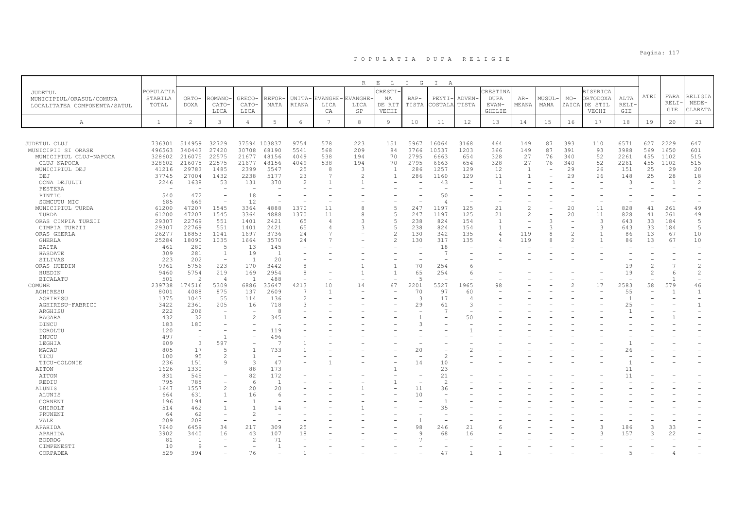# P O P U L A T I A   D U P A   R E L I G I E

| JUDETUL MUNICIPIUL/ORASUL/COMUNA LOCALITATEA COMPONENTA/SATUL | POPULATIA STABILA TOTAL | R E L I G I A | | | | | | | | | | | | | | | | | | | |
|---|---|---|---|---|---|---|---|---|---|---|---|---|---|---|---|---|---|---|---|---|---|
| | | ORTO-DOXA | ROMANO-CATO-LICA | GRECO-CATO-LICA | REFOR-MATA | UNITA-RIANA | EVANGHE-LICA CA | EVANGHE-LICA SP | CRESTI-NA DE RIT VECHI | BAP-TISTA | PENTI-COSTALA | ADVEN-TISTA | CRESTINA DUPA EVAN-GHELIE | AR-MEANA | MUSUL-MANA | MO-ZAICA | BISERICA ORTODOXA DE STIL VECHI | ALTA RELI-GIE | ATEI | FARA RELI-GIE | RELIGIA NEDE-CLARATA |
| A | 1 | 2 | 3 | 4 | 5 | 6 | 7 | 8 | 9 | 10 | 11 | 12 | 13 | 14 | 15 | 16 | 17 | 18 | 19 | 20 | 21 |
| JUDETUL CLUJ | 736301 | 514959 | 32729 | 37594 | 103837 | 9754 | 578 | 223 | 151 | 5967 | 16064 | 3168 | 464 | 149 | 87 | 393 | 110 | 6571 | 627 | 2229 | 647 |
| MUNICIPII SI ORASE | 496563 | 340443 | 27420 | 30708 | 68190 | 5541 | 568 | 209 | 84 | 3766 | 10537 | 1203 | 366 | 149 | 87 | 391 | 93 | 3988 | 569 | 1650 | 601 |
| MUNICIPIUL CLUJ-NAPOCA | 328602 | 216075 | 22575 | 21677 | 48156 | 4049 | 538 | 194 | 70 | 2795 | 6663 | 654 | 328 | 27 | 76 | 340 | 52 | 2261 | 455 | 1102 | 515 |
| CLUJ-NAPOCA | 328602 | 216075 | 22575 | 21677 | 48156 | 4049 | 538 | 194 | 70 | 2795 | 6663 | 654 | 328 | 27 | 76 | 340 | 52 | 2261 | 455 | 1102 | 515 |
| MUNICIPIUL DEJ | 41216 | 29783 | 1485 | 2399 | 5547 | 25 | 8 | 3 | 1 | 286 | 1257 | 129 | 12 | 1 | - | 29 | 26 | 151 | 25 | 29 | 20 |
| DEJ | 37745 | 27004 | 1432 | 2238 | 5177 | 23 | 7 | 2 | 1 | 286 | 1160 | 129 | 11 | 1 | - | 29 | 26 | 148 | 25 | 28 | 18 |
| OCNA DEJULUI | 2246 | 1638 | 53 | 131 | 370 | 2 | 1 | 1 | - | - | 43 | - | 1 | - | - | - | - | 3 | - | 1 | 2 |
| PESTERA | - | - | - | - | - | - | - | - | - | - | - | - | - | - | - | - | - | - | - | - | - |
| PINTIC | 540 | 472 | - | 18 | - | - | - | - | - | - | 50 | - | - | - | - | - | - | - | - | - | - |
| SOMCUTU MIC | 685 | 669 | - | 12 | - | - | - | - | - | - | 4 | - | - | - | - | - | - | - | - | - | - |
| MUNICIPIUL TURDA | 61200 | 47207 | 1545 | 3364 | 4888 | 1370 | 11 | 8 | 5 | 247 | 1197 | 125 | 21 | 2 | - | 20 | 11 | 828 | 41 | 261 | 49 |
| TURDA | 61200 | 47207 | 1545 | 3364 | 4888 | 1370 | 11 | 8 | 5 | 247 | 1197 | 125 | 21 | 2 | - | 20 | 11 | 828 | 41 | 261 | 49 |
| ORAS CIMPIA TURZII | 29307 | 22769 | 551 | 1401 | 2421 | 65 | 4 | 3 | 5 | 238 | 824 | 154 | 1 | - | 3 | - | 3 | 643 | 33 | 184 | 5 |
| CIMPIA TURZII | 29307 | 22769 | 551 | 1401 | 2421 | 65 | 4 | 3 | 5 | 238 | 824 | 154 | 1 | - | 3 | - | 3 | 643 | 33 | 184 | 5 |
| ORAS GHERLA | 26277 | 18853 | 1041 | 1697 | 3736 | 24 | 7 | - | 2 | 130 | 342 | 135 | 4 | 119 | 8 | 2 | 1 | 86 | 13 | 67 | 10 |
| GHERLA | 25284 | 18090 | 1035 | 1664 | 3570 | 24 | 7 | - | 2 | 130 | 317 | 135 | 4 | 119 | 8 | 2 | 1 | 86 | 13 | 67 | 10 |
| BAITA | 461 | 280 | 5 | 13 | 145 | - | - | - | - | - | 18 | - | - | - | - | - | - | - | - | - | - |
| HASDATE | 309 | 281 | 1 | 19 | 1 | - | - | - | - | - | 7 | - | - | - | - | - | - | - | - | - | - |
| SILIVAS | 223 | 202 | - | 1 | 20 | - | - | - | - | - | - | - | - | - | - | - | - | - | - | - | - |
| ORAS HUEDIN | 9961 | 5756 | 223 | 170 | 3442 | 8 | - | 1 | 1 | 70 | 254 | 6 | - | - | - | - | - | 19 | 2 | 7 | 2 |
| HUEDIN | 9460 | 5754 | 219 | 169 | 2954 | 8 | - | 1 | 1 | 65 | 254 | 6 | - | - | - | - | - | 19 | 2 | 6 | 2 |
| BICALATU | 501 | 2 | 4 | 1 | 488 | - | - | - | - | 5 | - | - | - | - | - | - | - | - | - | 1 | - |
| COMUNE | 239738 | 174516 | 5309 | 6886 | 35647 | 4213 | 10 | 14 | 67 | 2201 | 5527 | 1965 | 98 | - | - | 2 | 17 | 2583 | 58 | 579 | 46 |
| AGHIRESU | 8001 | 4088 | 875 | 137 | 2609 | 7 | 1 | - | - | 70 | 97 | 60 | - | - | - | - | - | 55 | - | 1 | 1 |
| AGHIRESU | 1375 | 1043 | 55 | 114 | 136 | 2 | - | - | - | 3 | 17 | 4 | - | - | - | - | - | 1 | - | - | - |
| AGHIRESU-FABRICI | 3422 | 2361 | 205 | 16 | 718 | 3 | - | - | - | 29 | 61 | 3 | - | - | - | - | - | 25 | - | - | 1 |
| ARGHISU | 222 | 206 | - | - | 8 | - | - | - | - | - | 7 | - | - | - | - | - | - | 1 | - | - | - |
| BAGARA | 432 | 32 | 1 | 2 | 345 | - | - | - | - | 1 | - | 50 | - | - | - | - | - | - | - | 1 | - |
| DINCU | 183 | 180 | - | - | - | - | - | - | - | 3 | - | - | - | - | - | - | - | - | - | - | - |
| DOROLTU | 120 | - | - | - | 119 | - | - | - | - | - | - | 1 | - | - | - | - | - | - | - | - | - |
| INUCU | 497 | - | 1 | - | 496 | - | - | - | - | - | - | - | - | - | - | - | - | - | - | - | - |
| LEGHIA | 609 | 3 | 597 | - | 7 | 1 | - | - | - | - | - | - | - | - | - | - | - | 1 | - | - | - |
| MACAU | 805 | 17 | 5 | 1 | 733 | 1 | - | - | - | 20 | - | 2 | - | - | - | - | - | 26 | - | - | - |
| TICU | 100 | 95 | 2 | 1 | - | - | - | - | - | - | 2 | - | - | - | - | - | - | - | - | - | - |
| TICU-COLONIE | 236 | 151 | 9 | 3 | 47 | - | 1 | - | - | 14 | 10 | - | - | - | - | - | - | 1 | - | - | - |
| AITON | 1626 | 1330 | - | 88 | 173 | - | - | - | 1 | - | 23 | - | - | - | - | - | - | 11 | - | - | - |
| AITON | 831 | 545 | - | 82 | 172 | - | - | - | - | - | 21 | - | - | - | - | - | - | 11 | - | - | - |
| REDIU | 795 | 785 | - | 6 | 1 | - | - | - | 1 | - | 2 | - | - | - | - | - | - | - | - | - | - |
| ALUNIS | 1647 | 1557 | 2 | 20 | 20 | - | - | 1 | - | 11 | 36 | - | - | - | - | - | - | - | - | - | - |
| ALUNIS | 664 | 631 | 1 | 16 | 6 | - | - | - | - | 10 | - | - | - | - | - | - | - | - | - | - | - |
| CORNENI | 196 | 194 | - | 1 | - | - | - | - | - | - | 1 | - | - | - | - | - | - | - | - | - | - |
| GHIROLT | 514 | 462 | 1 | 1 | 14 | - | - | 1 | - | - | 35 | - | - | - | - | - | - | - | - | - | - |
| PRUNENI | 64 | 62 | - | 2 | - | - | - | - | - | - | - | - | - | - | - | - | - | - | - | - | - |
| VALE | 209 | 208 | - | - | - | - | - | - | - | 1 | - | - | - | - | - | - | - | - | - | - | - |
| APAHIDA | 7640 | 6459 | 34 | 217 | 309 | 25 | - | - | - | 98 | 246 | 21 | 6 | - | - | - | 3 | 186 | 3 | 33 | - |
| APAHIDA | 3902 | 3440 | 16 | 43 | 107 | 18 | - | - | - | 9 | 68 | 16 | - | - | - | - | 3 | 157 | 3 | 22 | - |
| BODROG | 81 | 1 | - | 2 | 71 | - | - | - | - | 7 | - | - | - | - | - | - | - | - | - | - | - |
| CIMPENESTI | 10 | 9 | - | - | 1 | - | - | - | - | - | - | - | - | - | - | - | - | - | - | - | - |
| CORPADEA | 529 | 394 | - | 76 | - | 1 | - | - | - | - | 47 | 1 | 1 | - | - | - | - | 5 | - | 4 | - |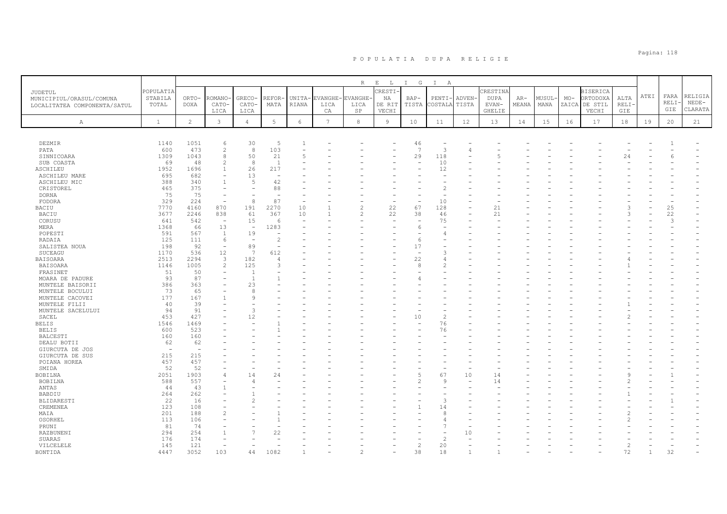# POPULATIA DUPA RELIGIE

| JUDETUL MUNICIPIUL/ORASUL/COMUNA LOCALITATEA COMPONENTA/SATUL | POPULATIA STABILA TOTAL | RELIGIA | | | | | | | | | | | | | | | | | | | |
|---|---|---|---|---|---|---|---|---|---|---|---|---|---|---|---|---|---|---|---|---|---|
| | | ORTODOXA | ROMANO-CATOLICA | GRECO-CATOLICA | REFORMATA | UNITARIANA | EVANGHELICA CA | EVANGHELICA SP | CRESTINA DE RIT VECHI | BAPTISTA | PENTICOSTALA | ADVENTISTA | CRESTINA DUPA EVANGHELIE | ARMEANA | MUSULMANA | MOZAICA | BISERICA ORTODOXA DE STIL VECHI | ALTA RELIGIE | ATEI | FARA RELIGIE | RELIGIE NEDECLARATA |
| A | 1 | 2 | 3 | 4 | 5 | 6 | 7 | 8 | 9 | 10 | 11 | 12 | 13 | 14 | 15 | 16 | 17 | 18 | 19 | 20 | 21 |
| DEZMIR | 1140 | 1051 | 6 | 30 | 5 | 1 | - | - | - | 46 | - | - | - | - | - | - | - | - | - | 1 | - |
| PATA | 600 | 473 | 2 | 8 | 103 | - | - | - | - | 7 | 3 | 4 | - | - | - | - | - | - | - | - | - |
| SINNICOARA | 1309 | 1043 | 8 | 50 | 21 | 5 | - | - | - | 29 | 118 | - | 5 | - | - | - | - | 24 | - | 6 | - |
| SUB COASTA | 69 | 48 | 2 | 8 | 1 | - | - | - | - | - | 10 | - | - | - | - | - | - | - | - | - | - |
| ASCHILEU | 1952 | 1696 | 1 | 26 | 217 | - | - | - | - | - | 12 | - | - | - | - | - | - | - | - | - | - |
| ASCHILEU MARE | 695 | 682 | - | 13 | - | - | - | - | - | - | - | - | - | - | - | - | - | - | - | - | - |
| ASCHILEU MIC | 388 | 340 | 1 | 5 | 42 | - | - | - | - | - | - | - | - | - | - | - | - | - | - | - | - |
| CRISTOREL | 465 | 375 | - | - | 88 | - | - | - | - | - | 2 | - | - | - | - | - | - | - | - | - | - |
| DORNA | 75 | 75 | - | - | - | - | - | - | - | - | - | - | - | - | - | - | - | - | - | - | - |
| FODORA | 329 | 224 | - | 8 | 87 | - | - | - | - | - | 10 | - | - | - | - | - | - | - | - | - | - |
| BACIU | 7770 | 4160 | 870 | 191 | 2270 | 10 | 1 | 2 | 22 | 67 | 128 | - | 21 | - | - | - | - | 3 | - | 25 | - |
| BACIU | 3677 | 2246 | 838 | 61 | 367 | 10 | 1 | 2 | 22 | 38 | 46 | - | 21 | - | - | - | - | 3 | - | 22 | - |
| CORUSU | 641 | 542 | - | 15 | 6 | - | - | - | - | - | 75 | - | - | - | - | - | - | - | - | 3 | - |
| MERA | 1368 | 66 | 13 | - | 1283 | - | - | - | - | 6 | - | - | - | - | - | - | - | - | - | - | - |
| POPESTI | 591 | 567 | 1 | 19 | - | - | - | - | - | - | 4 | - | - | - | - | - | - | - | - | - | - |
| RADAIA | 125 | 111 | 6 | - | 2 | - | - | - | - | 6 | - | - | - | - | - | - | - | - | - | - | - |
| SALISTEA NOUA | 198 | 92 | - | 89 | - | - | - | - | - | 17 | - | - | - | - | - | - | - | - | - | - | - |
| SUCEAGU | 1170 | 536 | 12 | 7 | 612 | - | - | - | - | - | 3 | - | - | - | - | - | - | - | - | - | - |
| BAISOARA | 2513 | 2294 | 3 | 182 | 4 | - | - | - | - | 22 | 4 | - | - | - | - | - | - | 4 | - | - | - |
| BAISOARA | 1146 | 1005 | 2 | 125 | 3 | - | - | - | - | 8 | 2 | - | - | - | - | - | - | 1 | - | - | - |
| FRASINET | 51 | 50 | - | 1 | - | - | - | - | - | - | - | - | - | - | - | - | - | - | - | - | - |
| MOARA DE PADURE | 93 | 87 | - | 1 | 1 | - | - | - | - | 4 | - | - | - | - | - | - | - | - | - | - | - |
| MUNTELE BAISORII | 386 | 363 | - | 23 | - | - | - | - | - | - | - | - | - | - | - | - | - | - | - | - | - |
| MUNTELE BOCULUI | 73 | 65 | - | 8 | - | - | - | - | - | - | - | - | - | - | - | - | - | - | - | - | - |
| MUNTELE CACOVEI | 177 | 167 | 1 | 9 | - | - | - | - | - | - | - | - | - | - | - | - | - | - | - | - | - |
| MUNTELE FILII | 40 | 39 | - | - | - | - | - | - | - | - | - | - | - | - | - | - | - | 1 | - | - | - |
| MUNTELE SACELULUI | 94 | 91 | - | 3 | - | - | - | - | - | - | - | - | - | - | - | - | - | - | - | - | - |
| SACEL | 453 | 427 | - | 12 | - | - | - | - | - | 10 | 2 | - | - | - | - | - | - | 2 | - | - | - |
| BELIS | 1546 | 1469 | - | - | 1 | - | - | - | - | - | 76 | - | - | - | - | - | - | - | - | - | - |
| BELIS | 600 | 523 | - | - | 1 | - | - | - | - | - | 76 | - | - | - | - | - | - | - | - | - | - |
| BALCESTI | 160 | 160 | - | - | - | - | - | - | - | - | - | - | - | - | - | - | - | - | - | - | - |
| DEALU BOTII | 62 | 62 | - | - | - | - | - | - | - | - | - | - | - | - | - | - | - | - | - | - | - |
| GIURCUTA DE JOS | - | - | - | - | - | - | - | - | - | - | - | - | - | - | - | - | - | - | - | - | - |
| GIURCUTA DE SUS | 215 | 215 | - | - | - | - | - | - | - | - | - | - | - | - | - | - | - | - | - | - | - |
| POIANA HOREA | 457 | 457 | - | - | - | - | - | - | - | - | - | - | - | - | - | - | - | - | - | - | - |
| SMIDA | 52 | 52 | - | - | - | - | - | - | - | - | - | - | - | - | - | - | - | - | - | - | - |
| BOBILNA | 2051 | 1903 | 4 | 14 | 24 | - | - | - | - | 5 | 67 | 10 | 14 | - | - | - | - | 9 | - | 1 | - |
| BOBILNA | 588 | 557 | - | 4 | - | - | - | - | - | 2 | 9 | - | 14 | - | - | - | - | 2 | - | - | - |
| ANTAS | 44 | 43 | 1 | - | - | - | - | - | - | - | - | - | - | - | - | - | - | - | - | - | - |
| BABDIU | 264 | 262 | - | 1 | - | - | - | - | - | - | - | - | - | - | - | - | - | 1 | - | - | - |
| BLIDARESTI | 22 | 16 | - | 2 | - | - | - | - | - | - | 3 | - | - | - | - | - | - | - | - | 1 | - |
| CREMENEA | 123 | 108 | - | - | - | - | - | - | - | 1 | 14 | - | - | - | - | - | - | - | - | - | - |
| MAIA | 201 | 188 | 2 | - | 1 | - | - | - | - | - | 8 | - | - | - | - | - | - | 2 | - | - | - |
| OSORHEL | 113 | 106 | - | - | 1 | - | - | - | - | - | 4 | - | - | - | - | - | - | 2 | - | - | - |
| PRUNI | 81 | 74 | - | - | - | - | - | - | - | - | 7 | - | - | - | - | - | - | - | - | - | - |
| RAZBUNENI | 294 | 254 | 1 | 7 | 22 | - | - | - | - | - | - | 10 | - | - | - | - | - | - | - | - | - |
| SUARAS | 176 | 174 | - | - | - | - | - | - | - | - | 2 | - | - | - | - | - | - | - | - | - | - |
| VILCELELE | 145 | 121 | - | - | - | - | - | - | - | 2 | 20 | - | - | - | - | - | - | 2 | - | - | - |
| BONTIDA | 4447 | 3052 | 103 | 44 | 1082 | 1 | - | 2 | - | 38 | 18 | 1 | 1 | - | - | - | - | 72 | 1 | 32 | - |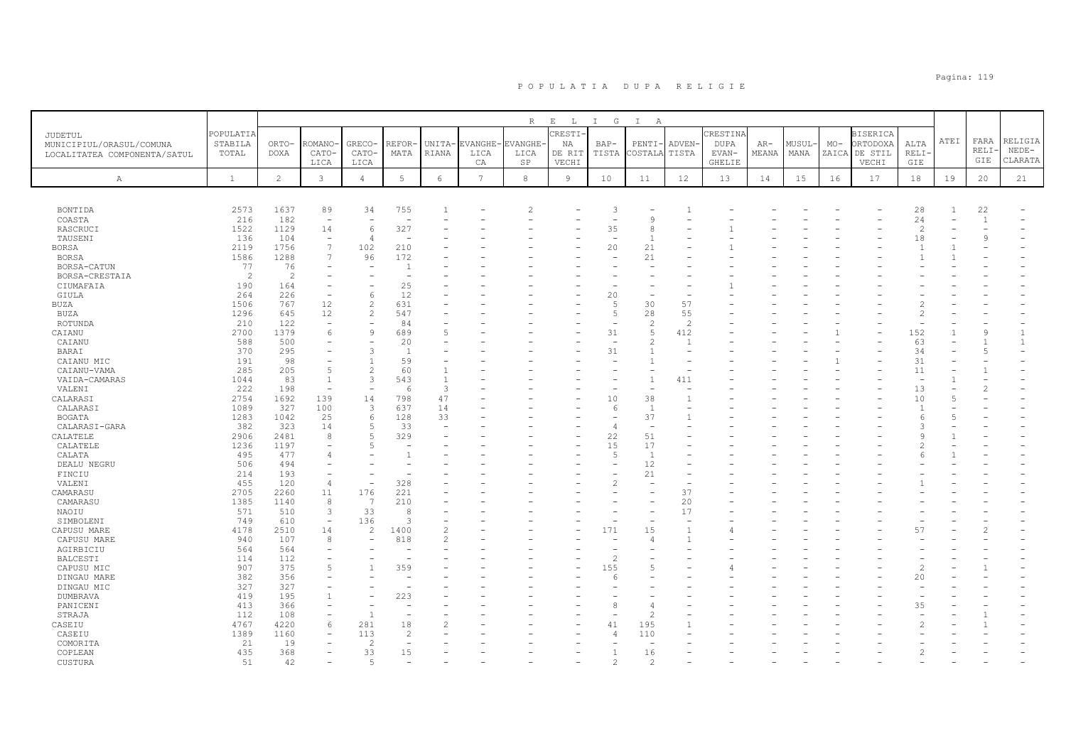# P O P U L A T I A   D U P A   R E L I G I E

| JUDETUL MUNICIPIUL/ORASUL/COMUNA LOCALITATEA COMPONENTA/SATUL | POPULATIA STABILA TOTAL | RELIGIA | | | | | | | | | | | | | | | | | | | |
|---|---|---|---|---|---|---|---|---|---|---|---|---|---|---|---|---|---|---|---|---|---|
| | | ORTODOXA | ROMANO-CATOLICA | GRECO-CATOLICA | REFORMATA | UNITARIANA | EVANGHELICA CA | EVANGHELICA SP | CRESTINA DE RIT VECHI | BAPTISTA | PENTICOSTALA | ADVENTISTA | CRESTINA DUPA EVANGHELIE | ARMEANA | MUSULMANA | MOZAICA | BISERICA ORTODOXA DE STIL VECHI | ALTA RELIGIE | ATEI | FARA RELIGIE | RELIGIA NEDECLARATA |
| A | 1 | 2 | 3 | 4 | 5 | 6 | 7 | 8 | 9 | 10 | 11 | 12 | 13 | 14 | 15 | 16 | 17 | 18 | 19 | 20 | 21 |
| BONTIDA | 2573 | 1637 | 89 | 34 | 755 | 1 | - | 2 | - | 3 | - | 1 | - | - | - | - | - | 28 | 1 | 22 | - |
| COASTA | 216 | 182 | - | - | - | - | - | - | - | - | 9 | - | - | - | - | - | - | 24 | - | 1 | - |
| RASCRUCI | 1522 | 1129 | 14 | 6 | 327 | - | - | - | - | 35 | 8 | - | 1 | - | - | - | - | 2 | - | - | - |
| TAUSENI | 136 | 104 | - | 4 | - | - | - | - | - | - | 1 | - | - | - | - | - | - | 18 | - | 9 | - |
| BORSA | 2119 | 1756 | 7 | 102 | 210 | - | - | - | - | 20 | 21 | - | 1 | - | - | - | - | 1 | 1 | - | - |
| BORSA | 1586 | 1288 | 7 | 96 | 172 | - | - | - | - | - | 21 | - | - | - | - | - | - | 1 | 1 | - | - |
| BORSA-CATUN | 77 | 76 | - | - | 1 | - | - | - | - | - | - | - | - | - | - | - | - | - | - | - | - |
| BORSA-CRESTAIA | 2 | 2 | - | - | - | - | - | - | - | - | - | - | - | - | - | - | - | - | - | - | - |
| CIUMAFAIA | 190 | 164 | - | - | 25 | - | - | - | - | - | - | - | 1 | - | - | - | - | - | - | - | - |
| GIULA | 264 | 226 | - | 6 | 12 | - | - | - | - | 20 | - | - | - | - | - | - | - | - | - | - | - |
| BUZA | 1506 | 767 | 12 | 2 | 631 | - | - | - | - | 5 | 30 | 57 | - | - | - | - | - | 2 | - | - | - |
| BUZA | 1296 | 645 | 12 | 2 | 547 | - | - | - | - | 5 | 28 | 55 | - | - | - | - | - | 2 | - | - | - |
| ROTUNDA | 210 | 122 | - | - | 84 | - | - | - | - | - | 2 | 2 | - | - | - | - | - | - | - | - | - |
| CAIANU | 2700 | 1379 | 6 | 9 | 689 | 5 | - | - | - | 31 | 5 | 412 | - | - | - | 1 | - | 152 | 1 | 9 | 1 |
| CAIANU | 588 | 500 | - | - | 20 | - | - | - | - | - | 2 | 1 | - | - | - | - | - | 63 | - | 1 | 1 |
| BARAI | 370 | 295 | - | 3 | 1 | - | - | - | - | 31 | 1 | - | - | - | - | - | - | 34 | - | 5 | - |
| CAIANU MIC | 191 | 98 | - | 1 | 59 | - | - | - | - | - | 1 | - | - | - | - | 1 | - | 31 | - | - | - |
| CAIANU-VAMA | 285 | 205 | 5 | 2 | 60 | 1 | - | - | - | - | - | - | - | - | - | - | - | 11 | - | 1 | - |
| VAIDA-CAMARAS | 1044 | 83 | 1 | 3 | 543 | 1 | - | - | - | - | 1 | 411 | - | - | - | - | - | - | 1 | - | - |
| VALENI | 222 | 198 | - | - | 6 | 3 | - | - | - | - | - | - | - | - | - | - | - | 13 | - | 2 | - |
| CALARASI | 2754 | 1692 | 139 | 14 | 798 | 47 | - | - | - | 10 | 38 | 1 | - | - | - | - | - | 10 | 5 | - | - |
| CALARASI | 1089 | 327 | 100 | 3 | 637 | 14 | - | - | - | 6 | 1 | - | - | - | - | - | - | 1 | - | - | - |
| BOGATA | 1283 | 1042 | 25 | 6 | 128 | 33 | - | - | - | - | 37 | 1 | - | - | - | - | - | 6 | 5 | - | - |
| CALARASI-GARA | 382 | 323 | 14 | 5 | 33 | - | - | - | - | 4 | - | - | - | - | - | - | - | 3 | - | - | - |
| CALATELE | 2906 | 2481 | 8 | 5 | 329 | - | - | - | - | 22 | 51 | - | - | - | - | - | - | 9 | 1 | - | - |
| CALATELE | 1236 | 1197 | - | 5 | - | - | - | - | - | 15 | 17 | - | - | - | - | - | - | 2 | - | - | - |
| CALATA | 495 | 477 | 4 | - | 1 | - | - | - | - | 5 | 1 | - | - | - | - | - | - | 6 | 1 | - | - |
| DEALU NEGRU | 506 | 494 | - | - | - | - | - | - | - | - | 12 | - | - | - | - | - | - | - | - | - | - |
| FINCIU | 214 | 193 | - | - | - | - | - | - | - | - | 21 | - | - | - | - | - | - | - | - | - | - |
| VALENI | 455 | 120 | 4 | - | 328 | - | - | - | - | 2 | - | - | - | - | - | - | - | 1 | - | - | - |
| CAMARASU | 2705 | 2260 | 11 | 176 | 221 | - | - | - | - | - | - | 37 | - | - | - | - | - | - | - | - | - |
| CAMARASU | 1385 | 1140 | 8 | 7 | 210 | - | - | - | - | - | - | 20 | - | - | - | - | - | - | - | - | - |
| NAOIU | 571 | 510 | 3 | 33 | 8 | - | - | - | - | - | - | 17 | - | - | - | - | - | - | - | - | - |
| SIMBOLENI | 749 | 610 | - | 136 | 3 | - | - | - | - | - | - | - | - | - | - | - | - | - | - | - | - |
| CAPUSU MARE | 4178 | 2510 | 14 | 2 | 1400 | 2 | - | - | - | 171 | 15 | 1 | 4 | - | - | - | - | 57 | - | 2 | - |
| CAPUSU MARE | 940 | 107 | 8 | - | 818 | 2 | - | - | - | - | 4 | 1 | - | - | - | - | - | - | - | - | - |
| AGIRBICIU | 564 | 564 | - | - | - | - | - | - | - | - | - | - | - | - | - | - | - | - | - | - | - |
| BALCESTI | 114 | 112 | - | - | - | - | - | - | - | 2 | - | - | - | - | - | - | - | - | - | - | - |
| CAPUSU MIC | 907 | 375 | 5 | 1 | 359 | - | - | - | - | 155 | 5 | - | 4 | - | - | - | - | 2 | - | 1 | - |
| DINGAU MARE | 382 | 356 | - | - | - | - | - | - | - | 6 | - | - | - | - | - | - | - | 20 | - | - | - |
| DINGAU MIC | 327 | 327 | - | - | - | - | - | - | - | - | - | - | - | - | - | - | - | - | - | - | - |
| DUMBRAVA | 419 | 195 | 1 | - | 223 | - | - | - | - | - | - | - | - | - | - | - | - | - | - | - | - |
| PANICENI | 413 | 366 | - | - | - | - | - | - | - | 8 | 4 | - | - | - | - | - | - | 35 | - | - | - |
| STRAJA | 112 | 108 | - | 1 | - | - | - | - | - | - | 2 | - | - | - | - | - | - | - | - | 1 | - |
| CASEIU | 4767 | 4220 | 6 | 281 | 18 | 2 | - | - | - | 41 | 195 | 1 | - | - | - | - | - | 2 | - | 1 | - |
| CASEIU | 1389 | 1160 | - | 113 | 2 | - | - | - | - | 4 | 110 | - | - | - | - | - | - | - | - | - | - |
| COMORITA | 21 | 19 | - | 2 | - | - | - | - | - | - | - | - | - | - | - | - | - | - | - | - | - |
| COPLEAN | 435 | 368 | - | 33 | 15 | - | - | - | - | 1 | 16 | - | - | - | - | - | - | 2 | - | - | - |
| CUSTURA | 51 | 42 | - | 5 | - | - | - | - | - | 2 | 2 | - | - | - | - | - | - | - | - | - | - |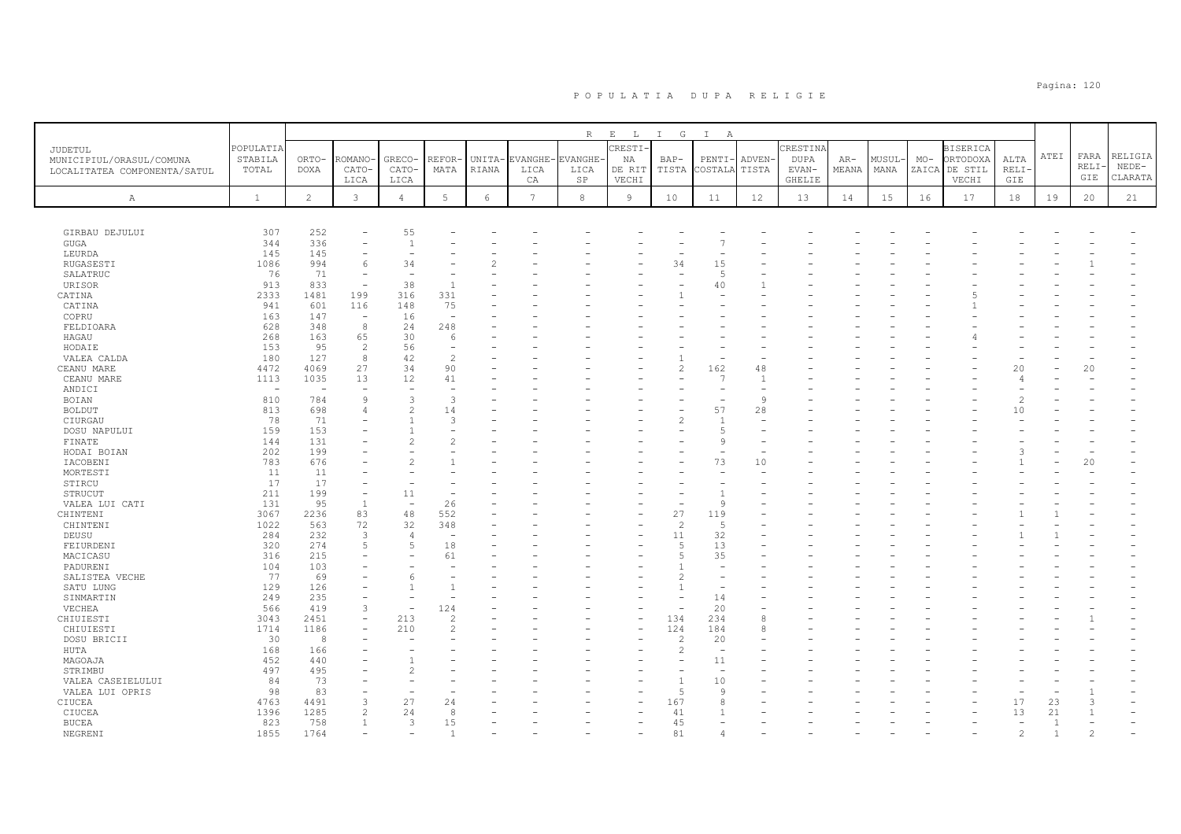# P O P U L A T I A   D U P A   R E L I G I E

| JUDETUL MUNICIPIUL/ORASUL/COMUNA LOCALITATEA COMPONENTA/SATUL | POPULATIA STABILA TOTAL | ORTODOXA | ROMANO-CATOLICA | GRECO-CATOLICA | REFORMATA | UNITARIANA | EVANGHELICA | EVANGHELICA SP | CRESTINA DE RIT VECHI | BAPTISTA | PENTICOSTALA | ADVENTISTA | CRESTINA DUPA EVANGHELIE | ARMEANA | MUSULMANA | MOZAICA | BISERICA ORTODOXA DE STIL VECHI | ALTA RELIGIE | ATEI | FARA RELIGIE | RELIGIA NEDECLARATA |
|---|---|---|---|---|---|---|---|---|---|---|---|---|---|---|---|---|---|---|---|---|---|
| A | 1 | 2 | 3 | 4 | 5 | 6 | 7 | 8 | 9 | 10 | 11 | 12 | 13 | 14 | 15 | 16 | 17 | 18 | 19 | 20 | 21 |
| GIRBAU DEJULUI | 307 | 252 | - | 55 | - | - | - | - | - | - | - | - | - | - | - | - | - | - | - | - | - |
| GUGA | 344 | 336 | - | 1 | - | - | - | - | - | - | 7 | - | - | - | - | - | - | - | - | - | - |
| LEURDA | 145 | 145 | - | - | - | - | - | - | - | - | - | - | - | - | - | - | - | - | - | - | - |
| RUGASESTI | 1086 | 994 | 6 | 34 | - | 2 | - | - | - | 34 | 15 | - | - | - | - | - | - | - | - | 1 | - |
| SALATRUC | 76 | 71 | - | - | - | - | - | - | - | - | 5 | - | - | - | - | - | - | - | - | - | - |
| URISOR | 913 | 833 | - | 38 | 1 | - | - | - | - | - | 40 | 1 | - | - | - | - | - | - | - | - | - |
| CATINA | 2333 | 1481 | 199 | 316 | 331 | - | - | - | - | 1 | - | - | - | - | - | - | 5 | - | - | - | - |
| CATINA | 941 | 601 | 116 | 148 | 75 | - | - | - | - | - | - | - | - | - | - | - | 1 | - | - | - | - |
| COPRU | 163 | 147 | - | 16 | - | - | - | - | - | - | - | - | - | - | - | - | - | - | - | - | - |
| FELDIOARA | 628 | 348 | 8 | 24 | 248 | - | - | - | - | - | - | - | - | - | - | - | - | - | - | - | - |
| HAGAU | 268 | 163 | 65 | 30 | 6 | - | - | - | - | - | - | - | - | - | - | - | 4 | - | - | - | - |
| HODAIE | 153 | 95 | 2 | 56 | - | - | - | - | - | - | - | - | - | - | - | - | - | - | - | - | - |
| VALEA CALDA | 180 | 127 | 8 | 42 | 2 | - | - | - | - | 1 | - | - | - | - | - | - | - | - | - | - | - |
| CEANU MARE | 4472 | 4069 | 27 | 34 | 90 | - | - | - | - | 2 | 162 | 48 | - | - | - | - | - | 20 | - | 20 | - |
| CEANU MARE | 1113 | 1035 | 13 | 12 | 41 | - | - | - | - | - | 7 | 1 | - | - | - | - | - | 4 | - | - | - |
| ANDICI | - | - | - | - | - | - | - | - | - | - | - | - | - | - | - | - | - | - | - | - | - |
| BOIAN | 810 | 784 | 9 | 3 | 3 | - | - | - | - | - | - | 9 | - | - | - | - | - | 2 | - | - | - |
| BOLDUT | 813 | 698 | 4 | 2 | 14 | - | - | - | - | - | 57 | 28 | - | - | - | - | - | 10 | - | - | - |
| CIURGAU | 78 | 71 | - | 1 | 3 | - | - | - | - | 2 | 1 | - | - | - | - | - | - | - | - | - | - |
| DOSU NAPULUI | 159 | 153 | - | 1 | - | - | - | - | - | - | 5 | - | - | - | - | - | - | - | - | - | - |
| FINATE | 144 | 131 | - | 2 | 2 | - | - | - | - | - | 9 | - | - | - | - | - | - | - | - | - | - |
| HODAI BOIAN | 202 | 199 | - | - | - | - | - | - | - | - | - | - | - | - | - | - | - | 3 | - | - | - |
| IACOBENI | 783 | 676 | - | 2 | 1 | - | - | - | - | - | 73 | 10 | - | - | - | - | - | 1 | - | 20 | - |
| MORTESTI | 11 | 11 | - | - | - | - | - | - | - | - | - | - | - | - | - | - | - | - | - | - | - |
| STIRCU | 17 | 17 | - | - | - | - | - | - | - | - | - | - | - | - | - | - | - | - | - | - | - |
| STRUCUT | 211 | 199 | - | 11 | - | - | - | - | - | - | 1 | - | - | - | - | - | - | - | - | - | - |
| VALEA LUI CATI | 131 | 95 | 1 | - | 26 | - | - | - | - | - | 9 | - | - | - | - | - | - | - | - | - | - |
| CHINTENI | 3067 | 2236 | 83 | 48 | 552 | - | - | - | - | 27 | 119 | - | - | - | - | - | - | 1 | 1 | - | - |
| CHINTENI | 1022 | 563 | 72 | 32 | 348 | - | - | - | - | 2 | 5 | - | - | - | - | - | - | - | - | - | - |
| DEUSU | 284 | 232 | 3 | 4 | - | - | - | - | - | 11 | 32 | - | - | - | - | - | - | 1 | 1 | - | - |
| FEIURDENI | 320 | 274 | 5 | 5 | 18 | - | - | - | - | 5 | 13 | - | - | - | - | - | - | - | - | - | - |
| MACICASU | 316 | 215 | - | - | 61 | - | - | - | - | 5 | 35 | - | - | - | - | - | - | - | - | - | - |
| PADURENI | 104 | 103 | - | - | - | - | - | - | - | 1 | - | - | - | - | - | - | - | - | - | - | - |
| SALISTEA VECHE | 77 | 69 | - | 6 | - | - | - | - | - | 2 | - | - | - | - | - | - | - | - | - | - | - |
| SATU LUNG | 129 | 126 | - | 1 | 1 | - | - | - | - | 1 | - | - | - | - | - | - | - | - | - | - | - |
| SINMARTIN | 249 | 235 | - | - | - | - | - | - | - | - | 14 | - | - | - | - | - | - | - | - | - | - |
| VECHEA | 566 | 419 | 3 | - | 124 | - | - | - | - | - | 20 | - | - | - | - | - | - | - | - | - | - |
| CHIUIESTI | 3043 | 2451 | - | 213 | 2 | - | - | - | - | 134 | 234 | 8 | - | - | - | - | - | - | - | 1 | - |
| CHIUIESTI | 1714 | 1186 | - | 210 | 2 | - | - | - | - | 124 | 184 | 8 | - | - | - | - | - | - | - | - | - |
| DOSU BRICII | 30 | 8 | - | - | - | - | - | - | - | 2 | 20 | - | - | - | - | - | - | - | - | - | - |
| HUTA | 168 | 166 | - | - | - | - | - | - | - | 2 | - | - | - | - | - | - | - | - | - | - | - |
| MAGOAJA | 452 | 440 | - | 1 | - | - | - | - | - | - | 11 | - | - | - | - | - | - | - | - | - | - |
| STRIMBU | 497 | 495 | - | 2 | - | - | - | - | - | - | - | - | - | - | - | - | - | - | - | - | - |
| VALEA CASEIELULUI | 84 | 73 | - | - | - | - | - | - | - | 1 | 10 | - | - | - | - | - | - | - | - | - | - |
| VALEA LUI OPRIS | 98 | 83 | - | - | - | - | - | - | - | 5 | 9 | - | - | - | - | - | - | - | - | 1 | - |
| CIUCEA | 4763 | 4491 | 3 | 27 | 24 | - | - | - | - | 167 | 8 | - | - | - | - | - | - | 17 | 23 | 3 | - |
| CIUCEA | 1396 | 1285 | 2 | 24 | 8 | - | - | - | - | 41 | 1 | - | - | - | - | - | - | 13 | 21 | 1 | - |
| BUCEA | 823 | 758 | 1 | 3 | 15 | - | - | - | - | 45 | - | - | - | - | - | - | - | - | 1 | - | - |
| NEGRENI | 1855 | 1764 | - | - | 1 | - | - | - | - | 81 | 4 | - | - | - | - | - | - | 2 | 1 | 2 | - |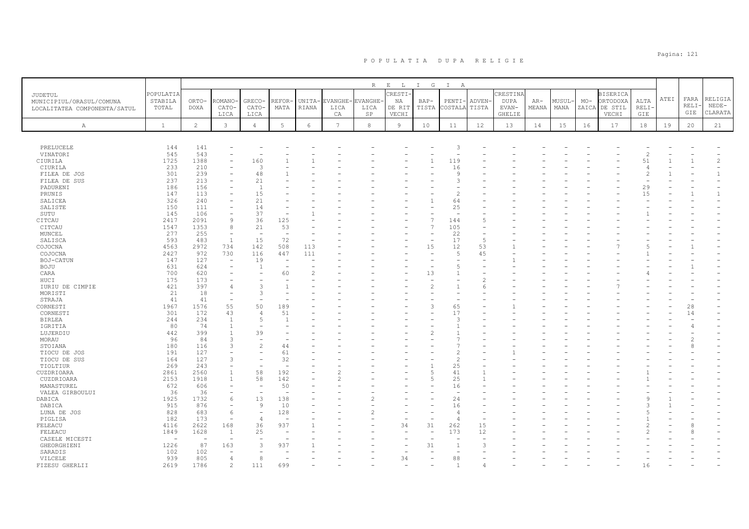# P O P U L A T I A   D U P A   R E L I G I E

| JUDETUL MUNICIPIUL/ORASUL/COMUNA LOCALITATEA COMPONENTA/SATUL | POPULATIA STABILA TOTAL | RELIGIA | | | | | | | | | | | | | | | | | | | |
|---|---|---|---|---|---|---|---|---|---|---|---|---|---|---|---|---|---|---|---|---|---|
| | | ORTO-DOXA | ROMANO-CATO-LICA | GRECO-CATO-LICA | REFOR-MATA | UNITA-RIANA | EVANGHE-LICA CA | EVANGHE-LICA SP | CRESTI-NA DE RIT VECHI | BAP-TISTA | PENTI-COSTALA | ADVEN-TISTA | CRESTINA DUPA EVAN-GHELIE | AR-MEANA | MUSUL-MANA | MO-ZAICA | BISERICA ORTODOXA DE STIL VECHI | ALTA RELI-GIE | ATEI | FARA RELI-GIE | RELIGIA NEDE-CLARATA |
| A | 1 | 2 | 3 | 4 | 5 | 6 | 7 | 8 | 9 | 10 | 11 | 12 | 13 | 14 | 15 | 16 | 17 | 18 | 19 | 20 | 21 |
| PRELUCELE | 144 | 141 | - | - | - | - | - | - | - | - | 3 | - | - | - | - | - | - | - | - | - | - |
| VINATORI | 545 | 543 | - | - | - | - | - | - | - | - | - | - | - | - | - | - | - | 2 | - | - | - |
| CIURILA | 1725 | 1388 | - | 160 | 1 | 1 | - | - | - | 1 | 119 | - | - | - | - | - | - | 51 | 1 | 1 | 2 |
| CIURILA | 233 | 210 | - | 3 | - | - | - | - | - | - | 16 | - | - | - | - | - | - | 4 | - | - | - |
| FILEA DE JOS | 301 | 239 | - | 48 | 1 | - | - | - | - | - | 9 | - | - | - | - | - | - | 2 | 1 | - | 1 |
| FILEA DE SUS | 237 | 213 | - | 21 | - | - | - | - | - | - | 3 | - | - | - | - | - | - | - | - | - | - |
| PADURENI | 186 | 156 | - | 1 | - | - | - | - | - | - | - | - | - | - | - | - | - | 29 | - | - | - |
| PRUNIS | 147 | 113 | - | 15 | - | - | - | - | - | - | 2 | - | - | - | - | - | - | 15 | - | 1 | 1 |
| SALICEA | 326 | 240 | - | 21 | - | - | - | - | - | 1 | 64 | - | - | - | - | - | - | - | - | - | - |
| SALISTE | 150 | 111 | - | 14 | - | - | - | - | - | - | 25 | - | - | - | - | - | - | - | - | - | - |
| SUTU | 145 | 106 | - | 37 | - | 1 | - | - | - | - | - | - | - | - | - | - | - | 1 | - | - | - |
| CITCAU | 2417 | 2091 | 9 | 36 | 125 | - | - | - | - | 7 | 144 | 5 | - | - | - | - | - | - | - | - | - |
| CITCAU | 1547 | 1353 | 8 | 21 | 53 | - | - | - | - | 7 | 105 | - | - | - | - | - | - | - | - | - | - |
| MUNCEL | 277 | 255 | - | - | - | - | - | - | - | - | 22 | - | - | - | - | - | - | - | - | - | - |
| SALISCA | 593 | 483 | 1 | 15 | 72 | - | - | - | - | - | 17 | 5 | - | - | - | - | - | - | - | - | - |
| COJOCNA | 4563 | 2972 | 734 | 142 | 508 | 113 | - | - | - | 15 | 12 | 53 | 1 | - | - | - | 7 | 5 | - | 1 | - |
| COJOCNA | 2427 | 972 | 730 | 116 | 447 | 111 | - | - | - | - | 5 | 45 | - | - | - | - | - | 1 | - | - | - |
| BOJ-CATUN | 147 | 127 | - | 19 | - | - | - | - | - | - | - | - | 1 | - | - | - | - | - | - | - | - |
| BOJU | 631 | 624 | - | 1 | - | - | - | - | - | - | 5 | - | - | - | - | - | - | - | - | 1 | - |
| CARA | 700 | 620 | - | - | 60 | 2 | - | - | - | 13 | 1 | - | - | - | - | - | - | 4 | - | - | - |
| HUCI | 175 | 173 | - | - | - | - | - | - | - | - | - | 2 | - | - | - | - | - | - | - | - | - |
| IURIU DE CIMPIE | 421 | 397 | 4 | 3 | 1 | - | - | - | - | 2 | 1 | 6 | - | - | - | - | 7 | - | - | - | - |
| MORISTI | 21 | 18 | - | 3 | - | - | - | - | - | - | - | - | - | - | - | - | - | - | - | - | - |
| STRAJA | 41 | 41 | - | - | - | - | - | - | - | - | - | - | - | - | - | - | - | - | - | - | - |
| CORNESTI | 1967 | 1576 | 55 | 50 | 189 | - | - | - | - | 3 | 65 | - | 1 | - | - | - | - | - | - | 28 | - |
| CORNESTI | 301 | 172 | 43 | 4 | 51 | - | - | - | - | - | 17 | - | - | - | - | - | - | - | - | 14 | - |
| BIRLEA | 244 | 234 | 1 | 5 | 1 | - | - | - | - | - | 3 | - | - | - | - | - | - | - | - | - | - |
| IGRITIA | 80 | 74 | 1 | - | - | - | - | - | - | - | 1 | - | - | - | - | - | - | - | - | 4 | - |
| LUJERDIU | 442 | 399 | 1 | 39 | - | - | - | - | - | 2 | 1 | - | - | - | - | - | - | - | - | - | - |
| MORAU | 96 | 84 | 3 | - | - | - | - | - | - | - | 7 | - | - | - | - | - | - | - | - | 2 | - |
| STOIANA | 180 | 116 | 3 | 2 | 44 | - | - | - | - | - | 7 | - | - | - | - | - | - | - | - | 8 | - |
| TIOCU DE JOS | 191 | 127 | - | - | 61 | - | - | - | - | - | 2 | - | 1 | - | - | - | - | - | - | - | - |
| TIOCU DE SUS | 164 | 127 | 3 | - | 32 | - | - | - | - | - | 2 | - | - | - | - | - | - | - | - | - | - |
| TIOLTIUR | 269 | 243 | - | - | - | - | - | - | - | 1 | 25 | - | - | - | - | - | - | - | - | - | - |
| CUZDRIOARA | 2861 | 2560 | 1 | 58 | 192 | - | 2 | - | - | 5 | 41 | 1 | - | - | - | - | - | 1 | - | - | - |
| CUZDRIOARA | 2153 | 1918 | 1 | 58 | 142 | - | 2 | - | - | 5 | 25 | 1 | - | - | - | - | - | 1 | - | - | - |
| MANASTUREL | 672 | 606 | - | - | 50 | - | - | - | - | - | 16 | - | - | - | - | - | - | - | - | - | - |
| VALEA GIRBOULUI | 36 | 36 | - | - | - | - | - | - | - | - | - | - | - | - | - | - | - | - | - | - | - |
| DABICA | 1925 | 1732 | 6 | 13 | 138 | - | - | 2 | - | - | 24 | - | - | - | - | - | - | 9 | 1 | - | - |
| DABICA | 915 | 876 | - | 9 | 10 | - | - | - | - | - | 16 | - | - | - | - | - | - | 3 | 1 | - | - |
| LUNA DE JOS | 828 | 683 | 6 | - | 128 | - | - | 2 | - | - | 4 | - | - | - | - | - | - | 5 | - | - | - |
| PIGLISA | 182 | 173 | - | 4 | - | - | - | - | - | - | 4 | - | - | - | - | - | - | 1 | - | - | - |
| FELEACU | 4116 | 2622 | 168 | 36 | 937 | 1 | - | - | 34 | 31 | 262 | 15 | - | - | - | - | - | 2 | - | 8 | - |
| FELEACU | 1849 | 1628 | 1 | 25 | - | - | - | - | - | - | 173 | 12 | - | - | - | - | - | 2 | - | 8 | - |
| CASELE MICESTI | - | - | - | - | - | - | - | - | - | - | - | - | - | - | - | - | - | - | - | - | - |
| GHEORGHIENI | 1226 | 87 | 163 | 3 | 937 | 1 | - | - | - | 31 | 1 | 3 | - | - | - | - | - | - | - | - | - |
| SARADIS | 102 | 102 | - | - | - | - | - | - | - | - | - | - | - | - | - | - | - | - | - | - | - |
| VILCELE | 939 | 805 | 4 | 8 | - | - | - | - | 34 | - | 88 | - | - | - | - | - | - | - | - | - | - |
| FIZESU GHERLII | 2619 | 1786 | 2 | 111 | 699 | - | - | - | - | - | 1 | 4 | - | - | - | - | - | 16 | - | - | - |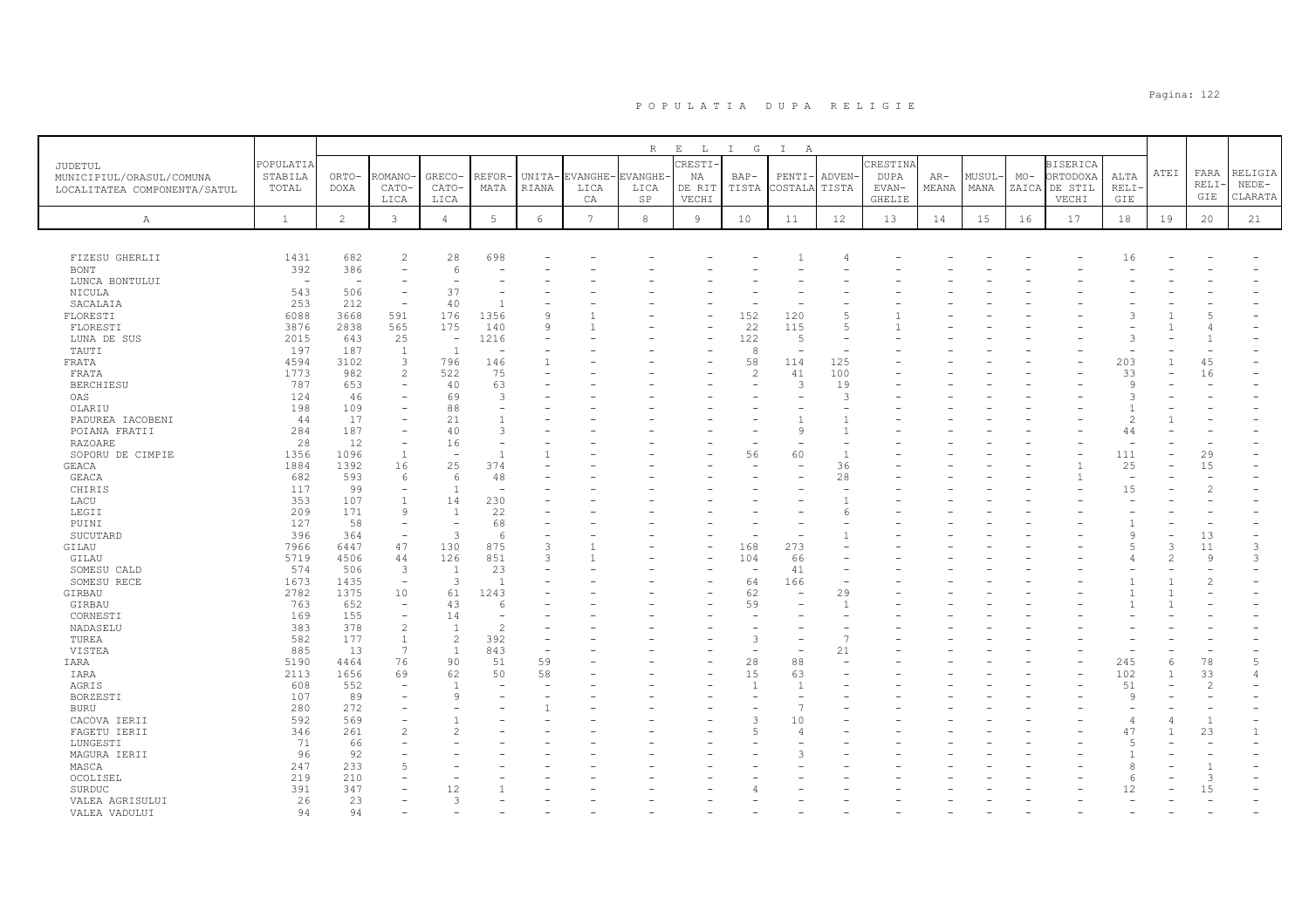# P O P U L A T I A   D U P A   R E L I G I E

| JUDETUL MUNICIPIUL/ORASUL/COMUNA LOCALITATEA COMPONENTA/SATUL | POPULATIA STABILA TOTAL | RELIGIA | | | | | | | | | | | | | | | | | ATEI | FARA RELIGIE | RELIGIA NEDECLARATA |
|---|---|---|---|---|---|---|---|---|---|---|---|---|---|---|---|---|---|---|---|---|---|
| | | ORTODOXA | ROMANO-CATOLICA | GRECO-CATOLICA | REFORMATA | UNITARIANA | EVANGHELICA CA | EVANGHELICA SP | CRESTINA DE RIT VECHI | BAPTISTA | PENTICOSTALA | ADVENTISTA | CRESTINA DUPA EVANGHELIE | ARMEANA | MUSULMANA | MOZAICA | BISERICA ORTODOXA DE STIL VECHI | ALTA RELIGIE | | | |
| A | 1 | 2 | 3 | 4 | 5 | 6 | 7 | 8 | 9 | 10 | 11 | 12 | 13 | 14 | 15 | 16 | 17 | 18 | 19 | 20 | 21 |
| FIZESU GHERLII | 1431 | 682 | 2 | 28 | 698 | - | - | - | - | - | 1 | 4 | - | - | - | - | - | 16 | - | - | - |
| BONT | 392 | 386 | - | 6 | - | - | - | - | - | - | - | - | - | - | - | - | - | - | - | - | - |
| LUNCA BONTULUI | - | - | - | - | - | - | - | - | - | - | - | - | - | - | - | - | - | - | - | - | - |
| NICULA | 543 | 506 | - | 37 | - | - | - | - | - | - | - | - | - | - | - | - | - | - | - | - | - |
| SACALAIA | 253 | 212 | - | 40 | 1 | - | - | - | - | - | - | - | - | - | - | - | - | - | - | - | - |
| FLORESTI | 6088 | 3668 | 591 | 176 | 1356 | 9 | 1 | - | - | 152 | 120 | 5 | 1 | - | - | - | - | 3 | 1 | 5 | - |
| FLORESTI | 3876 | 2838 | 565 | 175 | 140 | 9 | 1 | - | - | 22 | 115 | 5 | 1 | - | - | - | - | - | 1 | 4 | - |
| LUNA DE SUS | 2015 | 643 | 25 | - | 1216 | - | - | - | - | 122 | 5 | - | - | - | - | - | - | 3 | - | 1 | - |
| TAUTI | 197 | 187 | 1 | 1 | - | - | - | - | - | 8 | - | - | - | - | - | - | - | - | - | - | - |
| FRATA | 4594 | 3102 | 3 | 796 | 146 | 1 | - | - | - | 58 | 114 | 125 | - | - | - | - | - | 203 | 1 | 45 | - |
| FRATA | 1773 | 982 | 2 | 522 | 75 | - | - | - | - | 2 | 41 | 100 | - | - | - | - | - | 33 | - | 16 | - |
| BERCHIESU | 787 | 653 | - | 40 | 63 | - | - | - | - | - | 3 | 19 | - | - | - | - | - | 9 | - | - | - |
| OAS | 124 | 46 | - | 69 | 3 | - | - | - | - | - | - | 3 | - | - | - | - | - | 3 | - | - | - |
| OLARIU | 198 | 109 | - | 88 | - | - | - | - | - | - | - | - | - | - | - | - | - | 1 | - | - | - |
| PADUREA IACOBENI | 44 | 17 | - | 21 | 1 | - | - | - | - | - | 1 | 1 | - | - | - | - | - | 2 | 1 | - | - |
| POIANA FRATII | 284 | 187 | - | 40 | 3 | - | - | - | - | - | 9 | 1 | - | - | - | - | - | 44 | - | - | - |
| RAZOARE | 28 | 12 | - | 16 | - | - | - | - | - | - | - | - | - | - | - | - | - | - | - | - | - |
| SOPORU DE CIMPIE | 1356 | 1096 | 1 | - | 1 | 1 | - | - | - | 56 | 60 | 1 | - | - | - | - | - | 111 | - | 29 | - |
| GEACA | 1884 | 1392 | 16 | 25 | 374 | - | - | - | - | - | - | 36 | - | - | - | - | 1 | 25 | - | 15 | - |
| GEACA | 682 | 593 | 6 | 6 | 48 | - | - | - | - | - | - | 28 | - | - | - | - | 1 | - | - | - | - |
| CHIRIS | 117 | 99 | - | 1 | - | - | - | - | - | - | - | - | - | - | - | - | - | 15 | - | 2 | - |
| LACU | 353 | 107 | 1 | 14 | 230 | - | - | - | - | - | - | 1 | - | - | - | - | - | - | - | - | - |
| LEGII | 209 | 171 | 9 | 1 | 22 | - | - | - | - | - | - | 6 | - | - | - | - | - | - | - | - | - |
| PUINI | 127 | 58 | - | - | 68 | - | - | - | - | - | - | - | - | - | - | - | - | 1 | - | - | - |
| SUCUTARD | 396 | 364 | - | 3 | 6 | - | - | - | - | - | - | 1 | - | - | - | - | - | 9 | - | 13 | - |
| GILAU | 7966 | 6447 | 47 | 130 | 875 | 3 | 1 | - | - | 168 | 273 | - | - | - | - | - | - | 5 | 3 | 11 | 3 |
| GILAU | 5719 | 4506 | 44 | 126 | 851 | 3 | 1 | - | - | 104 | 66 | - | - | - | - | - | - | 4 | 2 | 9 | 3 |
| SOMESU CALD | 574 | 506 | 3 | 1 | 23 | - | - | - | - | - | 41 | - | - | - | - | - | - | - | - | - | - |
| SOMESU RECE | 1673 | 1435 | - | 3 | 1 | - | - | - | - | 64 | 166 | - | - | - | - | - | - | 1 | 1 | 2 | - |
| GIRBAU | 2782 | 1375 | 10 | 61 | 1243 | - | - | - | - | 62 | - | 29 | - | - | - | - | - | 1 | 1 | - | - |
| GIRBAU | 763 | 652 | - | 43 | 6 | - | - | - | - | 59 | - | 1 | - | - | - | - | - | 1 | 1 | - | - |
| CORNESTI | 169 | 155 | - | 14 | - | - | - | - | - | - | - | - | - | - | - | - | - | - | - | - | - |
| NADASELU | 383 | 378 | 2 | 1 | 2 | - | - | - | - | - | - | - | - | - | - | - | - | - | - | - | - |
| TUREA | 582 | 177 | 1 | 2 | 392 | - | - | - | - | 3 | - | 7 | - | - | - | - | - | - | - | - | - |
| VISTEA | 885 | 13 | 7 | 1 | 843 | - | - | - | - | - | - | 21 | - | - | - | - | - | - | - | - | - |
| IARA | 5190 | 4464 | 76 | 90 | 51 | 59 | - | - | - | 28 | 88 | - | - | - | - | - | - | 245 | 6 | 78 | 5 |
| IARA | 2113 | 1656 | 69 | 62 | 50 | 58 | - | - | - | 15 | 63 | - | - | - | - | - | - | 102 | 1 | 33 | 4 |
| AGRIS | 608 | 552 | - | 1 | - | - | - | - | - | 1 | 1 | - | - | - | - | - | - | 51 | - | 2 | - |
| BORZESTI | 107 | 89 | - | 9 | - | - | - | - | - | - | - | - | - | - | - | - | - | 9 | - | - | - |
| BURU | 280 | 272 | - | - | - | 1 | - | - | - | - | 7 | - | - | - | - | - | - | - | - | - | - |
| CACOVA IERII | 592 | 569 | - | 1 | - | - | - | - | - | 3 | 10 | - | - | - | - | - | - | 4 | 4 | 1 | - |
| FAGETU IERII | 346 | 261 | 2 | 2 | - | - | - | - | - | 5 | 4 | - | - | - | - | - | - | 47 | 1 | 23 | 1 |
| LUNGESTI | 71 | 66 | - | - | - | - | - | - | - | - | - | - | - | - | - | - | - | 5 | - | - | - |
| MAGURA IERII | 96 | 92 | - | - | - | - | - | - | - | - | 3 | - | - | - | - | - | - | 1 | - | - | - |
| MASCA | 247 | 233 | 5 | - | - | - | - | - | - | - | - | - | - | - | - | - | - | 8 | - | 1 | - |
| OCOLISEL | 219 | 210 | - | - | - | - | - | - | - | - | - | - | - | - | - | - | - | 6 | - | 3 | - |
| SURDUC | 391 | 347 | - | 12 | 1 | - | - | - | - | 4 | - | - | - | - | - | - | - | 12 | - | 15 | - |
| VALEA AGRISULUI | 26 | 23 | - | 3 | - | - | - | - | - | - | - | - | - | - | - | - | - | - | - | - | - |
| VALEA VADULUI | 94 | 94 | - | - | - | - | - | - | - | - | - | - | - | - | - | - | - | - | - | - | - |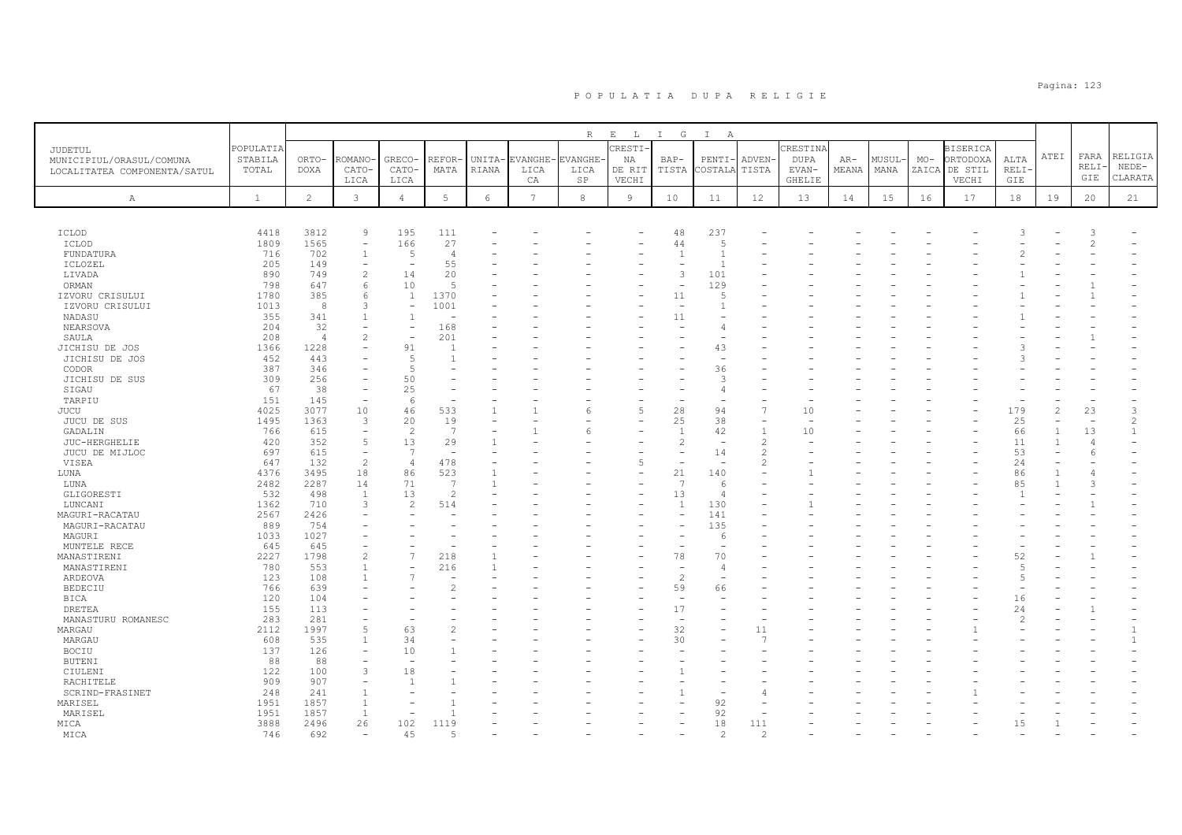# P O P U L A T I A   D U P A   R E L I G I E

| JUDETUL MUNICIPIUL/ORASUL/COMUNA LOCALITATEA COMPONENTA/SATUL | POPULATIA STABILA TOTAL | R E L I G I A | | | | | | | | | | | | | | | | | | | |
|---|---|---|---|---|---|---|---|---|---|---|---|---|---|---|---|---|---|---|---|---|---|
| | | ORTO-DOXA | ROMANO-CATO-LICA | GRECO-CATO-LICA | REFOR-MATA | UNITA-RIANA | EVANGHE-LICA CA | EVANGHE-LICA SP | CRESTI-NA DE RIT VECHI | BAP-TISTA | PENTI-COSTALA | ADVEN-TISTA | CRESTINA DUPA EVAN-GHELIE | AR-MEANA | MUSUL-MANA | MO-ZAICA | BISERICA ORTODOXA DE STIL VECHI | ALTA RELI-GIE | ATEI | FARA RELI-GIE | RELIGIA NEDE-CLARATA |
| A | 1 | 2 | 3 | 4 | 5 | 6 | 7 | 8 | 9 | 10 | 11 | 12 | 13 | 14 | 15 | 16 | 17 | 18 | 19 | 20 | 21 |
| ICLOD | 4418 | 3812 | 9 | 195 | 111 | - | - | - | - | 48 | 237 | - | - | - | - | - | - | 3 | - | 3 | - |
| ICLOD | 1809 | 1565 | - | 166 | 27 | - | - | - | - | 44 | 5 | - | - | - | - | - | - | - | - | 2 | - |
| FUNDATURA | 716 | 702 | 1 | 5 | 4 | - | - | - | - | 1 | 1 | - | - | - | - | - | - | 2 | - | - | - |
| ICLOZEL | 205 | 149 | - | - | 55 | - | - | - | - | - | 1 | - | - | - | - | - | - | - | - | - | - |
| LIVADA | 890 | 749 | 2 | 14 | 20 | - | - | - | - | 3 | 101 | - | - | - | - | - | - | 1 | - | - | - |
| ORMAN | 798 | 647 | 6 | 10 | 5 | - | - | - | - | - | 129 | - | - | - | - | - | - | - | - | 1 | - |
| IZVORU CRISULUI | 1780 | 385 | 6 | 1 | 1370 | - | - | - | - | 11 | 5 | - | - | - | - | - | - | 1 | - | 1 | - |
| IZVORU CRISULUI | 1013 | 8 | 3 | - | 1001 | - | - | - | - | - | 1 | - | - | - | - | - | - | - | - | - | - |
| NADASU | 355 | 341 | 1 | 1 | - | - | - | - | - | 11 | - | - | - | - | - | - | - | 1 | - | - | - |
| NEARSOVA | 204 | 32 | - | - | 168 | - | - | - | - | - | 4 | - | - | - | - | - | - | - | - | - | - |
| SAULA | 208 | 4 | 2 | - | 201 | - | - | - | - | - | - | - | - | - | - | - | - | - | - | 1 | - |
| JICHISU DE JOS | 1366 | 1228 | - | 91 | 1 | - | - | - | - | - | 43 | - | - | - | - | - | - | 3 | - | - | - |
| JICHISU DE JOS | 452 | 443 | - | 5 | 1 | - | - | - | - | - | - | - | - | - | - | - | - | 3 | - | - | - |
| CODOR | 387 | 346 | - | 5 | - | - | - | - | - | - | 36 | - | - | - | - | - | - | - | - | - | - |
| JICHISU DE SUS | 309 | 256 | - | 50 | - | - | - | - | - | - | 3 | - | - | - | - | - | - | - | - | - | - |
| SIGAU | 67 | 38 | - | 25 | - | - | - | - | - | - | 4 | - | - | - | - | - | - | - | - | - | - |
| TARPIU | 151 | 145 | - | 6 | - | - | - | - | - | - | - | - | - | - | - | - | - | - | - | - | - |
| JUCU | 4025 | 3077 | 10 | 46 | 533 | 1 | 1 | 6 | 5 | 28 | 94 | 7 | 10 | - | - | - | - | 179 | 2 | 23 | 3 |
| JUCU DE SUS | 1495 | 1363 | 3 | 20 | 19 | - | - | - | - | 25 | 38 | - | - | - | - | - | - | 25 | - | - | 2 |
| GADALIN | 766 | 615 | - | 2 | 7 | - | 1 | 6 | - | 1 | 42 | 1 | 10 | - | - | - | - | 66 | 1 | 13 | 1 |
| JUC-HERGHELIE | 420 | 352 | 5 | 13 | 29 | 1 | - | - | - | 2 | - | 2 | - | - | - | - | - | 11 | 1 | 4 | - |
| JUCU DE MIJLOC | 697 | 615 | - | 7 | - | - | - | - | - | - | 14 | 2 | - | - | - | - | - | 53 | - | 6 | - |
| VISEA | 647 | 132 | 2 | 4 | 478 | - | - | - | 5 | - | - | 2 | - | - | - | - | - | 24 | - | - | - |
| LUNA | 4376 | 3495 | 18 | 86 | 523 | 1 | - | - | - | 21 | 140 | - | 1 | - | - | - | - | 86 | 1 | 4 | - |
| LUNA | 2482 | 2287 | 14 | 71 | 7 | 1 | - | - | - | 7 | 6 | - | - | - | - | - | - | 85 | 1 | 3 | - |
| GLIGORESTI | 532 | 498 | 1 | 13 | 2 | - | - | - | - | 13 | 4 | - | - | - | - | - | - | 1 | - | - | - |
| LUNCANI | 1362 | 710 | 3 | 2 | 514 | - | - | - | - | 1 | 130 | - | 1 | - | - | - | - | - | - | 1 | - |
| MAGURI-RACATAU | 2567 | 2426 | - | - | - | - | - | - | - | - | 141 | - | - | - | - | - | - | - | - | - | - |
| MAGURI-RACATAU | 889 | 754 | - | - | - | - | - | - | - | - | 135 | - | - | - | - | - | - | - | - | - | - |
| MAGURI | 1033 | 1027 | - | - | - | - | - | - | - | - | 6 | - | - | - | - | - | - | - | - | - | - |
| MUNTELE RECE | 645 | 645 | - | - | - | - | - | - | - | - | - | - | - | - | - | - | - | - | - | - | - |
| MANASTIRENI | 2227 | 1798 | 2 | 7 | 218 | 1 | - | - | - | 78 | 70 | - | - | - | - | - | - | 52 | - | 1 | - |
| MANASTIRENI | 780 | 553 | 1 | - | 216 | 1 | - | - | - | - | 4 | - | - | - | - | - | - | 5 | - | - | - |
| ARDEOVA | 123 | 108 | 1 | 7 | - | - | - | - | - | 2 | - | - | - | - | - | - | - | 5 | - | - | - |
| BEDECIU | 766 | 639 | - | - | 2 | - | - | - | - | 59 | 66 | - | - | - | - | - | - | - | - | - | - |
| BICA | 120 | 104 | - | - | - | - | - | - | - | - | - | - | - | - | - | - | - | 16 | - | - | - |
| DRETEA | 155 | 113 | - | - | - | - | - | - | - | 17 | - | - | - | - | - | - | - | 24 | - | 1 | - |
| MANASTURU ROMANESC | 283 | 281 | - | - | - | - | - | - | - | - | - | - | - | - | - | - | - | 2 | - | - | - |
| MARGAU | 2112 | 1997 | 5 | 63 | 2 | - | - | - | - | 32 | - | 11 | - | - | - | - | 1 | - | - | - | 1 |
| MARGAU | 608 | 535 | 1 | 34 | - | - | - | - | - | 30 | - | 7 | - | - | - | - | - | - | - | - | 1 |
| BOCIU | 137 | 126 | - | 10 | 1 | - | - | - | - | - | - | - | - | - | - | - | - | - | - | - | - |
| BUTENI | 88 | 88 | - | - | - | - | - | - | - | - | - | - | - | - | - | - | - | - | - | - | - |
| CIULENI | 122 | 100 | 3 | 18 | - | - | - | - | - | 1 | - | - | - | - | - | - | - | - | - | - | - |
| RACHITELE | 909 | 907 | - | 1 | 1 | - | - | - | - | - | - | - | - | - | - | - | - | - | - | - | - |
| SCRIND-FRASINET | 248 | 241 | 1 | - | - | - | - | - | - | 1 | - | 4 | - | - | - | - | 1 | - | - | - | - |
| MARISEL | 1951 | 1857 | 1 | - | 1 | - | - | - | - | - | 92 | - | - | - | - | - | - | - | - | - | - |
| MARISEL | 1951 | 1857 | 1 | - | 1 | - | - | - | - | - | 92 | - | - | - | - | - | - | - | - | - | - |
| MICA | 3888 | 2496 | 26 | 102 | 1119 | - | - | - | - | - | 18 | 111 | - | - | - | - | - | 15 | 1 | - | - |
| MICA | 746 | 692 | - | 45 | 5 | - | - | - | - | - | 2 | 2 | - | - | - | - | - | - | - | - | - |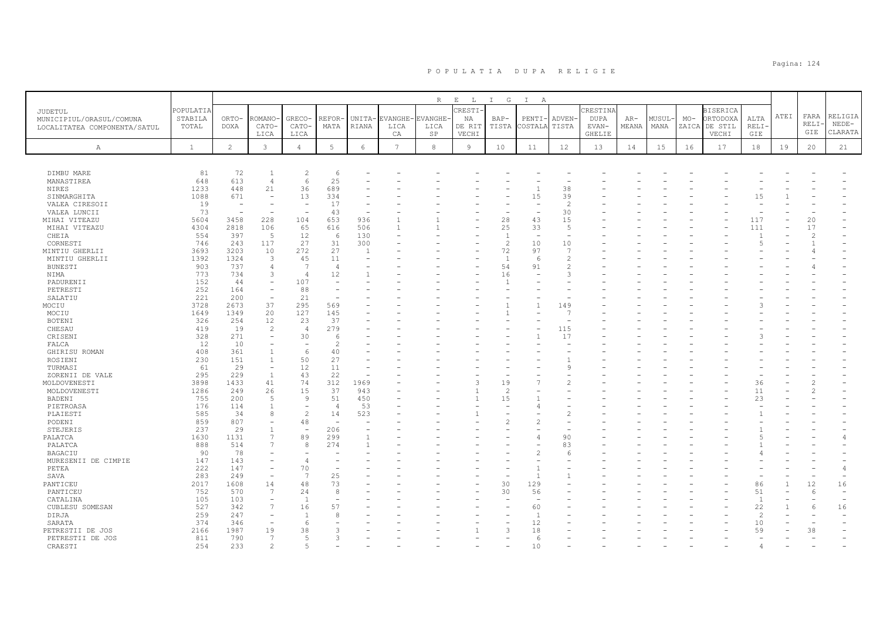# POPULATIA DUPA RELIGIE

| JUDETUL MUNICIPIUL/ORASUL/COMUNA LOCALITATEA COMPONENTA/SATUL | POPULATIA STABILA TOTAL | ORTO-DOXA | ROMANO-CATO-LICA | GRECO-CATO-LICA | REFOR-MATA | UNITA-RIANA | EVANGHE-LICA CA | EVANGHE-LICA SP | CRESTI-NA DE RIT VECHI | BAP-TISTA | PENTI-COSTALA | ADVEN-TISTA | CRESTINA DUPA EVAN-GHELIE | AR-MEANA | MUSUL-MANA | MO-ZAICA | BISERICA ORTODOXA DE STIL VECHI | ALTA RELI-GIE | ATEI | FARA RELI-GIE | RELIGIA NEDE-CLARATA |
|---|---|---|---|---|---|---|---|---|---|---|---|---|---|---|---|---|---|---|---|---|---|
| A | 1 | 2 | 3 | 4 | 5 | 6 | 7 | 8 | 9 | 10 | 11 | 12 | 13 | 14 | 15 | 16 | 17 | 18 | 19 | 20 | 21 |
| DIMBU MARE | 81 | 72 | 1 | 2 | 6 | - | - | - | - | - | - | - | - | - | - | - | - | - | - | - | - |
| MANASTIREA | 648 | 613 | 4 | 6 | 25 | - | - | - | - | - | - | - | - | - | - | - | - | - | - | - | - |
| NIRES | 1233 | 448 | 21 | 36 | 689 | - | - | - | - | - | 1 | 38 | - | - | - | - | - | - | - | - | - |
| SINMARGHITA | 1088 | 671 | - | 13 | 334 | - | - | - | - | - | 15 | 39 | - | - | - | - | - | 15 | 1 | - | - |
| VALEA CIRESOII | 19 | - | - | - | 17 | - | - | - | - | - | - | 2 | - | - | - | - | - | - | - | - | - |
| VALEA LUNCII | 73 | - | - | - | 43 | - | - | - | - | - | - | 30 | - | - | - | - | - | - | - | - | - |
| MIHAI VITEAZU | 5604 | 3458 | 228 | 104 | 653 | 936 | 1 | 1 | - | 28 | 43 | 15 | - | - | - | - | - | 117 | - | 20 | - |
| MIHAI VITEAZU | 4304 | 2818 | 106 | 65 | 616 | 506 | 1 | 1 | - | 25 | 33 | 5 | - | - | - | - | - | 111 | - | 17 | - |
| CHEIA | 554 | 397 | 5 | 12 | 6 | 130 | - | - | - | 1 | - | - | - | - | - | - | - | 1 | - | 2 | - |
| CORNESTI | 746 | 243 | 117 | 27 | 31 | 300 | - | - | - | 2 | 10 | 10 | - | - | - | - | - | 5 | - | 1 | - |
| MINTIU GHERLII | 3693 | 3203 | 10 | 272 | 27 | 1 | - | - | - | 72 | 97 | 7 | - | - | - | - | - | - | - | 4 | - |
| MINTIU GHERLII | 1392 | 1324 | 3 | 45 | 11 | - | - | - | - | 1 | 6 | 2 | - | - | - | - | - | - | - | - | - |
| BUNESTI | 903 | 737 | 4 | 7 | 4 | - | - | - | - | 54 | 91 | 2 | - | - | - | - | - | - | - | 4 | - |
| NIMA | 773 | 734 | 3 | 4 | 12 | 1 | - | - | - | 16 | - | 3 | - | - | - | - | - | - | - | - | - |
| PADURENII | 152 | 44 | - | 107 | - | - | - | - | - | 1 | - | - | - | - | - | - | - | - | - | - | - |
| PETRESTI | 252 | 164 | - | 88 | - | - | - | - | - | - | - | - | - | - | - | - | - | - | - | - | - |
| SALATIU | 221 | 200 | - | 21 | - | - | - | - | - | - | - | - | - | - | - | - | - | - | - | - | - |
| MOCIU | 3728 | 2673 | 37 | 295 | 569 | - | - | - | - | 1 | 1 | 149 | - | - | - | - | - | 3 | - | - | - |
| MOCIU | 1649 | 1349 | 20 | 127 | 145 | - | - | - | - | 1 | - | 7 | - | - | - | - | - | - | - | - | - |
| BOTENI | 326 | 254 | 12 | 23 | 37 | - | - | - | - | - | - | - | - | - | - | - | - | - | - | - | - |
| CHESAU | 419 | 19 | 2 | 4 | 279 | - | - | - | - | - | - | 115 | - | - | - | - | - | - | - | - | - |
| CRISENI | 328 | 271 | - | 30 | 6 | - | - | - | - | - | 1 | 17 | - | - | - | - | - | 3 | - | - | - |
| FALCA | 12 | 10 | - | - | 2 | - | - | - | - | - | - | - | - | - | - | - | - | - | - | - | - |
| GHIRISU ROMAN | 408 | 361 | 1 | 6 | 40 | - | - | - | - | - | - | - | - | - | - | - | - | - | - | - | - |
| ROSIENI | 230 | 151 | 1 | 50 | 27 | - | - | - | - | - | - | 1 | - | - | - | - | - | - | - | - | - |
| TURMASI | 61 | 29 | - | 12 | 11 | - | - | - | - | - | - | 9 | - | - | - | - | - | - | - | - | - |
| ZORENII DE VALE | 295 | 229 | 1 | 43 | 22 | - | - | - | - | - | - | - | - | - | - | - | - | - | - | - | - |
| MOLDOVENESTI | 3898 | 1433 | 41 | 74 | 312 | 1969 | - | - | 3 | 19 | 7 | 2 | - | - | - | - | - | 36 | - | 2 | - |
| MOLDOVENESTI | 1286 | 249 | 26 | 15 | 37 | 943 | - | - | 1 | 2 | - | - | - | - | - | - | - | 11 | - | 2 | - |
| BADENI | 755 | 200 | 5 | 9 | 51 | 450 | - | - | 1 | 15 | 1 | - | - | - | - | - | - | 23 | - | - | - |
| PIETROASA | 176 | 114 | 1 | - | 4 | 53 | - | - | - | - | 4 | - | - | - | - | - | - | - | - | - | - |
| PLAIESTI | 585 | 34 | 8 | 2 | 14 | 523 | - | - | 1 | - | - | 2 | - | - | - | - | - | 1 | - | - | - |
| PODENI | 859 | 807 | - | 48 | - | - | - | - | - | 2 | 2 | - | - | - | - | - | - | - | - | - | - |
| STEJERIS | 237 | 29 | 1 | - | 206 | - | - | - | - | - | - | - | - | - | - | - | - | 1 | - | - | - |
| PALATCA | 1630 | 1131 | 7 | 89 | 299 | 1 | - | - | - | - | 4 | 90 | - | - | - | - | - | 5 | - | - | 4 |
| PALATCA | 888 | 514 | 7 | 8 | 274 | 1 | - | - | - | - | - | 83 | - | - | - | - | - | 1 | - | - | - |
| BAGACIU | 90 | 78 | - | - | - | - | - | - | - | - | 2 | 6 | - | - | - | - | - | 4 | - | - | - |
| MURESENII DE CIMPIE | 147 | 143 | - | 4 | - | - | - | - | - | - | - | - | - | - | - | - | - | - | - | - | - |
| PETEA | 222 | 147 | - | 70 | - | - | - | - | - | - | 1 | - | - | - | - | - | - | - | - | - | 4 |
| SAVA | 283 | 249 | - | 7 | 25 | - | - | - | - | - | 1 | 1 | - | - | - | - | - | - | - | - | - |
| PANTICEU | 2017 | 1608 | 14 | 48 | 73 | - | - | - | - | 30 | 129 | - | - | - | - | - | - | 86 | 1 | 12 | 16 |
| PANTICEU | 752 | 570 | 7 | 24 | 8 | - | - | - | - | 30 | 56 | - | - | - | - | - | - | 51 | - | 6 | - |
| CATALINA | 105 | 103 | - | 1 | - | - | - | - | - | - | - | - | - | - | - | - | - | 1 | - | - | - |
| CUBLESU SOMESAN | 527 | 342 | 7 | 16 | 57 | - | - | - | - | - | 60 | - | - | - | - | - | - | 22 | 1 | 6 | 16 |
| DIRJA | 259 | 247 | - | 1 | 8 | - | - | - | - | - | 1 | - | - | - | - | - | - | 2 | - | - | - |
| SARATA | 374 | 346 | - | 6 | - | - | - | - | - | - | 12 | - | - | - | - | - | - | 10 | - | - | - |
| PETRESTII DE JOS | 2166 | 1987 | 19 | 38 | 3 | - | - | - | 1 | 3 | 18 | - | - | - | - | - | - | 59 | - | 38 | - |
| PETRESTII DE JOS | 811 | 790 | 7 | 5 | 3 | - | - | - | - | - | 6 | - | - | - | - | - | - | - | - | - | - |
| CRAESTI | 254 | 233 | 2 | 5 | - | - | - | - | - | - | 10 | - | - | - | - | - | - | 4 | - | - | - |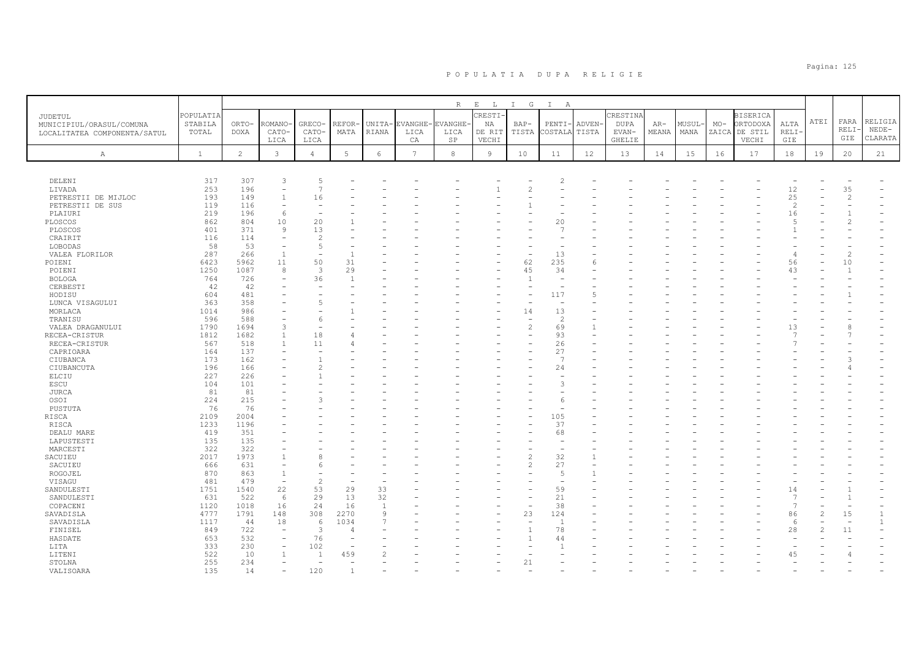# P O P U L A T I A   D U P A   R E L I G I E

| JUDETUL MUNICIPIUL/ORASUL/COMUNA LOCALITATEA COMPONENTA/SATUL | POPULATIA STABILA TOTAL | RELIGIA | | | | | | | | | | | | | | | | | | | |
|---|---|---|---|---|---|---|---|---|---|---|---|---|---|---|---|---|---|---|---|---|---|
| | | ORTO-DOXA | ROMANO-CATO-LICA | GRECO-CATO-LICA | REFOR-MATA | UNITA-RIANA | EVANGHE-LICA CA | EVANGHE-LICA SP | CRESTI-NA DE RIT VECHI | BAP-TISTA | PENTI-COSTALA | ADVEN-TISTA | CRESTINA DUPA EVAN-GHELIE | AR-MEANA | MUSUL-MANA | MO-ZAICA | BISERICA ORTODOXA DE STIL VECHI | ALTA RELI-GIE | ATEI | FARA RELI-GIE | RELIGIA NEDE-CLARATA |
| A | 1 | 2 | 3 | 4 | 5 | 6 | 7 | 8 | 9 | 10 | 11 | 12 | 13 | 14 | 15 | 16 | 17 | 18 | 19 | 20 | 21 |
| DELENI | 317 | 307 | 3 | 5 | - | - | - | - | - | - | 2 | - | - | - | - | - | - | - | - | - | - |
| LIVADA | 253 | 196 | - | 7 | - | - | - | - | 1 | 2 | - | - | - | - | - | - | - | 12 | - | 35 | - |
| PETRESTII DE MIJLOC | 193 | 149 | 1 | 16 | - | - | - | - | - | - | - | - | - | - | - | - | - | 25 | - | 2 | - |
| PETRESTII DE SUS | 119 | 116 | - | - | - | - | - | - | - | 1 | - | - | - | - | - | - | - | 2 | - | - | - |
| PLAIURI | 219 | 196 | 6 | - | - | - | - | - | - | - | - | - | - | - | - | - | - | 16 | - | 1 | - |
| PLOSCOS | 862 | 804 | 10 | 20 | 1 | - | - | - | - | - | 20 | - | - | - | - | - | - | 5 | - | 2 | - |
| PLOSCOS | 401 | 371 | 9 | 13 | - | - | - | - | - | - | 7 | - | - | - | - | - | - | 1 | - | - | - |
| CRAIRIT | 116 | 114 | - | 2 | - | - | - | - | - | - | - | - | - | - | - | - | - | - | - | - | - |
| LOBODAS | 58 | 53 | - | 5 | - | - | - | - | - | - | - | - | - | - | - | - | - | - | - | - | - |
| VALEA FLORILOR | 287 | 266 | 1 | - | 1 | - | - | - | - | - | 13 | - | - | - | - | - | - | 4 | - | 2 | - |
| POIENI | 6423 | 5962 | 11 | 50 | 31 | - | - | - | - | 62 | 235 | 6 | - | - | - | - | - | 56 | - | 10 | - |
| POIENI | 1250 | 1087 | 8 | 3 | 29 | - | - | - | - | 45 | 34 | - | - | - | - | - | - | 43 | - | 1 | - |
| BOLOGA | 764 | 726 | - | 36 | 1 | - | - | - | - | 1 | - | - | - | - | - | - | - | - | - | - | - |
| CERBESTI | 42 | 42 | - | - | - | - | - | - | - | - | - | - | - | - | - | - | - | - | - | - | - |
| HODISU | 604 | 481 | - | - | - | - | - | - | - | - | 117 | 5 | - | - | - | - | - | - | - | 1 | - |
| LUNCA VISAGULUI | 363 | 358 | - | 5 | - | - | - | - | - | - | - | - | - | - | - | - | - | - | - | - | - |
| MORLACA | 1014 | 986 | - | - | 1 | - | - | - | - | 14 | 13 | - | - | - | - | - | - | - | - | - | - |
| TRANISU | 596 | 588 | - | 6 | - | - | - | - | - | - | 2 | - | - | - | - | - | - | - | - | - | - |
| VALEA DRAGANULUI | 1790 | 1694 | 3 | - | - | - | - | - | - | 2 | 69 | 1 | - | - | - | - | - | 13 | - | 8 | - |
| RECEA-CRISTUR | 1812 | 1682 | 1 | 18 | 4 | - | - | - | - | - | 93 | - | - | - | - | - | - | 7 | - | 7 | - |
| RECEA-CRISTUR | 567 | 518 | 1 | 11 | 4 | - | - | - | - | - | 26 | - | - | - | - | - | - | 7 | - | - | - |
| CAPRIOARA | 164 | 137 | - | - | - | - | - | - | - | - | 27 | - | - | - | - | - | - | - | - | - | - |
| CIUBANCA | 173 | 162 | - | 1 | - | - | - | - | - | - | 7 | - | - | - | - | - | - | - | - | 3 | - |
| CIUBANCUTA | 196 | 166 | - | 2 | - | - | - | - | - | - | 24 | - | - | - | - | - | - | - | - | 4 | - |
| ELCIU | 227 | 226 | - | 1 | - | - | - | - | - | - | - | - | - | - | - | - | - | - | - | - | - |
| ESCU | 104 | 101 | - | - | - | - | - | - | - | - | 3 | - | - | - | - | - | - | - | - | - | - |
| JURCA | 81 | 81 | - | - | - | - | - | - | - | - | - | - | - | - | - | - | - | - | - | - | - |
| OSOI | 224 | 215 | - | 3 | - | - | - | - | - | - | 6 | - | - | - | - | - | - | - | - | - | - |
| PUSTUTA | 76 | 76 | - | - | - | - | - | - | - | - | - | - | - | - | - | - | - | - | - | - | - |
| RISCA | 2109 | 2004 | - | - | - | - | - | - | - | - | 105 | - | - | - | - | - | - | - | - | - | - |
| RISCA | 1233 | 1196 | - | - | - | - | - | - | - | - | 37 | - | - | - | - | - | - | - | - | - | - |
| DEALU MARE | 419 | 351 | - | - | - | - | - | - | - | - | 68 | - | - | - | - | - | - | - | - | - | - |
| LAPUSTESTI | 135 | 135 | - | - | - | - | - | - | - | - | - | - | - | - | - | - | - | - | - | - | - |
| MARCESTI | 322 | 322 | - | - | - | - | - | - | - | - | - | - | - | - | - | - | - | - | - | - | - |
| SACUIEU | 2017 | 1973 | 1 | 8 | - | - | - | - | - | 2 | 32 | 1 | - | - | - | - | - | - | - | - | - |
| SACUIEU | 666 | 631 | - | 6 | - | - | - | - | - | 2 | 27 | - | - | - | - | - | - | - | - | - | - |
| ROGOJEL | 870 | 863 | 1 | - | - | - | - | - | - | - | 5 | 1 | - | - | - | - | - | - | - | - | - |
| VISAGU | 481 | 479 | - | 2 | - | - | - | - | - | - | - | - | - | - | - | - | - | - | - | - | - |
| SANDULESTI | 1751 | 1540 | 22 | 53 | 29 | 33 | - | - | - | - | 59 | - | - | - | - | - | - | 14 | - | 1 | - |
| SANDULESTI | 631 | 522 | 6 | 29 | 13 | 32 | - | - | - | - | 21 | - | - | - | - | - | - | 7 | - | 1 | - |
| COPACENI | 1120 | 1018 | 16 | 24 | 16 | 1 | - | - | - | - | 38 | - | - | - | - | - | - | 7 | - | - | - |
| SAVADISLA | 4777 | 1791 | 148 | 308 | 2270 | 9 | - | - | - | 23 | 124 | - | - | - | - | - | - | 86 | 2 | 15 | 1 |
| SAVADISLA | 1117 | 44 | 18 | 6 | 1034 | 7 | - | - | - | - | 1 | - | - | - | - | - | - | 6 | - | - | 1 |
| FINISEL | 849 | 722 | - | 3 | 4 | - | - | - | - | 1 | 78 | - | - | - | - | - | - | 28 | 2 | 11 | - |
| HASDATE | 653 | 532 | - | 76 | - | - | - | - | - | 1 | 44 | - | - | - | - | - | - | - | - | - | - |
| LITA | 333 | 230 | - | 102 | - | - | - | - | - | - | 1 | - | - | - | - | - | - | - | - | - | - |
| LITENI | 522 | 10 | 1 | 1 | 459 | 2 | - | - | - | - | - | - | - | - | - | - | - | 45 | - | 4 | - |
| STOLNA | 255 | 234 | - | - | - | - | - | - | - | 21 | - | - | - | - | - | - | - | - | - | - | - |
| VALISOARA | 135 | 14 | - | 120 | 1 | - | - | - | - | - | - | - | - | - | - | - | - | - | - | - | - |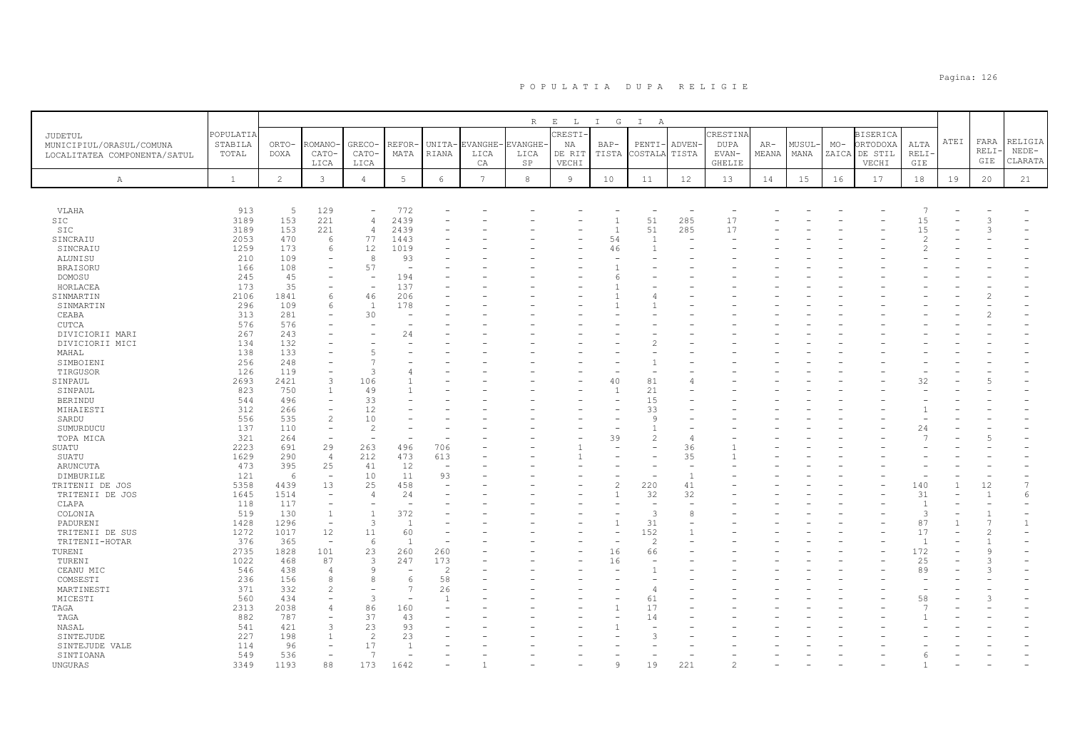# P O P U L A T I A   D U P A   R E L I G I E

| JUDETUL MUNICIPIUL/ORASUL/COMUNA LOCALITATEA COMPONENTA/SATUL | POPULATIA STABILA TOTAL | ORTODOXA | ROMANO-CATOLICA | GRECO-CATOLICA | REFORMATA | UNITARIANA | EVANGHELICA CA | EVANGHELICA SP | CRESTINA DE RIT VECHI | BAPTISTA | PENTICOSTALA | ADVENTISTA | CRESTINA DUPA EVANGHELIE | ARMEANA | MUSULMANA | MOZAICA | BISERICA ORTODOXA DE STIL VECHI | ALTA RELIGIE | ATEI | FARA RELIGIE | RELIGIA NEDECLARATA |
|---|---|---|---|---|---|---|---|---|---|---|---|---|---|---|---|---|---|---|---|---|---|
| A | 1 | 2 | 3 | 4 | 5 | 6 | 7 | 8 | 9 | 10 | 11 | 12 | 13 | 14 | 15 | 16 | 17 | 18 | 19 | 20 | 21 |
| VLAHA | 913 | 5 | 129 | - | 772 | - | - | - | - | - | - | - | - | - | - | - | - | 7 | - | - | - |
| SIC | 3189 | 153 | 221 | 4 | 2439 | - | - | - | - | 1 | 51 | 285 | 17 | - | - | - | - | 15 | - | 3 | - |
| SIC | 3189 | 153 | 221 | 4 | 2439 | - | - | - | - | 1 | 51 | 285 | 17 | - | - | - | - | 15 | - | 3 | - |
| SINCRAIU | 2053 | 470 | 6 | 77 | 1443 | - | - | - | - | 54 | 1 | - | - | - | - | - | - | 2 | - | - | - |
| SINCRAIU | 1259 | 173 | 6 | 12 | 1019 | - | - | - | - | 46 | 1 | - | - | - | - | - | - | 2 | - | - | - |
| ALUNISU | 210 | 109 | - | 8 | 93 | - | - | - | - | - | - | - | - | - | - | - | - | - | - | - | - |
| BRAISORU | 166 | 108 | - | 57 | - | - | - | - | - | 1 | - | - | - | - | - | - | - | - | - | - | - |
| DOMOSU | 245 | 45 | - | - | 194 | - | - | - | - | 6 | - | - | - | - | - | - | - | - | - | - | - |
| HORLACEA | 173 | 35 | - | - | 137 | - | - | - | - | 1 | - | - | - | - | - | - | - | - | - | - | - |
| SINMARTIN | 2106 | 1841 | 6 | 46 | 206 | - | - | - | - | 1 | 4 | - | - | - | - | - | - | - | - | 2 | - |
| SINMARTIN | 296 | 109 | 6 | 1 | 178 | - | - | - | - | 1 | 1 | - | - | - | - | - | - | - | - | - | - |
| CEABA | 313 | 281 | - | 30 | - | - | - | - | - | - | - | - | - | - | - | - | - | - | - | 2 | - |
| CUTCA | 576 | 576 | - | - | - | - | - | - | - | - | - | - | - | - | - | - | - | - | - | - | - |
| DIVICIORII MARI | 267 | 243 | - | - | 24 | - | - | - | - | - | - | - | - | - | - | - | - | - | - | - | - |
| DIVICIORII MICI | 134 | 132 | - | - | - | - | - | - | - | - | 2 | - | - | - | - | - | - | - | - | - | - |
| MAHAL | 138 | 133 | - | 5 | - | - | - | - | - | - | - | - | - | - | - | - | - | - | - | - | - |
| SIMBOIENI | 256 | 248 | - | 7 | - | - | - | - | - | - | 1 | - | - | - | - | - | - | - | - | - | - |
| TIRGUSOR | 126 | 119 | - | 3 | 4 | - | - | - | - | - | - | - | - | - | - | - | - | - | - | - | - |
| SINPAUL | 2693 | 2421 | 3 | 106 | 1 | - | - | - | - | 40 | 81 | 4 | - | - | - | - | - | 32 | - | 5 | - |
| SINPAUL | 823 | 750 | 1 | 49 | 1 | - | - | - | - | 1 | 21 | - | - | - | - | - | - | - | - | - | - |
| BERINDU | 544 | 496 | - | 33 | - | - | - | - | - | - | 15 | - | - | - | - | - | - | - | - | - | - |
| MIHAIESTI | 312 | 266 | - | 12 | - | - | - | - | - | - | 33 | - | - | - | - | - | - | 1 | - | - | - |
| SARDU | 556 | 535 | 2 | 10 | - | - | - | - | - | - | 9 | - | - | - | - | - | - | - | - | - | - |
| SUMURDUCU | 137 | 110 | - | 2 | - | - | - | - | - | - | 1 | - | - | - | - | - | - | 24 | - | - | - |
| TOPA MICA | 321 | 264 | - | - | - | - | - | - | - | 39 | 2 | 4 | - | - | - | - | - | 7 | - | 5 | - |
| SUATU | 2223 | 691 | 29 | 263 | 496 | 706 | - | - | 1 | - | - | 36 | 1 | - | - | - | - | - | - | - | - |
| SUATU | 1629 | 290 | 4 | 212 | 473 | 613 | - | - | 1 | - | - | 35 | 1 | - | - | - | - | - | - | - | - |
| ARUNCUTA | 473 | 395 | 25 | 41 | 12 | - | - | - | - | - | - | - | - | - | - | - | - | - | - | - | - |
| DIMBURILE | 121 | 6 | - | 10 | 11 | 93 | - | - | - | - | - | 1 | - | - | - | - | - | - | - | - | - |
| TRITENII DE JOS | 5358 | 4439 | 13 | 25 | 458 | - | - | - | - | 2 | 220 | 41 | - | - | - | - | - | 140 | 1 | 12 | 7 |
| TRITENII DE JOS | 1645 | 1514 | - | 4 | 24 | - | - | - | - | 1 | 32 | 32 | - | - | - | - | - | 31 | - | 1 | 6 |
| CLAPA | 118 | 117 | - | - | - | - | - | - | - | - | - | - | - | - | - | - | - | 1 | - | - | - |
| COLONIA | 519 | 130 | 1 | 1 | 372 | - | - | - | - | - | 3 | 8 | - | - | - | - | - | 3 | - | 1 | - |
| PADURENI | 1428 | 1296 | - | 3 | 1 | - | - | - | - | 1 | 31 | - | - | - | - | - | - | 87 | 1 | 7 | 1 |
| TRITENII DE SUS | 1272 | 1017 | 12 | 11 | 60 | - | - | - | - | - | 152 | 1 | - | - | - | - | - | 17 | - | 2 | - |
| TRITENII-HOTAR | 376 | 365 | - | 6 | 1 | - | - | - | - | - | 2 | - | - | - | - | - | - | 1 | - | 1 | - |
| TURENI | 2735 | 1828 | 101 | 23 | 260 | 260 | - | - | - | 16 | 66 | - | - | - | - | - | - | 172 | - | 9 | - |
| TURENI | 1022 | 468 | 87 | 3 | 247 | 173 | - | - | - | 16 | - | - | - | - | - | - | - | 25 | - | 3 | - |
| CEANU MIC | 546 | 438 | 4 | 9 | - | 2 | - | - | - | - | 1 | - | - | - | - | - | - | 89 | - | 3 | - |
| COMSESTI | 236 | 156 | 8 | 8 | 6 | 58 | - | - | - | - | - | - | - | - | - | - | - | - | - | - | - |
| MARTINESTI | 371 | 332 | 2 | - | 7 | 26 | - | - | - | - | 4 | - | - | - | - | - | - | - | - | - | - |
| MICESTI | 560 | 434 | - | 3 | - | 1 | - | - | - | - | 61 | - | - | - | - | - | - | 58 | - | 3 | - |
| TAGA | 2313 | 2038 | 4 | 86 | 160 | - | - | - | - | 1 | 17 | - | - | - | - | - | - | 7 | - | - | - |
| TAGA | 882 | 787 | - | 37 | 43 | - | - | - | - | - | 14 | - | - | - | - | - | - | 1 | - | - | - |
| NASAL | 541 | 421 | 3 | 23 | 93 | - | - | - | - | 1 | - | - | - | - | - | - | - | - | - | - | - |
| SINTEJUDE | 227 | 198 | 1 | 2 | 23 | - | - | - | - | - | 3 | - | - | - | - | - | - | - | - | - | - |
| SINTEJUDE VALE | 114 | 96 | - | 17 | 1 | - | - | - | - | - | - | - | - | - | - | - | - | - | - | - | - |
| SINTIOANA | 549 | 536 | - | 7 | - | - | - | - | - | - | - | - | - | - | - | - | - | 6 | - | - | - |
| UNGURAS | 3349 | 1193 | 88 | 173 | 1642 | - | 1 | - | - | 9 | 19 | 221 | 2 | - | - | - | - | 1 | - | - | - |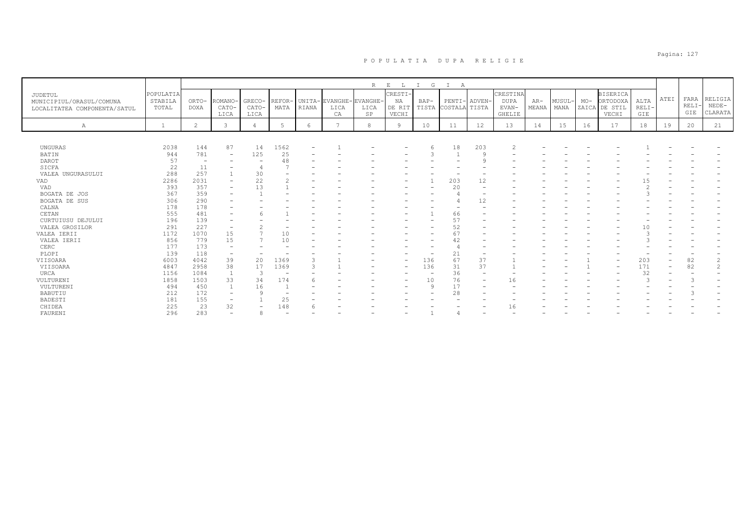# P O P U L A T I A   D U P A   R E L I G I E

| JUDETUL MUNICIPIUL/ORASUL/COMUNA LOCALITATEA COMPONENTA/SATUL | POPULATIA STABILA TOTAL | RELIGIA | | | | | | | | | | | | | | | | | | | |
|---|---|---|---|---|---|---|---|---|---|---|---|---|---|---|---|---|---|---|---|---|---|
| | | ORTO-DOXA | ROMANO-CATO-LICA | GRECO-CATO-LICA | REFOR-MATA | UNITA-RIANA | EVANGHE-LICA CA | EVANGHE-LICA SP | CRESTI-NA DE RIT VECHI | BAP-TISTA | PENTI-COSTALA | ADVEN-TISTA | CRESTINA DUPA EVAN-GHELIE | AR-MEANA | MUSUL-MANA | MO-ZAICA | BISERICA ORTODOXA DE STIL VECHI | ALTA RELI-GIE | ATEI | FARA RELI-GIE | RELIGIA NEDE-CLARATA |
| A | 1 | 2 | 3 | 4 | 5 | 6 | 7 | 8 | 9 | 10 | 11 | 12 | 13 | 14 | 15 | 16 | 17 | 18 | 19 | 20 | 21 |
| UNGURAS | 2038 | 144 | 87 | 14 | 1562 | - | 1 | - | - | 6 | 18 | 203 | 2 | - | - | - | - | 1 | - | - | - |
| BATIN | 944 | 781 | - | 125 | 25 | - | - | - | - | 3 | 1 | 9 | - | - | - | - | - | - | - | - | - |
| DAROT | 57 | - | - | - | 48 | - | - | - | - | - | - | 9 | - | - | - | - | - | - | - | - | - |
| SICFA | 22 | 11 | - | 4 | 7 | - | - | - | - | - | - | - | - | - | - | - | - | - | - | - | - |
| VALEA UNGURASULUI | 288 | 257 | 1 | 30 | - | - | - | - | - | - | - | - | - | - | - | - | - | - | - | - | - |
| VAD | 2286 | 2031 | - | 22 | 2 | - | - | - | - | 1 | 203 | 12 | - | - | - | - | - | 15 | - | - | - |
| VAD | 393 | 357 | - | 13 | 1 | - | - | - | - | - | 20 | - | - | - | - | - | - | 2 | - | - | - |
| BOGATA DE JOS | 367 | 359 | - | 1 | - | - | - | - | - | - | 4 | - | - | - | - | - | - | 3 | - | - | - |
| BOGATA DE SUS | 306 | 290 | - | - | - | - | - | - | - | - | 4 | 12 | - | - | - | - | - | - | - | - | - |
| CALNA | 178 | 178 | - | - | - | - | - | - | - | - | - | - | - | - | - | - | - | - | - | - | - |
| CETAN | 555 | 481 | - | 6 | 1 | - | - | - | - | 1 | 66 | - | - | - | - | - | - | - | - | - | - |
| CURTUIUSU DEJULUI | 196 | 139 | - | - | - | - | - | - | - | - | 57 | - | - | - | - | - | - | - | - | - | - |
| VALEA GROSILOR | 291 | 227 | - | 2 | - | - | - | - | - | - | 52 | - | - | - | - | - | - | 10 | - | - | - |
| VALEA IERII | 1172 | 1070 | 15 | 7 | 10 | - | - | - | - | - | 67 | - | - | - | - | - | - | 3 | - | - | - |
| VALEA IERII | 856 | 779 | 15 | 7 | 10 | - | - | - | - | - | 42 | - | - | - | - | - | - | 3 | - | - | - |
| CERC | 177 | 173 | - | - | - | - | - | - | - | - | 4 | - | - | - | - | - | - | - | - | - | - |
| PLOPI | 139 | 118 | - | - | - | - | - | - | - | - | 21 | - | - | - | - | - | - | - | - | - | - |
| VIISOARA | 6003 | 4042 | 39 | 20 | 1369 | 3 | 1 | - | - | 136 | 67 | 37 | 1 | - | - | 1 | - | 203 | - | 82 | 2 |
| VIISOARA | 4847 | 2958 | 38 | 17 | 1369 | 3 | 1 | - | - | 136 | 31 | 37 | 1 | - | - | 1 | - | 171 | - | 82 | 2 |
| URCA | 1156 | 1084 | 1 | 3 | - | - | - | - | - | - | 36 | - | - | - | - | - | - | 32 | - | - | - |
| VULTURENI | 1858 | 1503 | 33 | 34 | 174 | 6 | - | - | - | 10 | 76 | - | 16 | - | - | - | - | 3 | - | 3 | - |
| VULTURENI | 494 | 450 | 1 | 16 | 1 | - | - | - | - | 9 | 17 | - | - | - | - | - | - | - | - | - | - |
| BABUTIU | 212 | 172 | - | 9 | - | - | - | - | - | - | 28 | - | - | - | - | - | - | - | - | 3 | - |
| BADESTI | 181 | 155 | - | 1 | 25 | - | - | - | - | - | - | - | - | - | - | - | - | - | - | - | - |
| CHIDEA | 225 | 23 | 32 | - | 148 | 6 | - | - | - | - | - | - | 16 | - | - | - | - | - | - | - | - |
| FAURENI | 296 | 283 | - | 8 | - | - | - | - | - | 1 | 4 | - | - | - | - | - | - | - | - | - | - |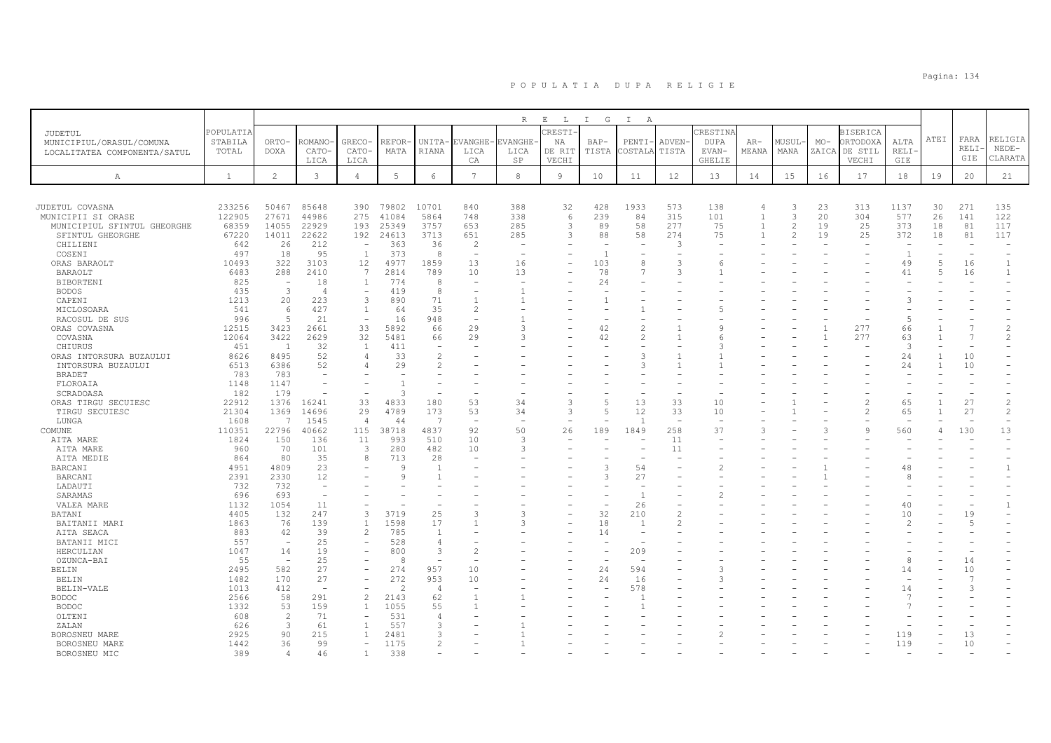# POPULATIA DUPA RELIGIE

| JUDETUL MUNICIPIUL/ORASUL/COMUNA LOCALITATEA COMPONENTA/SATUL | POPULATIA STABILA TOTAL | RELIGIA | | | | | | | | | | | | | | | | | | | |
|---|---|---|---|---|---|---|---|---|---|---|---|---|---|---|---|---|---|---|---|---|
| | | ORTO-DOXA | ROMANO-CATO-LICA | GRECO-CATO-LICA | REFOR-MATA | UNITA-RIANA | EVANGHE-LICA CA | EVANGHE-LICA SP | CRESTI-NA DE RIT VECHI | BAP-TISTA | PENTI-COSTALA | ADVEN-TISTA | CRESTINA DUPA EVAN-GHELIE | AR-MEANA | MUSUL-MANA | MO-ZAICA | BISERICA ORTODOXA DE STIL VECHI | ALTA RELI-GIE | ATEI | FARA RELI-GIE | RELIGIA NEDE-CLARATA |
| A | 1 | 2 | 3 | 4 | 5 | 6 | 7 | 8 | 9 | 10 | 11 | 12 | 13 | 14 | 15 | 16 | 17 | 18 | 19 | 20 | 21 |
| JUDETUL COVASNA | 233256 | 50467 | 85648 | 390 | 79802 | 10701 | 840 | 388 | 32 | 428 | 1933 | 573 | 138 | 4 | 3 | 23 | 313 | 1137 | 30 | 271 | 135 |
| MUNICIPII SI ORASE | 122905 | 27671 | 44986 | 275 | 41084 | 5864 | 748 | 338 | 6 | 239 | 84 | 315 | 101 | 1 | 3 | 20 | 304 | 577 | 26 | 141 | 122 |
| MUNICIPIUL SFINTUL GHEORGHE | 68359 | 14055 | 22929 | 193 | 25349 | 3757 | 653 | 285 | 3 | 89 | 58 | 277 | 75 | 1 | 2 | 19 | 25 | 373 | 18 | 81 | 117 |
| SFINTUL GHEORGHE | 67220 | 14011 | 22622 | 192 | 24613 | 3713 | 651 | 285 | 3 | 88 | 58 | 274 | 75 | 1 | 2 | 19 | 25 | 372 | 18 | 81 | 117 |
| CHILIENI | 642 | 26 | 212 | - | 363 | 36 | 2 | - | - | - | - | 3 | - | - | - | - | - | - | - | - | - |
| COSENI | 497 | 18 | 95 | 1 | 373 | 8 | - | - | - | 1 | - | - | - | - | - | - | - | 1 | - | - | - |
| ORAS BARAOLT | 10493 | 322 | 3103 | 12 | 4977 | 1859 | 13 | 16 | - | 103 | 8 | 3 | 6 | - | - | - | - | 49 | 5 | 16 | 1 |
| BARAOLT | 6483 | 288 | 2410 | 7 | 2814 | 789 | 10 | 13 | - | 78 | 7 | 3 | 1 | - | - | - | - | 41 | 5 | 16 | 1 |
| BIBORTENI | 825 | - | 18 | 1 | 774 | 8 | - | - | - | 24 | - | - | - | - | - | - | - | - | - | - | - |
| BODOS | 435 | 3 | 4 | - | 419 | 8 | - | 1 | - | - | - | - | - | - | - | - | - | - | - | - | - |
| CAPENI | 1213 | 20 | 223 | 3 | 890 | 71 | 1 | 1 | - | 1 | - | - | - | - | - | - | - | 3 | - | - | - |
| MICLOSOARA | 541 | 6 | 427 | 1 | 64 | 35 | 2 | - | - | - | 1 | - | 5 | - | - | - | - | - | - | - | - |
| RACOSUL DE SUS | 996 | 5 | 21 | - | 16 | 948 | - | 1 | - | - | - | - | - | - | - | - | - | 5 | - | - | - |
| ORAS COVASNA | 12515 | 3423 | 2661 | 33 | 5892 | 66 | 29 | 3 | - | 42 | 2 | 1 | 9 | - | - | 1 | 277 | 66 | 1 | 7 | 2 |
| COVASNA | 12064 | 3422 | 2629 | 32 | 5481 | 66 | 29 | 3 | - | 42 | 2 | 1 | 6 | - | - | 1 | 277 | 63 | 1 | 7 | 2 |
| CHIURUS | 451 | 1 | 32 | 1 | 411 | - | - | - | - | - | - | - | 3 | - | - | - | - | 3 | - | - | - |
| ORAS INTORSURA BUZAULUI | 8626 | 8495 | 52 | 4 | 33 | 2 | - | - | - | - | 3 | 1 | 1 | - | - | - | - | 24 | 1 | 10 | - |
| INTORSURA BUZAULUI | 6513 | 6386 | 52 | 4 | 29 | 2 | - | - | - | - | 3 | 1 | 1 | - | - | - | - | 24 | 1 | 10 | - |
| BRADET | 783 | 783 | - | - | - | - | - | - | - | - | - | - | - | - | - | - | - | - | - | - | - |
| FLOROAIA | 1148 | 1147 | - | - | 1 | - | - | - | - | - | - | - | - | - | - | - | - | - | - | - | - |
| SCRADOASA | 182 | 179 | - | - | 3 | - | - | - | - | - | - | - | - | - | - | - | - | - | - | - | - |
| ORAS TIRGU SECUIESC | 22912 | 1376 | 16241 | 33 | 4833 | 180 | 53 | 34 | 3 | 5 | 13 | 33 | 10 | - | 1 | - | 2 | 65 | 1 | 27 | 2 |
| TIRGU SECUIESC | 21304 | 1369 | 14696 | 29 | 4789 | 173 | 53 | 34 | 3 | 5 | 12 | 33 | 10 | - | 1 | - | 2 | 65 | 1 | 27 | 2 |
| LUNGA | 1608 | 7 | 1545 | 4 | 44 | 7 | - | - | - | - | 1 | - | - | - | - | - | - | - | - | - | - |
| COMUNE | 110351 | 22796 | 40662 | 115 | 38718 | 4837 | 92 | 50 | 26 | 189 | 1849 | 258 | 37 | 3 | - | 3 | 9 | 560 | 4 | 130 | 13 |
| AITA MARE | 1824 | 150 | 136 | 11 | 993 | 510 | 10 | 3 | - | - | - | 11 | - | - | - | - | - | - | - | - | - |
| AITA MARE | 960 | 70 | 101 | 3 | 280 | 482 | 10 | 3 | - | - | - | 11 | - | - | - | - | - | - | - | - | - |
| AITA MEDIE | 864 | 80 | 35 | 8 | 713 | 28 | - | - | - | - | - | - | - | - | - | - | - | - | - | - | - |
| BARCANI | 4951 | 4809 | 23 | - | 9 | 1 | - | - | - | 3 | 54 | - | 2 | - | - | 1 | - | 48 | - | - | 1 |
| BARCANI | 2391 | 2330 | 12 | - | 9 | 1 | - | - | - | 3 | 27 | - | - | - | - | 1 | - | 8 | - | - | - |
| LADAUTI | 732 | 732 | - | - | - | - | - | - | - | - | - | - | - | - | - | - | - | - | - | - | - |
| SARAMAS | 696 | 693 | - | - | - | - | - | - | - | - | 1 | - | 2 | - | - | - | - | - | - | - | - |
| VALEA MARE | 1132 | 1054 | 11 | - | - | - | - | - | - | - | 26 | - | - | - | - | - | - | 40 | - | - | 1 |
| BATANI | 4405 | 132 | 247 | 3 | 3719 | 25 | 3 | 3 | - | 32 | 210 | 2 | - | - | - | - | - | 10 | - | 19 | - |
| BAITANII MARI | 1863 | 76 | 139 | 1 | 1598 | 17 | 1 | 3 | - | 18 | 1 | 2 | - | - | - | - | - | 2 | - | 5 | - |
| AITA SEACA | 883 | 42 | 39 | 2 | 785 | 1 | - | - | - | 14 | - | - | - | - | - | - | - | - | - | - | - |
| BATANII MICI | 557 | - | 25 | - | 528 | 4 | - | - | - | - | - | - | - | - | - | - | - | - | - | - | - |
| HERCULIAN | 1047 | 14 | 19 | - | 800 | 3 | 2 | - | - | - | 209 | - | - | - | - | - | - | - | - | - | - |
| OZUNCA-BAI | 55 | - | 25 | - | 8 | - | - | - | - | - | - | - | - | - | - | - | - | 8 | - | 14 | - |
| BELIN | 2495 | 582 | 27 | - | 274 | 957 | 10 | - | - | 24 | 594 | - | 3 | - | - | - | - | 14 | - | 10 | - |
| BELIN | 1482 | 170 | 27 | - | 272 | 953 | 10 | - | - | 24 | 16 | - | 3 | - | - | - | - | - | - | 7 | - |
| BELIN-VALE | 1013 | 412 | - | - | 2 | 4 | - | - | - | - | 578 | - | - | - | - | - | - | 14 | - | 3 | - |
| BODOC | 2566 | 58 | 291 | 2 | 2143 | 62 | 1 | 1 | - | - | 1 | - | - | - | - | - | - | 7 | - | - | - |
| BODOC | 1332 | 53 | 159 | 1 | 1055 | 55 | 1 | - | - | - | 1 | - | - | - | - | - | - | 7 | - | - | - |
| OLTENI | 608 | 2 | 71 | - | 531 | 4 | - | - | - | - | - | - | - | - | - | - | - | - | - | - | - |
| ZALAN | 626 | 3 | 61 | 1 | 557 | 3 | - | 1 | - | - | - | - | - | - | - | - | - | - | - | - | - |
| BOROSNEU MARE | 2925 | 90 | 215 | 1 | 2481 | 3 | - | 1 | - | - | - | - | 2 | - | - | - | - | 119 | - | 13 | - |
| BOROSNEU MARE | 1442 | 36 | 99 | - | 1175 | 2 | - | 1 | - | - | - | - | - | - | - | - | - | 119 | - | 10 | - |
| BOROSNEU MIC | 389 | 4 | 46 | 1 | 338 | - | - | - | - | - | - | - | - | - | - | - | - | - | - | - | - |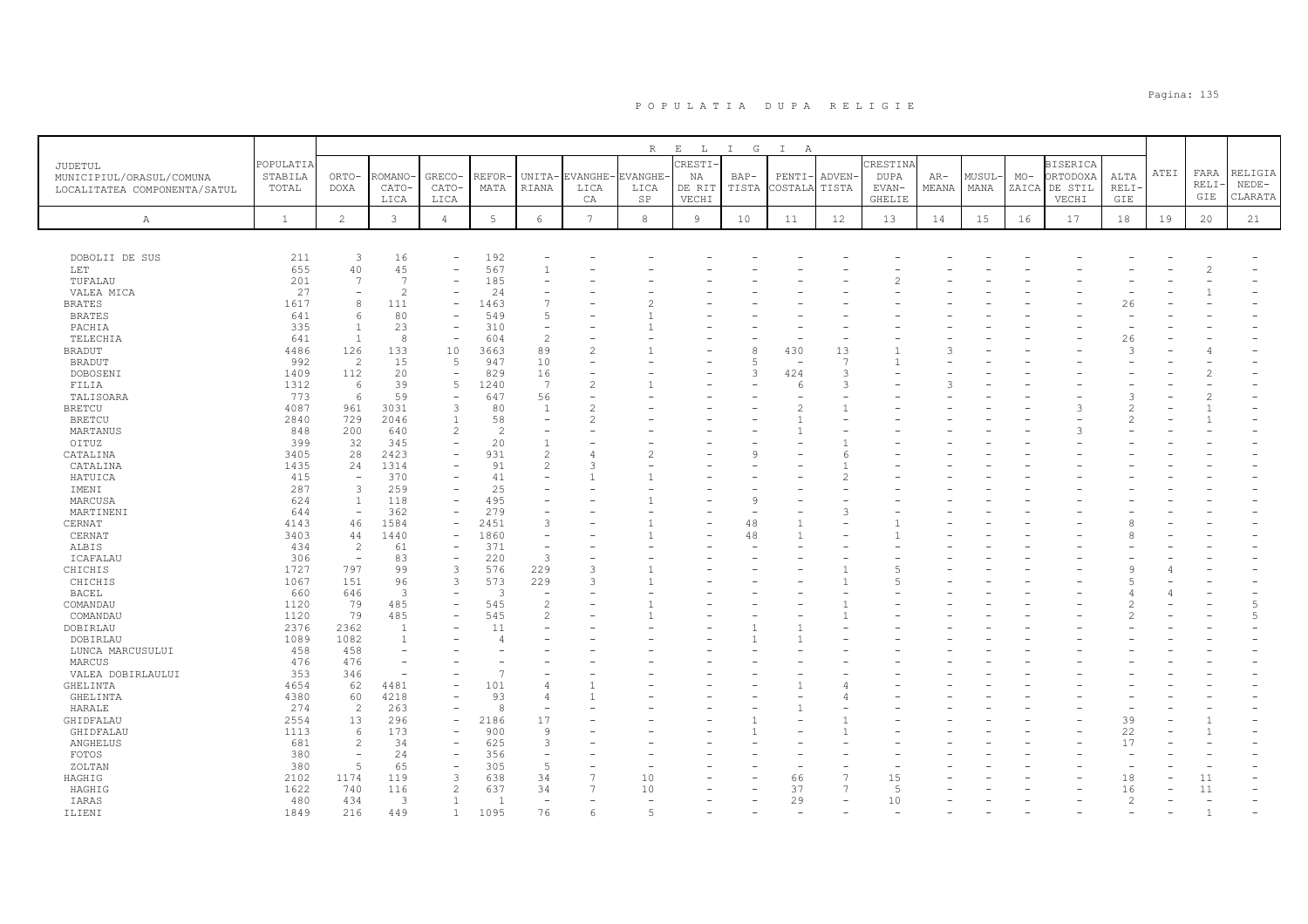# POPULATIA DUPA RELIGIE

| JUDETUL MUNICIPIUL/ORASUL/COMUNA LOCALITATEA COMPONENTA/SATUL | POPULATIA STABILA TOTAL | ORTO-DOXA | ROMANO-CATO-LICA | GRECO-CATO-LICA | REFOR-MATA | UNITA-RIANA | EVANGHE-LICA CA | EVANGHE-LICA SP | CRESTI-NA DE RIT VECHI | BAP-TISTA | PENTI-COSTALA | ADVEN-TISTA | CRESTINA DUPA EVAN-GHELIE | AR-MEANA | MUSUL-MANA | MO-ZAICA | BISERICA ORTODOXA DE STIL VECHI | ALTA RELI-GIE | ATEI | FARA RELI-GIE | RELIGIA NEDE-CLARATA |
|---|---|---|---|---|---|---|---|---|---|---|---|---|---|---|---|---|---|---|---|---|---|
| A | 1 | 2 | 3 | 4 | 5 | 6 | 7 | 8 | 9 | 10 | 11 | 12 | 13 | 14 | 15 | 16 | 17 | 18 | 19 | 20 | 21 |
| DOBOLII DE SUS | 211 | 3 | 16 | - | 192 | - | - | - | - | - | - | - | - | - | - | - | - | - | - | - | - |
| LET | 655 | 40 | 45 | - | 567 | 1 | - | - | - | - | - | - | - | - | - | - | - | - | - | 2 | - |
| TUFALAU | 201 | 7 | 7 | - | 185 | - | - | - | - | - | - | - | 2 | - | - | - | - | - | - | - | - |
| VALEA MICA | 27 | - | 2 | - | 24 | - | - | - | - | - | - | - | - | - | - | - | - | - | - | 1 | - |
| BRATES | 1617 | 8 | 111 | - | 1463 | 7 | - | 2 | - | - | - | - | - | - | - | - | - | 26 | - | - | - |
| BRATES | 641 | 6 | 80 | - | 549 | 5 | - | 1 | - | - | - | - | - | - | - | - | - | - | - | - | - |
| PACHIA | 335 | 1 | 23 | - | 310 | - | - | 1 | - | - | - | - | - | - | - | - | - | - | - | - | - |
| TELECHIA | 641 | 1 | 8 | - | 604 | 2 | - | - | - | - | - | - | - | - | - | - | - | 26 | - | - | - |
| BRADUT | 4486 | 126 | 133 | 10 | 3663 | 89 | 2 | 1 | - | 8 | 430 | 13 | 1 | 3 | - | - | - | 3 | - | 4 | - |
| BRADUT | 992 | 2 | 15 | 5 | 947 | 10 | - | - | - | 5 | - | 7 | 1 | - | - | - | - | - | - | - | - |
| DOBOSENI | 1409 | 112 | 20 | - | 829 | 16 | - | - | - | 3 | 424 | 3 | - | - | - | - | - | - | - | 2 | - |
| FILIA | 1312 | 6 | 39 | 5 | 1240 | 7 | 2 | 1 | - | - | 6 | 3 | - | 3 | - | - | - | - | - | - | - |
| TALISOARA | 773 | 6 | 59 | - | 647 | 56 | - | - | - | - | - | - | - | - | - | - | - | 3 | - | 2 | - |
| BRETCU | 4087 | 961 | 3031 | 3 | 80 | 1 | 2 | - | - | - | 2 | 1 | - | - | - | - | 3 | 2 | - | 1 | - |
| BRETCU | 2840 | 729 | 2046 | 1 | 58 | - | 2 | - | - | - | 1 | - | - | - | - | - | - | 2 | - | 1 | - |
| MARTANUS | 848 | 200 | 640 | 2 | 2 | - | - | - | - | - | 1 | - | - | - | - | - | 3 | - | - | - | - |
| OITUZ | 399 | 32 | 345 | - | 20 | 1 | - | - | - | - | - | 1 | - | - | - | - | - | - | - | - | - |
| CATALINA | 3405 | 28 | 2423 | - | 931 | 2 | 4 | 2 | - | 9 | - | 6 | - | - | - | - | - | - | - | - | - |
| CATALINA | 1435 | 24 | 1314 | - | 91 | 2 | 3 | - | - | - | - | 1 | - | - | - | - | - | - | - | - | - |
| HATUICA | 415 | - | 370 | - | 41 | - | 1 | 1 | - | - | - | 2 | - | - | - | - | - | - | - | - | - |
| IMENI | 287 | 3 | 259 | - | 25 | - | - | - | - | - | - | - | - | - | - | - | - | - | - | - | - |
| MARCUSA | 624 | 1 | 118 | - | 495 | - | - | 1 | - | 9 | - | - | - | - | - | - | - | - | - | - | - |
| MARTINENI | 644 | - | 362 | - | 279 | - | - | - | - | - | - | 3 | - | - | - | - | - | - | - | - | - |
| CERNAT | 4143 | 46 | 1584 | - | 2451 | 3 | - | 1 | - | 48 | 1 | - | 1 | - | - | - | - | 8 | - | - | - |
| CERNAT | 3403 | 44 | 1440 | - | 1860 | - | - | 1 | - | 48 | 1 | - | 1 | - | - | - | - | 8 | - | - | - |
| ALBIS | 434 | 2 | 61 | - | 371 | - | - | - | - | - | - | - | - | - | - | - | - | - | - | - | - |
| ICAFALAU | 306 | - | 83 | - | 220 | 3 | - | - | - | - | - | - | - | - | - | - | - | - | - | - | - |
| CHICHIS | 1727 | 797 | 99 | 3 | 576 | 229 | 3 | 1 | - | - | - | 1 | 5 | - | - | - | - | 9 | 4 | - | - |
| CHICHIS | 1067 | 151 | 96 | 3 | 573 | 229 | 3 | 1 | - | - | - | 1 | 5 | - | - | - | - | 5 | - | - | - |
| BACEL | 660 | 646 | 3 | - | 3 | - | - | - | - | - | - | - | - | - | - | - | - | 4 | 4 | - | - |
| COMANDAU | 1120 | 79 | 485 | - | 545 | 2 | - | 1 | - | - | - | 1 | - | - | - | - | - | 2 | - | - | 5 |
| COMANDAU | 1120 | 79 | 485 | - | 545 | 2 | - | 1 | - | - | - | 1 | - | - | - | - | - | 2 | - | - | 5 |
| DOBIRLAU | 2376 | 2362 | 1 | - | 11 | - | - | - | - | 1 | 1 | - | - | - | - | - | - | - | - | - | - |
| DOBIRLAU | 1089 | 1082 | 1 | - | 4 | - | - | - | - | 1 | 1 | - | - | - | - | - | - | - | - | - | - |
| LUNCA MARCUSULUI | 458 | 458 | - | - | - | - | - | - | - | - | - | - | - | - | - | - | - | - | - | - | - |
| MARCUS | 476 | 476 | - | - | - | - | - | - | - | - | - | - | - | - | - | - | - | - | - | - | - |
| VALEA DOBIRLAULUI | 353 | 346 | - | - | 7 | - | - | - | - | - | - | - | - | - | - | - | - | - | - | - | - |
| GHELINTA | 4654 | 62 | 4481 | - | 101 | 4 | 1 | - | - | - | 1 | 4 | - | - | - | - | - | - | - | - | - |
| GHELINTA | 4380 | 60 | 4218 | - | 93 | 4 | 1 | - | - | - | - | 4 | - | - | - | - | - | - | - | - | - |
| HARALE | 274 | 2 | 263 | - | 8 | - | - | - | - | - | 1 | - | - | - | - | - | - | - | - | - | - |
| GHIDFALAU | 2554 | 13 | 296 | - | 2186 | 17 | - | - | - | 1 | - | 1 | - | - | - | - | - | 39 | - | 1 | - |
| GHIDFALAU | 1113 | 6 | 173 | - | 900 | 9 | - | - | - | 1 | - | 1 | - | - | - | - | - | 22 | - | 1 | - |
| ANGHELUS | 681 | 2 | 34 | - | 625 | 3 | - | - | - | - | - | - | - | - | - | - | - | 17 | - | - | - |
| FOTOS | 380 | - | 24 | - | 356 | - | - | - | - | - | - | - | - | - | - | - | - | - | - | - | - |
| ZOLTAN | 380 | 5 | 65 | - | 305 | 5 | - | - | - | - | - | - | - | - | - | - | - | - | - | - | - |
| HAGHIG | 2102 | 1174 | 119 | 3 | 638 | 34 | 7 | 10 | - | - | 66 | 7 | 15 | - | - | - | - | 18 | - | 11 | - |
| HAGHIG | 1622 | 740 | 116 | 2 | 637 | 34 | 7 | 10 | - | - | 37 | 7 | 5 | - | - | - | - | 16 | - | 11 | - |
| IARAS | 480 | 434 | 3 | 1 | 1 | - | - | - | - | - | 29 | - | 10 | - | - | - | - | 2 | - | - | - |
| ILIENI | 1849 | 216 | 449 | 1 | 1095 | 76 | 6 | 5 | - | - | - | - | - | - | - | - | - | - | - | 1 | - |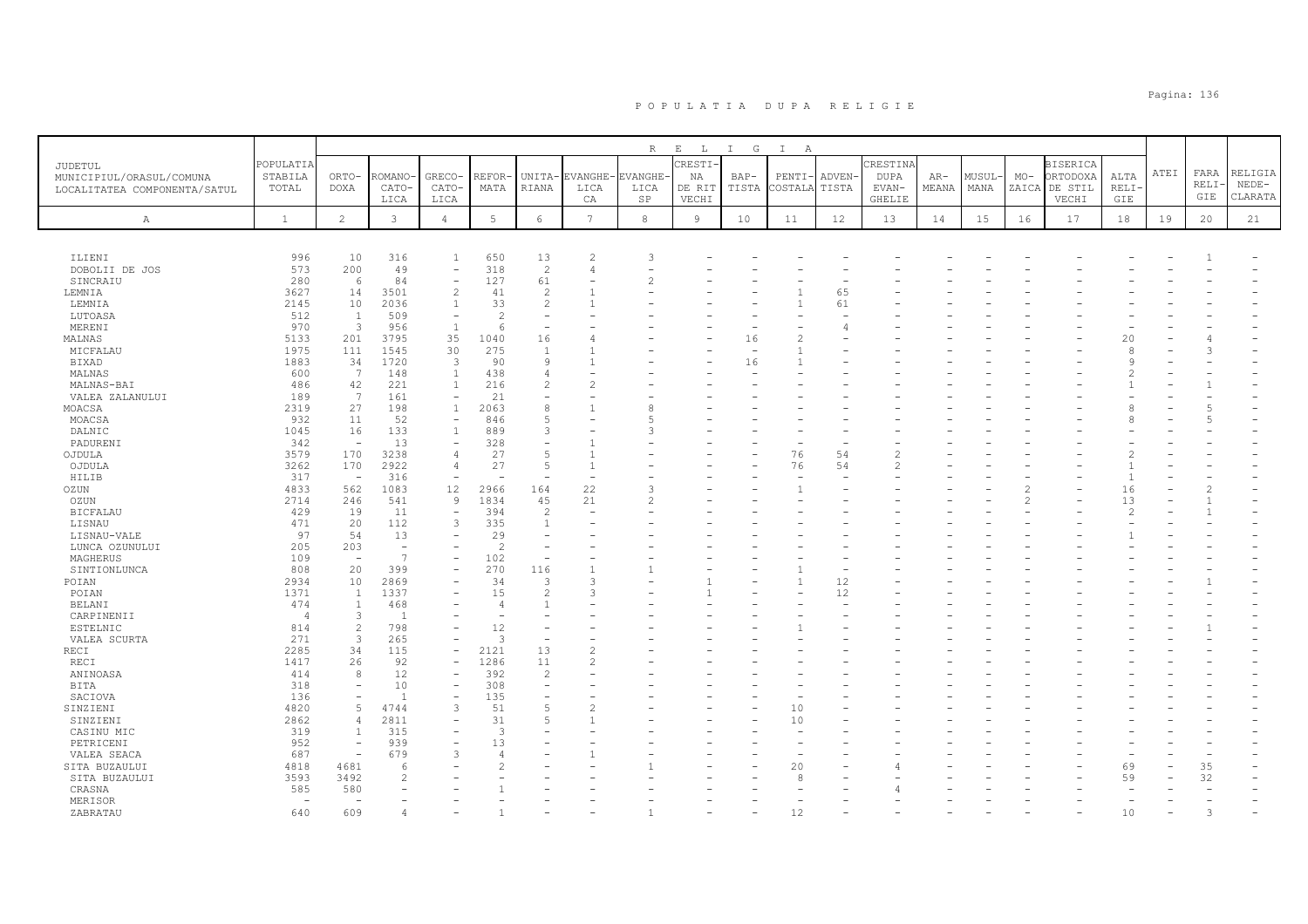# P O P U L A T I A   D U P A   R E L I G I E

| JUDETUL MUNICIPIUL/ORASUL/COMUNA LOCALITATEA COMPONENTA/SATUL | POPULATIA STABILA TOTAL | R E L I G I A | | | | | | | | | | | | | | | | | | | |
|---|---|---|---|---|---|---|---|---|---|---|---|---|---|---|---|---|---|---|---|---|---|
| | | ORTO- DOXA | ROMANO- CATO- LICA | GRECO- CATO- LICA | REFOR- MATA | UNITA- RIANA | EVANGHE- LICA CA | EVANGHE- LICA SP | CRESTI- NA DE RIT VECHI | BAP- TISTA | PENTI- COSTALA | ADVEN- TISTA | CRESTINA DUPA EVAN- GHELIE | AR- MEANA | MUSUL- MANA | MO- ZAICA | BISERICA ORTODOXA DE STIL VECHI | ALTA RELI- GIE | ATEI | FARA RELI- GIE | RELIGIA NEDE- CLARATA |
| A | 1 | 2 | 3 | 4 | 5 | 6 | 7 | 8 | 9 | 10 | 11 | 12 | 13 | 14 | 15 | 16 | 17 | 18 | 19 | 20 | 21 |
| ILIENI | 996 | 10 | 316 | 1 | 650 | 13 | 2 | 3 | - | - | - | - | - | - | - | - | - | - | - | 1 | - |
| DOBOLII DE JOS | 573 | 200 | 49 | - | 318 | 2 | 4 | - | - | - | - | - | - | - | - | - | - | - | - | - | - |
| SINCRAIU | 280 | 6 | 84 | - | 127 | 61 | - | 2 | - | - | - | - | - | - | - | - | - | - | - | - | - |
| LEMNIA | 3627 | 14 | 3501 | 2 | 41 | 2 | 1 | - | - | - | 1 | 65 | - | - | - | - | - | - | - | - | - |
| LEMNIA | 2145 | 10 | 2036 | 1 | 33 | 2 | 1 | - | - | - | 1 | 61 | - | - | - | - | - | - | - | - | - |
| LUTOASA | 512 | 1 | 509 | - | 2 | - | - | - | - | - | - | - | - | - | - | - | - | - | - | - | - |
| MERENI | 970 | 3 | 956 | 1 | 6 | - | - | - | - | - | - | 4 | - | - | - | - | - | - | - | - | - |
| MALNAS | 5133 | 201 | 3795 | 35 | 1040 | 16 | 4 | - | - | 16 | 2 | - | - | - | - | - | - | 20 | - | 4 | - |
| MICFALAU | 1975 | 111 | 1545 | 30 | 275 | 1 | 1 | - | - | - | 1 | - | - | - | - | - | - | 8 | - | 3 | - |
| BIXAD | 1883 | 34 | 1720 | 3 | 90 | 9 | 1 | - | - | 16 | 1 | - | - | - | - | - | - | 9 | - | - | - |
| MALNAS | 600 | 7 | 148 | 1 | 438 | 4 | - | - | - | - | - | - | - | - | - | - | - | 2 | - | - | - |
| MALNAS-BAI | 486 | 42 | 221 | 1 | 216 | 2 | 2 | - | - | - | - | - | - | - | - | - | - | 1 | - | 1 | - |
| VALEA ZALANULUI | 189 | 7 | 161 | - | 21 | - | - | - | - | - | - | - | - | - | - | - | - | - | - | - | - |
| MOACSA | 2319 | 27 | 198 | 1 | 2063 | 8 | 1 | 8 | - | - | - | - | - | - | - | - | - | 8 | - | 5 | - |
| MOACSA | 932 | 11 | 52 | - | 846 | 5 | - | 5 | - | - | - | - | - | - | - | - | - | 8 | - | 5 | - |
| DALNIC | 1045 | 16 | 133 | 1 | 889 | 3 | - | 3 | - | - | - | - | - | - | - | - | - | - | - | - | - |
| PADURENI | 342 | - | 13 | - | 328 | - | 1 | - | - | - | - | - | - | - | - | - | - | - | - | - | - |
| OJDULA | 3579 | 170 | 3238 | 4 | 27 | 5 | 1 | - | - | - | 76 | 54 | 2 | - | - | - | - | 2 | - | - | - |
| OJDULA | 3262 | 170 | 2922 | 4 | 27 | 5 | 1 | - | - | - | 76 | 54 | 2 | - | - | - | - | 1 | - | - | - |
| HILIB | 317 | - | 316 | - | - | - | - | - | - | - | - | - | - | - | - | - | - | 1 | - | - | - |
| OZUN | 4833 | 562 | 1083 | 12 | 2966 | 164 | 22 | 3 | - | - | 1 | - | - | - | - | 2 | - | 16 | - | 2 | - |
| OZUN | 2714 | 246 | 541 | 9 | 1834 | 45 | 21 | 2 | - | - | - | - | - | - | - | 2 | - | 13 | - | 1 | - |
| BICFALAU | 429 | 19 | 11 | - | 394 | 2 | - | - | - | - | - | - | - | - | - | - | - | 2 | - | 1 | - |
| LISNAU | 471 | 20 | 112 | 3 | 335 | 1 | - | - | - | - | - | - | - | - | - | - | - | - | - | - | - |
| LISNAU-VALE | 97 | 54 | 13 | - | 29 | - | - | - | - | - | - | - | - | - | - | - | - | 1 | - | - | - |
| LUNCA OZUNULUI | 205 | 203 | - | - | 2 | - | - | - | - | - | - | - | - | - | - | - | - | - | - | - | - |
| MAGHERUS | 109 | - | 7 | - | 102 | - | - | - | - | - | - | - | - | - | - | - | - | - | - | - | - |
| SINTIONLUNCA | 808 | 20 | 399 | - | 270 | 116 | 1 | 1 | - | - | 1 | - | - | - | - | - | - | - | - | - | - |
| POIAN | 2934 | 10 | 2869 | - | 34 | 3 | 3 | - | 1 | - | 1 | 12 | - | - | - | - | - | - | - | 1 | - |
| POIAN | 1371 | 1 | 1337 | - | 15 | 2 | 3 | - | 1 | - | - | 12 | - | - | - | - | - | - | - | - | - |
| BELANI | 474 | 1 | 468 | - | 4 | 1 | - | - | - | - | - | - | - | - | - | - | - | - | - | - | - |
| CARPINENII | 4 | 3 | 1 | - | - | - | - | - | - | - | - | - | - | - | - | - | - | - | - | - | - |
| ESTELNIC | 814 | 2 | 798 | - | 12 | - | - | - | - | - | 1 | - | - | - | - | - | - | - | - | 1 | - |
| VALEA SCURTA | 271 | 3 | 265 | - | 3 | - | - | - | - | - | - | - | - | - | - | - | - | - | - | - | - |
| RECI | 2285 | 34 | 115 | - | 2121 | 13 | 2 | - | - | - | - | - | - | - | - | - | - | - | - | - | - |
| RECI | 1417 | 26 | 92 | - | 1286 | 11 | 2 | - | - | - | - | - | - | - | - | - | - | - | - | - | - |
| ANINOASA | 414 | 8 | 12 | - | 392 | 2 | - | - | - | - | - | - | - | - | - | - | - | - | - | - | - |
| BITA | 318 | - | 10 | - | 308 | - | - | - | - | - | - | - | - | - | - | - | - | - | - | - | - |
| SACIOVA | 136 | - | 1 | - | 135 | - | - | - | - | - | - | - | - | - | - | - | - | - | - | - | - |
| SINZIENI | 4820 | 5 | 4744 | 3 | 51 | 5 | 2 | - | - | - | 10 | - | - | - | - | - | - | - | - | - | - |
| SINZIENI | 2862 | 4 | 2811 | - | 31 | 5 | 1 | - | - | - | 10 | - | - | - | - | - | - | - | - | - | - |
| CASINU MIC | 319 | 1 | 315 | - | 3 | - | - | - | - | - | - | - | - | - | - | - | - | - | - | - | - |
| PETRICENI | 952 | - | 939 | - | 13 | - | - | - | - | - | - | - | - | - | - | - | - | - | - | - | - |
| VALEA SEACA | 687 | - | 679 | 3 | 4 | - | 1 | - | - | - | - | - | - | - | - | - | - | - | - | - | - |
| SITA BUZAULUI | 4818 | 4681 | 6 | - | 2 | - | - | 1 | - | - | 20 | - | 4 | - | - | - | - | 69 | - | 35 | - |
| SITA BUZAULUI | 3593 | 3492 | 2 | - | - | - | - | - | - | - | 8 | - | - | - | - | - | - | 59 | - | 32 | - |
| CRASNA | 585 | 580 | - | - | 1 | - | - | - | - | - | - | - | 4 | - | - | - | - | - | - | - | - |
| MERISOR | - | - | - | - | - | - | - | - | - | - | - | - | - | - | - | - | - | - | - | - | - |
| ZABRATAU | 640 | 609 | 4 | - | 1 | - | - | 1 | - | - | 12 | - | - | - | - | - | - | 10 | - | 3 | - |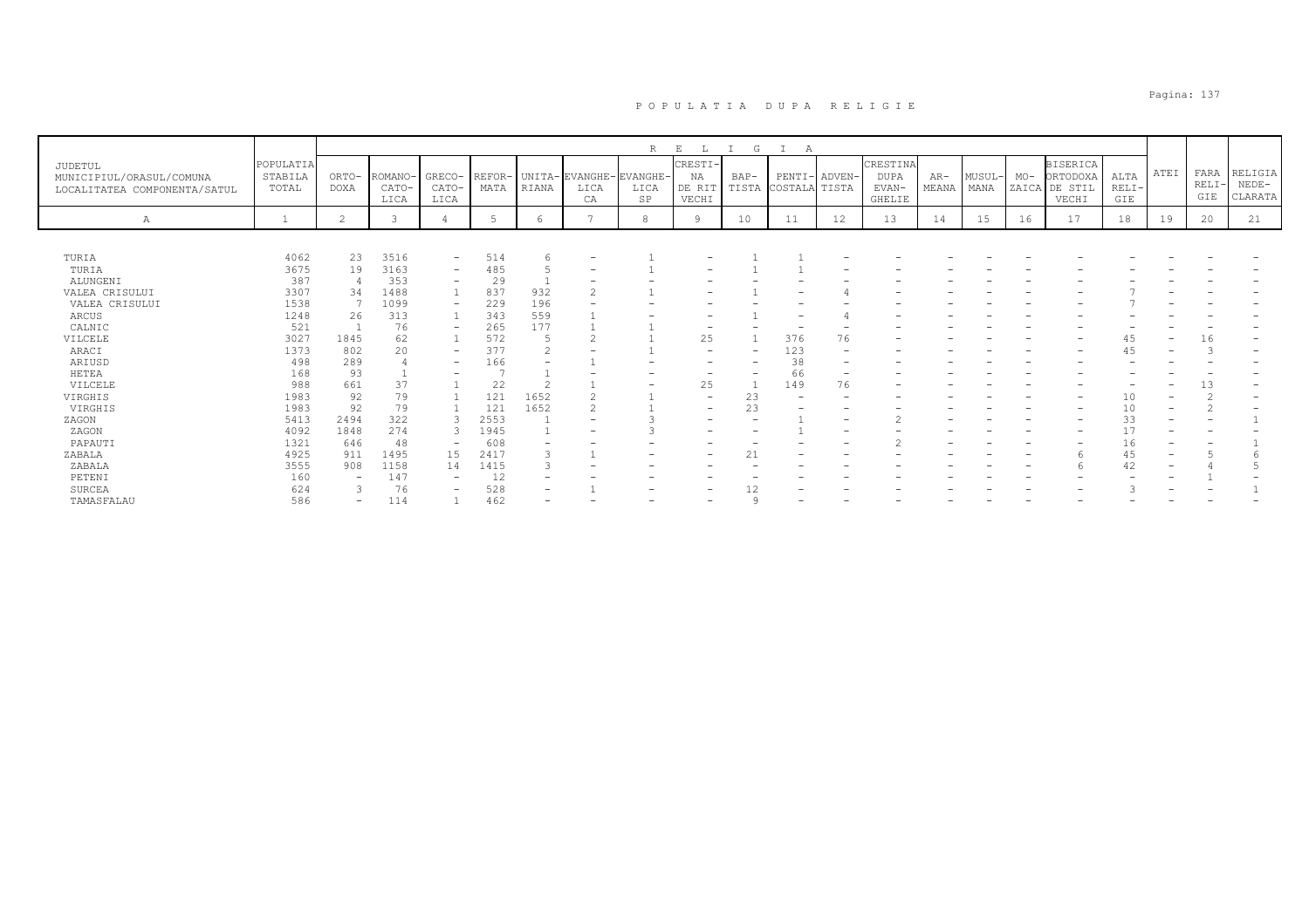# POPULATIA DUPA RELIGIE

| JUDETUL MUNICIPIUL/ORASUL/COMUNA LOCALITATEA COMPONENTA/SATUL | POPULATIA STABILA TOTAL | RELIGIA | | | | | | | | | | | | | | | | | | | |
|---|---|---|---|---|---|---|---|---|---|---|---|---|---|---|---|---|---|---|---|---|---|
| | | ORTO-DOXA | ROMANO-CATO-LICA | GRECO-CATO-LICA | REFOR-MATA | UNITA-RIANA | EVANGHE-LICA CA | EVANGHE-LICA SP | CRESTI-NA DE RIT VECHI | BAP-TISTA | PENTI-COSTALA | ADVEN-TISTA | CRESTINA DUPA EVAN-GHELIE | AR-MEANA | MUSUL-MANA | MO-ZAICA | BISERICA ORTODOXA DE STIL VECHI | ALTA RELI-GIE | ATEI | FARA RELI-GIE | RELIGIA NEDE-CLARATA |
| A | 1 | 2 | 3 | 4 | 5 | 6 | 7 | 8 | 9 | 10 | 11 | 12 | 13 | 14 | 15 | 16 | 17 | 18 | 19 | 20 | 21 |
| TURIA | 4062 | 23 | 3516 | - | 514 | 6 | - | 1 | - | 1 | 1 | - | - | - | - | - | - | - | - | - | - |
| TURIA | 3675 | 19 | 3163 | - | 485 | 5 | - | 1 | - | 1 | 1 | - | - | - | - | - | - | - | - | - | - |
| ALUNGENI | 387 | 4 | 353 | - | 29 | 1 | - | - | - | - | - | - | - | - | - | - | - | - | - | - | - |
| VALEA CRISULUI | 3307 | 34 | 1488 | 1 | 837 | 932 | 2 | 1 | - | 1 | - | 4 | - | - | - | - | - | 7 | - | - | - |
| VALEA CRISULUI | 1538 | 7 | 1099 | - | 229 | 196 | - | - | - | - | - | - | - | - | - | - | - | 7 | - | - | - |
| ARCUS | 1248 | 26 | 313 | 1 | 343 | 559 | 1 | - | - | 1 | - | 4 | - | - | - | - | - | - | - | - | - |
| CALNIC | 521 | 1 | 76 | - | 265 | 177 | 1 | 1 | - | - | - | - | - | - | - | - | - | - | - | - | - |
| VILCELE | 3027 | 1845 | 62 | 1 | 572 | 5 | 2 | 1 | 25 | 1 | 376 | 76 | - | - | - | - | - | 45 | - | 16 | - |
| ARACI | 1373 | 802 | 20 | - | 377 | 2 | - | 1 | - | - | 123 | - | - | - | - | - | - | 45 | - | 3 | - |
| ARIUSD | 498 | 289 | 4 | - | 166 | - | 1 | - | - | - | 38 | - | - | - | - | - | - | - | - | - | - |
| HETEA | 168 | 93 | 1 | - | 7 | 1 | - | - | - | - | 66 | - | - | - | - | - | - | - | - | - | - |
| VILCELE | 988 | 661 | 37 | 1 | 22 | 2 | 1 | - | 25 | 1 | 149 | 76 | - | - | - | - | - | - | - | 13 | - |
| VIRGHIS | 1983 | 92 | 79 | 1 | 121 | 1652 | 2 | 1 | - | 23 | - | - | - | - | - | - | - | 10 | - | 2 | - |
| VIRGHIS | 1983 | 92 | 79 | 1 | 121 | 1652 | 2 | 1 | - | 23 | - | - | - | - | - | - | - | 10 | - | 2 | - |
| ZAGON | 5413 | 2494 | 322 | 3 | 2553 | 1 | - | 3 | - | - | 1 | - | 2 | - | - | - | - | 33 | - | - | 1 |
| ZAGON | 4092 | 1848 | 274 | 3 | 1945 | 1 | - | 3 | - | - | 1 | - | - | - | - | - | - | 17 | - | - | - |
| PAPAUTI | 1321 | 646 | 48 | - | 608 | - | - | - | - | - | - | - | 2 | - | - | - | - | 16 | - | - | 1 |
| ZABALA | 4925 | 911 | 1495 | 15 | 2417 | 3 | 1 | - | - | 21 | - | - | - | - | - | - | 6 | 45 | - | 5 | 6 |
| ZABALA | 3555 | 908 | 1158 | 14 | 1415 | 3 | - | - | - | - | - | - | - | - | - | - | 6 | 42 | - | 4 | 5 |
| PETENI | 160 | - | 147 | - | 12 | - | - | - | - | - | - | - | - | - | - | - | - | - | - | 1 | - |
| SURCEA | 624 | 3 | 76 | - | 528 | - | 1 | - | - | 12 | - | - | - | - | - | - | - | 3 | - | - | 1 |
| TAMASFALAU | 586 | - | 114 | 1 | 462 | - | - | - | - | 9 | - | - | - | - | - | - | - | - | - | - | - |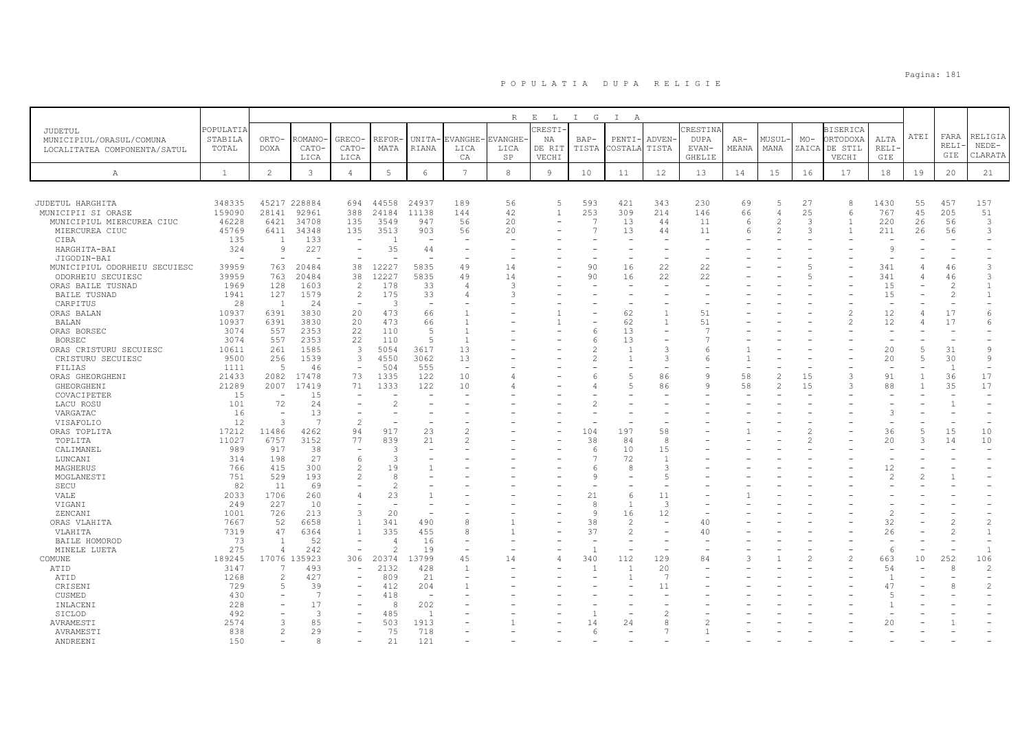# P O P U L A T I A   D U P A   R E L I G I E

| JUDETUL MUNICIPIUL/ORASUL/COMUNA LOCALITATEA COMPONENTA/SATUL | POPULATIA STABILA TOTAL | R E L I G I A | | | | | | | | | | | | | | | | | | | |
|---|---|---|---|---|---|---|---|---|---|---|---|---|---|---|---|---|---|---|---|---|---|
| | | ORTO-DOXA | ROMANO-CATO-LICA | GRECO-CATO-LICA | REFOR-MATA | UNITA-RIANA | EVANGHE-LICA CA | EVANGHE-LICA SP | CRESTI-NA DE RIT VECHI | BAP-TISTA | PENTI-COSTALA | ADVEN-TISTA | CRESTINA DUPA EVAN-GHELIE | AR-MEANA | MUSUL-MANA | MO-ZAICA | BISERICA ORTODOXA DE STIL VECHI | ALTA RELI-GIE | ATEI | FARA RELI-GIE | RELIGIA NEDE-CLARATA |
| A | 1 | 2 | 3 | 4 | 5 | 6 | 7 | 8 | 9 | 10 | 11 | 12 | 13 | 14 | 15 | 16 | 17 | 18 | 19 | 20 | 21 |
| JUDETUL HARGHITA | 348335 | 45217 | 228884 | 694 | 44558 | 24937 | 189 | 56 | 5 | 593 | 421 | 343 | 230 | 69 | 5 | 27 | 8 | 1430 | 55 | 457 | 157 |
| MUNICIPII SI ORASE | 159090 | 28141 | 92961 | 388 | 24184 | 11138 | 144 | 42 | 1 | 253 | 309 | 214 | 146 | 66 | 4 | 25 | 6 | 767 | 45 | 205 | 51 |
| MUNICIPIUL MIERCUREA CIUC | 46228 | 6421 | 34708 | 135 | 3549 | 947 | 56 | 20 | - | 7 | 13 | 44 | 11 | 6 | 2 | 3 | 1 | 220 | 26 | 56 | 3 |
| MIERCUREA CIUC | 45769 | 6411 | 34348 | 135 | 3513 | 903 | 56 | 20 | - | 7 | 13 | 44 | 11 | 6 | 2 | 3 | 1 | 211 | 26 | 56 | 3 |
| CIBA | 135 | 1 | 133 | - | 1 | - | - | - | - | - | - | - | - | - | - | - | - | - | - | - | - |
| HARGHITA-BAI | 324 | 9 | 227 | - | 35 | 44 | - | - | - | - | - | - | - | - | - | - | - | 9 | - | - | - |
| JIGODIN-BAI | - | - | - | - | - | - | - | - | - | - | - | - | - | - | - | - | - | - | - | - | - |
| MUNICIPIUL ODORHEIU SECUIESC | 39959 | 763 | 20484 | 38 | 12227 | 5835 | 49 | 14 | - | 90 | 16 | 22 | 22 | - | - | 5 | - | 341 | 4 | 46 | 3 |
| ODORHEIU SECUIESC | 39959 | 763 | 20484 | 38 | 12227 | 5835 | 49 | 14 | - | 90 | 16 | 22 | 22 | - | - | 5 | - | 341 | 4 | 46 | 3 |
| ORAS BAILE TUSNAD | 1969 | 128 | 1603 | 2 | 178 | 33 | 4 | 3 | - | - | - | - | - | - | - | - | - | 15 | - | 2 | 1 |
| BAILE TUSNAD | 1941 | 127 | 1579 | 2 | 175 | 33 | 4 | 3 | - | - | - | - | - | - | - | - | - | 15 | - | 2 | 1 |
| CARPITUS | 28 | 1 | 24 | - | 3 | - | - | - | - | - | - | - | - | - | - | - | - | - | - | - | - |
| ORAS BALAN | 10937 | 6391 | 3830 | 20 | 473 | 66 | 1 | - | 1 | - | 62 | 1 | 51 | - | - | - | 2 | 12 | 4 | 17 | 6 |
| BALAN | 10937 | 6391 | 3830 | 20 | 473 | 66 | 1 | - | 1 | - | 62 | 1 | 51 | - | - | - | 2 | 12 | 4 | 17 | 6 |
| ORAS BORSEC | 3074 | 557 | 2353 | 22 | 110 | 5 | 1 | - | - | 6 | 13 | - | 7 | - | - | - | - | - | - | - | - |
| BORSEC | 3074 | 557 | 2353 | 22 | 110 | 5 | 1 | - | - | 6 | 13 | - | 7 | - | - | - | - | - | - | - | - |
| ORAS CRISTURU SECUIESC | 10611 | 261 | 1585 | 3 | 5054 | 3617 | 13 | - | - | 2 | 1 | 3 | 6 | 1 | - | - | - | 20 | 5 | 31 | 9 |
| CRISTURU SECUIESC | 9500 | 256 | 1539 | 3 | 4550 | 3062 | 13 | - | - | 2 | 1 | 3 | 6 | 1 | - | - | - | 20 | 5 | 30 | 9 |
| FILIAS | 1111 | 5 | 46 | - | 504 | 555 | - | - | - | - | - | - | - | - | - | - | - | - | - | 1 | - |
| ORAS GHEORGHENI | 21433 | 2082 | 17478 | 73 | 1335 | 122 | 10 | 4 | - | 6 | 5 | 86 | 9 | 58 | 2 | 15 | 3 | 91 | 1 | 36 | 17 |
| GHEORGHENI | 21289 | 2007 | 17419 | 71 | 1333 | 122 | 10 | 4 | - | 4 | 5 | 86 | 9 | 58 | 2 | 15 | 3 | 88 | 1 | 35 | 17 |
| COVACIPETER | 15 | - | 15 | - | - | - | - | - | - | - | - | - | - | - | - | - | - | - | - | - | - |
| LACU ROSU | 101 | 72 | 24 | - | 2 | - | - | - | - | 2 | - | - | - | - | - | - | - | - | - | 1 | - |
| VARGATAC | 16 | - | 13 | - | - | - | - | - | - | - | - | - | - | - | - | - | - | 3 | - | - | - |
| VISAFOLIO | 12 | 3 | 7 | 2 | - | - | - | - | - | - | - | - | - | - | - | - | - | - | - | - | - |
| ORAS TOPLITA | 17212 | 11486 | 4262 | 94 | 917 | 23 | 2 | - | - | 104 | 197 | 58 | - | 1 | - | 2 | - | 36 | 5 | 15 | 10 |
| TOPLITA | 11027 | 6757 | 3152 | 77 | 839 | 21 | 2 | - | - | 38 | 84 | 8 | - | - | - | 2 | - | 20 | 3 | 14 | 10 |
| CALIMANEL | 989 | 917 | 38 | - | 3 | - | - | - | - | 6 | 10 | 15 | - | - | - | - | - | - | - | - | - |
| LUNCANI | 314 | 198 | 27 | 6 | 3 | - | - | - | - | 7 | 72 | 1 | - | - | - | - | - | - | - | - | - |
| MAGHERUS | 766 | 415 | 300 | 2 | 19 | 1 | - | - | - | 6 | 8 | 3 | - | - | - | - | - | 12 | - | - | - |
| MOGLANESTI | 751 | 529 | 193 | 2 | 8 | - | - | - | - | 9 | - | 5 | - | - | - | - | - | 2 | 2 | 1 | - |
| SECU | 82 | 11 | 69 | - | 2 | - | - | - | - | - | - | - | - | - | - | - | - | - | - | - | - |
| VALE | 2033 | 1706 | 260 | 4 | 23 | 1 | - | - | - | 21 | 6 | 11 | - | 1 | - | - | - | - | - | - | - |
| VIGANI | 249 | 227 | 10 | - | - | - | - | - | - | 8 | 1 | 3 | - | - | - | - | - | - | - | - | - |
| ZENCANI | 1001 | 726 | 213 | 3 | 20 | - | - | - | - | 9 | 16 | 12 | - | - | - | - | - | 2 | - | - | - |
| ORAS VLAHITA | 7667 | 52 | 6658 | 1 | 341 | 490 | 8 | 1 | - | 38 | 2 | - | 40 | - | - | - | - | 32 | - | 2 | 2 |
| VLAHITA | 7319 | 47 | 6364 | 1 | 335 | 455 | 8 | 1 | - | 37 | 2 | - | 40 | - | - | - | - | 26 | - | 2 | 1 |
| BAILE HOMOROD | 73 | 1 | 52 | - | 4 | 16 | - | - | - | - | - | - | - | - | - | - | - | - | - | - | - |
| MINELE LUETA | 275 | 4 | 242 | - | 2 | 19 | - | - | - | 1 | - | - | - | - | - | - | - | 6 | - | - | 1 |
| COMUNE | 189245 | 17076 | 135923 | 306 | 20374 | 13799 | 45 | 14 | 4 | 340 | 112 | 129 | 84 | 3 | 1 | 2 | 2 | 663 | 10 | 252 | 106 |
| ATID | 3147 | 7 | 493 | - | 2132 | 428 | 1 | - | - | 1 | 1 | 20 | - | - | - | - | - | 54 | - | 8 | 2 |
| ATID | 1268 | 2 | 427 | - | 809 | 21 | - | - | - | - | 1 | 7 | - | - | - | - | - | 1 | - | - | - |
| CRISENI | 729 | 5 | 39 | - | 412 | 204 | 1 | - | - | - | - | 11 | - | - | - | - | - | 47 | - | 8 | 2 |
| CUSMED | 430 | - | 7 | - | 418 | - | - | - | - | - | - | - | - | - | - | - | - | 5 | - | - | - |
| INLACENI | 228 | - | 17 | - | 8 | 202 | - | - | - | - | - | - | - | - | - | - | - | 1 | - | - | - |
| SICLOD | 492 | - | 3 | - | 485 | 1 | - | - | - | 1 | - | 2 | - | - | - | - | - | - | - | - | - |
| AVRAMESTI | 2574 | 3 | 85 | - | 503 | 1913 | - | 1 | - | 14 | 24 | 8 | 2 | - | - | - | - | 20 | - | 1 | - |
| AVRAMESTI | 838 | 2 | 29 | - | 75 | 718 | - | - | - | 6 | - | 7 | 1 | - | - | - | - | - | - | - | - |
| ANDREENI | 150 | - | 8 | - | 21 | 121 | - | - | - | - | - | - | - | - | - | - | - | - | - | - | - |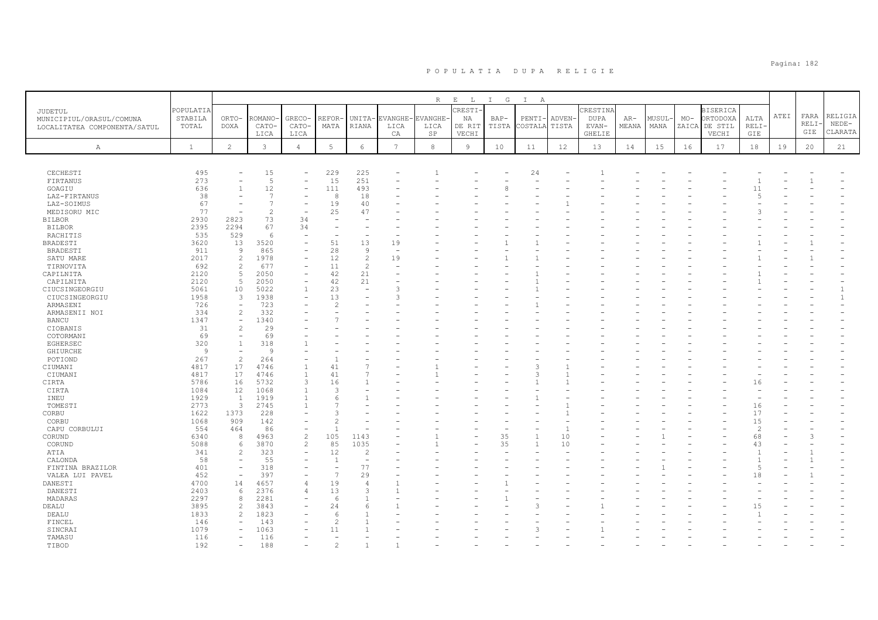# P O P U L A T I A   D U P A   R E L I G I E

| JUDETUL MUNICIPIUL/ORASUL/COMUNA LOCALITATEA COMPONENTA/SATUL | POPULATIA STABILA TOTAL | ORTO-DOXA | ROMANO-CATO-LICA | GRECO-CATO-LICA | REFOR-MATA | UNITA-RIANA | EVANGHE-LICA CA | EVANGHE-LICA SP | CRESTI-NA DE RIT VECHI | BAP-TISTA | PENTI-COSTALA | ADVEN-TISTA | CRESTINA DUPA EVAN-GHELIE | AR-MEANA | MUSUL-MANA | MO-ZAICA | BISERICA ORTODOXA DE STIL VECHI | ALTA RELI-GIE | ATEI | FARA RELI-GIE | RELIGIA NEDE-CLARATA |
|---|---|---|---|---|---|---|---|---|---|---|---|---|---|---|---|---|---|---|---|---|---|
| A | 1 | 2 | 3 | 4 | 5 | 6 | 7 | 8 | 9 | 10 | 11 | 12 | 13 | 14 | 15 | 16 | 17 | 18 | 19 | 20 | 21 |
| CECHESTI | 495 | - | 15 | - | 229 | 225 | - | 1 | - | - | 24 | - | 1 | - | - | - | - | - | - | - | - |
| FIRTANUS | 273 | - | 5 | - | 15 | 251 | - | - | - | - | - | - | - | - | - | - | - | - | - | 1 | - |
| GOAGIU | 636 | 1 | 12 | - | 111 | 493 | - | - | - | 8 | - | - | - | - | - | - | - | 11 | - | - | - |
| LAZ-FIRTANUS | 38 | - | 7 | - | 8 | 18 | - | - | - | - | - | - | - | - | - | - | - | 5 | - | - | - |
| LAZ-SOIMUS | 67 | - | 7 | - | 19 | 40 | - | - | - | - | - | 1 | - | - | - | - | - | - | - | - | - |
| MEDISORU MIC | 77 | - | 2 | - | 25 | 47 | - | - | - | - | - | - | - | - | - | - | - | 3 | - | - | - |
| BILBOR | 2930 | 2823 | 73 | 34 | - | - | - | - | - | - | - | - | - | - | - | - | - | - | - | - | - |
| BILBOR | 2395 | 2294 | 67 | 34 | - | - | - | - | - | - | - | - | - | - | - | - | - | - | - | - | - |
| RACHITIS | 535 | 529 | 6 | - | - | - | - | - | - | - | - | - | - | - | - | - | - | - | - | - | - |
| BRADESTI | 3620 | 13 | 3520 | - | 51 | 13 | 19 | - | - | 1 | 1 | - | - | - | - | - | - | 1 | - | 1 | - |
| BRADESTI | 911 | 9 | 865 | - | 28 | 9 | - | - | - | - | - | - | - | - | - | - | - | - | - | - | - |
| SATU MARE | 2017 | 2 | 1978 | - | 12 | 2 | 19 | - | - | 1 | 1 | - | - | - | - | - | - | 1 | - | 1 | - |
| TIRNOVITA | 692 | 2 | 677 | - | 11 | 2 | - | - | - | - | - | - | - | - | - | - | - | - | - | - | - |
| CAPILNITA | 2120 | 5 | 2050 | - | 42 | 21 | - | - | - | - | 1 | - | - | - | - | - | - | 1 | - | - | - |
| CAPILNITA | 2120 | 5 | 2050 | - | 42 | 21 | - | - | - | - | 1 | - | - | - | - | - | - | 1 | - | - | - |
| CIUCSINGEORGIU | 5061 | 10 | 5022 | 1 | 23 | - | 3 | - | - | - | 1 | - | - | - | - | - | - | - | - | - | 1 |
| CIUCSINGEORGIU | 1958 | 3 | 1938 | - | 13 | - | 3 | - | - | - | - | - | - | - | - | - | - | - | - | - | 1 |
| ARMASENI | 726 | - | 723 | - | 2 | - | - | - | - | - | 1 | - | - | - | - | - | - | - | - | - | - |
| ARMASENII NOI | 334 | 2 | 332 | - | - | - | - | - | - | - | - | - | - | - | - | - | - | - | - | - | - |
| BANCU | 1347 | - | 1340 | - | 7 | - | - | - | - | - | - | - | - | - | - | - | - | - | - | - | - |
| CIOBANIS | 31 | 2 | 29 | - | - | - | - | - | - | - | - | - | - | - | - | - | - | - | - | - | - |
| COTORMANI | 69 | - | 69 | - | - | - | - | - | - | - | - | - | - | - | - | - | - | - | - | - | - |
| EGHERSEC | 320 | 1 | 318 | 1 | - | - | - | - | - | - | - | - | - | - | - | - | - | - | - | - | - |
| GHIURCHE | 9 | - | 9 | - | - | - | - | - | - | - | - | - | - | - | - | - | - | - | - | - | - |
| POTIOND | 267 | 2 | 264 | - | 1 | - | - | - | - | - | - | - | - | - | - | - | - | - | - | - | - |
| CIUMANI | 4817 | 17 | 4746 | 1 | 41 | 7 | - | 1 | - | - | 3 | 1 | - | - | - | - | - | - | - | - | - |
| CIUMANI | 4817 | 17 | 4746 | 1 | 41 | 7 | - | 1 | - | - | 3 | 1 | - | - | - | - | - | - | - | - | - |
| CIRTA | 5786 | 16 | 5732 | 3 | 16 | 1 | - | - | - | - | 1 | 1 | - | - | - | - | - | 16 | - | - | - |
| CIRTA | 1084 | 12 | 1068 | 1 | 3 | - | - | - | - | - | - | - | - | - | - | - | - | - | - | - | - |
| INEU | 1929 | 1 | 1919 | 1 | 6 | 1 | - | - | - | - | 1 | - | - | - | - | - | - | - | - | - | - |
| TOMESTI | 2773 | 3 | 2745 | 1 | 7 | - | - | - | - | - | - | 1 | - | - | - | - | - | 16 | - | - | - |
| CORBU | 1622 | 1373 | 228 | - | 3 | - | - | - | - | - | - | 1 | - | - | - | - | - | 17 | - | - | - |
| CORBU | 1068 | 909 | 142 | - | 2 | - | - | - | - | - | - | - | - | - | - | - | - | 15 | - | - | - |
| CAPU CORBULUI | 554 | 464 | 86 | - | 1 | - | - | - | - | - | - | 1 | - | - | - | - | - | 2 | - | - | - |
| CORUND | 6340 | 8 | 4963 | 2 | 105 | 1143 | - | 1 | - | 35 | 1 | 10 | - | - | 1 | - | - | 68 | - | 3 | - |
| CORUND | 5088 | 6 | 3870 | 2 | 85 | 1035 | - | 1 | - | 35 | 1 | 10 | - | - | - | - | - | 43 | - | - | - |
| ATIA | 341 | 2 | 323 | - | 12 | 2 | - | - | - | - | - | - | - | - | - | - | - | 1 | - | 1 | - |
| CALONDA | 58 | - | 55 | - | 1 | - | - | - | - | - | - | - | - | - | - | - | - | 1 | - | 1 | - |
| FINTINA BRAZILOR | 401 | - | 318 | - | - | 77 | - | - | - | - | - | - | - | - | 1 | - | - | 5 | - | - | - |
| VALEA LUI PAVEL | 452 | - | 397 | - | 7 | 29 | - | - | - | - | - | - | - | - | - | - | - | 18 | - | 1 | - |
| DANESTI | 4700 | 14 | 4657 | 4 | 19 | 4 | 1 | - | - | 1 | - | - | - | - | - | - | - | - | - | - | - |
| DANESTI | 2403 | 6 | 2376 | 4 | 13 | 3 | 1 | - | - | - | - | - | - | - | - | - | - | - | - | - | - |
| MADARAS | 2297 | 8 | 2281 | - | 6 | 1 | - | - | - | 1 | - | - | - | - | - | - | - | - | - | - | - |
| DEALU | 3895 | 2 | 3843 | - | 24 | 6 | 1 | - | - | - | 3 | - | 1 | - | - | - | - | 15 | - | - | - |
| DEALU | 1833 | 2 | 1823 | - | 6 | 1 | - | - | - | - | - | - | - | - | - | - | - | 1 | - | - | - |
| FINCEL | 146 | - | 143 | - | 2 | 1 | - | - | - | - | - | - | - | - | - | - | - | - | - | - | - |
| SINCRAI | 1079 | - | 1063 | - | 11 | 1 | - | - | - | - | 3 | - | 1 | - | - | - | - | - | - | - | - |
| TAMASU | 116 | - | 116 | - | - | - | - | - | - | - | - | - | - | - | - | - | - | - | - | - | - |
| TIBOD | 192 | - | 188 | - | 2 | 1 | 1 | - | - | - | - | - | - | - | - | - | - | - | - | - | - |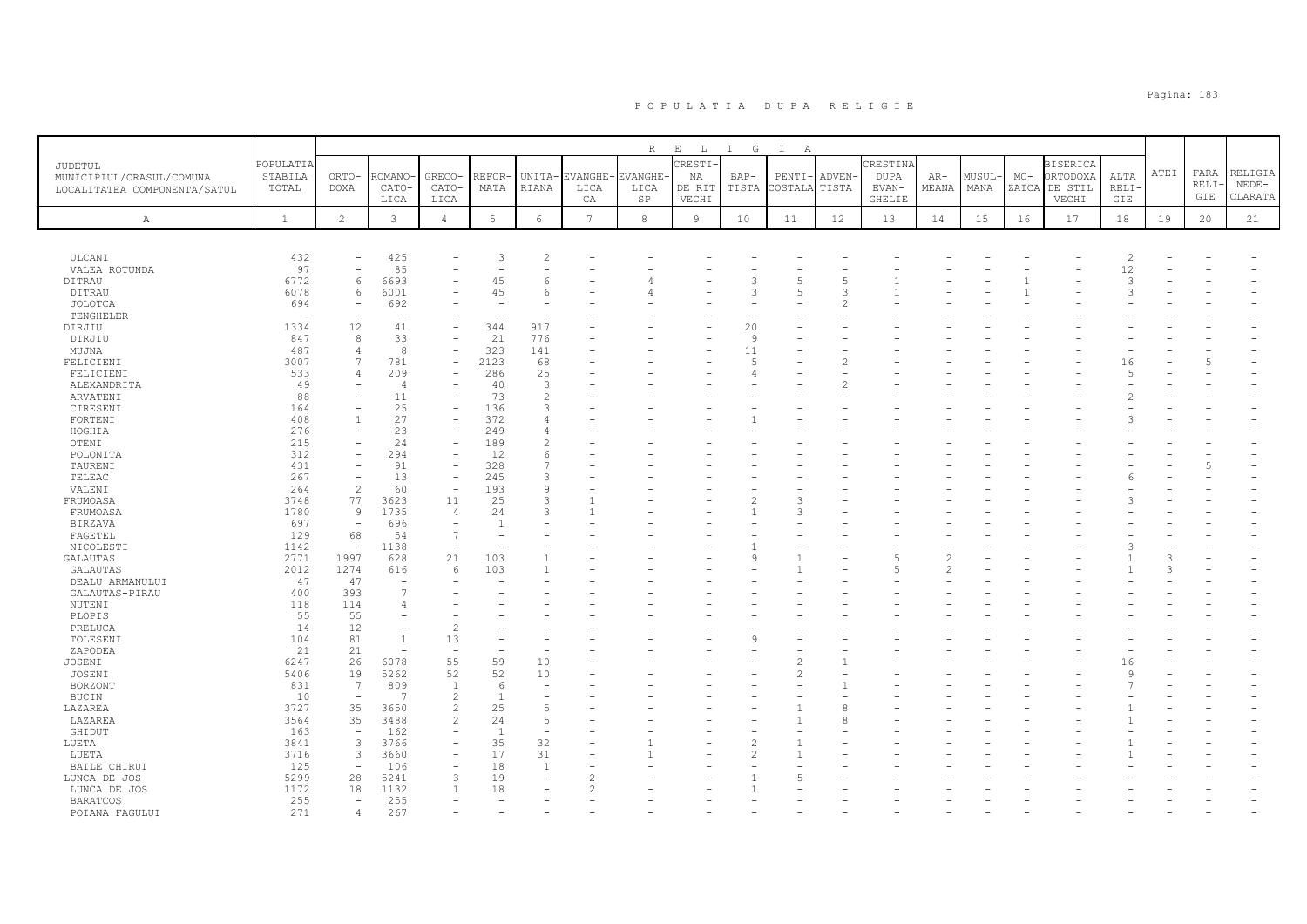# POPULATIA DUPA RELIGIE

| JUDETUL MUNICIPIUL/ORASUL/COMUNA LOCALITATEA COMPONENTA/SATUL | POPULATIA STABILA TOTAL | RELIGIA | | | | | | | | | | | | | | | | | ATEI | FARA RELIGIE | RELIGIA NEDECLARATA |
|---|---|---|---|---|---|---|---|---|---|---|---|---|---|---|---|---|---|---|---|---|---|
| | | ORTODOXA | ROMANO-CATOLICA | GRECO-CATOLICA | REFORMATA | UNITARIANA | EVANGHELICA CA | EVANGHELICA SP | CRESTINA DE RIT VECHI | BAPTISTA | PENTICOSTALA | ADVENTISTA | CRESTINA DUPA EVANGHELIE | ARMEANA | MUSULMANA | MOZAICA | BISERICA ORTODOXA DE STIL VECHI | ALTA RELIGIE | | | |
| A | 1 | 2 | 3 | 4 | 5 | 6 | 7 | 8 | 9 | 10 | 11 | 12 | 13 | 14 | 15 | 16 | 17 | 18 | 19 | 20 | 21 |
| ULCANI | 432 | - | 425 | - | 3 | 2 | - | - | - | - | - | - | - | - | - | - | - | 2 | - | - | - |
| VALEA ROTUNDA | 97 | - | 85 | - | - | - | - | - | - | - | - | - | - | - | - | - | - | 12 | - | - | - |
| DITRAU | 6772 | 6 | 6693 | - | 45 | 6 | - | 4 | - | 3 | 5 | 5 | 1 | - | - | 1 | - | 3 | - | - | - |
| DITRAU | 6078 | 6 | 6001 | - | 45 | 6 | - | 4 | - | 3 | 5 | 3 | 1 | - | - | 1 | - | 3 | - | - | - |
| JOLOTCA | 694 | - | 692 | - | - | - | - | - | - | - | - | 2 | - | - | - | - | - | - | - | - | - |
| TENGHELER | - | - | - | - | - | - | - | - | - | - | - | - | - | - | - | - | - | - | - | - | - |
| DIRJIU | 1334 | 12 | 41 | - | 344 | 917 | - | - | - | 20 | - | - | - | - | - | - | - | - | - | - | - |
| DIRJIU | 847 | 8 | 33 | - | 21 | 776 | - | - | - | 9 | - | - | - | - | - | - | - | - | - | - | - |
| MUJNA | 487 | 4 | 8 | - | 323 | 141 | - | - | - | 11 | - | - | - | - | - | - | - | - | - | - | - |
| FELICIENI | 3007 | 7 | 781 | - | 2123 | 68 | - | - | - | 5 | - | 2 | - | - | - | - | - | 16 | - | 5 | - |
| FELICIENI | 533 | 4 | 209 | - | 286 | 25 | - | - | - | 4 | - | - | - | - | - | - | - | 5 | - | - | - |
| ALEXANDRITA | 49 | - | 4 | - | 40 | 3 | - | - | - | - | - | 2 | - | - | - | - | - | - | - | - | - |
| ARVATENI | 88 | - | 11 | - | 73 | 2 | - | - | - | - | - | - | - | - | - | - | - | 2 | - | - | - |
| CIRESENI | 164 | - | 25 | - | 136 | 3 | - | - | - | - | - | - | - | - | - | - | - | - | - | - | - |
| FORTENI | 408 | 1 | 27 | - | 372 | 4 | - | - | - | 1 | - | - | - | - | - | - | - | 3 | - | - | - |
| HOGHIA | 276 | - | 23 | - | 249 | 4 | - | - | - | - | - | - | - | - | - | - | - | - | - | - | - |
| OTENI | 215 | - | 24 | - | 189 | 2 | - | - | - | - | - | - | - | - | - | - | - | - | - | - | - |
| POLONITA | 312 | - | 294 | - | 12 | 6 | - | - | - | - | - | - | - | - | - | - | - | - | - | - | - |
| TAURENI | 431 | - | 91 | - | 328 | 7 | - | - | - | - | - | - | - | - | - | - | - | - | - | 5 | - |
| TELEAC | 267 | - | 13 | - | 245 | 3 | - | - | - | - | - | - | - | - | - | - | - | 6 | - | - | - |
| VALENI | 264 | 2 | 60 | - | 193 | 9 | - | - | - | - | - | - | - | - | - | - | - | - | - | - | - |
| FRUMOASA | 3748 | 77 | 3623 | 11 | 25 | 3 | 1 | - | - | 2 | 3 | - | - | - | - | - | - | 3 | - | - | - |
| FRUMOASA | 1780 | 9 | 1735 | 4 | 24 | 3 | 1 | - | - | 1 | 3 | - | - | - | - | - | - | - | - | - | - |
| BIRZAVA | 697 | - | 696 | - | 1 | - | - | - | - | - | - | - | - | - | - | - | - | - | - | - | - |
| FAGETEL | 129 | 68 | 54 | 7 | - | - | - | - | - | - | - | - | - | - | - | - | - | - | - | - | - |
| NICOLESTI | 1142 | - | 1138 | - | - | - | - | - | - | 1 | - | - | - | - | - | - | - | 3 | - | - | - |
| GALAUTAS | 2771 | 1997 | 628 | 21 | 103 | 1 | - | - | - | 9 | 1 | - | 5 | 2 | - | - | - | 1 | 3 | - | - |
| GALAUTAS | 2012 | 1274 | 616 | 6 | 103 | 1 | - | - | - | - | 1 | - | 5 | 2 | - | - | - | 1 | 3 | - | - |
| DEALU ARMANULUI | 47 | 47 | - | - | - | - | - | - | - | - | - | - | - | - | - | - | - | - | - | - | - |
| GALAUTAS-PIRAU | 400 | 393 | 7 | - | - | - | - | - | - | - | - | - | - | - | - | - | - | - | - | - | - |
| NUTENI | 118 | 114 | 4 | - | - | - | - | - | - | - | - | - | - | - | - | - | - | - | - | - | - |
| PLOPIS | 55 | 55 | - | - | - | - | - | - | - | - | - | - | - | - | - | - | - | - | - | - | - |
| PRELUCA | 14 | 12 | - | 2 | - | - | - | - | - | - | - | - | - | - | - | - | - | - | - | - | - |
| TOLESENI | 104 | 81 | 1 | 13 | - | - | - | - | - | 9 | - | - | - | - | - | - | - | - | - | - | - |
| ZAPODEA | 21 | 21 | - | - | - | - | - | - | - | - | - | - | - | - | - | - | - | - | - | - | - |
| JOSENI | 6247 | 26 | 6078 | 55 | 59 | 10 | - | - | - | - | 2 | 1 | - | - | - | - | - | 16 | - | - | - |
| JOSENI | 5406 | 19 | 5262 | 52 | 52 | 10 | - | - | - | - | 2 | - | - | - | - | - | - | 9 | - | - | - |
| BORZONT | 831 | 7 | 809 | 1 | 6 | - | - | - | - | - | - | 1 | - | - | - | - | - | 7 | - | - | - |
| BUCIN | 10 | - | 7 | 2 | 1 | - | - | - | - | - | - | - | - | - | - | - | - | - | - | - | - |
| LAZAREA | 3727 | 35 | 3650 | 2 | 25 | 5 | - | - | - | - | 1 | 8 | - | - | - | - | - | 1 | - | - | - |
| LAZAREA | 3564 | 35 | 3488 | 2 | 24 | 5 | - | - | - | - | 1 | 8 | - | - | - | - | - | 1 | - | - | - |
| GHIDUT | 163 | - | 162 | - | 1 | - | - | - | - | - | - | - | - | - | - | - | - | - | - | - | - |
| LUETA | 3841 | 3 | 3766 | - | 35 | 32 | - | 1 | - | 2 | 1 | - | - | - | - | - | - | 1 | - | - | - |
| LUETA | 3716 | 3 | 3660 | - | 17 | 31 | - | 1 | - | 2 | 1 | - | - | - | - | - | - | 1 | - | - | - |
| BAILE CHIRUI | 125 | - | 106 | - | 18 | 1 | - | - | - | - | - | - | - | - | - | - | - | - | - | - | - |
| LUNCA DE JOS | 5299 | 28 | 5241 | 3 | 19 | - | 2 | - | - | 1 | 5 | - | - | - | - | - | - | - | - | - | - |
| LUNCA DE JOS | 1172 | 18 | 1132 | 1 | 18 | - | 2 | - | - | 1 | - | - | - | - | - | - | - | - | - | - | - |
| BARATCOS | 255 | - | 255 | - | - | - | - | - | - | - | - | - | - | - | - | - | - | - | - | - | - |
| POIANA FAGULUI | 271 | 4 | 267 | - | - | - | - | - | - | - | - | - | - | - | - | - | - | - | - | - | - |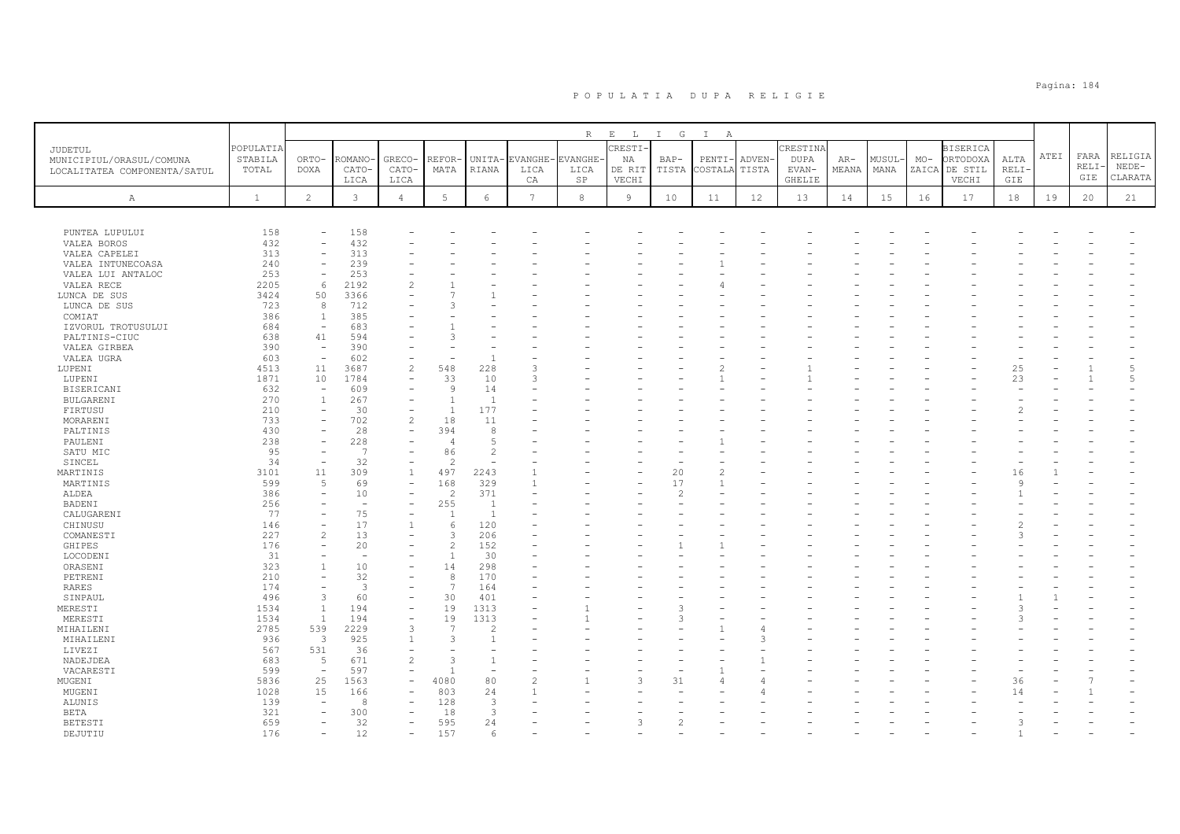# P O P U L A T I A   D U P A   R E L I G I E

| JUDETUL MUNICIPIUL/ORASUL/COMUNA LOCALITATEA COMPONENTA/SATUL | POPULATIA STABILA TOTAL | RELIGIA | | | | | | | | | | | | | | | | | | | |
|---|---|---|---|---|---|---|---|---|---|---|---|---|---|---|---|---|---|---|---|---|---|
| | | ORTO-DOXA | ROMANO-CATO-LICA | GRECO-CATO-LICA | REFOR-MATA | UNITA-RIANA | EVANGHE-LICA CA | EVANGHE-LICA SP | CRESTI-NA DE RIT VECHI | BAP-TISTA | PENTI-COSTALA | ADVEN-TISTA | CRESTINA DUPA EVAN-GHELIE | AR-MEANA | MUSUL-MANA | MO-ZAICA | BISERICA ORTODOXA DE STIL VECHI | ALTA RELI-GIE | ATEI | FARA RELI-GIE | RELIGIA NEDE-CLARATA |
| A | 1 | 2 | 3 | 4 | 5 | 6 | 7 | 8 | 9 | 10 | 11 | 12 | 13 | 14 | 15 | 16 | 17 | 18 | 19 | 20 | 21 |
| PUNTEA LUPULUI | 158 | - | 158 | - | - | - | - | - | - | - | - | - | - | - | - | - | - | - | - | - | - |
| VALEA BOROS | 432 | - | 432 | - | - | - | - | - | - | - | - | - | - | - | - | - | - | - | - | - | - |
| VALEA CAPELEI | 313 | - | 313 | - | - | - | - | - | - | - | - | - | - | - | - | - | - | - | - | - | - |
| VALEA INTUNECOASA | 240 | - | 239 | - | - | - | - | - | - | - | 1 | - | - | - | - | - | - | - | - | - | - |
| VALEA LUI ANTALOC | 253 | - | 253 | - | - | - | - | - | - | - | - | - | - | - | - | - | - | - | - | - | - |
| VALEA RECE | 2205 | 6 | 2192 | 2 | 1 | - | - | - | - | - | 4 | - | - | - | - | - | - | - | - | - | - |
| LUNCA DE SUS | 3424 | 50 | 3366 | - | 7 | 1 | - | - | - | - | - | - | - | - | - | - | - | - | - | - | - |
| LUNCA DE SUS | 723 | 8 | 712 | - | 3 | - | - | - | - | - | - | - | - | - | - | - | - | - | - | - | - |
| COMIAT | 386 | 1 | 385 | - | - | - | - | - | - | - | - | - | - | - | - | - | - | - | - | - | - |
| IZVORUL TROTUSULUI | 684 | - | 683 | - | 1 | - | - | - | - | - | - | - | - | - | - | - | - | - | - | - | - |
| PALTINIS-CIUC | 638 | 41 | 594 | - | 3 | - | - | - | - | - | - | - | - | - | - | - | - | - | - | - | - |
| VALEA GIRBEA | 390 | - | 390 | - | - | - | - | - | - | - | - | - | - | - | - | - | - | - | - | - | - |
| VALEA UGRA | 603 | - | 602 | - | - | 1 | - | - | - | - | - | - | - | - | - | - | - | - | - | - | - |
| LUPENI | 4513 | 11 | 3687 | 2 | 548 | 228 | 3 | - | - | - | 2 | - | 1 | - | - | - | - | 25 | - | 1 | 5 |
| LUPENI | 1871 | 10 | 1784 | - | 33 | 10 | 3 | - | - | - | 1 | - | 1 | - | - | - | - | 23 | - | 1 | 5 |
| BISERICANI | 632 | - | 609 | - | 9 | 14 | - | - | - | - | - | - | - | - | - | - | - | - | - | - | - |
| BULGARENI | 270 | 1 | 267 | - | 1 | 1 | - | - | - | - | - | - | - | - | - | - | - | - | - | - | - |
| FIRTUSU | 210 | - | 30 | - | 1 | 177 | - | - | - | - | - | - | - | - | - | - | - | 2 | - | - | - |
| MORARENI | 733 | - | 702 | 2 | 18 | 11 | - | - | - | - | - | - | - | - | - | - | - | - | - | - | - |
| PALTINIS | 430 | - | 28 | - | 394 | 8 | - | - | - | - | - | - | - | - | - | - | - | - | - | - | - |
| PAULENI | 238 | - | 228 | - | 4 | 5 | - | - | - | - | 1 | - | - | - | - | - | - | - | - | - | - |
| SATU MIC | 95 | - | 7 | - | 86 | 2 | - | - | - | - | - | - | - | - | - | - | - | - | - | - | - |
| SINCEL | 34 | - | 32 | - | 2 | - | - | - | - | - | - | - | - | - | - | - | - | - | - | - | - |
| MARTINIS | 3101 | 11 | 309 | 1 | 497 | 2243 | 1 | - | - | 20 | 2 | - | - | - | - | - | - | 16 | 1 | - | - |
| MARTINIS | 599 | 5 | 69 | - | 168 | 329 | 1 | - | - | 17 | 1 | - | - | - | - | - | - | 9 | - | - | - |
| ALDEA | 386 | - | 10 | - | 2 | 371 | - | - | - | 2 | - | - | - | - | - | - | - | 1 | - | - | - |
| BADENI | 256 | - | - | - | 255 | 1 | - | - | - | - | - | - | - | - | - | - | - | - | - | - | - |
| CALUGARENI | 77 | - | 75 | - | 1 | 1 | - | - | - | - | - | - | - | - | - | - | - | - | - | - | - |
| CHINUSU | 146 | - | 17 | 1 | 6 | 120 | - | - | - | - | - | - | - | - | - | - | - | 2 | - | - | - |
| COMANESTI | 227 | 2 | 13 | - | 3 | 206 | - | - | - | - | - | - | - | - | - | - | - | 3 | - | - | - |
| GHIPES | 176 | - | 20 | - | 2 | 152 | - | - | - | 1 | 1 | - | - | - | - | - | - | - | - | - | - |
| LOCODENI | 31 | - | - | - | 1 | 30 | - | - | - | - | - | - | - | - | - | - | - | - | - | - | - |
| ORASENI | 323 | 1 | 10 | - | 14 | 298 | - | - | - | - | - | - | - | - | - | - | - | - | - | - | - |
| PETRENI | 210 | - | 32 | - | 8 | 170 | - | - | - | - | - | - | - | - | - | - | - | - | - | - | - |
| RARES | 174 | - | 3 | - | 7 | 164 | - | - | - | - | - | - | - | - | - | - | - | - | - | - | - |
| SINPAUL | 496 | 3 | 60 | - | 30 | 401 | - | - | - | - | - | - | - | - | - | - | - | 1 | 1 | - | - |
| MERESTI | 1534 | 1 | 194 | - | 19 | 1313 | - | 1 | - | 3 | - | - | - | - | - | - | - | 3 | - | - | - |
| MERESTI | 1534 | 1 | 194 | - | 19 | 1313 | - | 1 | - | 3 | - | - | - | - | - | - | - | 3 | - | - | - |
| MIHAILENI | 2785 | 539 | 2229 | 3 | 7 | 2 | - | - | - | - | 1 | 4 | - | - | - | - | - | - | - | - | - |
| MIHAILENI | 936 | 3 | 925 | 1 | 3 | 1 | - | - | - | - | - | 3 | - | - | - | - | - | - | - | - | - |
| LIVEZI | 567 | 531 | 36 | - | - | - | - | - | - | - | - | - | - | - | - | - | - | - | - | - | - |
| NADEJDEA | 683 | 5 | 671 | 2 | 3 | 1 | - | - | - | - | - | 1 | - | - | - | - | - | - | - | - | - |
| VACARESTI | 599 | - | 597 | - | 1 | - | - | - | - | - | 1 | - | - | - | - | - | - | - | - | - | - |
| MUGENI | 5836 | 25 | 1563 | - | 4080 | 80 | 2 | 1 | 3 | 31 | 4 | 4 | - | - | - | - | - | 36 | - | 7 | - |
| MUGENI | 1028 | 15 | 166 | - | 803 | 24 | 1 | - | - | - | - | 4 | - | - | - | - | - | 14 | - | 1 | - |
| ALUNIS | 139 | - | 8 | - | 128 | 3 | - | - | - | - | - | - | - | - | - | - | - | - | - | - | - |
| BETA | 321 | - | 300 | - | 18 | 3 | - | - | - | - | - | - | - | - | - | - | - | - | - | - | - |
| BETESTI | 659 | - | 32 | - | 595 | 24 | - | - | 3 | 2 | - | - | - | - | - | - | - | 3 | - | - | - |
| DEJUTIU | 176 | - | 12 | - | 157 | 6 | - | - | - | - | - | - | - | - | - | - | - | 1 | - | - | - |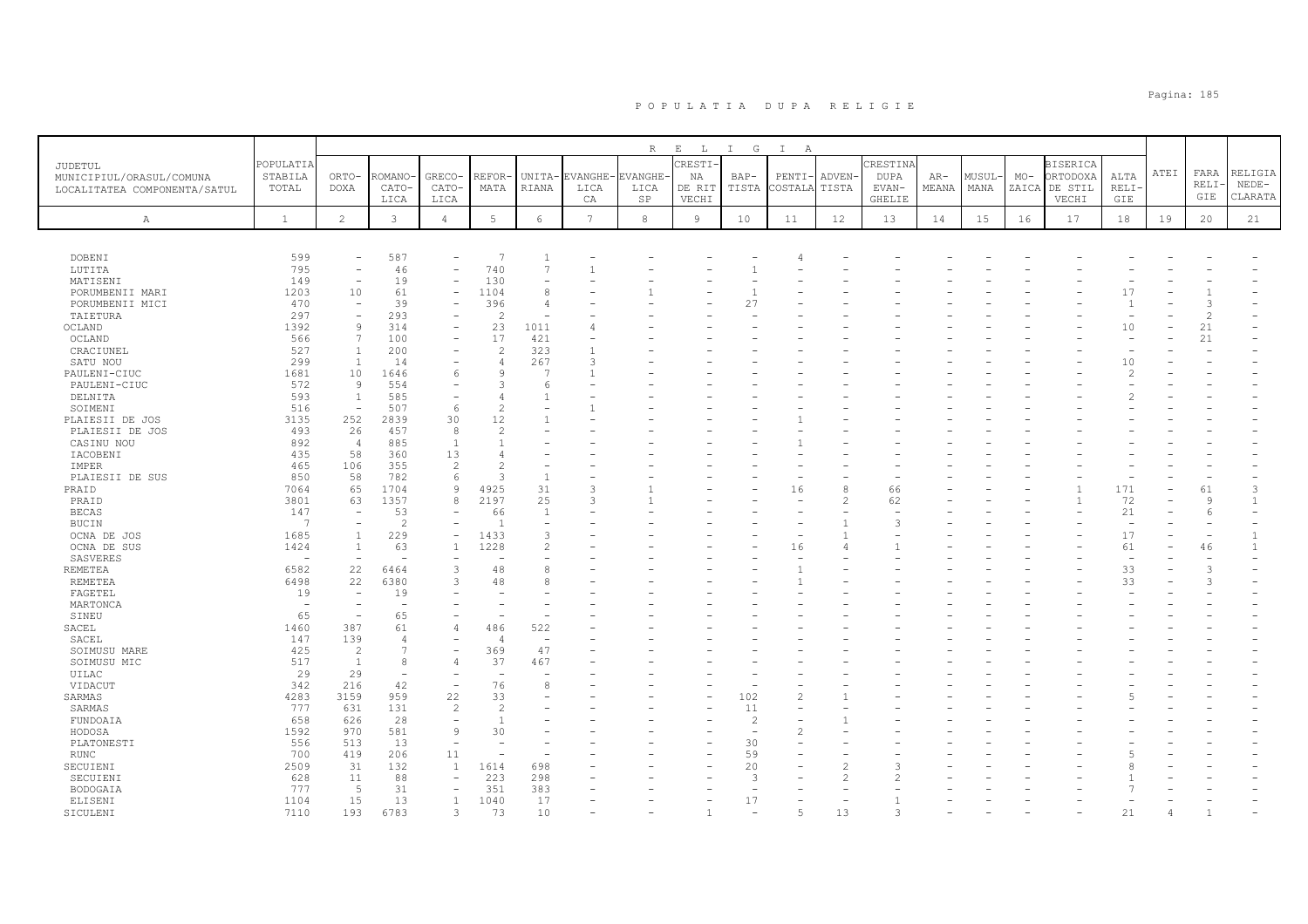# POPULATIA DUPA RELIGIE

| JUDETUL<br>MUNICIPIUL/ORASUL/COMUNA<br>LOCALITATEA COMPONENTA/SATUL | POPULATIA STABILA TOTAL | RELIGIA | | | | | | | | | | | | | | | | | | | |
|---|---|---|---|---|---|---|---|---|---|---|---|---|---|---|---|---|---|---|---|---|---|
| | | ORTO-DOXA | ROMANO-CATO-LICA | GRECO-CATO-LICA | REFOR-MATA | UNITA-RIANA | EVANGHE-LICA CA | EVANGHE-LICA SP | CRESTI-NA DE RIT VECHI | BAP-TISTA | PENTI-COSTALA | ADVEN-TISTA | CRESTINA DUPA EVAN-GHELIE | AR-MEANA | MUSUL-MANA | MO-ZAICA | BISERICA ORTODOXA DE STIL VECHI | ALTA RELI-GIE | ATEI | FARA RELI-GIE | RELIGIA NEDE-CLARATA |
| A | 1 | 2 | 3 | 4 | 5 | 6 | 7 | 8 | 9 | 10 | 11 | 12 | 13 | 14 | 15 | 16 | 17 | 18 | 19 | 20 | 21 |
| DOBENI | 599 | - | 587 | - | 7 | 1 | - | - | - | - | 4 | - | - | - | - | - | - | - | - | - | - |
| LUTITA | 795 | - | 46 | - | 740 | 7 | 1 | - | - | 1 | - | - | - | - | - | - | - | - | - | - | - |
| MATISENI | 149 | - | 19 | - | 130 | - | - | - | - | - | - | - | - | - | - | - | - | - | - | - | - |
| PORUMBENII MARI | 1203 | 10 | 61 | - | 1104 | 8 | - | 1 | - | 1 | - | - | - | - | - | - | - | 17 | - | 1 | - |
| PORUMBENII MICI | 470 | - | 39 | - | 396 | 4 | - | - | - | 27 | - | - | - | - | - | - | - | 1 | - | 3 | - |
| TAIETURA | 297 | - | 293 | - | 2 | - | - | - | - | - | - | - | - | - | - | - | - | - | - | 2 | - |
| OCLAND | 1392 | 9 | 314 | - | 23 | 1011 | 4 | - | - | - | - | - | - | - | - | - | - | 10 | - | 21 | - |
| OCLAND | 566 | 7 | 100 | - | 17 | 421 | - | - | - | - | - | - | - | - | - | - | - | - | - | 21 | - |
| CRACIUNEL | 527 | 1 | 200 | - | 2 | 323 | 1 | - | - | - | - | - | - | - | - | - | - | - | - | - | - |
| SATU NOU | 299 | 1 | 14 | - | 4 | 267 | 3 | - | - | - | - | - | - | - | - | - | - | 10 | - | - | - |
| PAULENI-CIUC | 1681 | 10 | 1646 | 6 | 9 | 7 | 1 | - | - | - | - | - | - | - | - | - | - | 2 | - | - | - |
| PAULENI-CIUC | 572 | 9 | 554 | - | 3 | 6 | - | - | - | - | - | - | - | - | - | - | - | - | - | - | - |
| DELNITA | 593 | 1 | 585 | - | 4 | 1 | - | - | - | - | - | - | - | - | - | - | - | 2 | - | - | - |
| SOIMENI | 516 | - | 507 | 6 | 2 | - | 1 | - | - | - | - | - | - | - | - | - | - | - | - | - | - |
| PLAIESII DE JOS | 3135 | 252 | 2839 | 30 | 12 | 1 | - | - | - | - | 1 | - | - | - | - | - | - | - | - | - | - |
| PLAIESII DE JOS | 493 | 26 | 457 | 8 | 2 | - | - | - | - | - | - | - | - | - | - | - | - | - | - | - | - |
| CASINU NOU | 892 | 4 | 885 | 1 | 1 | - | - | - | - | - | 1 | - | - | - | - | - | - | - | - | - | - |
| IACOBENI | 435 | 58 | 360 | 13 | 4 | - | - | - | - | - | - | - | - | - | - | - | - | - | - | - | - |
| IMPER | 465 | 106 | 355 | 2 | 2 | - | - | - | - | - | - | - | - | - | - | - | - | - | - | - | - |
| PLAIESII DE SUS | 850 | 58 | 782 | 6 | 3 | 1 | - | - | - | - | - | - | - | - | - | - | - | - | - | - | - |
| PRAID | 7064 | 65 | 1704 | 9 | 4925 | 31 | 3 | 1 | - | - | 16 | 8 | 66 | - | - | - | 1 | 171 | - | 61 | 3 |
| PRAID | 3801 | 63 | 1357 | 8 | 2197 | 25 | 3 | 1 | - | - | - | 2 | 62 | - | - | - | 1 | 72 | - | 9 | 1 |
| BECAS | 147 | - | 53 | - | 66 | 1 | - | - | - | - | - | - | - | - | - | - | - | 21 | - | 6 | - |
| BUCIN | 7 | - | 2 | - | 1 | - | - | - | - | - | - | 1 | 3 | - | - | - | - | - | - | - | - |
| OCNA DE JOS | 1685 | 1 | 229 | - | 1433 | 3 | - | - | - | - | - | 1 | - | - | - | - | - | 17 | - | - | 1 |
| OCNA DE SUS | 1424 | 1 | 63 | 1 | 1228 | 2 | - | - | - | - | 16 | 4 | 1 | - | - | - | - | 61 | - | 46 | 1 |
| SASVERES | - | - | - | - | - | - | - | - | - | - | - | - | - | - | - | - | - | - | - | - | - |
| REMETEA | 6582 | 22 | 6464 | 3 | 48 | 8 | - | - | - | - | 1 | - | - | - | - | - | - | 33 | - | 3 | - |
| REMETEA | 6498 | 22 | 6380 | 3 | 48 | 8 | - | - | - | - | 1 | - | - | - | - | - | - | 33 | - | 3 | - |
| FAGETEL | 19 | - | 19 | - | - | - | - | - | - | - | - | - | - | - | - | - | - | - | - | - | - |
| MARTONCA | - | - | - | - | - | - | - | - | - | - | - | - | - | - | - | - | - | - | - | - | - |
| SINEU | 65 | - | 65 | - | - | - | - | - | - | - | - | - | - | - | - | - | - | - | - | - | - |
| SACEL | 1460 | 387 | 61 | 4 | 486 | 522 | - | - | - | - | - | - | - | - | - | - | - | - | - | - | - |
| SACEL | 147 | 139 | 4 | - | 4 | - | - | - | - | - | - | - | - | - | - | - | - | - | - | - | - |
| SOIMUSU MARE | 425 | 2 | 7 | - | 369 | 47 | - | - | - | - | - | - | - | - | - | - | - | - | - | - | - |
| SOIMUSU MIC | 517 | 1 | 8 | 4 | 37 | 467 | - | - | - | - | - | - | - | - | - | - | - | - | - | - | - |
| UILAC | 29 | 29 | - | - | - | - | - | - | - | - | - | - | - | - | - | - | - | - | - | - | - |
| VIDACUT | 342 | 216 | 42 | - | 76 | 8 | - | - | - | - | - | - | - | - | - | - | - | - | - | - | - |
| SARMAS | 4283 | 3159 | 959 | 22 | 33 | - | - | - | - | 102 | 2 | 1 | - | - | - | - | - | 5 | - | - | - |
| SARMAS | 777 | 631 | 131 | 2 | 2 | - | - | - | - | 11 | - | - | - | - | - | - | - | - | - | - | - |
| FUNDOAIA | 658 | 626 | 28 | - | 1 | - | - | - | - | 2 | - | 1 | - | - | - | - | - | - | - | - | - |
| HODOSA | 1592 | 970 | 581 | 9 | 30 | - | - | - | - | - | 2 | - | - | - | - | - | - | - | - | - | - |
| PLATONESTI | 556 | 513 | 13 | - | - | - | - | - | - | 30 | - | - | - | - | - | - | - | - | - | - | - |
| RUNC | 700 | 419 | 206 | 11 | - | - | - | - | - | 59 | - | - | - | - | - | - | - | 5 | - | - | - |
| SECUIENI | 2509 | 31 | 132 | 1 | 1614 | 698 | - | - | - | 20 | - | 2 | 3 | - | - | - | - | 8 | - | - | - |
| SECUIENI | 628 | 11 | 88 | - | 223 | 298 | - | - | - | 3 | - | 2 | 2 | - | - | - | - | 1 | - | - | - |
| BODOGAIA | 777 | 5 | 31 | - | 351 | 383 | - | - | - | - | - | - | - | - | - | - | - | 7 | - | - | - |
| ELISENI | 1104 | 15 | 13 | 1 | 1040 | 17 | - | - | - | 17 | - | - | 1 | - | - | - | - | - | - | - | - |
| SICULENI | 7110 | 193 | 6783 | 3 | 73 | 10 | - | - | 1 | - | 5 | 13 | 3 | - | - | - | - | 21 | 4 | 1 | - |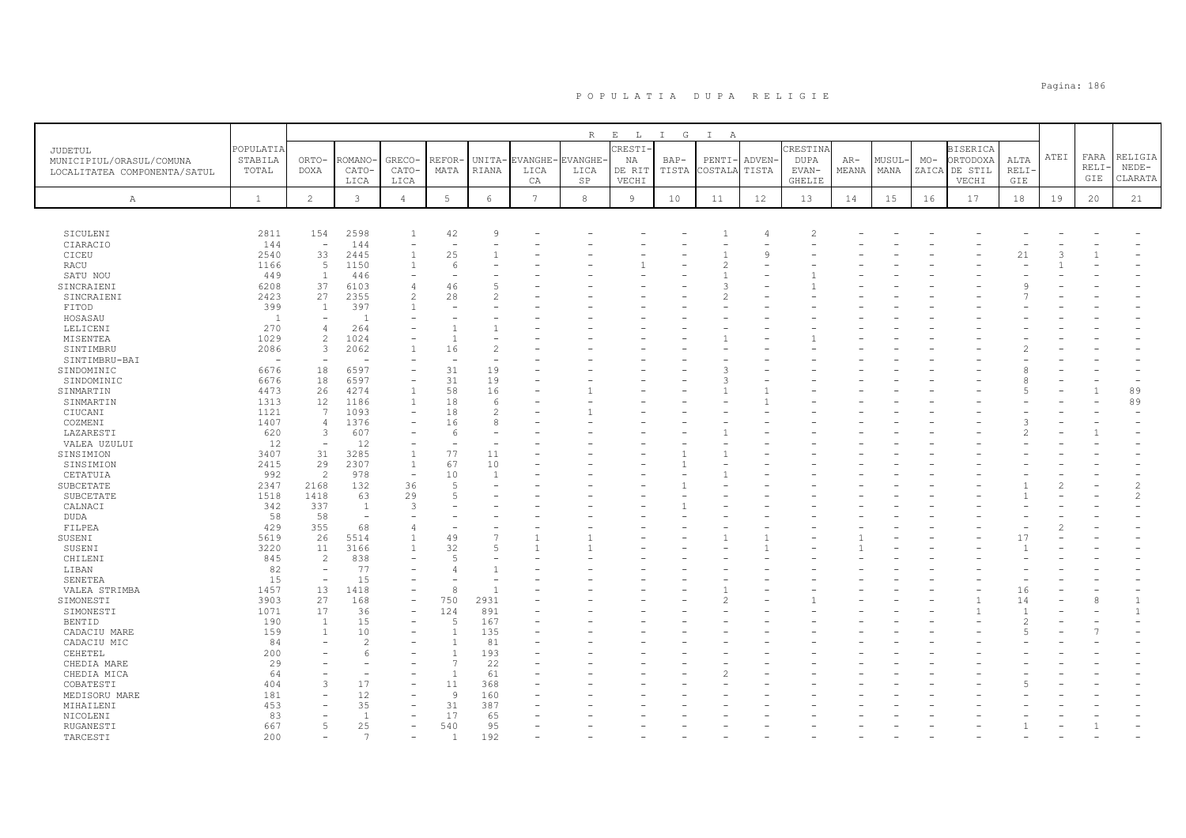# P O P U L A T I A   D U P A   R E L I G I E

| JUDETUL MUNICIPIUL/ORASUL/COMUNA LOCALITATEA COMPONENTA/SATUL | POPULATIA STABILA TOTAL | ORTO-DOXA | ROMANO-CATO-LICA | GRECO-CATO-LICA | REFOR-MATA | UNITA-RIANA | EVANGHE-LICA CA | EVANGHE-LICA SP | CRESTI-NA DE RIT VECHI | BAP-TISTA | PENTI-COSTALA | ADVEN-TISTA | CRESTINA DUPA EVAN-GHELIE | AR-MEANA | MUSUL-MANA | MO-ZAICA | BISERICA ORTODOXA DE STIL VECHI | ALTA RELI-GIE | ATEI | FARA RELI-GIE | RELIGIA NEDE-CLARATA |
|---|---|---|---|---|---|---|---|---|---|---|---|---|---|---|---|---|---|---|---|---|---|
| A | 1 | 2 | 3 | 4 | 5 | 6 | 7 | 8 | 9 | 10 | 11 | 12 | 13 | 14 | 15 | 16 | 17 | 18 | 19 | 20 | 21 |
| SICULENI | 2811 | 154 | 2598 | 1 | 42 | 9 | - | - | - | - | 1 | 4 | 2 | - | - | - | - | - | - | - | - |
| CIARACIO | 144 | - | 144 | - | - | - | - | - | - | - | - | - | - | - | - | - | - | - | - | - | - |
| CICEU | 2540 | 33 | 2445 | 1 | 25 | 1 | - | - | - | - | 1 | 9 | - | - | - | - | - | 21 | 3 | 1 | - |
| RACU | 1166 | 5 | 1150 | 1 | 6 | - | - | - | 1 | - | 2 | - | - | - | - | - | - | - | 1 | - | - |
| SATU NOU | 449 | 1 | 446 | - | - | - | - | - | - | - | 1 | - | 1 | - | - | - | - | - | - | - | - |
| SINCRAIENI | 6208 | 37 | 6103 | 4 | 46 | 5 | - | - | - | - | 3 | - | 1 | - | - | - | - | 9 | - | - | - |
| SINCRAIENI | 2423 | 27 | 2355 | 2 | 28 | 2 | - | - | - | - | 2 | - | 1 | - | - | - | - | 7 | - | - | - |
| FITOD | 399 | 1 | 397 | 1 | - | - | - | - | - | - | - | - | - | - | - | - | - | - | - | - | - |
| HOSASAU | 1 | - | 1 | - | - | - | - | - | - | - | - | - | - | - | - | - | - | - | - | - | - |
| LELICENI | 270 | 4 | 264 | - | 1 | 1 | - | - | - | - | - | - | - | - | - | - | - | - | - | - | - |
| MISENTEA | 1029 | 2 | 1024 | - | 1 | - | - | - | - | - | 1 | - | 1 | - | - | - | - | - | - | - | - |
| SINTIMBRU | 2086 | 3 | 2062 | 1 | 16 | 2 | - | - | - | - | - | - | - | - | - | - | - | 2 | - | - | - |
| SINTIMBRU-BAI | - | - | - | - | - | - | - | - | - | - | - | - | - | - | - | - | - | - | - | - | - |
| SINDOMINIC | 6676 | 18 | 6597 | - | 31 | 19 | - | - | - | - | 3 | - | - | - | - | - | - | 8 | - | - | - |
| SINDOMINIC | 6676 | 18 | 6597 | - | 31 | 19 | - | - | - | - | 3 | - | - | - | - | - | - | 8 | - | - | - |
| SINMARTIN | 4473 | 26 | 4274 | 1 | 58 | 16 | - | 1 | - | - | 1 | 1 | - | - | - | - | - | 5 | - | 1 | 89 |
| SINMARTIN | 1313 | 12 | 1186 | 1 | 18 | 6 | - | - | - | - | - | 1 | - | - | - | - | - | - | - | - | 89 |
| CIUCANI | 1121 | 7 | 1093 | - | 18 | 2 | - | 1 | - | - | - | - | - | - | - | - | - | - | - | - | - |
| COZMENI | 1407 | 4 | 1376 | - | 16 | 8 | - | - | - | - | - | - | - | - | - | - | - | 3 | - | - | - |
| LAZARESTI | 620 | 3 | 607 | - | 6 | - | - | - | - | - | 1 | - | - | - | - | - | - | 2 | - | 1 | - |
| VALEA UZULUI | 12 | - | 12 | - | - | - | - | - | - | - | - | - | - | - | - | - | - | - | - | - | - |
| SINSIMION | 3407 | 31 | 3285 | 1 | 77 | 11 | - | - | - | 1 | 1 | - | - | - | - | - | - | - | - | - | - |
| SINSIMION | 2415 | 29 | 2307 | 1 | 67 | 10 | - | - | - | 1 | - | - | - | - | - | - | - | - | - | - | - |
| CETATUIA | 992 | 2 | 978 | - | 10 | 1 | - | - | - | - | 1 | - | - | - | - | - | - | - | - | - | - |
| SUBCETATE | 2347 | 2168 | 132 | 36 | 5 | - | - | - | - | 1 | - | - | - | - | - | - | - | 1 | 2 | - | 2 |
| SUBCETATE | 1518 | 1418 | 63 | 29 | 5 | - | - | - | - | - | - | - | - | - | - | - | - | 1 | - | - | 2 |
| CALNACI | 342 | 337 | 1 | 3 | - | - | - | - | - | 1 | - | - | - | - | - | - | - | - | - | - | - |
| DUDA | 58 | 58 | - | - | - | - | - | - | - | - | - | - | - | - | - | - | - | - | - | - | - |
| FILPEA | 429 | 355 | 68 | 4 | - | - | - | - | - | - | - | - | - | - | - | - | - | - | 2 | - | - |
| SUSENI | 5619 | 26 | 5514 | 1 | 49 | 7 | 1 | 1 | - | - | 1 | 1 | - | 1 | - | - | - | 17 | - | - | - |
| SUSENI | 3220 | 11 | 3166 | 1 | 32 | 5 | 1 | 1 | - | - | - | 1 | - | 1 | - | - | - | 1 | - | - | - |
| CHILENI | 845 | 2 | 838 | - | 5 | - | - | - | - | - | - | - | - | - | - | - | - | - | - | - | - |
| LIBAN | 82 | - | 77 | - | 4 | 1 | - | - | - | - | - | - | - | - | - | - | - | - | - | - | - |
| SENETEA | 15 | - | 15 | - | - | - | - | - | - | - | - | - | - | - | - | - | - | - | - | - | - |
| VALEA STRIMBA | 1457 | 13 | 1418 | - | 8 | 1 | - | - | - | - | 1 | - | - | - | - | - | - | 16 | - | - | - |
| SIMONESTI | 3903 | 27 | 168 | - | 750 | 2931 | - | - | - | - | 2 | - | 1 | - | - | - | 1 | 14 | - | 8 | 1 |
| SIMONESTI | 1071 | 17 | 36 | - | 124 | 891 | - | - | - | - | - | - | - | - | - | - | 1 | 1 | - | - | 1 |
| BENTID | 190 | 1 | 15 | - | 5 | 167 | - | - | - | - | - | - | - | - | - | - | - | 2 | - | - | - |
| CADACIU MARE | 159 | 1 | 10 | - | 1 | 135 | - | - | - | - | - | - | - | - | - | - | - | 5 | - | 7 | - |
| CADACIU MIC | 84 | - | 2 | - | 1 | 81 | - | - | - | - | - | - | - | - | - | - | - | - | - | - | - |
| CEHETEL | 200 | - | 6 | - | 1 | 193 | - | - | - | - | - | - | - | - | - | - | - | - | - | - | - |
| CHEDIA MARE | 29 | - | - | - | 7 | 22 | - | - | - | - | - | - | - | - | - | - | - | - | - | - | - |
| CHEDIA MICA | 64 | - | - | - | 1 | 61 | - | - | - | - | 2 | - | - | - | - | - | - | - | - | - | - |
| COBATESTI | 404 | 3 | 17 | - | 11 | 368 | - | - | - | - | - | - | - | - | - | - | - | 5 | - | - | - |
| MEDISORU MARE | 181 | - | 12 | - | 9 | 160 | - | - | - | - | - | - | - | - | - | - | - | - | - | - | - |
| MIHAILENI | 453 | - | 35 | - | 31 | 387 | - | - | - | - | - | - | - | - | - | - | - | - | - | - | - |
| NICOLENI | 83 | - | 1 | - | 17 | 65 | - | - | - | - | - | - | - | - | - | - | - | - | - | - | - |
| RUGANESTI | 667 | 5 | 25 | - | 540 | 95 | - | - | - | - | - | - | - | - | - | - | - | 1 | - | 1 | - |
| TARCESTI | 200 | - | 7 | - | 1 | 192 | - | - | - | - | - | - | - | - | - | - | - | - | - | - | - |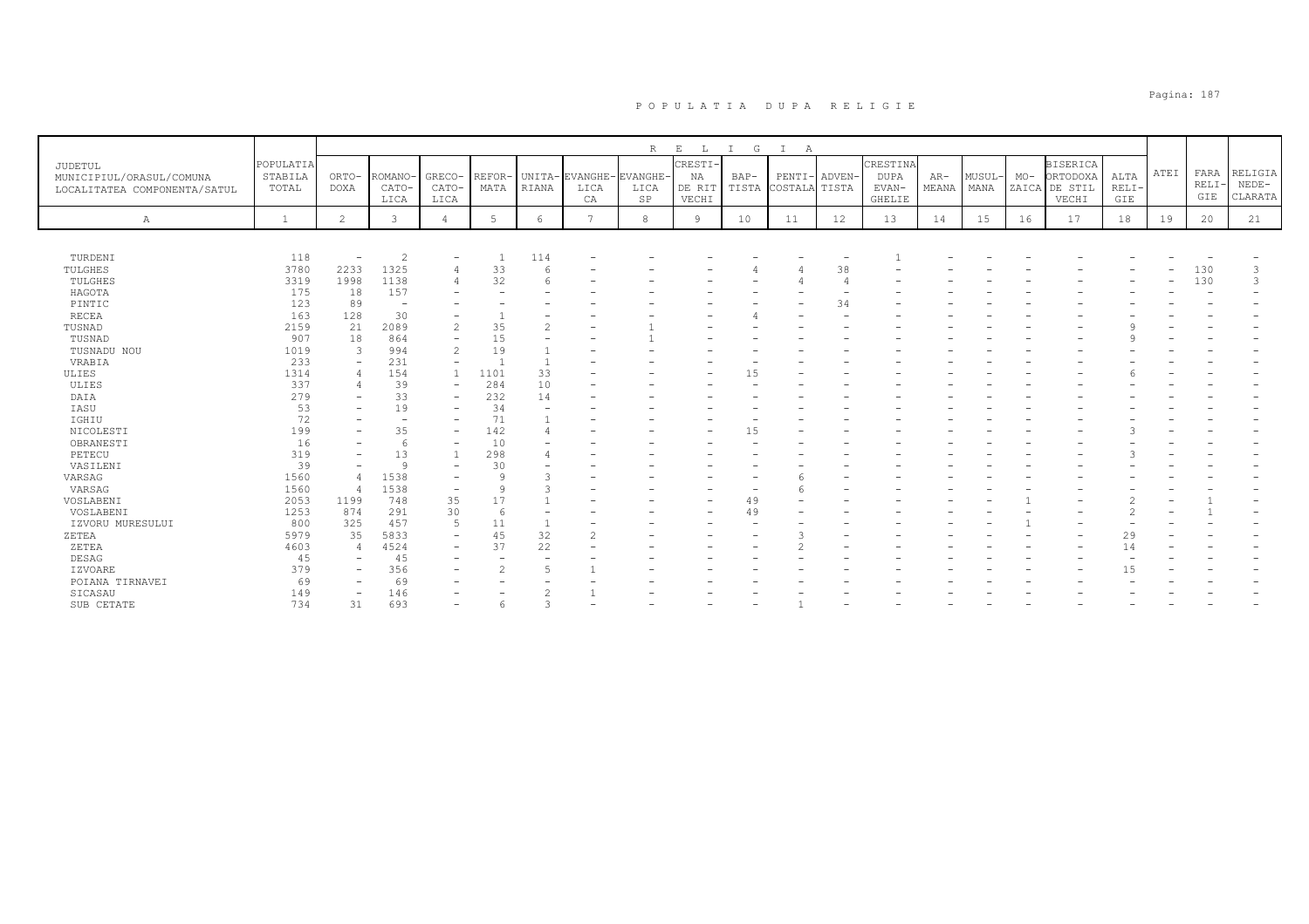# P O P U L A T I A   D U P A   R E L I G I E

| JUDETUL MUNICIPIUL/ORASUL/COMUNA LOCALITATEA COMPONENTA/SATUL | POPULATIA STABILA TOTAL | RELIGIA | | | | | | | | | | | | | | | | | | | |
|---|---|---|---|---|---|---|---|---|---|---|---|---|---|---|---|---|---|---|---|---|---|
| | | ORTODOXA | ROMANO-CATOLICA | GRECO-CATOLICA | REFORMATA | UNITARIANA | EVANGHELICA | EVANGHELICA SP | CRESTINA DE RIT VECHI | BAPTISTA | PENTICOSTALA | ADVENTISTA | CRESTINA DUPA EVANGHELIE | ARMEANA | MUSULMANA | MOZAICA | BISERICA ORTODOXA DE STIL VECHI | ALTA RELIGIE | ATEI | FARA RELIGIE | RELIGIA NEDECLARATA |
| A | 1 | 2 | 3 | 4 | 5 | 6 | 7 | 8 | 9 | 10 | 11 | 12 | 13 | 14 | 15 | 16 | 17 | 18 | 19 | 20 | 21 |
| TURDENI | 118 | - | 2 | - | 1 | 114 | - | - | - | - | - | - | 1 | - | - | - | - | - | - | - | - |
| TULGHES | 3780 | 2233 | 1325 | 4 | 33 | 6 | - | - | - | 4 | 4 | 38 | - | - | - | - | - | - | - | 130 | 3 |
| TULGHES | 3319 | 1998 | 1138 | 4 | 32 | 6 | - | - | - | - | 4 | 4 | - | - | - | - | - | - | - | 130 | 3 |
| HAGOTA | 175 | 18 | 157 | - | - | - | - | - | - | - | - | - | - | - | - | - | - | - | - | - | - |
| PINTIC | 123 | 89 | - | - | - | - | - | - | - | - | - | 34 | - | - | - | - | - | - | - | - | - |
| RECEA | 163 | 128 | 30 | - | 1 | - | - | - | - | 4 | - | - | - | - | - | - | - | - | - | - | - |
| TUSNAD | 2159 | 21 | 2089 | 2 | 35 | 2 | - | 1 | - | - | - | - | - | - | - | - | - | 9 | - | - | - |
| TUSNAD | 907 | 18 | 864 | - | 15 | - | - | 1 | - | - | - | - | - | - | - | - | - | 9 | - | - | - |
| TUSNADU NOU | 1019 | 3 | 994 | 2 | 19 | 1 | - | - | - | - | - | - | - | - | - | - | - | - | - | - | - |
| VRABIA | 233 | - | 231 | - | 1 | 1 | - | - | - | - | - | - | - | - | - | - | - | - | - | - | - |
| ULIES | 1314 | 4 | 154 | 1 | 1101 | 33 | - | - | - | 15 | - | - | - | - | - | - | - | 6 | - | - | - |
| ULIES | 337 | 4 | 39 | - | 284 | 10 | - | - | - | - | - | - | - | - | - | - | - | - | - | - | - |
| DAIA | 279 | - | 33 | - | 232 | 14 | - | - | - | - | - | - | - | - | - | - | - | - | - | - | - |
| IASU | 53 | - | 19 | - | 34 | - | - | - | - | - | - | - | - | - | - | - | - | - | - | - | - |
| IGHIU | 72 | - | - | - | 71 | 1 | - | - | - | - | - | - | - | - | - | - | - | - | - | - | - |
| NICOLESTI | 199 | - | 35 | - | 142 | 4 | - | - | - | 15 | - | - | - | - | - | - | - | 3 | - | - | - |
| OBRANESTI | 16 | - | 6 | - | 10 | - | - | - | - | - | - | - | - | - | - | - | - | - | - | - | - |
| PETECU | 319 | - | 13 | 1 | 298 | 4 | - | - | - | - | - | - | - | - | - | - | - | 3 | - | - | - |
| VASILENI | 39 | - | 9 | - | 30 | - | - | - | - | - | - | - | - | - | - | - | - | - | - | - | - |
| VARSAG | 1560 | 4 | 1538 | - | 9 | 3 | - | - | - | - | 6 | - | - | - | - | - | - | - | - | - | - |
| VARSAG | 1560 | 4 | 1538 | - | 9 | 3 | - | - | - | - | 6 | - | - | - | - | - | - | - | - | - | - |
| VOSLABENI | 2053 | 1199 | 748 | 35 | 17 | 1 | - | - | - | 49 | - | - | - | - | - | 1 | - | 2 | - | 1 | - |
| VOSLABENI | 1253 | 874 | 291 | 30 | 6 | - | - | - | - | 49 | - | - | - | - | - | - | - | 2 | - | 1 | - |
| IZVORU MURESULUI | 800 | 325 | 457 | 5 | 11 | 1 | - | - | - | - | - | - | - | - | - | 1 | - | - | - | - | - |
| ZETEA | 5979 | 35 | 5833 | - | 45 | 32 | 2 | - | - | - | 3 | - | - | - | - | - | - | 29 | - | - | - |
| ZETEA | 4603 | 4 | 4524 | - | 37 | 22 | - | - | - | - | 2 | - | - | - | - | - | - | 14 | - | - | - |
| DESAG | 45 | - | 45 | - | - | - | - | - | - | - | - | - | - | - | - | - | - | - | - | - | - |
| IZVOARE | 379 | - | 356 | - | 2 | 5 | 1 | - | - | - | - | - | - | - | - | - | - | 15 | - | - | - |
| POIANA TIRNAVEI | 69 | - | 69 | - | - | - | - | - | - | - | - | - | - | - | - | - | - | - | - | - | - |
| SICASAU | 149 | - | 146 | - | - | 2 | 1 | - | - | - | - | - | - | - | - | - | - | - | - | - | - |
| SUB CETATE | 734 | 31 | 693 | - | 6 | 3 | - | - | - | - | 1 | - | - | - | - | - | - | - | - | - | - |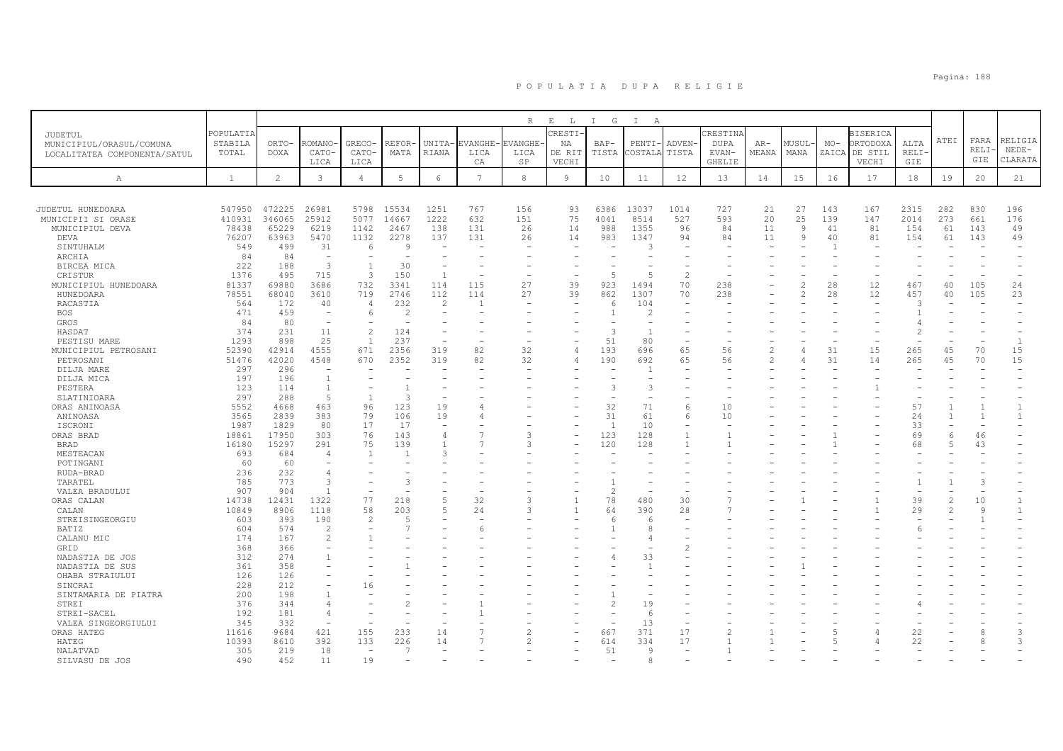# P O P U L A T I A   D U P A   R E L I G I E

| JUDETUL MUNICIPIUL/ORASUL/COMUNA LOCALITATEA COMPONENTA/SATUL | POPULATIA STABILA TOTAL | R E L I G I A | | | | | | | | | | | | | | | | | | | |
|---|---|---|---|---|---|---|---|---|---|---|---|---|---|---|---|---|---|---|---|---|---|
| | | ORTO-DOXA | ROMANO-CATO-LICA | GRECO-CATO-LICA | REFOR-MATA | UNITA-RIANA | EVANGHE-LICA CA | EVANGHE-LICA SP | CRESTI-NA DE RIT VECHI | BAP-TISTA | PENTI-COSTALA | ADVEN-TISTA | CRESTINA DUPA EVAN-GHELIE | AR-MEANA | MUSUL-MANA | MO-ZAICA | BISERICA ORTODOXA DE STIL VECHI | ALTA RELI-GIE | ATEI | FARA RELI-GIE | RELIGIA NEDE-CLARATA |
| A | 1 | 2 | 3 | 4 | 5 | 6 | 7 | 8 | 9 | 10 | 11 | 12 | 13 | 14 | 15 | 16 | 17 | 18 | 19 | 20 | 21 |
| JUDETUL HUNEDOARA | 547950 | 472225 | 26981 | 5798 | 15534 | 1251 | 767 | 156 | 93 | 6386 | 13037 | 1014 | 727 | 21 | 27 | 143 | 167 | 2315 | 282 | 830 | 196 |
| MUNICIPII SI ORASE | 410931 | 346065 | 25912 | 5077 | 14667 | 1222 | 632 | 151 | 75 | 4041 | 8514 | 527 | 593 | 20 | 25 | 139 | 147 | 2014 | 273 | 661 | 176 |
| MUNICIPIUL DEVA | 78438 | 65229 | 6219 | 1142 | 2467 | 138 | 131 | 26 | 14 | 988 | 1355 | 96 | 84 | 11 | 9 | 41 | 81 | 154 | 61 | 143 | 49 |
| DEVA | 76207 | 63963 | 5470 | 1132 | 2278 | 137 | 131 | 26 | 14 | 983 | 1347 | 94 | 84 | 11 | 9 | 40 | 81 | 154 | 61 | 143 | 49 |
| SINTUHALM | 549 | 499 | 31 | 6 | 9 | - | - | - | - | - | 3 | - | - | - | - | 1 | - | - | - | - | - |
| ARCHIA | 84 | 84 | - | - | - | - | - | - | - | - | - | - | - | - | - | - | - | - | - | - | - |
| BIRCEA MICA | 222 | 188 | 3 | 1 | 30 | - | - | - | - | - | - | - | - | - | - | - | - | - | - | - | - |
| CRISTUR | 1376 | 495 | 715 | 3 | 150 | 1 | - | - | - | 5 | 5 | 2 | - | - | - | - | - | - | - | - | - |
| MUNICIPIUL HUNEDOARA | 81337 | 69880 | 3686 | 732 | 3341 | 114 | 115 | 27 | 39 | 923 | 1494 | 70 | 238 | - | 2 | 28 | 12 | 467 | 40 | 105 | 24 |
| HUNEDOARA | 78551 | 68040 | 3610 | 719 | 2746 | 112 | 114 | 27 | 39 | 862 | 1307 | 70 | 238 | - | 2 | 28 | 12 | 457 | 40 | 105 | 23 |
| RACASTIA | 564 | 172 | 40 | 4 | 232 | 2 | 1 | - | - | 6 | 104 | - | - | - | - | - | - | 3 | - | - | - |
| BOS | 471 | 459 | - | 6 | 2 | - | - | - | - | 1 | 2 | - | - | - | - | - | - | 1 | - | - | - |
| GROS | 84 | 80 | - | - | - | - | - | - | - | - | - | - | - | - | - | - | - | 4 | - | - | - |
| HASDAT | 374 | 231 | 11 | 2 | 124 | - | - | - | - | 3 | 1 | - | - | - | - | - | - | 2 | - | - | - |
| PESTISU MARE | 1293 | 898 | 25 | 1 | 237 | - | - | - | - | 51 | 80 | - | - | - | - | - | - | - | - | - | 1 |
| MUNICIPIUL PETROSANI | 52390 | 42914 | 4555 | 671 | 2356 | 319 | 82 | 32 | 4 | 193 | 696 | 65 | 56 | 2 | 4 | 31 | 15 | 265 | 45 | 70 | 15 |
| PETROSANI | 51476 | 42020 | 4548 | 670 | 2352 | 319 | 82 | 32 | 4 | 190 | 692 | 65 | 56 | 2 | 4 | 31 | 14 | 265 | 45 | 70 | 15 |
| DILJA MARE | 297 | 296 | - | - | - | - | - | - | - | - | 1 | - | - | - | - | - | - | - | - | - | - |
| DILJA MICA | 197 | 196 | 1 | - | - | - | - | - | - | - | - | - | - | - | - | - | - | - | - | - | - |
| PESTERA | 123 | 114 | 1 | - | 1 | - | - | - | - | 3 | 3 | - | - | - | - | - | 1 | - | - | - | - |
| SLATINIOARA | 297 | 288 | 5 | 1 | 3 | - | - | - | - | - | - | - | - | - | - | - | - | - | - | - | - |
| ORAS ANINOASA | 5552 | 4668 | 463 | 96 | 123 | 19 | 4 | - | - | 32 | 71 | 6 | 10 | - | - | - | - | 57 | 1 | 1 | 1 |
| ANINOASA | 3565 | 2839 | 383 | 79 | 106 | 19 | 4 | - | - | 31 | 61 | 6 | 10 | - | - | - | - | 24 | 1 | 1 | 1 |
| ISCRONI | 1987 | 1829 | 80 | 17 | 17 | - | - | - | - | 1 | 10 | - | - | - | - | - | - | 33 | - | - | - |
| ORAS BRAD | 18861 | 17950 | 303 | 76 | 143 | 4 | 7 | 3 | - | 123 | 128 | 1 | 1 | - | - | 1 | - | 69 | 6 | 46 | - |
| BRAD | 16180 | 15297 | 291 | 75 | 139 | 1 | 7 | 3 | - | 120 | 128 | 1 | 1 | - | - | 1 | - | 68 | 5 | 43 | - |
| MESTEACAN | 693 | 684 | 4 | 1 | 1 | 3 | - | - | - | - | - | - | - | - | - | - | - | - | - | - | - |
| POTINGANI | 60 | 60 | - | - | - | - | - | - | - | - | - | - | - | - | - | - | - | - | - | - | - |
| RUDA-BRAD | 236 | 232 | 4 | - | - | - | - | - | - | - | - | - | - | - | - | - | - | - | - | - | - |
| TARATEL | 785 | 773 | 3 | - | 3 | - | - | - | - | 1 | - | - | - | - | - | - | - | 1 | 1 | 3 | - |
| VALEA BRADULUI | 907 | 904 | 1 | - | - | - | - | - | - | 2 | - | - | - | - | - | - | - | - | - | - | - |
| ORAS CALAN | 14738 | 12431 | 1322 | 77 | 218 | 5 | 32 | 3 | 1 | 78 | 480 | 30 | 7 | - | 1 | - | 1 | 39 | 2 | 10 | 1 |
| CALAN | 10849 | 8906 | 1118 | 58 | 203 | 5 | 24 | 3 | 1 | 64 | 390 | 28 | 7 | - | - | - | 1 | 29 | 2 | 9 | 1 |
| STREISINGEORGIU | 603 | 393 | 190 | 2 | 5 | - | - | - | - | 6 | 6 | - | - | - | - | - | - | - | - | 1 | - |
| BATIZ | 604 | 574 | 2 | - | 7 | - | 6 | - | - | 1 | 8 | - | - | - | - | - | - | 6 | - | - | - |
| CALANU MIC | 174 | 167 | 2 | 1 | - | - | - | - | - | - | 4 | - | - | - | - | - | - | - | - | - | - |
| GRID | 368 | 366 | - | - | - | - | - | - | - | - | - | 2 | - | - | - | - | - | - | - | - | - |
| NADASTIA DE JOS | 312 | 274 | 1 | - | - | - | - | - | - | 4 | 33 | - | - | - | - | - | - | - | - | - | - |
| NADASTIA DE SUS | 361 | 358 | - | - | 1 | - | - | - | - | - | 1 | - | - | - | 1 | - | - | - | - | - | - |
| OHABA STRAIULUI | 126 | 126 | - | - | - | - | - | - | - | - | - | - | - | - | - | - | - | - | - | - | - |
| SINCRAI | 228 | 212 | - | 16 | - | - | - | - | - | - | - | - | - | - | - | - | - | - | - | - | - |
| SINTAMARIA DE PIATRA | 200 | 198 | 1 | - | - | - | - | - | - | 1 | - | - | - | - | - | - | - | - | - | - | - |
| STREI | 376 | 344 | 4 | - | 2 | - | 1 | - | - | 2 | 19 | - | - | - | - | - | - | 4 | - | - | - |
| STREI-SACEL | 192 | 181 | 4 | - | - | - | 1 | - | - | - | 6 | - | - | - | - | - | - | - | - | - | - |
| VALEA SINGEORGIULUI | 345 | 332 | - | - | - | - | - | - | - | - | 13 | - | - | - | - | - | - | - | - | - | - |
| ORAS HATEG | 11616 | 9684 | 421 | 155 | 233 | 14 | 7 | 2 | - | 667 | 371 | 17 | 2 | 1 | - | 5 | 4 | 22 | - | 8 | 3 |
| HATEG | 10393 | 8610 | 392 | 133 | 226 | 14 | 7 | 2 | - | 614 | 334 | 17 | 1 | 1 | - | 5 | 4 | 22 | - | 8 | 3 |
| NALATVAD | 305 | 219 | 18 | - | 7 | - | - | - | - | 51 | 9 | - | 1 | - | - | - | - | - | - | - | - |
| SILVASU DE JOS | 490 | 452 | 11 | 19 | - | - | - | - | - | - | 8 | - | - | - | - | - | - | - | - | - | - |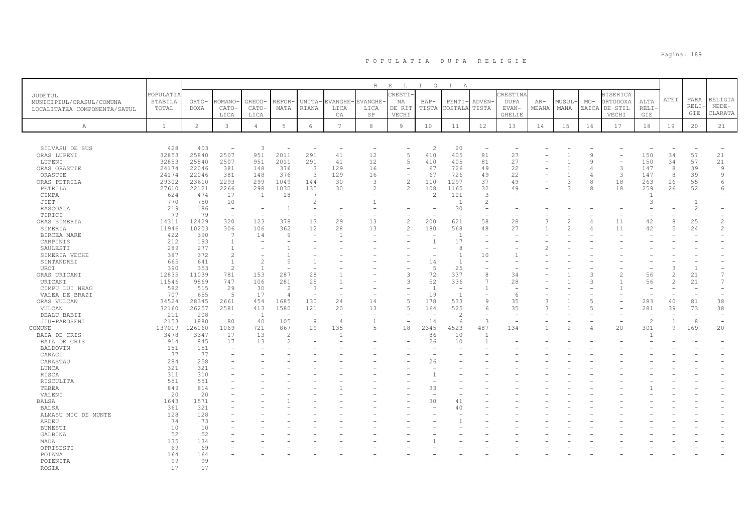# POPULATIA DUPA RELIGIE

| JUDETUL MUNICIPIUL/ORASUL/COMUNA LOCALITATEA COMPONENTA/SATUL | POPULATIA STABILA TOTAL | RELIGIA | | | | | | | | | | | | | | | | | | | |
|---|---|---|---|---|---|---|---|---|---|---|---|---|---|---|---|---|---|---|---|---|---|
| | | ORTO-DOXA | ROMANO-CATO-LICA | GRECO-CATO-LICA | REFOR-MATA | UNITA-RIANA | EVANGHE-LICA CA | EVANGHE-LICA SP | CRESTI-NA DE RIT VECHI | BAP-TISTA | PENTI-COSTALA | ADVEN-TISTA | CRESTINA DUPA EVAN-GHELIE | AR-MEANA | MUSUL-MANA | MO-ZAICA | BISERICA ORTODOXA DE STIL VECHI | ALTA RELI-GIE | ATEI | FARA RELI-GIE | RELIGIA NEDE-CLARATA |
| A | 1 | 2 | 3 | 4 | 5 | 6 | 7 | 8 | 9 | 10 | 11 | 12 | 13 | 14 | 15 | 16 | 17 | 18 | 19 | 20 | 21 |
| SILVASU DE SUS | 428 | 403 | - | 3 | - | - | - | - | - | 2 | 20 | - | - | - | - | - | - | - | - | - | - |
| ORAS LUPENI | 32853 | 25840 | 2507 | 951 | 2011 | 291 | 41 | 12 | 5 | 410 | 405 | 81 | 27 | - | 1 | 9 | - | 150 | 34 | 57 | 21 |
| LUPENI | 32853 | 25840 | 2507 | 951 | 2011 | 291 | 41 | 12 | 5 | 410 | 405 | 81 | 27 | - | 1 | 9 | - | 150 | 34 | 57 | 21 |
| ORAS ORASTIE | 24174 | 22046 | 381 | 148 | 376 | 3 | 129 | 16 | - | 67 | 726 | 49 | 22 | - | 1 | 4 | 3 | 147 | 8 | 39 | 9 |
| ORASTIE | 24174 | 22046 | 381 | 148 | 376 | 3 | 129 | 16 | - | 67 | 726 | 49 | 22 | - | 1 | 4 | 3 | 147 | 8 | 39 | 9 |
| ORAS PETRILA | 29302 | 23610 | 2293 | 299 | 1049 | 144 | 30 | 3 | 2 | 110 | 1297 | 37 | 49 | - | 3 | 8 | 18 | 263 | 26 | 55 | 6 |
| PETRILA | 27610 | 22121 | 2266 | 298 | 1030 | 135 | 30 | 2 | 2 | 108 | 1165 | 32 | 49 | - | 3 | 8 | 18 | 259 | 26 | 52 | 6 |
| CIMPA | 624 | 474 | 17 | 1 | 18 | 7 | - | - | - | 2 | 101 | 3 | - | - | - | - | - | 1 | - | - | - |
| JIET | 770 | 750 | 10 | - | - | 2 | - | 1 | - | - | 1 | 2 | - | - | - | - | - | 3 | - | 1 | - |
| RASCOALA | 219 | 186 | - | - | 1 | - | - | - | - | - | 30 | - | - | - | - | - | - | - | - | 2 | - |
| TIRICI | 79 | 79 | - | - | - | - | - | - | - | - | - | - | - | - | - | - | - | - | - | - | - |
| ORAS SIMERIA | 14311 | 12429 | 320 | 123 | 378 | 13 | 29 | 13 | 2 | 200 | 621 | 58 | 28 | 3 | 2 | 4 | 11 | 42 | 8 | 25 | 2 |
| SIMERIA | 11946 | 10203 | 306 | 106 | 362 | 12 | 28 | 13 | 2 | 180 | 568 | 48 | 27 | 1 | 2 | 4 | 11 | 42 | 5 | 24 | 2 |
| BIRCEA MARE | 422 | 390 | 7 | 14 | 9 | - | 1 | - | - | - | 1 | - | - | - | - | - | - | - | - | - | - |
| CARPINIS | 212 | 193 | 1 | - | - | - | - | - | - | 1 | 17 | - | - | - | - | - | - | - | - | - | - |
| SAULESTI | 289 | 277 | 1 | - | 1 | - | - | - | - | - | 8 | - | - | 2 | - | - | - | - | - | - | - |
| SIMERIA VECHE | 387 | 372 | 2 | - | 1 | - | - | - | - | - | 1 | 10 | 1 | - | - | - | - | - | - | - | - |
| SINTANDREI | 665 | 641 | 1 | 2 | 5 | 1 | - | - | - | 14 | 1 | - | - | - | - | - | - | - | - | - | - |
| UROI | 390 | 353 | 2 | 1 | - | - | - | - | - | 5 | 25 | - | - | - | - | - | - | - | 3 | 1 | - |
| ORAS URICANI | 12835 | 11039 | 781 | 153 | 287 | 28 | 1 | - | 3 | 72 | 337 | 8 | 34 | - | 1 | 3 | 2 | 56 | 2 | 21 | 7 |
| URICANI | 11546 | 9869 | 747 | 106 | 281 | 25 | 1 | - | 3 | 52 | 336 | 7 | 28 | - | 1 | 3 | 1 | 56 | 2 | 21 | 7 |
| CIMPU LUI NEAG | 582 | 515 | 29 | 30 | 2 | 3 | - | - | - | 1 | - | 1 | - | - | - | - | 1 | - | - | - | - |
| VALEA DE BRAZI | 707 | 655 | 5 | 17 | 4 | - | - | - | - | 19 | 1 | - | 6 | - | - | - | - | - | - | - | - |
| ORAS VULCAN | 34524 | 28345 | 2661 | 454 | 1685 | 130 | 24 | 14 | 5 | 178 | 533 | 9 | 35 | 3 | 1 | 5 | - | 283 | 40 | 81 | 38 |
| VULCAN | 32160 | 26257 | 2581 | 413 | 1580 | 121 | 20 | 13 | 5 | 164 | 525 | 6 | 35 | 3 | 1 | 5 | - | 281 | 39 | 73 | 38 |
| DEALU BABII | 211 | 208 | - | 1 | - | - | - | - | - | - | 2 | - | - | - | - | - | - | - | - | - | - |
| JIU-PAROSENI | 2153 | 1880 | 80 | 40 | 105 | 9 | 4 | 1 | - | 14 | 6 | 3 | - | - | - | - | - | 2 | 1 | 8 | - |
| COMUNE | 137019 | 126160 | 1069 | 721 | 867 | 29 | 135 | 5 | 18 | 2345 | 4523 | 487 | 134 | 1 | 2 | 4 | 20 | 301 | 9 | 169 | 20 |
| BAIA DE CRIS | 3478 | 3347 | 17 | 13 | 2 | - | 1 | - | - | 86 | 10 | 1 | - | - | - | - | - | 1 | - | - | - |
| BAIA DE CRIS | 914 | 845 | 17 | 13 | 2 | - | - | - | - | 26 | 10 | 1 | - | - | - | - | - | - | - | - | - |
| BALDOVIN | 151 | 151 | - | - | - | - | - | - | - | - | - | - | - | - | - | - | - | - | - | - | - |
| CARACI | 77 | 77 | - | - | - | - | - | - | - | - | - | - | - | - | - | - | - | - | - | - | - |
| CARASTAU | 284 | 258 | - | - | - | - | - | - | - | 26 | - | - | - | - | - | - | - | - | - | - | - |
| LUNCA | 321 | 321 | - | - | - | - | - | - | - | - | - | - | - | - | - | - | - | - | - | - | - |
| RISCA | 311 | 310 | - | - | - | - | - | - | - | 1 | - | - | - | - | - | - | - | - | - | - | - |
| RISCULITA | 551 | 551 | - | - | - | - | - | - | - | - | - | - | - | - | - | - | - | - | - | - | - |
| TEBEA | 849 | 814 | - | - | - | - | 1 | - | - | 33 | - | - | - | - | - | - | - | 1 | - | - | - |
| VALENI | 20 | 20 | - | - | - | - | - | - | - | - | - | - | - | - | - | - | - | - | - | - | - |
| BALSA | 1643 | 1571 | - | - | 1 | - | - | - | - | 30 | 41 | - | - | - | - | - | - | - | - | - | - |
| BALSA | 361 | 321 | - | - | - | - | - | - | - | - | 40 | - | - | - | - | - | - | - | - | - | - |
| ALMASU MIC DE MUNTE | 128 | 128 | - | - | - | - | - | - | - | - | - | - | - | - | - | - | - | - | - | - | - |
| ARDEU | 74 | 73 | - | - | - | - | - | - | - | - | 1 | - | - | - | - | - | - | - | - | - | - |
| BUNESTI | 10 | 10 | - | - | - | - | - | - | - | - | - | - | - | - | - | - | - | - | - | - | - |
| GALBINA | 52 | 52 | - | - | - | - | - | - | - | - | - | - | - | - | - | - | - | - | - | - | - |
| MADA | 135 | 134 | - | - | - | - | - | - | - | 1 | - | - | - | - | - | - | - | - | - | - | - |
| OPRISESTI | 69 | 69 | - | - | - | - | - | - | - | - | - | - | - | - | - | - | - | - | - | - | - |
| POIANA | 164 | 164 | - | - | - | - | - | - | - | - | - | - | - | - | - | - | - | - | - | - | - |
| POIENITA | 99 | 99 | - | - | - | - | - | - | - | - | - | - | - | - | - | - | - | - | - | - | - |
| ROSIA | 17 | 17 | - | - | - | - | - | - | - | - | - | - | - | - | - | - | - | - | - | - | - |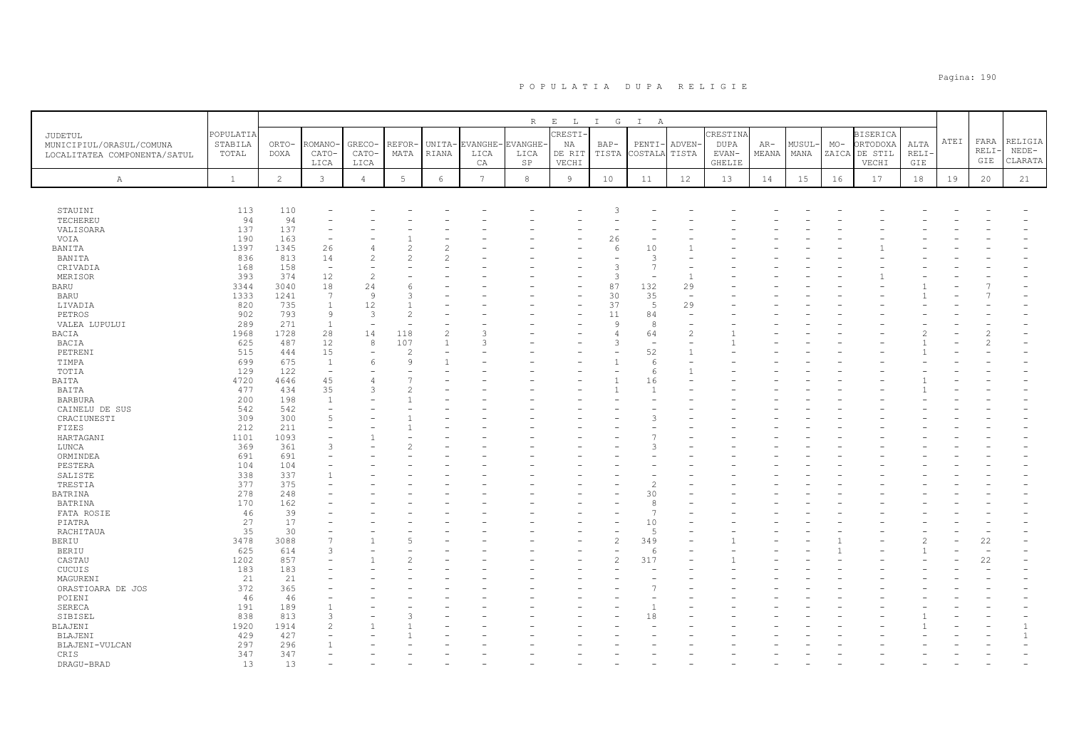# P O P U L A T I A   D U P A   R E L I G I E

| JUDETUL MUNICIPIUL/ORASUL/COMUNA LOCALITATEA COMPONENTA/SATUL | POPULATIA STABILA TOTAL | RELIGIA | | | | | | | | | | | | | | | | | | | |
|---|---|---|---|---|---|---|---|---|---|---|---|---|---|---|---|---|---|---|---|---|---|
| | | ORTODOXA | ROMANO-CATOLICA | GRECO-CATOLICA | REFORMATA | UNITARIANA | EVANGHELICA CA | EVANGHELICA SP | CRESTINA DE RIT VECHI | BAPTISTA | PENTICOSTALA | ADVENTISTA | CRESTINA DUPA EVANGHELIE | ARMEANA | MUSULMANA | MOZAICA | BISERICA ORTODOXA DE STIL VECHI | ALTA RELIGIE | ATEI | FARA RELIGIE | RELIGIA NEDECLARATA |
| A | 1 | 2 | 3 | 4 | 5 | 6 | 7 | 8 | 9 | 10 | 11 | 12 | 13 | 14 | 15 | 16 | 17 | 18 | 19 | 20 | 21 |
| STAUINI | 113 | 110 | - | - | - | - | - | - | - | 3 | - | - | - | - | - | - | - | - | - | - | - |
| TECHEREU | 94 | 94 | - | - | - | - | - | - | - | - | - | - | - | - | - | - | - | - | - | - | - |
| VALISOARA | 137 | 137 | - | - | - | - | - | - | - | - | - | - | - | - | - | - | - | - | - | - | - |
| VOIA | 190 | 163 | - | - | 1 | - | - | - | - | 26 | - | - | - | - | - | - | - | - | - | - | - |
| BANITA | 1397 | 1345 | 26 | 4 | 2 | 2 | - | - | - | 6 | 10 | 1 | - | - | - | - | 1 | - | - | - | - |
| BANITA | 836 | 813 | 14 | 2 | 2 | 2 | - | - | - | - | 3 | - | - | - | - | - | - | - | - | - | - |
| CRIVADIA | 168 | 158 | - | - | - | - | - | - | - | 3 | 7 | - | - | - | - | - | - | - | - | - | - |
| MERISOR | 393 | 374 | 12 | 2 | - | - | - | - | - | 3 | - | 1 | - | - | - | - | 1 | - | - | - | - |
| BARU | 3344 | 3040 | 18 | 24 | 6 | - | - | - | - | 87 | 132 | 29 | - | - | - | - | - | 1 | - | 7 | - |
| BARU | 1333 | 1241 | 7 | 9 | 3 | - | - | - | - | 30 | 35 | - | - | - | - | - | - | 1 | - | 7 | - |
| LIVADIA | 820 | 735 | 1 | 12 | 1 | - | - | - | - | 37 | 5 | 29 | - | - | - | - | - | - | - | - | - |
| PETROS | 902 | 793 | 9 | 3 | 2 | - | - | - | - | 11 | 84 | - | - | - | - | - | - | - | - | - | - |
| VALEA LUPULUI | 289 | 271 | 1 | - | - | - | - | - | - | 9 | 8 | - | - | - | - | - | - | - | - | - | - |
| BACIA | 1968 | 1728 | 28 | 14 | 118 | 2 | 3 | - | - | 4 | 64 | 2 | 1 | - | - | - | - | 2 | - | 2 | - |
| BACIA | 625 | 487 | 12 | 8 | 107 | 1 | 3 | - | - | 3 | - | - | 1 | - | - | - | - | 1 | - | 2 | - |
| PETRENI | 515 | 444 | 15 | - | 2 | - | - | - | - | - | 52 | 1 | - | - | - | - | - | 1 | - | - | - |
| TIMPA | 699 | 675 | 1 | 6 | 9 | 1 | - | - | - | 1 | 6 | - | - | - | - | - | - | - | - | - | - |
| TOTIA | 129 | 122 | - | - | - | - | - | - | - | - | 6 | 1 | - | - | - | - | - | - | - | - | - |
| BAITA | 4720 | 4646 | 45 | 4 | 7 | - | - | - | - | 1 | 16 | - | - | - | - | - | - | 1 | - | - | - |
| BAITA | 477 | 434 | 35 | 3 | 2 | - | - | - | - | 1 | 1 | - | - | - | - | - | - | 1 | - | - | - |
| BARBURA | 200 | 198 | 1 | - | 1 | - | - | - | - | - | - | - | - | - | - | - | - | - | - | - | - |
| CAINELU DE SUS | 542 | 542 | - | - | - | - | - | - | - | - | - | - | - | - | - | - | - | - | - | - | - |
| CRACIUNESTI | 309 | 300 | 5 | - | 1 | - | - | - | - | - | 3 | - | - | - | - | - | - | - | - | - | - |
| FIZES | 212 | 211 | - | - | 1 | - | - | - | - | - | - | - | - | - | - | - | - | - | - | - | - |
| HARTAGANI | 1101 | 1093 | - | 1 | - | - | - | - | - | - | 7 | - | - | - | - | - | - | - | - | - | - |
| LUNCA | 369 | 361 | 3 | - | 2 | - | - | - | - | - | 3 | - | - | - | - | - | - | - | - | - | - |
| ORMINDEA | 691 | 691 | - | - | - | - | - | - | - | - | - | - | - | - | - | - | - | - | - | - | - |
| PESTERA | 104 | 104 | - | - | - | - | - | - | - | - | - | - | - | - | - | - | - | - | - | - | - |
| SALISTE | 338 | 337 | 1 | - | - | - | - | - | - | - | - | - | - | - | - | - | - | - | - | - | - |
| TRESTIA | 377 | 375 | - | - | - | - | - | - | - | - | 2 | - | - | - | - | - | - | - | - | - | - |
| BATRINA | 278 | 248 | - | - | - | - | - | - | - | - | 30 | - | - | - | - | - | - | - | - | - | - |
| BATRINA | 170 | 162 | - | - | - | - | - | - | - | - | 8 | - | - | - | - | - | - | - | - | - | - |
| FATA ROSIE | 46 | 39 | - | - | - | - | - | - | - | - | 7 | - | - | - | - | - | - | - | - | - | - |
| PIATRA | 27 | 17 | - | - | - | - | - | - | - | - | 10 | - | - | - | - | - | - | - | - | - | - |
| RACHITAUA | 35 | 30 | - | - | - | - | - | - | - | - | 5 | - | - | - | - | - | - | - | - | - | - |
| BERIU | 3478 | 3088 | 7 | 1 | 5 | - | - | - | - | 2 | 349 | - | 1 | - | - | 1 | - | 2 | - | 22 | - |
| BERIU | 625 | 614 | 3 | - | - | - | - | - | - | - | 6 | - | - | - | - | 1 | - | 1 | - | - | - |
| CASTAU | 1202 | 857 | - | 1 | 2 | - | - | - | - | 2 | 317 | - | 1 | - | - | - | - | - | - | 22 | - |
| CUCUIS | 183 | 183 | - | - | - | - | - | - | - | - | - | - | - | - | - | - | - | - | - | - | - |
| MAGURENI | 21 | 21 | - | - | - | - | - | - | - | - | - | - | - | - | - | - | - | - | - | - | - |
| ORASTIOARA DE JOS | 372 | 365 | - | - | - | - | - | - | - | - | 7 | - | - | - | - | - | - | - | - | - | - |
| POIENI | 46 | 46 | - | - | - | - | - | - | - | - | - | - | - | - | - | - | - | - | - | - | - |
| SERECA | 191 | 189 | 1 | - | - | - | - | - | - | - | 1 | - | - | - | - | - | - | - | - | - | - |
| SIBISEL | 838 | 813 | 3 | - | 3 | - | - | - | - | - | 18 | - | - | - | - | - | - | 1 | - | - | - |
| BLAJENI | 1920 | 1914 | 2 | 1 | 1 | - | - | - | - | - | - | - | - | - | - | - | - | 1 | - | - | 1 |
| BLAJENI | 429 | 427 | - | - | 1 | - | - | - | - | - | - | - | - | - | - | - | - | - | - | - | 1 |
| BLAJENI-VULCAN | 297 | 296 | 1 | - | - | - | - | - | - | - | - | - | - | - | - | - | - | - | - | - | - |
| CRIS | 347 | 347 | - | - | - | - | - | - | - | - | - | - | - | - | - | - | - | - | - | - | - |
| DRAGU-BRAD | 13 | 13 | - | - | - | - | - | - | - | - | - | - | - | - | - | - | - | - | - | - | - |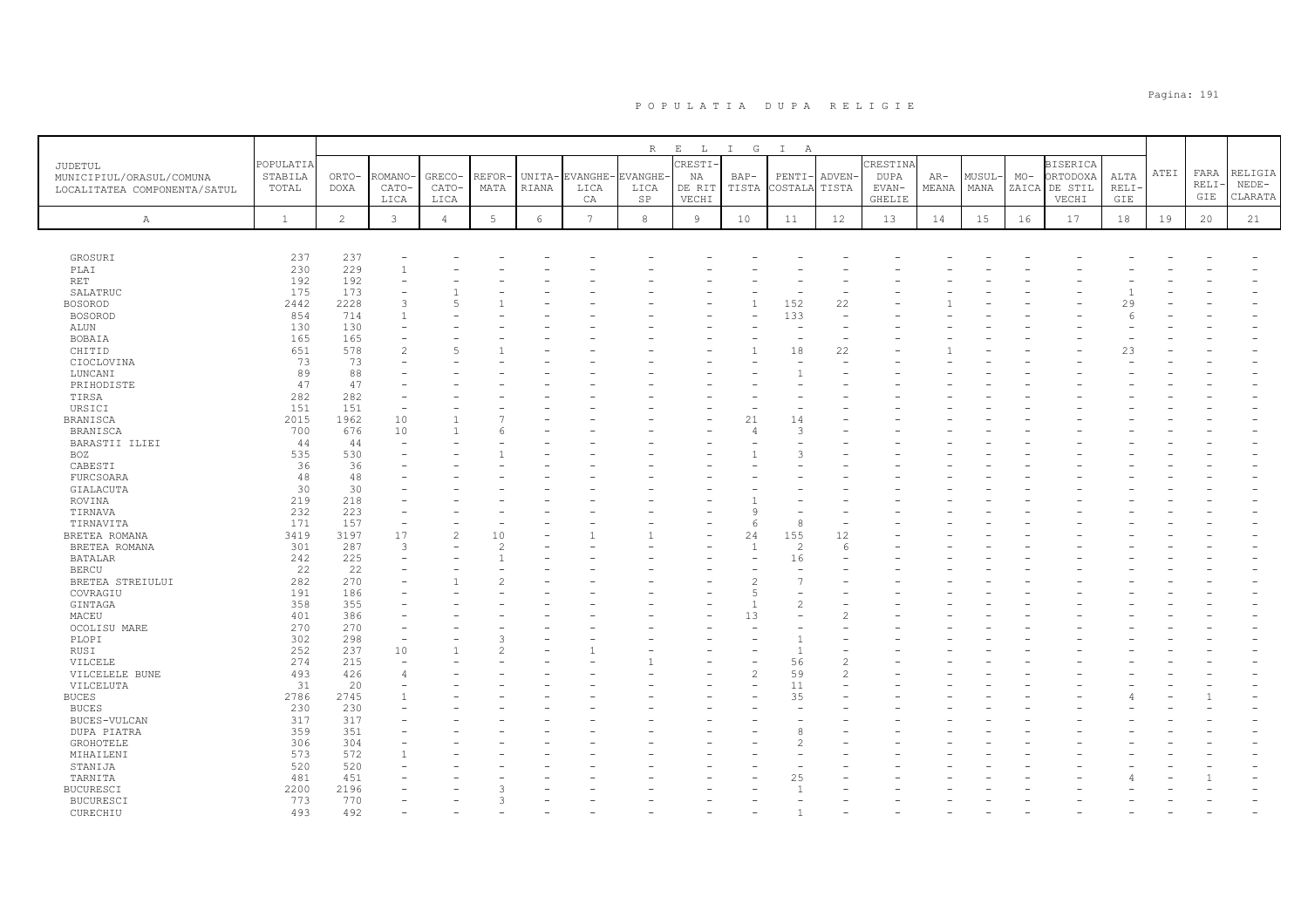# POPULATIA DUPA RELIGIE

| JUDETUL MUNICIPIUL/ORASUL/COMUNA LOCALITATEA COMPONENTA/SATUL | POPULATIA STABILA TOTAL | RELIGIA: ORTODOXA | ROMANO-CATOLICA | GRECO-CATOLICA | REFORMATA | UNITARIANA | EVANGHELICA CA | EVANGHELICA SP | CRESTINA DE RIT VECHI | BAPTISTA | PENTICOSTALA | ADVENTISTA | CRESTINA DUPA EVANGHELIE | ARMEANA | MUSULMANA | MOZAICA | BISERICA ORTODOXA DE STIL VECHI | ALTA RELIGIE | ATEI | FARA RELIGIE | RELIGIA NEDECLARATA |
|---|---|---|---|---|---|---|---|---|---|---|---|---|---|---|---|---|---|---|---|---|---|
| A | 1 | 2 | 3 | 4 | 5 | 6 | 7 | 8 | 9 | 10 | 11 | 12 | 13 | 14 | 15 | 16 | 17 | 18 | 19 | 20 | 21 |
| GROSURI | 237 | 237 | - | - | - | - | - | - | - | - | - | - | - | - | - | - | - | - | - | - | - |
| PLAI | 230 | 229 | 1 | - | - | - | - | - | - | - | - | - | - | - | - | - | - | - | - | - | - |
| RET | 192 | 192 | - | - | - | - | - | - | - | - | - | - | - | - | - | - | - | - | - | - | - |
| SALATRUC | 175 | 173 | - | 1 | - | - | - | - | - | - | - | - | - | - | - | - | - | 1 | - | - | - |
| BOSOROD | 2442 | 2228 | 3 | 5 | 1 | - | - | - | - | 1 | 152 | 22 | - | 1 | - | - | - | 29 | - | - | - |
| BOSOROD | 854 | 714 | 1 | - | - | - | - | - | - | - | 133 | - | - | - | - | - | - | 6 | - | - | - |
| ALUN | 130 | 130 | - | - | - | - | - | - | - | - | - | - | - | - | - | - | - | - | - | - | - |
| BOBAIA | 165 | 165 | - | - | - | - | - | - | - | - | - | - | - | - | - | - | - | - | - | - | - |
| CHITID | 651 | 578 | 2 | 5 | 1 | - | - | - | - | 1 | 18 | 22 | - | 1 | - | - | - | 23 | - | - | - |
| CIOCLOVINA | 73 | 73 | - | - | - | - | - | - | - | - | - | - | - | - | - | - | - | - | - | - | - |
| LUNCANI | 89 | 88 | - | - | - | - | - | - | - | - | 1 | - | - | - | - | - | - | - | - | - | - |
| PRIHODISTE | 47 | 47 | - | - | - | - | - | - | - | - | - | - | - | - | - | - | - | - | - | - | - |
| TIRSA | 282 | 282 | - | - | - | - | - | - | - | - | - | - | - | - | - | - | - | - | - | - | - |
| URSICI | 151 | 151 | - | - | - | - | - | - | - | - | - | - | - | - | - | - | - | - | - | - | - |
| BRANISCA | 2015 | 1962 | 10 | 1 | 7 | - | - | - | - | 21 | 14 | - | - | - | - | - | - | - | - | - | - |
| BRANISCA | 700 | 676 | 10 | 1 | 6 | - | - | - | - | 4 | 3 | - | - | - | - | - | - | - | - | - | - |
| BARASTII ILIEI | 44 | 44 | - | - | - | - | - | - | - | - | - | - | - | - | - | - | - | - | - | - | - |
| BOZ | 535 | 530 | - | - | 1 | - | - | - | - | 1 | 3 | - | - | - | - | - | - | - | - | - | - |
| CABESTI | 36 | 36 | - | - | - | - | - | - | - | - | - | - | - | - | - | - | - | - | - | - | - |
| FURCSOARA | 48 | 48 | - | - | - | - | - | - | - | - | - | - | - | - | - | - | - | - | - | - | - |
| GIALACUTA | 30 | 30 | - | - | - | - | - | - | - | - | - | - | - | - | - | - | - | - | - | - | - |
| ROVINA | 219 | 218 | - | - | - | - | - | - | - | 1 | - | - | - | - | - | - | - | - | - | - | - |
| TIRNAVA | 232 | 223 | - | - | - | - | - | - | - | 9 | - | - | - | - | - | - | - | - | - | - | - |
| TIRNAVITA | 171 | 157 | - | - | - | - | - | - | - | 6 | 8 | - | - | - | - | - | - | - | - | - | - |
| BRETEA ROMANA | 3419 | 3197 | 17 | 2 | 10 | - | 1 | 1 | - | 24 | 155 | 12 | - | - | - | - | - | - | - | - | - |
| BRETEA ROMANA | 301 | 287 | 3 | - | 2 | - | - | - | - | 1 | 2 | 6 | - | - | - | - | - | - | - | - | - |
| BATALAR | 242 | 225 | - | - | 1 | - | - | - | - | - | 16 | - | - | - | - | - | - | - | - | - | - |
| BERCU | 22 | 22 | - | - | - | - | - | - | - | - | - | - | - | - | - | - | - | - | - | - | - |
| BRETEA STREIULUI | 282 | 270 | - | 1 | 2 | - | - | - | - | 2 | 7 | - | - | - | - | - | - | - | - | - | - |
| COVRAGIU | 191 | 186 | - | - | - | - | - | - | - | 5 | - | - | - | - | - | - | - | - | - | - | - |
| GINTAGA | 358 | 355 | - | - | - | - | - | - | - | 1 | 2 | - | - | - | - | - | - | - | - | - | - |
| MACEU | 401 | 386 | - | - | - | - | - | - | - | 13 | - | 2 | - | - | - | - | - | - | - | - | - |
| OCOLISU MARE | 270 | 270 | - | - | - | - | - | - | - | - | - | - | - | - | - | - | - | - | - | - | - |
| PLOPI | 302 | 298 | - | - | 3 | - | - | - | - | - | 1 | - | - | - | - | - | - | - | - | - | - |
| RUSI | 252 | 237 | 10 | 1 | 2 | - | 1 | - | - | - | 1 | - | - | - | - | - | - | - | - | - | - |
| VILCELE | 274 | 215 | - | - | - | - | - | 1 | - | - | 56 | 2 | - | - | - | - | - | - | - | - | - |
| VILCELELE BUNE | 493 | 426 | 4 | - | - | - | - | - | - | 2 | 59 | 2 | - | - | - | - | - | - | - | - | - |
| VILCELUTA | 31 | 20 | - | - | - | - | - | - | - | - | 11 | - | - | - | - | - | - | - | - | - | - |
| BUCES | 2786 | 2745 | 1 | - | - | - | - | - | - | - | 35 | - | - | - | - | - | - | 4 | - | 1 | - |
| BUCES | 230 | 230 | - | - | - | - | - | - | - | - | - | - | - | - | - | - | - | - | - | - | - |
| BUCES-VULCAN | 317 | 317 | - | - | - | - | - | - | - | - | - | - | - | - | - | - | - | - | - | - | - |
| DUPA PIATRA | 359 | 351 | - | - | - | - | - | - | - | - | 8 | - | - | - | - | - | - | - | - | - | - |
| GROHOTELE | 306 | 304 | - | - | - | - | - | - | - | - | 2 | - | - | - | - | - | - | - | - | - | - |
| MIHAILENI | 573 | 572 | 1 | - | - | - | - | - | - | - | - | - | - | - | - | - | - | - | - | - | - |
| STANIJA | 520 | 520 | - | - | - | - | - | - | - | - | - | - | - | - | - | - | - | - | - | - | - |
| TARNITA | 481 | 451 | - | - | - | - | - | - | - | - | 25 | - | - | - | - | - | - | 4 | - | 1 | - |
| BUCURESCI | 2200 | 2196 | - | - | 3 | - | - | - | - | - | 1 | - | - | - | - | - | - | - | - | - | - |
| BUCURESCI | 773 | 770 | - | - | 3 | - | - | - | - | - | - | - | - | - | - | - | - | - | - | - | - |
| CURECHIU | 493 | 492 | - | - | - | - | - | - | - | - | 1 | - | - | - | - | - | - | - | - | - | - |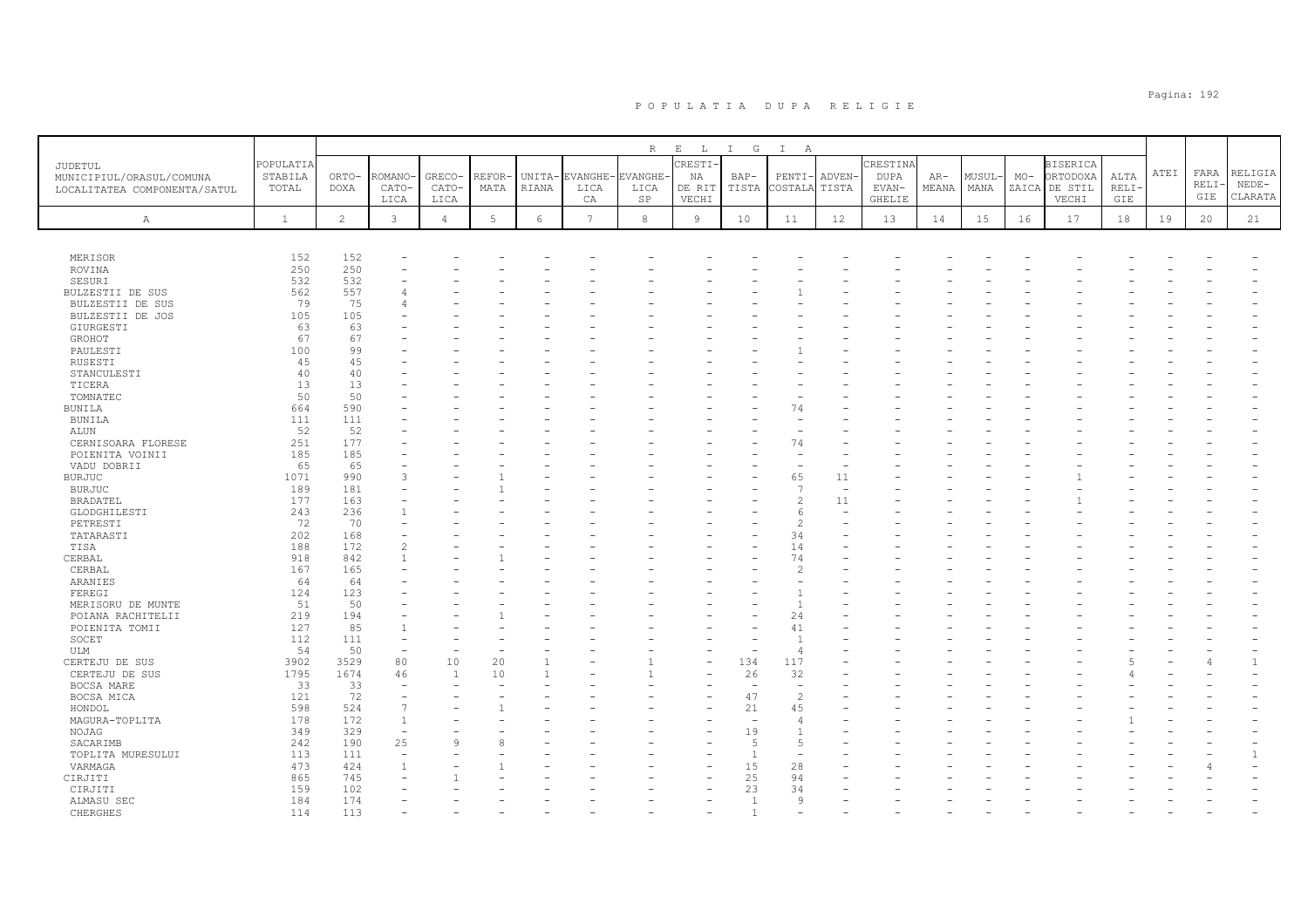# P O P U L A T I A   D U P A   R E L I G I E

| JUDETUL MUNICIPIUL/ORASUL/COMUNA LOCALITATEA COMPONENTA/SATUL | POPULATIA STABILA TOTAL | R E L I G I A | | | | | | | | | | | | | | | | | | | |
|---|---|---|---|---|---|---|---|---|---|---|---|---|---|---|---|---|---|---|---|---|---|
| | | ORTO-DOXA | ROMANO-CATO-LICA | GRECO-CATO-LICA | REFOR-MATA | UNITA-RIANA | EVANGHE-LICA CA | EVANGHE-LICA SP | CRESTI-NA DE RIT VECHI | BAP-TISTA | PENTI-COSTALA | ADVEN-TISTA | CRESTINA DUPA EVAN-GHELIE | AR-MEANA | MUSUL-MANA | MO-ZAICA | BISERICA ORTODOXA DE STIL VECHI | ALTA RELI-GIE | ATEI | FARA RELI-GIE | RELIGIA NEDE-CLARATA |
| A | 1 | 2 | 3 | 4 | 5 | 6 | 7 | 8 | 9 | 10 | 11 | 12 | 13 | 14 | 15 | 16 | 17 | 18 | 19 | 20 | 21 |
| MERISOR | 152 | 152 | - | - | - | - | - | - | - | - | - | - | - | - | - | - | - | - | - | - | - |
| ROVINA | 250 | 250 | - | - | - | - | - | - | - | - | - | - | - | - | - | - | - | - | - | - | - |
| SESURI | 532 | 532 | - | - | - | - | - | - | - | - | - | - | - | - | - | - | - | - | - | - | - |
| BULZESTII DE SUS | 562 | 557 | 4 | - | - | - | - | - | - | - | 1 | - | - | - | - | - | - | - | - | - | - |
| BULZESTII DE SUS | 79 | 75 | 4 | - | - | - | - | - | - | - | - | - | - | - | - | - | - | - | - | - | - |
| BULZESTII DE JOS | 105 | 105 | - | - | - | - | - | - | - | - | - | - | - | - | - | - | - | - | - | - | - |
| GIURGESTI | 63 | 63 | - | - | - | - | - | - | - | - | - | - | - | - | - | - | - | - | - | - | - |
| GROHOT | 67 | 67 | - | - | - | - | - | - | - | - | - | - | - | - | - | - | - | - | - | - | - |
| PAULESTI | 100 | 99 | - | - | - | - | - | - | - | - | 1 | - | - | - | - | - | - | - | - | - | - |
| RUSESTI | 45 | 45 | - | - | - | - | - | - | - | - | - | - | - | - | - | - | - | - | - | - | - |
| STANCULESTI | 40 | 40 | - | - | - | - | - | - | - | - | - | - | - | - | - | - | - | - | - | - | - |
| TICERA | 13 | 13 | - | - | - | - | - | - | - | - | - | - | - | - | - | - | - | - | - | - | - |
| TOMNATEC | 50 | 50 | - | - | - | - | - | - | - | - | - | - | - | - | - | - | - | - | - | - | - |
| BUNILA | 664 | 590 | - | - | - | - | - | - | - | - | 74 | - | - | - | - | - | - | - | - | - | - |
| BUNILA | 111 | 111 | - | - | - | - | - | - | - | - | - | - | - | - | - | - | - | - | - | - | - |
| ALUN | 52 | 52 | - | - | - | - | - | - | - | - | - | - | - | - | - | - | - | - | - | - | - |
| CERNISOARA FLORESE | 251 | 177 | - | - | - | - | - | - | - | - | 74 | - | - | - | - | - | - | - | - | - | - |
| POIENITA VOINII | 185 | 185 | - | - | - | - | - | - | - | - | - | - | - | - | - | - | - | - | - | - | - |
| VADU DOBRII | 65 | 65 | - | - | - | - | - | - | - | - | - | - | - | - | - | - | - | - | - | - | - |
| BURJUC | 1071 | 990 | 3 | - | 1 | - | - | - | - | - | 65 | 11 | - | - | - | - | 1 | - | - | - | - |
| BURJUC | 189 | 181 | - | - | 1 | - | - | - | - | - | 7 | - | - | - | - | - | - | - | - | - | - |
| BRADATEL | 177 | 163 | - | - | - | - | - | - | - | - | 2 | 11 | - | - | - | - | 1 | - | - | - | - |
| GLODGHILESTI | 243 | 236 | 1 | - | - | - | - | - | - | - | 6 | - | - | - | - | - | - | - | - | - | - |
| PETRESTI | 72 | 70 | - | - | - | - | - | - | - | - | 2 | - | - | - | - | - | - | - | - | - | - |
| TATARASTI | 202 | 168 | - | - | - | - | - | - | - | - | 34 | - | - | - | - | - | - | - | - | - | - |
| TISA | 188 | 172 | 2 | - | - | - | - | - | - | - | 14 | - | - | - | - | - | - | - | - | - | - |
| CERBAL | 918 | 842 | 1 | - | 1 | - | - | - | - | - | 74 | - | - | - | - | - | - | - | - | - | - |
| CERBAL | 167 | 165 | - | - | - | - | - | - | - | - | 2 | - | - | - | - | - | - | - | - | - | - |
| ARANIES | 64 | 64 | - | - | - | - | - | - | - | - | - | - | - | - | - | - | - | - | - | - | - |
| FEREGI | 124 | 123 | - | - | - | - | - | - | - | - | 1 | - | - | - | - | - | - | - | - | - | - |
| MERISORU DE MUNTE | 51 | 50 | - | - | - | - | - | - | - | - | 1 | - | - | - | - | - | - | - | - | - | - |
| POIANA RACHITELII | 219 | 194 | - | - | 1 | - | - | - | - | - | 24 | - | - | - | - | - | - | - | - | - | - |
| POIENITA TOMII | 127 | 85 | 1 | - | - | - | - | - | - | - | 41 | - | - | - | - | - | - | - | - | - | - |
| SOCET | 112 | 111 | - | - | - | - | - | - | - | - | 1 | - | - | - | - | - | - | - | - | - | - |
| ULM | 54 | 50 | - | - | - | - | - | - | - | - | 4 | - | - | - | - | - | - | - | - | - | - |
| CERTEJU DE SUS | 3902 | 3529 | 80 | 10 | 20 | 1 | - | 1 | - | 134 | 117 | - | - | - | - | - | - | 5 | - | 4 | 1 |
| CERTEJU DE SUS | 1795 | 1674 | 46 | 1 | 10 | 1 | - | 1 | - | 26 | 32 | - | - | - | - | - | - | 4 | - | - | - |
| BOCSA MARE | 33 | 33 | - | - | - | - | - | - | - | - | - | - | - | - | - | - | - | - | - | - | - |
| BOCSA MICA | 121 | 72 | - | - | - | - | - | - | - | 47 | 2 | - | - | - | - | - | - | - | - | - | - |
| HONDOL | 598 | 524 | 7 | - | 1 | - | - | - | - | 21 | 45 | - | - | - | - | - | - | - | - | - | - |
| MAGURA-TOPLITA | 178 | 172 | 1 | - | - | - | - | - | - | - | 4 | - | - | - | - | - | - | 1 | - | - | - |
| NOJAG | 349 | 329 | - | - | - | - | - | - | - | 19 | 1 | - | - | - | - | - | - | - | - | - | - |
| SACARIMB | 242 | 190 | 25 | 9 | 8 | - | - | - | - | 5 | 5 | - | - | - | - | - | - | - | - | - | - |
| TOPLITA MURESULUI | 113 | 111 | - | - | - | - | - | - | - | 1 | - | - | - | - | - | - | - | - | - | - | 1 |
| VARMAGA | 473 | 424 | 1 | - | 1 | - | - | - | - | 15 | 28 | - | - | - | - | - | - | - | - | 4 | - |
| CIRJITI | 865 | 745 | - | 1 | - | - | - | - | - | 25 | 94 | - | - | - | - | - | - | - | - | - | - |
| CIRJITI | 159 | 102 | - | - | - | - | - | - | - | 23 | 34 | - | - | - | - | - | - | - | - | - | - |
| ALMASU SEC | 184 | 174 | - | - | - | - | - | - | - | 1 | 9 | - | - | - | - | - | - | - | - | - | - |
| CHERGHES | 114 | 113 | - | - | - | - | - | - | - | 1 | - | - | - | - | - | - | - | - | - | - | - |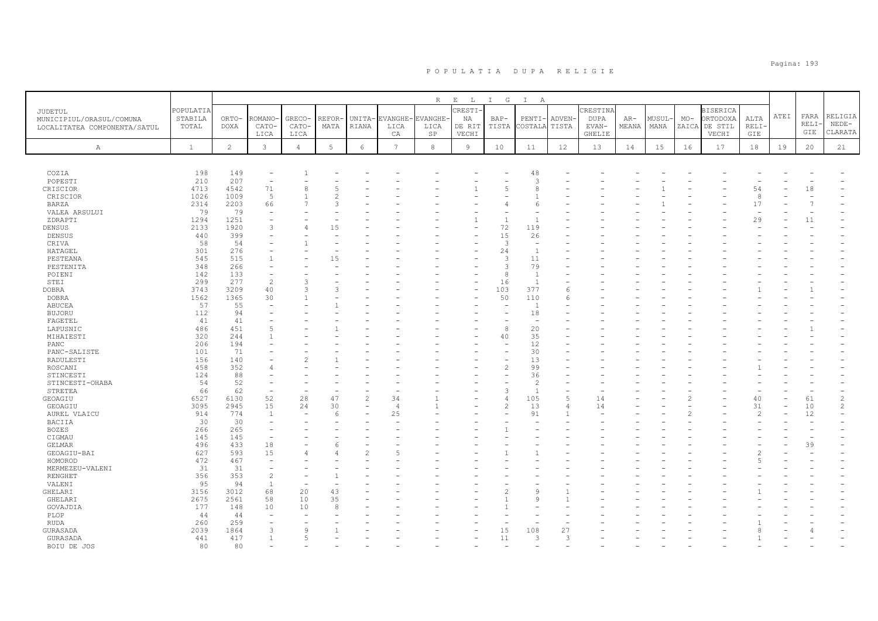# POPULATIA DUPA RELIGIE

| JUDETUL MUNICIPIUL/ORASUL/COMUNA LOCALITATEA COMPONENTA/SATUL | POPULATIA STABILA TOTAL | RELIGIA | | | | | | | | | | | | | | | | | | | |
|---|---|---|---|---|---|---|---|---|---|---|---|---|---|---|---|---|---|---|---|---|---|
| | | ORTODOXA | ROMANO-CATOLICA | GRECO-CATOLICA | REFORMATA | UNITARIANA | EVANGHELICA CA | EVANGHELICA SP | CRESTINA DE RIT VECHI | BAPTISTA | PENTICOSTALA | ADVENTISTA | CRESTINA DUPA EVANGHELIE | ARMEANA | MUSULMANA | MOZAICA | BISERICA ORTODOXA DE STIL VECHI | ALTA RELIGIE | ATEI | FARA RELIGIE | RELIGIA NEDECLARATA |
| A | 1 | 2 | 3 | 4 | 5 | 6 | 7 | 8 | 9 | 10 | 11 | 12 | 13 | 14 | 15 | 16 | 17 | 18 | 19 | 20 | 21 |
| COZIA | 198 | 149 | - | 1 | - | - | - | - | - | - | 48 | - | - | - | - | - | - | - | - | - | - |
| POPESTI | 210 | 207 | - | - | - | - | - | - | - | - | 3 | - | - | - | - | - | - | - | - | - | - |
| CRISCIOR | 4713 | 4542 | 71 | 8 | 5 | - | - | - | 1 | 5 | 8 | - | - | - | 1 | - | - | 54 | - | 18 | - |
| CRISCIOR | 1026 | 1009 | 5 | 1 | 2 | - | - | - | - | - | 1 | - | - | - | - | - | - | 8 | - | - | - |
| BARZA | 2314 | 2203 | 66 | 7 | 3 | - | - | - | - | 4 | 6 | - | - | - | 1 | - | - | 17 | - | 7 | - |
| VALEA ARSULUI | 79 | 79 | - | - | - | - | - | - | - | - | - | - | - | - | - | - | - | - | - | - | - |
| ZDRAPTI | 1294 | 1251 | - | - | - | - | - | - | 1 | 1 | 1 | - | - | - | - | - | - | 29 | - | 11 | - |
| DENSUS | 2133 | 1920 | 3 | 4 | 15 | - | - | - | - | 72 | 119 | - | - | - | - | - | - | - | - | - | - |
| DENSUS | 440 | 399 | - | - | - | - | - | - | - | 15 | 26 | - | - | - | - | - | - | - | - | - | - |
| CRIVA | 58 | 54 | - | 1 | - | - | - | - | - | 3 | - | - | - | - | - | - | - | - | - | - | - |
| HATAGEL | 301 | 276 | - | - | - | - | - | - | - | 24 | 1 | - | - | - | - | - | - | - | - | - | - |
| PESTEANA | 545 | 515 | 1 | - | 15 | - | - | - | - | 3 | 11 | - | - | - | - | - | - | - | - | - | - |
| PESTENITA | 348 | 266 | - | - | - | - | - | - | - | 3 | 79 | - | - | - | - | - | - | - | - | - | - |
| POIENI | 142 | 133 | - | - | - | - | - | - | - | 8 | 1 | - | - | - | - | - | - | - | - | - | - |
| STEI | 299 | 277 | 2 | 3 | - | - | - | - | - | 16 | 1 | - | - | - | - | - | - | - | - | - | - |
| DOBRA | 3743 | 3209 | 40 | 3 | 3 | - | - | - | - | 103 | 377 | 6 | - | - | - | - | - | 1 | - | 1 | - |
| DOBRA | 1562 | 1365 | 30 | 1 | - | - | - | - | - | 50 | 110 | 6 | - | - | - | - | - | - | - | - | - |
| ABUCEA | 57 | 55 | - | - | 1 | - | - | - | - | - | 1 | - | - | - | - | - | - | - | - | - | - |
| BUJORU | 112 | 94 | - | - | - | - | - | - | - | - | 18 | - | - | - | - | - | - | - | - | - | - |
| FAGETEL | 41 | 41 | - | - | - | - | - | - | - | - | - | - | - | - | - | - | - | - | - | - | - |
| LAPUSNIC | 486 | 451 | 5 | - | 1 | - | - | - | - | 8 | 20 | - | - | - | - | - | - | - | - | 1 | - |
| MIHAIESTI | 320 | 244 | 1 | - | - | - | - | - | - | 40 | 35 | - | - | - | - | - | - | - | - | - | - |
| PANC | 206 | 194 | - | - | - | - | - | - | - | - | 12 | - | - | - | - | - | - | - | - | - | - |
| PANC-SALISTE | 101 | 71 | - | - | - | - | - | - | - | - | 30 | - | - | - | - | - | - | - | - | - | - |
| RADULESTI | 156 | 140 | - | 2 | 1 | - | - | - | - | - | 13 | - | - | - | - | - | - | - | - | - | - |
| ROSCANI | 458 | 352 | 4 | - | - | - | - | - | - | 2 | 99 | - | - | - | - | - | - | 1 | - | - | - |
| STINCESTI | 124 | 88 | - | - | - | - | - | - | - | - | 36 | - | - | - | - | - | - | - | - | - | - |
| STINCESTI-OHABA | 54 | 52 | - | - | - | - | - | - | - | - | 2 | - | - | - | - | - | - | - | - | - | - |
| STRETEA | 66 | 62 | - | - | - | - | - | - | - | 3 | 1 | - | - | - | - | - | - | - | - | - | - |
| GEOAGIU | 6527 | 6130 | 52 | 28 | 47 | 2 | 34 | 1 | - | 4 | 105 | 5 | 14 | - | - | 2 | - | 40 | - | 61 | 2 |
| GEOAGIU | 3095 | 2945 | 15 | 24 | 30 | - | 4 | 1 | - | 2 | 13 | 4 | 14 | - | - | - | - | 31 | - | 10 | 2 |
| AUREL VLAICU | 914 | 774 | 1 | - | 6 | - | 25 | - | - | - | 91 | 1 | - | - | - | 2 | - | 2 | - | 12 | - |
| BACIIA | 30 | 30 | - | - | - | - | - | - | - | - | - | - | - | - | - | - | - | - | - | - | - |
| BOZES | 266 | 265 | - | - | - | - | - | - | - | 1 | - | - | - | - | - | - | - | - | - | - | - |
| CIGMAU | 145 | 145 | - | - | - | - | - | - | - | - | - | - | - | - | - | - | - | - | - | - | - |
| GELMAR | 496 | 433 | 18 | - | 6 | - | - | - | - | - | - | - | - | - | - | - | - | - | - | 39 | - |
| GEOAGIU-BAI | 627 | 593 | 15 | 4 | 4 | 2 | 5 | - | - | 1 | 1 | - | - | - | - | - | - | 2 | - | - | - |
| HOMOROD | 472 | 467 | - | - | - | - | - | - | - | - | - | - | - | - | - | - | - | 5 | - | - | - |
| MERMEZEU-VALENI | 31 | 31 | - | - | - | - | - | - | - | - | - | - | - | - | - | - | - | - | - | - | - |
| RENGHET | 356 | 353 | 2 | - | 1 | - | - | - | - | - | - | - | - | - | - | - | - | - | - | - | - |
| VALENI | 95 | 94 | 1 | - | - | - | - | - | - | - | - | - | - | - | - | - | - | - | - | - | - |
| GHELARI | 3156 | 3012 | 68 | 20 | 43 | - | - | - | - | 2 | 9 | 1 | - | - | - | - | - | 1 | - | - | - |
| GHELARI | 2675 | 2561 | 58 | 10 | 35 | - | - | - | - | 1 | 9 | 1 | - | - | - | - | - | - | - | - | - |
| GOVAJDIA | 177 | 148 | 10 | 10 | 8 | - | - | - | - | 1 | - | - | - | - | - | - | - | - | - | - | - |
| PLOP | 44 | 44 | - | - | - | - | - | - | - | - | - | - | - | - | - | - | - | - | - | - | - |
| RUDA | 260 | 259 | - | - | - | - | - | - | - | - | - | - | - | - | - | - | - | 1 | - | - | - |
| GURASADA | 2039 | 1864 | 3 | 9 | 1 | - | - | - | - | 15 | 108 | 27 | - | - | - | - | - | 8 | - | 4 | - |
| GURASADA | 441 | 417 | 1 | 5 | - | - | - | - | - | 11 | 3 | 3 | - | - | - | - | - | 1 | - | - | - |
| BOIU DE JOS | 80 | 80 | - | - | - | - | - | - | - | - | - | - | - | - | - | - | - | - | - | - | - |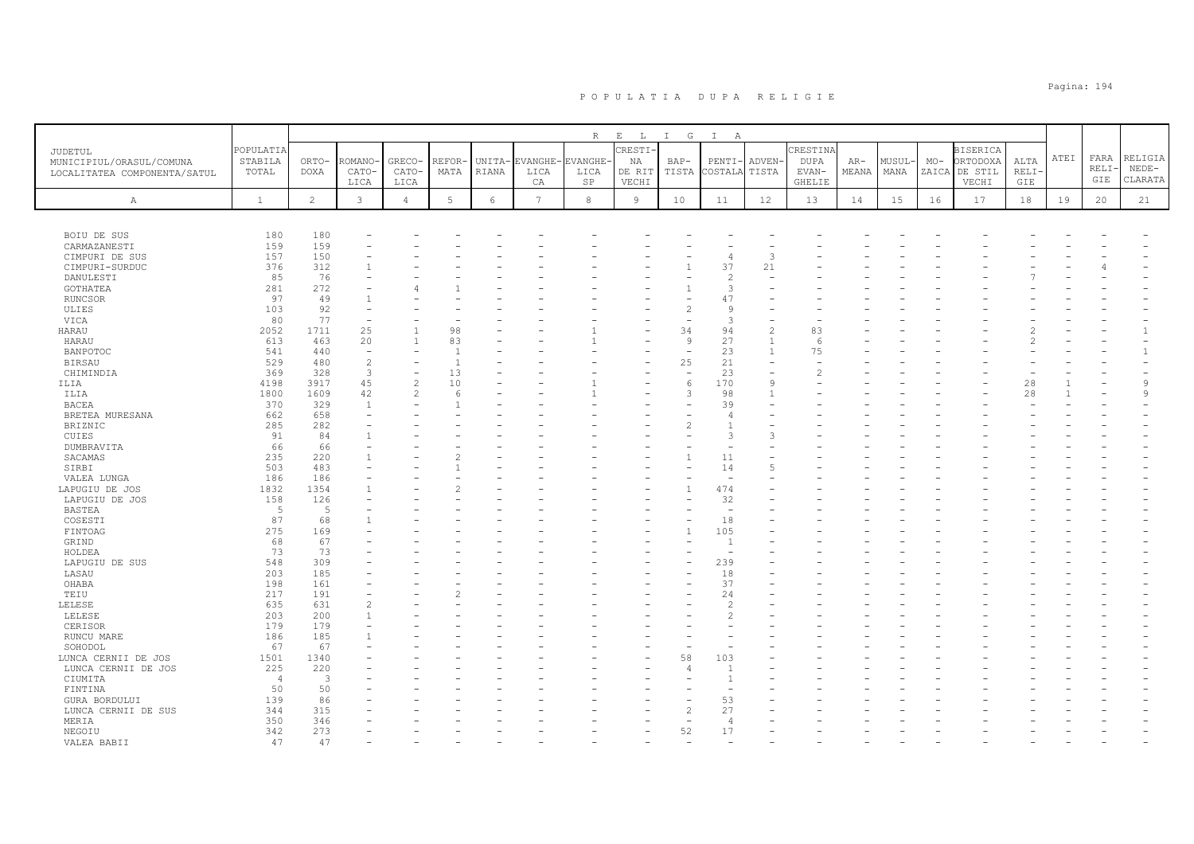# P O P U L A T I A   D U P A   R E L I G I E

| JUDETUL MUNICIPIUL/ORASUL/COMUNA LOCALITATEA COMPONENTA/SATUL | POPULATIA STABILA TOTAL | RELIGIA | | | | | | | | | | | | | | | | | | | |
|---|---|---|---|---|---|---|---|---|---|---|---|---|---|---|---|---|---|---|---|---|---|
| | | ORTO-DOXA | ROMANO-CATOLICA | GRECO-CATOLICA | REFOR-MATA | UNITA-RIANA | EVANGHELICA CA | EVANGHELICA SP | CRESTINA DE RIT VECHI | BAPTISTA | PENTICOSTALA | ADVENTISTA | CRESTINA DUPA EVANGHELIE | ARMEANA | MUSULMANA | MOZAICA | BISERICA ORTODOXA DE STIL VECHI | ALTA RELIGIE | ATEI | FARA RELIGIE | RELIGIA NEDECLARATA |
| A | 1 | 2 | 3 | 4 | 5 | 6 | 7 | 8 | 9 | 10 | 11 | 12 | 13 | 14 | 15 | 16 | 17 | 18 | 19 | 20 | 21 |
| BOIU DE SUS | 180 | 180 | - | - | - | - | - | - | - | - | - | - | - | - | - | - | - | - | - | - | - |
| CARMAZANESTI | 159 | 159 | - | - | - | - | - | - | - | - | - | - | - | - | - | - | - | - | - | - | - |
| CIMPURI DE SUS | 157 | 150 | - | - | - | - | - | - | - | - | 4 | 3 | - | - | - | - | - | - | - | - | - |
| CIMPURI-SURDUC | 376 | 312 | 1 | - | - | - | - | - | - | 1 | 37 | 21 | - | - | - | - | - | - | - | 4 | - |
| DANULESTI | 85 | 76 | - | - | - | - | - | - | - | - | 2 | - | - | - | - | - | - | 7 | - | - | - |
| GOTHATEA | 281 | 272 | - | 4 | 1 | - | - | - | - | 1 | 3 | - | - | - | - | - | - | - | - | - | - |
| RUNCSOR | 97 | 49 | 1 | - | - | - | - | - | - | - | 47 | - | - | - | - | - | - | - | - | - | - |
| ULIES | 103 | 92 | - | - | - | - | - | - | - | 2 | 9 | - | - | - | - | - | - | - | - | - | - |
| VICA | 80 | 77 | - | - | - | - | - | - | - | - | 3 | - | - | - | - | - | - | - | - | - | - |
| HARAU | 2052 | 1711 | 25 | 1 | 98 | - | - | 1 | - | 34 | 94 | 2 | 83 | - | - | - | - | 2 | - | - | 1 |
| HARAU | 613 | 463 | 20 | 1 | 83 | - | - | 1 | - | 9 | 27 | 1 | 6 | - | - | - | - | 2 | - | - | - |
| BANPOTOC | 541 | 440 | - | - | 1 | - | - | - | - | - | 23 | 1 | 75 | - | - | - | - | - | - | - | 1 |
| BIRSAU | 529 | 480 | 2 | - | 1 | - | - | - | - | 25 | 21 | - | - | - | - | - | - | - | - | - | - |
| CHIMINDIA | 369 | 328 | 3 | - | 13 | - | - | - | - | - | 23 | - | 2 | - | - | - | - | - | - | - | - |
| ILIA | 4198 | 3917 | 45 | 2 | 10 | - | - | 1 | - | 6 | 170 | 9 | - | - | - | - | - | 28 | 1 | - | 9 |
| ILIA | 1800 | 1609 | 42 | 2 | 6 | - | - | 1 | - | 3 | 98 | 1 | - | - | - | - | - | 28 | 1 | - | 9 |
| BACEA | 370 | 329 | 1 | - | 1 | - | - | - | - | - | 39 | - | - | - | - | - | - | - | - | - | - |
| BRETEA MURESANA | 662 | 658 | - | - | - | - | - | - | - | - | 4 | - | - | - | - | - | - | - | - | - | - |
| BRIZNIC | 285 | 282 | - | - | - | - | - | - | - | 2 | 1 | - | - | - | - | - | - | - | - | - | - |
| CUIES | 91 | 84 | 1 | - | - | - | - | - | - | - | 3 | 3 | - | - | - | - | - | - | - | - | - |
| DUMBRAVITA | 66 | 66 | - | - | - | - | - | - | - | - | - | - | - | - | - | - | - | - | - | - | - |
| SACAMAS | 235 | 220 | 1 | - | 2 | - | - | - | - | 1 | 11 | - | - | - | - | - | - | - | - | - | - |
| SIRBI | 503 | 483 | - | - | 1 | - | - | - | - | - | 14 | 5 | - | - | - | - | - | - | - | - | - |
| VALEA LUNGA | 186 | 186 | - | - | - | - | - | - | - | - | - | - | - | - | - | - | - | - | - | - | - |
| LAPUGIU DE JOS | 1832 | 1354 | 1 | - | 2 | - | - | - | - | 1 | 474 | - | - | - | - | - | - | - | - | - | - |
| LAPUGIU DE JOS | 158 | 126 | - | - | - | - | - | - | - | - | 32 | - | - | - | - | - | - | - | - | - | - |
| BASTEA | 5 | 5 | - | - | - | - | - | - | - | - | - | - | - | - | - | - | - | - | - | - | - |
| COSESTI | 87 | 68 | 1 | - | - | - | - | - | - | - | 18 | - | - | - | - | - | - | - | - | - | - |
| FINTOAG | 275 | 169 | - | - | - | - | - | - | - | 1 | 105 | - | - | - | - | - | - | - | - | - | - |
| GRIND | 68 | 67 | - | - | - | - | - | - | - | - | 1 | - | - | - | - | - | - | - | - | - | - |
| HOLDEA | 73 | 73 | - | - | - | - | - | - | - | - | - | - | - | - | - | - | - | - | - | - | - |
| LAPUGIU DE SUS | 548 | 309 | - | - | - | - | - | - | - | - | 239 | - | - | - | - | - | - | - | - | - | - |
| LASAU | 203 | 185 | - | - | - | - | - | - | - | - | 18 | - | - | - | - | - | - | - | - | - | - |
| OHABA | 198 | 161 | - | - | - | - | - | - | - | - | 37 | - | - | - | - | - | - | - | - | - | - |
| TEIU | 217 | 191 | - | - | 2 | - | - | - | - | - | 24 | - | - | - | - | - | - | - | - | - | - |
| LELESE | 635 | 631 | 2 | - | - | - | - | - | - | - | 2 | - | - | - | - | - | - | - | - | - | - |
| LELESE | 203 | 200 | 1 | - | - | - | - | - | - | - | 2 | - | - | - | - | - | - | - | - | - | - |
| CERISOR | 179 | 179 | - | - | - | - | - | - | - | - | - | - | - | - | - | - | - | - | - | - | - |
| RUNCU MARE | 186 | 185 | 1 | - | - | - | - | - | - | - | - | - | - | - | - | - | - | - | - | - | - |
| SOHODOL | 67 | 67 | - | - | - | - | - | - | - | - | - | - | - | - | - | - | - | - | - | - | - |
| LUNCA CERNII DE JOS | 1501 | 1340 | - | - | - | - | - | - | - | 58 | 103 | - | - | - | - | - | - | - | - | - | - |
| LUNCA CERNII DE JOS | 225 | 220 | - | - | - | - | - | - | - | 4 | 1 | - | - | - | - | - | - | - | - | - | - |
| CIUMITA | 4 | 3 | - | - | - | - | - | - | - | - | 1 | - | - | - | - | - | - | - | - | - | - |
| FINTINA | 50 | 50 | - | - | - | - | - | - | - | - | - | - | - | - | - | - | - | - | - | - | - |
| GURA BORDULUI | 139 | 86 | - | - | - | - | - | - | - | - | 53 | - | - | - | - | - | - | - | - | - | - |
| LUNCA CERNII DE SUS | 344 | 315 | - | - | - | - | - | - | - | 2 | 27 | - | - | - | - | - | - | - | - | - | - |
| MERIA | 350 | 346 | - | - | - | - | - | - | - | - | 4 | - | - | - | - | - | - | - | - | - | - |
| NEGOIU | 342 | 273 | - | - | - | - | - | - | - | 52 | 17 | - | - | - | - | - | - | - | - | - | - |
| VALEA BABII | 47 | 47 | - | - | - | - | - | - | - | - | - | - | - | - | - | - | - | - | - | - | - |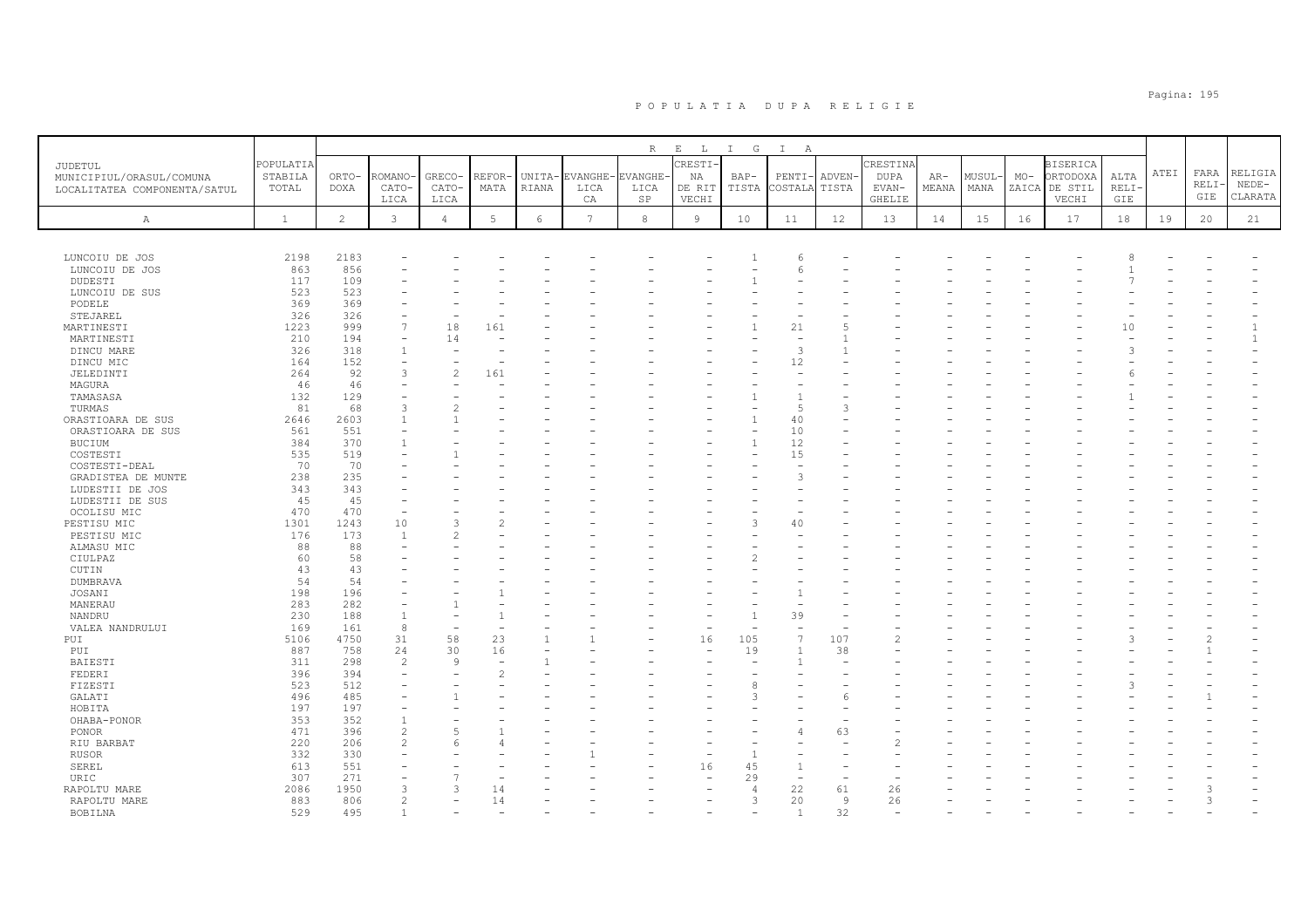# P O P U L A T I A   D U P A   R E L I G I E

| JUDETUL MUNICIPIUL/ORASUL/COMUNA LOCALITATEA COMPONENTA/SATUL | POPULATIA STABILA TOTAL | RELIGIA | | | | | | | | | | | | | | | | | | | |
|---|---|---|---|---|---|---|---|---|---|---|---|---|---|---|---|---|---|---|---|---|---|
| | | ORTO-DOXA | ROMANO-CATO-LICA | GRECO-CATO-LICA | REFOR-MATA | UNITA-RIANA | EVANGHE-LICA CA | EVANGHE-LICA SP | CRESTI-NA DE RIT VECHI | BAP-TISTA | PENTI-COSTALA | ADVEN-TISTA | CRESTINA DUPA EVAN-GHELIE | AR-MEANA | MUSUL-MANA | MO-ZAICA | BISERICA ORTODOXA DE STIL VECHI | ALTA RELI-GIE | ATEI | FARA RELI-GIE | RELIGIA NEDE-CLARATA |
| A | 1 | 2 | 3 | 4 | 5 | 6 | 7 | 8 | 9 | 10 | 11 | 12 | 13 | 14 | 15 | 16 | 17 | 18 | 19 | 20 | 21 |
| LUNCOIU DE JOS | 2198 | 2183 | - | - | - | - | - | - | - | 1 | 6 | - | - | - | - | - | - | 8 | - | - | - |
| LUNCOIU DE JOS | 863 | 856 | - | - | - | - | - | - | - | - | 6 | - | - | - | - | - | - | 1 | - | - | - |
| DUDESTI | 117 | 109 | - | - | - | - | - | - | - | 1 | - | - | - | - | - | - | - | 7 | - | - | - |
| LUNCOIU DE SUS | 523 | 523 | - | - | - | - | - | - | - | - | - | - | - | - | - | - | - | - | - | - | - |
| PODELE | 369 | 369 | - | - | - | - | - | - | - | - | - | - | - | - | - | - | - | - | - | - | - |
| STEJAREL | 326 | 326 | - | - | - | - | - | - | - | - | - | - | - | - | - | - | - | - | - | - | - |
| MARTINESTI | 1223 | 999 | 7 | 18 | 161 | - | - | - | - | 1 | 21 | 5 | - | - | - | - | - | 10 | - | - | 1 |
| MARTINESTI | 210 | 194 | - | 14 | - | - | - | - | - | - | - | 1 | - | - | - | - | - | - | - | - | 1 |
| DINCU MARE | 326 | 318 | 1 | - | - | - | - | - | - | - | 3 | 1 | - | - | - | - | - | 3 | - | - | - |
| DINCU MIC | 164 | 152 | - | - | - | - | - | - | - | - | 12 | - | - | - | - | - | - | - | - | - | - |
| JELEDINTI | 264 | 92 | 3 | 2 | 161 | - | - | - | - | - | - | - | - | - | - | - | - | 6 | - | - | - |
| MAGURA | 46 | 46 | - | - | - | - | - | - | - | - | - | - | - | - | - | - | - | - | - | - | - |
| TAMASASA | 132 | 129 | - | - | - | - | - | - | - | 1 | 1 | - | - | - | - | - | - | 1 | - | - | - |
| TURMAS | 81 | 68 | 3 | 2 | - | - | - | - | - | - | 5 | 3 | - | - | - | - | - | - | - | - | - |
| ORASTIOARA DE SUS | 2646 | 2603 | 1 | 1 | - | - | - | - | - | 1 | 40 | - | - | - | - | - | - | - | - | - | - |
| ORASTIOARA DE SUS | 561 | 551 | - | - | - | - | - | - | - | - | 10 | - | - | - | - | - | - | - | - | - | - |
| BUCIUM | 384 | 370 | 1 | - | - | - | - | - | - | 1 | 12 | - | - | - | - | - | - | - | - | - | - |
| COSTESTI | 535 | 519 | - | 1 | - | - | - | - | - | - | 15 | - | - | - | - | - | - | - | - | - | - |
| COSTESTI-DEAL | 70 | 70 | - | - | - | - | - | - | - | - | - | - | - | - | - | - | - | - | - | - | - |
| GRADISTEA DE MUNTE | 238 | 235 | - | - | - | - | - | - | - | - | 3 | - | - | - | - | - | - | - | - | - | - |
| LUDESTII DE JOS | 343 | 343 | - | - | - | - | - | - | - | - | - | - | - | - | - | - | - | - | - | - | - |
| LUDESTII DE SUS | 45 | 45 | - | - | - | - | - | - | - | - | - | - | - | - | - | - | - | - | - | - | - |
| OCOLISU MIC | 470 | 470 | - | - | - | - | - | - | - | - | - | - | - | - | - | - | - | - | - | - | - |
| PESTISU MIC | 1301 | 1243 | 10 | 3 | 2 | - | - | - | - | 3 | 40 | - | - | - | - | - | - | - | - | - | - |
| PESTISU MIC | 176 | 173 | 1 | 2 | - | - | - | - | - | - | - | - | - | - | - | - | - | - | - | - | - |
| ALMASU MIC | 88 | 88 | - | - | - | - | - | - | - | - | - | - | - | - | - | - | - | - | - | - | - |
| CIULPAZ | 60 | 58 | - | - | - | - | - | - | - | 2 | - | - | - | - | - | - | - | - | - | - | - |
| CUTIN | 43 | 43 | - | - | - | - | - | - | - | - | - | - | - | - | - | - | - | - | - | - | - |
| DUMBRAVA | 54 | 54 | - | - | - | - | - | - | - | - | - | - | - | - | - | - | - | - | - | - | - |
| JOSANI | 198 | 196 | - | - | 1 | - | - | - | - | - | 1 | - | - | - | - | - | - | - | - | - | - |
| MANERAU | 283 | 282 | - | 1 | - | - | - | - | - | - | - | - | - | - | - | - | - | - | - | - | - |
| NANDRU | 230 | 188 | 1 | - | 1 | - | - | - | - | 1 | 39 | - | - | - | - | - | - | - | - | - | - |
| VALEA NANDRULUI | 169 | 161 | 8 | - | - | - | - | - | - | - | - | - | - | - | - | - | - | - | - | - | - |
| PUI | 5106 | 4750 | 31 | 58 | 23 | 1 | 1 | - | 16 | 105 | 7 | 107 | 2 | - | - | - | - | 3 | - | 2 | - |
| PUI | 887 | 758 | 24 | 30 | 16 | - | - | - | - | 19 | 1 | 38 | - | - | - | - | - | - | - | 1 | - |
| BAIESTI | 311 | 298 | 2 | 9 | - | 1 | - | - | - | - | 1 | - | - | - | - | - | - | - | - | - | - |
| FEDERI | 396 | 394 | - | - | 2 | - | - | - | - | - | - | - | - | - | - | - | - | - | - | - | - |
| FIZESTI | 523 | 512 | - | - | - | - | - | - | - | 8 | - | - | - | - | - | - | - | 3 | - | - | - |
| GALATI | 496 | 485 | - | 1 | - | - | - | - | - | 3 | - | 6 | - | - | - | - | - | - | - | 1 | - |
| HOBITA | 197 | 197 | - | - | - | - | - | - | - | - | - | - | - | - | - | - | - | - | - | - | - |
| OHABA-PONOR | 353 | 352 | 1 | - | - | - | - | - | - | - | - | - | - | - | - | - | - | - | - | - | - |
| PONOR | 471 | 396 | 2 | 5 | 1 | - | - | - | - | - | 4 | 63 | - | - | - | - | - | - | - | - | - |
| RIU BARBAT | 220 | 206 | 2 | 6 | 4 | - | - | - | - | - | - | - | 2 | - | - | - | - | - | - | - | - |
| RUSOR | 332 | 330 | - | - | - | - | 1 | - | - | 1 | - | - | - | - | - | - | - | - | - | - | - |
| SEREL | 613 | 551 | - | - | - | - | - | - | 16 | 45 | 1 | - | - | - | - | - | - | - | - | - | - |
| URIC | 307 | 271 | - | 7 | - | - | - | - | - | 29 | - | - | - | - | - | - | - | - | - | - | - |
| RAPOLTU MARE | 2086 | 1950 | 3 | 3 | 14 | - | - | - | - | 4 | 22 | 61 | 26 | - | - | - | - | - | - | 3 | - |
| RAPOLTU MARE | 883 | 806 | 2 | - | 14 | - | - | - | - | 3 | 20 | 9 | 26 | - | - | - | - | - | - | 3 | - |
| BOBILNA | 529 | 495 | 1 | - | - | - | - | - | - | - | 1 | 32 | - | - | - | - | - | - | - | - | - |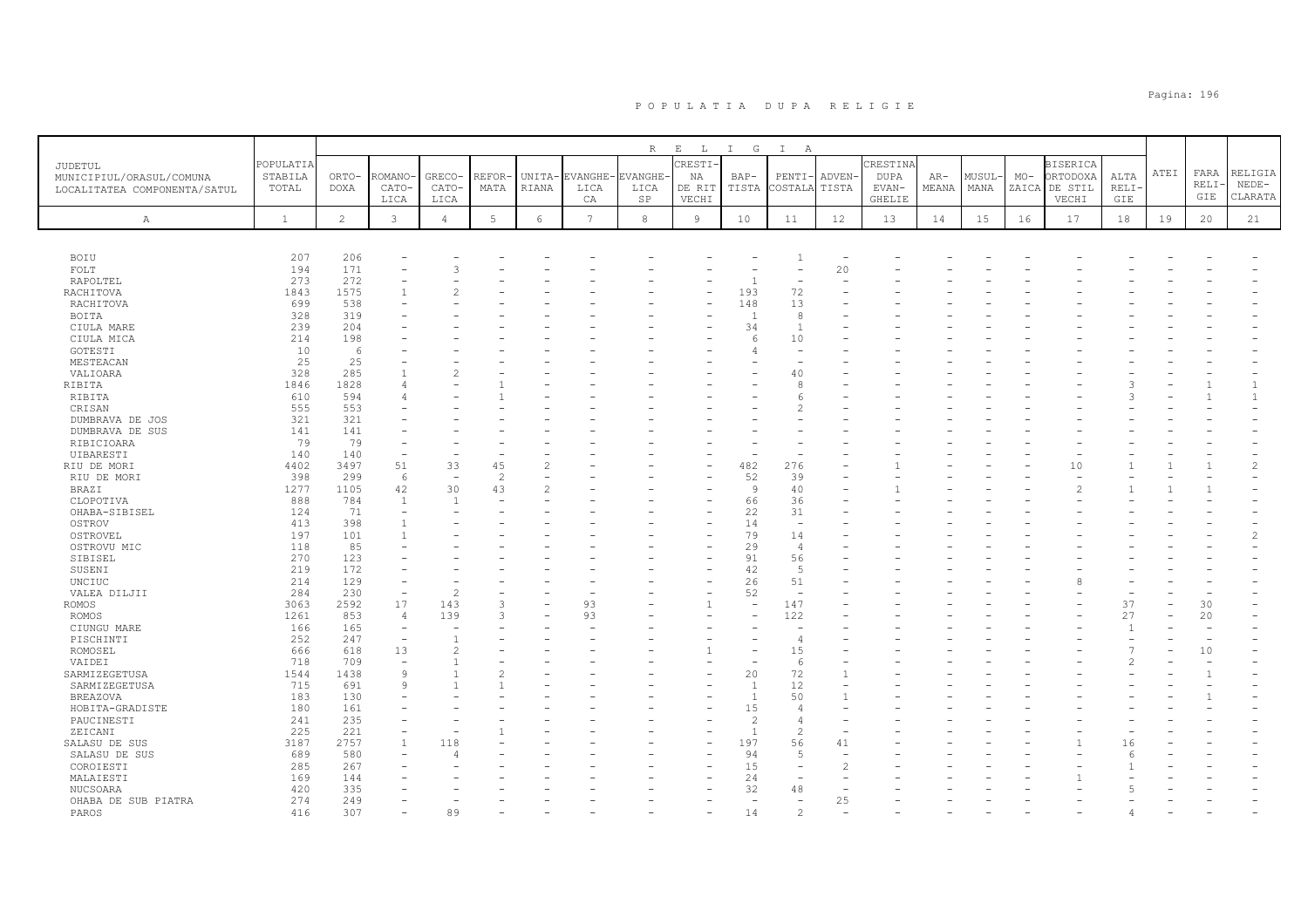# P O P U L A T I A   D U P A   R E L I G I E

| JUDETUL MUNICIPIUL/ORASUL/COMUNA LOCALITATEA COMPONENTA/SATUL | POPULATIA STABILA TOTAL | ORTO-DOXA | ROMANO-CATO-LICA | GRECO-CATO-LICA | REFOR-MATA | UNITA-RIANA | EVANGHE-LICA CA | EVANGHE-LICA SP | CRESTI-NA DE RIT VECHI | BAP-TISTA | PENTI-COSTALA | ADVEN-TISTA | CRESTINA DUPA EVAN-GHELIE | AR-MEANA | MUSUL-MANA | MO-ZAICA | BISERICA ORTODOXA DE STIL VECHI | ALTA RELI-GIE | ATEI | FARA RELI-GIE | RELIGIA NEDE-CLARATA |
|---|---|---|---|---|---|---|---|---|---|---|---|---|---|---|---|---|---|---|---|---|---|
| A | 1 | 2 | 3 | 4 | 5 | 6 | 7 | 8 | 9 | 10 | 11 | 12 | 13 | 14 | 15 | 16 | 17 | 18 | 19 | 20 | 21 |
| BOIU | 207 | 206 | - | - | - | - | - | - | - | - | 1 | - | - | - | - | - | - | - | - | - | - |
| FOLT | 194 | 171 | - | 3 | - | - | - | - | - | - | - | 20 | - | - | - | - | - | - | - | - | - |
| RAPOLTEL | 273 | 272 | - | - | - | - | - | - | - | 1 | - | - | - | - | - | - | - | - | - | - | - |
| RACHITOVA | 1843 | 1575 | 1 | 2 | - | - | - | - | - | 193 | 72 | - | - | - | - | - | - | - | - | - | - |
| RACHITOVA | 699 | 538 | - | - | - | - | - | - | - | 148 | 13 | - | - | - | - | - | - | - | - | - | - |
| BOITA | 328 | 319 | - | - | - | - | - | - | - | 1 | 8 | - | - | - | - | - | - | - | - | - | - |
| CIULA MARE | 239 | 204 | - | - | - | - | - | - | - | 34 | 1 | - | - | - | - | - | - | - | - | - | - |
| CIULA MICA | 214 | 198 | - | - | - | - | - | - | - | 6 | 10 | - | - | - | - | - | - | - | - | - | - |
| GOTESTI | 10 | 6 | - | - | - | - | - | - | - | 4 | - | - | - | - | - | - | - | - | - | - | - |
| MESTEACAN | 25 | 25 | - | - | - | - | - | - | - | - | - | - | - | - | - | - | - | - | - | - | - |
| VALIOARA | 328 | 285 | 1 | 2 | - | - | - | - | - | - | 40 | - | - | - | - | - | - | - | - | - | - |
| RIBITA | 1846 | 1828 | 4 | - | 1 | - | - | - | - | - | 8 | - | - | - | - | - | - | 3 | - | 1 | 1 |
| RIBITA | 610 | 594 | 4 | - | 1 | - | - | - | - | - | 6 | - | - | - | - | - | - | 3 | - | 1 | 1 |
| CRISAN | 555 | 553 | - | - | - | - | - | - | - | - | 2 | - | - | - | - | - | - | - | - | - | - |
| DUMBRAVA DE JOS | 321 | 321 | - | - | - | - | - | - | - | - | - | - | - | - | - | - | - | - | - | - | - |
| DUMBRAVA DE SUS | 141 | 141 | - | - | - | - | - | - | - | - | - | - | - | - | - | - | - | - | - | - | - |
| RIBICIOARA | 79 | 79 | - | - | - | - | - | - | - | - | - | - | - | - | - | - | - | - | - | - | - |
| UIBARESTI | 140 | 140 | - | - | - | - | - | - | - | - | - | - | - | - | - | - | - | - | - | - | - |
| RIU DE MORI | 4402 | 3497 | 51 | 33 | 45 | 2 | - | - | - | 482 | 276 | - | 1 | - | - | - | 10 | 1 | 1 | 1 | 2 |
| RIU DE MORI | 398 | 299 | 6 | - | 2 | - | - | - | - | 52 | 39 | - | - | - | - | - | - | - | - | - | - |
| BRAZI | 1277 | 1105 | 42 | 30 | 43 | 2 | - | - | - | 9 | 40 | - | 1 | - | - | - | 2 | 1 | 1 | 1 | - |
| CLOPOTIVA | 888 | 784 | 1 | 1 | - | - | - | - | - | 66 | 36 | - | - | - | - | - | - | - | - | - | - |
| OHABA-SIBISEL | 124 | 71 | - | - | - | - | - | - | - | 22 | 31 | - | - | - | - | - | - | - | - | - | - |
| OSTROV | 413 | 398 | 1 | - | - | - | - | - | - | 14 | - | - | - | - | - | - | - | - | - | - | - |
| OSTROVEL | 197 | 101 | 1 | - | - | - | - | - | - | 79 | 14 | - | - | - | - | - | - | - | - | - | 2 |
| OSTROVU MIC | 118 | 85 | - | - | - | - | - | - | - | 29 | 4 | - | - | - | - | - | - | - | - | - | - |
| SIBISEL | 270 | 123 | - | - | - | - | - | - | - | 91 | 56 | - | - | - | - | - | - | - | - | - | - |
| SUSENI | 219 | 172 | - | - | - | - | - | - | - | 42 | 5 | - | - | - | - | - | - | - | - | - | - |
| UNCIUC | 214 | 129 | - | - | - | - | - | - | - | 26 | 51 | - | - | - | - | - | 8 | - | - | - | - |
| VALEA DILJII | 284 | 230 | - | 2 | - | - | - | - | - | 52 | - | - | - | - | - | - | - | - | - | - | - |
| ROMOS | 3063 | 2592 | 17 | 143 | 3 | - | 93 | - | 1 | - | 147 | - | - | - | - | - | - | 37 | - | 30 | - |
| ROMOS | 1261 | 853 | 4 | 139 | 3 | - | 93 | - | - | - | 122 | - | - | - | - | - | - | 27 | - | 20 | - |
| CIUNGU MARE | 166 | 165 | - | - | - | - | - | - | - | - | - | - | - | - | - | - | - | 1 | - | - | - |
| PISCHINTI | 252 | 247 | - | 1 | - | - | - | - | - | - | 4 | - | - | - | - | - | - | - | - | - | - |
| ROMOSEL | 666 | 618 | 13 | 2 | - | - | - | - | 1 | - | 15 | - | - | - | - | - | - | 7 | - | 10 | - |
| VAIDEI | 718 | 709 | - | 1 | - | - | - | - | - | - | 6 | - | - | - | - | - | - | 2 | - | - | - |
| SARMIZEGETUSA | 1544 | 1438 | 9 | 1 | 2 | - | - | - | - | 20 | 72 | 1 | - | - | - | - | - | - | - | 1 | - |
| SARMIZEGETUSA | 715 | 691 | 9 | 1 | 1 | - | - | - | - | 1 | 12 | - | - | - | - | - | - | - | - | - | - |
| BREAZOVA | 183 | 130 | - | - | - | - | - | - | - | 1 | 50 | 1 | - | - | - | - | - | - | - | 1 | - |
| HOBITA-GRADISTE | 180 | 161 | - | - | - | - | - | - | - | 15 | 4 | - | - | - | - | - | - | - | - | - | - |
| PAUCINESTI | 241 | 235 | - | - | - | - | - | - | - | 2 | 4 | - | - | - | - | - | - | - | - | - | - |
| ZEICANI | 225 | 221 | - | - | 1 | - | - | - | - | 1 | 2 | - | - | - | - | - | - | - | - | - | - |
| SALASU DE SUS | 3187 | 2757 | 1 | 118 | - | - | - | - | - | 197 | 56 | 41 | - | - | - | - | 1 | 16 | - | - | - |
| SALASU DE SUS | 689 | 580 | - | 4 | - | - | - | - | - | 94 | 5 | - | - | - | - | - | - | 6 | - | - | - |
| COROIESTI | 285 | 267 | - | - | - | - | - | - | - | 15 | - | 2 | - | - | - | - | - | 1 | - | - | - |
| MALAIESTI | 169 | 144 | - | - | - | - | - | - | - | 24 | - | - | - | - | - | - | 1 | - | - | - | - |
| NUCSOARA | 420 | 335 | - | - | - | - | - | - | - | 32 | 48 | - | - | - | - | - | - | 5 | - | - | - |
| OHABA DE SUB PIATRA | 274 | 249 | - | - | - | - | - | - | - | - | - | 25 | - | - | - | - | - | - | - | - | - |
| PAROS | 416 | 307 | - | 89 | - | - | - | - | - | 14 | 2 | - | - | - | - | - | - | 4 | - | - | - |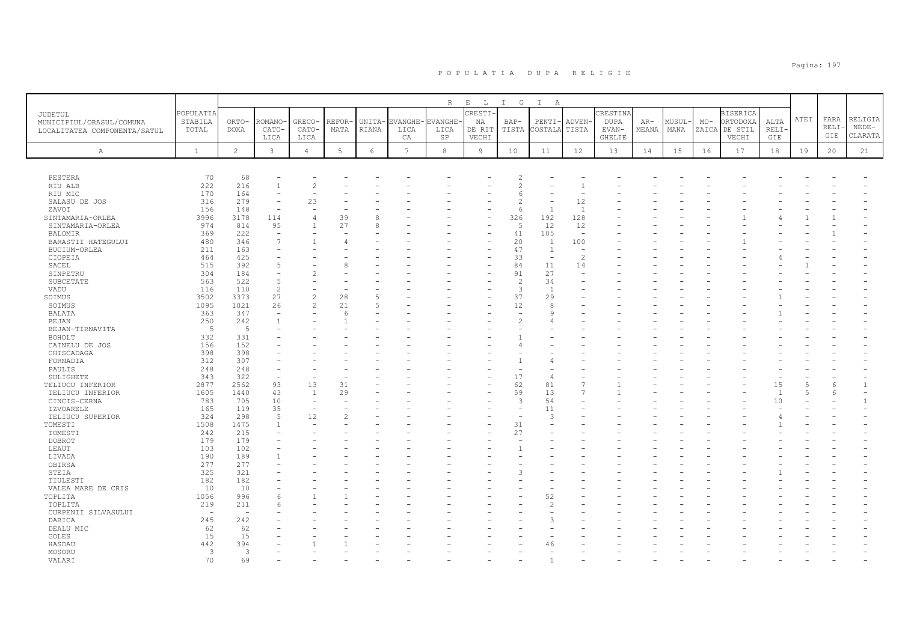P O P U L A T I A   D U P A   R E L I G I E

| JUDETUL MUNICIPIUL/ORASUL/COMUNA LOCALITATEA COMPONENTA/SATUL | POPULATIA STABILA TOTAL | RELIGIA | | | | | | | | | | | | | | | | | | | |
|---|---|---|---|---|---|---|---|---|---|---|---|---|---|---|---|---|---|---|---|---|---|
| | | ORTO-DOXA | ROMANO-CATO-LICA | GRECO-CATO-LICA | REFOR-MATA | UNITA-RIANA | EVANGHE-LICA CA | EVANGHE-LICA SP | CRESTI-NA DE RIT VECHI | BAP-TISTA | PENTI-COSTALA | ADVEN-TISTA | CRESTINA DUPA EVAN-GHELIE | AR-MEANA | MUSUL-MANA | MO-ZAICA | BISERICA ORTODOXA DE STIL VECHI | ALTA RELI-GIE | ATEI | FARA RELI-GIE | RELIGIA NEDE-CLARATA |
| A | 1 | 2 | 3 | 4 | 5 | 6 | 7 | 8 | 9 | 10 | 11 | 12 | 13 | 14 | 15 | 16 | 17 | 18 | 19 | 20 | 21 |
| PESTERA | 70 | 68 | - | - | - | - | - | - | - | 2 | - | - | - | - | - | - | - | - | - | - | - |
| RIU ALB | 222 | 216 | 1 | 2 | - | - | - | - | - | 2 | - | 1 | - | - | - | - | - | - | - | - | - |
| RIU MIC | 170 | 164 | - | - | - | - | - | - | - | 6 | - | - | - | - | - | - | - | - | - | - | - |
| SALASU DE JOS | 316 | 279 | - | 23 | - | - | - | - | - | 2 | - | 12 | - | - | - | - | - | - | - | - | - |
| ZAVOI | 156 | 148 | - | - | - | - | - | - | - | 6 | 1 | 1 | - | - | - | - | - | - | - | - | - |
| SINTAMARIA-ORLEA | 3996 | 3178 | 114 | 4 | 39 | 8 | - | - | - | 326 | 192 | 128 | - | - | - | - | 1 | 4 | 1 | 1 | - |
| SINTAMARIA-ORLEA | 974 | 814 | 95 | 1 | 27 | 8 | - | - | - | 5 | 12 | 12 | - | - | - | - | - | - | - | - | - |
| BALOMIR | 369 | 222 | - | - | - | - | - | - | - | 41 | 105 | - | - | - | - | - | - | - | - | 1 | - |
| BARASTII HATEGULUI | 480 | 346 | 7 | 1 | 4 | - | - | - | - | 20 | 1 | 100 | - | - | - | - | 1 | - | - | - | - |
| BUCIUM-ORLEA | 211 | 163 | - | - | - | - | - | - | - | 47 | 1 | - | - | - | - | - | - | - | - | - | - |
| CIOPEIA | 464 | 425 | - | - | - | - | - | - | - | 33 | - | 2 | - | - | - | - | - | 4 | - | - | - |
| SACEL | 515 | 392 | 5 | - | 8 | - | - | - | - | 84 | 11 | 14 | - | - | - | - | - | - | 1 | - | - |
| SINPETRU | 304 | 184 | - | 2 | - | - | - | - | - | 91 | 27 | - | - | - | - | - | - | - | - | - | - |
| SUBCETATE | 563 | 522 | 5 | - | - | - | - | - | - | 2 | 34 | - | - | - | - | - | - | - | - | - | - |
| VADU | 116 | 110 | 2 | - | - | - | - | - | - | 3 | 1 | - | - | - | - | - | - | - | - | - | - |
| SOIMUS | 3502 | 3373 | 27 | 2 | 28 | 5 | - | - | - | 37 | 29 | - | - | - | - | - | - | 1 | - | - | - |
| SOIMUS | 1095 | 1021 | 26 | 2 | 21 | 5 | - | - | - | 12 | 8 | - | - | - | - | - | - | - | - | - | - |
| BALATA | 363 | 347 | - | - | 6 | - | - | - | - | - | 9 | - | - | - | - | - | - | 1 | - | - | - |
| BEJAN | 250 | 242 | 1 | - | 1 | - | - | - | - | 2 | 4 | - | - | - | - | - | - | - | - | - | - |
| BEJAN-TIRNAVITA | 5 | 5 | - | - | - | - | - | - | - | - | - | - | - | - | - | - | - | - | - | - | - |
| BOHOLT | 332 | 331 | - | - | - | - | - | - | - | 1 | - | - | - | - | - | - | - | - | - | - | - |
| CAINELU DE JOS | 156 | 152 | - | - | - | - | - | - | - | 4 | - | - | - | - | - | - | - | - | - | - | - |
| CHISCADAGA | 398 | 398 | - | - | - | - | - | - | - | - | - | - | - | - | - | - | - | - | - | - | - |
| FORNADIA | 312 | 307 | - | - | - | - | - | - | - | 1 | 4 | - | - | - | - | - | - | - | - | - | - |
| PAULIS | 248 | 248 | - | - | - | - | - | - | - | - | - | - | - | - | - | - | - | - | - | - | - |
| SULIGHETE | 343 | 322 | - | - | - | - | - | - | - | 17 | 4 | - | - | - | - | - | - | - | - | - | - |
| TELIUCU INFERIOR | 2877 | 2562 | 93 | 13 | 31 | - | - | - | - | 62 | 81 | 7 | 1 | - | - | - | - | 15 | 5 | 6 | 1 |
| TELIUCU INFERIOR | 1605 | 1440 | 43 | 1 | 29 | - | - | - | - | 59 | 13 | 7 | 1 | - | - | - | - | 1 | 5 | 6 | - |
| CINCIS-CERNA | 783 | 705 | 10 | - | - | - | - | - | - | 3 | 54 | - | - | - | - | - | - | 10 | - | - | 1 |
| IZVOARELE | 165 | 119 | 35 | - | - | - | - | - | - | - | 11 | - | - | - | - | - | - | - | - | - | - |
| TELIUCU SUPERIOR | 324 | 298 | 5 | 12 | 2 | - | - | - | - | - | 3 | - | - | - | - | - | - | 4 | - | - | - |
| TOMESTI | 1508 | 1475 | 1 | - | - | - | - | - | - | 31 | - | - | - | - | - | - | - | 1 | - | - | - |
| TOMESTI | 242 | 215 | - | - | - | - | - | - | - | 27 | - | - | - | - | - | - | - | - | - | - | - |
| DOBROT | 179 | 179 | - | - | - | - | - | - | - | - | - | - | - | - | - | - | - | - | - | - | - |
| LEAUT | 103 | 102 | - | - | - | - | - | - | - | 1 | - | - | - | - | - | - | - | - | - | - | - |
| LIVADA | 190 | 189 | 1 | - | - | - | - | - | - | - | - | - | - | - | - | - | - | - | - | - | - |
| OBIRSA | 277 | 277 | - | - | - | - | - | - | - | - | - | - | - | - | - | - | - | - | - | - | - |
| STEIA | 325 | 321 | - | - | - | - | - | - | - | 3 | - | - | - | - | - | - | - | 1 | - | - | - |
| TIULESTI | 182 | 182 | - | - | - | - | - | - | - | - | - | - | - | - | - | - | - | - | - | - | - |
| VALEA MARE DE CRIS | 10 | 10 | - | - | - | - | - | - | - | - | - | - | - | - | - | - | - | - | - | - | - |
| TOPLITA | 1056 | 996 | 6 | 1 | 1 | - | - | - | - | - | 52 | - | - | - | - | - | - | - | - | - | - |
| TOPLITA | 219 | 211 | 6 | - | - | - | - | - | - | - | 2 | - | - | - | - | - | - | - | - | - | - |
| CURPENII SILVASULUI | - | - | - | - | - | - | - | - | - | - | - | - | - | - | - | - | - | - | - | - | - |
| DABICA | 245 | 242 | - | - | - | - | - | - | - | - | 3 | - | - | - | - | - | - | - | - | - | - |
| DEALU MIC | 62 | 62 | - | - | - | - | - | - | - | - | - | - | - | - | - | - | - | - | - | - | - |
| GOLES | 15 | 15 | - | - | - | - | - | - | - | - | - | - | - | - | - | - | - | - | - | - | - |
| HASDAU | 442 | 394 | - | 1 | 1 | - | - | - | - | - | 46 | - | - | - | - | - | - | - | - | - | - |
| MOSORU | 3 | 3 | - | - | - | - | - | - | - | - | - | - | - | - | - | - | - | - | - | - | - |
| VALARI | 70 | 69 | - | - | - | - | - | - | - | - | 1 | - | - | - | - | - | - | - | - | - | - |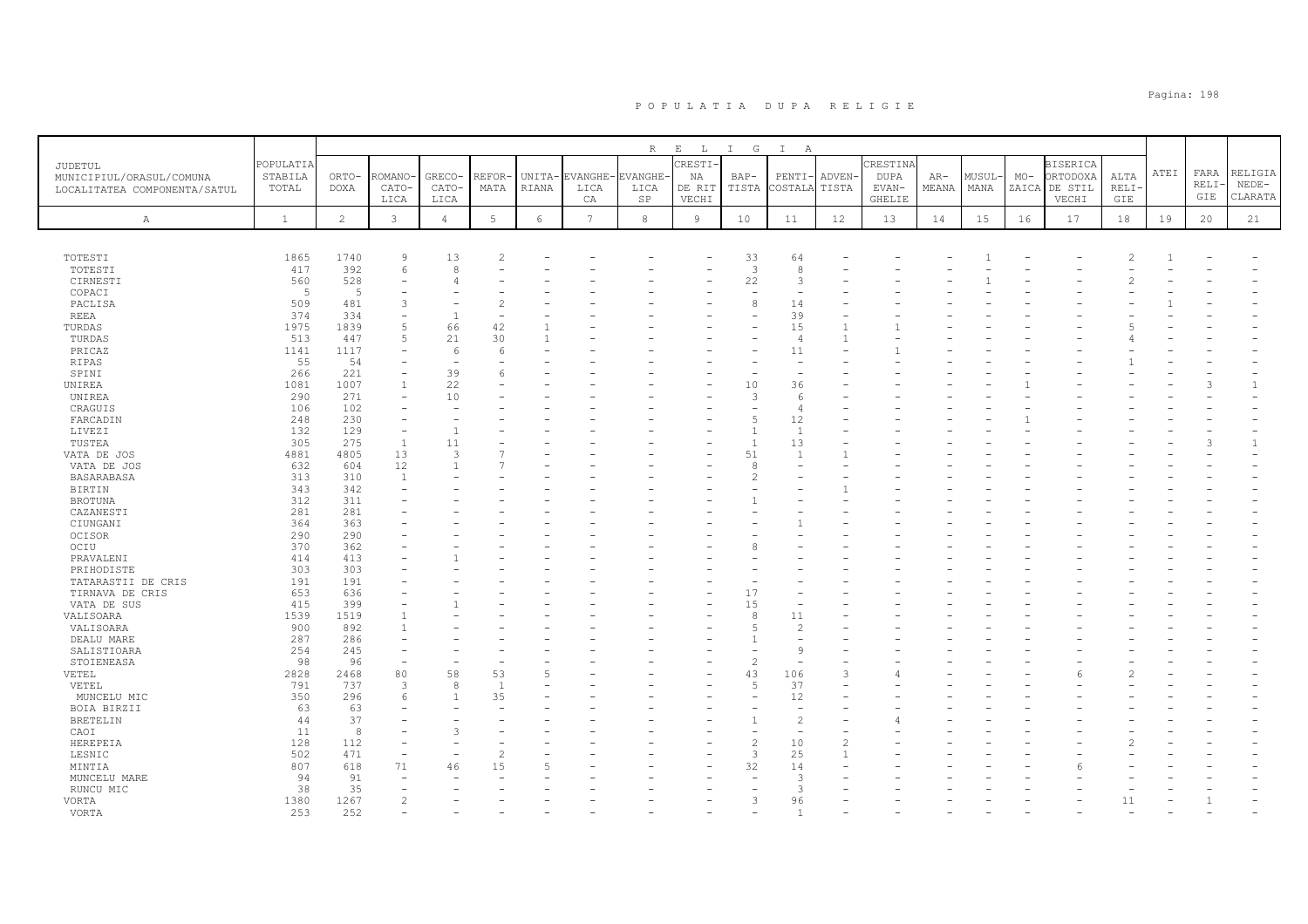# P O P U L A T I A   D U P A   R E L I G I E

| JUDETUL MUNICIPIUL/ORASUL/COMUNA LOCALITATEA COMPONENTA/SATUL | POPULATIA STABILA TOTAL | RELIGIA | | | | | | | | | | | | | | | | | | | |
|---|---|---|---|---|---|---|---|---|---|---|---|---|---|---|---|---|---|---|---|---|---|
| | | ORTO-DOXA | ROMANO-CATO-LICA | GRECO-CATO-LICA | REFOR-MATA | UNITA-RIANA | EVANGHE-LICA CA | EVANGHE-LICA SP | CRESTI-NA DE RIT VECHI | BAP-TISTA | PENTI-COSTALA | ADVEN-TISTA | CRESTINA DUPA EVAN-GHELIE | AR-MEANA | MUSUL-MANA | MO-ZAICA | BISERICA ORTODOXA DE STIL VECHI | ALTA RELI-GIE | ATEI | FARA RELI-GIE | RELIGIA NEDE-CLARATA |
| A | 1 | 2 | 3 | 4 | 5 | 6 | 7 | 8 | 9 | 10 | 11 | 12 | 13 | 14 | 15 | 16 | 17 | 18 | 19 | 20 | 21 |
| TOTESTI | 1865 | 1740 | 9 | 13 | 2 | - | - | - | - | 33 | 64 | - | - | - | 1 | - | - | 2 | 1 | - | - |
| TOTESTI | 417 | 392 | 6 | 8 | - | - | - | - | - | 3 | 8 | - | - | - | - | - | - | - | - | - | - |
| CIRNESTI | 560 | 528 | - | 4 | - | - | - | - | - | 22 | 3 | - | - | - | 1 | - | - | 2 | - | - | - |
| COPACI | 5 | 5 | - | - | - | - | - | - | - | - | - | - | - | - | - | - | - | - | - | - | - |
| PACLISA | 509 | 481 | 3 | - | 2 | - | - | - | - | 8 | 14 | - | - | - | - | - | - | - | 1 | - | - |
| REEA | 374 | 334 | - | 1 | - | - | - | - | - | - | 39 | - | - | - | - | - | - | - | - | - | - |
| TURDAS | 1975 | 1839 | 5 | 66 | 42 | 1 | - | - | - | - | 15 | 1 | 1 | - | - | - | - | 5 | - | - | - |
| TURDAS | 513 | 447 | 5 | 21 | 30 | 1 | - | - | - | - | 4 | 1 | - | - | - | - | - | 4 | - | - | - |
| PRICAZ | 1141 | 1117 | - | 6 | 6 | - | - | - | - | - | 11 | - | 1 | - | - | - | - | - | - | - | - |
| RIPAS | 55 | 54 | - | - | - | - | - | - | - | - | - | - | - | - | - | - | - | 1 | - | - | - |
| SPINI | 266 | 221 | - | 39 | 6 | - | - | - | - | - | - | - | - | - | - | - | - | - | - | - | - |
| UNIREA | 1081 | 1007 | 1 | 22 | - | - | - | - | - | 10 | 36 | - | - | - | - | 1 | - | - | - | 3 | 1 |
| UNIREA | 290 | 271 | - | 10 | - | - | - | - | - | 3 | 6 | - | - | - | - | - | - | - | - | - | - |
| CRAGUIS | 106 | 102 | - | - | - | - | - | - | - | - | 4 | - | - | - | - | - | - | - | - | - | - |
| FARCADIN | 248 | 230 | - | - | - | - | - | - | - | 5 | 12 | - | - | - | - | 1 | - | - | - | - | - |
| LIVEZI | 132 | 129 | - | 1 | - | - | - | - | - | 1 | 1 | - | - | - | - | - | - | - | - | - | - |
| TUSTEA | 305 | 275 | 1 | 11 | - | - | - | - | - | 1 | 13 | - | - | - | - | - | - | - | - | 3 | 1 |
| VATA DE JOS | 4881 | 4805 | 13 | 3 | 7 | - | - | - | - | 51 | 1 | 1 | - | - | - | - | - | - | - | - | - |
| VATA DE JOS | 632 | 604 | 12 | 1 | 7 | - | - | - | - | 8 | - | - | - | - | - | - | - | - | - | - | - |
| BASARABASA | 313 | 310 | 1 | - | - | - | - | - | - | 2 | - | - | - | - | - | - | - | - | - | - | - |
| BIRTIN | 343 | 342 | - | - | - | - | - | - | - | - | - | 1 | - | - | - | - | - | - | - | - | - |
| BROTUNA | 312 | 311 | - | - | - | - | - | - | - | 1 | - | - | - | - | - | - | - | - | - | - | - |
| CAZANESTI | 281 | 281 | - | - | - | - | - | - | - | - | - | - | - | - | - | - | - | - | - | - | - |
| CIUNGANI | 364 | 363 | - | - | - | - | - | - | - | - | 1 | - | - | - | - | - | - | - | - | - | - |
| OCISOR | 290 | 290 | - | - | - | - | - | - | - | - | - | - | - | - | - | - | - | - | - | - | - |
| OCIU | 370 | 362 | - | - | - | - | - | - | - | 8 | - | - | - | - | - | - | - | - | - | - | - |
| PRAVALENI | 414 | 413 | - | 1 | - | - | - | - | - | - | - | - | - | - | - | - | - | - | - | - | - |
| PRIHODISTE | 303 | 303 | - | - | - | - | - | - | - | - | - | - | - | - | - | - | - | - | - | - | - |
| TATARASTII DE CRIS | 191 | 191 | - | - | - | - | - | - | - | - | - | - | - | - | - | - | - | - | - | - | - |
| TIRNAVA DE CRIS | 653 | 636 | - | - | - | - | - | - | - | 17 | - | - | - | - | - | - | - | - | - | - | - |
| VATA DE SUS | 415 | 399 | - | 1 | - | - | - | - | - | 15 | - | - | - | - | - | - | - | - | - | - | - |
| VALISOARA | 1539 | 1519 | 1 | - | - | - | - | - | - | 8 | 11 | - | - | - | - | - | - | - | - | - | - |
| VALISOARA | 900 | 892 | 1 | - | - | - | - | - | - | 5 | 2 | - | - | - | - | - | - | - | - | - | - |
| DEALU MARE | 287 | 286 | - | - | - | - | - | - | - | 1 | - | - | - | - | - | - | - | - | - | - | - |
| SALISTIOARA | 254 | 245 | - | - | - | - | - | - | - | - | 9 | - | - | - | - | - | - | - | - | - | - |
| STOIENEASA | 98 | 96 | - | - | - | - | - | - | - | 2 | - | - | - | - | - | - | - | - | - | - | - |
| VETEL | 2828 | 2468 | 80 | 58 | 53 | 5 | - | - | - | 43 | 106 | 3 | 4 | - | - | - | 6 | 2 | - | - | - |
| VETEL | 791 | 737 | 3 | 8 | 1 | - | - | - | - | 5 | 37 | - | - | - | - | - | - | - | - | - | - |
| MUNCELU MIC | 350 | 296 | 6 | 1 | 35 | - | - | - | - | - | 12 | - | - | - | - | - | - | - | - | - | - |
| BOIA BIRZII | 63 | 63 | - | - | - | - | - | - | - | - | - | - | - | - | - | - | - | - | - | - | - |
| BRETELIN | 44 | 37 | - | - | - | - | - | - | - | 1 | 2 | - | 4 | - | - | - | - | - | - | - | - |
| CAOI | 11 | 8 | - | 3 | - | - | - | - | - | - | - | - | - | - | - | - | - | - | - | - | - |
| HEREPEIA | 128 | 112 | - | - | - | - | - | - | - | 2 | 10 | 2 | - | - | - | - | - | 2 | - | - | - |
| LESNIC | 502 | 471 | - | - | 2 | - | - | - | - | 3 | 25 | 1 | - | - | - | - | - | - | - | - | - |
| MINTIA | 807 | 618 | 71 | 46 | 15 | 5 | - | - | - | 32 | 14 | - | - | - | - | - | 6 | - | - | - | - |
| MUNCELU MARE | 94 | 91 | - | - | - | - | - | - | - | - | 3 | - | - | - | - | - | - | - | - | - | - |
| RUNCU MIC | 38 | 35 | - | - | - | - | - | - | - | - | 3 | - | - | - | - | - | - | - | - | - | - |
| VORTA | 1380 | 1267 | 2 | - | - | - | - | - | - | 3 | 96 | - | - | - | - | - | - | 11 | - | 1 | - |
| VORTA | 253 | 252 | - | - | - | - | - | - | - | - | 1 | - | - | - | - | - | - | - | - | - | - |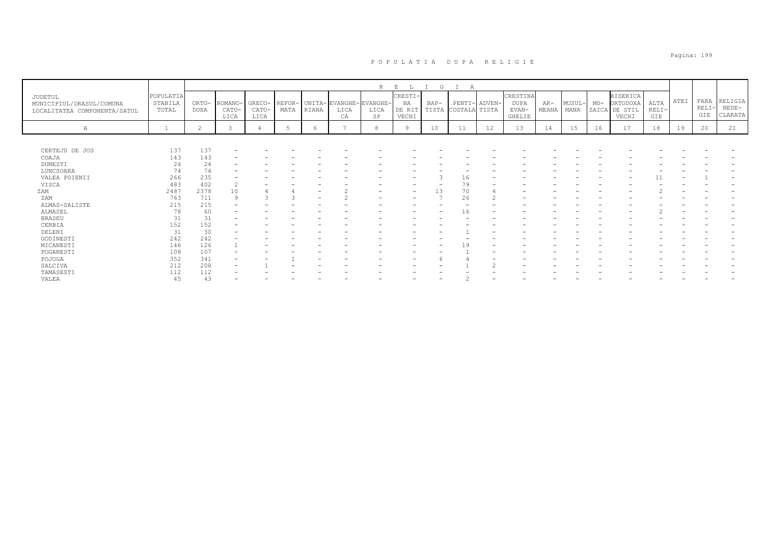# POPULATIA DUPA RELIGIE

| JUDETUL MUNICIPIUL/ORASUL/COMUNA LOCALITATEA COMPONENTA/SATUL | POPULATIA STABILA TOTAL | ORTO-DOXA | ROMANO-CATO-LICA | GRECO-CATO-LICA | REFOR-MATA | UNITA-RIANA | EVANGHE-LICA | EVANGHE-LICA SP | CRESTI-NA DE RIT VECHI | BAP-TISTA | PENTI-COSTALA | ADVEN-TISTA | CRESTINA DUPA EVAN-GHELIE | AR-MEANA | MUSUL-MANA | MO-ZAICA | BISERICA ORTODOXA DE STIL VECHI | ALTA RELI-GIE | ATEI | FARA RELI-GIE | RELIGIA NEDE-CLARATA |
|---|---|---|---|---|---|---|---|---|---|---|---|---|---|---|---|---|---|---|---|---|---|
| A | 1 | 2 | 3 | 4 | 5 | 6 | 7 | 8 | 9 | 10 | 11 | 12 | 13 | 14 | 15 | 16 | 17 | 18 | 19 | 20 | 21 |
| CERTEJU DE JOS | 137 | 137 | - | - | - | - | - | - | - | - | - | - | - | - | - | - | - | - | - | - | - |
| COAJA | 143 | 143 | - | - | - | - | - | - | - | - | - | - | - | - | - | - | - | - | - | - | - |
| DUMESTI | 24 | 24 | - | - | - | - | - | - | - | - | - | - | - | - | - | - | - | - | - | - | - |
| LUNCSOARA | 74 | 74 | - | - | - | - | - | - | - | - | - | - | - | - | - | - | - | - | - | - | - |
| VALEA POIENII | 266 | 235 | - | - | - | - | - | - | - | 3 | 16 | - | - | - | - | - | - | 11 | - | 1 | - |
| VISCA | 483 | 402 | 2 | - | - | - | - | - | - | - | 79 | - | - | - | - | - | - | - | - | - | - |
| ZAM | 2487 | 2378 | 10 | 4 | 4 | - | 2 | - | - | 13 | 70 | 4 | - | - | - | - | - | 2 | - | - | - |
| ZAM | 763 | 711 | 9 | 3 | 3 | - | 2 | - | - | 7 | 26 | 2 | - | - | - | - | - | - | - | - | - |
| ALMAS-SALISTE | 215 | 215 | - | - | - | - | - | - | - | - | - | - | - | - | - | - | - | - | - | - | - |
| ALMASEL | 78 | 60 | - | - | - | - | - | - | - | - | 16 | - | - | - | - | - | - | 2 | - | - | - |
| BRASEU | 31 | 31 | - | - | - | - | - | - | - | - | - | - | - | - | - | - | - | - | - | - | - |
| CERBIA | 152 | 152 | - | - | - | - | - | - | - | - | - | - | - | - | - | - | - | - | - | - | - |
| DELENI | 31 | 30 | - | - | - | - | - | - | - | - | 1 | - | - | - | - | - | - | - | - | - | - |
| GODINESTI | 242 | 242 | - | - | - | - | - | - | - | - | - | - | - | - | - | - | - | - | - | - | - |
| MICANESTI | 146 | 126 | 1 | - | - | - | - | - | - | - | 19 | - | - | - | - | - | - | - | - | - | - |
| POGANESTI | 108 | 107 | - | - | - | - | - | - | - | - | 1 | - | - | - | - | - | - | - | - | - | - |
| POJOGA | 352 | 341 | - | - | 1 | - | - | - | - | 6 | 4 | - | - | - | - | - | - | - | - | - | - |
| SALCIVA | 212 | 208 | - | 1 | - | - | - | - | - | - | 1 | 2 | - | - | - | - | - | - | - | - | - |
| TAMASESTI | 112 | 112 | - | - | - | - | - | - | - | - | - | - | - | - | - | - | - | - | - | - | - |
| VALEA | 45 | 43 | - | - | - | - | - | - | - | - | 2 | - | - | - | - | - | - | - | - | - | - |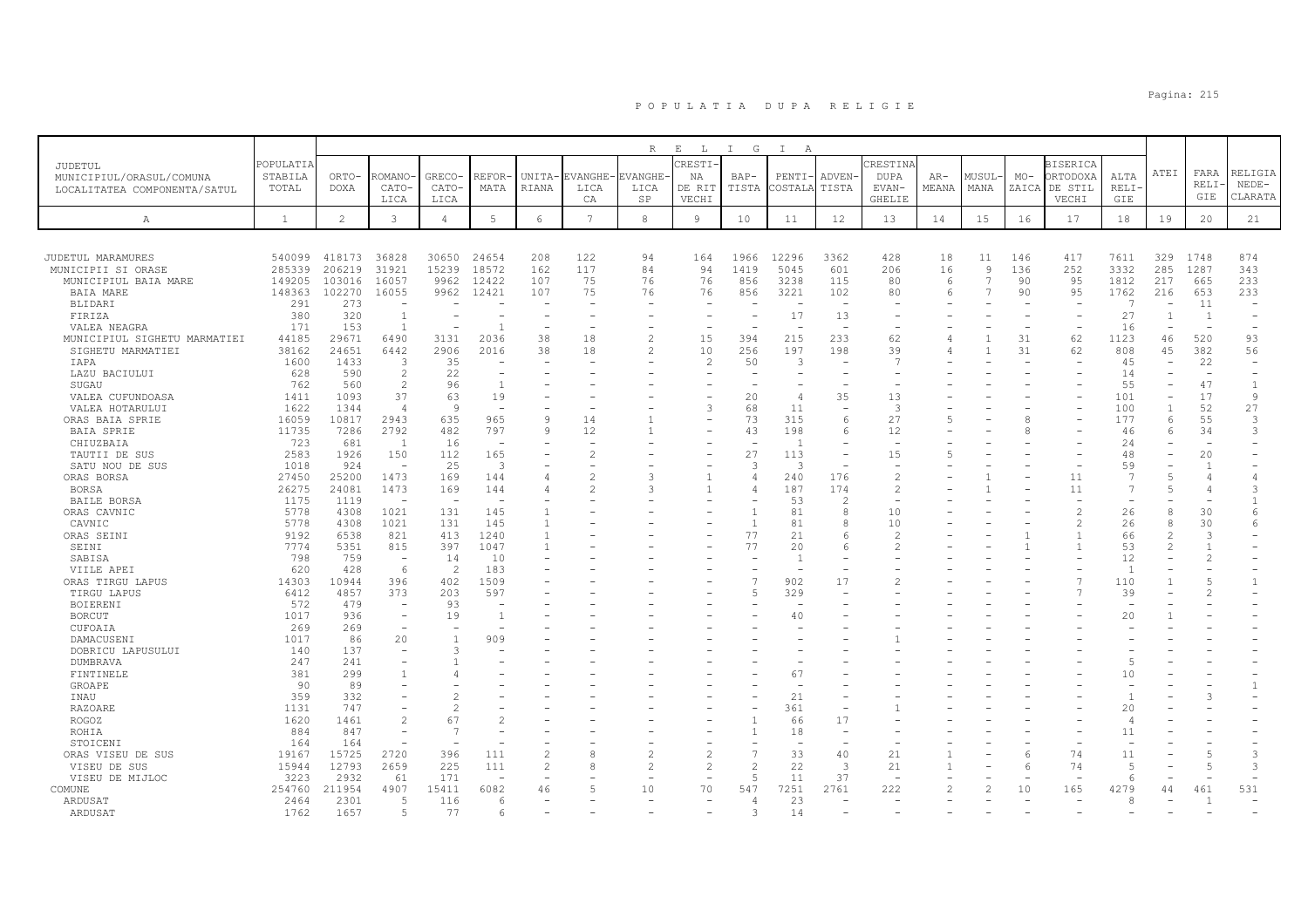# POPULATIA DUPA RELIGIE

| JUDETUL MUNICIPIUL/ORASUL/COMUNA LOCALITATEA COMPONENTA/SATUL | POPULATIA STABILA TOTAL | ORTO-DOXA | ROMANO-CATO-LICA | GRECO-CATO-LICA | REFOR-MATA | UNITA-RIANA | EVANGHE-LICA CA | EVANGHE-LICA SP | CRESTI-NA DE RIT VECHI | BAP-TISTA | PENTI-COSTALA | ADVEN-TISTA | CRESTINA DUPA EVAN-GHELIE | AR-MEANA | MUSUL-MANA | MO-ZAICA | BISERICA ORTODOXA DE STIL VECHI | ALTA RELI-GIE | ATEI | FARA RELI-GIE | RELIGIA NEDE-CLARATA |
|---|---|---|---|---|---|---|---|---|---|---|---|---|---|---|---|---|---|---|---|---|---|
| A | 1 | 2 | 3 | 4 | 5 | 6 | 7 | 8 | 9 | 10 | 11 | 12 | 13 | 14 | 15 | 16 | 17 | 18 | 19 | 20 | 21 |
| JUDETUL MARAMURES | 540099 | 418173 | 36828 | 30650 | 24654 | 208 | 122 | 94 | 164 | 1966 | 12296 | 3362 | 428 | 18 | 11 | 146 | 417 | 7611 | 329 | 1748 | 874 |
| MUNICIPII SI ORASE | 285339 | 206219 | 31921 | 15239 | 18572 | 162 | 117 | 84 | 94 | 1419 | 5045 | 601 | 206 | 16 | 9 | 136 | 252 | 3332 | 285 | 1287 | 343 |
| MUNICIPIUL BAIA MARE | 149205 | 103016 | 16057 | 9962 | 12422 | 107 | 75 | 76 | 76 | 856 | 3238 | 115 | 80 | 6 | 7 | 90 | 95 | 1812 | 217 | 665 | 233 |
| BAIA MARE | 148363 | 102270 | 16055 | 9962 | 12421 | 107 | 75 | 76 | 76 | 856 | 3221 | 102 | 80 | 6 | 7 | 90 | 95 | 1762 | 216 | 653 | 233 |
| BLIDARI | 291 | 273 | - | - | - | - | - | - | - | - | - | - | - | - | - | - | - | 7 | - | 11 | - |
| FIRIZA | 380 | 320 | 1 | - | - | - | - | - | - | - | 17 | 13 | - | - | - | - | - | 27 | 1 | 1 | - |
| VALEA NEAGRA | 171 | 153 | 1 | - | 1 | - | - | - | - | - | - | - | - | - | - | - | - | 16 | - | - | - |
| MUNICIPIUL SIGHETU MARMATIEI | 44185 | 29671 | 6490 | 3131 | 2036 | 38 | 18 | 2 | 15 | 394 | 215 | 233 | 62 | 4 | 1 | 31 | 62 | 1123 | 46 | 520 | 93 |
| SIGHETU MARMATIEI | 38162 | 24651 | 6442 | 2906 | 2016 | 38 | 18 | 2 | 10 | 256 | 197 | 198 | 39 | 4 | 1 | 31 | 62 | 808 | 45 | 382 | 56 |
| IAPA | 1600 | 1433 | 3 | 35 | - | - | - | - | 2 | 50 | 3 | - | 7 | - | - | - | - | 45 | - | 22 | - |
| LAZU BACIULUI | 628 | 590 | 2 | 22 | - | - | - | - | - | - | - | - | - | - | - | - | - | 14 | - | - | - |
| SUGAU | 762 | 560 | 2 | 96 | 1 | - | - | - | - | - | - | - | - | - | - | - | - | 55 | - | 47 | 1 |
| VALEA CUFUNDOASA | 1411 | 1093 | 37 | 63 | 19 | - | - | - | - | 20 | 4 | 35 | 13 | - | - | - | - | 101 | - | 17 | 9 |
| VALEA HOTARULUI | 1622 | 1344 | 4 | 9 | - | - | - | - | 3 | 68 | 11 | - | 3 | - | - | - | - | 100 | 1 | 52 | 27 |
| ORAS BAIA SPRIE | 16059 | 10817 | 2943 | 635 | 965 | 9 | 14 | 1 | - | 73 | 315 | 6 | 27 | 5 | - | 8 | - | 177 | 6 | 55 | 3 |
| BAIA SPRIE | 11735 | 7286 | 2792 | 482 | 797 | 9 | 12 | 1 | - | 43 | 198 | 6 | 12 | - | - | 8 | - | 46 | 6 | 34 | 3 |
| CHIUZBAIA | 723 | 681 | 1 | 16 | - | - | - | - | - | - | 1 | - | - | - | - | - | - | 24 | - | - | - |
| TAUTII DE SUS | 2583 | 1926 | 150 | 112 | 165 | - | 2 | - | - | 27 | 113 | - | 15 | 5 | - | - | - | 48 | - | 20 | - |
| SATU NOU DE SUS | 1018 | 924 | - | 25 | 3 | - | - | - | - | 3 | 3 | - | - | - | - | - | - | 59 | - | 1 | - |
| ORAS BORSA | 27450 | 25200 | 1473 | 169 | 144 | 4 | 2 | 3 | 1 | 4 | 240 | 176 | 2 | - | 1 | - | 11 | 7 | 5 | 4 | 4 |
| BORSA | 26275 | 24081 | 1473 | 169 | 144 | 4 | 2 | 3 | 1 | 4 | 187 | 174 | 2 | - | 1 | - | 11 | 7 | 5 | 4 | 3 |
| BAILE BORSA | 1175 | 1119 | - | - | - | - | - | - | - | - | 53 | 2 | - | - | - | - | - | - | - | - | 1 |
| ORAS CAVNIC | 5778 | 4308 | 1021 | 131 | 145 | 1 | - | - | - | 1 | 81 | 8 | 10 | - | - | - | 2 | 26 | 8 | 30 | 6 |
| CAVNIC | 5778 | 4308 | 1021 | 131 | 145 | 1 | - | - | - | 1 | 81 | 8 | 10 | - | - | - | 2 | 26 | 8 | 30 | 6 |
| ORAS SEINI | 9192 | 6538 | 821 | 413 | 1240 | 1 | - | - | - | 77 | 21 | 6 | 2 | - | - | 1 | 1 | 66 | 2 | 3 | - |
| SEINI | 7774 | 5351 | 815 | 397 | 1047 | 1 | - | - | - | 77 | 20 | 6 | 2 | - | - | 1 | 1 | 53 | 2 | 1 | - |
| SABISA | 798 | 759 | - | 14 | 10 | - | - | - | - | - | 1 | - | - | - | - | - | - | 12 | - | 2 | - |
| VIILE APEI | 620 | 428 | 6 | 2 | 183 | - | - | - | - | - | - | - | - | - | - | - | - | 1 | - | - | - |
| ORAS TIRGU LAPUS | 14303 | 10944 | 396 | 402 | 1509 | - | - | - | - | 7 | 902 | 17 | 2 | - | - | - | 7 | 110 | 1 | 5 | 1 |
| TIRGU LAPUS | 6412 | 4857 | 373 | 203 | 597 | - | - | - | - | 5 | 329 | - | - | - | - | - | 7 | 39 | - | 2 | - |
| BOIERENI | 572 | 479 | - | 93 | - | - | - | - | - | - | - | - | - | - | - | - | - | - | - | - | - |
| BORCUT | 1017 | 936 | - | 19 | 1 | - | - | - | - | - | 40 | - | - | - | - | - | - | 20 | 1 | - | - |
| CUFOAIA | 269 | 269 | - | - | - | - | - | - | - | - | - | - | - | - | - | - | - | - | - | - | - |
| DAMACUSENI | 1017 | 86 | 20 | 1 | 909 | - | - | - | - | - | - | - | 1 | - | - | - | - | - | - | - | - |
| DOBRICU LAPUSULUI | 140 | 137 | - | 3 | - | - | - | - | - | - | - | - | - | - | - | - | - | - | - | - | - |
| DUMBRAVA | 247 | 241 | - | 1 | - | - | - | - | - | - | - | - | - | - | - | - | - | 5 | - | - | - |
| FINTINELE | 381 | 299 | 1 | 4 | - | - | - | - | - | - | 67 | - | - | - | - | - | - | 10 | - | - | - |
| GROAPE | 90 | 89 | - | - | - | - | - | - | - | - | - | - | - | - | - | - | - | - | - | - | 1 |
| INAU | 359 | 332 | - | 2 | - | - | - | - | - | - | 21 | - | - | - | - | - | - | 1 | - | 3 | - |
| RAZOARE | 1131 | 747 | - | 2 | - | - | - | - | - | - | 361 | - | 1 | - | - | - | - | 20 | - | - | - |
| ROGOZ | 1620 | 1461 | 2 | 67 | 2 | - | - | - | - | 1 | 66 | 17 | - | - | - | - | - | 4 | - | - | - |
| ROHIA | 884 | 847 | - | 7 | - | - | - | - | - | 1 | 18 | - | - | - | - | - | - | 11 | - | - | - |
| STOICENI | 164 | 164 | - | - | - | - | - | - | - | - | - | - | - | - | - | - | - | - | - | - | - |
| ORAS VISEU DE SUS | 19167 | 15725 | 2720 | 396 | 111 | 2 | 8 | 2 | 2 | 7 | 33 | 40 | 21 | 1 | - | 6 | 74 | 11 | - | 5 | 3 |
| VISEU DE SUS | 15944 | 12793 | 2659 | 225 | 111 | 2 | 8 | 2 | 2 | 2 | 22 | 3 | 21 | 1 | - | 6 | 74 | 5 | - | 5 | 3 |
| VISEU DE MIJLOC | 3223 | 2932 | 61 | 171 | - | - | - | - | - | 5 | 11 | 37 | - | - | - | - | - | 6 | - | - | - |
| COMUNE | 254760 | 211954 | 4907 | 15411 | 6082 | 46 | 5 | 10 | 70 | 547 | 7251 | 2761 | 222 | 2 | 2 | 10 | 165 | 4279 | 44 | 461 | 531 |
| ARDUSAT | 2464 | 2301 | 5 | 116 | 6 | - | - | - | - | 4 | 23 | - | - | - | - | - | - | 8 | - | 1 | - |
| ARDUSAT | 1762 | 1657 | 5 | 77 | 6 | - | - | - | - | 3 | 14 | - | - | - | - | - | - | - | - | - | - |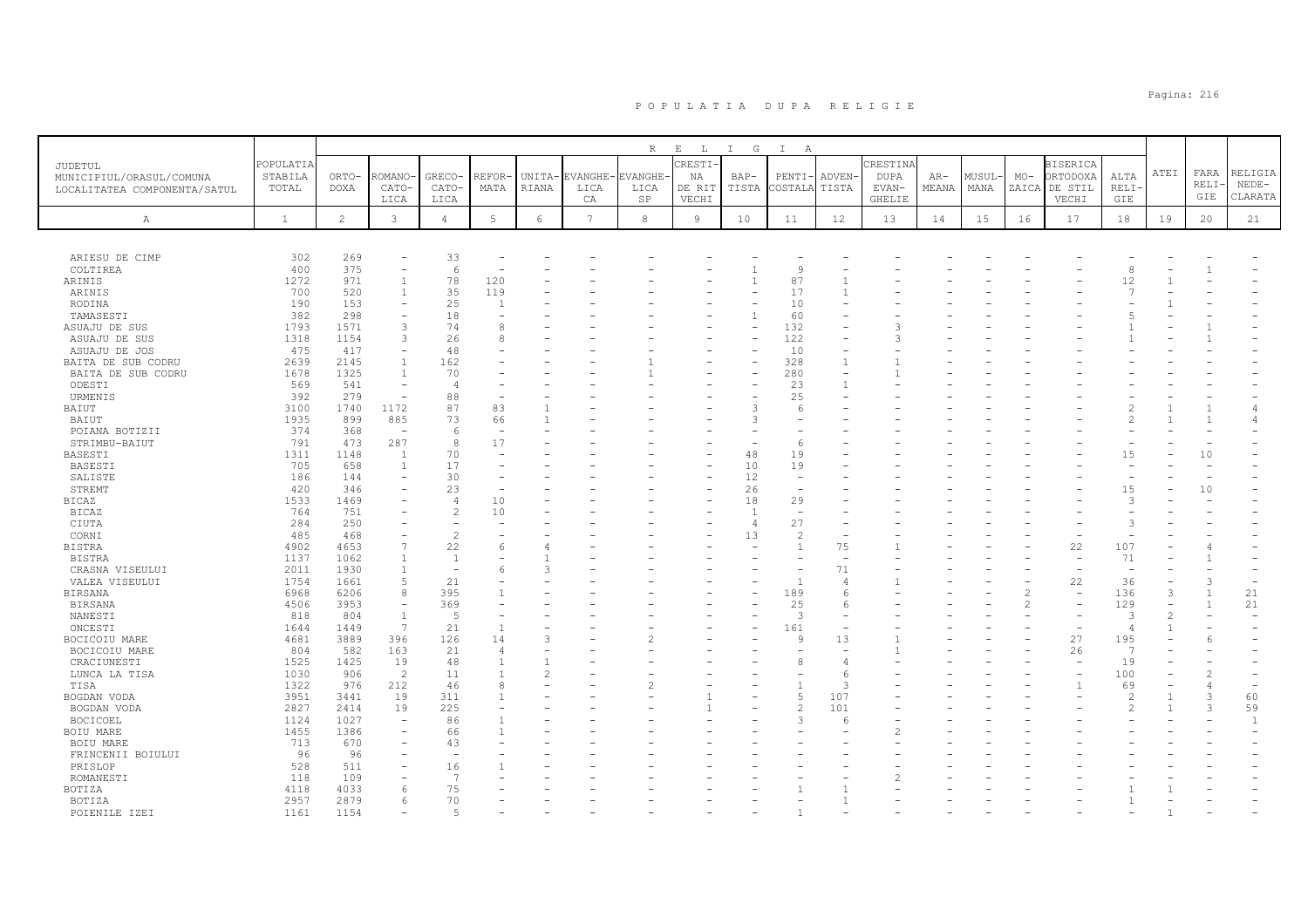# P O P U L A T I A   D U P A   R E L I G I E

| JUDETUL MUNICIPIUL/ORASUL/COMUNA LOCALITATEA COMPONENTA/SATUL | POPULATIA STABILA TOTAL | R E L I G I A | | | | | | | | | | | | | | | | | ATEI | FARA RELIGIE | RELIGIA NEDECLARATA |
|---|---|---|---|---|---|---|---|---|---|---|---|---|---|---|---|---|---|---|---|---|---|
| | | ORTODOXA | ROMANO-CATOLICA | GRECO-CATOLICA | REFORMATA | UNITARIANA | EVANGHELICA CA | EVANGHELICA SP | CRESTINA DE RIT VECHI | BAPTISTA | PENTICOSTALA | ADVENTISTA | CRESTINA DUPA EVANGHELIE | ARMEANA | MUSULMANA | MOZAICA | BISERICA ORTODOXA DE STIL VECHI | ALTA RELIGIE | | | |
| A | 1 | 2 | 3 | 4 | 5 | 6 | 7 | 8 | 9 | 10 | 11 | 12 | 13 | 14 | 15 | 16 | 17 | 18 | 19 | 20 | 21 |
| ARIESU DE CIMP | 302 | 269 | - | 33 | - | - | - | - | - | - | - | - | - | - | - | - | - | - | - | - | - |
| COLTIREA | 400 | 375 | - | 6 | - | - | - | - | - | 1 | 9 | - | - | - | - | - | - | 8 | - | 1 | - |
| ARINIS | 1272 | 971 | 1 | 78 | 120 | - | - | - | - | 1 | 87 | 1 | - | - | - | - | - | 12 | 1 | - | - |
| ARINIS | 700 | 520 | 1 | 35 | 119 | - | - | - | - | - | 17 | 1 | - | - | - | - | - | 7 | - | - | - |
| RODINA | 190 | 153 | - | 25 | 1 | - | - | - | - | - | 10 | - | - | - | - | - | - | - | 1 | - | - |
| TAMASESTI | 382 | 298 | - | 18 | - | - | - | - | - | 1 | 60 | - | - | - | - | - | - | 5 | - | - | - |
| ASUAJU DE SUS | 1793 | 1571 | 3 | 74 | 8 | - | - | - | - | - | 132 | - | 3 | - | - | - | - | 1 | - | 1 | - |
| ASUAJU DE SUS | 1318 | 1154 | 3 | 26 | 8 | - | - | - | - | - | 122 | - | 3 | - | - | - | - | 1 | - | 1 | - |
| ASUAJU DE JOS | 475 | 417 | - | 48 | - | - | - | - | - | - | 10 | - | - | - | - | - | - | - | - | - | - |
| BAITA DE SUB CODRU | 2639 | 2145 | 1 | 162 | - | - | - | 1 | - | - | 328 | 1 | 1 | - | - | - | - | - | - | - | - |
| BAITA DE SUB CODRU | 1678 | 1325 | 1 | 70 | - | - | - | 1 | - | - | 280 | - | 1 | - | - | - | - | - | - | - | - |
| ODESTI | 569 | 541 | - | 4 | - | - | - | - | - | - | 23 | 1 | - | - | - | - | - | - | - | - | - |
| URMENIS | 392 | 279 | - | 88 | - | - | - | - | - | - | 25 | - | - | - | - | - | - | - | - | - | - |
| BAIUT | 3100 | 1740 | 1172 | 87 | 83 | 1 | - | - | - | 3 | 6 | - | - | - | - | - | - | 2 | 1 | 1 | 4 |
| BAIUT | 1935 | 899 | 885 | 73 | 66 | 1 | - | - | - | 3 | - | - | - | - | - | - | - | 2 | 1 | 1 | 4 |
| POIANA BOTIZII | 374 | 368 | - | 6 | - | - | - | - | - | - | - | - | - | - | - | - | - | - | - | - | - |
| STRIMBU-BAIUT | 791 | 473 | 287 | 8 | 17 | - | - | - | - | - | 6 | - | - | - | - | - | - | - | - | - | - |
| BASESTI | 1311 | 1148 | 1 | 70 | - | - | - | - | - | 48 | 19 | - | - | - | - | - | - | 15 | - | 10 | - |
| BASESTI | 705 | 658 | 1 | 17 | - | - | - | - | - | 10 | 19 | - | - | - | - | - | - | - | - | - | - |
| SALISTE | 186 | 144 | - | 30 | - | - | - | - | - | 12 | - | - | - | - | - | - | - | - | - | - | - |
| STREMT | 420 | 346 | - | 23 | - | - | - | - | - | 26 | - | - | - | - | - | - | - | 15 | - | 10 | - |
| BICAZ | 1533 | 1469 | - | 4 | 10 | - | - | - | - | 18 | 29 | - | - | - | - | - | - | 3 | - | - | - |
| BICAZ | 764 | 751 | - | 2 | 10 | - | - | - | - | 1 | - | - | - | - | - | - | - | - | - | - | - |
| CIUTA | 284 | 250 | - | - | - | - | - | - | - | 4 | 27 | - | - | - | - | - | - | 3 | - | - | - |
| CORNI | 485 | 468 | - | 2 | - | - | - | - | - | 13 | 2 | - | - | - | - | - | - | - | - | - | - |
| BISTRA | 4902 | 4653 | 7 | 22 | 6 | 4 | - | - | - | - | 1 | 75 | 1 | - | - | - | 22 | 107 | - | 4 | - |
| BISTRA | 1137 | 1062 | 1 | 1 | - | 1 | - | - | - | - | - | - | - | - | - | - | - | 71 | - | 1 | - |
| CRASNA VISEULUI | 2011 | 1930 | 1 | - | 6 | 3 | - | - | - | - | - | 71 | - | - | - | - | - | - | - | - | - |
| VALEA VISEULUI | 1754 | 1661 | 5 | 21 | - | - | - | - | - | - | 1 | 4 | 1 | - | - | - | 22 | 36 | - | 3 | - |
| BIRSANA | 6968 | 6206 | 8 | 395 | 1 | - | - | - | - | - | 189 | 6 | - | - | - | 2 | - | 136 | 3 | 1 | 21 |
| BIRSANA | 4506 | 3953 | - | 369 | - | - | - | - | - | - | 25 | 6 | - | - | - | 2 | - | 129 | - | 1 | 21 |
| NANESTI | 818 | 804 | 1 | 5 | - | - | - | - | - | - | 3 | - | - | - | - | - | - | 3 | 2 | - | - |
| ONCESTI | 1644 | 1449 | 7 | 21 | 1 | - | - | - | - | - | 161 | - | - | - | - | - | - | 4 | 1 | - | - |
| BOCICOIU MARE | 4681 | 3889 | 396 | 126 | 14 | 3 | - | 2 | - | - | 9 | 13 | 1 | - | - | - | 27 | 195 | - | 6 | - |
| BOCICOIU MARE | 804 | 582 | 163 | 21 | 4 | - | - | - | - | - | - | - | 1 | - | - | - | 26 | 7 | - | - | - |
| CRACIUNESTI | 1525 | 1425 | 19 | 48 | 1 | 1 | - | - | - | - | 8 | 4 | - | - | - | - | - | 19 | - | - | - |
| LUNCA LA TISA | 1030 | 906 | 2 | 11 | 1 | 2 | - | - | - | - | - | 6 | - | - | - | - | - | 100 | - | 2 | - |
| TISA | 1322 | 976 | 212 | 46 | 8 | - | - | 2 | - | - | 1 | 3 | - | - | - | - | 1 | 69 | - | 4 | - |
| BOGDAN VODA | 3951 | 3441 | 19 | 311 | 1 | - | - | - | 1 | - | 5 | 107 | - | - | - | - | - | 2 | 1 | 3 | 60 |
| BOGDAN VODA | 2827 | 2414 | 19 | 225 | - | - | - | - | 1 | - | 2 | 101 | - | - | - | - | - | 2 | 1 | 3 | 59 |
| BOCICOEL | 1124 | 1027 | - | 86 | 1 | - | - | - | - | - | 3 | 6 | - | - | - | - | - | - | - | - | 1 |
| BOIU MARE | 1455 | 1386 | - | 66 | 1 | - | - | - | - | - | - | - | 2 | - | - | - | - | - | - | - | - |
| BOIU MARE | 713 | 670 | - | 43 | - | - | - | - | - | - | - | - | - | - | - | - | - | - | - | - | - |
| FRINCENII BOIULUI | 96 | 96 | - | - | - | - | - | - | - | - | - | - | - | - | - | - | - | - | - | - | - |
| PRISLOP | 528 | 511 | - | 16 | 1 | - | - | - | - | - | - | - | - | - | - | - | - | - | - | - | - |
| ROMANESTI | 118 | 109 | - | 7 | - | - | - | - | - | - | - | - | 2 | - | - | - | - | - | - | - | - |
| BOTIZA | 4118 | 4033 | 6 | 75 | - | - | - | - | - | - | 1 | 1 | - | - | - | - | - | 1 | 1 | - | - |
| BOTIZA | 2957 | 2879 | 6 | 70 | - | - | - | - | - | - | - | 1 | - | - | - | - | - | 1 | - | - | - |
| POIENILE IZEI | 1161 | 1154 | - | 5 | - | - | - | - | - | - | 1 | - | - | - | - | - | - | - | 1 | - | - |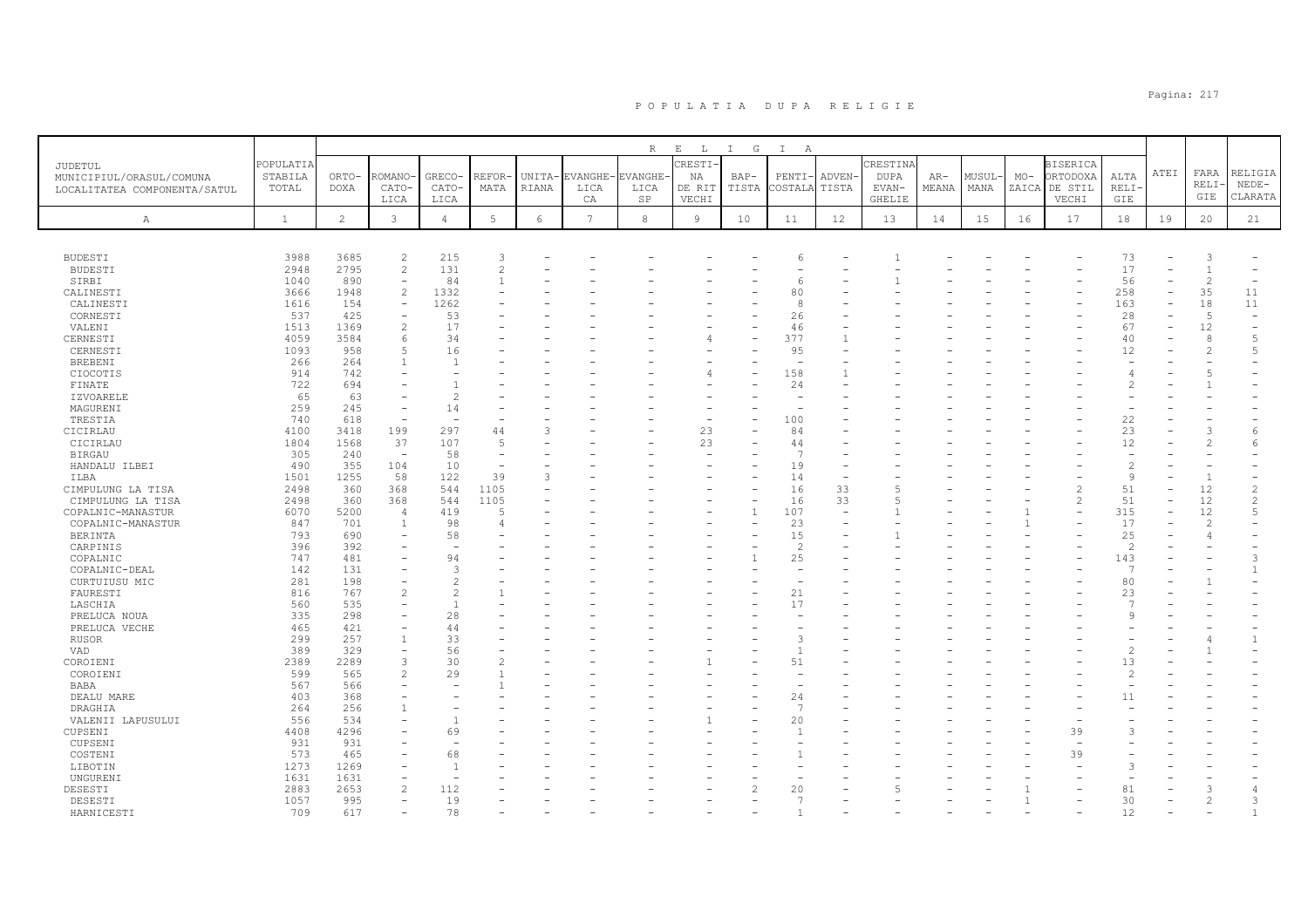# P O P U L A T I A   D U P A   R E L I G I E

| JUDETUL MUNICIPIUL/ORASUL/COMUNA LOCALITATEA COMPONENTA/SATUL | POPULATIA STABILA TOTAL | RELIGIA | | | | | | | | | | | | | | | | | | | |
|---|---|---|---|---|---|---|---|---|---|---|---|---|---|---|---|---|---|---|---|---|---|
| | | ORTO-DOXA | ROMANO-CATO-LICA | GRECO-CATO-LICA | REFOR-MATA | UNITA-RIANA | EVANGHE-LICA CA | EVANGHE-LICA SP | CRESTI-NA DE RIT VECHI | BAP-TISTA | PENTI-COSTALA | ADVEN-TISTA | CRESTINA DUPA EVAN-GHELIE | AR-MEANA | MUSUL-MANA | MO-ZAICA | BISERICA ORTODOXA DE STIL VECHI | ALTA RELI-GIE | ATEI | FARA RELI-GIE | RELIGIA NEDE-CLARATA |
| A | 1 | 2 | 3 | 4 | 5 | 6 | 7 | 8 | 9 | 10 | 11 | 12 | 13 | 14 | 15 | 16 | 17 | 18 | 19 | 20 | 21 |
| BUDESTI | 3988 | 3685 | 2 | 215 | 3 | - | - | - | - | - | 6 | - | 1 | - | - | - | - | 73 | - | 3 | - |
| BUDESTI | 2948 | 2795 | 2 | 131 | 2 | - | - | - | - | - | - | - | - | - | - | - | - | 17 | - | 1 | - |
| SIRBI | 1040 | 890 | - | 84 | 1 | - | - | - | - | - | 6 | - | 1 | - | - | - | - | 56 | - | 2 | - |
| CALINESTI | 3666 | 1948 | 2 | 1332 | - | - | - | - | - | - | 80 | - | - | - | - | - | - | 258 | - | 35 | 11 |
| CALINESTI | 1616 | 154 | - | 1262 | - | - | - | - | - | - | 8 | - | - | - | - | - | - | 163 | - | 18 | 11 |
| CORNESTI | 537 | 425 | - | 53 | - | - | - | - | - | - | 26 | - | - | - | - | - | - | 28 | - | 5 | - |
| VALENI | 1513 | 1369 | 2 | 17 | - | - | - | - | - | - | 46 | - | - | - | - | - | - | 67 | - | 12 | - |
| CERNESTI | 4059 | 3584 | 6 | 34 | - | - | - | - | 4 | - | 377 | 1 | - | - | - | - | - | 40 | - | 8 | 5 |
| CERNESTI | 1093 | 958 | 5 | 16 | - | - | - | - | - | - | 95 | - | - | - | - | - | - | 12 | - | 2 | 5 |
| BREBENI | 266 | 264 | 1 | 1 | - | - | - | - | - | - | - | - | - | - | - | - | - | - | - | - | - |
| CIOCOTIS | 914 | 742 | - | - | - | - | - | - | 4 | - | 158 | 1 | - | - | - | - | - | 4 | - | 5 | - |
| FINATE | 722 | 694 | - | 1 | - | - | - | - | - | - | 24 | - | - | - | - | - | - | 2 | - | 1 | - |
| IZVOARELE | 65 | 63 | - | 2 | - | - | - | - | - | - | - | - | - | - | - | - | - | - | - | - | - |
| MAGURENI | 259 | 245 | - | 14 | - | - | - | - | - | - | - | - | - | - | - | - | - | - | - | - | - |
| TRESTIA | 740 | 618 | - | - | - | - | - | - | - | - | 100 | - | - | - | - | - | - | 22 | - | - | - |
| CICIRLAU | 4100 | 3418 | 199 | 297 | 44 | 3 | - | - | 23 | - | 84 | - | - | - | - | - | - | 23 | - | 3 | 6 |
| CICIRLAU | 1804 | 1568 | 37 | 107 | 5 | - | - | - | 23 | - | 44 | - | - | - | - | - | - | 12 | - | 2 | 6 |
| BIRGAU | 305 | 240 | - | 58 | - | - | - | - | - | - | 7 | - | - | - | - | - | - | - | - | - | - |
| HANDALU ILBEI | 490 | 355 | 104 | 10 | - | - | - | - | - | - | 19 | - | - | - | - | - | - | 2 | - | - | - |
| ILBA | 1501 | 1255 | 58 | 122 | 39 | 3 | - | - | - | - | 14 | - | - | - | - | - | - | 9 | - | 1 | - |
| CIMPULUNG LA TISA | 2498 | 360 | 368 | 544 | 1105 | - | - | - | - | - | 16 | 33 | 5 | - | - | - | 2 | 51 | - | 12 | 2 |
| CIMPULUNG LA TISA | 2498 | 360 | 368 | 544 | 1105 | - | - | - | - | - | 16 | 33 | 5 | - | - | - | 2 | 51 | - | 12 | 2 |
| COPALNIC-MANASTUR | 6070 | 5200 | 4 | 419 | 5 | - | - | - | - | 1 | 107 | - | 1 | - | - | 1 | - | 315 | - | 12 | 5 |
| COPALNIC-MANASTUR | 847 | 701 | 1 | 98 | 4 | - | - | - | - | - | 23 | - | - | - | - | 1 | - | 17 | - | 2 | - |
| BERINTA | 793 | 690 | - | 58 | - | - | - | - | - | - | 15 | - | 1 | - | - | - | - | 25 | - | 4 | - |
| CARPINIS | 396 | 392 | - | - | - | - | - | - | - | - | 2 | - | - | - | - | - | - | 2 | - | - | - |
| COPALNIC | 747 | 481 | - | 94 | - | - | - | - | - | 1 | 25 | - | - | - | - | - | - | 143 | - | - | 3 |
| COPALNIC-DEAL | 142 | 131 | - | 3 | - | - | - | - | - | - | - | - | - | - | - | - | - | 7 | - | - | 1 |
| CURTUIUSU MIC | 281 | 198 | - | 2 | - | - | - | - | - | - | - | - | - | - | - | - | - | 80 | - | 1 | - |
| FAURESTI | 816 | 767 | 2 | 2 | 1 | - | - | - | - | - | 21 | - | - | - | - | - | - | 23 | - | - | - |
| LASCHIA | 560 | 535 | - | 1 | - | - | - | - | - | - | 17 | - | - | - | - | - | - | 7 | - | - | - |
| PRELUCA NOUA | 335 | 298 | - | 28 | - | - | - | - | - | - | - | - | - | - | - | - | - | 9 | - | - | - |
| PRELUCA VECHE | 465 | 421 | - | 44 | - | - | - | - | - | - | - | - | - | - | - | - | - | - | - | - | - |
| RUSOR | 299 | 257 | 1 | 33 | - | - | - | - | - | - | 3 | - | - | - | - | - | - | - | - | 4 | 1 |
| VAD | 389 | 329 | - | 56 | - | - | - | - | - | - | 1 | - | - | - | - | - | - | 2 | - | 1 | - |
| COROIENI | 2389 | 2289 | 3 | 30 | 2 | - | - | - | 1 | - | 51 | - | - | - | - | - | - | 13 | - | - | - |
| COROIENI | 599 | 565 | 2 | 29 | 1 | - | - | - | - | - | - | - | - | - | - | - | - | 2 | - | - | - |
| BABA | 567 | 566 | - | - | 1 | - | - | - | - | - | - | - | - | - | - | - | - | - | - | - | - |
| DEALU MARE | 403 | 368 | - | - | - | - | - | - | - | - | 24 | - | - | - | - | - | - | 11 | - | - | - |
| DRAGHIA | 264 | 256 | 1 | - | - | - | - | - | - | - | 7 | - | - | - | - | - | - | - | - | - | - |
| VALENII LAPUSULUI | 556 | 534 | - | 1 | - | - | - | - | 1 | - | 20 | - | - | - | - | - | - | - | - | - | - |
| CUPSENI | 4408 | 4296 | - | 69 | - | - | - | - | - | - | 1 | - | - | - | - | - | 39 | 3 | - | - | - |
| CUPSENI | 931 | 931 | - | - | - | - | - | - | - | - | - | - | - | - | - | - | - | - | - | - | - |
| COSTENI | 573 | 465 | - | 68 | - | - | - | - | - | - | 1 | - | - | - | - | - | 39 | - | - | - | - |
| LIBOTIN | 1273 | 1269 | - | 1 | - | - | - | - | - | - | - | - | - | - | - | - | - | 3 | - | - | - |
| UNGURENI | 1631 | 1631 | - | - | - | - | - | - | - | - | - | - | - | - | - | - | - | - | - | - | - |
| DESESTI | 2883 | 2653 | 2 | 112 | - | - | - | - | - | 2 | 20 | - | 5 | - | - | 1 | - | 81 | - | 3 | 4 |
| DESESTI | 1057 | 995 | - | 19 | - | - | - | - | - | - | 7 | - | - | - | - | 1 | - | 30 | - | 2 | 3 |
| HARNICESTI | 709 | 617 | - | 78 | - | - | - | - | - | - | 1 | - | - | - | - | - | - | 12 | - | - | 1 |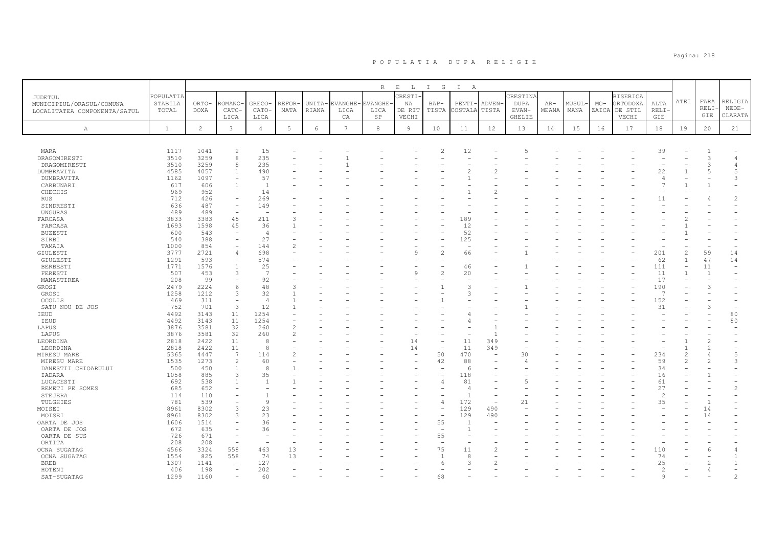# POPULATIA DUPA RELIGIE

| JUDETUL MUNICIPIUL/ORASUL/COMUNA LOCALITATEA COMPONENTA/SATUL | POPULATIA STABILA TOTAL | RELIGIA | | | | | | | | | | | | | | | | | | | |
|---|---|---|---|---|---|---|---|---|---|---|---|---|---|---|---|---|---|---|---|---|
| | | ORTO-DOXA | ROMANO-CATO-LICA | GRECO-CATO-LICA | REFOR-MATA | UNITA-RIANA | EVANGHE-LICA CA | EVANGHE-LICA SP | CRESTI-NA DE RIT VECHI | BAP-TISTA | PENTI-COSTALA | ADVEN-TISTA | CRESTINA DUPA EVAN-GHELIE | AR-MEANA | MUSUL-MANA | MO-ZAICA | BISERICA ORTODOXA DE STIL VECHI | ALTA RELI-GIE | ATEI | FARA RELI-GIE | RELIGIA NEDE-CLARATA |
| A | 1 | 2 | 3 | 4 | 5 | 6 | 7 | 8 | 9 | 10 | 11 | 12 | 13 | 14 | 15 | 16 | 17 | 18 | 19 | 20 | 21 |
| MARA | 1117 | 1041 | 2 | 15 | - | - | - | - | - | 2 | 12 | - | 5 | - | - | - | - | 39 | - | 1 | - |
| DRAGOMIRESTI | 3510 | 3259 | 8 | 235 | - | - | 1 | - | - | - | - | - | - | - | - | - | - | - | - | 3 | 4 |
| DRAGOMIRESTI | 3510 | 3259 | 8 | 235 | - | - | 1 | - | - | - | - | - | - | - | - | - | - | - | - | 3 | 4 |
| DUMBRAVITA | 4585 | 4057 | 1 | 490 | - | - | - | - | - | - | 2 | 2 | - | - | - | - | - | 22 | 1 | 5 | 5 |
| DUMBRAVITA | 1162 | 1097 | - | 57 | - | - | - | - | - | - | 1 | - | - | - | - | - | - | 4 | - | - | 3 |
| CARBUNARI | 617 | 606 | 1 | 1 | - | - | - | - | - | - | - | - | - | - | - | - | - | 7 | 1 | 1 | - |
| CHECHIS | 969 | 952 | - | 14 | - | - | - | - | - | - | 1 | 2 | - | - | - | - | - | - | - | - | - |
| RUS | 712 | 426 | - | 269 | - | - | - | - | - | - | - | - | - | - | - | - | - | 11 | - | 4 | 2 |
| SINDRESTI | 636 | 487 | - | 149 | - | - | - | - | - | - | - | - | - | - | - | - | - | - | - | - | - |
| UNGURAS | 489 | 489 | - | - | - | - | - | - | - | - | - | - | - | - | - | - | - | - | - | - | - |
| FARCASA | 3833 | 3383 | 45 | 211 | 3 | - | - | - | - | - | 189 | - | - | - | - | - | - | - | 2 | - | - |
| FARCASA | 1693 | 1598 | 45 | 36 | 1 | - | - | - | - | - | 12 | - | - | - | - | - | - | - | 1 | - | - |
| BUZESTI | 600 | 543 | - | 4 | - | - | - | - | - | - | 52 | - | - | - | - | - | - | - | 1 | - | - |
| SIRBI | 540 | 388 | - | 27 | - | - | - | - | - | - | 125 | - | - | - | - | - | - | - | - | - | - |
| TAMAIA | 1000 | 854 | - | 144 | 2 | - | - | - | - | - | - | - | - | - | - | - | - | - | - | - | - |
| GIULESTI | 3777 | 2721 | 4 | 698 | - | - | - | - | 9 | 2 | 66 | - | 1 | - | - | - | - | 201 | 2 | 59 | 14 |
| GIULESTI | 1291 | 593 | - | 574 | - | - | - | - | - | - | - | - | - | - | - | - | - | 62 | 1 | 47 | 14 |
| BERBESTI | 1771 | 1576 | 1 | 25 | - | - | - | - | - | - | 46 | - | 1 | - | - | - | - | 111 | - | 11 | - |
| FERESTI | 507 | 453 | 3 | 7 | - | - | - | - | 9 | 2 | 20 | - | - | - | - | - | - | 11 | 1 | 1 | - |
| MANASTIREA | 208 | 99 | - | 92 | - | - | - | - | - | - | - | - | - | - | - | - | - | 17 | - | - | - |
| GROSI | 2479 | 2224 | 6 | 48 | 3 | - | - | - | - | 1 | 3 | - | 1 | - | - | - | - | 190 | - | 3 | - |
| GROSI | 1258 | 1212 | 3 | 32 | 1 | - | - | - | - | - | 3 | - | - | - | - | - | - | 7 | - | - | - |
| OCOLIS | 469 | 311 | - | 4 | 1 | - | - | - | - | 1 | - | - | - | - | - | - | - | 152 | - | - | - |
| SATU NOU DE JOS | 752 | 701 | 3 | 12 | 1 | - | - | - | - | - | - | - | 1 | - | - | - | - | 31 | - | 3 | - |
| IEUD | 4492 | 3143 | 11 | 1254 | - | - | - | - | - | - | 4 | - | - | - | - | - | - | - | - | - | 80 |
| IEUD | 4492 | 3143 | 11 | 1254 | - | - | - | - | - | - | 4 | - | - | - | - | - | - | - | - | - | 80 |
| LAPUS | 3876 | 3581 | 32 | 260 | 2 | - | - | - | - | - | - | 1 | - | - | - | - | - | - | - | - | - |
| LAPUS | 3876 | 3581 | 32 | 260 | 2 | - | - | - | - | - | - | 1 | - | - | - | - | - | - | - | - | - |
| LEORDINA | 2818 | 2422 | 11 | 8 | - | - | - | - | 14 | - | 11 | 349 | - | - | - | - | - | - | 1 | 2 | - |
| LEORDINA | 2818 | 2422 | 11 | 8 | - | - | - | - | 14 | - | 11 | 349 | - | - | - | - | - | - | 1 | 2 | - |
| MIRESU MARE | 5365 | 4447 | 7 | 114 | 2 | - | - | - | - | 50 | 470 | - | 30 | - | - | - | - | 234 | 2 | 4 | 5 |
| MIRESU MARE | 1535 | 1273 | 2 | 60 | - | - | - | - | - | 42 | 88 | - | 4 | - | - | - | - | 59 | 2 | 2 | 3 |
| DANESTII CHIOARULUI | 500 | 450 | 1 | 8 | 1 | - | - | - | - | - | 6 | - | - | - | - | - | - | 34 | - | - | - |
| IADARA | 1058 | 885 | 3 | 35 | - | - | - | - | - | - | 118 | - | - | - | - | - | - | 16 | - | 1 | - |
| LUCACESTI | 692 | 538 | 1 | 1 | 1 | - | - | - | - | 4 | 81 | - | 5 | - | - | - | - | 61 | - | - | - |
| REMETI PE SOMES | 685 | 652 | - | - | - | - | - | - | - | - | 4 | - | - | - | - | - | - | 27 | - | - | 2 |
| STEJERA | 114 | 110 | - | 1 | - | - | - | - | - | - | 1 | - | - | - | - | - | - | 2 | - | - | - |
| TULGHIES | 781 | 539 | - | 9 | - | - | - | - | - | 4 | 172 | - | 21 | - | - | - | - | 35 | - | 1 | - |
| MOISEI | 8961 | 8302 | 3 | 23 | - | - | - | - | - | - | 129 | 490 | - | - | - | - | - | - | - | 14 | - |
| MOISEI | 8961 | 8302 | 3 | 23 | - | - | - | - | - | - | 129 | 490 | - | - | - | - | - | - | - | 14 | - |
| OARTA DE JOS | 1606 | 1514 | - | 36 | - | - | - | - | - | 55 | 1 | - | - | - | - | - | - | - | - | - | - |
| OARTA DE JOS | 672 | 635 | - | 36 | - | - | - | - | - | - | 1 | - | - | - | - | - | - | - | - | - | - |
| OARTA DE SUS | 726 | 671 | - | - | - | - | - | - | - | 55 | - | - | - | - | - | - | - | - | - | - | - |
| ORTITA | 208 | 208 | - | - | - | - | - | - | - | - | - | - | - | - | - | - | - | - | - | - | - |
| OCNA SUGATAG | 4566 | 3324 | 558 | 463 | 13 | - | - | - | - | 75 | 11 | 2 | - | - | - | - | - | 110 | - | 6 | 4 |
| OCNA SUGATAG | 1554 | 825 | 558 | 74 | 13 | - | - | - | - | 1 | 8 | - | - | - | - | - | - | 74 | - | - | 1 |
| BREB | 1307 | 1141 | - | 127 | - | - | - | - | - | 6 | 3 | 2 | - | - | - | - | - | 25 | - | 2 | 1 |
| HOTENI | 406 | 198 | - | 202 | - | - | - | - | - | - | - | - | - | - | - | - | - | 2 | - | 4 | - |
| SAT-SUGATAG | 1299 | 1160 | - | 60 | - | - | - | - | - | 68 | - | - | - | - | - | - | - | 9 | - | - | 2 |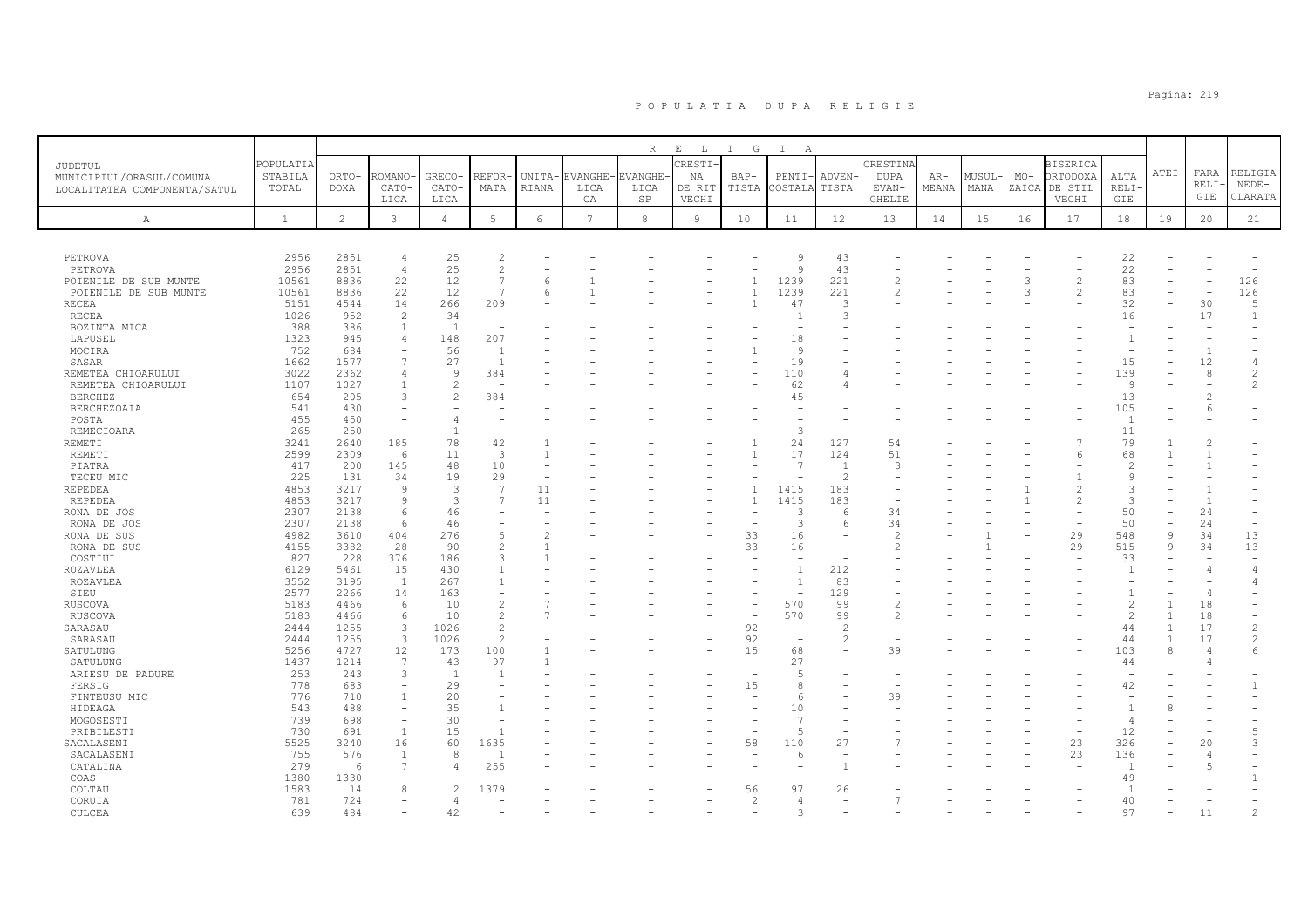# P O P U L A T I A   D U P A   R E L I G I E

| JUDETUL MUNICIPIUL/ORASUL/COMUNA LOCALITATEA COMPONENTA/SATUL | POPULATIA STABILA TOTAL | RELIGIA | | | | | | | | | | | | | | | | | | | |
|---|---|---|---|---|---|---|---|---|---|---|---|---|---|---|---|---|---|---|---|---|---|
| | | ORTODOXA | ROMANO-CATOLICA | GRECO-CATOLICA | REFORMATA | UNITARIANA | EVANGHELICA | EVANGHELICA SP | CRESTINA DE RIT VECHI | BAPTISTA | PENTICOSTALA | ADVENTISTA | CRESTINA DUPA EVANGHELIE | ARMEANA | MUSULMANA | MOZAICA | BISERICA ORTODOXA DE STIL VECHI | ALTA RELIGIE | ATEI | FARA RELIGIE | RELIGIA NEDECLARATA |
| A | 1 | 2 | 3 | 4 | 5 | 6 | 7 | 8 | 9 | 10 | 11 | 12 | 13 | 14 | 15 | 16 | 17 | 18 | 19 | 20 | 21 |
| PETROVA | 2956 | 2851 | 4 | 25 | 2 | - | - | - | - | - | 9 | 43 | - | - | - | - | - | 22 | - | - | - |
| PETROVA | 2956 | 2851 | 4 | 25 | 2 | - | - | - | - | - | 9 | 43 | - | - | - | - | - | 22 | - | - | - |
| POIENILE DE SUB MUNTE | 10561 | 8836 | 22 | 12 | 7 | 6 | 1 | - | - | 1 | 1239 | 221 | 2 | - | - | 3 | 2 | 83 | - | - | 126 |
| POIENILE DE SUB MUNTE | 10561 | 8836 | 22 | 12 | 7 | 6 | 1 | - | - | 1 | 1239 | 221 | 2 | - | - | 3 | 2 | 83 | - | - | 126 |
| RECEA | 5151 | 4544 | 14 | 266 | 209 | - | - | - | - | - | 47 | 3 | - | - | - | - | - | 32 | - | 30 | 5 |
| RECEA | 1026 | 952 | 2 | 34 | - | - | - | - | - | - | 1 | 3 | - | - | - | - | - | 16 | - | 17 | 1 |
| BOZINTA MICA | 388 | 386 | 1 | 1 | - | - | - | - | - | - | - | - | - | - | - | - | - | - | - | - | - |
| LAPUSEL | 1323 | 945 | 4 | 148 | 207 | - | - | - | - | - | 18 | - | - | - | - | - | - | 1 | - | - | - |
| MOCIRA | 752 | 684 | - | 56 | 1 | - | - | - | - | 1 | 9 | - | - | - | - | - | - | - | - | 1 | - |
| SASAR | 1662 | 1577 | 7 | 27 | 1 | - | - | - | - | - | 19 | - | - | - | - | - | - | 15 | - | 12 | 4 |
| REMETEA CHIOARULUI | 3022 | 2362 | 4 | 9 | 384 | - | - | - | - | - | 110 | 4 | - | - | - | - | - | 139 | - | 8 | 2 |
| REMETEA CHIOARULUI | 1107 | 1027 | 1 | 2 | - | - | - | - | - | - | 62 | 4 | - | - | - | - | - | 9 | - | - | 2 |
| BERCHEZ | 654 | 205 | 3 | 2 | 384 | - | - | - | - | - | 45 | - | - | - | - | - | - | 13 | - | 2 | - |
| BERCHEZOAIA | 541 | 430 | - | - | - | - | - | - | - | - | - | - | - | - | - | - | - | 105 | - | 6 | - |
| POSTA | 455 | 450 | - | 4 | - | - | - | - | - | - | - | - | - | - | - | - | - | 1 | - | - | - |
| REMECIOARA | 265 | 250 | - | 1 | - | - | - | - | - | - | 3 | - | - | - | - | - | - | 11 | - | - | - |
| REMETI | 3241 | 2640 | 185 | 78 | 42 | 1 | - | - | - | 1 | 24 | 127 | 54 | - | - | - | 7 | 79 | 1 | 2 | - |
| REMETI | 2599 | 2309 | 6 | 11 | 3 | 1 | - | - | - | 1 | 17 | 124 | 51 | - | - | - | 6 | 68 | 1 | 1 | - |
| PIATRA | 417 | 200 | 145 | 48 | 10 | - | - | - | - | - | 7 | 1 | 3 | - | - | - | - | 2 | - | 1 | - |
| TECEU MIC | 225 | 131 | 34 | 19 | 29 | - | - | - | - | - | - | 2 | - | - | - | - | 1 | 9 | - | - | - |
| REPEDEA | 4853 | 3217 | 9 | 3 | 7 | 11 | - | - | - | 1 | 1415 | 183 | - | - | - | 1 | 2 | 3 | - | 1 | - |
| REPEDEA | 4853 | 3217 | 9 | 3 | 7 | 11 | - | - | - | 1 | 1415 | 183 | - | - | - | 1 | 2 | 3 | - | 1 | - |
| RONA DE JOS | 2307 | 2138 | 6 | 46 | - | - | - | - | - | - | 3 | 6 | 34 | - | - | - | - | 50 | - | 24 | - |
| RONA DE JOS | 2307 | 2138 | 6 | 46 | - | - | - | - | - | - | 3 | 6 | 34 | - | - | - | - | 50 | - | 24 | - |
| RONA DE SUS | 4982 | 3610 | 404 | 276 | 5 | 2 | - | - | - | 33 | 16 | - | 2 | - | 1 | - | 29 | 548 | 9 | 34 | 13 |
| RONA DE SUS | 4155 | 3382 | 28 | 90 | 2 | 1 | - | - | - | 33 | 16 | - | 2 | - | 1 | - | 29 | 515 | 9 | 34 | 13 |
| COSTIUI | 827 | 228 | 376 | 186 | 3 | 1 | - | - | - | - | - | - | - | - | - | - | - | 33 | - | - | - |
| ROZAVLEA | 6129 | 5461 | 15 | 430 | 1 | - | - | - | - | - | 1 | 212 | - | - | - | - | - | 1 | - | 4 | 4 |
| ROZAVLEA | 3552 | 3195 | 1 | 267 | 1 | - | - | - | - | - | 1 | 83 | - | - | - | - | - | - | - | - | 4 |
| SIEU | 2577 | 2266 | 14 | 163 | - | - | - | - | - | - | - | 129 | - | - | - | - | - | 1 | - | 4 | - |
| RUSCOVA | 5183 | 4466 | 6 | 10 | 2 | 7 | - | - | - | - | 570 | 99 | 2 | - | - | - | - | 2 | 1 | 18 | - |
| RUSCOVA | 5183 | 4466 | 6 | 10 | 2 | 7 | - | - | - | - | 570 | 99 | 2 | - | - | - | - | 2 | 1 | 18 | - |
| SARASAU | 2444 | 1255 | 3 | 1026 | 2 | - | - | - | - | 92 | - | 2 | - | - | - | - | - | 44 | 1 | 17 | 2 |
| SARASAU | 2444 | 1255 | 3 | 1026 | 2 | - | - | - | - | 92 | - | 2 | - | - | - | - | - | 44 | 1 | 17 | 2 |
| SATULUNG | 5256 | 4727 | 12 | 173 | 100 | 1 | - | - | - | 15 | 68 | - | 39 | - | - | - | - | 103 | 8 | 4 | 6 |
| SATULUNG | 1437 | 1214 | 7 | 43 | 97 | 1 | - | - | - | - | 27 | - | - | - | - | - | - | 44 | - | 4 | - |
| ARIESU DE PADURE | 253 | 243 | 3 | 1 | 1 | - | - | - | - | - | 5 | - | - | - | - | - | - | - | - | - | - |
| FERSIG | 778 | 683 | - | 29 | - | - | - | - | - | 15 | 8 | - | - | - | - | - | - | 42 | - | - | 1 |
| FINTEUSU MIC | 776 | 710 | 1 | 20 | - | - | - | - | - | - | 6 | - | 39 | - | - | - | - | - | - | - | - |
| HIDEAGA | 543 | 488 | - | 35 | 1 | - | - | - | - | - | 10 | - | - | - | - | - | - | 1 | 8 | - | - |
| MOGOSESTI | 739 | 698 | - | 30 | - | - | - | - | - | - | 7 | - | - | - | - | - | - | 4 | - | - | - |
| PRIBILESTI | 730 | 691 | 1 | 15 | 1 | - | - | - | - | - | 5 | - | - | - | - | - | - | 12 | - | - | 5 |
| SACALASENI | 5525 | 3240 | 16 | 60 | 1635 | - | - | - | - | 58 | 110 | 27 | 7 | - | - | - | 23 | 326 | - | 20 | 3 |
| SACALASENI | 755 | 576 | 1 | 8 | 1 | - | - | - | - | - | 6 | - | - | - | - | - | 23 | 136 | - | 4 | - |
| CATALINA | 279 | 6 | 7 | 4 | 255 | - | - | - | - | - | - | 1 | - | - | - | - | - | 1 | - | 5 | - |
| COAS | 1380 | 1330 | - | - | - | - | - | - | - | - | - | - | - | - | - | - | - | 49 | - | - | 1 |
| COLTAU | 1583 | 14 | 8 | 2 | 1379 | - | - | - | - | 56 | 97 | 26 | - | - | - | - | - | 1 | - | - | - |
| CORUIA | 781 | 724 | - | 4 | - | - | - | - | - | 2 | 4 | - | 7 | - | - | - | - | 40 | - | - | - |
| CULCEA | 639 | 484 | - | 42 | - | - | - | - | - | - | 3 | - | - | - | - | - | - | 97 | - | 11 | 2 |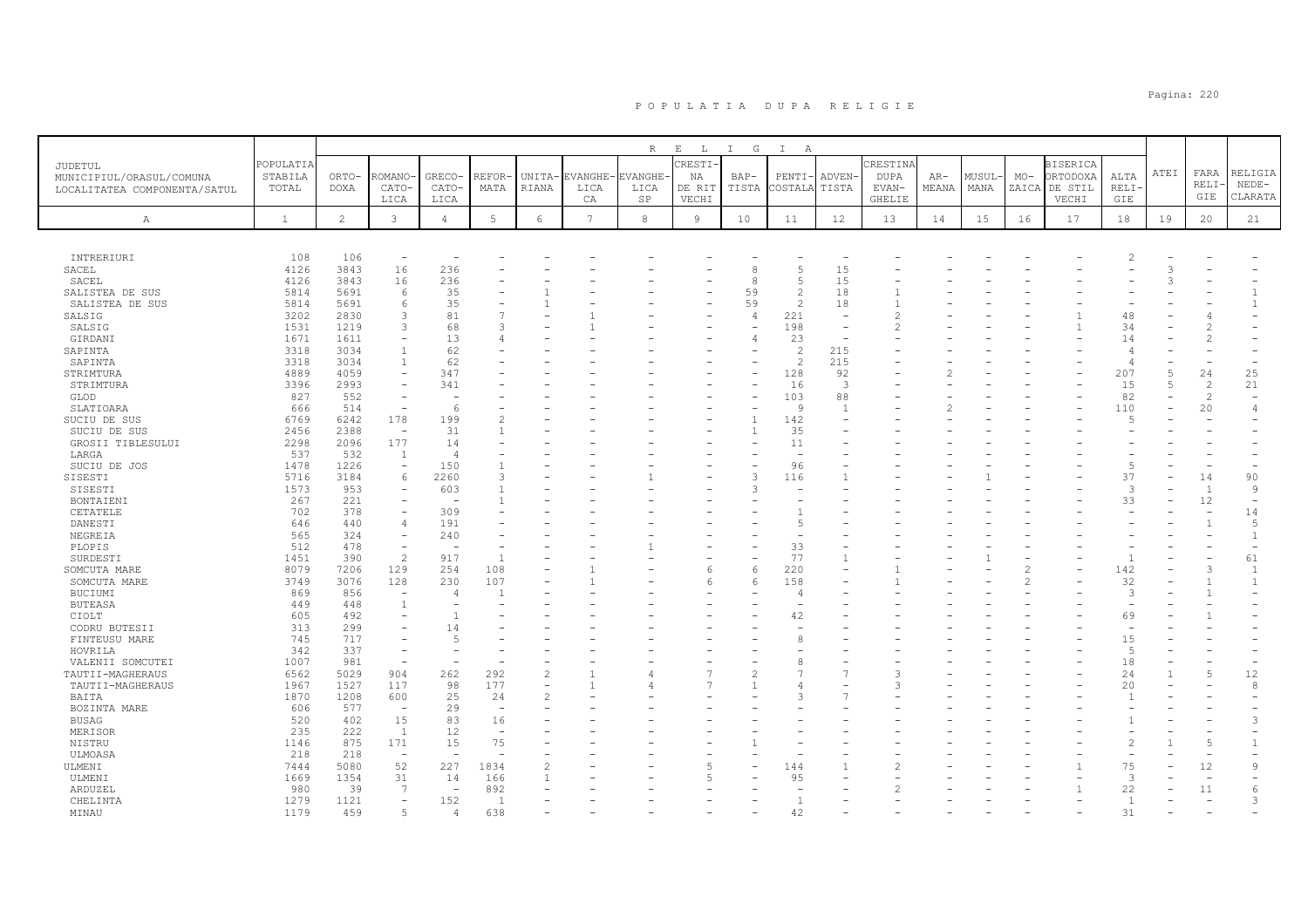# P O P U L A T I A   D U P A   R E L I G I E

| JUDETUL MUNICIPIUL/ORASUL/COMUNA LOCALITATEA COMPONENTA/SATUL | POPULATIA STABILA TOTAL | ORTODOXA | ROMANO-CATOLICA | GRECO-CATOLICA | REFORMATA | UNITARIANA | EVANGHELICA | EVANGHELICA SP | CRESTINA DE RIT VECHI | BAPTISTA | PENTICOSTALA | ADVENTISTA | CRESTINA DUPA EVANGHELIE | ARMEANA | MUSULMANA | MOZAICA | BISERICA ORTODOXA DE STIL VECHI | ALTA RELIGIE | ATEI | FARA RELIGIE | RELIGIA NEDECLARATA |
|---|---|---|---|---|---|---|---|---|---|---|---|---|---|---|---|---|---|---|---|---|---|
| A | 1 | 2 | 3 | 4 | 5 | 6 | 7 | 8 | 9 | 10 | 11 | 12 | 13 | 14 | 15 | 16 | 17 | 18 | 19 | 20 | 21 |
| INTRERIURI | 108 | 106 | - | - | - | - | - | - | - | - | - | - | - | - | - | - | - | 2 | - | - | - |
| SACEL | 4126 | 3843 | 16 | 236 | - | - | - | - | - | 8 | 5 | 15 | - | - | - | - | - | - | 3 | - | - |
| SACEL | 4126 | 3843 | 16 | 236 | - | - | - | - | - | 8 | 5 | 15 | - | - | - | - | - | - | 3 | - | - |
| SALISTEA DE SUS | 5814 | 5691 | 6 | 35 | - | 1 | - | - | - | 59 | 2 | 18 | 1 | - | - | - | - | - | - | - | 1 |
| SALISTEA DE SUS | 5814 | 5691 | 6 | 35 | - | 1 | - | - | - | 59 | 2 | 18 | 1 | - | - | - | - | - | - | - | 1 |
| SALSIG | 3202 | 2830 | 3 | 81 | 7 | - | 1 | - | - | 4 | 221 | - | 2 | - | - | - | 1 | 48 | - | 4 | - |
| SALSIG | 1531 | 1219 | 3 | 68 | 3 | - | 1 | - | - | - | 198 | - | 2 | - | - | - | 1 | 34 | - | 2 | - |
| GIRDANI | 1671 | 1611 | - | 13 | 4 | - | - | - | - | 4 | 23 | - | - | - | - | - | - | 14 | - | 2 | - |
| SAPINTA | 3318 | 3034 | 1 | 62 | - | - | - | - | - | - | 2 | 215 | - | - | - | - | - | 4 | - | - | - |
| SAPINTA | 3318 | 3034 | 1 | 62 | - | - | - | - | - | - | 2 | 215 | - | - | - | - | - | 4 | - | - | - |
| STRIMTURA | 4889 | 4059 | - | 347 | - | - | - | - | - | - | 128 | 92 | - | 2 | - | - | - | 207 | 5 | 24 | 25 |
| STRIMTURA | 3396 | 2993 | - | 341 | - | - | - | - | - | - | 16 | 3 | - | - | - | - | - | 15 | 5 | 2 | 21 |
| GLOD | 827 | 552 | - | - | - | - | - | - | - | - | 103 | 88 | - | - | - | - | - | 82 | - | 2 | - |
| SLATIOARA | 666 | 514 | - | 6 | - | - | - | - | - | - | 9 | 1 | - | 2 | - | - | - | 110 | - | 20 | 4 |
| SUCIU DE SUS | 6769 | 6242 | 178 | 199 | 2 | - | - | - | - | 1 | 142 | - | - | - | - | - | - | 5 | - | - | - |
| SUCIU DE SUS | 2456 | 2388 | - | 31 | 1 | - | - | - | - | 1 | 35 | - | - | - | - | - | - | - | - | - | - |
| GROSII TIBLESULUI | 2298 | 2096 | 177 | 14 | - | - | - | - | - | - | 11 | - | - | - | - | - | - | - | - | - | - |
| LARGA | 537 | 532 | 1 | 4 | - | - | - | - | - | - | - | - | - | - | - | - | - | - | - | - | - |
| SUCIU DE JOS | 1478 | 1226 | - | 150 | 1 | - | - | - | - | - | 96 | - | - | - | - | - | - | 5 | - | - | - |
| SISESTI | 5716 | 3184 | 6 | 2260 | 3 | - | - | 1 | - | 3 | 116 | 1 | - | - | 1 | - | - | 37 | - | 14 | 90 |
| SISESTI | 1573 | 953 | - | 603 | 1 | - | - | - | - | 3 | - | - | - | - | - | - | - | 3 | - | 1 | 9 |
| BONTAIENI | 267 | 221 | - | - | 1 | - | - | - | - | - | - | - | - | - | - | - | - | 33 | - | 12 | - |
| CETATELE | 702 | 378 | - | 309 | - | - | - | - | - | - | 1 | - | - | - | - | - | - | - | - | - | 14 |
| DANESTI | 646 | 440 | 4 | 191 | - | - | - | - | - | - | 5 | - | - | - | - | - | - | - | - | 1 | 5 |
| NEGREIA | 565 | 324 | - | 240 | - | - | - | - | - | - | - | - | - | - | - | - | - | - | - | - | 1 |
| PLOPIS | 512 | 478 | - | - | - | - | - | 1 | - | - | 33 | - | - | - | - | - | - | - | - | - | - |
| SURDESTI | 1451 | 390 | 2 | 917 | 1 | - | - | - | - | - | 77 | 1 | - | - | 1 | - | - | 1 | - | - | 61 |
| SOMCUTA MARE | 8079 | 7206 | 129 | 254 | 108 | - | 1 | - | 6 | 6 | 220 | - | 1 | - | - | 2 | - | 142 | - | 3 | 1 |
| SOMCUTA MARE | 3749 | 3076 | 128 | 230 | 107 | - | 1 | - | 6 | 6 | 158 | - | 1 | - | - | 2 | - | 32 | - | 1 | 1 |
| BUCIUMI | 869 | 856 | - | 4 | 1 | - | - | - | - | - | 4 | - | - | - | - | - | - | 3 | - | 1 | - |
| BUTEASA | 449 | 448 | 1 | - | - | - | - | - | - | - | - | - | - | - | - | - | - | - | - | - | - |
| CIOLT | 605 | 492 | - | 1 | - | - | - | - | - | - | 42 | - | - | - | - | - | - | 69 | - | 1 | - |
| CODRU BUTESII | 313 | 299 | - | 14 | - | - | - | - | - | - | - | - | - | - | - | - | - | - | - | - | - |
| FINTEUSU MARE | 745 | 717 | - | 5 | - | - | - | - | - | - | 8 | - | - | - | - | - | - | 15 | - | - | - |
| HOVRILA | 342 | 337 | - | - | - | - | - | - | - | - | - | - | - | - | - | - | - | 5 | - | - | - |
| VALENII SOMCUTEI | 1007 | 981 | - | - | - | - | - | - | - | - | 8 | - | - | - | - | - | - | 18 | - | - | - |
| TAUTII-MAGHERAUS | 6562 | 5029 | 904 | 262 | 292 | 2 | 1 | 4 | 7 | 2 | 7 | 7 | 3 | - | - | - | - | 24 | 1 | 5 | 12 |
| TAUTII-MAGHERAUS | 1967 | 1527 | 117 | 98 | 177 | - | 1 | 4 | 7 | 1 | 4 | - | 3 | - | - | - | - | 20 | - | - | 8 |
| BAITA | 1870 | 1208 | 600 | 25 | 24 | 2 | - | - | - | - | 3 | 7 | - | - | - | - | - | 1 | - | - | - |
| BOZINTA MARE | 606 | 577 | - | 29 | - | - | - | - | - | - | - | - | - | - | - | - | - | - | - | - | - |
| BUSAG | 520 | 402 | 15 | 83 | 16 | - | - | - | - | - | - | - | - | - | - | - | - | 1 | - | - | 3 |
| MERISOR | 235 | 222 | 1 | 12 | - | - | - | - | - | - | - | - | - | - | - | - | - | - | - | - | - |
| NISTRU | 1146 | 875 | 171 | 15 | 75 | - | - | - | - | 1 | - | - | - | - | - | - | - | 2 | 1 | 5 | 1 |
| ULMOASA | 218 | 218 | - | - | - | - | - | - | - | - | - | - | - | - | - | - | - | - | - | - | - |
| ULMENI | 7444 | 5080 | 52 | 227 | 1834 | 2 | - | - | 5 | - | 144 | 1 | 2 | - | - | - | 1 | 75 | - | 12 | 9 |
| ULMENI | 1669 | 1354 | 31 | 14 | 166 | 1 | - | - | 5 | - | 95 | - | - | - | - | - | - | 3 | - | - | - |
| ARDUZEL | 980 | 39 | 7 | - | 892 | - | - | - | - | - | - | - | 2 | - | - | - | 1 | 22 | - | 11 | 6 |
| CHELINTA | 1279 | 1121 | - | 152 | 1 | - | - | - | - | - | 1 | - | - | - | - | - | - | 1 | - | - | 3 |
| MINAU | 1179 | 459 | 5 | 4 | 638 | - | - | - | - | - | 42 | - | - | - | - | - | - | 31 | - | - | - |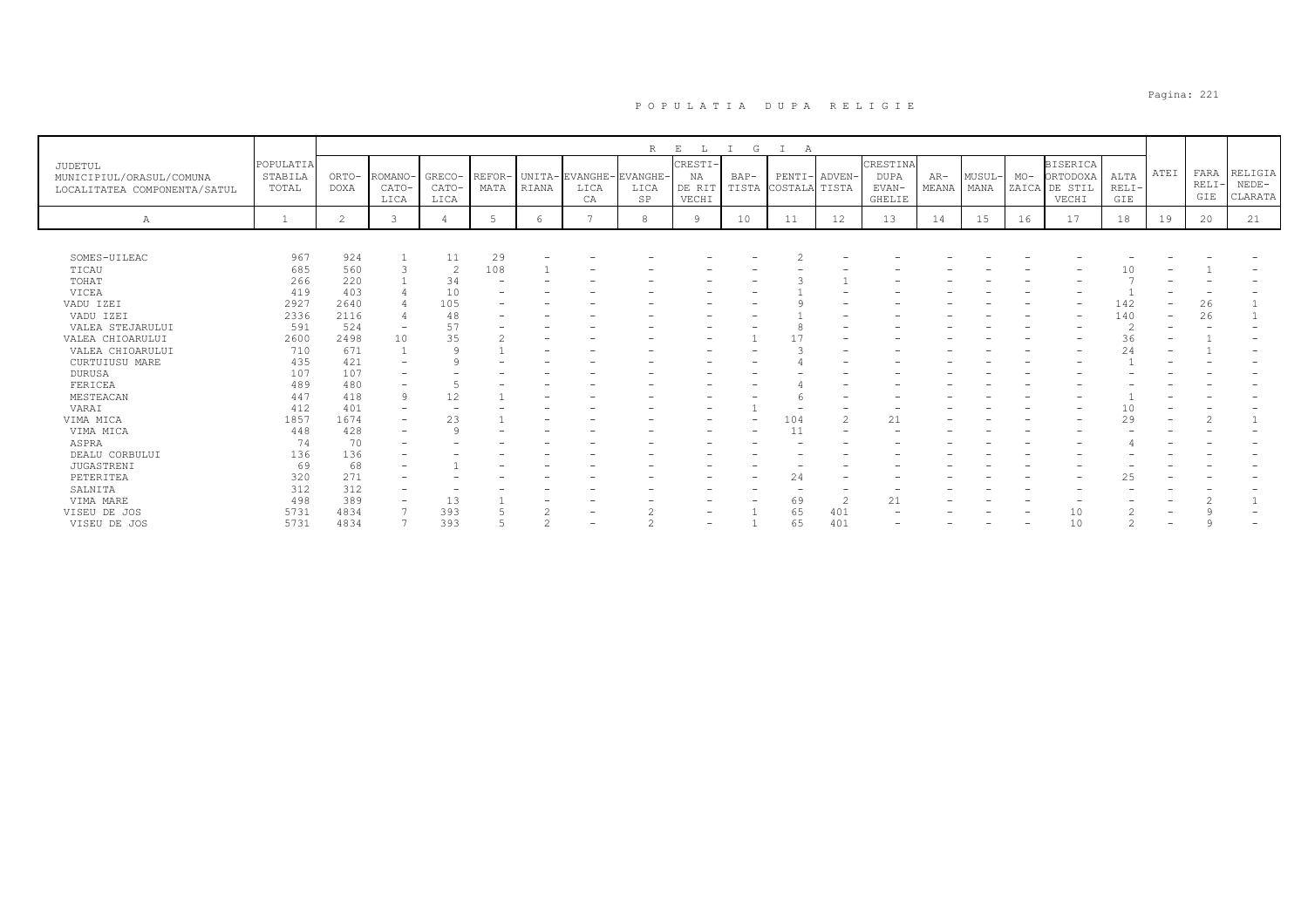# P O P U L A T I A   D U P A   R E L I G I E

| JUDETUL MUNICIPIUL/ORASUL/COMUNA LOCALITATEA COMPONENTA/SATUL | POPULATIA STABILA TOTAL | R E L I G I A | | | | | | | | | | | | | | | | | | | |
|---|---|---|---|---|---|---|---|---|---|---|---|---|---|---|---|---|---|---|---|---|---|
| | | ORTO-DOXA | ROMANO-CATO-LICA | GRECO-CATO-LICA | REFOR-MATA | UNITA-RIANA | EVANGHE-LICA CA | EVANGHE-LICA SP | CRESTI-NA DE RIT VECHI | BAP-TISTA | PENTI-COSTALA | ADVEN-TISTA | CRESTINA DUPA EVAN-GHELIE | AR-MEANA | MUSUL-MANA | MO-ZAICA | BISERICA ORTODOXA DE STIL VECHI | ALTA RELI-GIE | ATEI | FARA RELI-GIE | RELIGIA NEDE-CLARATA |
| A | 1 | 2 | 3 | 4 | 5 | 6 | 7 | 8 | 9 | 10 | 11 | 12 | 13 | 14 | 15 | 16 | 17 | 18 | 19 | 20 | 21 |
| SOMES-UILEAC | 967 | 924 | 1 | 11 | 29 | - | - | - | - | - | 2 | - | - | - | - | - | - | - | - | - | - |
| TICAU | 685 | 560 | 3 | 2 | 108 | 1 | - | - | - | - | - | - | - | - | - | - | - | 10 | - | 1 | - |
| TOHAT | 266 | 220 | 1 | 34 | - | - | - | - | - | - | 3 | 1 | - | - | - | - | - | 7 | - | - | - |
| VICEA | 419 | 403 | 4 | 10 | - | - | - | - | - | - | 1 | - | - | - | - | - | - | 1 | - | - | - |
| VADU IZEI | 2927 | 2640 | 4 | 105 | - | - | - | - | - | - | 9 | - | - | - | - | - | - | 142 | - | 26 | 1 |
| VADU IZEI | 2336 | 2116 | 4 | 48 | - | - | - | - | - | - | 1 | - | - | - | - | - | - | 140 | - | 26 | 1 |
| VALEA STEJARULUI | 591 | 524 | - | 57 | - | - | - | - | - | - | 8 | - | - | - | - | - | - | 2 | - | - | - |
| VALEA CHIOARULUI | 2600 | 2498 | 10 | 35 | 2 | - | - | - | - | 1 | 17 | - | - | - | - | - | - | 36 | - | 1 | - |
| VALEA CHIOARULUI | 710 | 671 | 1 | 9 | 1 | - | - | - | - | - | 3 | - | - | - | - | - | - | 24 | - | 1 | - |
| CURTUIUSU MARE | 435 | 421 | - | 9 | - | - | - | - | - | - | 4 | - | - | - | - | - | - | 1 | - | - | - |
| DURUSA | 107 | 107 | - | - | - | - | - | - | - | - | - | - | - | - | - | - | - | - | - | - | - |
| FERICEA | 489 | 480 | - | 5 | - | - | - | - | - | - | 4 | - | - | - | - | - | - | - | - | - | - |
| MESTEACAN | 447 | 418 | 9 | 12 | 1 | - | - | - | - | - | 6 | - | - | - | - | - | - | 1 | - | - | - |
| VARAI | 412 | 401 | - | - | - | - | - | - | - | 1 | - | - | - | - | - | - | - | 10 | - | - | - |
| VIMA MICA | 1857 | 1674 | - | 23 | 1 | - | - | - | - | - | 104 | 2 | 21 | - | - | - | - | 29 | - | 2 | 1 |
| VIMA MICA | 448 | 428 | - | 9 | - | - | - | - | - | - | 11 | - | - | - | - | - | - | - | - | - | - |
| ASPRA | 74 | 70 | - | - | - | - | - | - | - | - | - | - | - | - | - | - | - | 4 | - | - | - |
| DEALU CORBULUI | 136 | 136 | - | - | - | - | - | - | - | - | - | - | - | - | - | - | - | - | - | - | - |
| JUGASTRENI | 69 | 68 | - | 1 | - | - | - | - | - | - | - | - | - | - | - | - | - | - | - | - | - |
| PETERITEA | 320 | 271 | - | - | - | - | - | - | - | - | 24 | - | - | - | - | - | - | 25 | - | - | - |
| SALNITA | 312 | 312 | - | - | - | - | - | - | - | - | - | - | - | - | - | - | - | - | - | - | - |
| VIMA MARE | 498 | 389 | - | 13 | 1 | - | - | - | - | - | 69 | 2 | 21 | - | - | - | - | - | - | 2 | 1 |
| VISEU DE JOS | 5731 | 4834 | 7 | 393 | 5 | 2 | - | 2 | - | 1 | 65 | 401 | - | - | - | - | 10 | 2 | - | 9 | - |
| VISEU DE JOS | 5731 | 4834 | 7 | 393 | 5 | 2 | - | 2 | - | 1 | 65 | 401 | - | - | - | - | 10 | 2 | - | 9 | - |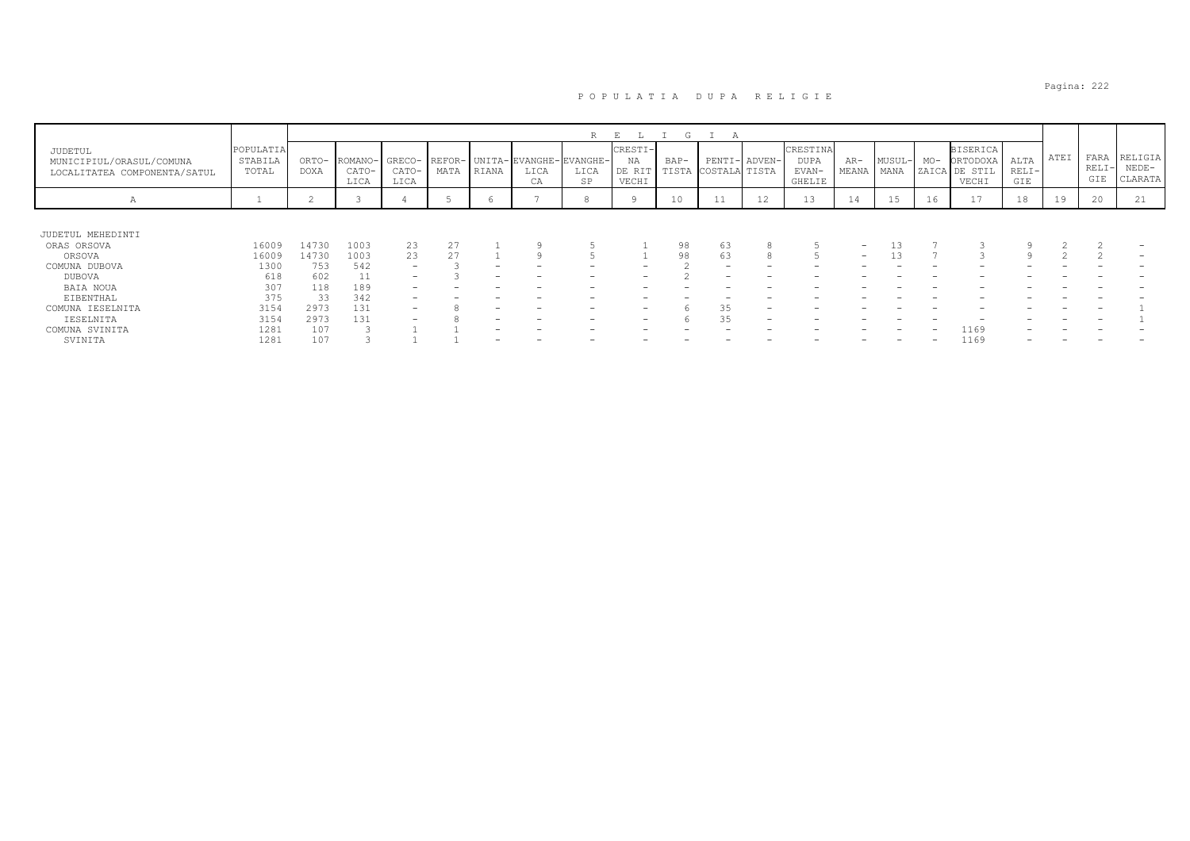# P O P U L A T I A   D U P A   R E L I G I E

| JUDETUL MUNICIPIUL/ORASUL/COMUNA LOCALITATEA COMPONENTA/SATUL | POPULATIA STABILA TOTAL | R E L I G I A | | | | | | | | | | | | | | | | | | | |
|---|---|---|---|---|---|---|---|---|---|---|---|---|---|---|---|---|---|---|---|---|---|
| | | ORTO-DOXA | ROMANO-CATO-LICA | GRECO-CATO-LICA | REFOR-MATA | UNITA-RIANA | EVANGHE-LICA CA | EVANGHE-LICA SP | CRESTI-NA DE RIT VECHI | BAP-TISTA | PENTI-COSTALA | ADVEN-TISTA | CRESTINA DUPA EVAN-GHELIE | AR-MEANA | MUSUL-MANA | MO-ZAICA | BISERICA ORTODOXA DE STIL VECHI | ALTA RELI-GIE | ATEI | FARA RELI-GIE | RELIGIA NEDE-CLARATA |
| A | 1 | 2 | 3 | 4 | 5 | 6 | 7 | 8 | 9 | 10 | 11 | 12 | 13 | 14 | 15 | 16 | 17 | 18 | 19 | 20 | 21 |
| JUDETUL MEHEDINTI | | | | | | | | | | | | | | | | | | | | | |
| ORAS ORSOVA | 16009 | 14730 | 1003 | 23 | 27 | 1 | 9 | 5 | 1 | 98 | 63 | 8 | 5 | - | 13 | 7 | 3 | 9 | 2 | 2 | - |
| ORSOVA | 16009 | 14730 | 1003 | 23 | 27 | 1 | 9 | 5 | 1 | 98 | 63 | 8 | 5 | - | 13 | 7 | 3 | 9 | 2 | 2 | - |
| COMUNA DUBOVA | 1300 | 753 | 542 | - | 3 | - | - | - | - | 2 | - | - | - | - | - | - | - | - | - | - | - |
| DUBOVA | 618 | 602 | 11 | - | 3 | - | - | - | - | 2 | - | - | - | - | - | - | - | - | - | - | - |
| BAIA NOUA | 307 | 118 | 189 | - | - | - | - | - | - | - | - | - | - | - | - | - | - | - | - | - | - |
| EIBENTHAL | 375 | 33 | 342 | - | - | - | - | - | - | - | - | - | - | - | - | - | - | - | - | - | - |
| COMUNA IESELNITA | 3154 | 2973 | 131 | - | 8 | - | - | - | - | 6 | 35 | - | - | - | - | - | - | - | - | - | 1 |
| IESELNITA | 3154 | 2973 | 131 | - | 8 | - | - | - | - | 6 | 35 | - | - | - | - | - | - | - | - | - | 1 |
| COMUNA SVINITA | 1281 | 107 | 3 | 1 | 1 | - | - | - | - | - | - | - | - | - | - | - | 1169 | - | - | - | - |
| SVINITA | 1281 | 107 | 3 | 1 | 1 | - | - | - | - | - | - | - | - | - | - | - | 1169 | - | - | - | - |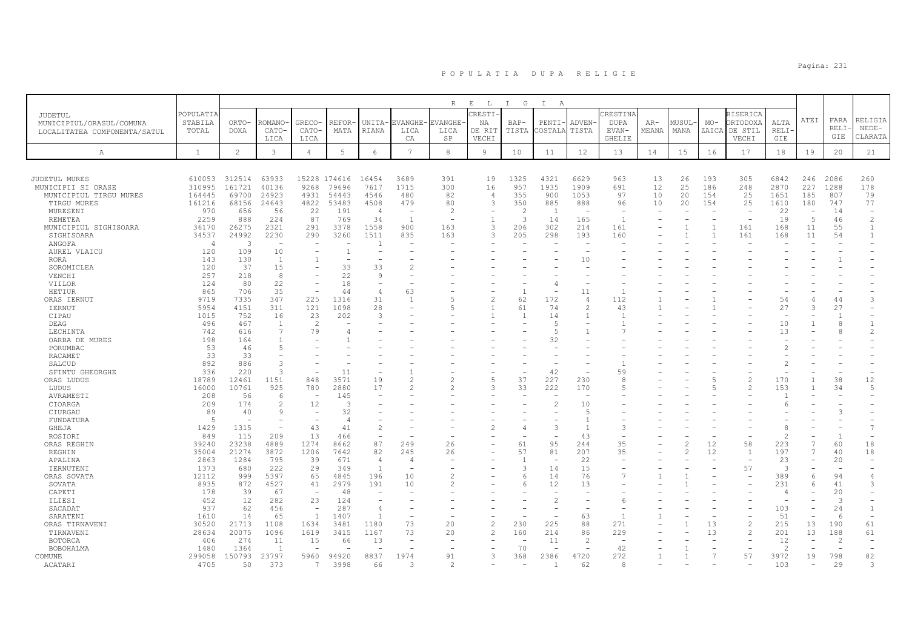# POPULATIA DUPA RELIGIE

| JUDETUL MUNICIPIUL/ORASUL/COMUNA LOCALITATEA COMPONENTA/SATUL | POPULATIA STABILA TOTAL | RELIGIA | | | | | | | | | | | | | | | | | | | |
|---|---|---|---|---|---|---|---|---|---|---|---|---|---|---|---|---|---|---|---|---|---|
| | | ORTO-DOXA | ROMANO-CATO-LICA | GRECO-CATO-LICA | REFOR-MATA | UNITA-RIANA | EVANGHE-LICA CA | EVANGHE-LICA SP | CRESTI-NA DE RIT VECHI | BAP-TISTA | PENTI-COSTALA | ADVEN-TISTA | CRESTINA DUPA EVAN-GHELIE | AR-MEANA | MUSUL-MANA | MO-ZAICA | BISERICA ORTODOXA DE STIL VECHI | ALTA RELI-GIE | ATEI | FARA RELI-GIE | RELIGIA NEDE-CLARATA |
| A | 1 | 2 | 3 | 4 | 5 | 6 | 7 | 8 | 9 | 10 | 11 | 12 | 13 | 14 | 15 | 16 | 17 | 18 | 19 | 20 | 21 |
| JUDETUL MURES | 610053 | 312514 | 63933 | 15228 | 174616 | 16454 | 3689 | 391 | 19 | 1325 | 4321 | 6629 | 963 | 13 | 26 | 193 | 305 | 6842 | 246 | 2086 | 260 |
| MUNICIPII SI ORASE | 310995 | 161721 | 40136 | 9268 | 79696 | 7617 | 1715 | 300 | 16 | 957 | 1935 | 1909 | 691 | 12 | 25 | 186 | 248 | 2870 | 227 | 1288 | 178 |
| MUNICIPIUL TIRGU MURES | 164445 | 69700 | 24923 | 4931 | 54443 | 4546 | 480 | 82 | 4 | 355 | 900 | 1053 | 97 | 10 | 20 | 154 | 25 | 1651 | 185 | 807 | 79 |
| TIRGU MURES | 161216 | 68156 | 24643 | 4822 | 53483 | 4508 | 479 | 80 | 3 | 350 | 885 | 888 | 96 | 10 | 20 | 154 | 25 | 1610 | 180 | 747 | 77 |
| MURESENI | 970 | 656 | 56 | 22 | 191 | 4 | - | 2 | - | 2 | 1 | - | - | - | - | - | - | 22 | - | 14 | - |
| REMETEA | 2259 | 888 | 224 | 87 | 769 | 34 | 1 | - | 1 | 3 | 14 | 165 | 1 | - | - | - | - | 19 | 5 | 46 | 2 |
| MUNICIPIUL SIGHISOARA | 36170 | 26275 | 2321 | 291 | 3378 | 1558 | 900 | 163 | 3 | 206 | 302 | 214 | 161 | - | 1 | 1 | 161 | 168 | 11 | 55 | 1 |
| SIGHISOARA | 34537 | 24992 | 2230 | 290 | 3260 | 1511 | 835 | 163 | 3 | 205 | 298 | 193 | 160 | - | 1 | 1 | 161 | 168 | 11 | 54 | 1 |
| ANGOFA | 4 | 3 | - | - | - | 1 | - | - | - | - | - | - | - | - | - | - | - | - | - | - | - |
| AUREL VLAICU | 120 | 109 | 10 | - | 1 | - | - | - | - | - | - | - | - | - | - | - | - | - | - | - | - |
| RORA | 143 | 130 | 1 | 1 | - | - | - | - | - | - | - | 10 | - | - | - | - | - | - | - | 1 | - |
| SOROMICLEA | 120 | 37 | 15 | - | 33 | 33 | 2 | - | - | - | - | - | - | - | - | - | - | - | - | - | - |
| VENCHI | 257 | 218 | 8 | - | 22 | 9 | - | - | - | - | - | - | - | - | - | - | - | - | - | - | - |
| VIILOR | 124 | 80 | 22 | - | 18 | - | - | - | - | - | 4 | - | - | - | - | - | - | - | - | - | - |
| HETIUR | 865 | 706 | 35 | - | 44 | 4 | 63 | - | - | 1 | - | 11 | 1 | - | - | - | - | - | - | - | - |
| ORAS IERNUT | 9719 | 7335 | 347 | 225 | 1316 | 31 | 1 | 5 | 2 | 62 | 172 | 4 | 112 | 1 | - | 1 | - | 54 | 4 | 44 | 3 |
| IERNUT | 5954 | 4151 | 311 | 121 | 1098 | 28 | - | 5 | 1 | 61 | 74 | 2 | 43 | 1 | - | 1 | - | 27 | 3 | 27 | - |
| CIPAU | 1015 | 752 | 16 | 23 | 202 | 3 | - | - | 1 | 1 | 14 | 1 | 1 | - | - | - | - | - | - | 1 | - |
| DEAG | 496 | 467 | 1 | 2 | - | - | - | - | - | - | 5 | - | 1 | - | - | - | - | 10 | 1 | 8 | 1 |
| LECHINTA | 742 | 616 | 7 | 79 | 4 | - | - | - | - | - | 5 | 1 | 7 | - | - | - | - | 13 | - | 8 | 2 |
| OARBA DE MURES | 198 | 164 | 1 | - | 1 | - | - | - | - | - | 32 | - | - | - | - | - | - | - | - | - | - |
| PORUMBAC | 53 | 46 | 5 | - | - | - | - | - | - | - | - | - | - | - | - | - | - | 2 | - | - | - |
| RACAMET | 33 | 33 | - | - | - | - | - | - | - | - | - | - | - | - | - | - | - | - | - | - | - |
| SALCUD | 892 | 886 | 3 | - | - | - | - | - | - | - | - | - | 1 | - | - | - | - | 2 | - | - | - |
| SFINTU GHEORGHE | 336 | 220 | 3 | - | 11 | - | 1 | - | - | - | 42 | - | 59 | - | - | - | - | - | - | - | - |
| ORAS LUDUS | 18789 | 12461 | 1151 | 848 | 3571 | 19 | 2 | 2 | 5 | 37 | 227 | 230 | 8 | - | - | 5 | 2 | 170 | 1 | 38 | 12 |
| LUDUS | 16000 | 10761 | 925 | 780 | 2880 | 17 | 2 | 2 | 3 | 33 | 222 | 170 | 5 | - | - | 5 | 2 | 153 | 1 | 34 | 5 |
| AVRAMESTI | 208 | 56 | 6 | - | 145 | - | - | - | - | - | - | - | - | - | - | - | - | 1 | - | - | - |
| CIOARGA | 209 | 174 | 2 | 12 | 3 | - | - | - | - | - | 2 | 10 | - | - | - | - | - | 6 | - | - | - |
| CIURGAU | 89 | 40 | 9 | - | 32 | - | - | - | - | - | - | 5 | - | - | - | - | - | - | - | 3 | - |
| FUNDATURA | 5 | - | - | - | 4 | - | - | - | - | - | - | 1 | - | - | - | - | - | - | - | - | - |
| GHEJA | 1429 | 1315 | - | 43 | 41 | 2 | - | - | 2 | 4 | 3 | 1 | 3 | - | - | - | - | 8 | - | - | 7 |
| ROSIORI | 849 | 115 | 209 | 13 | 466 | - | - | - | - | - | - | 43 | - | - | - | - | - | 2 | - | 1 | - |
| ORAS REGHIN | 39240 | 23238 | 4889 | 1274 | 8662 | 87 | 249 | 26 | - | 61 | 95 | 244 | 35 | - | 2 | 12 | 58 | 223 | 7 | 60 | 18 |
| REGHIN | 35004 | 21274 | 3872 | 1206 | 7642 | 82 | 245 | 26 | - | 57 | 81 | 207 | 35 | - | 2 | 12 | 1 | 197 | 7 | 40 | 18 |
| APALINA | 2863 | 1284 | 795 | 39 | 671 | 4 | 4 | - | - | 1 | - | 22 | - | - | - | - | - | 23 | - | 20 | - |
| IERNUTENI | 1373 | 680 | 222 | 29 | 349 | 1 | - | - | - | 3 | 14 | 15 | - | - | - | - | 57 | 3 | - | - | - |
| ORAS SOVATA | 12112 | 999 | 5397 | 65 | 4845 | 196 | 10 | 2 | - | 6 | 14 | 76 | 7 | 1 | 1 | - | - | 389 | 6 | 94 | 4 |
| SOVATA | 8935 | 872 | 4527 | 41 | 2979 | 191 | 10 | 2 | - | 6 | 12 | 13 | - | - | 1 | - | - | 231 | 6 | 41 | 3 |
| CAPETI | 178 | 39 | 67 | - | 48 | - | - | - | - | - | - | - | - | - | - | - | - | 4 | - | 20 | - |
| ILIESI | 452 | 12 | 282 | 23 | 124 | - | - | - | - | - | 2 | - | 6 | - | - | - | - | - | - | 3 | - |
| SACADAT | 937 | 62 | 456 | - | 287 | 4 | - | - | - | - | - | - | - | - | - | - | - | 103 | - | 24 | 1 |
| SARATENI | 1610 | 14 | 65 | 1 | 1407 | 1 | - | - | - | - | - | 63 | 1 | 1 | - | - | - | 51 | - | 6 | - |
| ORAS TIRNAVENI | 30520 | 21713 | 1108 | 1634 | 3481 | 1180 | 73 | 20 | 2 | 230 | 225 | 88 | 271 | - | 1 | 13 | 2 | 215 | 13 | 190 | 61 |
| TIRNAVENI | 28634 | 20075 | 1096 | 1619 | 3415 | 1167 | 73 | 20 | 2 | 160 | 214 | 86 | 229 | - | - | 13 | 2 | 201 | 13 | 188 | 61 |
| BOTORCA | 406 | 274 | 11 | 15 | 66 | 13 | - | - | - | - | 11 | 2 | - | - | - | - | - | 12 | - | 2 | - |
| BOBOHALMA | 1480 | 1364 | 1 | - | - | - | - | - | - | 70 | - | - | 42 | - | 1 | - | - | 2 | - | - | - |
| COMUNE | 299058 | 150793 | 23797 | 5960 | 94920 | 8837 | 1974 | 91 | 3 | 368 | 2386 | 4720 | 272 | 1 | 1 | 7 | 57 | 3972 | 19 | 798 | 82 |
| ACATARI | 4705 | 50 | 373 | 7 | 3998 | 66 | 3 | 2 | - | - | 1 | 62 | 8 | - | - | - | - | 103 | - | 29 | 3 |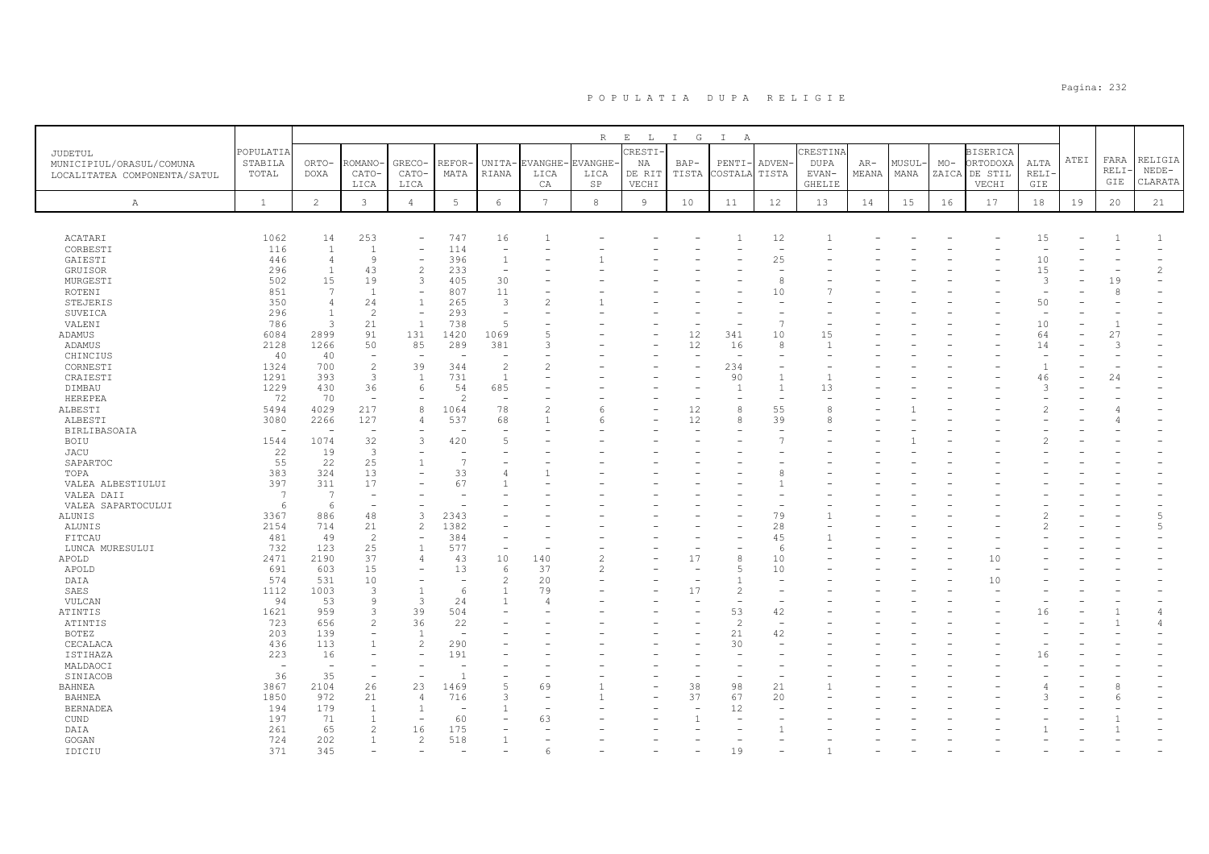# P O P U L A T I A   D U P A   R E L I G I E

| JUDETUL MUNICIPIUL/ORASUL/COMUNA LOCALITATEA COMPONENTA/SATUL | POPULATIA STABILA TOTAL | ORTO-DOXA | ROMANO-CATO-LICA | GRECO-CATO-LICA | REFOR-MATA | UNITA-RIANA | EVANGHE-LICA CA | EVANGHE-LICA SP | CRESTI-NA DE RIT VECHI | BAP-TISTA | PENTI-COSTALA | ADVEN-TISTA | CRESTINA DUPA EVAN-GHELIE | AR-MEANA | MUSUL-MANA | MO-ZAICA | BISERICA ORTODOXA DE STIL VECHI | ALTA RELI-GIE | ATEI | FARA RELI-GIE | RELIGIA NEDE-CLARATA |
|---|---|---|---|---|---|---|---|---|---|---|---|---|---|---|---|---|---|---|---|---|---|
| A | 1 | 2 | 3 | 4 | 5 | 6 | 7 | 8 | 9 | 10 | 11 | 12 | 13 | 14 | 15 | 16 | 17 | 18 | 19 | 20 | 21 |
| ACATARI | 1062 | 14 | 253 | - | 747 | 16 | 1 | - | - | - | 1 | 12 | 1 | - | - | - | - | 15 | - | 1 | 1 |
| CORBESTI | 116 | 1 | 1 | - | 114 | - | - | - | - | - | - | - | - | - | - | - | - | - | - | - | - |
| GAIESTI | 446 | 4 | 9 | - | 396 | 1 | - | 1 | - | - | - | 25 | - | - | - | - | - | 10 | - | - | - |
| GRUISOR | 296 | 1 | 43 | 2 | 233 | - | - | - | - | - | - | - | - | - | - | - | - | 15 | - | - | 2 |
| MURGESTI | 502 | 15 | 19 | 3 | 405 | 30 | - | - | - | - | - | 8 | - | - | - | - | - | 3 | - | 19 | - |
| ROTENI | 851 | 7 | 1 | - | 807 | 11 | - | - | - | - | - | 10 | 7 | - | - | - | - | - | - | 8 | - |
| STEJERIS | 350 | 4 | 24 | 1 | 265 | 3 | 2 | 1 | - | - | - | - | - | - | - | - | - | 50 | - | - | - |
| SUVEICA | 296 | 1 | 2 | - | 293 | - | - | - | - | - | - | - | - | - | - | - | - | - | - | - | - |
| VALENI | 786 | 3 | 21 | 1 | 738 | 5 | - | - | - | - | - | 7 | - | - | - | - | - | 10 | - | 1 | - |
| ADAMUS | 6084 | 2899 | 91 | 131 | 1420 | 1069 | 5 | - | - | 12 | 341 | 10 | 15 | - | - | - | - | 64 | - | 27 | - |
| ADAMUS | 2128 | 1266 | 50 | 85 | 289 | 381 | 3 | - | - | 12 | 16 | 8 | 1 | - | - | - | - | 14 | - | 3 | - |
| CHINCIUS | 40 | 40 | - | - | - | - | - | - | - | - | - | - | - | - | - | - | - | - | - | - | - |
| CORNESTI | 1324 | 700 | 2 | 39 | 344 | 2 | 2 | - | - | - | 234 | - | - | - | - | - | - | 1 | - | - | - |
| CRAIESTI | 1291 | 393 | 3 | 1 | 731 | 1 | - | - | - | - | 90 | 1 | 1 | - | - | - | - | 46 | - | 24 | - |
| DIMBAU | 1229 | 430 | 36 | 6 | 54 | 685 | - | - | - | - | 1 | 1 | 13 | - | - | - | - | 3 | - | - | - |
| HEREPEA | 72 | 70 | - | - | 2 | - | - | - | - | - | - | - | - | - | - | - | - | - | - | - | - |
| ALBESTI | 5494 | 4029 | 217 | 8 | 1064 | 78 | 2 | 6 | - | 12 | 8 | 55 | 8 | - | 1 | - | - | 2 | - | 4 | - |
| ALBESTI | 3080 | 2266 | 127 | 4 | 537 | 68 | 1 | 6 | - | 12 | 8 | 39 | 8 | - | - | - | - | - | - | 4 | - |
| BIRLIBASOAIA | - | - | - | - | - | - | - | - | - | - | - | - | - | - | - | - | - | - | - | - | - |
| BOIU | 1544 | 1074 | 32 | 3 | 420 | 5 | - | - | - | - | - | 7 | - | - | 1 | - | - | 2 | - | - | - |
| JACU | 22 | 19 | 3 | - | - | - | - | - | - | - | - | - | - | - | - | - | - | - | - | - | - |
| SAPARTOC | 55 | 22 | 25 | 1 | 7 | - | - | - | - | - | - | - | - | - | - | - | - | - | - | - | - |
| TOPA | 383 | 324 | 13 | - | 33 | 4 | 1 | - | - | - | - | 8 | - | - | - | - | - | - | - | - | - |
| VALEA ALBESTIULUI | 397 | 311 | 17 | - | 67 | 1 | - | - | - | - | - | 1 | - | - | - | - | - | - | - | - | - |
| VALEA DAII | 7 | 7 | - | - | - | - | - | - | - | - | - | - | - | - | - | - | - | - | - | - | - |
| VALEA SAPARTOCULUI | 6 | 6 | - | - | - | - | - | - | - | - | - | - | - | - | - | - | - | - | - | - | - |
| ALUNIS | 3367 | 886 | 48 | 3 | 2343 | - | - | - | - | - | - | 79 | 1 | - | - | - | - | 2 | - | - | 5 |
| ALUNIS | 2154 | 714 | 21 | 2 | 1382 | - | - | - | - | - | - | 28 | - | - | - | - | - | 2 | - | - | 5 |
| FITCAU | 481 | 49 | 2 | - | 384 | - | - | - | - | - | - | 45 | 1 | - | - | - | - | - | - | - | - |
| LUNCA MURESULUI | 732 | 123 | 25 | 1 | 577 | - | - | - | - | - | - | 6 | - | - | - | - | - | - | - | - | - |
| APOLD | 2471 | 2190 | 37 | 4 | 43 | 10 | 140 | 2 | - | 17 | 8 | 10 | - | - | - | - | 10 | - | - | - | - |
| APOLD | 691 | 603 | 15 | - | 13 | 6 | 37 | 2 | - | - | 5 | 10 | - | - | - | - | - | - | - | - | - |
| DAIA | 574 | 531 | 10 | - | - | 2 | 20 | - | - | - | 1 | - | - | - | - | - | 10 | - | - | - | - |
| SAES | 1112 | 1003 | 3 | 1 | 6 | 1 | 79 | - | - | 17 | 2 | - | - | - | - | - | - | - | - | - | - |
| VULCAN | 94 | 53 | 9 | 3 | 24 | 1 | 4 | - | - | - | - | - | - | - | - | - | - | - | - | - | - |
| ATINTIS | 1621 | 959 | 3 | 39 | 504 | - | - | - | - | - | 53 | 42 | - | - | - | - | - | 16 | - | 1 | 4 |
| ATINTIS | 723 | 656 | 2 | 36 | 22 | - | - | - | - | - | 2 | - | - | - | - | - | - | - | - | 1 | 4 |
| BOTEZ | 203 | 139 | - | 1 | - | - | - | - | - | - | 21 | 42 | - | - | - | - | - | - | - | - | - |
| CECALACA | 436 | 113 | 1 | 2 | 290 | - | - | - | - | - | 30 | - | - | - | - | - | - | - | - | - | - |
| ISTIHAZA | 223 | 16 | - | - | 191 | - | - | - | - | - | - | - | - | - | - | - | - | 16 | - | - | - |
| MALDAOCI | - | - | - | - | - | - | - | - | - | - | - | - | - | - | - | - | - | - | - | - | - |
| SINIACOB | 36 | 35 | - | - | 1 | - | - | - | - | - | - | - | - | - | - | - | - | - | - | - | - |
| BAHNEA | 3867 | 2104 | 26 | 23 | 1469 | 5 | 69 | 1 | - | 38 | 98 | 21 | 1 | - | - | - | - | 4 | - | 8 | - |
| BAHNEA | 1850 | 972 | 21 | 4 | 716 | 3 | - | 1 | - | 37 | 67 | 20 | - | - | - | - | - | 3 | - | 6 | - |
| BERNADEA | 194 | 179 | 1 | 1 | - | 1 | - | - | - | - | 12 | - | - | - | - | - | - | - | - | - | - |
| CUND | 197 | 71 | 1 | - | 60 | - | 63 | - | - | 1 | - | - | - | - | - | - | - | - | - | 1 | - |
| DAIA | 261 | 65 | 2 | 16 | 175 | - | - | - | - | - | - | 1 | - | - | - | - | - | 1 | - | 1 | - |
| GOGAN | 724 | 202 | 1 | 2 | 518 | 1 | - | - | - | - | - | - | - | - | - | - | - | - | - | - | - |
| IDICIU | 371 | 345 | - | - | - | - | 6 | - | - | - | 19 | - | 1 | - | - | - | - | - | - | - | - |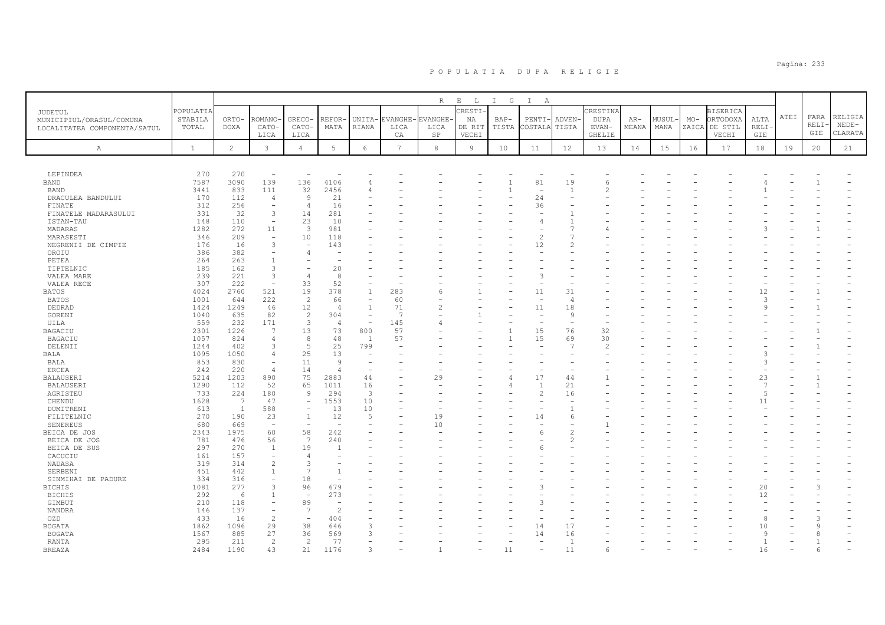# P O P U L A T I A   D U P A   R E L I G I E

| JUDETUL MUNICIPIUL/ORASUL/COMUNA LOCALITATEA COMPONENTA/SATUL | POPULATIA STABILA TOTAL | RELIGIA | | | | | | | | | | | | | | | | | | | |
|---|---|---|---|---|---|---|---|---|---|---|---|---|---|---|---|---|---|---|---|---|---|
| | | ORTODOXA | ROMANO-CATOLICA | GRECO-CATOLICA | REFORMATA | UNITARIANA | EVANGHELICA CA | EVANGHELICA SP | CRESTINA DE RIT VECHI | BAPTISTA | PENTICOSTALA | ADVENTISTA | CRESTINA DUPA EVANGHELIE | ARMEANA | MUSULMANA | MOZAICA | BISERICA ORTODOXA DE STIL VECHI | ALTA RELIGIE | ATEI | FARA RELIGIE | RELIGIA NEDECLARATA |
| A | 1 | 2 | 3 | 4 | 5 | 6 | 7 | 8 | 9 | 10 | 11 | 12 | 13 | 14 | 15 | 16 | 17 | 18 | 19 | 20 | 21 |
| LEPINDEA | 270 | 270 | - | - | - | - | - | - | - | - | - | - | - | - | - | - | - | - | - | - | - |
| BAND | 7587 | 3090 | 139 | 136 | 4106 | 4 | - | - | - | 1 | 81 | 19 | 6 | - | - | - | - | 4 | - | 1 | - |
| BAND | 3441 | 833 | 111 | 32 | 2456 | 4 | - | - | - | 1 | - | 1 | 2 | - | - | - | - | 1 | - | - | - |
| DRACULEA BANDULUI | 170 | 112 | 4 | 9 | 21 | - | - | - | - | - | 24 | - | - | - | - | - | - | - | - | - | - |
| FINATE | 312 | 256 | - | 4 | 16 | - | - | - | - | - | 36 | - | - | - | - | - | - | - | - | - | - |
| FINATELE MADARASULUI | 331 | 32 | 3 | 14 | 281 | - | - | - | - | - | - | 1 | - | - | - | - | - | - | - | - | - |
| ISTAN-TAU | 148 | 110 | - | 23 | 10 | - | - | - | - | - | 4 | 1 | - | - | - | - | - | - | - | - | - |
| MADARAS | 1282 | 272 | 11 | 3 | 981 | - | - | - | - | - | - | 7 | 4 | - | - | - | - | 3 | - | 1 | - |
| MARASESTI | 346 | 209 | - | 10 | 118 | - | - | - | - | - | 2 | 7 | - | - | - | - | - | - | - | - | - |
| NEGRENII DE CIMPIE | 176 | 16 | 3 | - | 143 | - | - | - | - | - | 12 | 2 | - | - | - | - | - | - | - | - | - |
| OROIU | 386 | 382 | - | 4 | - | - | - | - | - | - | - | - | - | - | - | - | - | - | - | - | - |
| PETEA | 264 | 263 | 1 | - | - | - | - | - | - | - | - | - | - | - | - | - | - | - | - | - | - |
| TIPTELNIC | 185 | 162 | 3 | - | 20 | - | - | - | - | - | - | - | - | - | - | - | - | - | - | - | - |
| VALEA MARE | 239 | 221 | 3 | 4 | 8 | - | - | - | - | - | 3 | - | - | - | - | - | - | - | - | - | - |
| VALEA RECE | 307 | 222 | - | 33 | 52 | - | - | - | - | - | - | - | - | - | - | - | - | - | - | - | - |
| BATOS | 4024 | 2760 | 521 | 19 | 378 | 1 | 283 | 6 | 1 | - | 11 | 31 | - | - | - | - | - | 12 | - | 1 | - |
| BATOS | 1001 | 644 | 222 | 2 | 66 | - | 60 | - | - | - | - | 4 | - | - | - | - | - | 3 | - | - | - |
| DEDRAD | 1424 | 1249 | 46 | 12 | 4 | 1 | 71 | 2 | - | - | 11 | 18 | - | - | - | - | - | 9 | - | 1 | - |
| GORENI | 1040 | 635 | 82 | 2 | 304 | - | 7 | - | 1 | - | - | 9 | - | - | - | - | - | - | - | - | - |
| UILA | 559 | 232 | 171 | 3 | 4 | - | 145 | 4 | - | - | - | - | - | - | - | - | - | - | - | - | - |
| BAGACIU | 2301 | 1226 | 7 | 13 | 73 | 800 | 57 | - | - | 1 | 15 | 76 | 32 | - | - | - | - | - | - | 1 | - |
| BAGACIU | 1057 | 824 | 4 | 8 | 48 | 1 | 57 | - | - | 1 | 15 | 69 | 30 | - | - | - | - | - | - | - | - |
| DELENII | 1244 | 402 | 3 | 5 | 25 | 799 | - | - | - | - | - | 7 | 2 | - | - | - | - | - | - | 1 | - |
| BALA | 1095 | 1050 | 4 | 25 | 13 | - | - | - | - | - | - | - | - | - | - | - | - | 3 | - | - | - |
| BALA | 853 | 830 | - | 11 | 9 | - | - | - | - | - | - | - | - | - | - | - | - | 3 | - | - | - |
| ERCEA | 242 | 220 | 4 | 14 | 4 | - | - | - | - | - | - | - | - | - | - | - | - | - | - | - | - |
| BALAUSERI | 5214 | 1203 | 890 | 75 | 2883 | 44 | - | 29 | - | 4 | 17 | 44 | 1 | - | - | - | - | 23 | - | 1 | - |
| BALAUSERI | 1290 | 112 | 52 | 65 | 1011 | 16 | - | - | - | 4 | 1 | 21 | - | - | - | - | - | 7 | - | 1 | - |
| AGRISTEU | 733 | 224 | 180 | 9 | 294 | 3 | - | - | - | - | 2 | 16 | - | - | - | - | - | 5 | - | - | - |
| CHENDU | 1628 | 7 | 47 | - | 1553 | 10 | - | - | - | - | - | - | - | - | - | - | - | 11 | - | - | - |
| DUMITRENI | 613 | 1 | 588 | - | 13 | 10 | - | - | - | - | - | 1 | - | - | - | - | - | - | - | - | - |
| FILITELNIC | 270 | 190 | 23 | 1 | 12 | 5 | - | 19 | - | - | 14 | 6 | - | - | - | - | - | - | - | - | - |
| SENEREUS | 680 | 669 | - | - | - | - | - | 10 | - | - | - | - | 1 | - | - | - | - | - | - | - | - |
| BEICA DE JOS | 2343 | 1975 | 60 | 58 | 242 | - | - | - | - | - | 6 | 2 | - | - | - | - | - | - | - | - | - |
| BEICA DE JOS | 781 | 476 | 56 | 7 | 240 | - | - | - | - | - | - | 2 | - | - | - | - | - | - | - | - | - |
| BEICA DE SUS | 297 | 270 | 1 | 19 | 1 | - | - | - | - | - | 6 | - | - | - | - | - | - | - | - | - | - |
| CACUCIU | 161 | 157 | - | 4 | - | - | - | - | - | - | - | - | - | - | - | - | - | - | - | - | - |
| NADASA | 319 | 314 | 2 | 3 | - | - | - | - | - | - | - | - | - | - | - | - | - | - | - | - | - |
| SERBENI | 451 | 442 | 1 | 7 | 1 | - | - | - | - | - | - | - | - | - | - | - | - | - | - | - | - |
| SINMIHAI DE PADURE | 334 | 316 | - | 18 | - | - | - | - | - | - | - | - | - | - | - | - | - | - | - | - | - |
| BICHIS | 1081 | 277 | 3 | 96 | 679 | - | - | - | - | - | 3 | - | - | - | - | - | - | 20 | - | 3 | - |
| BICHIS | 292 | 6 | 1 | - | 273 | - | - | - | - | - | - | - | - | - | - | - | - | 12 | - | - | - |
| GIMBUT | 210 | 118 | - | 89 | - | - | - | - | - | - | 3 | - | - | - | - | - | - | - | - | - | - |
| NANDRA | 146 | 137 | - | 7 | 2 | - | - | - | - | - | - | - | - | - | - | - | - | - | - | - | - |
| OZD | 433 | 16 | 2 | - | 404 | - | - | - | - | - | - | - | - | - | - | - | - | 8 | - | 3 | - |
| BOGATA | 1862 | 1096 | 29 | 38 | 646 | 3 | - | - | - | - | 14 | 17 | - | - | - | - | - | 10 | - | 9 | - |
| BOGATA | 1567 | 885 | 27 | 36 | 569 | 3 | - | - | - | - | 14 | 16 | - | - | - | - | - | 9 | - | 8 | - |
| RANTA | 295 | 211 | 2 | 2 | 77 | - | - | - | - | - | - | 1 | - | - | - | - | - | 1 | - | 1 | - |
| BREAZA | 2484 | 1190 | 43 | 21 | 1176 | 3 | - | 1 | - | 11 | - | 11 | 6 | - | - | - | - | 16 | - | 6 | - |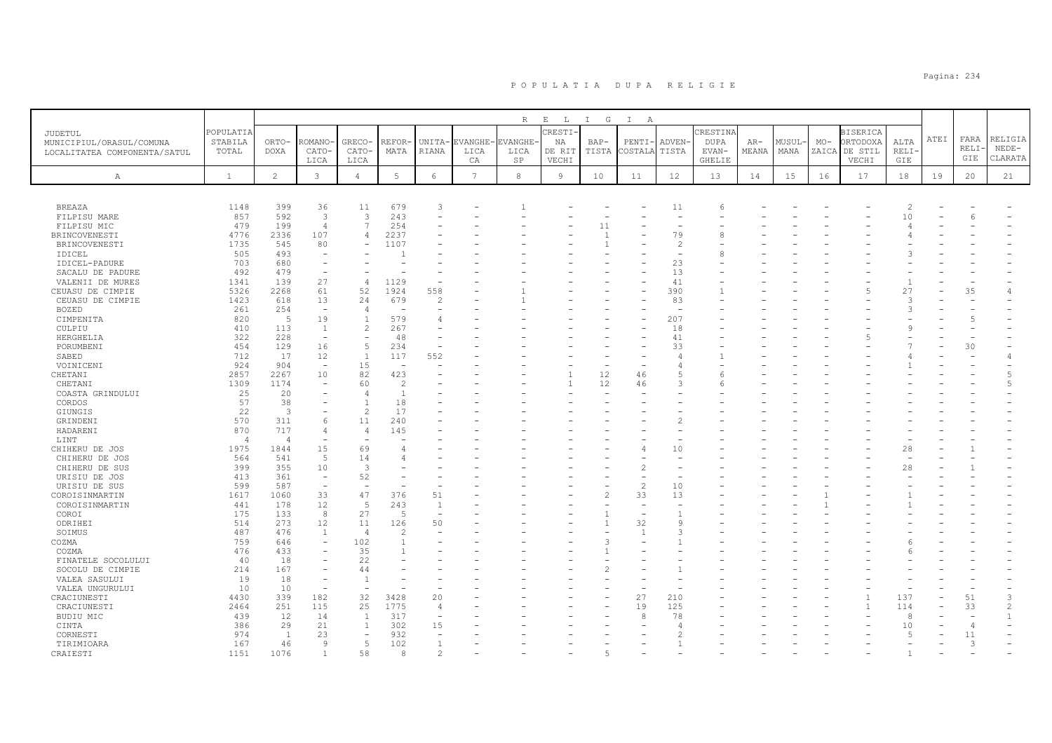# P O P U L A T I A   D U P A   R E L I G I E

| JUDETUL MUNICIPIUL/ORASUL/COMUNA LOCALITATEA COMPONENTA/SATUL | POPULATIA STABILA TOTAL | RELIGIA ORTODOXA | ROMANO-CATOLICA | GRECO-CATOLICA | REFORMATA | UNITARIANA | EVANGHELICA | EVANGHELICA SP | CRESTINA DE RIT VECHI | BAPTISTA | PENTICOSTALA | ADVENTISTA | CRESTINA DUPA EVANGHELIE | ARMEANA | MUSULMANA | MOZAICA | BISERICA ORTODOXA DE STIL VECHI | ALTA RELIGIE | ATEI | FARA RELIGIE | RELIGIA NEDECLARATA |
|---|---|---|---|---|---|---|---|---|---|---|---|---|---|---|---|---|---|---|---|---|---|
| A | 1 | 2 | 3 | 4 | 5 | 6 | 7 | 8 | 9 | 10 | 11 | 12 | 13 | 14 | 15 | 16 | 17 | 18 | 19 | 20 | 21 |
| BREAZA | 1148 | 399 | 36 | 11 | 679 | 3 | - | 1 | - | - | - | 11 | 6 | - | - | - | - | 2 | - | - | - |
| FILPISU MARE | 857 | 592 | 3 | 3 | 243 | - | - | - | - | - | - | - | - | - | - | - | - | 10 | - | 6 | - |
| FILPISU MIC | 479 | 199 | 4 | 7 | 254 | - | - | - | - | 11 | - | - | - | - | - | - | - | 4 | - | - | - |
| BRINCOVENESTI | 4776 | 2336 | 107 | 4 | 2237 | - | - | - | - | 1 | - | 79 | 8 | - | - | - | - | 4 | - | - | - |
| BRINCOVENESTI | 1735 | 545 | 80 | - | 1107 | - | - | - | - | 1 | - | 2 | - | - | - | - | - | - | - | - | - |
| IDICEL | 505 | 493 | - | - | 1 | - | - | - | - | - | - | - | 8 | - | - | - | - | 3 | - | - | - |
| IDICEL-PADURE | 703 | 680 | - | - | - | - | - | - | - | - | - | 23 | - | - | - | - | - | - | - | - | - |
| SACALU DE PADURE | 492 | 479 | - | - | - | - | - | - | - | - | - | 13 | - | - | - | - | - | - | - | - | - |
| VALENII DE MURES | 1341 | 139 | 27 | 4 | 1129 | - | - | - | - | - | - | 41 | - | - | - | - | - | 1 | - | - | - |
| CEUASU DE CIMPIE | 5326 | 2268 | 61 | 52 | 1924 | 558 | - | 1 | - | - | - | 390 | 1 | - | - | - | 5 | 27 | - | 35 | 4 |
| CEUASU DE CIMPIE | 1423 | 618 | 13 | 24 | 679 | 2 | - | 1 | - | - | - | 83 | - | - | - | - | - | 3 | - | - | - |
| BOZED | 261 | 254 | - | 4 | - | - | - | - | - | - | - | - | - | - | - | - | - | 3 | - | - | - |
| CIMPENITA | 820 | 5 | 19 | 1 | 579 | 4 | - | - | - | - | - | 207 | - | - | - | - | - | - | - | 5 | - |
| CULPIU | 410 | 113 | 1 | 2 | 267 | - | - | - | - | - | - | 18 | - | - | - | - | - | 9 | - | - | - |
| HERGHELIA | 322 | 228 | - | - | 48 | - | - | - | - | - | - | 41 | - | - | - | - | 5 | - | - | - | - |
| PORUMBENI | 454 | 129 | 16 | 5 | 234 | - | - | - | - | - | - | 33 | - | - | - | - | - | 7 | - | 30 | - |
| SABED | 712 | 17 | 12 | 1 | 117 | 552 | - | - | - | - | - | 4 | 1 | - | - | - | - | 4 | - | - | 4 |
| VOINICENI | 924 | 904 | - | 15 | - | - | - | - | - | - | - | 4 | - | - | - | - | - | 1 | - | - | - |
| CHETANI | 2857 | 2267 | 10 | 82 | 423 | - | - | - | 1 | 12 | 46 | 5 | 6 | - | - | - | - | - | - | - | 5 |
| CHETANI | 1309 | 1174 | - | 60 | 2 | - | - | - | 1 | 12 | 46 | 3 | 6 | - | - | - | - | - | - | - | 5 |
| COASTA GRINDULUI | 25 | 20 | - | 4 | 1 | - | - | - | - | - | - | - | - | - | - | - | - | - | - | - | - |
| CORDOS | 57 | 38 | - | 1 | 18 | - | - | - | - | - | - | - | - | - | - | - | - | - | - | - | - |
| GIUNGIS | 22 | 3 | - | 2 | 17 | - | - | - | - | - | - | - | - | - | - | - | - | - | - | - | - |
| GRINDENI | 570 | 311 | 6 | 11 | 240 | - | - | - | - | - | - | 2 | - | - | - | - | - | - | - | - | - |
| HADARENI | 870 | 717 | 4 | 4 | 145 | - | - | - | - | - | - | - | - | - | - | - | - | - | - | - | - |
| LINT | 4 | 4 | - | - | - | - | - | - | - | - | - | - | - | - | - | - | - | - | - | - | - |
| CHIHERU DE JOS | 1975 | 1844 | 15 | 69 | 4 | - | - | - | - | - | 4 | 10 | - | - | - | - | - | 28 | - | 1 | - |
| CHIHERU DE JOS | 564 | 541 | 5 | 14 | 4 | - | - | - | - | - | - | - | - | - | - | - | - | - | - | - | - |
| CHIHERU DE SUS | 399 | 355 | 10 | 3 | - | - | - | - | - | - | 2 | - | - | - | - | - | - | 28 | - | 1 | - |
| URISIU DE JOS | 413 | 361 | - | 52 | - | - | - | - | - | - | - | - | - | - | - | - | - | - | - | - | - |
| URISIU DE SUS | 599 | 587 | - | - | - | - | - | - | - | - | 2 | 10 | - | - | - | - | - | - | - | - | - |
| COROISINMARTIN | 1617 | 1060 | 33 | 47 | 376 | 51 | - | - | - | 2 | 33 | 13 | - | - | - | 1 | - | 1 | - | - | - |
| COROISINMARTIN | 441 | 178 | 12 | 5 | 243 | 1 | - | - | - | - | - | - | - | - | - | 1 | - | 1 | - | - | - |
| COROI | 175 | 133 | 8 | 27 | 5 | - | - | - | - | 1 | - | 1 | - | - | - | - | - | - | - | - | - |
| ODRIHEI | 514 | 273 | 12 | 11 | 126 | 50 | - | - | - | 1 | 32 | 9 | - | - | - | - | - | - | - | - | - |
| SOIMUS | 487 | 476 | 1 | 4 | 2 | - | - | - | - | - | 1 | 3 | - | - | - | - | - | - | - | - | - |
| COZMA | 759 | 646 | - | 102 | 1 | - | - | - | - | 3 | - | 1 | - | - | - | - | - | 6 | - | - | - |
| COZMA | 476 | 433 | - | 35 | 1 | - | - | - | - | 1 | - | - | - | - | - | - | - | 6 | - | - | - |
| FINATELE SOCOLULUI | 40 | 18 | - | 22 | - | - | - | - | - | - | - | - | - | - | - | - | - | - | - | - | - |
| SOCOLU DE CIMPIE | 214 | 167 | - | 44 | - | - | - | - | - | 2 | - | 1 | - | - | - | - | - | - | - | - | - |
| VALEA SASULUI | 19 | 18 | - | 1 | - | - | - | - | - | - | - | - | - | - | - | - | - | - | - | - | - |
| VALEA UNGURULUI | 10 | 10 | - | - | - | - | - | - | - | - | - | - | - | - | - | - | - | - | - | - | - |
| CRACIUNESTI | 4430 | 339 | 182 | 32 | 3428 | 20 | - | - | - | - | 27 | 210 | - | - | - | - | 1 | 137 | - | 51 | 3 |
| CRACIUNESTI | 2464 | 251 | 115 | 25 | 1775 | 4 | - | - | - | - | 19 | 125 | - | - | - | - | 1 | 114 | - | 33 | 2 |
| BUDIU MIC | 439 | 12 | 14 | 1 | 317 | - | - | - | - | - | 8 | 78 | - | - | - | - | - | 8 | - | - | 1 |
| CINTA | 386 | 29 | 21 | 1 | 302 | 15 | - | - | - | - | - | 4 | - | - | - | - | - | 10 | - | 4 | - |
| CORNESTI | 974 | 1 | 23 | - | 932 | - | - | - | - | - | - | 2 | - | - | - | - | - | 5 | - | 11 | - |
| TIRIMIOARA | 167 | 46 | 9 | 5 | 102 | 1 | - | - | - | - | - | 1 | - | - | - | - | - | - | - | 3 | - |
| CRAIESTI | 1151 | 1076 | 1 | 58 | 8 | 2 | - | - | - | 5 | - | - | - | - | - | - | - | 1 | - | - | - |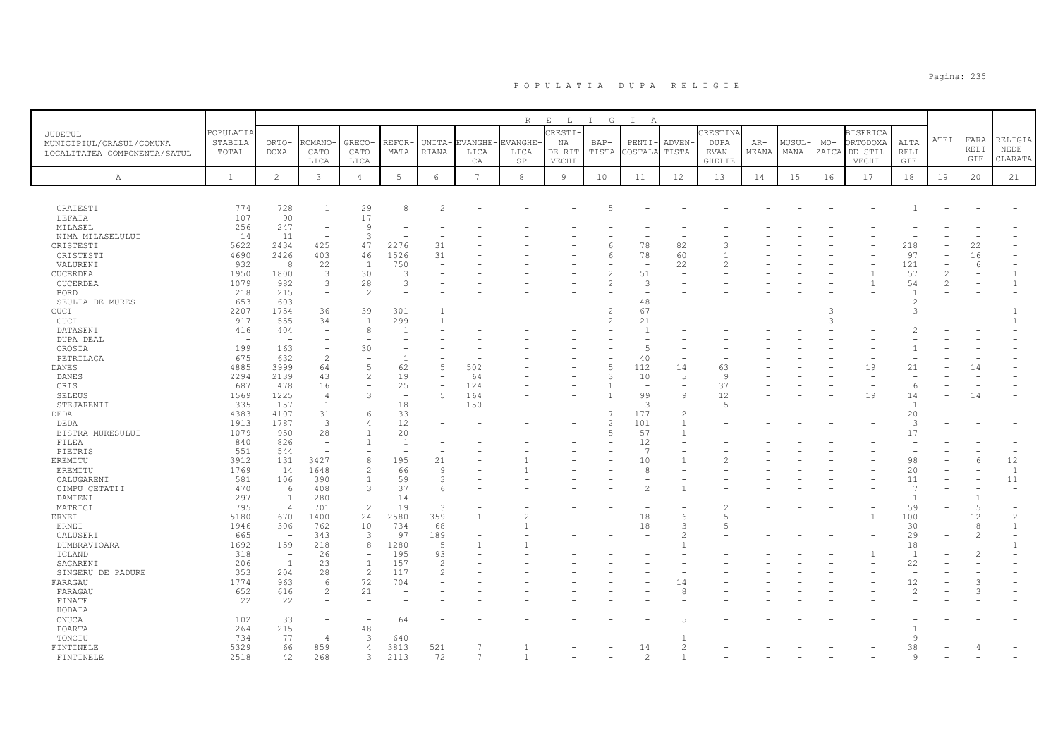# P O P U L A T I A   D U P A   R E L I G I E

| JUDETUL MUNICIPIUL/ORASUL/COMUNA LOCALITATEA COMPONENTA/SATUL | POPULATIA STABILA TOTAL | R E L I G I A | | | | | | | | | | | | | | | | | ATEI | FARA RELIGIE | RELIGIA NEDECLARATA |
|---|---|---|---|---|---|---|---|---|---|---|---|---|---|---|---|---|---|---|---|---|---|
| | | ORTODOXA | ROMANO-CATOLICA | GRECO-CATOLICA | REFORMATA | UNITARIANA | EVANGHELICA | EVANGHELICA SP | CRESTINA DE RIT VECHI | BAPTISTA | PENTICOSTALA | ADVENTISTA | CRESTINA DUPA EVANGHELIE | ARMEANA | MUSULMANA | MOZAICA | BISERICA ORTODOXA DE STIL VECHI | ALTA RELIGIE | | | |
| A | 1 | 2 | 3 | 4 | 5 | 6 | 7 | 8 | 9 | 10 | 11 | 12 | 13 | 14 | 15 | 16 | 17 | 18 | 19 | 20 | 21 |
| CRAIESTI | 774 | 728 | 1 | 29 | 8 | 2 | - | - | - | 5 | - | - | - | - | - | - | - | 1 | - | - | - |
| LEFAIA | 107 | 90 | - | 17 | - | - | - | - | - | - | - | - | - | - | - | - | - | - | - | - | - |
| MILASEL | 256 | 247 | - | 9 | - | - | - | - | - | - | - | - | - | - | - | - | - | - | - | - | - |
| NIMA MILASELULUI | 14 | 11 | - | 3 | - | - | - | - | - | - | - | - | - | - | - | - | - | - | - | - | - |
| CRISTESTI | 5622 | 2434 | 425 | 47 | 2276 | 31 | - | - | - | 6 | 78 | 82 | 3 | - | - | - | - | 218 | - | 22 | - |
| CRISTESTI | 4690 | 2426 | 403 | 46 | 1526 | 31 | - | - | - | 6 | 78 | 60 | 1 | - | - | - | - | 97 | - | 16 | - |
| VALURENI | 932 | 8 | 22 | 1 | 750 | - | - | - | - | - | - | 22 | 2 | - | - | - | - | 121 | - | 6 | - |
| CUCERDEA | 1950 | 1800 | 3 | 30 | 3 | - | - | - | - | 2 | 51 | - | - | - | - | - | 1 | 57 | 2 | - | 1 |
| CUCERDEA | 1079 | 982 | 3 | 28 | 3 | - | - | - | - | 2 | 3 | - | - | - | - | - | 1 | 54 | 2 | - | 1 |
| BORD | 218 | 215 | - | 2 | - | - | - | - | - | - | - | - | - | - | - | - | - | 1 | - | - | - |
| SEULIA DE MURES | 653 | 603 | - | - | - | - | - | - | - | - | 48 | - | - | - | - | - | - | 2 | - | - | - |
| CUCI | 2207 | 1754 | 36 | 39 | 301 | 1 | - | - | - | 2 | 67 | - | - | - | - | 3 | - | 3 | - | - | 1 |
| CUCI | 917 | 555 | 34 | 1 | 299 | 1 | - | - | - | 2 | 21 | - | - | - | - | 3 | - | - | - | - | 1 |
| DATASENI | 416 | 404 | - | 8 | 1 | - | - | - | - | - | 1 | - | - | - | - | - | - | 2 | - | - | - |
| DUPA DEAL | - | - | - | - | - | - | - | - | - | - | - | - | - | - | - | - | - | - | - | - | - |
| OROSIA | 199 | 163 | - | 30 | - | - | - | - | - | - | 5 | - | - | - | - | - | - | 1 | - | - | - |
| PETRILACA | 675 | 632 | 2 | - | 1 | - | - | - | - | - | 40 | - | - | - | - | - | - | - | - | - | - |
| DANES | 4885 | 3999 | 64 | 5 | 62 | 5 | 502 | - | - | 5 | 112 | 14 | 63 | - | - | - | 19 | 21 | - | 14 | - |
| DANES | 2294 | 2139 | 43 | 2 | 19 | - | 64 | - | - | 3 | 10 | 5 | 9 | - | - | - | - | - | - | - | - |
| CRIS | 687 | 478 | 16 | - | 25 | - | 124 | - | - | 1 | - | - | 37 | - | - | - | - | 6 | - | - | - |
| SELEUS | 1569 | 1225 | 4 | 3 | - | 5 | 164 | - | - | 1 | 99 | 9 | 12 | - | - | - | 19 | 14 | - | 14 | - |
| STEJARENII | 335 | 157 | 1 | - | 18 | - | 150 | - | - | - | 3 | - | 5 | - | - | - | - | 1 | - | - | - |
| DEDA | 4383 | 4107 | 31 | 6 | 33 | - | - | - | - | 7 | 177 | 2 | - | - | - | - | - | 20 | - | - | - |
| DEDA | 1913 | 1787 | 3 | 4 | 12 | - | - | - | - | 2 | 101 | 1 | - | - | - | - | - | 3 | - | - | - |
| BISTRA MURESULUI | 1079 | 950 | 28 | 1 | 20 | - | - | - | - | 5 | 57 | 1 | - | - | - | - | - | 17 | - | - | - |
| FILEA | 840 | 826 | - | 1 | 1 | - | - | - | - | - | 12 | - | - | - | - | - | - | - | - | - | - |
| PIETRIS | 551 | 544 | - | - | - | - | - | - | - | - | 7 | - | - | - | - | - | - | - | - | - | - |
| EREMITU | 3912 | 131 | 3427 | 8 | 195 | 21 | - | 1 | - | - | 10 | 1 | 2 | - | - | - | - | 98 | - | 6 | 12 |
| EREMITU | 1769 | 14 | 1648 | 2 | 66 | 9 | - | 1 | - | - | 8 | - | - | - | - | - | - | 20 | - | - | 1 |
| CALUGARENI | 581 | 106 | 390 | 1 | 59 | 3 | - | - | - | - | - | - | - | - | - | - | - | 11 | - | - | 11 |
| CIMPU CETATII | 470 | 6 | 408 | 3 | 37 | 6 | - | - | - | - | 2 | 1 | - | - | - | - | - | 7 | - | - | - |
| DAMIENI | 297 | 1 | 280 | - | 14 | - | - | - | - | - | - | - | - | - | - | - | - | 1 | - | 1 | - |
| MATRICI | 795 | 4 | 701 | 2 | 19 | 3 | - | - | - | - | - | - | 2 | - | - | - | - | 59 | - | 5 | - |
| ERNEI | 5180 | 670 | 1400 | 24 | 2580 | 359 | 1 | 2 | - | - | 18 | 6 | 5 | - | - | - | 1 | 100 | - | 12 | 2 |
| ERNEI | 1946 | 306 | 762 | 10 | 734 | 68 | - | 1 | - | - | 18 | 3 | 5 | - | - | - | - | 30 | - | 8 | 1 |
| CALUSERI | 665 | - | 343 | 3 | 97 | 189 | - | - | - | - | - | 2 | - | - | - | - | - | 29 | - | 2 | - |
| DUMBRAVIOARA | 1692 | 159 | 218 | 8 | 1280 | 5 | 1 | 1 | - | - | - | 1 | - | - | - | - | - | 18 | - | - | 1 |
| ICLAND | 318 | - | 26 | - | 195 | 93 | - | - | - | - | - | - | - | - | - | - | 1 | 1 | - | 2 | - |
| SACARENI | 206 | 1 | 23 | 1 | 157 | 2 | - | - | - | - | - | - | - | - | - | - | - | 22 | - | - | - |
| SINGERU DE PADURE | 353 | 204 | 28 | 2 | 117 | 2 | - | - | - | - | - | - | - | - | - | - | - | - | - | - | - |
| FARAGAU | 1774 | 963 | 6 | 72 | 704 | - | - | - | - | - | - | 14 | - | - | - | - | - | 12 | - | 3 | - |
| FARAGAU | 652 | 616 | 2 | 21 | - | - | - | - | - | - | - | 8 | - | - | - | - | - | 2 | - | 3 | - |
| FINATE | 22 | 22 | - | - | - | - | - | - | - | - | - | - | - | - | - | - | - | - | - | - | - |
| HODAIA | - | - | - | - | - | - | - | - | - | - | - | - | - | - | - | - | - | - | - | - | - |
| ONUCA | 102 | 33 | - | - | 64 | - | - | - | - | - | - | 5 | - | - | - | - | - | - | - | - | - |
| POARTA | 264 | 215 | - | 48 | - | - | - | - | - | - | - | - | - | - | - | - | - | 1 | - | - | - |
| TONCIU | 734 | 77 | 4 | 3 | 640 | - | - | - | - | - | - | 1 | - | - | - | - | - | 9 | - | - | - |
| FINTINELE | 5329 | 66 | 859 | 4 | 3813 | 521 | 7 | 1 | - | - | 14 | 2 | - | - | - | - | - | 38 | - | 4 | - |
| FINTINELE | 2518 | 42 | 268 | 3 | 2113 | 72 | 7 | 1 | - | - | 2 | 1 | - | - | - | - | - | 9 | - | - | - |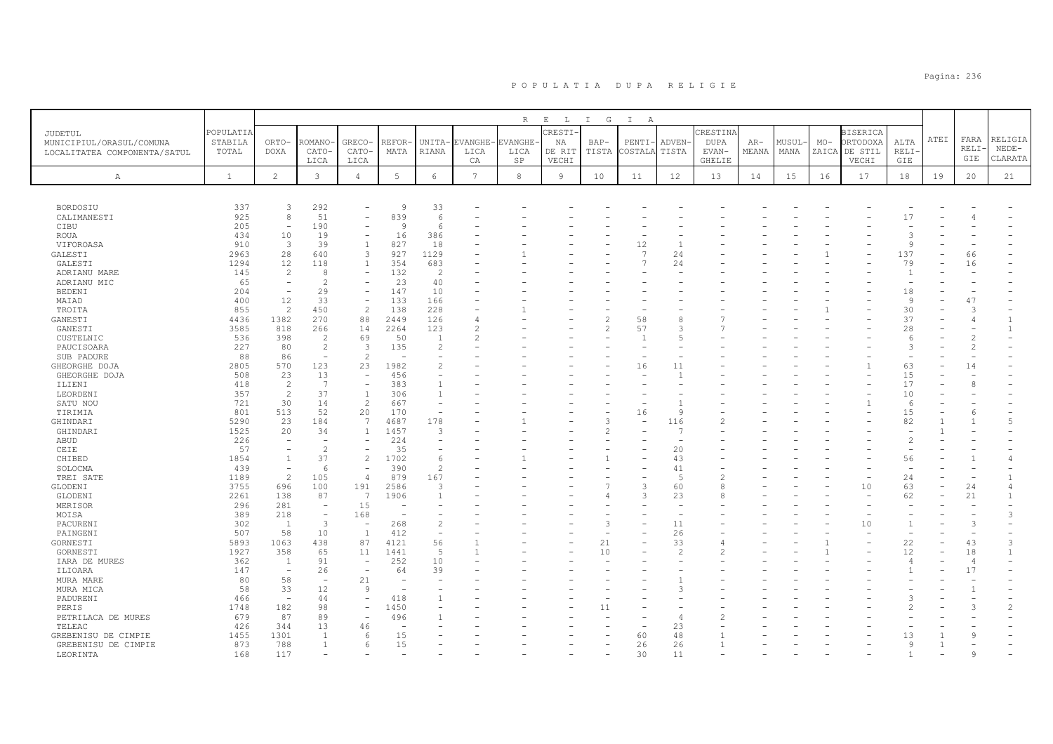# P O P U L A T I A   D U P A   R E L I G I E

| JUDETUL MUNICIPIUL/ORASUL/COMUNA LOCALITATEA COMPONENTA/SATUL | POPULATIA STABILA TOTAL | ORTO-DOXA | ROMANO-CATO-LICA | GRECO-CATO-LICA | REFOR-MATA | UNITA-RIANA | EVANGHE-LICA CA | EVANGHE-LICA SP | CRESTI-NA DE RIT VECHI | BAP-TISTA | PENTI-COSTALA | ADVEN-TISTA | CRESTINA DUPA EVAN-GHELIE | AR-MEANA | MUSUL-MANA | MO-ZAICA | BISERICA ORTODOXA DE STIL VECHI | ALTA RELI-GIE | ATEI | FARA RELI-GIE | RELIGIA NEDE-CLARATA |
|---|---|---|---|---|---|---|---|---|---|---|---|---|---|---|---|---|---|---|---|---|---|
| A | 1 | 2 | 3 | 4 | 5 | 6 | 7 | 8 | 9 | 10 | 11 | 12 | 13 | 14 | 15 | 16 | 17 | 18 | 19 | 20 | 21 |
| BORDOSIU | 337 | 3 | 292 | - | 9 | 33 | - | - | - | - | - | - | - | - | - | - | - | - | - | - | - |
| CALIMANESTI | 925 | 8 | 51 | - | 839 | 6 | - | - | - | - | - | - | - | - | - | - | - | 17 | - | 4 | - |
| CIBU | 205 | - | 190 | - | 9 | 6 | - | - | - | - | - | - | - | - | - | - | - | - | - | - | - |
| ROUA | 434 | 10 | 19 | - | 16 | 386 | - | - | - | - | - | - | - | - | - | - | - | 3 | - | - | - |
| VIFOROASA | 910 | 3 | 39 | 1 | 827 | 18 | - | - | - | - | 12 | 1 | - | - | - | - | - | 9 | - | - | - |
| GALESTI | 2963 | 28 | 640 | 3 | 927 | 1129 | - | 1 | - | - | 7 | 24 | - | - | - | 1 | - | 137 | - | 66 | - |
| GALESTI | 1294 | 12 | 118 | 1 | 354 | 683 | - | - | - | - | 7 | 24 | - | - | - | - | - | 79 | - | 16 | - |
| ADRIANU MARE | 145 | 2 | 8 | - | 132 | 2 | - | - | - | - | - | - | - | - | - | - | - | 1 | - | - | - |
| ADRIANU MIC | 65 | - | 2 | - | 23 | 40 | - | - | - | - | - | - | - | - | - | - | - | - | - | - | - |
| BEDENI | 204 | - | 29 | - | 147 | 10 | - | - | - | - | - | - | - | - | - | - | - | 18 | - | - | - |
| MAIAD | 400 | 12 | 33 | - | 133 | 166 | - | - | - | - | - | - | - | - | - | - | - | 9 | - | 47 | - |
| TROITA | 855 | 2 | 450 | 2 | 138 | 228 | - | 1 | - | - | - | - | - | - | - | 1 | - | 30 | - | 3 | - |
| GANESTI | 4436 | 1382 | 270 | 88 | 2449 | 126 | 4 | - | - | 2 | 58 | 8 | 7 | - | - | - | - | 37 | - | 4 | 1 |
| GANESTI | 3585 | 818 | 266 | 14 | 2264 | 123 | 2 | - | - | 2 | 57 | 3 | 7 | - | - | - | - | 28 | - | - | 1 |
| CUSTELNIC | 536 | 398 | 2 | 69 | 50 | 1 | 2 | - | - | - | 1 | 5 | - | - | - | - | - | 6 | - | 2 | - |
| PAUCISOARA | 227 | 80 | 2 | 3 | 135 | 2 | - | - | - | - | - | - | - | - | - | - | - | 3 | - | 2 | - |
| SUB PADURE | 88 | 86 | - | 2 | - | - | - | - | - | - | - | - | - | - | - | - | - | - | - | - | - |
| GHEORGHE DOJA | 2805 | 570 | 123 | 23 | 1982 | 2 | - | - | - | - | 16 | 11 | - | - | - | - | 1 | 63 | - | 14 | - |
| GHEORGHE DOJA | 508 | 23 | 13 | - | 456 | - | - | - | - | - | - | 1 | - | - | - | - | - | 15 | - | - | - |
| ILIENI | 418 | 2 | 7 | - | 383 | 1 | - | - | - | - | - | - | - | - | - | - | - | 17 | - | 8 | - |
| LEORDENI | 357 | 2 | 37 | 1 | 306 | 1 | - | - | - | - | - | - | - | - | - | - | - | 10 | - | - | - |
| SATU NOU | 721 | 30 | 14 | 2 | 667 | - | - | - | - | - | - | 1 | - | - | - | - | 1 | 6 | - | - | - |
| TIRIMIA | 801 | 513 | 52 | 20 | 170 | - | - | - | - | - | 16 | 9 | - | - | - | - | - | 15 | - | 6 | - |
| GHINDARI | 5290 | 23 | 184 | 7 | 4687 | 178 | - | 1 | - | 3 | - | 116 | 2 | - | - | - | - | 82 | 1 | 1 | 5 |
| GHINDARI | 1525 | 20 | 34 | 1 | 1457 | 3 | - | - | - | 2 | - | 7 | - | - | - | - | - | - | 1 | - | - |
| ABUD | 226 | - | - | - | 224 | - | - | - | - | - | - | - | - | - | - | - | - | 2 | - | - | - |
| CEIE | 57 | - | 2 | - | 35 | - | - | - | - | - | - | 20 | - | - | - | - | - | - | - | - | - |
| CHIBED | 1854 | 1 | 37 | 2 | 1702 | 6 | - | 1 | - | 1 | - | 43 | - | - | - | - | - | 56 | - | 1 | 4 |
| SOLOCMA | 439 | - | 6 | - | 390 | 2 | - | - | - | - | - | 41 | - | - | - | - | - | - | - | - | - |
| TREI SATE | 1189 | 2 | 105 | 4 | 879 | 167 | - | - | - | - | - | 5 | 2 | - | - | - | - | 24 | - | - | 1 |
| GLODENI | 3755 | 696 | 100 | 191 | 2586 | 3 | - | - | - | 7 | 3 | 60 | 8 | - | - | - | 10 | 63 | - | 24 | 4 |
| GLODENI | 2261 | 138 | 87 | 7 | 1906 | 1 | - | - | - | 4 | 3 | 23 | 8 | - | - | - | - | 62 | - | 21 | 1 |
| MERISOR | 296 | 281 | - | 15 | - | - | - | - | - | - | - | - | - | - | - | - | - | - | - | - | - |
| MOISA | 389 | 218 | - | 168 | - | - | - | - | - | - | - | - | - | - | - | - | - | - | - | - | 3 |
| PACURENI | 302 | 1 | 3 | - | 268 | 2 | - | - | - | 3 | - | 11 | - | - | - | - | 10 | 1 | - | 3 | - |
| PAINGENI | 507 | 58 | 10 | 1 | 412 | - | - | - | - | - | - | 26 | - | - | - | - | - | - | - | - | - |
| GORNESTI | 5893 | 1063 | 438 | 87 | 4121 | 56 | 1 | - | - | 21 | - | 33 | 4 | - | - | 1 | - | 22 | - | 43 | 3 |
| GORNESTI | 1927 | 358 | 65 | 11 | 1441 | 5 | 1 | - | - | 10 | - | 2 | 2 | - | - | 1 | - | 12 | - | 18 | 1 |
| IARA DE MURES | 362 | 1 | 91 | - | 252 | 10 | - | - | - | - | - | - | - | - | - | - | - | 4 | - | 4 | - |
| ILIOARA | 147 | - | 26 | - | 64 | 39 | - | - | - | - | - | - | - | - | - | - | - | 1 | - | 17 | - |
| MURA MARE | 80 | 58 | - | 21 | - | - | - | - | - | - | - | 1 | - | - | - | - | - | - | - | - | - |
| MURA MICA | 58 | 33 | 12 | 9 | - | - | - | - | - | - | - | 3 | - | - | - | - | - | - | - | 1 | - |
| PADURENI | 466 | - | 44 | - | 418 | 1 | - | - | - | - | - | - | - | - | - | - | - | 3 | - | - | - |
| PERIS | 1748 | 182 | 98 | - | 1450 | - | - | - | - | 11 | - | - | - | - | - | - | - | 2 | - | 3 | 2 |
| PETRILACA DE MURES | 679 | 87 | 89 | - | 496 | 1 | - | - | - | - | - | 4 | 2 | - | - | - | - | - | - | - | - |
| TELEAC | 426 | 344 | 13 | 46 | - | - | - | - | - | - | - | 23 | - | - | - | - | - | - | - | - | - |
| GREBENISU DE CIMPIE | 1455 | 1301 | 1 | 6 | 15 | - | - | - | - | - | 60 | 48 | 1 | - | - | - | - | 13 | 1 | 9 | - |
| GREBENISU DE CIMPIE | 873 | 788 | 1 | 6 | 15 | - | - | - | - | - | 26 | 26 | 1 | - | - | - | - | 9 | 1 | - | - |
| LEORINTA | 168 | 117 | - | - | - | - | - | - | - | - | 30 | 11 | - | - | - | - | - | 1 | - | 9 | - |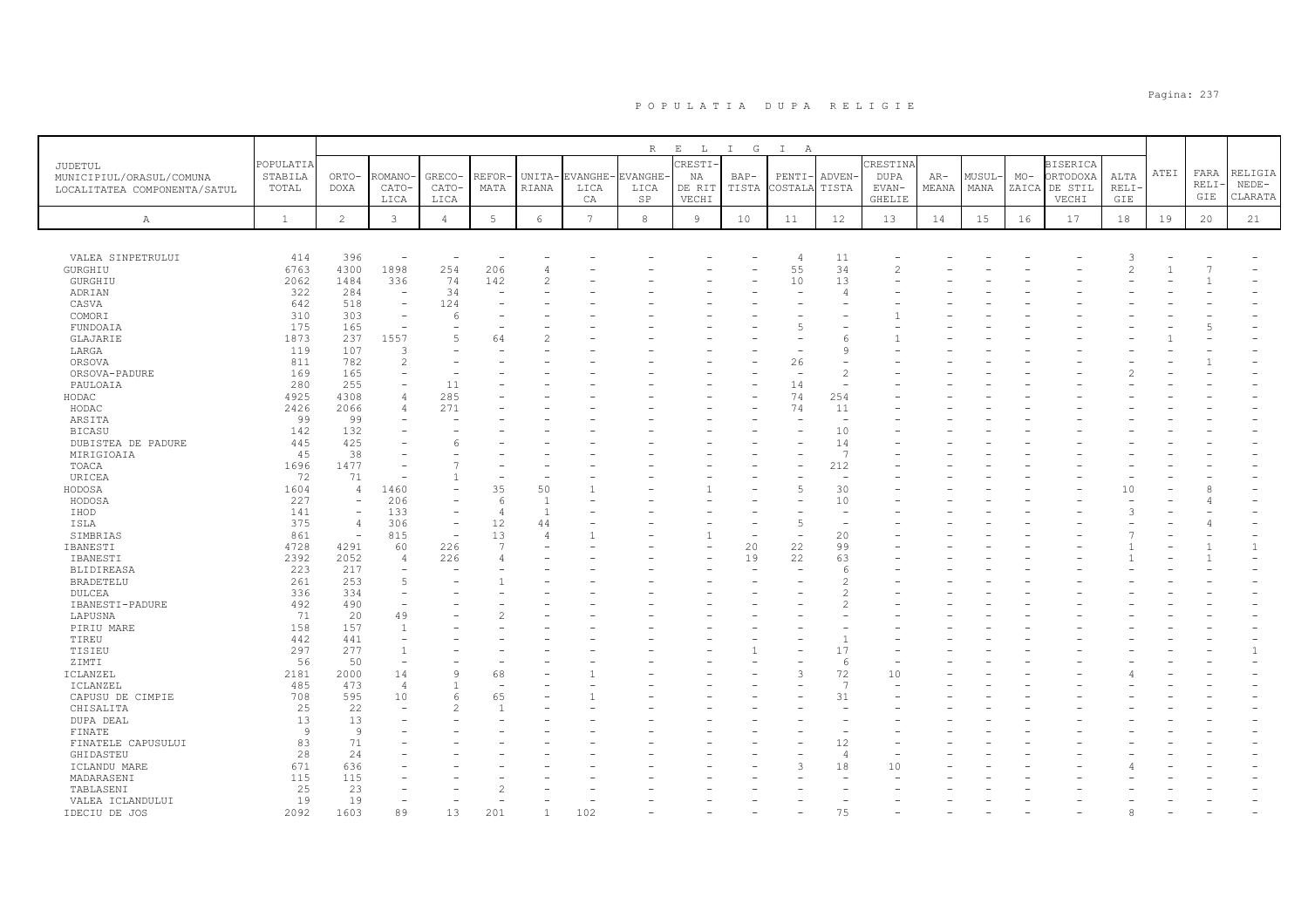# P O P U L A T I A   D U P A   R E L I G I E

| JUDETUL MUNICIPIUL/ORASUL/COMUNA LOCALITATEA COMPONENTA/SATUL | POPULATIA STABILA TOTAL | ORTO-DOXA | ROMANO-CATO-LICA | GRECO-CATO-LICA | REFOR-MATA | UNITA-RIANA | EVANGHE-LICA CA | EVANGHE-LICA SP | CRESTI-NA DE RIT VECHI | BAP-TISTA | PENTI-COSTALA | ADVEN-TISTA | CRESTINA DUPA EVAN-GHELIE | AR-MEANA | MUSUL-MANA | MO-ZAICA | BISERICA ORTODOXA DE STIL VECHI | ALTA RELI-GIE | ATEI | FARA RELI-GIE | RELIGIA NEDE-CLARATA |
|---|---|---|---|---|---|---|---|---|---|---|---|---|---|---|---|---|---|---|---|---|---|
| A | 1 | 2 | 3 | 4 | 5 | 6 | 7 | 8 | 9 | 10 | 11 | 12 | 13 | 14 | 15 | 16 | 17 | 18 | 19 | 20 | 21 |
| VALEA SINPETRULUI | 414 | 396 | - | - | - | - | - | - | - | - | 4 | 11 | - | - | - | - | - | 3 | - | - | - |
| GURGHIU | 6763 | 4300 | 1898 | 254 | 206 | 4 | - | - | - | - | 55 | 34 | 2 | - | - | - | - | 2 | 1 | 7 | - |
| GURGHIU | 2062 | 1484 | 336 | 74 | 142 | 2 | - | - | - | - | 10 | 13 | - | - | - | - | - | - | - | 1 | - |
| ADRIAN | 322 | 284 | - | 34 | - | - | - | - | - | - | - | 4 | - | - | - | - | - | - | - | - | - |
| CASVA | 642 | 518 | - | 124 | - | - | - | - | - | - | - | - | - | - | - | - | - | - | - | - | - |
| COMORI | 310 | 303 | - | 6 | - | - | - | - | - | - | - | - | 1 | - | - | - | - | - | - | - | - |
| FUNDOAIA | 175 | 165 | - | - | - | - | - | - | - | - | 5 | - | - | - | - | - | - | - | - | 5 | - |
| GLAJARIE | 1873 | 237 | 1557 | 5 | 64 | 2 | - | - | - | - | - | 6 | 1 | - | - | - | - | - | 1 | - | - |
| LARGA | 119 | 107 | 3 | - | - | - | - | - | - | - | - | 9 | - | - | - | - | - | - | - | - | - |
| ORSOVA | 811 | 782 | 2 | - | - | - | - | - | - | - | 26 | - | - | - | - | - | - | - | - | 1 | - |
| ORSOVA-PADURE | 169 | 165 | - | - | - | - | - | - | - | - | - | 2 | - | - | - | - | - | 2 | - | - | - |
| PAULOAIA | 280 | 255 | - | 11 | - | - | - | - | - | - | 14 | - | - | - | - | - | - | - | - | - | - |
| HODAC | 4925 | 4308 | 4 | 285 | - | - | - | - | - | - | 74 | 254 | - | - | - | - | - | - | - | - | - |
| HODAC | 2426 | 2066 | 4 | 271 | - | - | - | - | - | - | 74 | 11 | - | - | - | - | - | - | - | - | - |
| ARSITA | 99 | 99 | - | - | - | - | - | - | - | - | - | - | - | - | - | - | - | - | - | - | - |
| BICASU | 142 | 132 | - | - | - | - | - | - | - | - | - | 10 | - | - | - | - | - | - | - | - | - |
| DUBISTEA DE PADURE | 445 | 425 | - | 6 | - | - | - | - | - | - | - | 14 | - | - | - | - | - | - | - | - | - |
| MIRIGIOAIA | 45 | 38 | - | - | - | - | - | - | - | - | - | 7 | - | - | - | - | - | - | - | - | - |
| TOACA | 1696 | 1477 | - | 7 | - | - | - | - | - | - | - | 212 | - | - | - | - | - | - | - | - | - |
| URICEA | 72 | 71 | - | 1 | - | - | - | - | - | - | - | - | - | - | - | - | - | - | - | - | - |
| HODOSA | 1604 | 4 | 1460 | - | 35 | 50 | 1 | - | 1 | - | 5 | 30 | - | - | - | - | - | 10 | - | 8 | - |
| HODOSA | 227 | - | 206 | - | 6 | 1 | - | - | - | - | - | 10 | - | - | - | - | - | - | - | 4 | - |
| IHOD | 141 | - | 133 | - | 4 | 1 | - | - | - | - | - | - | - | - | - | - | - | 3 | - | - | - |
| ISLA | 375 | 4 | 306 | - | 12 | 44 | - | - | - | - | 5 | - | - | - | - | - | - | - | - | 4 | - |
| SIMBRIAS | 861 | - | 815 | - | 13 | 4 | 1 | - | 1 | - | - | 20 | - | - | - | - | - | 7 | - | - | - |
| IBANESTI | 4728 | 4291 | 60 | 226 | 7 | - | - | - | - | 20 | 22 | 99 | - | - | - | - | - | 1 | - | 1 | 1 |
| IBANESTI | 2392 | 2052 | 4 | 226 | 4 | - | - | - | - | 19 | 22 | 63 | - | - | - | - | - | 1 | - | 1 | - |
| BLIDIREASA | 223 | 217 | - | - | - | - | - | - | - | - | - | 6 | - | - | - | - | - | - | - | - | - |
| BRADETELU | 261 | 253 | 5 | - | 1 | - | - | - | - | - | - | 2 | - | - | - | - | - | - | - | - | - |
| DULCEA | 336 | 334 | - | - | - | - | - | - | - | - | - | 2 | - | - | - | - | - | - | - | - | - |
| IBANESTI-PADURE | 492 | 490 | - | - | - | - | - | - | - | - | - | 2 | - | - | - | - | - | - | - | - | - |
| LAPUSNA | 71 | 20 | 49 | - | 2 | - | - | - | - | - | - | - | - | - | - | - | - | - | - | - | - |
| PIRIU MARE | 158 | 157 | 1 | - | - | - | - | - | - | - | - | - | - | - | - | - | - | - | - | - | - |
| TIREU | 442 | 441 | - | - | - | - | - | - | - | - | - | 1 | - | - | - | - | - | - | - | - | - |
| TISIEU | 297 | 277 | 1 | - | - | - | - | - | - | 1 | - | 17 | - | - | - | - | - | - | - | - | 1 |
| ZIMTI | 56 | 50 | - | - | - | - | - | - | - | - | - | 6 | - | - | - | - | - | - | - | - | - |
| ICLANZEL | 2181 | 2000 | 14 | 9 | 68 | - | 1 | - | - | - | 3 | 72 | 10 | - | - | - | - | 4 | - | - | - |
| ICLANZEL | 485 | 473 | 4 | 1 | - | - | - | - | - | - | - | 7 | - | - | - | - | - | - | - | - | - |
| CAPUSU DE CIMPIE | 708 | 595 | 10 | 6 | 65 | - | 1 | - | - | - | - | 31 | - | - | - | - | - | - | - | - | - |
| CHISALITA | 25 | 22 | - | 2 | 1 | - | - | - | - | - | - | - | - | - | - | - | - | - | - | - | - |
| DUPA DEAL | 13 | 13 | - | - | - | - | - | - | - | - | - | - | - | - | - | - | - | - | - | - | - |
| FINATE | 9 | 9 | - | - | - | - | - | - | - | - | - | - | - | - | - | - | - | - | - | - | - |
| FINATELE CAPUSULUI | 83 | 71 | - | - | - | - | - | - | - | - | - | 12 | - | - | - | - | - | - | - | - | - |
| GHIDASTEU | 28 | 24 | - | - | - | - | - | - | - | - | - | 4 | - | - | - | - | - | - | - | - | - |
| ICLANDU MARE | 671 | 636 | - | - | - | - | - | - | - | - | 3 | 18 | 10 | - | - | - | - | 4 | - | - | - |
| MADARASENI | 115 | 115 | - | - | - | - | - | - | - | - | - | - | - | - | - | - | - | - | - | - | - |
| TABLASENI | 25 | 23 | - | - | 2 | - | - | - | - | - | - | - | - | - | - | - | - | - | - | - | - |
| VALEA ICLANDULUI | 19 | 19 | - | - | - | - | - | - | - | - | - | - | - | - | - | - | - | - | - | - | - |
| IDECIU DE JOS | 2092 | 1603 | 89 | 13 | 201 | 1 | 102 | - | - | - | - | 75 | - | - | - | - | - | 8 | - | - | - |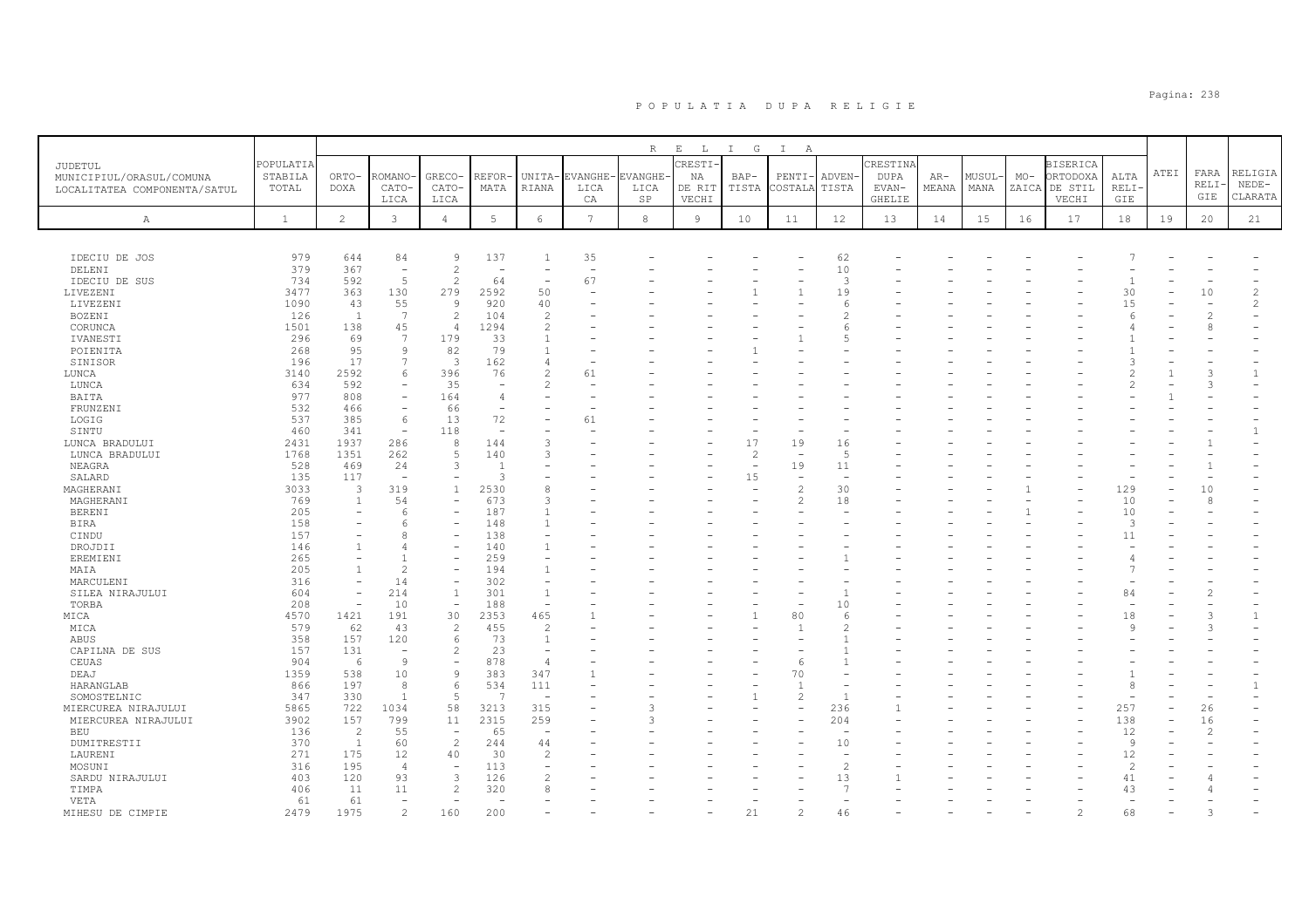# POPULATIA DUPA RELIGIE

| JUDETUL MUNICIPIUL/ORASUL/COMUNA LOCALITATEA COMPONENTA/SATUL | POPULATIA STABILA TOTAL | RELIGIA | | | | | | | | | | | | | | | | | | | |
|---|---|---|---|---|---|---|---|---|---|---|---|---|---|---|---|---|---|---|---|---|---|
| | | ORTODOXA | ROMANO-CATOLICA | GRECO-CATOLICA | REFORMATA | UNITARIANA | EVANGHELICA CA | EVANGHELICA SP | CRESTINA NA DE RIT VECHI | BAPTISTA | PENTICOSTALA | ADVENTISTA | CRESTINA DUPA EVANGHELIE | ARMEANA | MUSULMANA | MOZAICA | BISERICA ORTODOXA DE STIL VECHI | ALTA RELIGIE | ATEI | FARA RELIGIE | RELIGIA NEDECLARATA |
| A | 1 | 2 | 3 | 4 | 5 | 6 | 7 | 8 | 9 | 10 | 11 | 12 | 13 | 14 | 15 | 16 | 17 | 18 | 19 | 20 | 21 |
| IDECIU DE JOS | 979 | 644 | 84 | 9 | 137 | 1 | 35 | - | - | - | - | 62 | - | - | - | - | - | 7 | - | - | - |
| DELENI | 379 | 367 | - | 2 | - | - | - | - | - | - | - | 10 | - | - | - | - | - | - | - | - | - |
| IDECIU DE SUS | 734 | 592 | 5 | 2 | 64 | - | 67 | - | - | - | - | 3 | - | - | - | - | - | 1 | - | - | - |
| LIVEZENI | 3477 | 363 | 130 | 279 | 2592 | 50 | - | - | - | 1 | 1 | 19 | - | - | - | - | - | 30 | - | 10 | 2 |
| LIVEZENI | 1090 | 43 | 55 | 9 | 920 | 40 | - | - | - | - | - | 6 | - | - | - | - | - | 15 | - | - | 2 |
| BOZENI | 126 | 1 | 7 | 2 | 104 | 2 | - | - | - | - | - | 2 | - | - | - | - | - | 6 | - | 2 | - |
| CORUNCA | 1501 | 138 | 45 | 4 | 1294 | 2 | - | - | - | - | - | 6 | - | - | - | - | - | 4 | - | 8 | - |
| IVANESTI | 296 | 69 | 7 | 179 | 33 | 1 | - | - | - | - | 1 | 5 | - | - | - | - | - | 1 | - | - | - |
| POIENITA | 268 | 95 | 9 | 82 | 79 | 1 | - | - | - | 1 | - | - | - | - | - | - | - | 1 | - | - | - |
| SINISOR | 196 | 17 | 7 | 3 | 162 | 4 | - | - | - | - | - | - | - | - | - | - | - | 3 | - | - | - |
| LUNCA | 3140 | 2592 | 6 | 396 | 76 | 2 | 61 | - | - | - | - | - | - | - | - | - | - | 2 | 1 | 3 | 1 |
| LUNCA | 634 | 592 | - | 35 | - | 2 | - | - | - | - | - | - | - | - | - | - | - | 2 | - | 3 | - |
| BAITA | 977 | 808 | - | 164 | 4 | - | - | - | - | - | - | - | - | - | - | - | - | - | 1 | - | - |
| FRUNZENI | 532 | 466 | - | 66 | - | - | - | - | - | - | - | - | - | - | - | - | - | - | - | - | - |
| LOGIG | 537 | 385 | 6 | 13 | 72 | - | 61 | - | - | - | - | - | - | - | - | - | - | - | - | - | - |
| SINTU | 460 | 341 | - | 118 | - | - | - | - | - | - | - | - | - | - | - | - | - | - | - | - | 1 |
| LUNCA BRADULUI | 2431 | 1937 | 286 | 8 | 144 | 3 | - | - | - | 17 | 19 | 16 | - | - | - | - | - | - | - | 1 | - |
| LUNCA BRADULUI | 1768 | 1351 | 262 | 5 | 140 | 3 | - | - | - | 2 | - | 5 | - | - | - | - | - | - | - | - | - |
| NEAGRA | 528 | 469 | 24 | 3 | 1 | - | - | - | - | - | 19 | 11 | - | - | - | - | - | - | - | 1 | - |
| SALARD | 135 | 117 | - | - | 3 | - | - | - | - | 15 | - | - | - | - | - | - | - | - | - | - | - |
| MAGHERANI | 3033 | 3 | 319 | 1 | 2530 | 8 | - | - | - | - | 2 | 30 | - | - | - | 1 | - | 129 | - | 10 | - |
| MAGHERANI | 769 | 1 | 54 | - | 673 | 3 | - | - | - | - | 2 | 18 | - | - | - | - | - | 10 | - | 8 | - |
| BERENI | 205 | - | 6 | - | 187 | 1 | - | - | - | - | - | - | - | - | - | 1 | - | 10 | - | - | - |
| BIRA | 158 | - | 6 | - | 148 | 1 | - | - | - | - | - | - | - | - | - | - | - | 3 | - | - | - |
| CINDU | 157 | - | 8 | - | 138 | - | - | - | - | - | - | - | - | - | - | - | - | 11 | - | - | - |
| DROJDII | 146 | 1 | 4 | - | 140 | 1 | - | - | - | - | - | - | - | - | - | - | - | - | - | - | - |
| EREMIENI | 265 | - | 1 | - | 259 | - | - | - | - | - | - | 1 | - | - | - | - | - | 4 | - | - | - |
| MAIA | 205 | 1 | 2 | - | 194 | 1 | - | - | - | - | - | - | - | - | - | - | - | 7 | - | - | - |
| MARCULENI | 316 | - | 14 | - | 302 | - | - | - | - | - | - | - | - | - | - | - | - | - | - | - | - |
| SILEA NIRAJULUI | 604 | - | 214 | 1 | 301 | 1 | - | - | - | - | - | 1 | - | - | - | - | - | 84 | - | 2 | - |
| TORBA | 208 | - | 10 | - | 188 | - | - | - | - | - | - | 10 | - | - | - | - | - | - | - | - | - |
| MICA | 4570 | 1421 | 191 | 30 | 2353 | 465 | 1 | - | - | 1 | 80 | 6 | - | - | - | - | - | 18 | - | 3 | 1 |
| MICA | 579 | 62 | 43 | 2 | 455 | 2 | - | - | - | - | 1 | 2 | - | - | - | - | - | 9 | - | 3 | - |
| ABUS | 358 | 157 | 120 | 6 | 73 | 1 | - | - | - | - | - | 1 | - | - | - | - | - | - | - | - | - |
| CAPILNA DE SUS | 157 | 131 | - | 2 | 23 | - | - | - | - | - | - | 1 | - | - | - | - | - | - | - | - | - |
| CEUAS | 904 | 6 | 9 | - | 878 | 4 | - | - | - | - | 6 | 1 | - | - | - | - | - | - | - | - | - |
| DEAJ | 1359 | 538 | 10 | 9 | 383 | 347 | 1 | - | - | - | 70 | - | - | - | - | - | - | 1 | - | - | - |
| HARANGLAB | 866 | 197 | 8 | 6 | 534 | 111 | - | - | - | - | 1 | - | - | - | - | - | - | 8 | - | - | 1 |
| SOMOSTELNIC | 347 | 330 | 1 | 5 | 7 | - | - | - | - | 1 | 2 | 1 | - | - | - | - | - | - | - | - | - |
| MIERCUREA NIRAJULUI | 5865 | 722 | 1034 | 58 | 3213 | 315 | - | 3 | - | - | - | 236 | 1 | - | - | - | - | 257 | - | 26 | - |
| MIERCUREA NIRAJULUI | 3902 | 157 | 799 | 11 | 2315 | 259 | - | 3 | - | - | - | 204 | - | - | - | - | - | 138 | - | 16 | - |
| BEU | 136 | 2 | 55 | - | 65 | - | - | - | - | - | - | - | - | - | - | - | - | 12 | - | 2 | - |
| DUMITRESTII | 370 | 1 | 60 | 2 | 244 | 44 | - | - | - | - | - | 10 | - | - | - | - | - | 9 | - | - | - |
| LAURENI | 271 | 175 | 12 | 40 | 30 | 2 | - | - | - | - | - | - | - | - | - | - | - | 12 | - | - | - |
| MOSUNI | 316 | 195 | 4 | - | 113 | - | - | - | - | - | - | 2 | - | - | - | - | - | 2 | - | - | - |
| SARDU NIRAJULUI | 403 | 120 | 93 | 3 | 126 | 2 | - | - | - | - | - | 13 | 1 | - | - | - | - | 41 | - | 4 | - |
| TIMPA | 406 | 11 | 11 | 2 | 320 | 8 | - | - | - | - | - | 7 | - | - | - | - | - | 43 | - | 4 | - |
| VETA | 61 | 61 | - | - | - | - | - | - | - | - | - | - | - | - | - | - | - | - | - | - | - |
| MIHESU DE CIMPIE | 2479 | 1975 | 2 | 160 | 200 | - | - | - | - | 21 | 2 | 46 | - | - | - | - | 2 | 68 | - | 3 | - |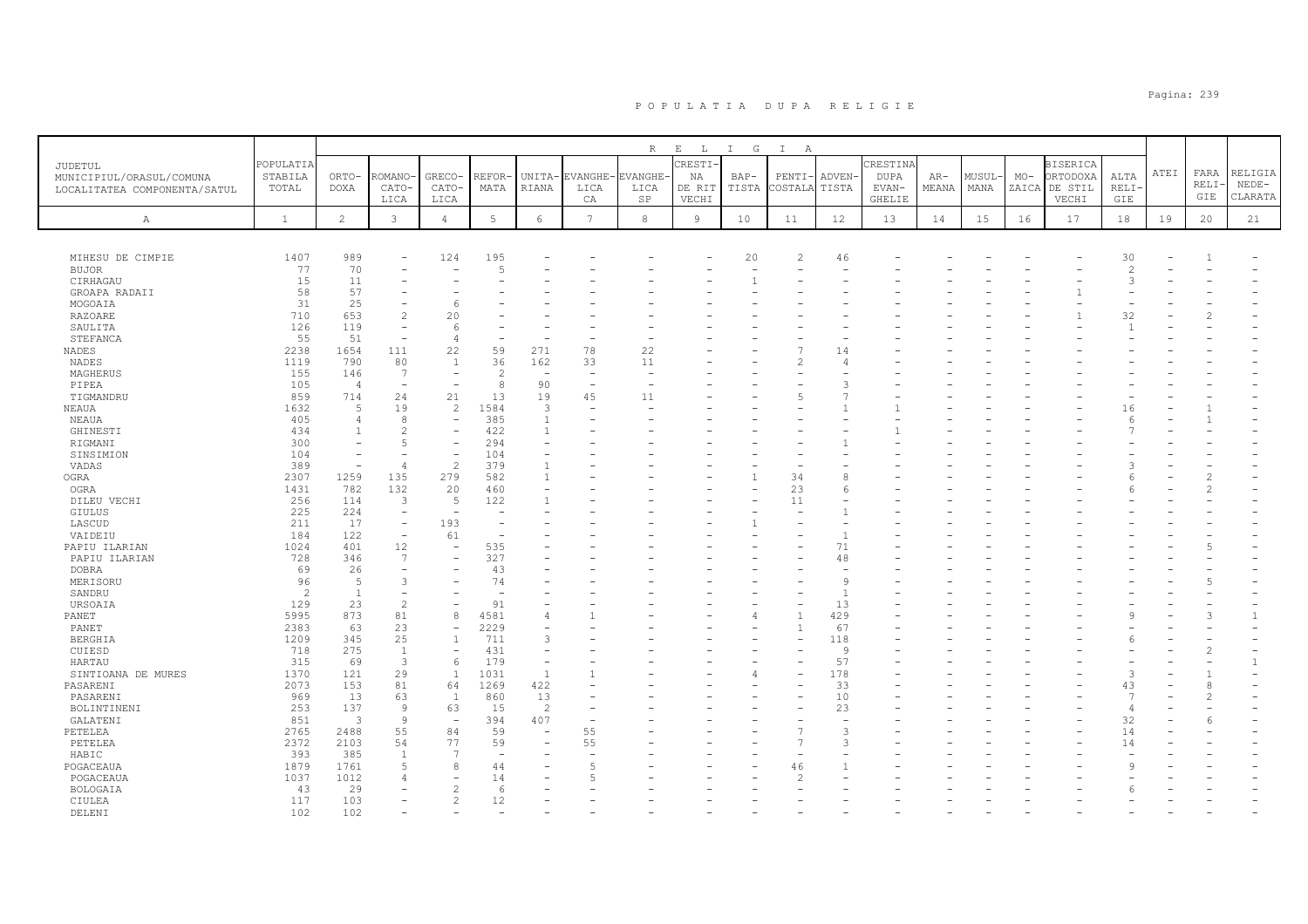# P O P U L A T I A   D U P A   R E L I G I E

| JUDETUL MUNICIPIUL/ORASUL/COMUNA LOCALITATEA COMPONENTA/SATUL | POPULATIA STABILA TOTAL | RELIGIA | | | | | | | | | | | | | | | | | | | |
|---|---|---|---|---|---|---|---|---|---|---|---|---|---|---|---|---|---|---|---|---|---|
| | | ORTO-DOXA | ROMANO-CATO-LICA | GRECO-CATO-LICA | REFOR-MATA | UNITA-RIANA | EVANGHE-LICA CA | EVANGHE-LICA SP | CRESTI-NA DE RIT VECHI | BAP-TISTA | PENTI-COSTALA | ADVEN-TISTA | CRESTINA DUPA EVAN-GHELIE | AR-MEANA | MUSUL-MANA | MO-ZAICA | BISERICA ORTODOXA DE STIL VECHI | ALTA RELI-GIE | ATEI | FARA RELI-GIE | RELIGIA NEDE-CLARATA |
| A | 1 | 2 | 3 | 4 | 5 | 6 | 7 | 8 | 9 | 10 | 11 | 12 | 13 | 14 | 15 | 16 | 17 | 18 | 19 | 20 | 21 |
| MIHESU DE CIMPIE | 1407 | 989 | - | 124 | 195 | - | - | - | - | 20 | 2 | 46 | - | - | - | - | - | 30 | - | 1 | - |
| BUJOR | 77 | 70 | - | - | 5 | - | - | - | - | - | - | - | - | - | - | - | - | 2 | - | - | - |
| CIRHAGAU | 15 | 11 | - | - | - | - | - | - | - | 1 | - | - | - | - | - | - | - | 3 | - | - | - |
| GROAPA RADAII | 58 | 57 | - | - | - | - | - | - | - | - | - | - | - | - | - | - | 1 | - | - | - | - |
| MOGOAIA | 31 | 25 | - | 6 | - | - | - | - | - | - | - | - | - | - | - | - | - | - | - | - | - |
| RAZOARE | 710 | 653 | 2 | 20 | - | - | - | - | - | - | - | - | - | - | - | - | 1 | 32 | - | 2 | - |
| SAULITA | 126 | 119 | - | 6 | - | - | - | - | - | - | - | - | - | - | - | - | - | 1 | - | - | - |
| STEFANCA | 55 | 51 | - | 4 | - | - | - | - | - | - | - | - | - | - | - | - | - | - | - | - | - |
| NADES | 2238 | 1654 | 111 | 22 | 59 | 271 | 78 | 22 | - | - | 7 | 14 | - | - | - | - | - | - | - | - | - |
| NADES | 1119 | 790 | 80 | 1 | 36 | 162 | 33 | 11 | - | - | 2 | 4 | - | - | - | - | - | - | - | - | - |
| MAGHERUS | 155 | 146 | 7 | - | 2 | - | - | - | - | - | - | - | - | - | - | - | - | - | - | - | - |
| PIPEA | 105 | 4 | - | - | 8 | 90 | - | - | - | - | - | 3 | - | - | - | - | - | - | - | - | - |
| TIGMANDRU | 859 | 714 | 24 | 21 | 13 | 19 | 45 | 11 | - | - | 5 | 7 | - | - | - | - | - | - | - | - | - |
| NEAUA | 1632 | 5 | 19 | 2 | 1584 | 3 | - | - | - | - | - | 1 | 1 | - | - | - | - | 16 | - | 1 | - |
| NEAUA | 405 | 4 | 8 | - | 385 | 1 | - | - | - | - | - | - | - | - | - | - | - | 6 | - | 1 | - |
| GHINESTI | 434 | 1 | 2 | - | 422 | 1 | - | - | - | - | - | - | 1 | - | - | - | - | 7 | - | - | - |
| RIGMANI | 300 | - | 5 | - | 294 | - | - | - | - | - | - | 1 | - | - | - | - | - | - | - | - | - |
| SINSIMION | 104 | - | - | - | 104 | - | - | - | - | - | - | - | - | - | - | - | - | - | - | - | - |
| VADAS | 389 | - | 4 | 2 | 379 | 1 | - | - | - | - | - | - | - | - | - | - | - | 3 | - | - | - |
| OGRA | 2307 | 1259 | 135 | 279 | 582 | 1 | - | - | - | 1 | 34 | 8 | - | - | - | - | - | 6 | - | 2 | - |
| OGRA | 1431 | 782 | 132 | 20 | 460 | - | - | - | - | - | 23 | 6 | - | - | - | - | - | 6 | - | 2 | - |
| DILEU VECHI | 256 | 114 | 3 | 5 | 122 | 1 | - | - | - | - | 11 | - | - | - | - | - | - | - | - | - | - |
| GIULUS | 225 | 224 | - | - | - | - | - | - | - | - | - | 1 | - | - | - | - | - | - | - | - | - |
| LASCUD | 211 | 17 | - | 193 | - | - | - | - | - | 1 | - | - | - | - | - | - | - | - | - | - | - |
| VAIDEIU | 184 | 122 | - | 61 | - | - | - | - | - | - | - | 1 | - | - | - | - | - | - | - | - | - |
| PAPIU ILARIAN | 1024 | 401 | 12 | - | 535 | - | - | - | - | - | - | 71 | - | - | - | - | - | - | - | 5 | - |
| PAPIU ILARIAN | 728 | 346 | 7 | - | 327 | - | - | - | - | - | - | 48 | - | - | - | - | - | - | - | - | - |
| DOBRA | 69 | 26 | - | - | 43 | - | - | - | - | - | - | - | - | - | - | - | - | - | - | - | - |
| MERISORU | 96 | 5 | 3 | - | 74 | - | - | - | - | - | - | 9 | - | - | - | - | - | - | - | 5 | - |
| SANDRU | 2 | 1 | - | - | - | - | - | - | - | - | - | 1 | - | - | - | - | - | - | - | - | - |
| URSOAIA | 129 | 23 | 2 | - | 91 | - | - | - | - | - | - | 13 | - | - | - | - | - | - | - | - | - |
| PANET | 5995 | 873 | 81 | 8 | 4581 | 4 | 1 | - | - | 4 | 1 | 429 | - | - | - | - | - | 9 | - | 3 | 1 |
| PANET | 2383 | 63 | 23 | - | 2229 | - | - | - | - | - | 1 | 67 | - | - | - | - | - | - | - | - | - |
| BERGHIA | 1209 | 345 | 25 | 1 | 711 | 3 | - | - | - | - | - | 118 | - | - | - | - | - | 6 | - | - | - |
| CUIESD | 718 | 275 | 1 | - | 431 | - | - | - | - | - | - | 9 | - | - | - | - | - | - | - | 2 | - |
| HARTAU | 315 | 69 | 3 | 6 | 179 | - | - | - | - | - | - | 57 | - | - | - | - | - | - | - | - | 1 |
| SINTIOANA DE MURES | 1370 | 121 | 29 | 1 | 1031 | 1 | 1 | - | - | 4 | - | 178 | - | - | - | - | - | 3 | - | 1 | - |
| PASARENI | 2073 | 153 | 81 | 64 | 1269 | 422 | - | - | - | - | - | 33 | - | - | - | - | - | 43 | - | 8 | - |
| PASARENI | 969 | 13 | 63 | 1 | 860 | 13 | - | - | - | - | - | 10 | - | - | - | - | - | 7 | - | 2 | - |
| BOLINTINENI | 253 | 137 | 9 | 63 | 15 | 2 | - | - | - | - | - | 23 | - | - | - | - | - | 4 | - | - | - |
| GALATENI | 851 | 3 | 9 | - | 394 | 407 | - | - | - | - | - | - | - | - | - | - | - | 32 | - | 6 | - |
| PETELEA | 2765 | 2488 | 55 | 84 | 59 | - | 55 | - | - | - | 7 | 3 | - | - | - | - | - | 14 | - | - | - |
| PETELEA | 2372 | 2103 | 54 | 77 | 59 | - | 55 | - | - | - | 7 | 3 | - | - | - | - | - | 14 | - | - | - |
| HABIC | 393 | 385 | 1 | 7 | - | - | - | - | - | - | - | - | - | - | - | - | - | - | - | - | - |
| POGACEAUA | 1879 | 1761 | 5 | 8 | 44 | - | 5 | - | - | - | 46 | 1 | - | - | - | - | - | 9 | - | - | - |
| POGACEAUA | 1037 | 1012 | 4 | - | 14 | - | 5 | - | - | - | 2 | - | - | - | - | - | - | - | - | - | - |
| BOLOGAIA | 43 | 29 | - | 2 | 6 | - | - | - | - | - | - | - | - | - | - | - | - | 6 | - | - | - |
| CIULEA | 117 | 103 | - | 2 | 12 | - | - | - | - | - | - | - | - | - | - | - | - | - | - | - | - |
| DELENI | 102 | 102 | - | - | - | - | - | - | - | - | - | - | - | - | - | - | - | - | - | - | - |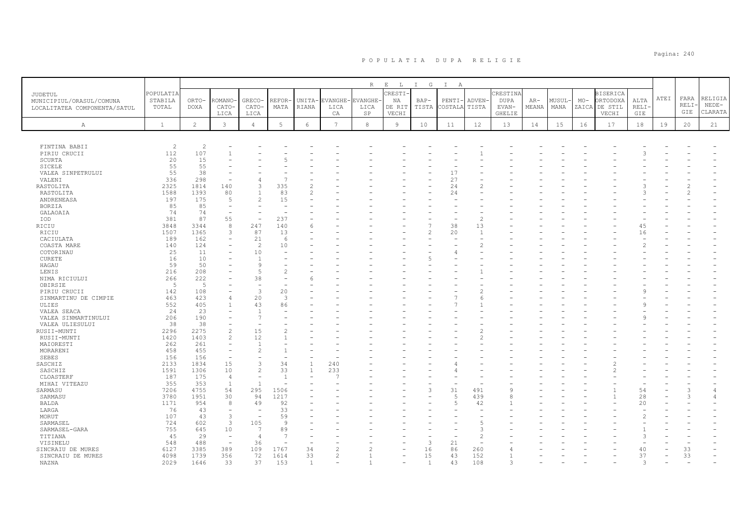# POPULATIA DUPA RELIGIE

| JUDETUL MUNICIPIUL/ORASUL/COMUNA LOCALITATEA COMPONENTA/SATUL | POPULATIA STABILA TOTAL | RELIGIA | | | | | | | | | | | | | | | | | | | |
|---|---|---|---|---|---|---|---|---|---|---|---|---|---|---|---|---|---|---|---|---|
| | | ORTO-DOXA | ROMANO-CATO-LICA | GRECO-CATO-LICA | REFOR-MATA | UNITA-RIANA | EVANGHE-LICA CA | EVANGHE-LICA SP | CRESTI-NA DE RIT VECHI | BAP-TISTA | PENTI-COSTALA | ADVEN-TISTA | CRESTINA DUPA EVAN-GHELIE | AR-MEANA | MUSUL-MANA | MO-ZAICA | BISERICA ORTODOXA DE STIL VECHI | ALTA RELI-GIE | ATEI | FARA RELI-GIE | RELIGIA NEDE-CLARATA |
| A | 1 | 2 | 3 | 4 | 5 | 6 | 7 | 8 | 9 | 10 | 11 | 12 | 13 | 14 | 15 | 16 | 17 | 18 | 19 | 20 | 21 |
| FINTINA BABII | 2 | 2 | - | - | - | - | - | - | - | - | - | - | - | - | - | - | - | - | - | - | - |
| PIRIU CRUCII | 112 | 107 | 1 | - | - | - | - | - | - | - | - | 1 | - | - | - | - | - | 3 | - | - | - |
| SCURTA | 20 | 15 | - | - | 5 | - | - | - | - | - | - | - | - | - | - | - | - | - | - | - | - |
| SICELE | 55 | 55 | - | - | - | - | - | - | - | - | - | - | - | - | - | - | - | - | - | - | - |
| VALEA SINPETRULUI | 55 | 38 | - | - | - | - | - | - | - | - | 17 | - | - | - | - | - | - | - | - | - | - |
| VALENI | 336 | 298 | - | 4 | 7 | - | - | - | - | - | 27 | - | - | - | - | - | - | - | - | - | - |
| RASTOLITA | 2325 | 1814 | 140 | 3 | 335 | 2 | - | - | - | - | 24 | 2 | - | - | - | - | - | 3 | - | 2 | - |
| RASTOLITA | 1588 | 1393 | 80 | 1 | 83 | 2 | - | - | - | - | 24 | - | - | - | - | - | - | 3 | - | 2 | - |
| ANDRENEASA | 197 | 175 | 5 | 2 | 15 | - | - | - | - | - | - | - | - | - | - | - | - | - | - | - | - |
| BORZIA | 85 | 85 | - | - | - | - | - | - | - | - | - | - | - | - | - | - | - | - | - | - | - |
| GALAOAIA | 74 | 74 | - | - | - | - | - | - | - | - | - | - | - | - | - | - | - | - | - | - | - |
| IOD | 381 | 87 | 55 | - | 237 | - | - | - | - | - | - | 2 | - | - | - | - | - | - | - | - | - |
| RICIU | 3848 | 3344 | 8 | 247 | 140 | 6 | - | - | - | 7 | 38 | 13 | - | - | - | - | - | 45 | - | - | - |
| RICIU | 1507 | 1365 | 3 | 87 | 13 | - | - | - | - | 2 | 20 | 1 | - | - | - | - | - | 16 | - | - | - |
| CACIULATA | 189 | 162 | - | 21 | 6 | - | - | - | - | - | - | - | - | - | - | - | - | - | - | - | - |
| COASTA MARE | 140 | 124 | - | 2 | 10 | - | - | - | - | - | - | 2 | - | - | - | - | - | 2 | - | - | - |
| COTORINAU | 25 | 11 | - | 10 | - | - | - | - | - | - | 4 | - | - | - | - | - | - | - | - | - | - |
| CURETE | 16 | 10 | - | 1 | - | - | - | - | - | 5 | - | - | - | - | - | - | - | - | - | - | - |
| HAGAU | 59 | 50 | - | 9 | - | - | - | - | - | - | - | - | - | - | - | - | - | - | - | - | - |
| LENIS | 216 | 208 | - | 5 | 2 | - | - | - | - | - | - | 1 | - | - | - | - | - | - | - | - | - |
| NIMA RICIULUI | 266 | 222 | - | 38 | - | 6 | - | - | - | - | - | - | - | - | - | - | - | - | - | - | - |
| OBIRSIE | 5 | 5 | - | - | - | - | - | - | - | - | - | - | - | - | - | - | - | - | - | - | - |
| PIRIU CRUCII | 142 | 108 | - | 3 | 20 | - | - | - | - | - | - | 2 | - | - | - | - | - | 9 | - | - | - |
| SINMARTINU DE CIMPIE | 463 | 423 | 4 | 20 | 3 | - | - | - | - | - | 7 | 6 | - | - | - | - | - | - | - | - | - |
| ULIES | 552 | 405 | 1 | 43 | 86 | - | - | - | - | - | 7 | 1 | - | - | - | - | - | 9 | - | - | - |
| VALEA SEACA | 24 | 23 | - | 1 | - | - | - | - | - | - | - | - | - | - | - | - | - | - | - | - | - |
| VALEA SINMARTINULUI | 206 | 190 | - | 7 | - | - | - | - | - | - | - | - | - | - | - | - | - | 9 | - | - | - |
| VALEA ULIESULUI | 38 | 38 | - | - | - | - | - | - | - | - | - | - | - | - | - | - | - | - | - | - | - |
| RUSII-MUNTI | 2296 | 2275 | 2 | 15 | 2 | - | - | - | - | - | - | 2 | - | - | - | - | - | - | - | - | - |
| RUSII-MUNTI | 1420 | 1403 | 2 | 12 | 1 | - | - | - | - | - | - | 2 | - | - | - | - | - | - | - | - | - |
| MAIORESTI | 262 | 261 | - | 1 | - | - | - | - | - | - | - | - | - | - | - | - | - | - | - | - | - |
| MORARENI | 458 | 455 | - | 2 | 1 | - | - | - | - | - | - | - | - | - | - | - | - | - | - | - | - |
| SEBES | 156 | 156 | - | - | - | - | - | - | - | - | - | - | - | - | - | - | - | - | - | - | - |
| SASCHIZ | 2133 | 1834 | 15 | 3 | 34 | 1 | 240 | - | - | - | 4 | - | - | - | - | - | 2 | - | - | - | - |
| SASCHIZ | 1591 | 1306 | 10 | 2 | 33 | 1 | 233 | - | - | - | 4 | - | - | - | - | - | 2 | - | - | - | - |
| CLOASTERF | 187 | 175 | 4 | - | 1 | - | 7 | - | - | - | - | - | - | - | - | - | - | - | - | - | - |
| MIHAI VITEAZU | 355 | 353 | 1 | 1 | - | - | - | - | - | - | - | - | - | - | - | - | - | - | - | - | - |
| SARMASU | 7206 | 4755 | 54 | 295 | 1506 | - | - | - | - | 3 | 31 | 491 | 9 | - | - | - | 1 | 54 | - | 3 | 4 |
| SARMASU | 3780 | 1951 | 30 | 94 | 1217 | - | - | - | - | - | 5 | 439 | 8 | - | - | - | 1 | 28 | - | 3 | 4 |
| BALDA | 1171 | 954 | 8 | 49 | 92 | - | - | - | - | - | 5 | 42 | 1 | - | - | - | - | 20 | - | - | - |
| LARGA | 76 | 43 | - | - | 33 | - | - | - | - | - | - | - | - | - | - | - | - | - | - | - | - |
| MORUT | 107 | 43 | 3 | - | 59 | - | - | - | - | - | - | - | - | - | - | - | - | 2 | - | - | - |
| SARMASEL | 724 | 602 | 3 | 105 | 9 | - | - | - | - | - | - | 5 | - | - | - | - | - | - | - | - | - |
| SARMASEL-GARA | 755 | 645 | 10 | 7 | 89 | - | - | - | - | - | - | 3 | - | - | - | - | - | 1 | - | - | - |
| TITIANA | 45 | 29 | - | 4 | 7 | - | - | - | - | - | - | 2 | - | - | - | - | - | 3 | - | - | - |
| VISINELU | 548 | 488 | - | 36 | - | - | - | - | - | 3 | 21 | - | - | - | - | - | - | - | - | - | - |
| SINCRAIU DE MURES | 6127 | 3385 | 389 | 109 | 1767 | 34 | 2 | 2 | - | 16 | 86 | 260 | 4 | - | - | - | - | 40 | - | 33 | - |
| SINCRAIU DE MURES | 4098 | 1739 | 356 | 72 | 1614 | 33 | 2 | 1 | - | 15 | 43 | 152 | 1 | - | - | - | - | 37 | - | 33 | - |
| NAZNA | 2029 | 1646 | 33 | 37 | 153 | 1 | - | 1 | - | 1 | 43 | 108 | 3 | - | - | - | - | 3 | - | - | - |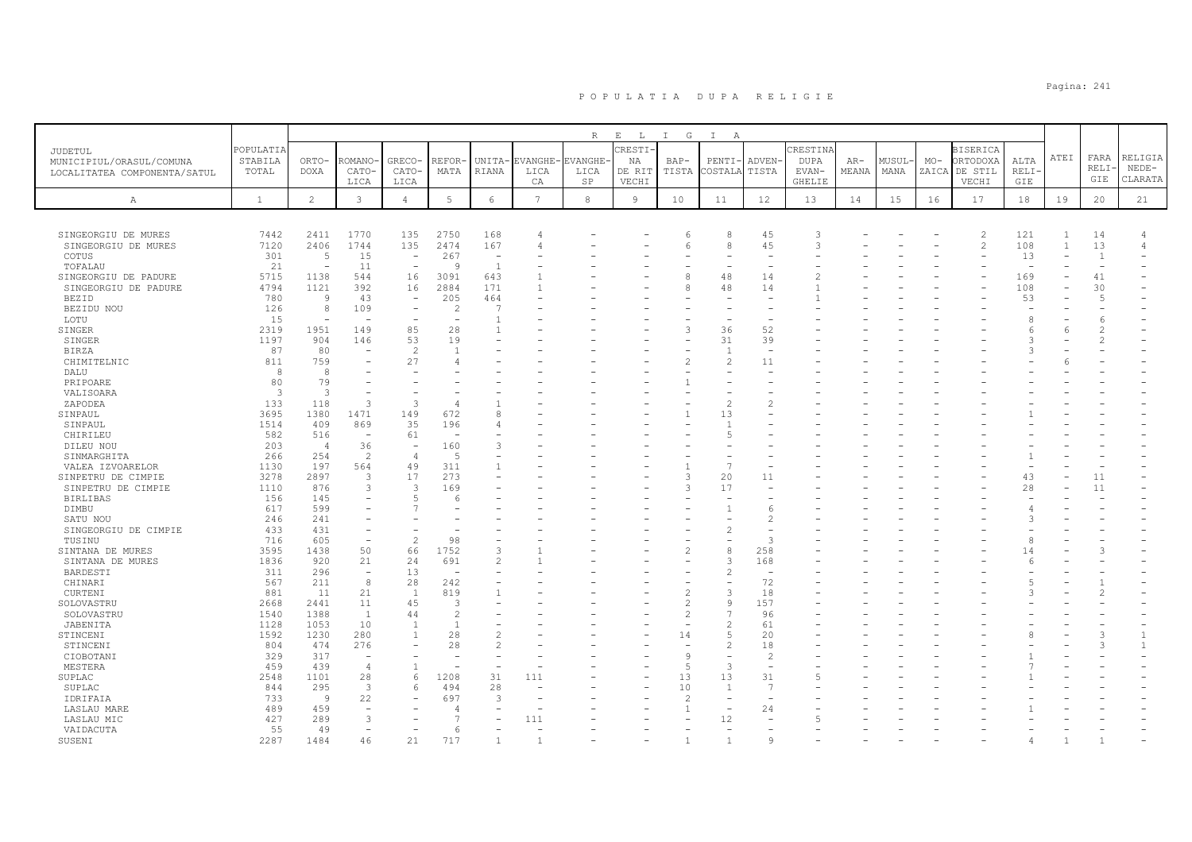# P O P U L A T I A   D U P A   R E L I G I E

| JUDETUL MUNICIPIUL/ORASUL/COMUNA LOCALITATEA COMPONENTA/SATUL | POPULATIA STABILA TOTAL | R E L I G I A | | | | | | | | | | | | | | | | | ATEI | FARA RELIGIE | RELIGIA NEDECLARATA |
|---|---|---|---|---|---|---|---|---|---|---|---|---|---|---|---|---|---|---|---|---|---|
| | | ORTODOXA | ROMANO-CATOLICA | GRECO-CATOLICA | REFORMATA | UNITARIANA | EVANGHELICA | EVANGHELICA SP | CRESTINA DE RIT VECHI | BAPTISTA | PENTICOSTALA | ADVENTISTA | CRESTINA DUPA EVANGHELIE | ARMEANA | MUSULMANA | MOZAICA | BISERICA ORTODOXA DE STIL VECHI | ALTA RELIGIE | | | |
| A | 1 | 2 | 3 | 4 | 5 | 6 | 7 | 8 | 9 | 10 | 11 | 12 | 13 | 14 | 15 | 16 | 17 | 18 | 19 | 20 | 21 |
| SINGEORGIU DE MURES | 7442 | 2411 | 1770 | 135 | 2750 | 168 | 4 | - | - | 6 | 8 | 45 | 3 | - | - | - | 2 | 121 | 1 | 14 | 4 |
| SINGEORGIU DE MURES | 7120 | 2406 | 1744 | 135 | 2474 | 167 | 4 | - | - | 6 | 8 | 45 | 3 | - | - | - | 2 | 108 | 1 | 13 | 4 |
| COTUS | 301 | 5 | 15 | - | 267 | - | - | - | - | - | - | - | - | - | - | - | - | 13 | - | 1 | - |
| TOFALAU | 21 | - | 11 | - | 9 | 1 | - | - | - | - | - | - | - | - | - | - | - | - | - | - | - |
| SINGEORGIU DE PADURE | 5715 | 1138 | 544 | 16 | 3091 | 643 | 1 | - | - | 8 | 48 | 14 | 2 | - | - | - | - | 169 | - | 41 | - |
| SINGEORGIU DE PADURE | 4794 | 1121 | 392 | 16 | 2884 | 171 | 1 | - | - | 8 | 48 | 14 | 1 | - | - | - | - | 108 | - | 30 | - |
| BEZID | 780 | 9 | 43 | - | 205 | 464 | - | - | - | - | - | - | 1 | - | - | - | - | 53 | - | 5 | - |
| BEZIDU NOU | 126 | 8 | 109 | - | 2 | 7 | - | - | - | - | - | - | - | - | - | - | - | - | - | - | - |
| LOTU | 15 | - | - | - | - | 1 | - | - | - | - | - | - | - | - | - | - | - | 8 | - | 6 | - |
| SINGER | 2319 | 1951 | 149 | 85 | 28 | 1 | - | - | - | 3 | 36 | 52 | - | - | - | - | - | 6 | 6 | 2 | - |
| SINGER | 1197 | 904 | 146 | 53 | 19 | - | - | - | - | - | 31 | 39 | - | - | - | - | - | 3 | - | 2 | - |
| BIRZA | 87 | 80 | - | 2 | 1 | - | - | - | - | - | 1 | - | - | - | - | - | - | 3 | - | - | - |
| CHIMITELNIC | 811 | 759 | - | 27 | 4 | - | - | - | - | 2 | 2 | 11 | - | - | - | - | - | - | 6 | - | - |
| DALU | 8 | 8 | - | - | - | - | - | - | - | - | - | - | - | - | - | - | - | - | - | - | - |
| PRIPOARE | 80 | 79 | - | - | - | - | - | - | - | 1 | - | - | - | - | - | - | - | - | - | - | - |
| VALISOARA | 3 | 3 | - | - | - | - | - | - | - | - | - | - | - | - | - | - | - | - | - | - | - |
| ZAPODEA | 133 | 118 | 3 | 3 | 4 | 1 | - | - | - | - | 2 | 2 | - | - | - | - | - | - | - | - | - |
| SINPAUL | 3695 | 1380 | 1471 | 149 | 672 | 8 | - | - | - | 1 | 13 | - | - | - | - | - | - | 1 | - | - | - |
| SINPAUL | 1514 | 409 | 869 | 35 | 196 | 4 | - | - | - | - | 1 | - | - | - | - | - | - | - | - | - | - |
| CHIRILEU | 582 | 516 | - | 61 | - | - | - | - | - | - | 5 | - | - | - | - | - | - | - | - | - | - |
| DILEU NOU | 203 | 4 | 36 | - | 160 | 3 | - | - | - | - | - | - | - | - | - | - | - | - | - | - | - |
| SINMARGHITA | 266 | 254 | 2 | 4 | 5 | - | - | - | - | - | - | - | - | - | - | - | - | 1 | - | - | - |
| VALEA IZVOARELOR | 1130 | 197 | 564 | 49 | 311 | 1 | - | - | - | 1 | 7 | - | - | - | - | - | - | - | - | - | - |
| SINPETRU DE CIMPIE | 3278 | 2897 | 3 | 17 | 273 | - | - | - | - | 3 | 20 | 11 | - | - | - | - | - | 43 | - | 11 | - |
| SINPETRU DE CIMPIE | 1110 | 876 | 3 | 3 | 169 | - | - | - | - | 3 | 17 | - | - | - | - | - | - | 28 | - | 11 | - |
| BIRLIBAS | 156 | 145 | - | 5 | 6 | - | - | - | - | - | - | - | - | - | - | - | - | - | - | - | - |
| DIMBU | 617 | 599 | - | 7 | - | - | - | - | - | - | 1 | 6 | - | - | - | - | - | 4 | - | - | - |
| SATU NOU | 246 | 241 | - | - | - | - | - | - | - | - | - | 2 | - | - | - | - | - | 3 | - | - | - |
| SINGEORGIU DE CIMPIE | 433 | 431 | - | - | - | - | - | - | - | - | 2 | - | - | - | - | - | - | - | - | - | - |
| TUSINU | 716 | 605 | - | 2 | 98 | - | - | - | - | - | - | 3 | - | - | - | - | - | 8 | - | - | - |
| SINTANA DE MURES | 3595 | 1438 | 50 | 66 | 1752 | 3 | 1 | - | - | 2 | 8 | 258 | - | - | - | - | - | 14 | - | 3 | - |
| SINTANA DE MURES | 1836 | 920 | 21 | 24 | 691 | 2 | 1 | - | - | - | 3 | 168 | - | - | - | - | - | 6 | - | - | - |
| BARDESTI | 311 | 296 | - | 13 | - | - | - | - | - | - | 2 | - | - | - | - | - | - | - | - | - | - |
| CHINARI | 567 | 211 | 8 | 28 | 242 | - | - | - | - | - | - | 72 | - | - | - | - | - | 5 | - | 1 | - |
| CURTENI | 881 | 11 | 21 | 1 | 819 | 1 | - | - | - | 2 | 3 | 18 | - | - | - | - | - | 3 | - | 2 | - |
| SOLOVASTRU | 2668 | 2441 | 11 | 45 | 3 | - | - | - | - | 2 | 9 | 157 | - | - | - | - | - | - | - | - | - |
| SOLOVASTRU | 1540 | 1388 | 1 | 44 | 2 | - | - | - | - | 2 | 7 | 96 | - | - | - | - | - | - | - | - | - |
| JABENITA | 1128 | 1053 | 10 | 1 | 1 | - | - | - | - | - | 2 | 61 | - | - | - | - | - | - | - | - | - |
| STINCENI | 1592 | 1230 | 280 | 1 | 28 | 2 | - | - | - | 14 | 5 | 20 | - | - | - | - | - | 8 | - | 3 | 1 |
| STINCENI | 804 | 474 | 276 | - | 28 | 2 | - | - | - | - | 2 | 18 | - | - | - | - | - | - | - | 3 | 1 |
| CIOBOTANI | 329 | 317 | - | - | - | - | - | - | - | 9 | - | 2 | - | - | - | - | - | 1 | - | - | - |
| MESTERA | 459 | 439 | 4 | 1 | - | - | - | - | - | 5 | 3 | - | - | - | - | - | - | 7 | - | - | - |
| SUPLAC | 2548 | 1101 | 28 | 6 | 1208 | 31 | 111 | - | - | 13 | 13 | 31 | 5 | - | - | - | - | 1 | - | - | - |
| SUPLAC | 844 | 295 | 3 | 6 | 494 | 28 | - | - | - | 10 | 1 | 7 | - | - | - | - | - | - | - | - | - |
| IDRIFAIA | 733 | 9 | 22 | - | 697 | 3 | - | - | - | 2 | - | - | - | - | - | - | - | - | - | - | - |
| LASLAU MARE | 489 | 459 | - | - | 4 | - | - | - | - | 1 | - | 24 | - | - | - | - | - | 1 | - | - | - |
| LASLAU MIC | 427 | 289 | 3 | - | 7 | - | 111 | - | - | - | 12 | - | 5 | - | - | - | - | - | - | - | - |
| VAIDACUTA | 55 | 49 | - | - | 6 | - | - | - | - | - | - | - | - | - | - | - | - | - | - | - | - |
| SUSENI | 2287 | 1484 | 46 | 21 | 717 | 1 | 1 | - | - | 1 | 1 | 9 | - | - | - | - | - | 4 | 1 | 1 | - |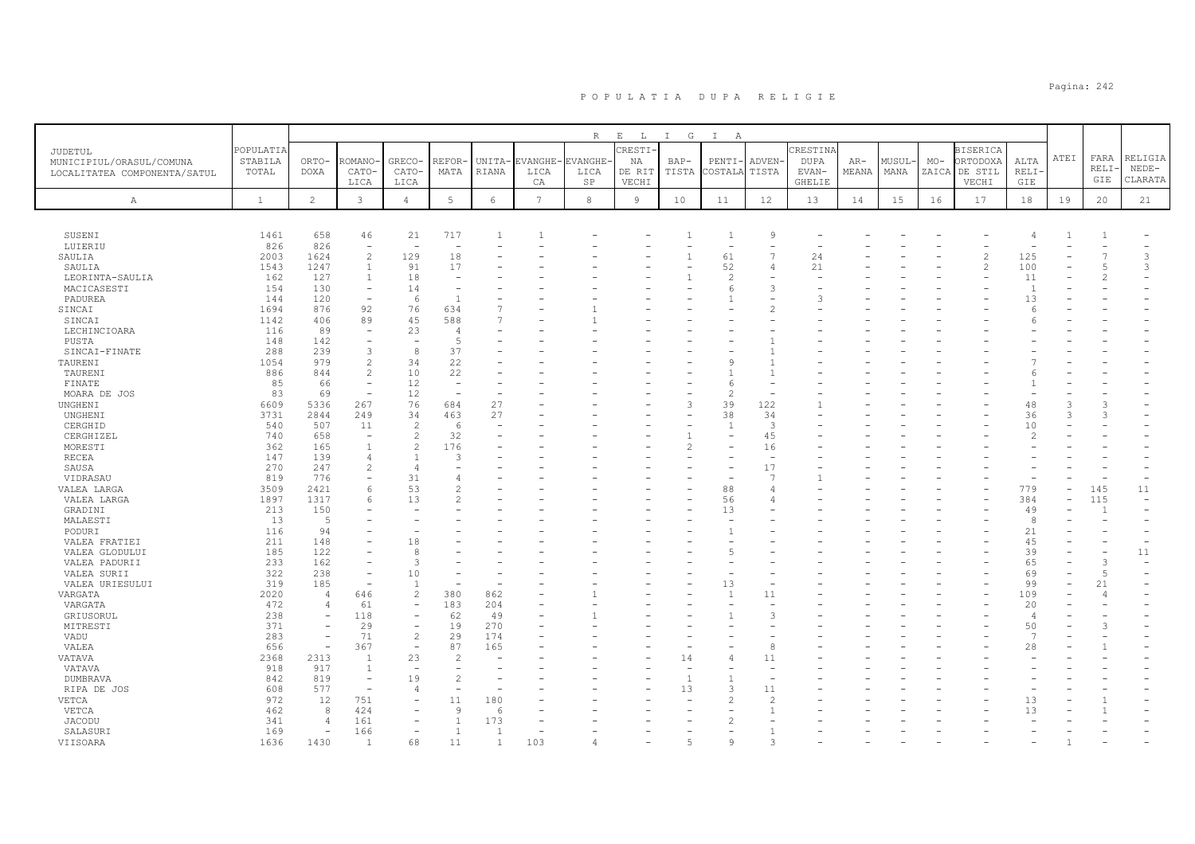# P O P U L A T I A   D U P A   R E L I G I E

| JUDETUL MUNICIPIUL/ORASUL/COMUNA LOCALITATEA COMPONENTA/SATUL | POPULATIA STABILA TOTAL | ORTODOXA | ROMANO-CATOLICA | GRECO-CATOLICA | REFORMATA | UNITARIANA | EVANGHELICA | EVANGHELICA SP | CRESTINA RIT VECHI | BAPTISTA | PENTICOSTALA | ADVENTISTA | CRESTINA DUPA EVANGHELIE | ARMEANA | MUSULMANA | MOZAICA | BISERICA ORTODOXA DE STIL VECHI | ALTA RELIGIE | ATEI | FARA RELIGIE | RELIGIE NEDECLARATA |
|---|---|---|---|---|---|---|---|---|---|---|---|---|---|---|---|---|---|---|---|---|---|
| A | 1 | 2 | 3 | 4 | 5 | 6 | 7 | 8 | 9 | 10 | 11 | 12 | 13 | 14 | 15 | 16 | 17 | 18 | 19 | 20 | 21 |
| SUSENI | 1461 | 658 | 46 | 21 | 717 | 1 | 1 | - | - | 1 | 1 | 9 | - | - | - | - | - | 4 | 1 | 1 | - |
| LUIERIU | 826 | 826 | - | - | - | - | - | - | - | - | - | - | - | - | - | - | - | - | - | - | - |
| SAULIA | 2003 | 1624 | 2 | 129 | 18 | - | - | - | - | 1 | 61 | 7 | 24 | - | - | - | 2 | 125 | - | 7 | 3 |
| SAULIA | 1543 | 1247 | 1 | 91 | 17 | - | - | - | - | - | 52 | 4 | 21 | - | - | - | 2 | 100 | - | 5 | 3 |
| LEORINTA-SAULIA | 162 | 127 | 1 | 18 | - | - | - | - | - | 1 | 2 | - | - | - | - | - | - | 11 | - | 2 | - |
| MACICASESTI | 154 | 130 | - | 14 | - | - | - | - | - | - | 6 | 3 | - | - | - | - | - | 1 | - | - | - |
| PADUREA | 144 | 120 | - | 6 | 1 | - | - | - | - | - | 1 | - | 3 | - | - | - | - | 13 | - | - | - |
| SINCAI | 1694 | 876 | 92 | 76 | 634 | 7 | - | 1 | - | - | - | 2 | - | - | - | - | - | 6 | - | - | - |
| SINCAI | 1142 | 406 | 89 | 45 | 588 | 7 | - | 1 | - | - | - | - | - | - | - | - | - | 6 | - | - | - |
| LECHINCIOARA | 116 | 89 | - | 23 | 4 | - | - | - | - | - | - | - | - | - | - | - | - | - | - | - | - |
| PUSTA | 148 | 142 | - | - | 5 | - | - | - | - | - | - | 1 | - | - | - | - | - | - | - | - | - |
| SINCAI-FINATE | 288 | 239 | 3 | 8 | 37 | - | - | - | - | - | - | 1 | - | - | - | - | - | - | - | - | - |
| TAURENI | 1054 | 979 | 2 | 34 | 22 | - | - | - | - | - | 9 | 1 | - | - | - | - | - | 7 | - | - | - |
| TAURENI | 886 | 844 | 2 | 10 | 22 | - | - | - | - | - | 1 | 1 | - | - | - | - | - | 6 | - | - | - |
| FINATE | 85 | 66 | - | 12 | - | - | - | - | - | - | 6 | - | - | - | - | - | - | 1 | - | - | - |
| MOARA DE JOS | 83 | 69 | - | 12 | - | - | - | - | - | - | 2 | - | - | - | - | - | - | - | - | - | - |
| UNGHENI | 6609 | 5336 | 267 | 76 | 684 | 27 | - | - | - | 3 | 39 | 122 | 1 | - | - | - | - | 48 | 3 | 3 | - |
| UNGHENI | 3731 | 2844 | 249 | 34 | 463 | 27 | - | - | - | - | 38 | 34 | - | - | - | - | - | 36 | 3 | 3 | - |
| CERGHID | 540 | 507 | 11 | 2 | 6 | - | - | - | - | - | 1 | 3 | - | - | - | - | - | 10 | - | - | - |
| CERGHIZEL | 740 | 658 | - | 2 | 32 | - | - | - | - | 1 | - | 45 | - | - | - | - | - | 2 | - | - | - |
| MORESTI | 362 | 165 | 1 | 2 | 176 | - | - | - | - | 2 | - | 16 | - | - | - | - | - | - | - | - | - |
| RECEA | 147 | 139 | 4 | 1 | 3 | - | - | - | - | - | - | - | - | - | - | - | - | - | - | - | - |
| SAUSA | 270 | 247 | 2 | 4 | - | - | - | - | - | - | - | 17 | - | - | - | - | - | - | - | - | - |
| VIDRASAU | 819 | 776 | - | 31 | 4 | - | - | - | - | - | - | 7 | 1 | - | - | - | - | - | - | - | - |
| VALEA LARGA | 3509 | 2421 | 6 | 53 | 2 | - | - | - | - | - | 88 | 4 | - | - | - | - | - | 779 | - | 145 | 11 |
| VALEA LARGA | 1897 | 1317 | 6 | 13 | 2 | - | - | - | - | - | 56 | 4 | - | - | - | - | - | 384 | - | 115 | - |
| GRADINI | 213 | 150 | - | - | - | - | - | - | - | - | 13 | - | - | - | - | - | - | 49 | - | 1 | - |
| MALAESTI | 13 | 5 | - | - | - | - | - | - | - | - | - | - | - | - | - | - | - | 8 | - | - | - |
| PODURI | 116 | 94 | - | - | - | - | - | - | - | - | 1 | - | - | - | - | - | - | 21 | - | - | - |
| VALEA FRATIEI | 211 | 148 | - | 18 | - | - | - | - | - | - | - | - | - | - | - | - | - | 45 | - | - | - |
| VALEA GLODULUI | 185 | 122 | - | 8 | - | - | - | - | - | - | 5 | - | - | - | - | - | - | 39 | - | - | 11 |
| VALEA PADURII | 233 | 162 | - | 3 | - | - | - | - | - | - | - | - | - | - | - | - | - | 65 | - | 3 | - |
| VALEA SURII | 322 | 238 | - | 10 | - | - | - | - | - | - | - | - | - | - | - | - | - | 69 | - | 5 | - |
| VALEA URIESULUI | 319 | 185 | - | 1 | - | - | - | - | - | - | 13 | - | - | - | - | - | - | 99 | - | 21 | - |
| VARGATA | 2020 | 4 | 646 | 2 | 380 | 862 | - | 1 | - | - | 1 | 11 | - | - | - | - | - | 109 | - | 4 | - |
| VARGATA | 472 | 4 | 61 | - | 183 | 204 | - | - | - | - | - | - | - | - | - | - | - | 20 | - | - | - |
| GRIUSORUL | 238 | - | 118 | - | 62 | 49 | - | 1 | - | - | 1 | 3 | - | - | - | - | - | 4 | - | - | - |
| MITRESTI | 371 | - | 29 | - | 19 | 270 | - | - | - | - | - | - | - | - | - | - | - | 50 | - | 3 | - |
| VADU | 283 | - | 71 | 2 | 29 | 174 | - | - | - | - | - | - | - | - | - | - | - | 7 | - | - | - |
| VALEA | 656 | - | 367 | - | 87 | 165 | - | - | - | - | - | 8 | - | - | - | - | - | 28 | - | 1 | - |
| VATAVA | 2368 | 2313 | 1 | 23 | 2 | - | - | - | - | 14 | 4 | 11 | - | - | - | - | - | - | - | - | - |
| VATAVA | 918 | 917 | 1 | - | - | - | - | - | - | - | - | - | - | - | - | - | - | - | - | - | - |
| DUMBRAVA | 842 | 819 | - | 19 | 2 | - | - | - | - | 1 | 1 | - | - | - | - | - | - | - | - | - | - |
| RIPA DE JOS | 608 | 577 | - | 4 | - | - | - | - | - | 13 | 3 | 11 | - | - | - | - | - | - | - | - | - |
| VETCA | 972 | 12 | 751 | - | 11 | 180 | - | - | - | - | 2 | 2 | - | - | - | - | - | 13 | - | 1 | - |
| VETCA | 462 | 8 | 424 | - | 9 | 6 | - | - | - | - | - | 1 | - | - | - | - | - | 13 | - | 1 | - |
| JACODU | 341 | 4 | 161 | - | 1 | 173 | - | - | - | - | 2 | - | - | - | - | - | - | - | - | - | - |
| SALASURI | 169 | - | 166 | - | 1 | 1 | - | - | - | - | - | 1 | - | - | - | - | - | - | - | - | - |
| VIISOARA | 1636 | 1430 | 1 | 68 | 11 | 1 | 103 | 4 | - | 5 | 9 | 3 | - | - | - | - | - | - | 1 | - | - |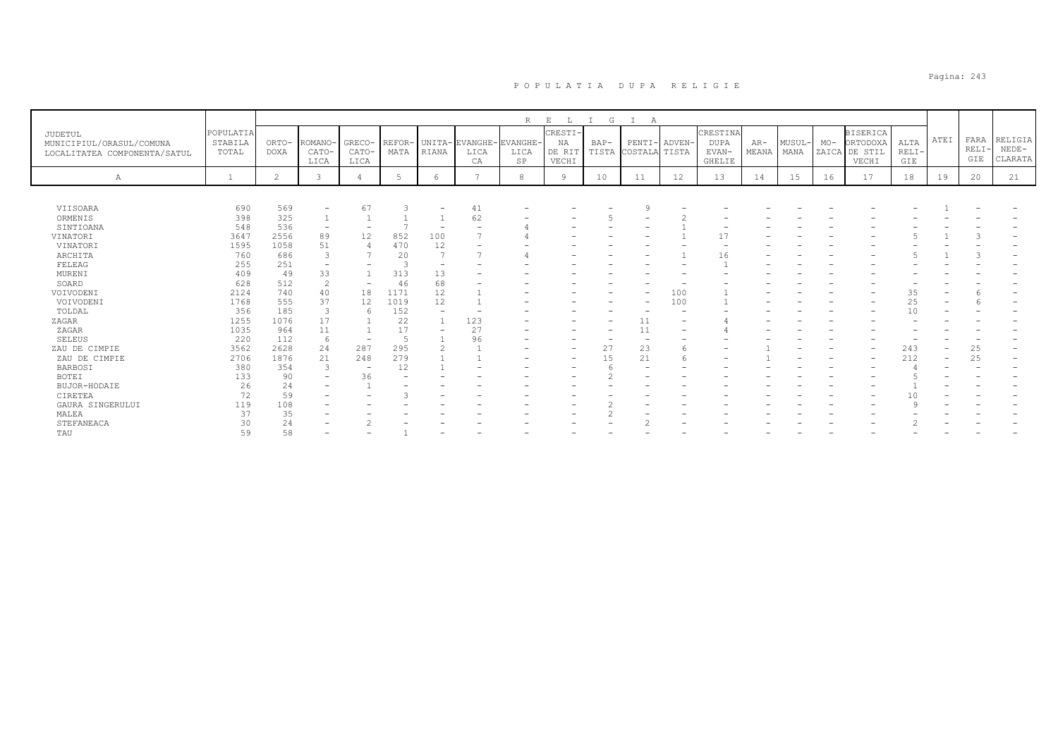# P O P U L A T I A   D U P A   R E L I G I E

| JUDETUL MUNICIPIUL/ORASUL/COMUNA LOCALITATEA COMPONENTA/SATUL | POPULATIA STABILA TOTAL | R E L I G I A | | | | | | | | | | | | | | | | | | | |
|---|---|---|---|---|---|---|---|---|---|---|---|---|---|---|---|---|---|---|---|---|---|
| | | ORTO-DOXA | ROMANO-CATO-LICA | GRECO-CATO-LICA | REFOR-MATA | UNITA-RIANA | EVANGHE-LICA CA | EVANGHE-LICA SP | CRESTI-NA DE RIT VECHI | BAP-TISTA | PENTI-COSTALA | ADVEN-TISTA | CRESTINA DUPA EVAN-GHELIE | AR-MEANA | MUSUL-MANA | MO-ZAICA | BISERICA ORTODOXA DE STIL VECHI | ALTA RELI-GIE | ATEI | FARA RELI-GIE | RELIGIA NEDE-CLARATA |
| A | 1 | 2 | 3 | 4 | 5 | 6 | 7 | 8 | 9 | 10 | 11 | 12 | 13 | 14 | 15 | 16 | 17 | 18 | 19 | 20 | 21 |
| VIISOARA | 690 | 569 | - | 67 | 3 | - | 41 | - | - | - | 9 | - | - | - | - | - | - | - | 1 | - | - |
| ORMENIS | 398 | 325 | 1 | 1 | 1 | 1 | 62 | - | - | 5 | - | 2 | - | - | - | - | - | - | - | - | - |
| SINTIOANA | 548 | 536 | - | - | 7 | - | - | 4 | - | - | - | 1 | - | - | - | - | - | - | - | - | - |
| VINATORI | 3647 | 2556 | 89 | 12 | 852 | 100 | 7 | 4 | - | - | - | 1 | 17 | - | - | - | - | 5 | 1 | 3 | - |
| VINATORI | 1595 | 1058 | 51 | 4 | 470 | 12 | - | - | - | - | - | - | - | - | - | - | - | - | - | - | - |
| ARCHITA | 760 | 686 | 3 | 7 | 20 | 7 | 7 | 4 | - | - | - | 1 | 16 | - | - | - | - | 5 | 1 | 3 | - |
| FELEAG | 255 | 251 | - | - | 3 | - | - | - | - | - | - | - | 1 | - | - | - | - | - | - | - | - |
| MURENI | 409 | 49 | 33 | 1 | 313 | 13 | - | - | - | - | - | - | - | - | - | - | - | - | - | - | - |
| SOARD | 628 | 512 | 2 | - | 46 | 68 | - | - | - | - | - | - | - | - | - | - | - | - | - | - | - |
| VOIVODENI | 2124 | 740 | 40 | 18 | 1171 | 12 | 1 | - | - | - | - | 100 | 1 | - | - | - | - | 35 | - | 6 | - |
| VOIVODENI | 1768 | 555 | 37 | 12 | 1019 | 12 | 1 | - | - | - | - | 100 | 1 | - | - | - | - | 25 | - | 6 | - |
| TOLDAL | 356 | 185 | 3 | 6 | 152 | - | - | - | - | - | - | - | - | - | - | - | - | 10 | - | - | - |
| ZAGAR | 1255 | 1076 | 17 | 1 | 22 | 1 | 123 | - | - | - | 11 | - | 4 | - | - | - | - | - | - | - | - |
| ZAGAR | 1035 | 964 | 11 | 1 | 17 | - | 27 | - | - | - | 11 | - | 4 | - | - | - | - | - | - | - | - |
| SELEUS | 220 | 112 | 6 | - | 5 | 1 | 96 | - | - | - | - | - | - | - | - | - | - | - | - | - | - |
| ZAU DE CIMPIE | 3562 | 2628 | 24 | 287 | 295 | 2 | 1 | - | - | 27 | 23 | 6 | - | 1 | - | - | - | 243 | - | 25 | - |
| ZAU DE CIMPIE | 2706 | 1876 | 21 | 248 | 279 | 1 | 1 | - | - | 15 | 21 | 6 | - | 1 | - | - | - | 212 | - | 25 | - |
| BARBOSI | 380 | 354 | 3 | - | 12 | 1 | - | - | - | 6 | - | - | - | - | - | - | - | 4 | - | - | - |
| BOTEI | 133 | 90 | - | 36 | - | - | - | - | - | 2 | - | - | - | - | - | - | - | 5 | - | - | - |
| BUJOR-HODAIE | 26 | 24 | - | 1 | - | - | - | - | - | - | - | - | - | - | - | - | - | 1 | - | - | - |
| CIRETEA | 72 | 59 | - | - | 3 | - | - | - | - | - | - | - | - | - | - | - | - | 10 | - | - | - |
| GAURA SINGERULUI | 119 | 108 | - | - | - | - | - | - | - | 2 | - | - | - | - | - | - | - | 9 | - | - | - |
| MALEA | 37 | 35 | - | - | - | - | - | - | - | 2 | - | - | - | - | - | - | - | - | - | - | - |
| STEFANEACA | 30 | 24 | - | 2 | - | - | - | - | - | - | 2 | - | - | - | - | - | - | 2 | - | - | - |
| TAU | 59 | 58 | - | - | 1 | - | - | - | - | - | - | - | - | - | - | - | - | - | - | - | - |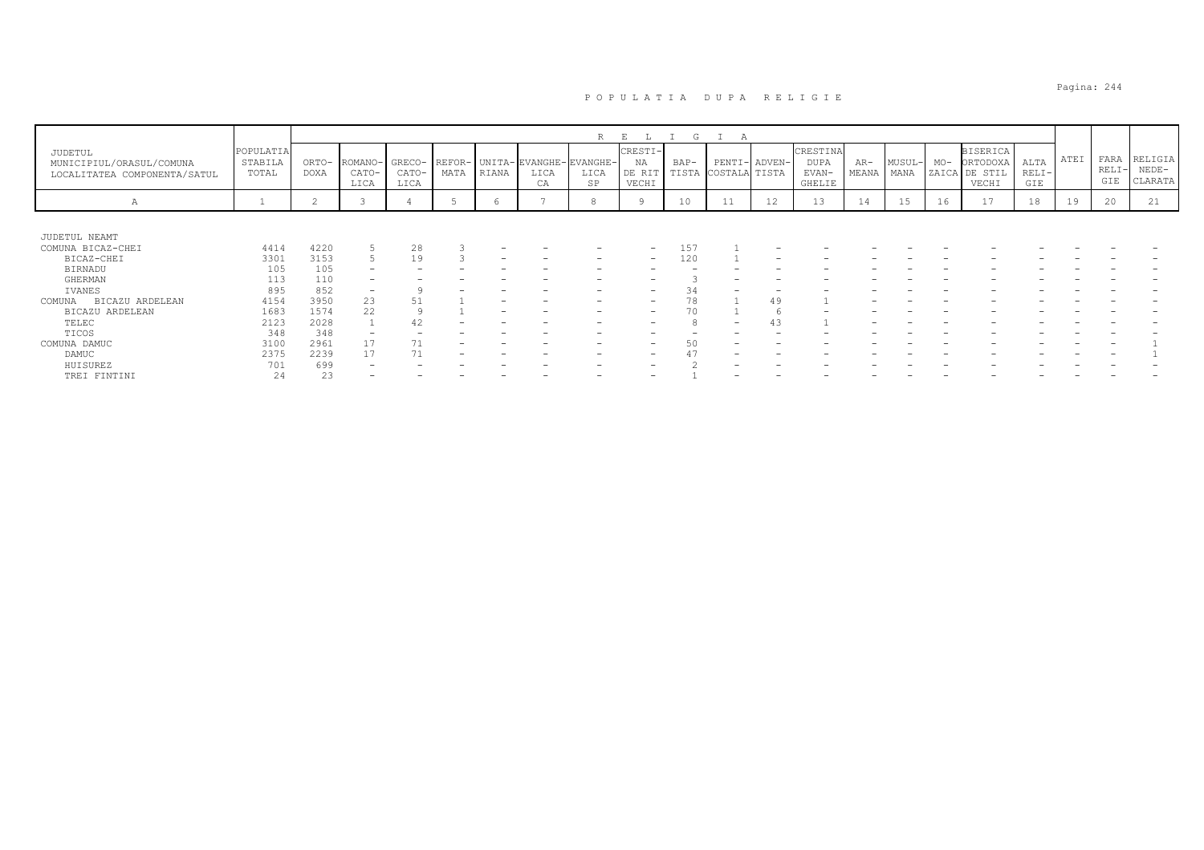# P O P U L A T I A   D U P A   R E L I G I E

| JUDETUL MUNICIPIUL/ORASUL/COMUNA LOCALITATEA COMPONENTA/SATUL | POPULATIA STABILA TOTAL | ORTO- DOXA | ROMANO- CATO- LICA | GRECO- CATO- LICA | REFOR- MATA | UNITA- RIANA | EVANGHE- LICA CA | EVANGHE- LICA SP | CRESTI- NA DE RIT VECHI | BAP- TISTA | PENTI- COSTALA | ADVEN- TISTA | CRESTINA DUPA EVAN- GHELIE | AR- MEANA | MUSUL- MANA | MO- ZAICA | BISERICA ORTODOXA DE STIL VECHI | ALTA RELI- GIE | ATEI | FARA RELI- GIE | RELIGIA NEDE- CLARATA |
|---|---|---|---|---|---|---|---|---|---|---|---|---|---|---|---|---|---|---|---|---|---|
| A | 1 | 2 | 3 | 4 | 5 | 6 | 7 | 8 | 9 | 10 | 11 | 12 | 13 | 14 | 15 | 16 | 17 | 18 | 19 | 20 | 21 |
| JUDETUL NEAMT | | | | | | | | | | | | | | | | | | | | | |
| COMUNA BICAZ-CHEI | 4414 | 4220 | 5 | 28 | 3 | - | - | - | - | 157 | 1 | - | - | - | - | - | - | - | - | - | - |
| BICAZ-CHEI | 3301 | 3153 | 5 | 19 | 3 | - | - | - | - | 120 | 1 | - | - | - | - | - | - | - | - | - | - |
| BIRNADU | 105 | 105 | - | - | - | - | - | - | - | - | - | - | - | - | - | - | - | - | - | - | - |
| GHERMAN | 113 | 110 | - | - | - | - | - | - | - | 3 | - | - | - | - | - | - | - | - | - | - | - |
| IVANES | 895 | 852 | - | 9 | - | - | - | - | - | 34 | - | - | - | - | - | - | - | - | - | - | - |
| COMUNA BICAZU ARDELEAN | 4154 | 3950 | 23 | 51 | 1 | - | - | - | - | 78 | 1 | 49 | 1 | - | - | - | - | - | - | - | - |
| BICAZU ARDELEAN | 1683 | 1574 | 22 | 9 | 1 | - | - | - | - | 70 | 1 | 6 | - | - | - | - | - | - | - | - | - |
| TELEC | 2123 | 2028 | 1 | 42 | - | - | - | - | - | 8 | - | 43 | 1 | - | - | - | - | - | - | - | - |
| TICOS | 348 | 348 | - | - | - | - | - | - | - | - | - | - | - | - | - | - | - | - | - | - | - |
| COMUNA DAMUC | 3100 | 2961 | 17 | 71 | - | - | - | - | - | 50 | - | - | - | - | - | - | - | - | - | - | 1 |
| DAMUC | 2375 | 2239 | 17 | 71 | - | - | - | - | - | 47 | - | - | - | - | - | - | - | - | - | - | 1 |
| HUISUREZ | 701 | 699 | - | - | - | - | - | - | - | 2 | - | - | - | - | - | - | - | - | - | - | - |
| TREI FINTINI | 24 | 23 | - | - | - | - | - | - | - | 1 | - | - | - | - | - | - | - | - | - | - | - |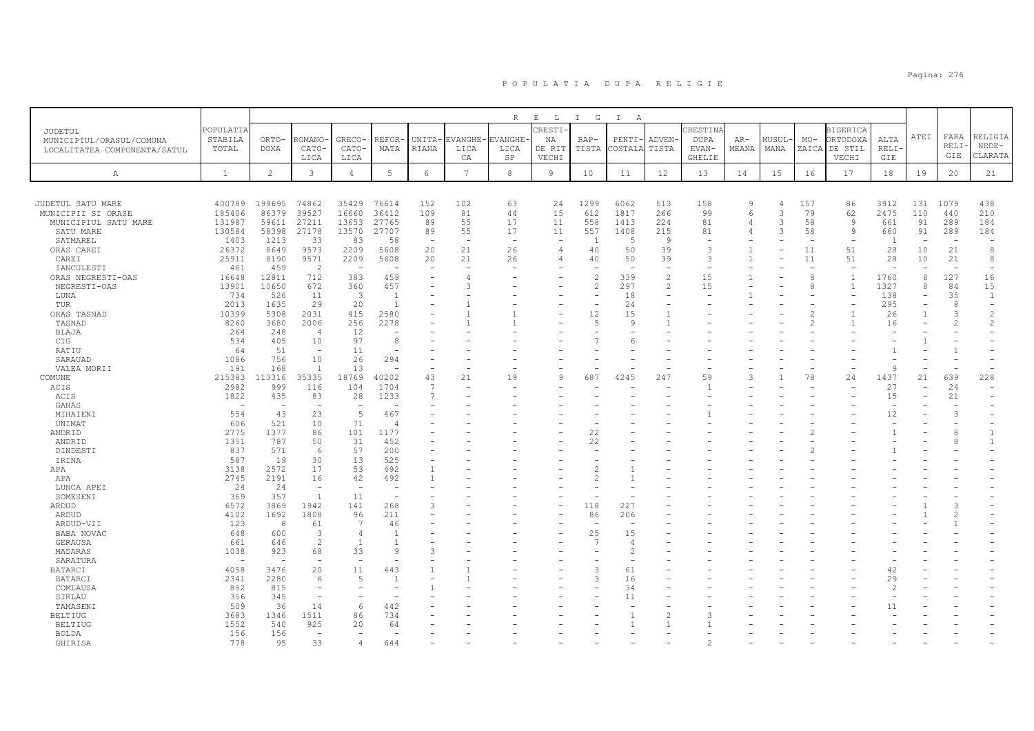# P O P U L A T I A   D U P A   R E L I G I E

| JUDETUL MUNICIPIUL/ORASUL/COMUNA LOCALITATEA COMPONENTA/SATUL | POPULATIA STABILA TOTAL | RELIGIA | | | | | | | | | | | | | | | | | | | |
|---|---|---|---|---|---|---|---|---|---|---|---|---|---|---|---|---|---|---|---|---|---|
| | | ORTO-DOXA | ROMANO-CATO-LICA | GRECO-CATO-LICA | REFOR-MATA | UNITA-RIANA | EVANGHE-LICA CA | EVANGHE-LICA SP | CRESTI-NA DE RIT VECHI | BAP-TISTA | PENTI-COSTALA | ADVEN-TISTA | CRESTINA DUPA EVAN-GHELIE | AR-MEANA | MUSUL-MANA | MO-ZAICA | BISERICA ORTODOXA DE STIL VECHI | ALTA RELI-GIE | ATEI | FARA RELI-GIE | RELIGIA NEDE-CLARATA |
| A | 1 | 2 | 3 | 4 | 5 | 6 | 7 | 8 | 9 | 10 | 11 | 12 | 13 | 14 | 15 | 16 | 17 | 18 | 19 | 20 | 21 |
| JUDETUL SATU MARE | 400789 | 199695 | 74862 | 35429 | 76614 | 152 | 102 | 63 | 24 | 1299 | 6062 | 513 | 158 | 9 | 4 | 157 | 86 | 3912 | 131 | 1079 | 438 |
| MUNICIPII SI ORASE | 185406 | 86379 | 39527 | 16660 | 36412 | 109 | 81 | 44 | 15 | 612 | 1817 | 266 | 99 | 6 | 3 | 79 | 62 | 2475 | 110 | 440 | 210 |
| MUNICIPIUL SATU MARE | 131987 | 59611 | 27211 | 13653 | 27765 | 89 | 55 | 17 | 11 | 558 | 1413 | 224 | 81 | 4 | 3 | 58 | 9 | 661 | 91 | 289 | 184 |
| SATU MARE | 130584 | 58398 | 27178 | 13570 | 27707 | 89 | 55 | 17 | 11 | 557 | 1408 | 215 | 81 | 4 | 3 | 58 | 9 | 660 | 91 | 289 | 184 |
| SATMAREL | 1403 | 1213 | 33 | 83 | 58 | - | - | - | - | 1 | 5 | 9 | - | - | - | - | - | 1 | - | - | - |
| ORAS CAREI | 26372 | 8649 | 9573 | 2209 | 5608 | 20 | 21 | 26 | 4 | 40 | 50 | 39 | 3 | 1 | - | 11 | 51 | 28 | 10 | 21 | 8 |
| CAREI | 25911 | 8190 | 9571 | 2209 | 5608 | 20 | 21 | 26 | 4 | 40 | 50 | 39 | 3 | 1 | - | 11 | 51 | 28 | 10 | 21 | 8 |
| IANCULESTI | 461 | 459 | 2 | - | - | - | - | - | - | - | - | - | - | - | - | - | - | - | - | - | - |
| ORAS NEGRESTI-OAS | 16648 | 12811 | 712 | 383 | 459 | - | 4 | - | - | 2 | 339 | 2 | 15 | 1 | - | 8 | 1 | 1760 | 8 | 127 | 16 |
| NEGRESTI-OAS | 13901 | 10650 | 672 | 360 | 457 | - | 3 | - | - | 2 | 297 | 2 | 15 | - | - | 8 | 1 | 1327 | 8 | 84 | 15 |
| LUNA | 734 | 526 | 11 | 3 | 1 | - | - | - | - | - | 18 | - | - | 1 | - | - | - | 138 | - | 35 | 1 |
| TUR | 2013 | 1635 | 29 | 20 | 1 | - | 1 | - | - | - | 24 | - | - | - | - | - | - | 295 | - | 8 | - |
| ORAS TASNAD | 10399 | 5308 | 2031 | 415 | 2580 | - | 1 | 1 | - | 12 | 15 | 1 | - | - | - | 2 | 1 | 26 | 1 | 3 | 2 |
| TASNAD | 8260 | 3680 | 2006 | 256 | 2278 | - | 1 | 1 | - | 5 | 9 | 1 | - | - | - | 2 | 1 | 16 | - | 2 | 2 |
| BLAJA | 264 | 248 | 4 | 12 | - | - | - | - | - | - | - | - | - | - | - | - | - | - | - | - | - |
| CIG | 534 | 405 | 10 | 97 | 8 | - | - | - | - | 7 | 6 | - | - | - | - | - | - | - | 1 | - | - |
| RATIU | 64 | 51 | - | 11 | - | - | - | - | - | - | - | - | - | - | - | - | - | 1 | - | 1 | - |
| SARAUAD | 1086 | 756 | 10 | 26 | 294 | - | - | - | - | - | - | - | - | - | - | - | - | - | - | - | - |
| VALEA MORII | 191 | 168 | 1 | 13 | - | - | - | - | - | - | - | - | - | - | - | - | - | 9 | - | - | - |
| COMUNE | 215383 | 113316 | 35335 | 18769 | 40202 | 43 | 21 | 19 | 9 | 687 | 4245 | 247 | 59 | 3 | 1 | 78 | 24 | 1437 | 21 | 639 | 228 |
| ACIS | 2982 | 999 | 116 | 104 | 1704 | 7 | - | - | - | - | - | - | 1 | - | - | - | - | 27 | - | 24 | - |
| ACIS | 1822 | 435 | 83 | 28 | 1233 | 7 | - | - | - | - | - | - | - | - | - | - | - | 15 | - | 21 | - |
| GANAS | - | - | - | - | - | - | - | - | - | - | - | - | - | - | - | - | - | - | - | - | - |
| MIHAIENI | 554 | 43 | 23 | 5 | 467 | - | - | - | - | - | - | - | 1 | - | - | - | - | 12 | - | 3 | - |
| UNIMAT | 606 | 521 | 10 | 71 | 4 | - | - | - | - | - | - | - | - | - | - | - | - | - | - | - | - |
| ANDRID | 2775 | 1377 | 86 | 101 | 1177 | - | - | - | - | 22 | - | - | - | - | - | 2 | - | 1 | - | 8 | 1 |
| ANDRID | 1351 | 787 | 50 | 31 | 452 | - | - | - | - | 22 | - | - | - | - | - | - | - | - | - | 8 | 1 |
| DINDESTI | 837 | 571 | 6 | 57 | 200 | - | - | - | - | - | - | - | - | - | - | 2 | - | 1 | - | - | - |
| IRINA | 587 | 19 | 30 | 13 | 525 | - | - | - | - | - | - | - | - | - | - | - | - | - | - | - | - |
| APA | 3138 | 2572 | 17 | 53 | 492 | 1 | - | - | - | 2 | 1 | - | - | - | - | - | - | - | - | - | - |
| APA | 2745 | 2191 | 16 | 42 | 492 | 1 | - | - | - | 2 | 1 | - | - | - | - | - | - | - | - | - | - |
| LUNCA APEI | 24 | 24 | - | - | - | - | - | - | - | - | - | - | - | - | - | - | - | - | - | - | - |
| SOMESENI | 369 | 357 | 1 | 11 | - | - | - | - | - | - | - | - | - | - | - | - | - | - | - | - | - |
| ARDUD | 6572 | 3869 | 1942 | 141 | 268 | 3 | - | - | - | 118 | 227 | - | - | - | - | - | - | - | 1 | 3 | - |
| ARDUD | 4102 | 1692 | 1808 | 96 | 211 | - | - | - | - | 86 | 206 | - | - | - | - | - | - | - | 1 | 2 | - |
| ARDUD-VII | 123 | 8 | 61 | 7 | 46 | - | - | - | - | - | - | - | - | - | - | - | - | - | - | 1 | - |
| BABA NOVAC | 648 | 600 | 3 | 4 | 1 | - | - | - | - | 25 | 15 | - | - | - | - | - | - | - | - | - | - |
| GERAUSA | 661 | 646 | 2 | 1 | 1 | - | - | - | - | 7 | 4 | - | - | - | - | - | - | - | - | - | - |
| MADARAS | 1038 | 923 | 68 | 33 | 9 | 3 | - | - | - | - | 2 | - | - | - | - | - | - | - | - | - | - |
| SARATURA | - | - | - | - | - | - | - | - | - | - | - | - | - | - | - | - | - | - | - | - | - |
| BATARCI | 4058 | 3476 | 20 | 11 | 443 | 1 | 1 | - | - | 3 | 61 | - | - | - | - | - | - | 42 | - | - | - |
| BATARCI | 2341 | 2280 | 6 | 5 | 1 | - | 1 | - | - | 3 | 16 | - | - | - | - | - | - | 29 | - | - | - |
| COMLAUSA | 852 | 815 | - | - | - | 1 | - | - | - | - | 34 | - | - | - | - | - | - | 2 | - | - | - |
| SIRLAU | 356 | 345 | - | - | - | - | - | - | - | - | 11 | - | - | - | - | - | - | - | - | - | - |
| TAMASENI | 509 | 36 | 14 | 6 | 442 | - | - | - | - | - | - | - | - | - | - | - | - | 11 | - | - | - |
| BELTIUG | 3683 | 1346 | 1511 | 86 | 734 | - | - | - | - | - | 1 | 2 | 3 | - | - | - | - | - | - | - | - |
| BELTIUG | 1552 | 540 | 925 | 20 | 64 | - | - | - | - | - | 1 | 1 | 1 | - | - | - | - | - | - | - | - |
| BOLDA | 156 | 156 | - | - | - | - | - | - | - | - | - | - | - | - | - | - | - | - | - | - | - |
| GHIRISA | 778 | 95 | 33 | 4 | 644 | - | - | - | - | - | - | - | 2 | - | - | - | - | - | - | - | - |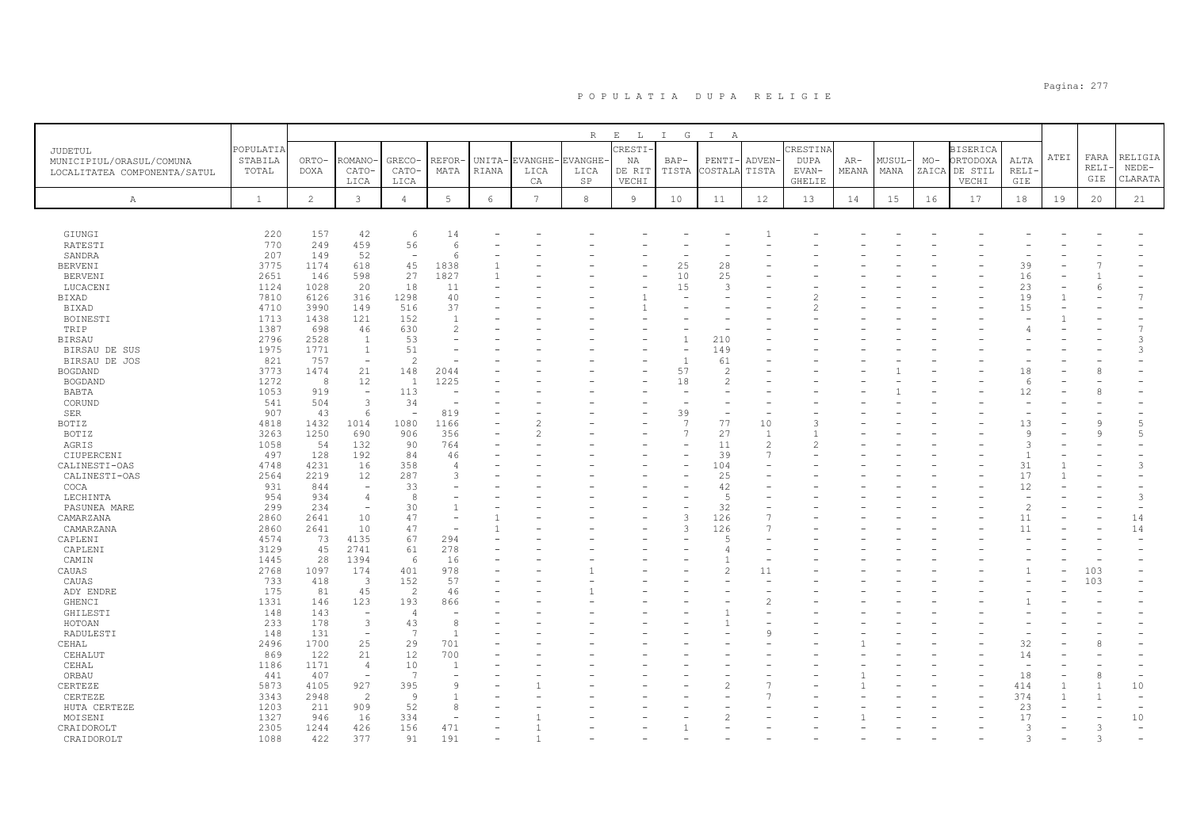# POPULATIA DUPA RELIGIE

| JUDETUL MUNICIPIUL/ORASUL/COMUNA LOCALITATEA COMPONENTA/SATUL | POPULATIA STABILA TOTAL | ORTODOXA | ROMANO-CATOLICA | GRECO-CATOLICA | REFORMATA | UNITARIANA | EVANGHELICA CA | EVANGHELICA SP | CRESTINA DE RIT VECHI | BAPTISTA | PENTICOSTALA | ADVENTISTA | CRESTINA DUPA EVANGHELIE | ARMEANA | MUSULMANA | MOZAICA | BISERICA ORTODOXA DE STIL VECHI | ALTA RELIGIE | ATEI | FARA RELIGIE | RELIGIA NEDECLARATA |
|---|---|---|---|---|---|---|---|---|---|---|---|---|---|---|---|---|---|---|---|---|---|
| A | 1 | 2 | 3 | 4 | 5 | 6 | 7 | 8 | 9 | 10 | 11 | 12 | 13 | 14 | 15 | 16 | 17 | 18 | 19 | 20 | 21 |
| GIUNGI | 220 | 157 | 42 | 6 | 14 | - | - | - | - | - | - | 1 | - | - | - | - | - | - | - | - | - |
| RATESTI | 770 | 249 | 459 | 56 | 6 | - | - | - | - | - | - | - | - | - | - | - | - | - | - | - | - |
| SANDRA | 207 | 149 | 52 | - | 6 | - | - | - | - | - | - | - | - | - | - | - | - | - | - | - | - |
| BERVENI | 3775 | 1174 | 618 | 45 | 1838 | 1 | - | - | - | 25 | 28 | - | - | - | - | - | - | 39 | - | 7 | - |
| BERVENI | 2651 | 146 | 598 | 27 | 1827 | 1 | - | - | - | 10 | 25 | - | - | - | - | - | - | 16 | - | 1 | - |
| LUCACENI | 1124 | 1028 | 20 | 18 | 11 | - | - | - | - | 15 | 3 | - | - | - | - | - | - | 23 | - | 6 | - |
| BIXAD | 7810 | 6126 | 316 | 1298 | 40 | - | - | - | 1 | - | - | - | 2 | - | - | - | - | 19 | 1 | - | 7 |
| BIXAD | 4710 | 3990 | 149 | 516 | 37 | - | - | - | 1 | - | - | - | 2 | - | - | - | - | 15 | - | - | - |
| BOINESTI | 1713 | 1438 | 121 | 152 | 1 | - | - | - | - | - | - | - | - | - | - | - | - | - | 1 | - | - |
| TRIP | 1387 | 698 | 46 | 630 | 2 | - | - | - | - | - | - | - | - | - | - | - | - | 4 | - | - | 7 |
| BIRSAU | 2796 | 2528 | 1 | 53 | - | - | - | - | - | 1 | 210 | - | - | - | - | - | - | - | - | - | 3 |
| BIRSAU DE SUS | 1975 | 1771 | 1 | 51 | - | - | - | - | - | - | 149 | - | - | - | - | - | - | - | - | - | 3 |
| BIRSAU DE JOS | 821 | 757 | - | 2 | - | - | - | - | - | 1 | 61 | - | - | - | - | - | - | - | - | - | - |
| BOGDAND | 3773 | 1474 | 21 | 148 | 2044 | - | - | - | - | 57 | 2 | - | - | - | 1 | - | - | 18 | - | 8 | - |
| BOGDAND | 1272 | 8 | 12 | 1 | 1225 | - | - | - | - | 18 | 2 | - | - | - | - | - | - | 6 | - | - | - |
| BABTA | 1053 | 919 | - | 113 | - | - | - | - | - | - | - | - | - | - | 1 | - | - | 12 | - | 8 | - |
| CORUND | 541 | 504 | 3 | 34 | - | - | - | - | - | - | - | - | - | - | - | - | - | - | - | - | - |
| SER | 907 | 43 | 6 | - | 819 | - | - | - | - | 39 | - | - | - | - | - | - | - | - | - | - | - |
| BOTIZ | 4818 | 1432 | 1014 | 1080 | 1166 | - | 2 | - | - | 7 | 77 | 10 | 3 | - | - | - | - | 13 | - | 9 | 5 |
| BOTIZ | 3263 | 1250 | 690 | 906 | 356 | - | 2 | - | - | 7 | 27 | 1 | 1 | - | - | - | - | 9 | - | 9 | 5 |
| AGRIS | 1058 | 54 | 132 | 90 | 764 | - | - | - | - | - | 11 | 2 | 2 | - | - | - | - | 3 | - | - | - |
| CIUPERCENI | 497 | 128 | 192 | 84 | 46 | - | - | - | - | - | 39 | 7 | - | - | - | - | - | 1 | - | - | - |
| CALINESTI-OAS | 4748 | 4231 | 16 | 358 | 4 | - | - | - | - | - | 104 | - | - | - | - | - | - | 31 | 1 | - | 3 |
| CALINESTI-OAS | 2564 | 2219 | 12 | 287 | 3 | - | - | - | - | - | 25 | - | - | - | - | - | - | 17 | 1 | - | - |
| COCA | 931 | 844 | - | 33 | - | - | - | - | - | - | 42 | - | - | - | - | - | - | 12 | - | - | - |
| LECHINTA | 954 | 934 | 4 | 8 | - | - | - | - | - | - | 5 | - | - | - | - | - | - | - | - | - | 3 |
| PASUNEA MARE | 299 | 234 | - | 30 | 1 | - | - | - | - | - | 32 | - | - | - | - | - | - | 2 | - | - | - |
| CAMARZANA | 2860 | 2641 | 10 | 47 | - | 1 | - | - | - | 3 | 126 | 7 | - | - | - | - | - | 11 | - | - | 14 |
| CAMARZANA | 2860 | 2641 | 10 | 47 | - | 1 | - | - | - | 3 | 126 | 7 | - | - | - | - | - | 11 | - | - | 14 |
| CAPLENI | 4574 | 73 | 4135 | 67 | 294 | - | - | - | - | - | 5 | - | - | - | - | - | - | - | - | - | - |
| CAPLENI | 3129 | 45 | 2741 | 61 | 278 | - | - | - | - | - | 4 | - | - | - | - | - | - | - | - | - | - |
| CAMIN | 1445 | 28 | 1394 | 6 | 16 | - | - | - | - | - | 1 | - | - | - | - | - | - | - | - | - | - |
| CAUAS | 2768 | 1097 | 174 | 401 | 978 | - | - | 1 | - | - | 2 | 11 | - | - | - | - | - | 1 | - | 103 | - |
| CAUAS | 733 | 418 | 3 | 152 | 57 | - | - | - | - | - | - | - | - | - | - | - | - | - | - | 103 | - |
| ADY ENDRE | 175 | 81 | 45 | 2 | 46 | - | - | 1 | - | - | - | - | - | - | - | - | - | - | - | - | - |
| GHENCI | 1331 | 146 | 123 | 193 | 866 | - | - | - | - | - | - | 2 | - | - | - | - | - | 1 | - | - | - |
| GHILESTI | 148 | 143 | - | 4 | - | - | - | - | - | - | 1 | - | - | - | - | - | - | - | - | - | - |
| HOTOAN | 233 | 178 | 3 | 43 | 8 | - | - | - | - | - | 1 | - | - | - | - | - | - | - | - | - | - |
| RADULESTI | 148 | 131 | - | 7 | 1 | - | - | - | - | - | - | 9 | - | - | - | - | - | - | - | - | - |
| CEHAL | 2496 | 1700 | 25 | 29 | 701 | - | - | - | - | - | - | - | - | 1 | - | - | - | 32 | - | 8 | - |
| CEHALUT | 869 | 122 | 21 | 12 | 700 | - | - | - | - | - | - | - | - | - | - | - | - | 14 | - | - | - |
| CEHAL | 1186 | 1171 | 4 | 10 | 1 | - | - | - | - | - | - | - | - | - | - | - | - | - | - | - | - |
| ORBAU | 441 | 407 | - | 7 | - | - | - | - | - | - | - | - | - | 1 | - | - | - | 18 | - | 8 | - |
| CERTEZE | 5873 | 4105 | 927 | 395 | 9 | - | 1 | - | - | - | 2 | 7 | - | 1 | - | - | - | 414 | 1 | 1 | 10 |
| CERTEZE | 3343 | 2948 | 2 | 9 | 1 | - | - | - | - | - | - | 7 | - | - | - | - | - | 374 | 1 | 1 | - |
| HUTA CERTEZE | 1203 | 211 | 909 | 52 | 8 | - | - | - | - | - | - | - | - | - | - | - | - | 23 | - | - | - |
| MOISENI | 1327 | 946 | 16 | 334 | - | - | 1 | - | - | - | 2 | - | - | 1 | - | - | - | 17 | - | - | 10 |
| CRAIDOROLT | 2305 | 1244 | 426 | 156 | 471 | - | 1 | - | - | 1 | - | - | - | - | - | - | - | 3 | - | 3 | - |
| CRAIDOROLT | 1088 | 422 | 377 | 91 | 191 | - | 1 | - | - | - | - | - | - | - | - | - | - | 3 | - | 3 | - |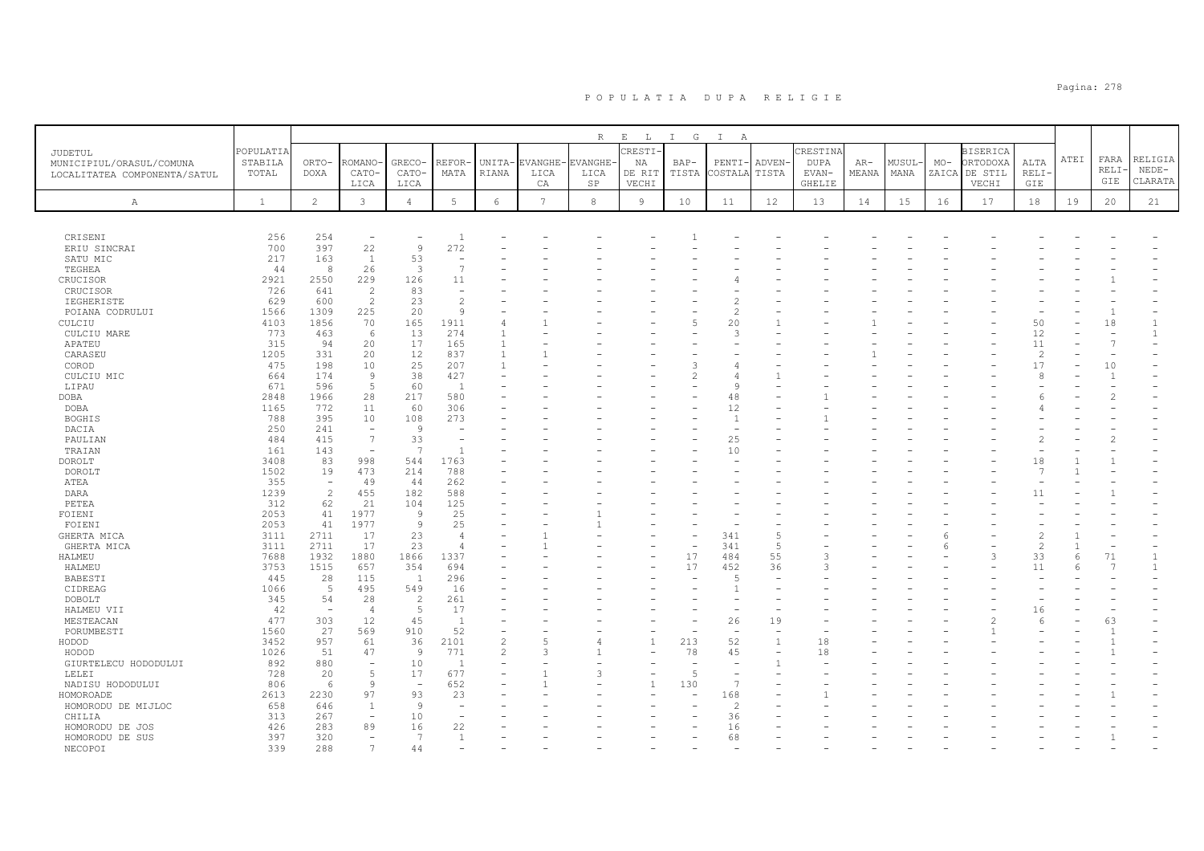# POPULATIA DUPA RELIGIE

| JUDETUL MUNICIPIUL/ORASUL/COMUNA LOCALITATEA COMPONENTA/SATUL | POPULATIA STABILA TOTAL | RELIGIA | | | | | | | | | | | | | | | | | ATEI | FARA RELIGIE | RELIGIA NEDECLARATA |
|---|---|---|---|---|---|---|---|---|---|---|---|---|---|---|---|---|---|---|---|---|---|
| | | ORTODOXA | ROMANO-CATOLICA | GRECO-CATOLICA | REFORMATA | UNITARIANA | EVANGHELICA CA | EVANGHELICA SP | CRESTINA DE RIT VECHI | BAPTISTA | PENTICOSTALA | ADVENTISTA | CRESTINA DUPA EVANGHELIE | ARMEANA | MUSULMANA | MOZAICA | BISERICA ORTODOXA DE STIL VECHI | ALTA RELIGIE | | | |
| A | 1 | 2 | 3 | 4 | 5 | 6 | 7 | 8 | 9 | 10 | 11 | 12 | 13 | 14 | 15 | 16 | 17 | 18 | 19 | 20 | 21 |
| CRISENI | 256 | 254 | - | - | 1 | - | - | - | - | 1 | - | - | - | - | - | - | - | - | - | - | - |
| ERIU SINCRAI | 700 | 397 | 22 | 9 | 272 | - | - | - | - | - | - | - | - | - | - | - | - | - | - | - | - |
| SATU MIC | 217 | 163 | 1 | 53 | - | - | - | - | - | - | - | - | - | - | - | - | - | - | - | - | - |
| TEGHEA | 44 | 8 | 26 | 3 | 7 | - | - | - | - | - | - | - | - | - | - | - | - | - | - | - | - |
| CRUCISOR | 2921 | 2550 | 229 | 126 | 11 | - | - | - | - | - | 4 | - | - | - | - | - | - | - | - | 1 | - |
| CRUCISOR | 726 | 641 | 2 | 83 | - | - | - | - | - | - | - | - | - | - | - | - | - | - | - | - | - |
| IEGHERISTE | 629 | 600 | 2 | 23 | 2 | - | - | - | - | - | 2 | - | - | - | - | - | - | - | - | - | - |
| POIANA CODRULUI | 1566 | 1309 | 225 | 20 | 9 | - | - | - | - | - | 2 | - | - | - | - | - | - | - | - | 1 | - |
| CULCIU | 4103 | 1856 | 70 | 165 | 1911 | 4 | 1 | - | - | 5 | 20 | 1 | - | 1 | - | - | - | 50 | - | 18 | 1 |
| CULCIU MARE | 773 | 463 | 6 | 13 | 274 | 1 | - | - | - | - | 3 | - | - | - | - | - | - | 12 | - | - | 1 |
| APATEU | 315 | 94 | 20 | 17 | 165 | 1 | - | - | - | - | - | - | - | - | - | - | - | 11 | - | 7 | - |
| CARASEU | 1205 | 331 | 20 | 12 | 837 | 1 | 1 | - | - | - | - | - | - | 1 | - | - | - | 2 | - | - | - |
| COROD | 475 | 198 | 10 | 25 | 207 | 1 | - | - | - | 3 | 4 | - | - | - | - | - | - | 17 | - | 10 | - |
| CULCIU MIC | 664 | 174 | 9 | 38 | 427 | - | - | - | - | 2 | 4 | 1 | - | - | - | - | - | 8 | - | 1 | - |
| LIPAU | 671 | 596 | 5 | 60 | 1 | - | - | - | - | - | 9 | - | - | - | - | - | - | - | - | - | - |
| DOBA | 2848 | 1966 | 28 | 217 | 580 | - | - | - | - | - | 48 | - | 1 | - | - | - | - | 6 | - | 2 | - |
| DOBA | 1165 | 772 | 11 | 60 | 306 | - | - | - | - | - | 12 | - | - | - | - | - | - | 4 | - | - | - |
| BOGHIS | 788 | 395 | 10 | 108 | 273 | - | - | - | - | - | 1 | - | 1 | - | - | - | - | - | - | - | - |
| DACIA | 250 | 241 | - | 9 | - | - | - | - | - | - | - | - | - | - | - | - | - | - | - | - | - |
| PAULIAN | 484 | 415 | 7 | 33 | - | - | - | - | - | - | 25 | - | - | - | - | - | - | 2 | - | 2 | - |
| TRAIAN | 161 | 143 | - | 7 | 1 | - | - | - | - | - | 10 | - | - | - | - | - | - | - | - | - | - |
| DOROLT | 3408 | 83 | 998 | 544 | 1763 | - | - | - | - | - | - | - | - | - | - | - | - | 18 | 1 | 1 | - |
| DOROLT | 1502 | 19 | 473 | 214 | 788 | - | - | - | - | - | - | - | - | - | - | - | - | 7 | 1 | - | - |
| ATEA | 355 | - | 49 | 44 | 262 | - | - | - | - | - | - | - | - | - | - | - | - | - | - | - | - |
| DARA | 1239 | 2 | 455 | 182 | 588 | - | - | - | - | - | - | - | - | - | - | - | - | 11 | - | 1 | - |
| PETEA | 312 | 62 | 21 | 104 | 125 | - | - | - | - | - | - | - | - | - | - | - | - | - | - | - | - |
| FOIENI | 2053 | 41 | 1977 | 9 | 25 | - | - | 1 | - | - | - | - | - | - | - | - | - | - | - | - | - |
| FOIENI | 2053 | 41 | 1977 | 9 | 25 | - | - | 1 | - | - | - | - | - | - | - | - | - | - | - | - | - |
| GHERTA MICA | 3111 | 2711 | 17 | 23 | 4 | - | 1 | - | - | - | 341 | 5 | - | - | - | 6 | - | 2 | 1 | - | - |
| GHERTA MICA | 3111 | 2711 | 17 | 23 | 4 | - | 1 | - | - | - | 341 | 5 | - | - | - | 6 | - | 2 | 1 | - | - |
| HALMEU | 7688 | 1932 | 1880 | 1866 | 1337 | - | - | - | - | 17 | 484 | 55 | 3 | - | - | - | 3 | 33 | 6 | 71 | 1 |
| HALMEU | 3753 | 1515 | 657 | 354 | 694 | - | - | - | - | 17 | 452 | 36 | 3 | - | - | - | - | 11 | 6 | 7 | 1 |
| BABESTI | 445 | 28 | 115 | 1 | 296 | - | - | - | - | - | 5 | - | - | - | - | - | - | - | - | - | - |
| CIDREAG | 1066 | 5 | 495 | 549 | 16 | - | - | - | - | - | 1 | - | - | - | - | - | - | - | - | - | - |
| DOBOLT | 345 | 54 | 28 | 2 | 261 | - | - | - | - | - | - | - | - | - | - | - | - | - | - | - | - |
| HALMEU VII | 42 | - | 4 | 5 | 17 | - | - | - | - | - | - | - | - | - | - | - | - | 16 | - | - | - |
| MESTEACAN | 477 | 303 | 12 | 45 | 1 | - | - | - | - | - | 26 | 19 | - | - | - | - | 2 | 6 | - | 63 | - |
| PORUMBESTI | 1560 | 27 | 569 | 910 | 52 | - | - | - | - | - | - | - | - | - | - | - | 1 | - | - | 1 | - |
| HODOD | 3452 | 957 | 61 | 36 | 2101 | 2 | 5 | 4 | 1 | 213 | 52 | 1 | 18 | - | - | - | - | - | - | 1 | - |
| HODOD | 1026 | 51 | 47 | 9 | 771 | 2 | 3 | 1 | - | 78 | 45 | - | 18 | - | - | - | - | - | - | 1 | - |
| GIURTELECU HODODULUI | 892 | 880 | - | 10 | 1 | - | - | - | - | - | - | 1 | - | - | - | - | - | - | - | - | - |
| LELEI | 728 | 20 | 5 | 17 | 677 | - | 1 | 3 | - | 5 | - | - | - | - | - | - | - | - | - | - | - |
| NADISU HODODULUI | 806 | 6 | 9 | - | 652 | - | 1 | - | 1 | 130 | 7 | - | - | - | - | - | - | - | - | - | - |
| HOMOROADE | 2613 | 2230 | 97 | 93 | 23 | - | - | - | - | - | 168 | - | 1 | - | - | - | - | - | - | 1 | - |
| HOMORODU DE MIJLOC | 658 | 646 | 1 | 9 | - | - | - | - | - | - | 2 | - | - | - | - | - | - | - | - | - | - |
| CHILIA | 313 | 267 | - | 10 | - | - | - | - | - | - | 36 | - | - | - | - | - | - | - | - | - | - |
| HOMORODU DE JOS | 426 | 283 | 89 | 16 | 22 | - | - | - | - | - | 16 | - | - | - | - | - | - | - | - | - | - |
| HOMORODU DE SUS | 397 | 320 | - | 7 | 1 | - | - | - | - | - | 68 | - | - | - | - | - | - | - | - | 1 | - |
| NECOPOI | 339 | 288 | 7 | 44 | - | - | - | - | - | - | - | - | - | - | - | - | - | - | - | - | - |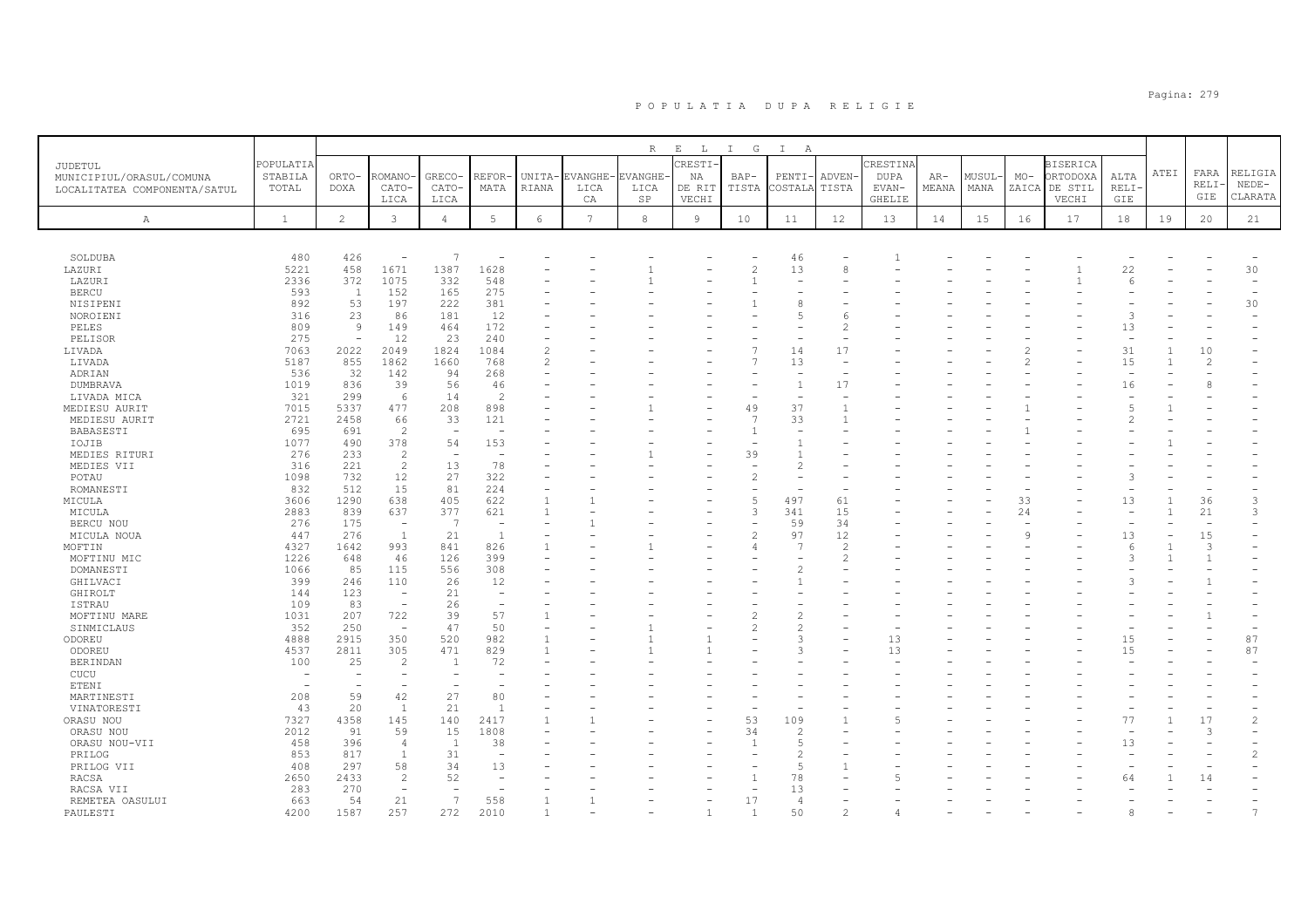# POPULATIA DUPA RELIGIE

| JUDETUL MUNICIPIUL/ORASUL/COMUNA LOCALITATEA COMPONENTA/SATUL | POPULATIA STABILA TOTAL | RELIGIA | | | | | | | | | | | | | | | | | | | |
|---|---|---|---|---|---|---|---|---|---|---|---|---|---|---|---|---|---|---|---|---|---|
| | | ORTO-DOXA | ROMANO-CATO-LICA | GRECO-CATO-LICA | REFOR-MATA | UNITA-RIANA | EVANGHE-LICA CA | EVANGHE-LICA SP | CRESTI-NA DE RIT VECHI | BAP-TISTA | PENTI-COSTALA | ADVEN-TISTA | CRESTINA DUPA EVAN-GHELIE | AR-MEANA | MUSUL-MANA | MO-ZAICA | BISERICA ORTODOXA DE STIL VECHI | ALTA RELI-GIE | ATEI | FARA RELI-GIE | RELIGIA NEDE-CLARATA |
| A | 1 | 2 | 3 | 4 | 5 | 6 | 7 | 8 | 9 | 10 | 11 | 12 | 13 | 14 | 15 | 16 | 17 | 18 | 19 | 20 | 21 |
| SOLDUBA | 480 | 426 | - | 7 | - | - | - | - | - | - | 46 | - | 1 | - | - | - | - | - | - | - | - |
| LAZURI | 5221 | 458 | 1671 | 1387 | 1628 | - | - | 1 | - | 2 | 13 | 8 | - | - | - | - | 1 | 22 | - | - | 30 |
| LAZURI | 2336 | 372 | 1075 | 332 | 548 | - | - | 1 | - | 1 | - | - | - | - | - | - | 1 | 6 | - | - | - |
| BERCU | 593 | 1 | 152 | 165 | 275 | - | - | - | - | - | - | - | - | - | - | - | - | - | - | - | - |
| NISIPENI | 892 | 53 | 197 | 222 | 381 | - | - | - | - | 1 | 8 | - | - | - | - | - | - | - | - | - | 30 |
| NOROIENI | 316 | 23 | 86 | 181 | 12 | - | - | - | - | - | 5 | 6 | - | - | - | - | - | 3 | - | - | - |
| PELES | 809 | 9 | 149 | 464 | 172 | - | - | - | - | - | - | 2 | - | - | - | - | - | 13 | - | - | - |
| PELISOR | 275 | - | 12 | 23 | 240 | - | - | - | - | - | - | - | - | - | - | - | - | - | - | - | - |
| LIVADA | 7063 | 2022 | 2049 | 1824 | 1084 | 2 | - | - | - | 7 | 14 | 17 | - | - | - | 2 | - | 31 | 1 | 10 | - |
| LIVADA | 5187 | 855 | 1862 | 1660 | 768 | 2 | - | - | - | 7 | 13 | - | - | - | - | 2 | - | 15 | 1 | 2 | - |
| ADRIAN | 536 | 32 | 142 | 94 | 268 | - | - | - | - | - | - | - | - | - | - | - | - | - | - | - | - |
| DUMBRAVA | 1019 | 836 | 39 | 56 | 46 | - | - | - | - | - | 1 | 17 | - | - | - | - | - | 16 | - | 8 | - |
| LIVADA MICA | 321 | 299 | 6 | 14 | 2 | - | - | - | - | - | - | - | - | - | - | - | - | - | - | - | - |
| MEDIESU AURIT | 7015 | 5337 | 477 | 208 | 898 | - | - | 1 | - | 49 | 37 | 1 | - | - | - | 1 | - | 5 | 1 | - | - |
| MEDIESU AURIT | 2721 | 2458 | 66 | 33 | 121 | - | - | - | - | 7 | 33 | 1 | - | - | - | - | - | 2 | - | - | - |
| BABASESTI | 695 | 691 | 2 | - | - | - | - | - | - | 1 | - | - | - | - | - | 1 | - | - | - | - | - |
| IOJIB | 1077 | 490 | 378 | 54 | 153 | - | - | - | - | - | 1 | - | - | - | - | - | - | - | 1 | - | - |
| MEDIES RITURI | 276 | 233 | 2 | - | - | - | - | 1 | - | 39 | 1 | - | - | - | - | - | - | - | - | - | - |
| MEDIES VII | 316 | 221 | 2 | 13 | 78 | - | - | - | - | - | 2 | - | - | - | - | - | - | - | - | - | - |
| POTAU | 1098 | 732 | 12 | 27 | 322 | - | - | - | - | 2 | - | - | - | - | - | - | - | 3 | - | - | - |
| ROMANESTI | 832 | 512 | 15 | 81 | 224 | - | - | - | - | - | - | - | - | - | - | - | - | - | - | - | - |
| MICULA | 3606 | 1290 | 638 | 405 | 622 | 1 | 1 | - | - | 5 | 497 | 61 | - | - | - | 33 | - | 13 | 1 | 36 | 3 |
| MICULA | 2883 | 839 | 637 | 377 | 621 | 1 | - | - | - | 3 | 341 | 15 | - | - | - | 24 | - | - | 1 | 21 | 3 |
| BERCU NOU | 276 | 175 | - | 7 | - | - | 1 | - | - | - | 59 | 34 | - | - | - | - | - | - | - | - | - |
| MICULA NOUA | 447 | 276 | 1 | 21 | 1 | - | - | - | - | 2 | 97 | 12 | - | - | - | 9 | - | 13 | - | 15 | - |
| MOFTIN | 4327 | 1642 | 993 | 841 | 826 | 1 | - | 1 | - | 4 | 7 | 2 | - | - | - | - | - | 6 | 1 | 3 | - |
| MOFTINU MIC | 1226 | 648 | 46 | 126 | 399 | - | - | - | - | - | - | 2 | - | - | - | - | - | 3 | 1 | 1 | - |
| DOMANESTI | 1066 | 85 | 115 | 556 | 308 | - | - | - | - | - | 2 | - | - | - | - | - | - | - | - | - | - |
| GHILVACI | 399 | 246 | 110 | 26 | 12 | - | - | - | - | - | 1 | - | - | - | - | - | - | 3 | - | 1 | - |
| GHIROLT | 144 | 123 | - | 21 | - | - | - | - | - | - | - | - | - | - | - | - | - | - | - | - | - |
| ISTRAU | 109 | 83 | - | 26 | - | - | - | - | - | - | - | - | - | - | - | - | - | - | - | - | - |
| MOFTINU MARE | 1031 | 207 | 722 | 39 | 57 | 1 | - | - | - | 2 | 2 | - | - | - | - | - | - | - | - | 1 | - |
| SINMICLAUS | 352 | 250 | - | 47 | 50 | - | - | 1 | - | 2 | 2 | - | - | - | - | - | - | - | - | - | - |
| ODOREU | 4888 | 2915 | 350 | 520 | 982 | 1 | - | 1 | 1 | - | 3 | - | 13 | - | - | - | - | 15 | - | - | 87 |
| ODOREU | 4537 | 2811 | 305 | 471 | 829 | 1 | - | 1 | 1 | - | 3 | - | 13 | - | - | - | - | 15 | - | - | 87 |
| BERINDAN | 100 | 25 | 2 | 1 | 72 | - | - | - | - | - | - | - | - | - | - | - | - | - | - | - | - |
| CUCU | - | - | - | - | - | - | - | - | - | - | - | - | - | - | - | - | - | - | - | - | - |
| ETENI | - | - | - | - | - | - | - | - | - | - | - | - | - | - | - | - | - | - | - | - | - |
| MARTINESTI | 208 | 59 | 42 | 27 | 80 | - | - | - | - | - | - | - | - | - | - | - | - | - | - | - | - |
| VINATORESTI | 43 | 20 | 1 | 21 | 1 | - | - | - | - | - | - | - | - | - | - | - | - | - | - | - | - |
| ORASU NOU | 7327 | 4358 | 145 | 140 | 2417 | 1 | 1 | - | - | 53 | 109 | 1 | 5 | - | - | - | - | 77 | 1 | 17 | 2 |
| ORASU NOU | 2012 | 91 | 59 | 15 | 1808 | - | - | - | - | 34 | 2 | - | - | - | - | - | - | - | - | 3 | - |
| ORASU NOU-VII | 458 | 396 | 4 | 1 | 38 | - | - | - | - | 1 | 5 | - | - | - | - | - | - | 13 | - | - | - |
| PRILOG | 853 | 817 | 1 | 31 | - | - | - | - | - | - | 2 | - | - | - | - | - | - | - | - | - | 2 |
| PRILOG VII | 408 | 297 | 58 | 34 | 13 | - | - | - | - | - | 5 | 1 | - | - | - | - | - | - | - | - | - |
| RACSA | 2650 | 2433 | 2 | 52 | - | - | - | - | - | 1 | 78 | - | 5 | - | - | - | - | 64 | 1 | 14 | - |
| RACSA VII | 283 | 270 | - | - | - | - | - | - | - | - | 13 | - | - | - | - | - | - | - | - | - | - |
| REMETEA OASULUI | 663 | 54 | 21 | 7 | 558 | 1 | 1 | - | - | 17 | 4 | - | - | - | - | - | - | - | - | - | - |
| PAULESTI | 4200 | 1587 | 257 | 272 | 2010 | 1 | - | - | 1 | 1 | 50 | 2 | 4 | - | - | - | - | 8 | - | - | 7 |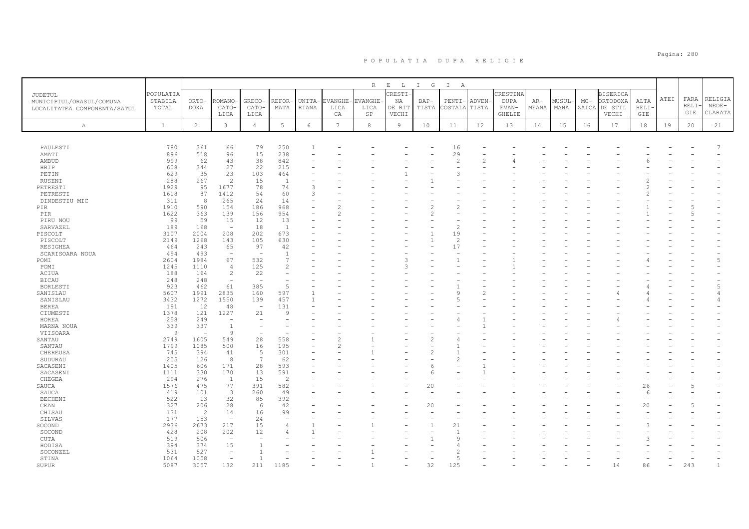# P O P U L A T I A   D U P A   R E L I G I E

| JUDETUL MUNICIPIUL/ORASUL/COMUNA LOCALITATEA COMPONENTA/SATUL | POPULATIA STABILA TOTAL | R E L I G I A | | | | | | | | | | | | | | | | | | | |
|---|---|---|---|---|---|---|---|---|---|---|---|---|---|---|---|---|---|---|---|---|---|
| | | ORTO-DOXA | ROMANO-CATO-LICA | GRECO-CATO-LICA | REFOR-MATA | UNITA-RIANA | EVANGHE-LICA CA | EVANGHE-LICA SP | CRESTI-NA DE RIT VECHI | BAP-TISTA | PENTI-COSTALA | ADVEN-TISTA | CRESTINA DUPA EVAN-GHELIE | AR-MEANA | MUSUL-MANA | MO-ZAICA | BISERICA ORTODOXA DE STIL VECHI | ALTA RELI-GIE | ATEI | FARA RELI-GIE | RELIGIA NEDE-CLARATA |
| A | 1 | 2 | 3 | 4 | 5 | 6 | 7 | 8 | 9 | 10 | 11 | 12 | 13 | 14 | 15 | 16 | 17 | 18 | 19 | 20 | 21 |
| PAULESTI | 780 | 361 | 66 | 79 | 250 | 1 | - | - | - | - | 16 | - | - | - | - | - | - | - | - | - | 7 |
| AMATI | 896 | 518 | 96 | 15 | 238 | - | - | - | - | - | 29 | - | - | - | - | - | - | - | - | - | - |
| AMBUD | 999 | 62 | 43 | 38 | 842 | - | - | - | - | - | 2 | 2 | 4 | - | - | - | - | 6 | - | - | - |
| HRIP | 608 | 344 | 27 | 22 | 215 | - | - | - | - | - | - | - | - | - | - | - | - | - | - | - | - |
| PETIN | 629 | 35 | 23 | 103 | 464 | - | - | - | 1 | - | 3 | - | - | - | - | - | - | - | - | - | - |
| RUSENI | 288 | 267 | 2 | 15 | 1 | - | - | - | - | 1 | - | - | - | - | - | - | - | 2 | - | - | - |
| PETRESTI | 1929 | 95 | 1677 | 78 | 74 | 3 | - | - | - | - | - | - | - | - | - | - | - | 2 | - | - | - |
| PETRESTI | 1618 | 87 | 1412 | 54 | 60 | 3 | - | - | - | - | - | - | - | - | - | - | - | 2 | - | - | - |
| DINDESTIU MIC | 311 | 8 | 265 | 24 | 14 | - | - | - | - | - | - | - | - | - | - | - | - | - | - | - | - |
| PIR | 1910 | 590 | 154 | 186 | 968 | - | 2 | - | - | 2 | 2 | - | - | - | - | - | - | 1 | - | 5 | - |
| PIR | 1622 | 363 | 139 | 156 | 954 | - | 2 | - | - | 2 | - | - | - | - | - | - | - | 1 | - | 5 | - |
| PIRU NOU | 99 | 59 | 15 | 12 | 13 | - | - | - | - | - | - | - | - | - | - | - | - | - | - | - | - |
| SARVAZEL | 189 | 168 | - | 18 | 1 | - | - | - | - | - | 2 | - | - | - | - | - | - | - | - | - | - |
| PISCOLT | 3107 | 2004 | 208 | 202 | 673 | - | - | - | - | 1 | 19 | - | - | - | - | - | - | - | - | - | - |
| PISCOLT | 2149 | 1268 | 143 | 105 | 630 | - | - | - | - | 1 | 2 | - | - | - | - | - | - | - | - | - | - |
| RESIGHEA | 464 | 243 | 65 | 97 | 42 | - | - | - | - | - | 17 | - | - | - | - | - | - | - | - | - | - |
| SCARISOARA NOUA | 494 | 493 | - | - | 1 | - | - | - | - | - | - | - | - | - | - | - | - | - | - | - | - |
| POMI | 2604 | 1984 | 67 | 532 | 7 | - | - | - | 3 | - | 1 | - | 1 | - | - | - | - | 4 | - | - | 5 |
| POMI | 1245 | 1110 | 4 | 125 | 2 | - | - | - | 3 | - | - | - | 1 | - | - | - | - | - | - | - | - |
| ACIUA | 188 | 164 | 2 | 22 | - | - | - | - | - | - | - | - | - | - | - | - | - | - | - | - | - |
| BICAU | 248 | 248 | - | - | - | - | - | - | - | - | - | - | - | - | - | - | - | - | - | - | - |
| BORLESTI | 923 | 462 | 61 | 385 | 5 | - | - | - | - | - | 1 | - | - | - | - | - | - | 4 | - | - | 5 |
| SANISLAU | 5607 | 1991 | 2835 | 160 | 597 | 1 | - | - | - | - | 9 | 2 | - | - | - | - | 4 | 4 | - | - | 4 |
| SANISLAU | 3432 | 1272 | 1550 | 139 | 457 | 1 | - | - | - | - | 5 | - | - | - | - | - | - | 4 | - | - | 4 |
| BEREA | 191 | 12 | 48 | - | 131 | - | - | - | - | - | - | - | - | - | - | - | - | - | - | - | - |
| CIUMESTI | 1378 | 121 | 1227 | 21 | 9 | - | - | - | - | - | - | - | - | - | - | - | - | - | - | - | - |
| HOREA | 258 | 249 | - | - | - | - | - | - | - | - | 4 | 1 | - | - | - | - | 4 | - | - | - | - |
| MARNA NOUA | 339 | 337 | 1 | - | - | - | - | - | - | - | - | 1 | - | - | - | - | - | - | - | - | - |
| VIISOARA | 9 | - | 9 | - | - | - | - | - | - | - | - | - | - | - | - | - | - | - | - | - | - |
| SANTAU | 2749 | 1605 | 549 | 28 | 558 | - | 2 | 1 | - | 2 | 4 | - | - | - | - | - | - | - | - | - | - |
| SANTAU | 1799 | 1085 | 500 | 16 | 195 | - | 2 | - | - | - | 1 | - | - | - | - | - | - | - | - | - | - |
| CHEREUSA | 745 | 394 | 41 | 5 | 301 | - | - | 1 | - | 2 | 1 | - | - | - | - | - | - | - | - | - | - |
| SUDURAU | 205 | 126 | 8 | 7 | 62 | - | - | - | - | - | 2 | - | - | - | - | - | - | - | - | - | - |
| SACASENI | 1405 | 606 | 171 | 28 | 593 | - | - | - | - | 6 | - | 1 | - | - | - | - | - | - | - | - | - |
| SACASENI | 1111 | 330 | 170 | 13 | 591 | - | - | - | - | 6 | - | 1 | - | - | - | - | - | - | - | - | - |
| CHEGEA | 294 | 276 | 1 | 15 | 2 | - | - | - | - | - | - | - | - | - | - | - | - | - | - | - | - |
| SAUCA | 1576 | 475 | 77 | 391 | 582 | - | - | - | - | 20 | - | - | - | - | - | - | - | 26 | - | 5 | - |
| SAUCA | 419 | 101 | 3 | 260 | 49 | - | - | - | - | - | - | - | - | - | - | - | - | 6 | - | - | - |
| BECHENI | 522 | 13 | 32 | 85 | 392 | - | - | - | - | - | - | - | - | - | - | - | - | - | - | - | - |
| CEAN | 327 | 206 | 28 | 6 | 42 | - | - | - | - | 20 | - | - | - | - | - | - | - | 20 | - | 5 | - |
| CHISAU | 131 | 2 | 14 | 16 | 99 | - | - | - | - | - | - | - | - | - | - | - | - | - | - | - | - |
| SILVAS | 177 | 153 | - | 24 | - | - | - | - | - | - | - | - | - | - | - | - | - | - | - | - | - |
| SOCOND | 2936 | 2673 | 217 | 15 | 4 | 1 | - | 1 | - | 1 | 21 | - | - | - | - | - | - | 3 | - | - | - |
| SOCOND | 428 | 208 | 202 | 12 | 4 | 1 | - | - | - | - | 1 | - | - | - | - | - | - | - | - | - | - |
| CUTA | 519 | 506 | - | - | - | - | - | - | - | 1 | 9 | - | - | - | - | - | - | 3 | - | - | - |
| HODISA | 394 | 374 | 15 | 1 | - | - | - | - | - | - | 4 | - | - | - | - | - | - | - | - | - | - |
| SOCONZEL | 531 | 527 | - | 1 | - | - | - | 1 | - | - | 2 | - | - | - | - | - | - | - | - | - | - |
| STINA | 1064 | 1058 | - | 1 | - | - | - | - | - | - | 5 | - | - | - | - | - | - | - | - | - | - |
| SUPUR | 5087 | 3057 | 132 | 211 | 1185 | - | - | 1 | - | 32 | 125 | - | - | - | - | - | 14 | 86 | - | 243 | 1 |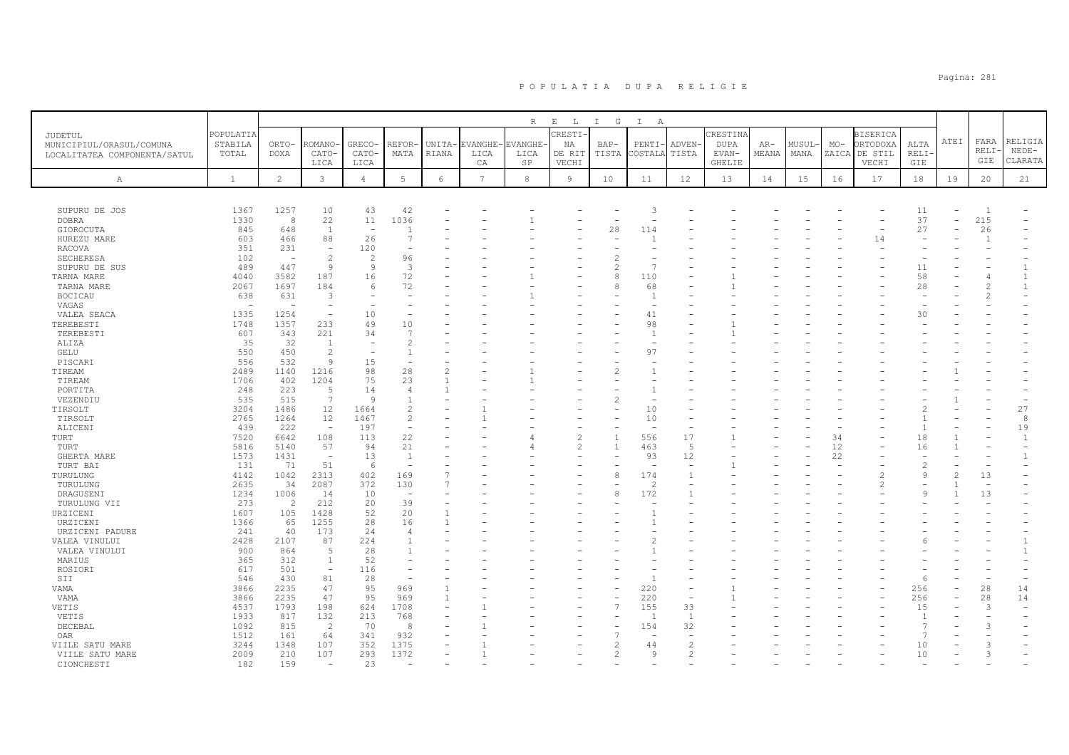# POPULATIA DUPA RELIGIE

| JUDETUL MUNICIPIUL/ORASUL/COMUNA LOCALITATEA COMPONENTA/SATUL | POPULATIA STABILA TOTAL | RELIGIA | | | | | | | | | | | | | | | | | | | |
|---|---|---|---|---|---|---|---|---|---|---|---|---|---|---|---|---|---|---|---|---|---|
| | | ORTODOXA | ROMANO-CATOLICA | GRECO-CATOLICA | REFORMATA | UNITARIANA | EVANGHELICA CA | EVANGHELICA SP | CRESTINA DE RIT VECHI | BAPTISTA | PENTICOSTALA | ADVENTISTA | CRESTINA DUPA EVANGHELIE | ARMEANA | MUSULMANA | MOZAICA | BISERICA ORTODOXA DE STIL VECHI | ALTA RELIGIE | ATEI | FARA RELIGIE | RELIGIA NEDECLARATA |
| A | 1 | 2 | 3 | 4 | 5 | 6 | 7 | 8 | 9 | 10 | 11 | 12 | 13 | 14 | 15 | 16 | 17 | 18 | 19 | 20 | 21 |
| SUPURU DE JOS | 1367 | 1257 | 10 | 43 | 42 | - | - | - | - | - | 3 | - | - | - | - | - | - | 11 | - | 1 | - |
| DOBRA | 1330 | 8 | 22 | 11 | 1036 | - | - | 1 | - | - | - | - | - | - | - | - | - | 37 | - | 215 | - |
| GIOROCUTA | 845 | 648 | 1 | - | 1 | - | - | - | - | 28 | 114 | - | - | - | - | - | - | 27 | - | 26 | - |
| HUREZU MARE | 603 | 466 | 88 | 26 | 7 | - | - | - | - | - | 1 | - | - | - | - | - | 14 | - | - | 1 | - |
| RACOVA | 351 | 231 | - | 120 | - | - | - | - | - | - | - | - | - | - | - | - | - | - | - | - | - |
| SECHERESA | 102 | - | 2 | 2 | 96 | - | - | - | - | 2 | - | - | - | - | - | - | - | - | - | - | - |
| SUPURU DE SUS | 489 | 447 | 9 | 9 | 3 | - | - | - | - | 2 | 7 | - | - | - | - | - | - | 11 | - | - | 1 |
| TARNA MARE | 4040 | 3582 | 187 | 16 | 72 | - | - | 1 | - | 8 | 110 | - | 1 | - | - | - | - | 58 | - | 4 | 1 |
| TARNA MARE | 2067 | 1697 | 184 | 6 | 72 | - | - | - | - | 8 | 68 | - | 1 | - | - | - | - | 28 | - | 2 | 1 |
| BOCICAU | 638 | 631 | 3 | - | - | - | - | 1 | - | - | 1 | - | - | - | - | - | - | - | - | 2 | - |
| VAGAS | - | - | - | - | - | - | - | - | - | - | - | - | - | - | - | - | - | - | - | - | - |
| VALEA SEACA | 1335 | 1254 | - | 10 | - | - | - | - | - | - | 41 | - | - | - | - | - | - | 30 | - | - | - |
| TEREBESTI | 1748 | 1357 | 233 | 49 | 10 | - | - | - | - | - | 98 | - | 1 | - | - | - | - | - | - | - | - |
| TEREBESTI | 607 | 343 | 221 | 34 | 7 | - | - | - | - | - | 1 | - | 1 | - | - | - | - | - | - | - | - |
| ALIZA | 35 | 32 | 1 | - | 2 | - | - | - | - | - | - | - | - | - | - | - | - | - | - | - | - |
| GELU | 550 | 450 | 2 | - | 1 | - | - | - | - | - | 97 | - | - | - | - | - | - | - | - | - | - |
| PISCARI | 556 | 532 | 9 | 15 | - | - | - | - | - | - | - | - | - | - | - | - | - | - | - | - | - |
| TIREAM | 2489 | 1140 | 1216 | 98 | 28 | 2 | - | 1 | - | 2 | 1 | - | - | - | - | - | - | - | 1 | - | - |
| TIREAM | 1706 | 402 | 1204 | 75 | 23 | 1 | - | 1 | - | - | - | - | - | - | - | - | - | - | - | - | - |
| PORTITA | 248 | 223 | 5 | 14 | 4 | 1 | - | - | - | - | 1 | - | - | - | - | - | - | - | - | - | - |
| VEZENDIU | 535 | 515 | 7 | 9 | 1 | - | - | - | - | 2 | - | - | - | - | - | - | - | - | 1 | - | - |
| TIRSOLT | 3204 | 1486 | 12 | 1664 | 2 | - | 1 | - | - | - | 10 | - | - | - | - | - | - | 2 | - | - | 27 |
| TIRSOLT | 2765 | 1264 | 12 | 1467 | 2 | - | 1 | - | - | - | 10 | - | - | - | - | - | - | 1 | - | - | 8 |
| ALICENI | 439 | 222 | - | 197 | - | - | - | - | - | - | - | - | - | - | - | - | - | 1 | - | - | 19 |
| TURT | 7520 | 6642 | 108 | 113 | 22 | - | - | 4 | 2 | 1 | 556 | 17 | 1 | - | - | 34 | - | 18 | 1 | - | 1 |
| TURT | 5816 | 5140 | 57 | 94 | 21 | - | - | 4 | 2 | 1 | 463 | 5 | - | - | - | 12 | - | 16 | 1 | - | - |
| GHERTA MARE | 1573 | 1431 | - | 13 | 1 | - | - | - | - | - | 93 | 12 | - | - | - | 22 | - | - | - | - | 1 |
| TURT BAI | 131 | 71 | 51 | 6 | - | - | - | - | - | - | - | - | 1 | - | - | - | - | 2 | - | - | - |
| TURULUNG | 4142 | 1042 | 2313 | 402 | 169 | 7 | - | - | - | 8 | 174 | 1 | - | - | - | - | 2 | 9 | 2 | 13 | - |
| TURULUNG | 2635 | 34 | 2087 | 372 | 130 | 7 | - | - | - | - | 2 | - | - | - | - | - | 2 | - | 1 | - | - |
| DRAGUSENI | 1234 | 1006 | 14 | 10 | - | - | - | - | - | 8 | 172 | 1 | - | - | - | - | - | 9 | 1 | 13 | - |
| TURULUNG VII | 273 | 2 | 212 | 20 | 39 | - | - | - | - | - | - | - | - | - | - | - | - | - | - | - | - |
| URZICENI | 1607 | 105 | 1428 | 52 | 20 | 1 | - | - | - | - | 1 | - | - | - | - | - | - | - | - | - | - |
| URZICENI | 1366 | 65 | 1255 | 28 | 16 | 1 | - | - | - | - | 1 | - | - | - | - | - | - | - | - | - | - |
| URZICENI PADURE | 241 | 40 | 173 | 24 | 4 | - | - | - | - | - | - | - | - | - | - | - | - | - | - | - | - |
| VALEA VINULUI | 2428 | 2107 | 87 | 224 | 1 | - | - | - | - | - | 2 | - | - | - | - | - | - | 6 | - | - | 1 |
| VALEA VINULUI | 900 | 864 | 5 | 28 | 1 | - | - | - | - | - | 1 | - | - | - | - | - | - | - | - | - | 1 |
| MARIUS | 365 | 312 | 1 | 52 | - | - | - | - | - | - | - | - | - | - | - | - | - | - | - | - | - |
| ROSIORI | 617 | 501 | - | 116 | - | - | - | - | - | - | - | - | - | - | - | - | - | - | - | - | - |
| SII | 546 | 430 | 81 | 28 | - | - | - | - | - | - | 1 | - | - | - | - | - | - | 6 | - | - | - |
| VAMA | 3866 | 2235 | 47 | 95 | 969 | 1 | - | - | - | - | 220 | - | 1 | - | - | - | - | 256 | - | 28 | 14 |
| VAMA | 3866 | 2235 | 47 | 95 | 969 | 1 | - | - | - | - | 220 | - | 1 | - | - | - | - | 256 | - | 28 | 14 |
| VETIS | 4537 | 1793 | 198 | 624 | 1708 | - | 1 | - | - | 7 | 155 | 33 | - | - | - | - | - | 15 | - | 3 | - |
| VETIS | 1933 | 817 | 132 | 213 | 768 | - | - | - | - | - | 1 | 1 | - | - | - | - | - | 1 | - | - | - |
| DECEBAL | 1092 | 815 | 2 | 70 | 8 | - | 1 | - | - | - | 154 | 32 | - | - | - | - | - | 7 | - | 3 | - |
| OAR | 1512 | 161 | 64 | 341 | 932 | - | - | - | - | 7 | - | - | - | - | - | - | - | 7 | - | - | - |
| VIILE SATU MARE | 3244 | 1348 | 107 | 352 | 1375 | - | 1 | - | - | 2 | 44 | 2 | - | - | - | - | - | 10 | - | 3 | - |
| VIILE SATU MARE | 2009 | 210 | 107 | 293 | 1372 | - | 1 | - | - | 2 | 9 | 2 | - | - | - | - | - | 10 | - | 3 | - |
| CIONCHESTI | 182 | 159 | - | 23 | - | - | - | - | - | - | - | - | - | - | - | - | - | - | - | - | - |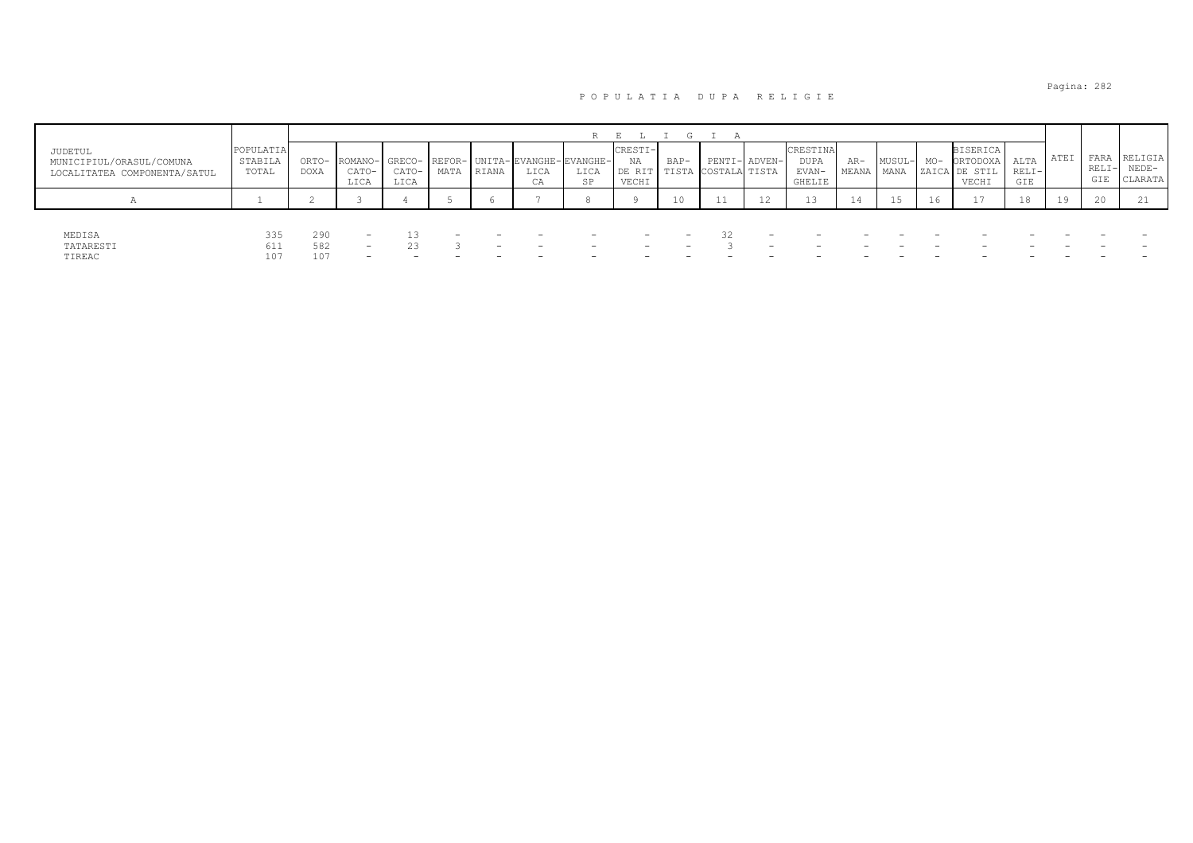# POPULATIA DUPA RELIGIE

| JUDETUL<br>MUNICIPIUL/ORASUL/COMUNA<br>LOCALITATEA COMPONENTA/SATUL | POPULATIA STABILA TOTAL | RELIGIA | | | | | | | | | | | | | | | | | ATEI | FARA RELIGIE | RELIGIA NEDECLARATA |
|---|---|---|---|---|---|---|---|---|---|---|---|---|---|---|---|---|---|---|---|---|---|
| | | ORTODOXA | ROMANO-CATOLICA | GRECO-CATOLICA | REFORMATA | UNITARIANA | EVANGHELICA | EVANGHELICA SP | CRESTINA DE RIT VECHI | BAPTISTA | PENTICOSTALA | ADVENTISTA | CRESTINA DUPA EVANGHELIE | ARMEANA | MUSULMANA | MOZAICA | BISERICA ORTODOXA DE STIL VECHI | ALTA RELIGIE | | | |
| A | 1 | 2 | 3 | 4 | 5 | 6 | 7 | 8 | 9 | 10 | 11 | 12 | 13 | 14 | 15 | 16 | 17 | 18 | 19 | 20 | 21 |
| MEDISA | 335 | 290 | - | 13 | - | - | - | - | - | - | 32 | - | - | - | - | - | - | - | - | - | - |
| TATARESTI | 611 | 582 | - | 23 | 3 | - | - | - | - | - | 3 | - | - | - | - | - | - | - | - | - | - |
| TIREAC | 107 | 107 | - | - | - | - | - | - | - | - | - | - | - | - | - | - | - | - | - | - | - |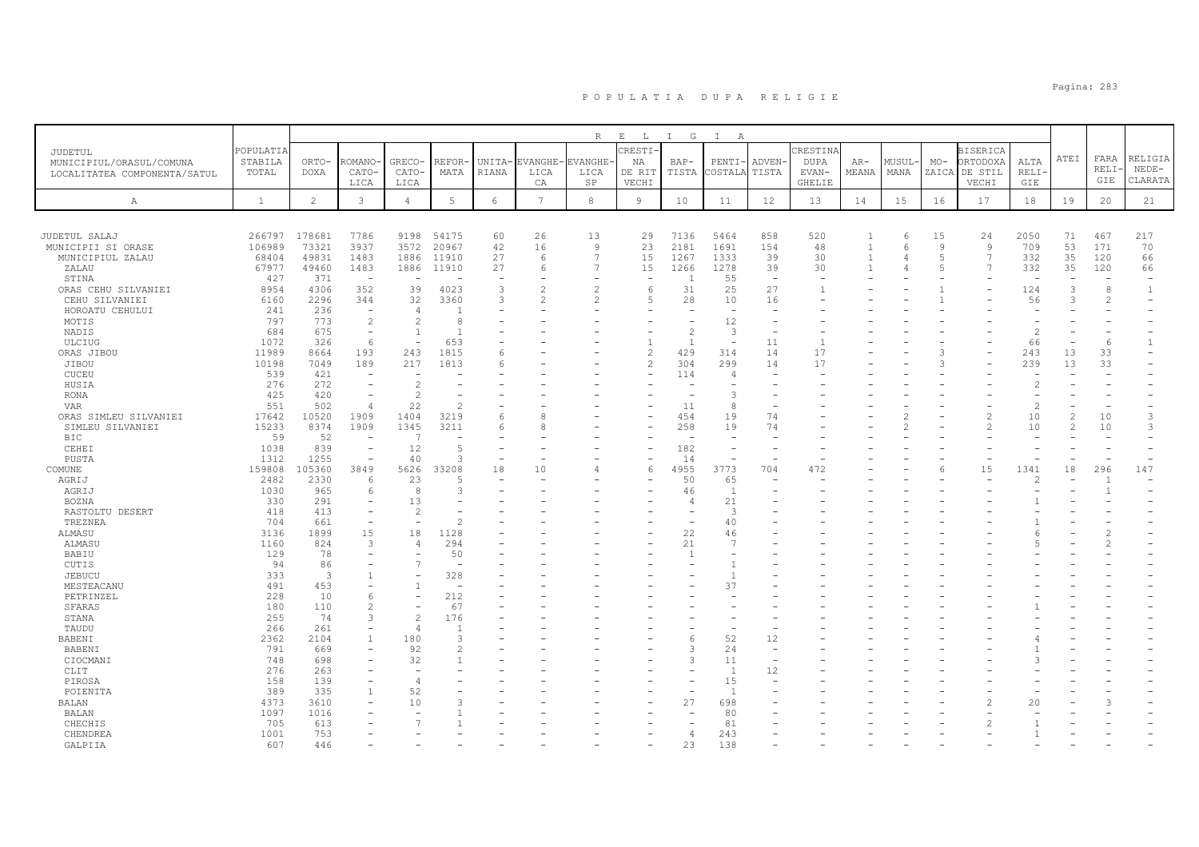# POPULATIA DUPA RELIGIE

| JUDETUL MUNICIPIUL/ORASUL/COMUNA LOCALITATEA COMPONENTA/SATUL | POPULATIA STABILA TOTAL | RELIGIA | | | | | | | | | | | | | | | | | | | |
|---|---|---|---|---|---|---|---|---|---|---|---|---|---|---|---|---|---|---|---|---|
| | | ORTO-DOXA | ROMANO-CATO-LICA | GRECO-CATO-LICA | REFOR-MATA | UNITA-RIANA | EVANGHE-LICA CA | EVANGHE-LICA SP | CRESTI-NA DE RIT VECHI | BAP-TISTA | PENTI-COSTALA | ADVEN-TISTA | CRESTINA DUPA EVAN-GHELIE | AR-MEANA | MUSUL-MANA | MO-ZAICA | BISERICA ORTODOXA DE STIL VECHI | ALTA RELI-GIE | ATEI | FARA RELI-GIE | RELIGIA NEDE-CLARATA |
| A | 1 | 2 | 3 | 4 | 5 | 6 | 7 | 8 | 9 | 10 | 11 | 12 | 13 | 14 | 15 | 16 | 17 | 18 | 19 | 20 | 21 |
| JUDETUL SALAJ | 266797 | 178681 | 7786 | 9198 | 54175 | 60 | 26 | 13 | 29 | 7136 | 5464 | 858 | 520 | 1 | 6 | 15 | 24 | 2050 | 71 | 467 | 217 |
| MUNICIPII SI ORASE | 106989 | 73321 | 3937 | 3572 | 20967 | 42 | 16 | 9 | 23 | 2181 | 1691 | 154 | 48 | 1 | 6 | 9 | 9 | 709 | 53 | 171 | 70 |
| MUNICIPIUL ZALAU | 68404 | 49831 | 1483 | 1886 | 11910 | 27 | 6 | 7 | 15 | 1267 | 1333 | 39 | 30 | 1 | 4 | 5 | 7 | 332 | 35 | 120 | 66 |
| ZALAU | 67977 | 49460 | 1483 | 1886 | 11910 | 27 | 6 | 7 | 15 | 1266 | 1278 | 39 | 30 | 1 | 4 | 5 | 7 | 332 | 35 | 120 | 66 |
| STINA | 427 | 371 | - | - | - | - | - | - | - | 1 | 55 | - | - | - | - | - | - | - | - | - | - |
| ORAS CEHU SILVANIEI | 8954 | 4306 | 352 | 39 | 4023 | 3 | 2 | 2 | 6 | 31 | 25 | 27 | 1 | - | - | 1 | - | 124 | 3 | 8 | 1 |
| CEHU SILVANIEI | 6160 | 2296 | 344 | 32 | 3360 | 3 | 2 | 2 | 5 | 28 | 10 | 16 | - | - | - | 1 | - | 56 | 3 | 2 | - |
| HOROATU CEHULUI | 241 | 236 | - | 4 | 1 | - | - | - | - | - | - | - | - | - | - | - | - | - | - | - | - |
| MOTIS | 797 | 773 | 2 | 2 | 8 | - | - | - | - | - | 12 | - | - | - | - | - | - | - | - | - | - |
| NADIS | 684 | 675 | - | 1 | 1 | - | - | - | - | 2 | 3 | - | - | - | - | - | - | 2 | - | - | - |
| ULCIUG | 1072 | 326 | 6 | - | 653 | - | - | - | 1 | 1 | - | 11 | 1 | - | - | - | - | 66 | - | 6 | 1 |
| ORAS JIBOU | 11989 | 8664 | 193 | 243 | 1815 | 6 | - | - | 2 | 429 | 314 | 14 | 17 | - | - | 3 | - | 243 | 13 | 33 | - |
| JIBOU | 10198 | 7049 | 189 | 217 | 1813 | 6 | - | - | 2 | 304 | 299 | 14 | 17 | - | - | 3 | - | 239 | 13 | 33 | - |
| CUCEU | 539 | 421 | - | - | - | - | - | - | - | 114 | 4 | - | - | - | - | - | - | - | - | - | - |
| HUSIA | 276 | 272 | - | 2 | - | - | - | - | - | - | - | - | - | - | - | - | - | 2 | - | - | - |
| RONA | 425 | 420 | - | 2 | - | - | - | - | - | - | 3 | - | - | - | - | - | - | - | - | - | - |
| VAR | 551 | 502 | 4 | 22 | 2 | - | - | - | - | 11 | 8 | - | - | - | - | - | - | 2 | - | - | - |
| ORAS SIMLEU SILVANIEI | 17642 | 10520 | 1909 | 1404 | 3219 | 6 | 8 | - | - | 454 | 19 | 74 | - | - | 2 | - | 2 | 10 | 2 | 10 | 3 |
| SIMLEU SILVANIEI | 15233 | 8374 | 1909 | 1345 | 3211 | 6 | 8 | - | - | 258 | 19 | 74 | - | - | 2 | - | 2 | 10 | 2 | 10 | 3 |
| BIC | 59 | 52 | - | 7 | - | - | - | - | - | - | - | - | - | - | - | - | - | - | - | - | - |
| CEHEI | 1038 | 839 | - | 12 | 5 | - | - | - | - | 182 | - | - | - | - | - | - | - | - | - | - | - |
| PUSTA | 1312 | 1255 | - | 40 | 3 | - | - | - | - | 14 | - | - | - | - | - | - | - | - | - | - | - |
| COMUNE | 159808 | 105360 | 3849 | 5626 | 33208 | 18 | 10 | 4 | 6 | 4955 | 3773 | 704 | 472 | - | - | 6 | 15 | 1341 | 18 | 296 | 147 |
| AGRIJ | 2482 | 2330 | 6 | 23 | 5 | - | - | - | - | 50 | 65 | - | - | - | - | - | - | 2 | - | 1 | - |
| AGRIJ | 1030 | 965 | 6 | 8 | 3 | - | - | - | - | 46 | 1 | - | - | - | - | - | - | - | - | 1 | - |
| BOZNA | 330 | 291 | - | 13 | - | - | - | - | - | 4 | 21 | - | - | - | - | - | - | 1 | - | - | - |
| RASTOLTU DESERT | 418 | 413 | - | 2 | - | - | - | - | - | - | 3 | - | - | - | - | - | - | - | - | - | - |
| TREZNEA | 704 | 661 | - | - | 2 | - | - | - | - | - | 40 | - | - | - | - | - | - | 1 | - | - | - |
| ALMASU | 3136 | 1899 | 15 | 18 | 1128 | - | - | - | - | 22 | 46 | - | - | - | - | - | - | 6 | - | 2 | - |
| ALMASU | 1160 | 824 | 3 | 4 | 294 | - | - | - | - | 21 | 7 | - | - | - | - | - | - | 5 | - | 2 | - |
| BABIU | 129 | 78 | - | - | 50 | - | - | - | - | 1 | - | - | - | - | - | - | - | - | - | - | - |
| CUTIS | 94 | 86 | - | 7 | - | - | - | - | - | - | 1 | - | - | - | - | - | - | - | - | - | - |
| JEBUCU | 333 | 3 | 1 | - | 328 | - | - | - | - | - | 1 | - | - | - | - | - | - | - | - | - | - |
| MESTEACANU | 491 | 453 | - | 1 | - | - | - | - | - | - | 37 | - | - | - | - | - | - | - | - | - | - |
| PETRINZEL | 228 | 10 | 6 | - | 212 | - | - | - | - | - | - | - | - | - | - | - | - | - | - | - | - |
| SFARAS | 180 | 110 | 2 | - | 67 | - | - | - | - | - | - | - | - | - | - | - | - | 1 | - | - | - |
| STANA | 255 | 74 | 3 | 2 | 176 | - | - | - | - | - | - | - | - | - | - | - | - | - | - | - | - |
| TAUDU | 266 | 261 | - | 4 | 1 | - | - | - | - | - | - | - | - | - | - | - | - | - | - | - | - |
| BABENI | 2362 | 2104 | 1 | 180 | 3 | - | - | - | - | 6 | 52 | 12 | - | - | - | - | - | 4 | - | - | - |
| BABENI | 791 | 669 | - | 92 | 2 | - | - | - | - | 3 | 24 | - | - | - | - | - | - | 1 | - | - | - |
| CIOCMANI | 748 | 698 | - | 32 | 1 | - | - | - | - | 3 | 11 | - | - | - | - | - | - | 3 | - | - | - |
| CLIT | 276 | 263 | - | - | - | - | - | - | - | - | 1 | 12 | - | - | - | - | - | - | - | - | - |
| PIROSA | 158 | 139 | - | 4 | - | - | - | - | - | - | 15 | - | - | - | - | - | - | - | - | - | - |
| POIENITA | 389 | 335 | 1 | 52 | - | - | - | - | - | - | 1 | - | - | - | - | - | - | - | - | - | - |
| BALAN | 4373 | 3610 | - | 10 | 3 | - | - | - | - | 27 | 698 | - | - | - | - | - | 2 | 20 | - | 3 | - |
| BALAN | 1097 | 1016 | - | - | 1 | - | - | - | - | - | 80 | - | - | - | - | - | - | - | - | - | - |
| CHECHIS | 705 | 613 | - | 7 | 1 | - | - | - | - | - | 81 | - | - | - | - | - | 2 | 1 | - | - | - |
| CHENDREA | 1001 | 753 | - | - | - | - | - | - | - | 4 | 243 | - | - | - | - | - | - | 1 | - | - | - |
| GALPIIA | 607 | 446 | - | - | - | - | - | - | - | 23 | 138 | - | - | - | - | - | - | - | - | - | - |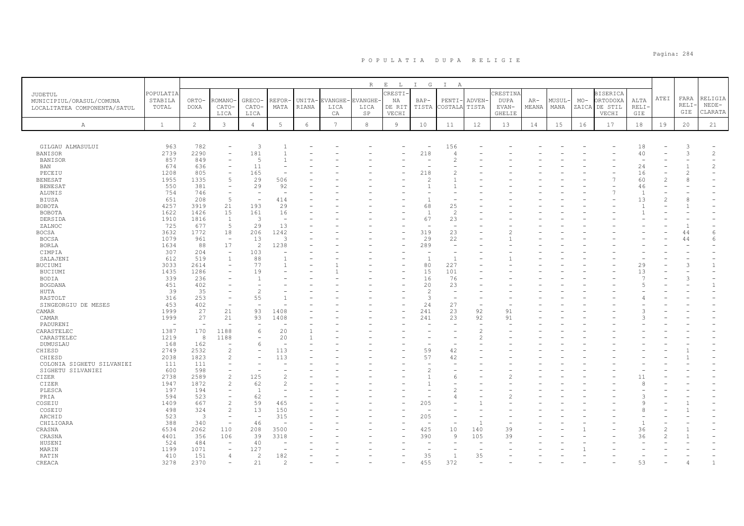# P O P U L A T I A   D U P A   R E L I G I E

| JUDETUL MUNICIPIUL/ORASUL/COMUNA LOCALITATEA COMPONENTA/SATUL | POPULATIA STABILA TOTAL | RELIGIA | | | | | | | | | | | | | | | | | | | |
|---|---|---|---|---|---|---|---|---|---|---|---|---|---|---|---|---|---|---|---|---|---|
| | | ORTO-DOXA | ROMANO-CATO-LICA | GRECO-CATO-LICA | REFOR-MATA | UNITA-RIANA | EVANGHE-LICA CA | EVANGHE-LICA SP | CRESTI-NA DE RIT VECHI | BAP-TISTA | PENTI-COSTALA | ADVEN-TISTA | CRESTINA DUPA EVAN-GHELIE | AR-MEANA | MUSUL-MANA | MO-ZAICA | BISERICA ORTODOXA DE STIL VECHI | ALTA RELI-GIE | ATEI | FARA RELI-GIE | RELIGIA NEDE-CLARATA |
| A | 1 | 2 | 3 | 4 | 5 | 6 | 7 | 8 | 9 | 10 | 11 | 12 | 13 | 14 | 15 | 16 | 17 | 18 | 19 | 20 | 21 |
| GILGAU ALMASULUI | 963 | 782 | - | 3 | 1 | - | - | - | - | - | 156 | - | - | - | - | - | - | 18 | - | 3 | - |
| BANISOR | 2739 | 2290 | - | 181 | 1 | - | - | - | - | 218 | 4 | - | - | - | - | - | - | 40 | - | 3 | 2 |
| BANISOR | 857 | 849 | - | 5 | 1 | - | - | - | - | - | 2 | - | - | - | - | - | - | - | - | - | - |
| BAN | 674 | 636 | - | 11 | - | - | - | - | - | - | - | - | - | - | - | - | - | 24 | - | 1 | 2 |
| PECEIU | 1208 | 805 | - | 165 | - | - | - | - | - | 218 | 2 | - | - | - | - | - | - | 16 | - | 2 | - |
| BENESAT | 1955 | 1335 | 5 | 29 | 506 | - | - | - | - | 2 | 1 | - | - | - | - | - | 7 | 60 | 2 | 8 | - |
| BENESAT | 550 | 381 | - | 29 | 92 | - | - | - | - | 1 | 1 | - | - | - | - | - | - | 46 | - | - | - |
| ALUNIS | 754 | 746 | - | - | - | - | - | - | - | - | - | - | - | - | - | - | 7 | 1 | - | - | - |
| BIUSA | 651 | 208 | 5 | - | 414 | - | - | - | - | 1 | - | - | - | - | - | - | - | 13 | 2 | 8 | - |
| BOBOTA | 4257 | 3919 | 21 | 193 | 29 | - | - | - | - | 68 | 25 | - | - | - | - | - | - | 1 | - | 1 | - |
| BOBOTA | 1622 | 1426 | 15 | 161 | 16 | - | - | - | - | 1 | 2 | - | - | - | - | - | - | 1 | - | - | - |
| DERSIDA | 1910 | 1816 | 1 | 3 | - | - | - | - | - | 67 | 23 | - | - | - | - | - | - | - | - | - | - |
| ZALNOC | 725 | 677 | 5 | 29 | 13 | - | - | - | - | - | - | - | - | - | - | - | - | - | - | 1 | - |
| BOCSA | 3632 | 1772 | 18 | 206 | 1242 | - | - | - | - | 319 | 23 | - | 2 | - | - | - | - | - | - | 44 | 6 |
| BOCSA | 1079 | 961 | - | 13 | 3 | - | - | - | - | 29 | 22 | - | 1 | - | - | - | - | - | - | 44 | 6 |
| BORLA | 1634 | 88 | 17 | 2 | 1238 | - | - | - | - | 289 | - | - | - | - | - | - | - | - | - | - | - |
| CIMPIA | 307 | 204 | - | 103 | - | - | - | - | - | - | - | - | - | - | - | - | - | - | - | - | - |
| SALAJENI | 612 | 519 | 1 | 88 | 1 | - | - | - | - | 1 | 1 | - | 1 | - | - | - | - | - | - | - | - |
| BUCIUMI | 3033 | 2614 | - | 77 | 1 | - | 1 | - | - | 80 | 227 | - | - | - | - | - | - | 29 | - | 3 | 1 |
| BUCIUMI | 1435 | 1286 | - | 19 | - | - | 1 | - | - | 15 | 101 | - | - | - | - | - | - | 13 | - | - | - |
| BODIA | 339 | 236 | - | 1 | - | - | - | - | - | 16 | 76 | - | - | - | - | - | - | 7 | - | 3 | - |
| BOGDANA | 451 | 402 | - | - | - | - | - | - | - | 20 | 23 | - | - | - | - | - | - | 5 | - | - | 1 |
| HUTA | 39 | 35 | - | 2 | - | - | - | - | - | 2 | - | - | - | - | - | - | - | - | - | - | - |
| RASTOLT | 316 | 253 | - | 55 | 1 | - | - | - | - | 3 | - | - | - | - | - | - | - | 4 | - | - | - |
| SINGEORGIU DE MESES | 453 | 402 | - | - | - | - | - | - | - | 24 | 27 | - | - | - | - | - | - | - | - | - | - |
| CAMAR | 1999 | 27 | 21 | 93 | 1408 | - | - | - | - | 241 | 23 | 92 | 91 | - | - | - | - | 3 | - | - | - |
| CAMAR | 1999 | 27 | 21 | 93 | 1408 | - | - | - | - | 241 | 23 | 92 | 91 | - | - | - | - | 3 | - | - | - |
| PADURENI | - | - | - | - | - | - | - | - | - | - | - | - | - | - | - | - | - | - | - | - | - |
| CARASTELEC | 1387 | 170 | 1188 | 6 | 20 | 1 | - | - | - | - | - | 2 | - | - | - | - | - | - | - | - | - |
| CARASTELEC | 1219 | 8 | 1188 | - | 20 | 1 | - | - | - | - | - | 2 | - | - | - | - | - | - | - | - | - |
| DUMUSLAU | 168 | 162 | - | 6 | - | - | - | - | - | - | - | - | - | - | - | - | - | - | - | - | - |
| CHIESD | 2749 | 2532 | 2 | - | 113 | - | - | - | - | 59 | 42 | - | - | - | - | - | - | - | - | 1 | - |
| CHIESD | 2038 | 1823 | 2 | - | 113 | - | - | - | - | 57 | 42 | - | - | - | - | - | - | - | - | 1 | - |
| COLONIA SIGHETU SILVANIEI | 111 | 111 | - | - | - | - | - | - | - | - | - | - | - | - | - | - | - | - | - | - | - |
| SIGHETU SILVANIEI | 600 | 598 | - | - | - | - | - | - | - | 2 | - | - | - | - | - | - | - | - | - | - | - |
| CIZER | 2738 | 2589 | 2 | 125 | 2 | - | - | - | - | 1 | 6 | - | 2 | - | - | - | - | 11 | - | - | - |
| CIZER | 1947 | 1872 | 2 | 62 | 2 | - | - | - | - | 1 | - | - | - | - | - | - | - | 8 | - | - | - |
| PLESCA | 197 | 194 | - | 1 | - | - | - | - | - | - | 2 | - | - | - | - | - | - | - | - | - | - |
| PRIA | 594 | 523 | - | 62 | - | - | - | - | - | - | 4 | - | 2 | - | - | - | - | 3 | - | - | - |
| COSEIU | 1409 | 667 | 2 | 59 | 465 | - | - | - | - | 205 | - | 1 | - | - | - | - | - | 9 | - | 1 | - |
| COSEIU | 498 | 324 | 2 | 13 | 150 | - | - | - | - | - | - | - | - | - | - | - | - | 8 | - | 1 | - |
| ARCHID | 523 | 3 | - | - | 315 | - | - | - | - | 205 | - | - | - | - | - | - | - | - | - | - | - |
| CHILIOARA | 388 | 340 | - | 46 | - | - | - | - | - | - | - | 1 | - | - | - | - | - | 1 | - | - | - |
| CRASNA | 6534 | 2062 | 110 | 208 | 3500 | - | - | - | - | 425 | 10 | 140 | 39 | - | - | 1 | - | 36 | 2 | 1 | - |
| CRASNA | 4401 | 356 | 106 | 39 | 3318 | - | - | - | - | 390 | 9 | 105 | 39 | - | - | - | - | 36 | 2 | 1 | - |
| HUSENI | 524 | 484 | - | 40 | - | - | - | - | - | - | - | - | - | - | - | - | - | - | - | - | - |
| MARIN | 1199 | 1071 | - | 127 | - | - | - | - | - | - | - | - | - | - | - | 1 | - | - | - | - | - |
| RATIN | 410 | 151 | 4 | 2 | 182 | - | - | - | - | 35 | 1 | 35 | - | - | - | - | - | - | - | - | - |
| CREACA | 3278 | 2370 | - | 21 | 2 | - | - | - | - | 455 | 372 | - | - | - | - | - | - | 53 | - | 4 | 1 |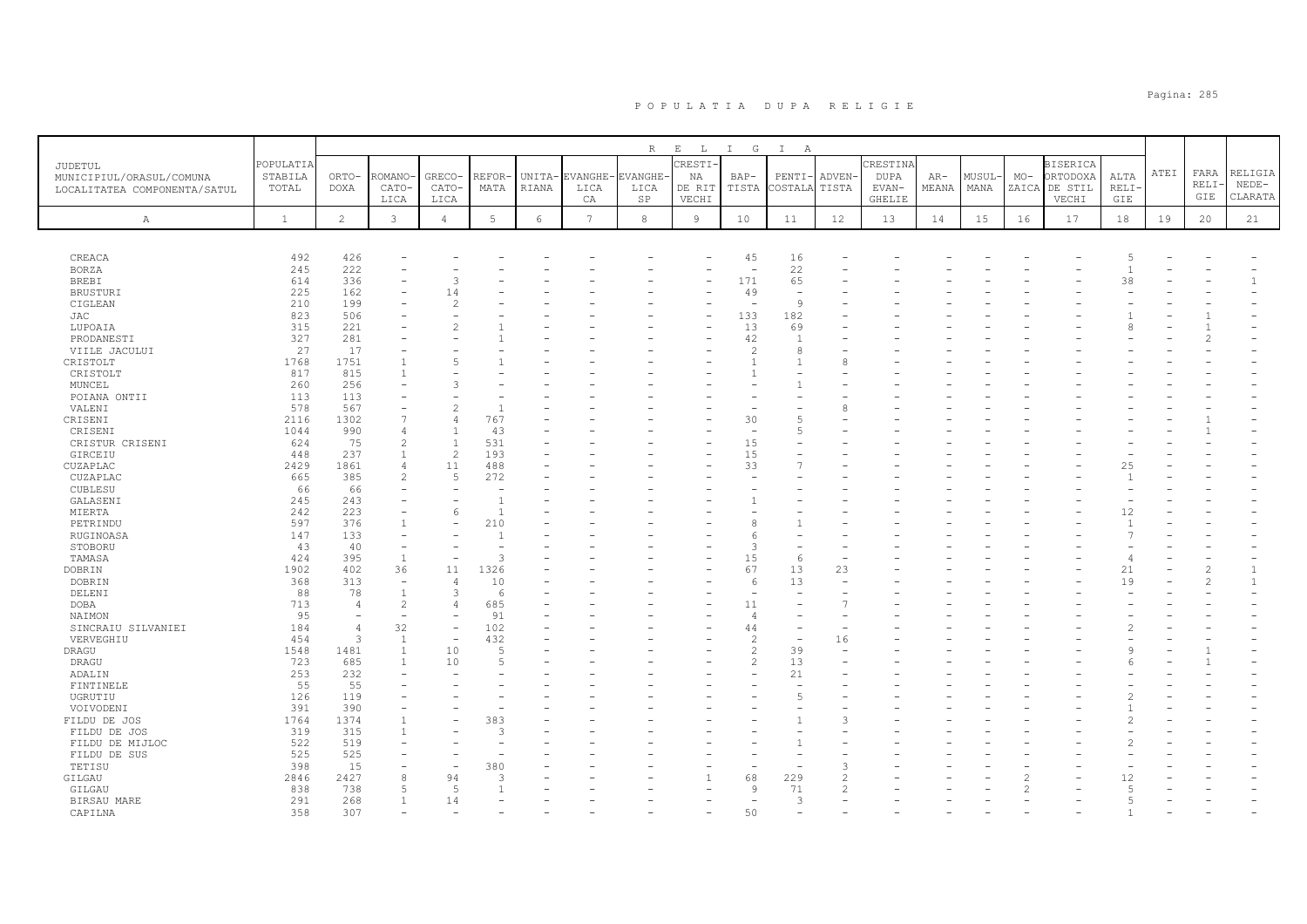# P O P U L A T I A   D U P A   R E L I G I E

| JUDETUL MUNICIPIUL/ORASUL/COMUNA LOCALITATEA COMPONENTA/SATUL | POPULATIA STABILA TOTAL | RELIGIA | | | | | | | | | | | | | | | | | | | |
|---|---|---|---|---|---|---|---|---|---|---|---|---|---|---|---|---|---|---|---|---|---|
| | | ORTO-DOXA | ROMANO-CATO-LICA | GRECO-CATO-LICA | REFOR-MATA | UNITA-RIANA | EVANGHE-LICA CA | EVANGHE-LICA SP | CRESTI-NA DE RIT VECHI | BAP-TISTA | PENTI-COSTALA | ADVEN-TISTA | CRESTINA DUPA EVAN-GHELIE | AR-MEANA | MUSUL-MANA | MO-ZAICA | BISERICA ORTODOXA DE STIL VECHI | ALTA RELI-GIE | ATEI | FARA RELI-GIE | RELIGIA NEDE-CLARATA |
| A | 1 | 2 | 3 | 4 | 5 | 6 | 7 | 8 | 9 | 10 | 11 | 12 | 13 | 14 | 15 | 16 | 17 | 18 | 19 | 20 | 21 |
| CREACA | 492 | 426 | - | - | - | - | - | - | - | 45 | 16 | - | - | - | - | - | - | 5 | - | - | - |
| BORZA | 245 | 222 | - | - | - | - | - | - | - | - | 22 | - | - | - | - | - | - | 1 | - | - | - |
| BREBI | 614 | 336 | - | 3 | - | - | - | - | - | 171 | 65 | - | - | - | - | - | - | 38 | - | - | 1 |
| BRUSTURI | 225 | 162 | - | 14 | - | - | - | - | - | 49 | - | - | - | - | - | - | - | - | - | - | - |
| CIGLEAN | 210 | 199 | - | 2 | - | - | - | - | - | - | 9 | - | - | - | - | - | - | - | - | - | - |
| JAC | 823 | 506 | - | - | - | - | - | - | - | 133 | 182 | - | - | - | - | - | - | 1 | - | 1 | - |
| LUPOAIA | 315 | 221 | - | 2 | 1 | - | - | - | - | 13 | 69 | - | - | - | - | - | - | 8 | - | 1 | - |
| PRODANESTI | 327 | 281 | - | - | 1 | - | - | - | - | 42 | 1 | - | - | - | - | - | - | - | - | 2 | - |
| VIILE JACULUI | 27 | 17 | - | - | - | - | - | - | - | 2 | 8 | - | - | - | - | - | - | - | - | - | - |
| CRISTOLT | 1768 | 1751 | 1 | 5 | 1 | - | - | - | - | 1 | 1 | 8 | - | - | - | - | - | - | - | - | - |
| CRISTOLT | 817 | 815 | 1 | - | - | - | - | - | - | 1 | - | - | - | - | - | - | - | - | - | - | - |
| MUNCEL | 260 | 256 | - | 3 | - | - | - | - | - | - | 1 | - | - | - | - | - | - | - | - | - | - |
| POIANA ONTII | 113 | 113 | - | - | - | - | - | - | - | - | - | - | - | - | - | - | - | - | - | - | - |
| VALENI | 578 | 567 | - | 2 | 1 | - | - | - | - | - | - | 8 | - | - | - | - | - | - | - | - | - |
| CRISENI | 2116 | 1302 | 7 | 4 | 767 | - | - | - | - | 30 | 5 | - | - | - | - | - | - | - | - | 1 | - |
| CRISENI | 1044 | 990 | 4 | 1 | 43 | - | - | - | - | - | 5 | - | - | - | - | - | - | - | - | 1 | - |
| CRISTUR CRISENI | 624 | 75 | 2 | 1 | 531 | - | - | - | - | 15 | - | - | - | - | - | - | - | - | - | - | - |
| GIRCEIU | 448 | 237 | 1 | 2 | 193 | - | - | - | - | 15 | - | - | - | - | - | - | - | - | - | - | - |
| CUZAPLAC | 2429 | 1861 | 4 | 11 | 488 | - | - | - | - | 33 | 7 | - | - | - | - | - | - | 25 | - | - | - |
| CUZAPLAC | 665 | 385 | 2 | 5 | 272 | - | - | - | - | - | - | - | - | - | - | - | - | 1 | - | - | - |
| CUBLESU | 66 | 66 | - | - | - | - | - | - | - | - | - | - | - | - | - | - | - | - | - | - | - |
| GALASENI | 245 | 243 | - | - | 1 | - | - | - | - | 1 | - | - | - | - | - | - | - | - | - | - | - |
| MIERTA | 242 | 223 | - | 6 | 1 | - | - | - | - | - | - | - | - | - | - | - | - | 12 | - | - | - |
| PETRINDU | 597 | 376 | 1 | - | 210 | - | - | - | - | 8 | 1 | - | - | - | - | - | - | 1 | - | - | - |
| RUGINOASA | 147 | 133 | - | - | 1 | - | - | - | - | 6 | - | - | - | - | - | - | - | 7 | - | - | - |
| STOBORU | 43 | 40 | - | - | - | - | - | - | - | 3 | - | - | - | - | - | - | - | - | - | - | - |
| TAMASA | 424 | 395 | 1 | - | 3 | - | - | - | - | 15 | 6 | - | - | - | - | - | - | 4 | - | - | - |
| DOBRIN | 1902 | 402 | 36 | 11 | 1326 | - | - | - | - | 67 | 13 | 23 | - | - | - | - | - | 21 | - | 2 | 1 |
| DOBRIN | 368 | 313 | - | 4 | 10 | - | - | - | - | 6 | 13 | - | - | - | - | - | - | 19 | - | 2 | 1 |
| DELENI | 88 | 78 | 1 | 3 | 6 | - | - | - | - | - | - | - | - | - | - | - | - | - | - | - | - |
| DOBA | 713 | 4 | 2 | 4 | 685 | - | - | - | - | 11 | - | 7 | - | - | - | - | - | - | - | - | - |
| NAIMON | 95 | - | - | - | 91 | - | - | - | - | 4 | - | - | - | - | - | - | - | - | - | - | - |
| SINCRAIU SILVANIEI | 184 | 4 | 32 | - | 102 | - | - | - | - | 44 | - | - | - | - | - | - | - | 2 | - | - | - |
| VERVEGHIU | 454 | 3 | 1 | - | 432 | - | - | - | - | 2 | - | 16 | - | - | - | - | - | - | - | - | - |
| DRAGU | 1548 | 1481 | 1 | 10 | 5 | - | - | - | - | 2 | 39 | - | - | - | - | - | - | 9 | - | 1 | - |
| DRAGU | 723 | 685 | 1 | 10 | 5 | - | - | - | - | 2 | 13 | - | - | - | - | - | - | 6 | - | 1 | - |
| ADALIN | 253 | 232 | - | - | - | - | - | - | - | - | 21 | - | - | - | - | - | - | - | - | - | - |
| FINTINELE | 55 | 55 | - | - | - | - | - | - | - | - | - | - | - | - | - | - | - | - | - | - | - |
| UGRUTIU | 126 | 119 | - | - | - | - | - | - | - | - | 5 | - | - | - | - | - | - | 2 | - | - | - |
| VOIVODENI | 391 | 390 | - | - | - | - | - | - | - | - | - | - | - | - | - | - | - | 1 | - | - | - |
| FILDU DE JOS | 1764 | 1374 | 1 | - | 383 | - | - | - | - | - | 1 | 3 | - | - | - | - | - | 2 | - | - | - |
| FILDU DE JOS | 319 | 315 | 1 | - | 3 | - | - | - | - | - | - | - | - | - | - | - | - | - | - | - | - |
| FILDU DE MIJLOC | 522 | 519 | - | - | - | - | - | - | - | - | 1 | - | - | - | - | - | - | 2 | - | - | - |
| FILDU DE SUS | 525 | 525 | - | - | - | - | - | - | - | - | - | - | - | - | - | - | - | - | - | - | - |
| TETISU | 398 | 15 | - | - | 380 | - | - | - | - | - | - | 3 | - | - | - | - | - | - | - | - | - |
| GILGAU | 2846 | 2427 | 8 | 94 | 3 | - | - | - | 1 | 68 | 229 | 2 | - | - | - | 2 | - | 12 | - | - | - |
| GILGAU | 838 | 738 | 5 | 5 | 1 | - | - | - | - | 9 | 71 | 2 | - | - | - | 2 | - | 5 | - | - | - |
| BIRSAU MARE | 291 | 268 | 1 | 14 | - | - | - | - | - | - | 3 | - | - | - | - | - | - | 5 | - | - | - |
| CAPILNA | 358 | 307 | - | - | - | - | - | - | - | 50 | - | - | - | - | - | - | - | 1 | - | - | - |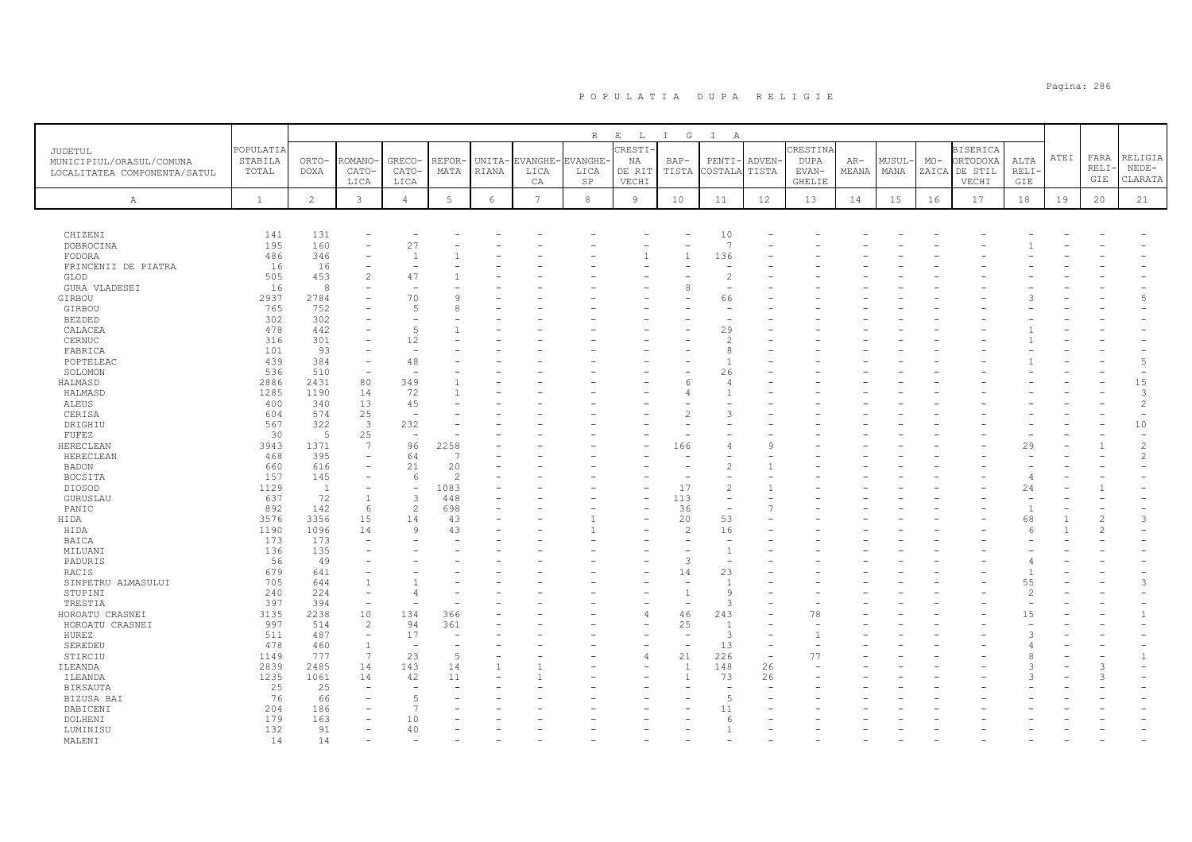# POPULATIA DUPA RELIGIE

| JUDETUL MUNICIPIUL/ORASUL/COMUNA LOCALITATEA COMPONENTA/SATUL | POPULATIA STABILA TOTAL | ORTO-DOXA | ROMANO-CATO-LICA | GRECO-CATO-LICA | REFOR-MATA | UNITA-RIANA | EVANGHE-LICA CA | EVANGHE-LICA SP | CRESTI-NA DE RIT VECHI | BAP-TISTA | PENTI-COSTALA | ADVEN-TISTA | CRESTINA DUPA EVAN-GHELIE | AR-MEANA | MUSUL-MANA | MO-ZAICA | BISERICA ORTODOXA DE STIL VECHI | ALTA RELI-GIE | ATEI | FARA RELI-GIE | RELIGIA NEDE-CLARATA |
|---|---|---|---|---|---|---|---|---|---|---|---|---|---|---|---|---|---|---|---|---|---|
| A | 1 | 2 | 3 | 4 | 5 | 6 | 7 | 8 | 9 | 10 | 11 | 12 | 13 | 14 | 15 | 16 | 17 | 18 | 19 | 20 | 21 |
| CHIZENI | 141 | 131 | - | - | - | - | - | - | - | - | 10 | - | - | - | - | - | - | - | - | - | - |
| DOBROCINA | 195 | 160 | - | 27 | - | - | - | - | - | - | 7 | - | - | - | - | - | - | 1 | - | - | - |
| FODORA | 486 | 346 | - | 1 | 1 | - | - | - | 1 | 1 | 136 | - | - | - | - | - | - | - | - | - | - |
| FRINCENII DE PIATRA | 16 | 16 | - | - | - | - | - | - | - | - | - | - | - | - | - | - | - | - | - | - | - |
| GLOD | 505 | 453 | 2 | 47 | 1 | - | - | - | - | - | 2 | - | - | - | - | - | - | - | - | - | - |
| GURA VLADESEI | 16 | 8 | - | - | - | - | - | - | - | 8 | - | - | - | - | - | - | - | - | - | - | - |
| GIRBOU | 2937 | 2784 | - | 70 | 9 | - | - | - | - | - | 66 | - | - | - | - | - | - | 3 | - | - | 5 |
| GIRBOU | 765 | 752 | - | 5 | 8 | - | - | - | - | - | - | - | - | - | - | - | - | - | - | - | - |
| BEZDED | 302 | 302 | - | - | - | - | - | - | - | - | - | - | - | - | - | - | - | - | - | - | - |
| CALACEA | 478 | 442 | - | 5 | 1 | - | - | - | - | - | 29 | - | - | - | - | - | - | 1 | - | - | - |
| CERNUC | 316 | 301 | - | 12 | - | - | - | - | - | - | 2 | - | - | - | - | - | - | 1 | - | - | - |
| FABRICA | 101 | 93 | - | - | - | - | - | - | - | - | 8 | - | - | - | - | - | - | - | - | - | - |
| POPTELEAC | 439 | 384 | - | 48 | - | - | - | - | - | - | 1 | - | - | - | - | - | - | 1 | - | - | 5 |
| SOLOMON | 536 | 510 | - | - | - | - | - | - | - | - | 26 | - | - | - | - | - | - | - | - | - | - |
| HALMASD | 2886 | 2431 | 80 | 349 | 1 | - | - | - | - | 6 | 4 | - | - | - | - | - | - | - | - | - | 15 |
| HALMASD | 1285 | 1190 | 14 | 72 | 1 | - | - | - | - | 4 | 1 | - | - | - | - | - | - | - | - | - | 3 |
| ALEUS | 400 | 340 | 13 | 45 | - | - | - | - | - | - | - | - | - | - | - | - | - | - | - | - | 2 |
| CERISA | 604 | 574 | 25 | - | - | - | - | - | - | 2 | 3 | - | - | - | - | - | - | - | - | - | - |
| DRIGHIU | 567 | 322 | 3 | 232 | - | - | - | - | - | - | - | - | - | - | - | - | - | - | - | - | 10 |
| FUFEZ | 30 | 5 | 25 | - | - | - | - | - | - | - | - | - | - | - | - | - | - | - | - | - | - |
| HERECLEAN | 3943 | 1371 | 7 | 96 | 2258 | - | - | - | - | 166 | 4 | 9 | - | - | - | - | - | 29 | - | 1 | 2 |
| HERECLEAN | 468 | 395 | - | 64 | 7 | - | - | - | - | - | - | - | - | - | - | - | - | - | - | - | 2 |
| BADON | 660 | 616 | - | 21 | 20 | - | - | - | - | - | 2 | 1 | - | - | - | - | - | - | - | - | - |
| BOCSITA | 157 | 145 | - | 6 | 2 | - | - | - | - | - | - | - | - | - | - | - | - | 4 | - | - | - |
| DIOSOD | 1129 | 1 | - | - | 1083 | - | - | - | - | 17 | 2 | 1 | - | - | - | - | - | 24 | - | 1 | - |
| GURUSLAU | 637 | 72 | 1 | 3 | 448 | - | - | - | - | 113 | - | - | - | - | - | - | - | - | - | - | - |
| PANIC | 892 | 142 | 6 | 2 | 698 | - | - | - | - | 36 | - | 7 | - | - | - | - | - | 1 | - | - | - |
| HIDA | 3576 | 3356 | 15 | 14 | 43 | - | - | 1 | - | 20 | 53 | - | - | - | - | - | - | 68 | 1 | 2 | 3 |
| HIDA | 1190 | 1096 | 14 | 9 | 43 | - | - | 1 | - | 2 | 16 | - | - | - | - | - | - | 6 | 1 | 2 | - |
| BAICA | 173 | 173 | - | - | - | - | - | - | - | - | - | - | - | - | - | - | - | - | - | - | - |
| MILUANI | 136 | 135 | - | - | - | - | - | - | - | - | 1 | - | - | - | - | - | - | - | - | - | - |
| PADURIS | 56 | 49 | - | - | - | - | - | - | - | 3 | - | - | - | - | - | - | - | 4 | - | - | - |
| RACIS | 679 | 641 | - | - | - | - | - | - | - | 14 | 23 | - | - | - | - | - | - | 1 | - | - | - |
| SINPETRU ALMASULUI | 705 | 644 | 1 | 1 | - | - | - | - | - | - | 1 | - | - | - | - | - | - | 55 | - | - | 3 |
| STUPINI | 240 | 224 | - | 4 | - | - | - | - | - | 1 | 9 | - | - | - | - | - | - | 2 | - | - | - |
| TRESTIA | 397 | 394 | - | - | - | - | - | - | - | - | 3 | - | - | - | - | - | - | - | - | - | - |
| HOROATU CRASNEI | 3135 | 2238 | 10 | 134 | 366 | - | - | - | 4 | 46 | 243 | - | 78 | - | - | - | - | 15 | - | - | 1 |
| HOROATU CRASNEI | 997 | 514 | 2 | 94 | 361 | - | - | - | - | 25 | 1 | - | - | - | - | - | - | - | - | - | - |
| HUREZ | 511 | 487 | - | 17 | - | - | - | - | - | - | 3 | - | 1 | - | - | - | - | 3 | - | - | - |
| SEREDEU | 478 | 460 | 1 | - | - | - | - | - | - | - | 13 | - | - | - | - | - | - | 4 | - | - | - |
| STIRCIU | 1149 | 777 | 7 | 23 | 5 | - | - | - | 4 | 21 | 226 | - | 77 | - | - | - | - | 8 | - | - | 1 |
| ILEANDA | 2839 | 2485 | 14 | 143 | 14 | 1 | 1 | - | - | 1 | 148 | 26 | - | - | - | - | - | 3 | - | 3 | - |
| ILEANDA | 1235 | 1061 | 14 | 42 | 11 | - | 1 | - | - | 1 | 73 | 26 | - | - | - | - | - | 3 | - | 3 | - |
| BIRSAUTA | 25 | 25 | - | - | - | - | - | - | - | - | - | - | - | - | - | - | - | - | - | - | - |
| BIZUSA BAI | 76 | 66 | - | 5 | - | - | - | - | - | - | 5 | - | - | - | - | - | - | - | - | - | - |
| DABICENI | 204 | 186 | - | 7 | - | - | - | - | - | - | 11 | - | - | - | - | - | - | - | - | - | - |
| DOLHENI | 179 | 163 | - | 10 | - | - | - | - | - | - | 6 | - | - | - | - | - | - | - | - | - | - |
| LUMINISU | 132 | 91 | - | 40 | - | - | - | - | - | - | 1 | - | - | - | - | - | - | - | - | - | - |
| MALENI | 14 | 14 | - | - | - | - | - | - | - | - | - | - | - | - | - | - | - | - | - | - | - |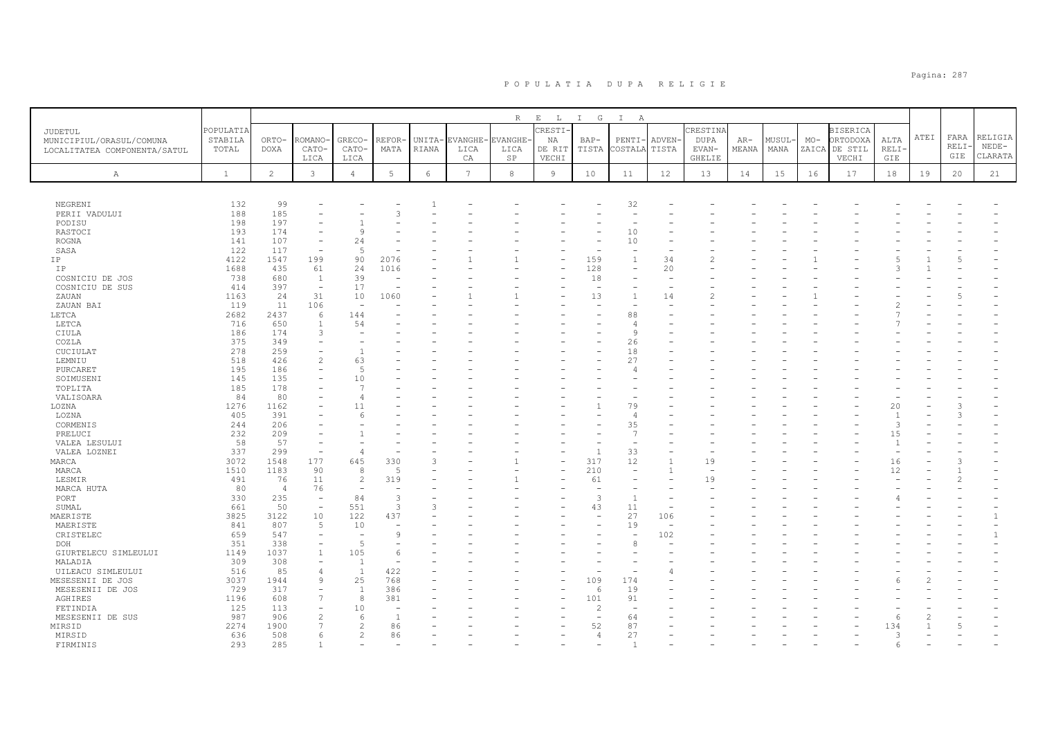# POPULATIA DUPA RELIGIE

| JUDETUL MUNICIPIUL/ORASUL/COMUNA LOCALITATEA COMPONENTA/SATUL | POPULATIA STABILA TOTAL | ORTO-DOXA | ROMANO-CATO-LICA | GRECO-CATO-LICA | REFOR-MATA | UNITA-RIANA | EVANGHE-LICA CA | EVANGHE-LICA SP | CRESTI-NA DE RIT VECHI | BAP-TISTA | PENTI-COSTALA | ADVEN-TISTA | CRESTINA DUPA EVAN-GHELIE | AR-MEANA | MUSUL-MANA | MO-ZAICA | BISERICA ORTODOXA DE STIL VECHI | ALTA RELI-GIE | ATEI | FARA RELI-GIE | RELIGIA NEDE-CLARATA |
|---|---|---|---|---|---|---|---|---|---|---|---|---|---|---|---|---|---|---|---|---|---|
| A | 1 | 2 | 3 | 4 | 5 | 6 | 7 | 8 | 9 | 10 | 11 | 12 | 13 | 14 | 15 | 16 | 17 | 18 | 19 | 20 | 21 |
| NEGRENI | 132 | 99 | - | - | - | 1 | - | - | - | - | 32 | - | - | - | - | - | - | - | - | - | - |
| PERII VADULUI | 188 | 185 | - | - | 3 | - | - | - | - | - | - | - | - | - | - | - | - | - | - | - | - |
| PODISU | 198 | 197 | - | 1 | - | - | - | - | - | - | - | - | - | - | - | - | - | - | - | - | - |
| RASTOCI | 193 | 174 | - | 9 | - | - | - | - | - | - | 10 | - | - | - | - | - | - | - | - | - | - |
| ROGNA | 141 | 107 | - | 24 | - | - | - | - | - | - | 10 | - | - | - | - | - | - | - | - | - | - |
| SASA | 122 | 117 | - | 5 | - | - | - | - | - | - | - | - | - | - | - | - | - | - | - | - | - |
| IP | 4122 | 1547 | 199 | 90 | 2076 | - | 1 | 1 | - | 159 | 1 | 34 | 2 | - | - | 1 | - | 5 | 1 | 5 | - |
| IP | 1688 | 435 | 61 | 24 | 1016 | - | - | - | - | 128 | - | 20 | - | - | - | - | - | 3 | 1 | - | - |
| COSNICIU DE JOS | 738 | 680 | 1 | 39 | - | - | - | - | - | 18 | - | - | - | - | - | - | - | - | - | - | - |
| COSNICIU DE SUS | 414 | 397 | - | 17 | - | - | - | - | - | - | - | - | - | - | - | - | - | - | - | - | - |
| ZAUAN | 1163 | 24 | 31 | 10 | 1060 | - | 1 | 1 | - | 13 | 1 | 14 | 2 | - | - | 1 | - | - | - | 5 | - |
| ZAUAN BAI | 119 | 11 | 106 | - | - | - | - | - | - | - | - | - | - | - | - | - | - | 2 | - | - | - |
| LETCA | 2682 | 2437 | 6 | 144 | - | - | - | - | - | - | 88 | - | - | - | - | - | - | 7 | - | - | - |
| LETCA | 716 | 650 | 1 | 54 | - | - | - | - | - | - | 4 | - | - | - | - | - | - | 7 | - | - | - |
| CIULA | 186 | 174 | 3 | - | - | - | - | - | - | - | 9 | - | - | - | - | - | - | - | - | - | - |
| COZLA | 375 | 349 | - | - | - | - | - | - | - | - | 26 | - | - | - | - | - | - | - | - | - | - |
| CUCIULAT | 278 | 259 | - | 1 | - | - | - | - | - | - | 18 | - | - | - | - | - | - | - | - | - | - |
| LEMNIU | 518 | 426 | 2 | 63 | - | - | - | - | - | - | 27 | - | - | - | - | - | - | - | - | - | - |
| PURCARET | 195 | 186 | - | 5 | - | - | - | - | - | - | 4 | - | - | - | - | - | - | - | - | - | - |
| SOIMUSENI | 145 | 135 | - | 10 | - | - | - | - | - | - | - | - | - | - | - | - | - | - | - | - | - |
| TOPLITA | 185 | 178 | - | 7 | - | - | - | - | - | - | - | - | - | - | - | - | - | - | - | - | - |
| VALISOARA | 84 | 80 | - | 4 | - | - | - | - | - | - | - | - | - | - | - | - | - | - | - | - | - |
| LOZNA | 1276 | 1162 | - | 11 | - | - | - | - | - | 1 | 79 | - | - | - | - | - | - | 20 | - | 3 | - |
| LOZNA | 405 | 391 | - | 6 | - | - | - | - | - | - | 4 | - | - | - | - | - | - | 1 | - | 3 | - |
| CORMENIS | 244 | 206 | - | - | - | - | - | - | - | - | 35 | - | - | - | - | - | - | 3 | - | - | - |
| PRELUCI | 232 | 209 | - | 1 | - | - | - | - | - | - | 7 | - | - | - | - | - | - | 15 | - | - | - |
| VALEA LESULUI | 58 | 57 | - | - | - | - | - | - | - | - | - | - | - | - | - | - | - | 1 | - | - | - |
| VALEA LOZNEI | 337 | 299 | - | 4 | - | - | - | - | - | 1 | 33 | - | - | - | - | - | - | - | - | - | - |
| MARCA | 3072 | 1548 | 177 | 645 | 330 | 3 | - | 1 | - | 317 | 12 | 1 | 19 | - | - | - | - | 16 | - | 3 | - |
| MARCA | 1510 | 1183 | 90 | 8 | 5 | - | - | - | - | 210 | - | 1 | - | - | - | - | - | 12 | - | 1 | - |
| LESMIR | 491 | 76 | 11 | 2 | 319 | - | - | 1 | - | 61 | - | - | 19 | - | - | - | - | - | - | 2 | - |
| MARCA HUTA | 80 | 4 | 76 | - | - | - | - | - | - | - | - | - | - | - | - | - | - | - | - | - | - |
| PORT | 330 | 235 | - | 84 | 3 | - | - | - | - | 3 | 1 | - | - | - | - | - | - | 4 | - | - | - |
| SUMAL | 661 | 50 | - | 551 | 3 | 3 | - | - | - | 43 | 11 | - | - | - | - | - | - | - | - | - | - |
| MAERISTE | 3825 | 3122 | 10 | 122 | 437 | - | - | - | - | - | 27 | 106 | - | - | - | - | - | - | - | - | 1 |
| MAERISTE | 841 | 807 | 5 | 10 | - | - | - | - | - | - | 19 | - | - | - | - | - | - | - | - | - | - |
| CRISTELEC | 659 | 547 | - | - | 9 | - | - | - | - | - | - | 102 | - | - | - | - | - | - | - | - | 1 |
| DOH | 351 | 338 | - | 5 | - | - | - | - | - | - | 8 | - | - | - | - | - | - | - | - | - | - |
| GIURTELECU SIMLEULUI | 1149 | 1037 | 1 | 105 | 6 | - | - | - | - | - | - | - | - | - | - | - | - | - | - | - | - |
| MALADIA | 309 | 308 | - | 1 | - | - | - | - | - | - | - | - | - | - | - | - | - | - | - | - | - |
| UILEACU SIMLEULUI | 516 | 85 | 4 | 1 | 422 | - | - | - | - | - | - | 4 | - | - | - | - | - | - | - | - | - |
| MESESENII DE JOS | 3037 | 1944 | 9 | 25 | 768 | - | - | - | - | 109 | 174 | - | - | - | - | - | - | 6 | 2 | - | - |
| MESESENII DE JOS | 729 | 317 | - | 1 | 386 | - | - | - | - | 6 | 19 | - | - | - | - | - | - | - | - | - | - |
| AGHIRES | 1196 | 608 | 7 | 8 | 381 | - | - | - | - | 101 | 91 | - | - | - | - | - | - | - | - | - | - |
| FETINDIA | 125 | 113 | - | 10 | - | - | - | - | - | 2 | - | - | - | - | - | - | - | - | - | - | - |
| MESESENII DE SUS | 987 | 906 | 2 | 6 | 1 | - | - | - | - | - | 64 | - | - | - | - | - | - | 6 | 2 | - | - |
| MIRSID | 2274 | 1900 | 7 | 2 | 86 | - | - | - | - | 52 | 87 | - | - | - | - | - | - | 134 | 1 | 5 | - |
| MIRSID | 636 | 508 | 6 | 2 | 86 | - | - | - | - | 4 | 27 | - | - | - | - | - | - | 3 | - | - | - |
| FIRMINIS | 293 | 285 | 1 | - | - | - | - | - | - | - | 1 | - | - | - | - | - | - | 6 | - | - | - |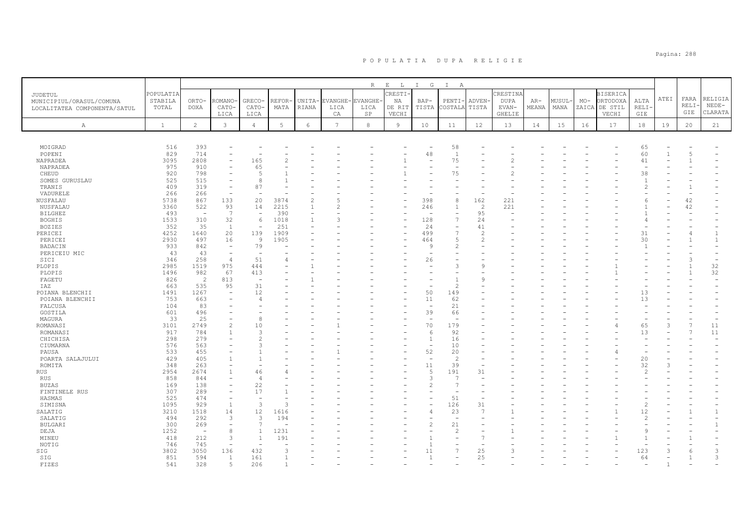# P O P U L A T I A   D U P A   R E L I G I E

| JUDETUL MUNICIPIUL/ORASUL/COMUNA LOCALITATEA COMPONENTA/SATUL | POPULATIA STABILA TOTAL | R E L I G I A | | | | | | | | | | | | | | | | | | | |
|---|---|---|---|---|---|---|---|---|---|---|---|---|---|---|---|---|---|---|---|---|---|
| | | ORTO-DOXA | ROMANO-CATO-LICA | GRECO-CATO-LICA | REFOR-MATA | UNITA-RIANA | EVANGHE-LICA CA | EVANGHE-LICA SP | CRESTI-NA DE RIT VECHI | BAP-TISTA | PENTI-COSTALA | ADVEN-TISTA | CRESTINA DUPA EVAN-GHELIE | AR-MEANA | MUSUL-MANA | MO-ZAICA | BISERICA ORTODOXA DE STIL VECHI | ALTA RELI-GIE | ATEI | FARA RELI-GIE | RELIGIA NEDE-CLARATA |
| A | 1 | 2 | 3 | 4 | 5 | 6 | 7 | 8 | 9 | 10 | 11 | 12 | 13 | 14 | 15 | 16 | 17 | 18 | 19 | 20 | 21 |
| MOIGRAD | 516 | 393 | - | - | - | - | - | - | - | - | 58 | - | - | - | - | - | - | 65 | - | - | - |
| POPENI | 829 | 714 | - | - | - | - | - | - | - | 48 | 1 | - | - | - | - | - | - | 60 | 1 | 5 | - |
| NAPRADEA | 3095 | 2808 | - | 165 | 2 | - | - | - | 1 | - | 75 | - | 2 | - | - | - | - | 41 | - | 1 | - |
| NAPRADEA | 975 | 910 | - | 65 | - | - | - | - | - | - | - | - | - | - | - | - | - | - | - | - | - |
| CHEUD | 920 | 798 | - | 5 | 1 | - | - | - | 1 | - | 75 | - | 2 | - | - | - | - | 38 | - | - | - |
| SOMES GURUSLAU | 525 | 515 | - | 8 | 1 | - | - | - | - | - | - | - | - | - | - | - | - | 1 | - | - | - |
| TRANIS | 409 | 319 | - | 87 | - | - | - | - | - | - | - | - | - | - | - | - | - | 2 | - | 1 | - |
| VADURELE | 266 | 266 | - | - | - | - | - | - | - | - | - | - | - | - | - | - | - | - | - | - | - |
| NUSFALAU | 5738 | 867 | 133 | 20 | 3874 | 2 | 5 | - | - | 398 | 8 | 162 | 221 | - | - | - | - | 6 | - | 42 | - |
| NUSFALAU | 3360 | 522 | 93 | 14 | 2215 | 1 | 2 | - | - | 246 | 1 | 2 | 221 | - | - | - | - | 1 | - | 42 | - |
| BILGHEZ | 493 | - | 7 | - | 390 | - | - | - | - | - | - | 95 | - | - | - | - | - | 1 | - | - | - |
| BOGHIS | 1533 | 310 | 32 | 6 | 1018 | 1 | 3 | - | - | 128 | 7 | 24 | - | - | - | - | - | 4 | - | - | - |
| BOZIES | 352 | 35 | 1 | - | 251 | - | - | - | - | 24 | - | 41 | - | - | - | - | - | - | - | - | - |
| PERICEI | 4252 | 1640 | 20 | 139 | 1909 | - | - | - | - | 499 | 7 | 2 | - | - | - | - | - | 31 | - | 4 | 1 |
| PERICEI | 2930 | 497 | 16 | 9 | 1905 | - | - | - | - | 464 | 5 | 2 | - | - | - | - | - | 30 | - | 1 | 1 |
| BADACIN | 933 | 842 | - | 79 | - | - | - | - | - | 9 | 2 | - | - | - | - | - | - | 1 | - | - | - |
| PERICEIU MIC | 43 | 43 | - | - | - | - | - | - | - | - | - | - | - | - | - | - | - | - | - | - | - |
| SICI | 346 | 258 | 4 | 51 | 4 | - | - | - | - | 26 | - | - | - | - | - | - | - | - | - | 3 | - |
| PLOPIS | 2985 | 1519 | 975 | 444 | - | 1 | - | - | - | - | 3 | 9 | - | - | - | - | 1 | - | - | 1 | 32 |
| PLOPIS | 1496 | 982 | 67 | 413 | - | - | - | - | - | - | - | - | - | - | - | - | 1 | - | - | 1 | 32 |
| FAGETU | 826 | 2 | 813 | - | - | 1 | - | - | - | - | 1 | 9 | - | - | - | - | - | - | - | - | - |
| IAZ | 663 | 535 | 95 | 31 | - | - | - | - | - | - | 2 | - | - | - | - | - | - | - | - | - | - |
| POIANA BLENCHII | 1491 | 1267 | - | 12 | - | - | - | - | - | 50 | 149 | - | - | - | - | - | - | 13 | - | - | - |
| POIANA BLENCHII | 753 | 663 | - | 4 | - | - | - | - | - | 11 | 62 | - | - | - | - | - | - | 13 | - | - | - |
| FALCUSA | 104 | 83 | - | - | - | - | - | - | - | - | 21 | - | - | - | - | - | - | - | - | - | - |
| GOSTILA | 601 | 496 | - | - | - | - | - | - | - | 39 | 66 | - | - | - | - | - | - | - | - | - | - |
| MAGURA | 33 | 25 | - | 8 | - | - | - | - | - | - | - | - | - | - | - | - | - | - | - | - | - |
| ROMANASI | 3101 | 2749 | 2 | 10 | - | - | 1 | - | - | 70 | 179 | - | - | - | - | - | 4 | 65 | 3 | 7 | 11 |
| ROMANASI | 917 | 784 | 1 | 3 | - | - | - | - | - | 6 | 92 | - | - | - | - | - | - | 13 | - | 7 | 11 |
| CHICHISA | 298 | 279 | - | 2 | - | - | - | - | - | 1 | 16 | - | - | - | - | - | - | - | - | - | - |
| CIUMARNA | 576 | 563 | - | 3 | - | - | - | - | - | - | 10 | - | - | - | - | - | - | - | - | - | - |
| PAUSA | 533 | 455 | - | 1 | - | - | 1 | - | - | 52 | 20 | - | - | - | - | - | 4 | - | - | - | - |
| POARTA SALAJULUI | 429 | 405 | 1 | 1 | - | - | - | - | - | - | 2 | - | - | - | - | - | - | 20 | - | - | - |
| ROMITA | 348 | 263 | - | - | - | - | - | - | - | 11 | 39 | - | - | - | - | - | - | 32 | 3 | - | - |
| RUS | 2954 | 2674 | 1 | 46 | 4 | - | - | - | - | 5 | 191 | 31 | - | - | - | - | - | 2 | - | - | - |
| RUS | 858 | 844 | - | 4 | - | - | - | - | - | 3 | 7 | - | - | - | - | - | - | - | - | - | - |
| BUZAS | 169 | 138 | - | 22 | - | - | - | - | - | 2 | 7 | - | - | - | - | - | - | - | - | - | - |
| FINTINELE RUS | 307 | 289 | - | 17 | 1 | - | - | - | - | - | - | - | - | - | - | - | - | - | - | - | - |
| HASMAS | 525 | 474 | - | - | - | - | - | - | - | - | 51 | - | - | - | - | - | - | - | - | - | - |
| SIMISNA | 1095 | 929 | 1 | 3 | 3 | - | - | - | - | - | 126 | 31 | - | - | - | - | - | 2 | - | - | - |
| SALATIG | 3210 | 1518 | 14 | 12 | 1616 | - | - | - | - | 4 | 23 | 7 | 1 | - | - | - | 1 | 12 | - | 1 | 1 |
| SALATIG | 494 | 292 | 3 | 3 | 194 | - | - | - | - | - | - | - | - | - | - | - | - | 2 | - | - | - |
| BULGARI | 300 | 269 | - | 7 | - | - | - | - | - | 2 | 21 | - | - | - | - | - | - | - | - | - | 1 |
| DEJA | 1252 | - | 8 | 1 | 1231 | - | - | - | - | - | 2 | - | 1 | - | - | - | - | 9 | - | - | - |
| MINEU | 418 | 212 | 3 | 1 | 191 | - | - | - | - | 1 | - | 7 | - | - | - | - | 1 | 1 | - | 1 | - |
| NOTIG | 746 | 745 | - | - | - | - | - | - | - | 1 | - | - | - | - | - | - | - | - | - | - | - |
| SIG | 3802 | 3050 | 136 | 432 | 3 | - | - | - | - | 11 | 7 | 25 | 3 | - | - | - | - | 123 | 3 | 6 | 3 |
| SIG | 851 | 594 | 1 | 161 | 1 | - | - | - | - | 1 | - | 25 | - | - | - | - | - | 64 | - | 1 | 3 |
| FIZES | 541 | 328 | 5 | 206 | 1 | - | - | - | - | - | - | - | - | - | - | - | - | - | 1 | - | - |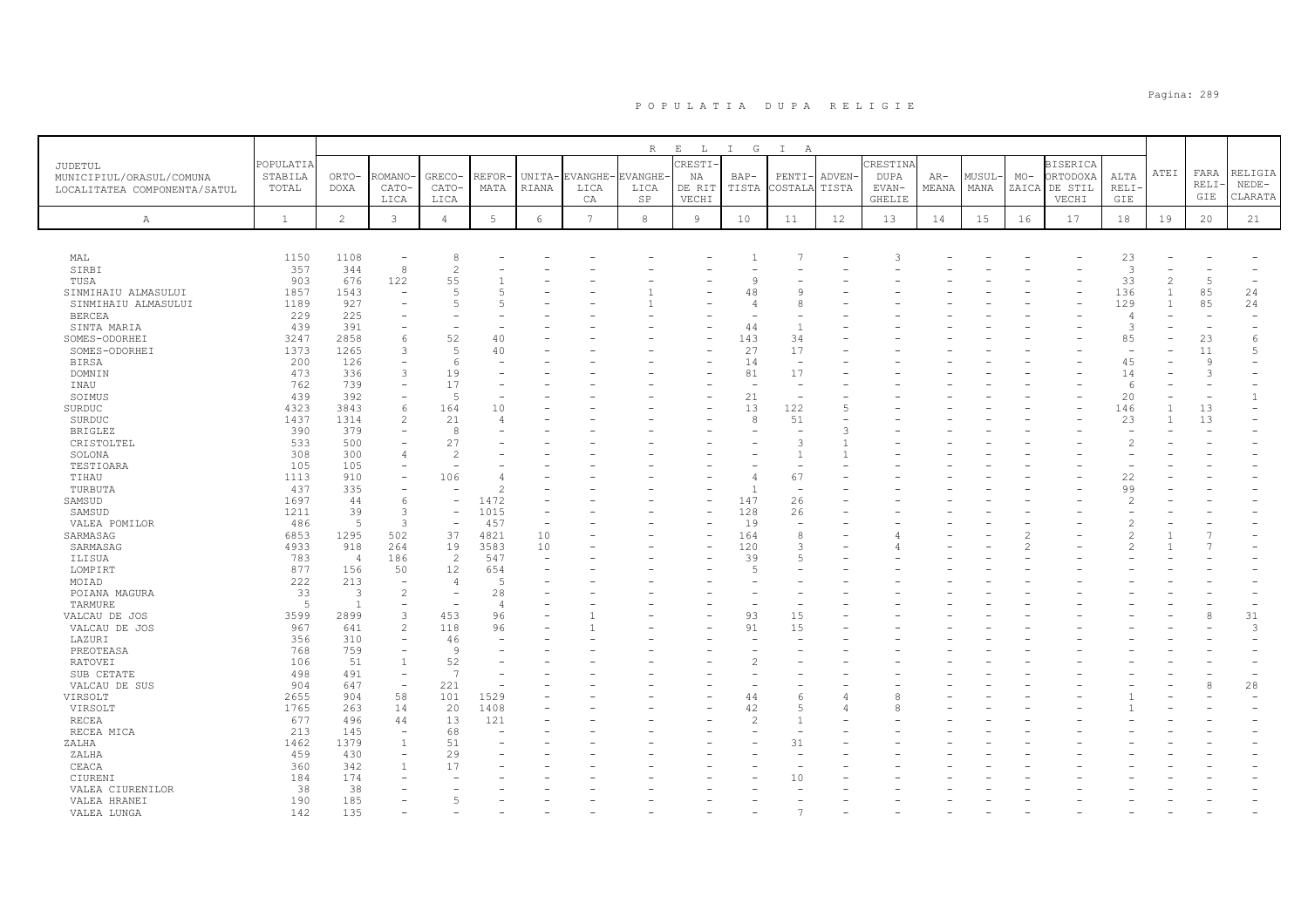# P O P U L A T I A   D U P A   R E L I G I E

| JUDETUL MUNICIPIUL/ORASUL/COMUNA LOCALITATEA COMPONENTA/SATUL | POPULATIA STABILA TOTAL | R E L I G I A | | | | | | | | | | | | | | | | | ATEI | FARA RELIGIE | RELIGIA NEDECLARATA |
|---|---|---|---|---|---|---|---|---|---|---|---|---|---|---|---|---|---|---|---|---|---|
| | | ORTODOXA | ROMANO-CATOLICA | GRECO-CATOLICA | REFORMATA | UNITARIANA | EVANGHELICA CA | EVANGHELICA SP | CRESTINA DE RIT VECHI | BAPTISTA | PENTICOSTALA | ADVENTISTA | CRESTINA DUPA EVANGHELIE | ARMEANA | MUSULMANA | MOZAICA | BISERICA ORTODOXA DE STIL VECHI | ALTA RELIGIE | | | |
| A | 1 | 2 | 3 | 4 | 5 | 6 | 7 | 8 | 9 | 10 | 11 | 12 | 13 | 14 | 15 | 16 | 17 | 18 | 19 | 20 | 21 |
| MAL | 1150 | 1108 | - | 8 | - | - | - | - | - | 1 | 7 | - | 3 | - | - | - | - | 23 | - | - | - |
| SIRBI | 357 | 344 | 8 | 2 | - | - | - | - | - | - | - | - | - | - | - | - | - | 3 | - | - | - |
| TUSA | 903 | 676 | 122 | 55 | 1 | - | - | - | - | 9 | - | - | - | - | - | - | - | 33 | 2 | 5 | - |
| SINMIHAIU ALMASULUI | 1857 | 1543 | - | 5 | 5 | - | - | 1 | - | 48 | 9 | - | - | - | - | - | - | 136 | 1 | 85 | 24 |
| SINMIHAIU ALMASULUI | 1189 | 927 | - | 5 | 5 | - | - | 1 | - | 4 | 8 | - | - | - | - | - | - | 129 | 1 | 85 | 24 |
| BERCEA | 229 | 225 | - | - | - | - | - | - | - | - | - | - | - | - | - | - | - | 4 | - | - | - |
| SINTA MARIA | 439 | 391 | - | - | - | - | - | - | - | 44 | 1 | - | - | - | - | - | - | 3 | - | - | - |
| SOMES-ODORHEI | 3247 | 2858 | 6 | 52 | 40 | - | - | - | - | 143 | 34 | - | - | - | - | - | - | 85 | - | 23 | 6 |
| SOMES-ODORHEI | 1373 | 1265 | 3 | 5 | 40 | - | - | - | - | 27 | 17 | - | - | - | - | - | - | - | - | 11 | 5 |
| BIRSA | 200 | 126 | - | 6 | - | - | - | - | - | 14 | - | - | - | - | - | - | - | 45 | - | 9 | - |
| DOMNIN | 473 | 336 | 3 | 19 | - | - | - | - | - | 81 | 17 | - | - | - | - | - | - | 14 | - | 3 | - |
| INAU | 762 | 739 | - | 17 | - | - | - | - | - | - | - | - | - | - | - | - | - | 6 | - | - | - |
| SOIMUS | 439 | 392 | - | 5 | - | - | - | - | - | 21 | - | - | - | - | - | - | - | 20 | - | - | 1 |
| SURDUC | 4323 | 3843 | 6 | 164 | 10 | - | - | - | - | 13 | 122 | 5 | - | - | - | - | - | 146 | 1 | 13 | - |
| SURDUC | 1437 | 1314 | 2 | 21 | 4 | - | - | - | - | 8 | 51 | - | - | - | - | - | - | 23 | 1 | 13 | - |
| BRIGLEZ | 390 | 379 | - | 8 | - | - | - | - | - | - | - | 3 | - | - | - | - | - | - | - | - | - |
| CRISTOLTEL | 533 | 500 | - | 27 | - | - | - | - | - | - | 3 | 1 | - | - | - | - | - | 2 | - | - | - |
| SOLONA | 308 | 300 | 4 | 2 | - | - | - | - | - | - | 1 | 1 | - | - | - | - | - | - | - | - | - |
| TESTIOARA | 105 | 105 | - | - | - | - | - | - | - | - | - | - | - | - | - | - | - | - | - | - | - |
| TIHAU | 1113 | 910 | - | 106 | 4 | - | - | - | - | 4 | 67 | - | - | - | - | - | - | 22 | - | - | - |
| TURBUTA | 437 | 335 | - | - | 2 | - | - | - | - | 1 | - | - | - | - | - | - | - | 99 | - | - | - |
| SAMSUD | 1697 | 44 | 6 | - | 1472 | - | - | - | - | 147 | 26 | - | - | - | - | - | - | 2 | - | - | - |
| SAMSUD | 1211 | 39 | 3 | - | 1015 | - | - | - | - | 128 | 26 | - | - | - | - | - | - | - | - | - | - |
| VALEA POMILOR | 486 | 5 | 3 | - | 457 | - | - | - | - | 19 | - | - | - | - | - | - | - | 2 | - | - | - |
| SARMASAG | 6853 | 1295 | 502 | 37 | 4821 | 10 | - | - | - | 164 | 8 | - | 4 | - | - | 2 | - | 2 | 1 | 7 | - |
| SARMASAG | 4933 | 918 | 264 | 19 | 3583 | 10 | - | - | - | 120 | 3 | - | 4 | - | - | 2 | - | 2 | 1 | 7 | - |
| ILISUA | 783 | 4 | 186 | 2 | 547 | - | - | - | - | 39 | 5 | - | - | - | - | - | - | - | - | - | - |
| LOMPIRT | 877 | 156 | 50 | 12 | 654 | - | - | - | - | 5 | - | - | - | - | - | - | - | - | - | - | - |
| MOIAD | 222 | 213 | - | 4 | 5 | - | - | - | - | - | - | - | - | - | - | - | - | - | - | - | - |
| POIANA MAGURA | 33 | 3 | 2 | - | 28 | - | - | - | - | - | - | - | - | - | - | - | - | - | - | - | - |
| TARMURE | 5 | 1 | - | - | 4 | - | - | - | - | - | - | - | - | - | - | - | - | - | - | - | - |
| VALCAU DE JOS | 3599 | 2899 | 3 | 453 | 96 | - | 1 | - | - | 93 | 15 | - | - | - | - | - | - | - | - | 8 | 31 |
| VALCAU DE JOS | 967 | 641 | 2 | 118 | 96 | - | 1 | - | - | 91 | 15 | - | - | - | - | - | - | - | - | - | 3 |
| LAZURI | 356 | 310 | - | 46 | - | - | - | - | - | - | - | - | - | - | - | - | - | - | - | - | - |
| PREOTEASA | 768 | 759 | - | 9 | - | - | - | - | - | - | - | - | - | - | - | - | - | - | - | - | - |
| RATOVEI | 106 | 51 | 1 | 52 | - | - | - | - | - | 2 | - | - | - | - | - | - | - | - | - | - | - |
| SUB CETATE | 498 | 491 | - | 7 | - | - | - | - | - | - | - | - | - | - | - | - | - | - | - | - | - |
| VALCAU DE SUS | 904 | 647 | - | 221 | - | - | - | - | - | - | - | - | - | - | - | - | - | - | - | 8 | 28 |
| VIRSOLT | 2655 | 904 | 58 | 101 | 1529 | - | - | - | - | 44 | 6 | 4 | 8 | - | - | - | - | 1 | - | - | - |
| VIRSOLT | 1765 | 263 | 14 | 20 | 1408 | - | - | - | - | 42 | 5 | 4 | 8 | - | - | - | - | 1 | - | - | - |
| RECEA | 677 | 496 | 44 | 13 | 121 | - | - | - | - | 2 | 1 | - | - | - | - | - | - | - | - | - | - |
| RECEA MICA | 213 | 145 | - | 68 | - | - | - | - | - | - | - | - | - | - | - | - | - | - | - | - | - |
| ZALHA | 1462 | 1379 | 1 | 51 | - | - | - | - | - | - | 31 | - | - | - | - | - | - | - | - | - | - |
| ZALHA | 459 | 430 | - | 29 | - | - | - | - | - | - | - | - | - | - | - | - | - | - | - | - | - |
| CEACA | 360 | 342 | 1 | 17 | - | - | - | - | - | - | - | - | - | - | - | - | - | - | - | - | - |
| CIURENI | 184 | 174 | - | - | - | - | - | - | - | - | 10 | - | - | - | - | - | - | - | - | - | - |
| VALEA CIURENILOR | 38 | 38 | - | - | - | - | - | - | - | - | - | - | - | - | - | - | - | - | - | - | - |
| VALEA HRANEI | 190 | 185 | - | 5 | - | - | - | - | - | - | - | - | - | - | - | - | - | - | - | - | - |
| VALEA LUNGA | 142 | 135 | - | - | - | - | - | - | - | - | 7 | - | - | - | - | - | - | - | - | - | - |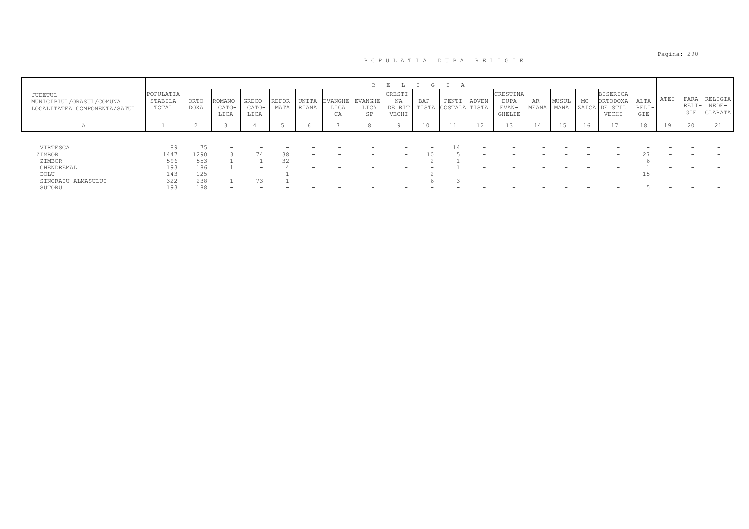# P O P U L A T I A   D U P A   R E L I G I E

| JUDETUL MUNICIPIUL/ORASUL/COMUNA LOCALITATEA COMPONENTA/SATUL | POPULATIA STABILA TOTAL | R E L I G I A | | | | | | | | | | | | | | | | | | ATEI | FARA RELIGIE | RELIGIA NEDECLARATA |
|---|---|---|---|---|---|---|---|---|---|---|---|---|---|---|---|---|---|---|---|---|---|---|
| | | ORTODOXA | ROMANO-CATOLICA | GRECO-CATOLICA | REFORMATA | UNITARIANA | EVANGHELICA | EVANGHELICA SP | CRESTINA DE RIT VECHI | BAPTISTA | PENTICOSTALA | ADVENTISTA | CRESTINA DUPA EVANGHELIE | ARMEANA | MUSULMANA | MOZAICA | BISERICA ORTODOXA DE STIL VECHI | ALTA RELIGIE | | | |
| A | 1 | 2 | 3 | 4 | 5 | 6 | 7 | 8 | 9 | 10 | 11 | 12 | 13 | 14 | 15 | 16 | 17 | 18 | 19 | 20 | 21 |
| VIRTESCA | 89 | 75 | - | - | - | - | - | - | - | - | 14 | - | - | - | - | - | - | - | - | - | - |
| ZIMBOR | 1447 | 1290 | 3 | 74 | 38 | - | - | - | - | 10 | 5 | - | - | - | - | - | - | 27 | - | - | - |
| ZIMBOR | 596 | 553 | 1 | 1 | 32 | - | - | - | - | 2 | 1 | - | - | - | - | - | - | 6 | - | - | - |
| CHENDREMAL | 193 | 186 | 1 | - | 4 | - | - | - | - | - | 1 | - | - | - | - | - | - | 1 | - | - | - |
| DOLU | 143 | 125 | - | - | 1 | - | - | - | - | 2 | - | - | - | - | - | - | - | 15 | - | - | - |
| SINCRAIU ALMASULUI | 322 | 238 | 1 | 73 | 1 | - | - | - | - | 6 | 3 | - | - | - | - | - | - | - | - | - | - |
| SUTORU | 193 | 188 | - | - | - | - | - | - | - | - | - | - | - | - | - | - | - | 5 | - | - | - |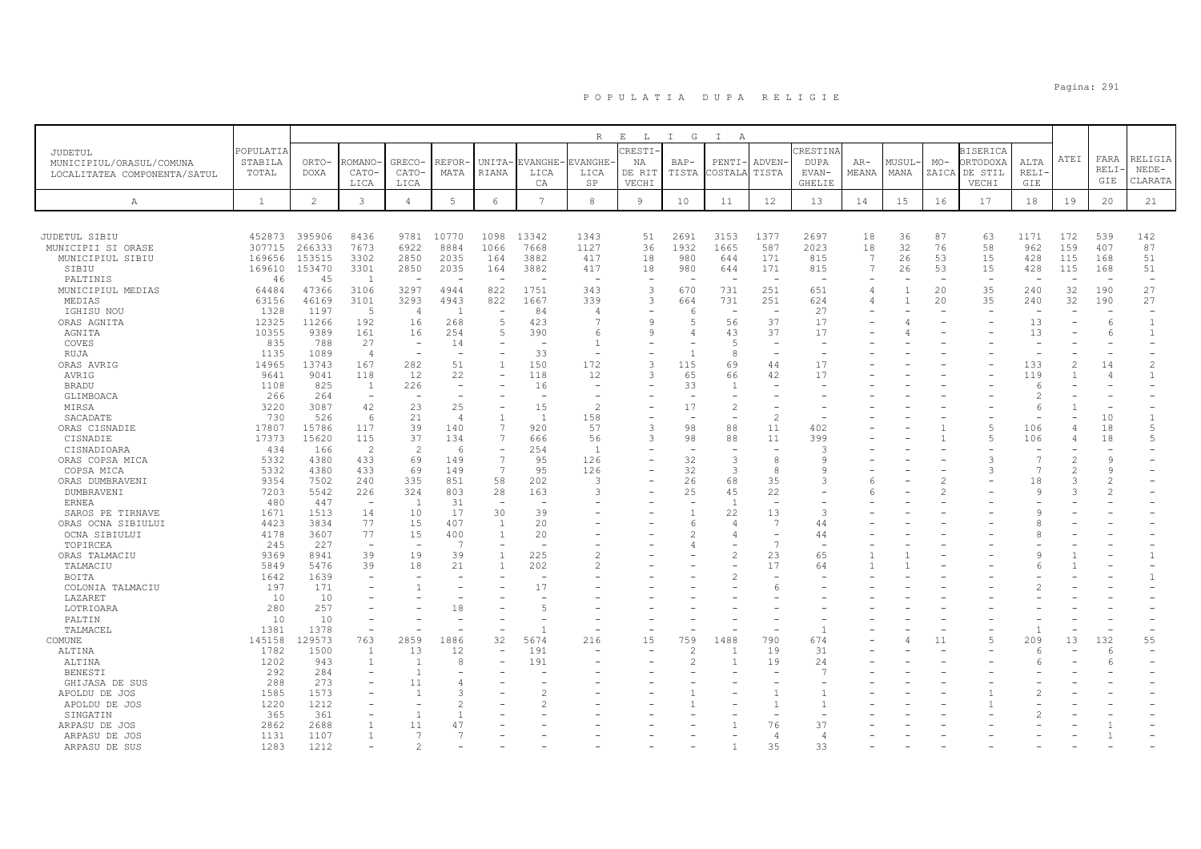# POPULATIA DUPA RELIGIE

| JUDETUL MUNICIPIUL/ORASUL/COMUNA LOCALITATEA COMPONENTA/SATUL | POPULATIA STABILA TOTAL | RELIGIA | | | | | | | | | | | | | | | | | | | |
|---|---|---|---|---|---|---|---|---|---|---|---|---|---|---|---|---|---|---|---|---|---|
| | | ORTODOXA | ROMANO-CATOLICA | GRECO-CATOLICA | REFORMATA | UNITARIANA | EVANGHELICA CA | EVANGHELICA SP | CRESTINA DE RIT VECHI | BAPTISTA | PENTICOSTALA | ADVENTISTA | CRESTINA DUPA EVANGHELIE | ARMEANA | MUSULMANA | MOZAICA | BISERICA ORTODOXA DE STIL VECHI | ALTA RELIGIE | ATEI | FARA RELIGIE | RELIGIA NEDECLARATA |
| A | 1 | 2 | 3 | 4 | 5 | 6 | 7 | 8 | 9 | 10 | 11 | 12 | 13 | 14 | 15 | 16 | 17 | 18 | 19 | 20 | 21 |
| JUDETUL SIBIU | 452873 | 395906 | 8436 | 9781 | 10770 | 1098 | 13342 | 1343 | 51 | 2691 | 3153 | 1377 | 2697 | 18 | 36 | 87 | 63 | 1171 | 172 | 539 | 142 |
| MUNICIPII SI ORASE | 307715 | 266333 | 7673 | 6922 | 8884 | 1066 | 7668 | 1127 | 36 | 1932 | 1665 | 587 | 2023 | 18 | 32 | 76 | 58 | 962 | 159 | 407 | 87 |
| MUNICIPIUL SIBIU | 169656 | 153515 | 3302 | 2850 | 2035 | 164 | 3882 | 417 | 18 | 980 | 644 | 171 | 815 | 7 | 26 | 53 | 15 | 428 | 115 | 168 | 51 |
| SIBIU | 169610 | 153470 | 3301 | 2850 | 2035 | 164 | 3882 | 417 | 18 | 980 | 644 | 171 | 815 | 7 | 26 | 53 | 15 | 428 | 115 | 168 | 51 |
| PALTINIS | 46 | 45 | 1 | - | - | - | - | - | - | - | - | - | - | - | - | - | - | - | - | - | - |
| MUNICIPIUL MEDIAS | 64484 | 47366 | 3106 | 3297 | 4944 | 822 | 1751 | 343 | 3 | 670 | 731 | 251 | 651 | 4 | 1 | 20 | 35 | 240 | 32 | 190 | 27 |
| MEDIAS | 63156 | 46169 | 3101 | 3293 | 4943 | 822 | 1667 | 339 | 3 | 664 | 731 | 251 | 624 | 4 | 1 | 20 | 35 | 240 | 32 | 190 | 27 |
| IGHISU NOU | 1328 | 1197 | 5 | 4 | 1 | - | 84 | 4 | - | 6 | - | - | 27 | - | - | - | - | - | - | - | - |
| ORAS AGNITA | 12325 | 11266 | 192 | 16 | 268 | 5 | 423 | 7 | 9 | 5 | 56 | 37 | 17 | - | 4 | - | - | 13 | - | 6 | 1 |
| AGNITA | 10355 | 9389 | 161 | 16 | 254 | 5 | 390 | 6 | 9 | 4 | 43 | 37 | 17 | - | 4 | - | - | 13 | - | 6 | 1 |
| COVES | 835 | 788 | 27 | - | 14 | - | - | 1 | - | - | 5 | - | - | - | - | - | - | - | - | - | - |
| RUJA | 1135 | 1089 | 4 | - | - | - | 33 | - | - | 1 | 8 | - | - | - | - | - | - | - | - | - | - |
| ORAS AVRIG | 14965 | 13743 | 167 | 282 | 51 | 1 | 150 | 172 | 3 | 115 | 69 | 44 | 17 | - | - | - | - | 133 | 2 | 14 | 2 |
| AVRIG | 9641 | 9041 | 118 | 12 | 22 | - | 118 | 12 | 3 | 65 | 66 | 42 | 17 | - | - | - | - | 119 | 1 | 4 | 1 |
| BRADU | 1108 | 825 | 1 | 226 | - | - | 16 | - | - | 33 | 1 | - | - | - | - | - | - | 6 | - | - | - |
| GLIMBOACA | 266 | 264 | - | - | - | - | - | - | - | - | - | - | - | - | - | - | - | 2 | - | - | - |
| MIRSA | 3220 | 3087 | 42 | 23 | 25 | - | 15 | 2 | - | 17 | 2 | - | - | - | - | - | - | 6 | 1 | - | - |
| SACADATE | 730 | 526 | 6 | 21 | 4 | 1 | 1 | 158 | - | - | - | 2 | - | - | - | - | - | - | - | 10 | 1 |
| ORAS CISNADIE | 17807 | 15786 | 117 | 39 | 140 | 7 | 920 | 57 | 3 | 98 | 88 | 11 | 402 | - | - | 1 | 5 | 106 | 4 | 18 | 5 |
| CISNADIE | 17373 | 15620 | 115 | 37 | 134 | 7 | 666 | 56 | 3 | 98 | 88 | 11 | 399 | - | - | 1 | 5 | 106 | 4 | 18 | 5 |
| CISNADIOARA | 434 | 166 | 2 | 2 | 6 | - | 254 | 1 | - | - | - | - | 3 | - | - | - | - | - | - | - | - |
| ORAS COPSA MICA | 5332 | 4380 | 433 | 69 | 149 | 7 | 95 | 126 | - | 32 | 3 | 8 | 9 | - | - | - | 3 | 7 | 2 | 9 | - |
| COPSA MICA | 5332 | 4380 | 433 | 69 | 149 | 7 | 95 | 126 | - | 32 | 3 | 8 | 9 | - | - | - | 3 | 7 | 2 | 9 | - |
| ORAS DUMBRAVENI | 9354 | 7502 | 240 | 335 | 851 | 58 | 202 | 3 | - | 26 | 68 | 35 | 3 | 6 | - | 2 | - | 18 | 3 | 2 | - |
| DUMBRAVENI | 7203 | 5542 | 226 | 324 | 803 | 28 | 163 | 3 | - | 25 | 45 | 22 | - | 6 | - | 2 | - | 9 | 3 | 2 | - |
| ERNEA | 480 | 447 | - | 1 | 31 | - | - | - | - | - | 1 | - | - | - | - | - | - | - | - | - | - |
| SAROS PE TIRNAVE | 1671 | 1513 | 14 | 10 | 17 | 30 | 39 | - | - | 1 | 22 | 13 | 3 | - | - | - | - | 9 | - | - | - |
| ORAS OCNA SIBIULUI | 4423 | 3834 | 77 | 15 | 407 | 1 | 20 | - | - | 6 | 4 | 7 | 44 | - | - | - | - | 8 | - | - | - |
| OCNA SIBIULUI | 4178 | 3607 | 77 | 15 | 400 | 1 | 20 | - | - | 2 | 4 | - | 44 | - | - | - | - | 8 | - | - | - |
| TOPIRCEA | 245 | 227 | - | - | 7 | - | - | - | - | 4 | - | 7 | - | - | - | - | - | - | - | - | - |
| ORAS TALMACIU | 9369 | 8941 | 39 | 19 | 39 | 1 | 225 | 2 | - | - | 2 | 23 | 65 | 1 | 1 | - | - | 9 | 1 | - | 1 |
| TALMACIU | 5849 | 5476 | 39 | 18 | 21 | 1 | 202 | 2 | - | - | - | 17 | 64 | 1 | 1 | - | - | 6 | 1 | - | - |
| BOITA | 1642 | 1639 | - | - | - | - | - | - | - | - | 2 | - | - | - | - | - | - | - | - | - | 1 |
| COLONIA TALMACIU | 197 | 171 | - | 1 | - | - | 17 | - | - | - | - | 6 | - | - | - | - | - | 2 | - | - | - |
| LAZARET | 10 | 10 | - | - | - | - | - | - | - | - | - | - | - | - | - | - | - | - | - | - | - |
| LOTRIOARA | 280 | 257 | - | - | 18 | - | 5 | - | - | - | - | - | - | - | - | - | - | - | - | - | - |
| PALTIN | 10 | 10 | - | - | - | - | - | - | - | - | - | - | - | - | - | - | - | - | - | - | - |
| TALMACEL | 1381 | 1378 | - | - | - | - | 1 | - | - | - | - | - | 1 | - | - | - | - | 1 | - | - | - |
| COMUNE | 145158 | 129573 | 763 | 2859 | 1886 | 32 | 5674 | 216 | 15 | 759 | 1488 | 790 | 674 | - | 4 | 11 | 5 | 209 | 13 | 132 | 55 |
| ALTINA | 1782 | 1500 | 1 | 13 | 12 | - | 191 | - | - | 2 | 1 | 19 | 31 | - | - | - | - | 6 | - | 6 | - |
| ALTINA | 1202 | 943 | 1 | 1 | 8 | - | 191 | - | - | 2 | 1 | 19 | 24 | - | - | - | - | 6 | - | 6 | - |
| BENESTI | 292 | 284 | - | 1 | - | - | - | - | - | - | - | - | 7 | - | - | - | - | - | - | - | - |
| GHIJASA DE SUS | 288 | 273 | - | 11 | 4 | - | - | - | - | - | - | - | - | - | - | - | - | - | - | - | - |
| APOLDU DE JOS | 1585 | 1573 | - | 1 | 3 | - | 2 | - | - | 1 | - | 1 | 1 | - | - | - | 1 | 2 | - | - | - |
| APOLDU DE JOS | 1220 | 1212 | - | - | 2 | - | 2 | - | - | 1 | - | 1 | 1 | - | - | - | 1 | - | - | - | - |
| SINGATIN | 365 | 361 | - | 1 | 1 | - | - | - | - | - | - | - | - | - | - | - | - | 2 | - | - | - |
| ARPASU DE JOS | 2862 | 2688 | 1 | 11 | 47 | - | - | - | - | - | 1 | 76 | 37 | - | - | - | - | - | - | 1 | - |
| ARPASU DE JOS | 1131 | 1107 | 1 | 7 | 7 | - | - | - | - | - | - | 4 | 4 | - | - | - | - | - | - | 1 | - |
| ARPASU DE SUS | 1283 | 1212 | - | 2 | - | - | - | - | - | - | 1 | 35 | 33 | - | - | - | - | - | - | - | - |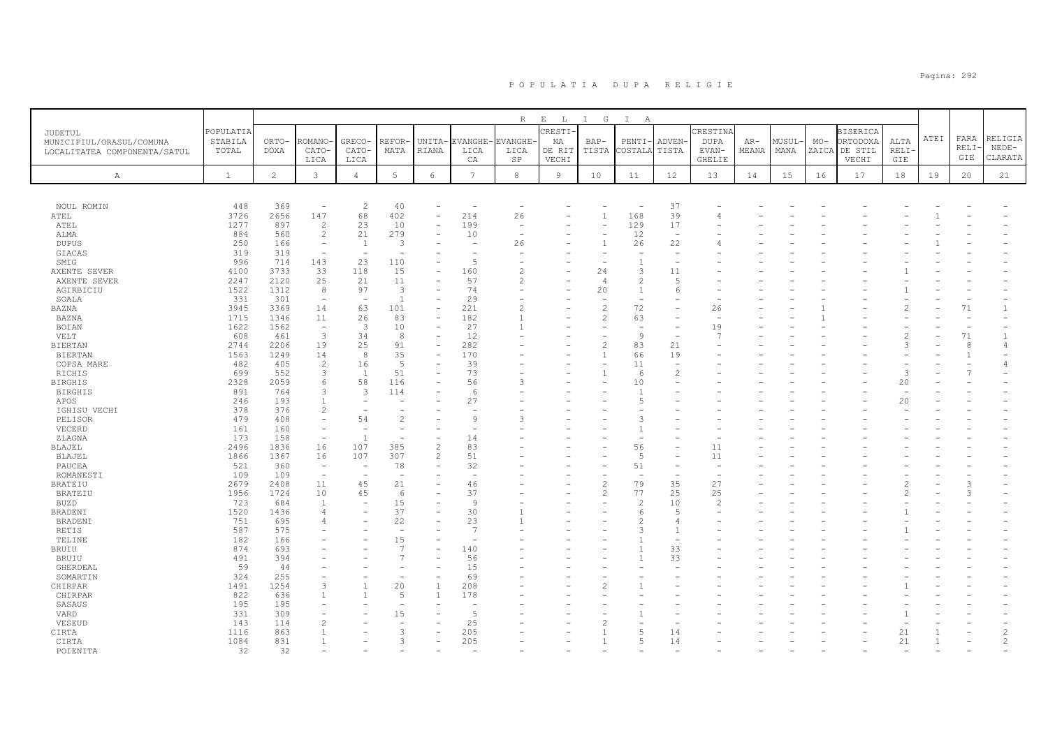# POPULATIA DUPA RELIGIE

| JUDETUL MUNICIPIUL/ORASUL/COMUNA LOCALITATEA COMPONENTA/SATUL | POPULATIA STABILA TOTAL | RELIGIE | | | | | | | | | | | | | | | | | | | |
|---|---|---|---|---|---|---|---|---|---|---|---|---|---|---|---|---|---|---|---|---|---|
| | | ORTODOXA | ROMANO-CATOLICA | GRECO-CATOLICA | REFORMATA | UNITARIANA | EVANGHELICA | EVANGHELICA SP | CRESTINA DE RIT VECHI | BAPTISTA | PENTICOSTALA | ADVENTISTA | CRESTINA DUPA EVANGHELIE | ARMEANA | MUSULMANA | MOZAICA | BISERICA ORTODOXA DE STIL VECHI | ALTA RELIGIE | ATEI | FARA RELIGIE | RELIGIA NEDECLARATA |
| A | 1 | 2 | 3 | 4 | 5 | 6 | 7 | 8 | 9 | 10 | 11 | 12 | 13 | 14 | 15 | 16 | 17 | 18 | 19 | 20 | 21 |
| NOUL ROMIN | 448 | 369 | - | 2 | 40 | - | - | - | - | - | - | 37 | - | - | - | - | - | - | - | - | - |
| ATEL | 3726 | 2656 | 147 | 68 | 402 | - | 214 | 26 | - | 1 | 168 | 39 | 4 | - | - | - | - | - | 1 | - | - |
| ATEL | 1277 | 897 | 2 | 23 | 10 | - | 199 | - | - | - | 129 | 17 | - | - | - | - | - | - | - | - | - |
| ALMA | 884 | 560 | 2 | 21 | 279 | - | 10 | - | - | - | 12 | - | - | - | - | - | - | - | - | - | - |
| DUPUS | 250 | 166 | - | 1 | 3 | - | - | 26 | - | 1 | 26 | 22 | 4 | - | - | - | - | - | 1 | - | - |
| GIACAS | 319 | 319 | - | - | - | - | - | - | - | - | - | - | - | - | - | - | - | - | - | - | - |
| SMIG | 996 | 714 | 143 | 23 | 110 | - | 5 | - | - | - | 1 | - | - | - | - | - | - | - | - | - | - |
| AXENTE SEVER | 4100 | 3733 | 33 | 118 | 15 | - | 160 | 2 | - | 24 | 3 | 11 | - | - | - | - | - | 1 | - | - | - |
| AXENTE SEVER | 2247 | 2120 | 25 | 21 | 11 | - | 57 | 2 | - | 4 | 2 | 5 | - | - | - | - | - | - | - | - | - |
| AGIRBICIU | 1522 | 1312 | 8 | 97 | 3 | - | 74 | - | - | 20 | 1 | 6 | - | - | - | - | - | 1 | - | - | - |
| SOALA | 331 | 301 | - | - | 1 | - | 29 | - | - | - | - | - | - | - | - | - | - | - | - | - | - |
| BAZNA | 3945 | 3369 | 14 | 63 | 101 | - | 221 | 2 | - | 2 | 72 | - | 26 | - | - | 1 | - | 2 | - | 71 | 1 |
| BAZNA | 1715 | 1346 | 11 | 26 | 83 | - | 182 | 1 | - | 2 | 63 | - | - | - | - | 1 | - | - | - | - | - |
| BOIAN | 1622 | 1562 | - | 3 | 10 | - | 27 | 1 | - | - | - | - | 19 | - | - | - | - | - | - | - | - |
| VELT | 608 | 461 | 3 | 34 | 8 | - | 12 | - | - | - | 9 | - | 7 | - | - | - | - | 2 | - | 71 | 1 |
| BIERTAN | 2744 | 2206 | 19 | 25 | 91 | - | 282 | - | - | 2 | 83 | 21 | - | - | - | - | - | 3 | - | 8 | 4 |
| BIERTAN | 1563 | 1249 | 14 | 8 | 35 | - | 170 | - | - | 1 | 66 | 19 | - | - | - | - | - | - | - | 1 | - |
| COPSA MARE | 482 | 405 | 2 | 16 | 5 | - | 39 | - | - | - | 11 | - | - | - | - | - | - | - | - | - | 4 |
| RICHIS | 699 | 552 | 3 | 1 | 51 | - | 73 | - | - | 1 | 6 | 2 | - | - | - | - | - | 3 | - | 7 | - |
| BIRGHIS | 2328 | 2059 | 6 | 58 | 116 | - | 56 | 3 | - | - | 10 | - | - | - | - | - | - | 20 | - | - | - |
| BIRGHIS | 891 | 764 | 3 | 3 | 114 | - | 6 | - | - | - | 1 | - | - | - | - | - | - | - | - | - | - |
| APOS | 246 | 193 | 1 | - | - | - | 27 | - | - | - | 5 | - | - | - | - | - | - | 20 | - | - | - |
| IGHISU VECHI | 378 | 376 | 2 | - | - | - | - | - | - | - | - | - | - | - | - | - | - | - | - | - | - |
| PELISOR | 479 | 408 | - | 54 | 2 | - | 9 | 3 | - | - | 3 | - | - | - | - | - | - | - | - | - | - |
| VECERD | 161 | 160 | - | - | - | - | - | - | - | - | 1 | - | - | - | - | - | - | - | - | - | - |
| ZLAGNA | 173 | 158 | - | 1 | - | - | 14 | - | - | - | - | - | - | - | - | - | - | - | - | - | - |
| BLAJEL | 2496 | 1836 | 16 | 107 | 385 | 2 | 83 | - | - | - | 56 | - | 11 | - | - | - | - | - | - | - | - |
| BLAJEL | 1866 | 1367 | 16 | 107 | 307 | 2 | 51 | - | - | - | 5 | - | 11 | - | - | - | - | - | - | - | - |
| PAUCEA | 521 | 360 | - | - | 78 | - | 32 | - | - | - | 51 | - | - | - | - | - | - | - | - | - | - |
| ROMANESTI | 109 | 109 | - | - | - | - | - | - | - | - | - | - | - | - | - | - | - | - | - | - | - |
| BRATEIU | 2679 | 2408 | 11 | 45 | 21 | - | 46 | - | - | 2 | 79 | 35 | 27 | - | - | - | - | 2 | - | 3 | - |
| BRATEIU | 1956 | 1724 | 10 | 45 | 6 | - | 37 | - | - | 2 | 77 | 25 | 25 | - | - | - | - | 2 | - | 3 | - |
| BUZD | 723 | 684 | 1 | - | 15 | - | 9 | - | - | - | 2 | 10 | 2 | - | - | - | - | - | - | - | - |
| BRADENI | 1520 | 1436 | 4 | - | 37 | - | 30 | 1 | - | - | 6 | 5 | - | - | - | - | - | 1 | - | - | - |
| BRADENI | 751 | 695 | 4 | - | 22 | - | 23 | 1 | - | - | 2 | 4 | - | - | - | - | - | - | - | - | - |
| RETIS | 587 | 575 | - | - | - | - | 7 | - | - | - | 3 | 1 | - | - | - | - | - | 1 | - | - | - |
| TELINE | 182 | 166 | - | - | 15 | - | - | - | - | - | 1 | - | - | - | - | - | - | - | - | - | - |
| BRUIU | 874 | 693 | - | - | 7 | - | 140 | - | - | - | 1 | 33 | - | - | - | - | - | - | - | - | - |
| BRUIU | 491 | 394 | - | - | 7 | - | 56 | - | - | - | 1 | 33 | - | - | - | - | - | - | - | - | - |
| GHERDEAL | 59 | 44 | - | - | - | - | 15 | - | - | - | - | - | - | - | - | - | - | - | - | - | - |
| SOMARTIN | 324 | 255 | - | - | - | - | 69 | - | - | - | - | - | - | - | - | - | - | - | - | - | - |
| CHIRPAR | 1491 | 1254 | 3 | 1 | 20 | 1 | 208 | - | - | 2 | 1 | - | - | - | - | - | - | 1 | - | - | - |
| CHIRPAR | 822 | 636 | 1 | 1 | 5 | 1 | 178 | - | - | - | - | - | - | - | - | - | - | - | - | - | - |
| SASAUS | 195 | 195 | - | - | - | - | - | - | - | - | - | - | - | - | - | - | - | - | - | - | - |
| VARD | 331 | 309 | - | - | 15 | - | 5 | - | - | - | 1 | - | - | - | - | - | - | 1 | - | - | - |
| VESEUD | 143 | 114 | 2 | - | - | - | 25 | - | - | 2 | - | - | - | - | - | - | - | - | - | - | - |
| CIRTA | 1116 | 863 | 1 | - | 3 | - | 205 | - | - | 1 | 5 | 14 | - | - | - | - | - | 21 | 1 | - | 2 |
| CIRTA | 1084 | 831 | 1 | - | 3 | - | 205 | - | - | 1 | 5 | 14 | - | - | - | - | - | 21 | 1 | - | 2 |
| POIENITA | 32 | 32 | - | - | - | - | - | - | - | - | - | - | - | - | - | - | - | - | - | - | - |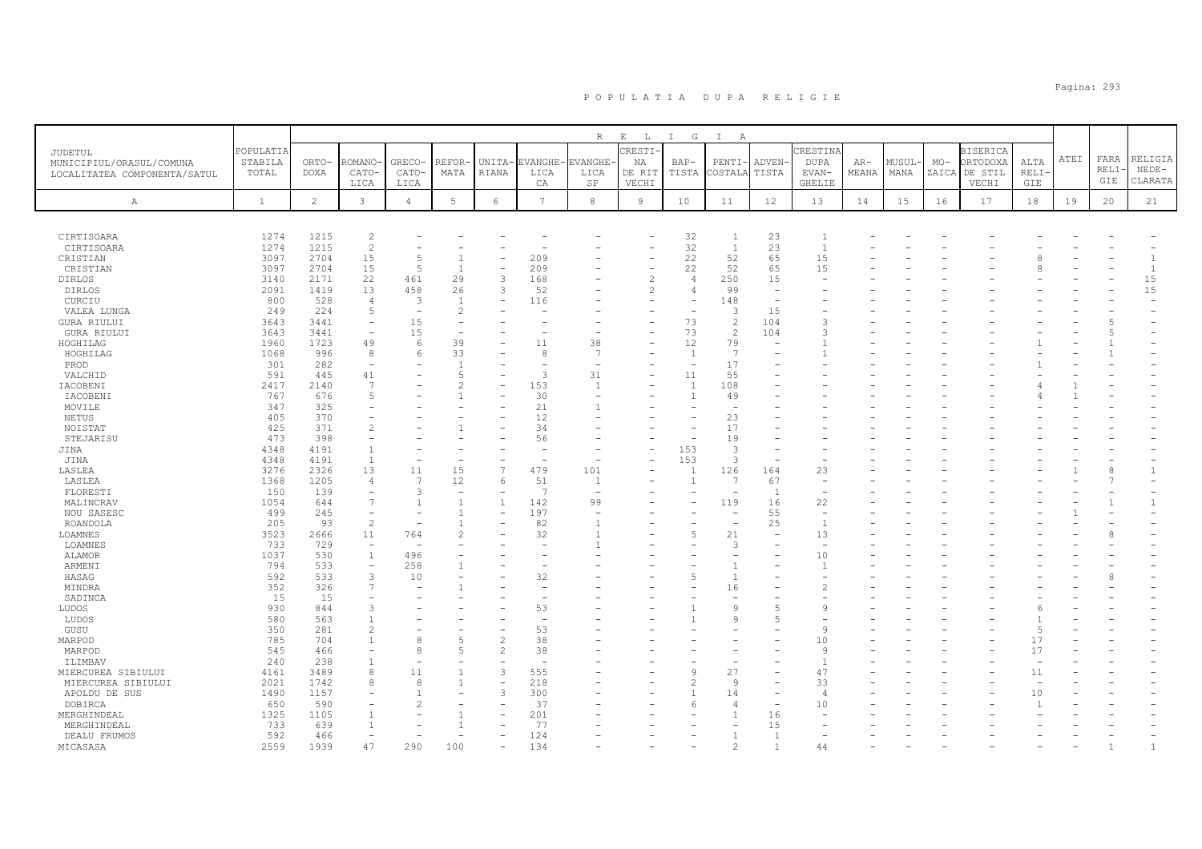# P O P U L A T I A   D U P A   R E L I G I E

| JUDETUL MUNICIPIUL/ORASUL/COMUNA LOCALITATEA COMPONENTA/SATUL | POPULATIA STABILA TOTAL | ORTO-DOXA | ROMANO-CATO-LICA | GRECO-CATO-LICA | REFOR-MATA | UNITA-RIANA | EVANGHE-LICA CA | EVANGHE-LICA SP | CRESTI-NA DE RIT VECHI | BAP-TISTA | PENTI-COSTALA | ADVEN-TISTA | CRESTINA DUPA EVAN-GHELIE | AR-MEANA | MUSUL-MANA | MO-ZAICA | BISERICA ORTODOXA DE STIL VECHI | ALTA RELI-GIE | ATEI | FARA RELI-GIE | RELIGIA NEDE-CLARATA |
|---|---|---|---|---|---|---|---|---|---|---|---|---|---|---|---|---|---|---|---|---|---|
| A | 1 | 2 | 3 | 4 | 5 | 6 | 7 | 8 | 9 | 10 | 11 | 12 | 13 | 14 | 15 | 16 | 17 | 18 | 19 | 20 | 21 |
| CIRTISOARA | 1274 | 1215 | 2 | - | - | - | - | - | - | 32 | 1 | 23 | 1 | - | - | - | - | - | - | - | - |
| CIRTISOARA | 1274 | 1215 | 2 | - | - | - | - | - | - | 32 | 1 | 23 | 1 | - | - | - | - | - | - | - | - |
| CRISTIAN | 3097 | 2704 | 15 | 5 | 1 | - | 209 | - | - | 22 | 52 | 65 | 15 | - | - | - | - | 8 | - | - | 1 |
| CRISTIAN | 3097 | 2704 | 15 | 5 | 1 | - | 209 | - | - | 22 | 52 | 65 | 15 | - | - | - | - | 8 | - | - | 1 |
| DIRLOS | 3140 | 2171 | 22 | 461 | 29 | 3 | 168 | - | 2 | 4 | 250 | 15 | - | - | - | - | - | - | - | - | 15 |
| DIRLOS | 2091 | 1419 | 13 | 458 | 26 | 3 | 52 | - | 2 | 4 | 99 | - | - | - | - | - | - | - | - | - | 15 |
| CURCIU | 800 | 528 | 4 | 3 | 1 | - | 116 | - | - | - | 148 | - | - | - | - | - | - | - | - | - | - |
| VALEA LUNGA | 249 | 224 | 5 | - | 2 | - | - | - | - | - | 3 | 15 | - | - | - | - | - | - | - | - | - |
| GURA RIULUI | 3643 | 3441 | - | 15 | - | - | - | - | - | 73 | 2 | 104 | 3 | - | - | - | - | - | - | 5 | - |
| GURA RIULUI | 3643 | 3441 | - | 15 | - | - | - | - | - | 73 | 2 | 104 | 3 | - | - | - | - | - | - | 5 | - |
| HOGHILAG | 1960 | 1723 | 49 | 6 | 39 | - | 11 | 38 | - | 12 | 79 | - | 1 | - | - | - | - | 1 | - | 1 | - |
| HOGHILAG | 1068 | 996 | 8 | 6 | 33 | - | 8 | 7 | - | 1 | 7 | - | 1 | - | - | - | - | - | - | 1 | - |
| PROD | 301 | 282 | - | - | 1 | - | - | - | - | - | 17 | - | - | - | - | - | - | 1 | - | - | - |
| VALCHID | 591 | 445 | 41 | - | 5 | - | 3 | 31 | - | 11 | 55 | - | - | - | - | - | - | - | - | - | - |
| IACOBENI | 2417 | 2140 | 7 | - | 2 | - | 153 | 1 | - | 1 | 108 | - | - | - | - | - | - | 4 | 1 | - | - |
| IACOBENI | 767 | 676 | 5 | - | 1 | - | 30 | - | - | 1 | 49 | - | - | - | - | - | - | 4 | 1 | - | - |
| MOVILE | 347 | 325 | - | - | - | - | 21 | 1 | - | - | - | - | - | - | - | - | - | - | - | - | - |
| NETUS | 405 | 370 | - | - | - | - | 12 | - | - | - | 23 | - | - | - | - | - | - | - | - | - | - |
| NOISTAT | 425 | 371 | 2 | - | 1 | - | 34 | - | - | - | 17 | - | - | - | - | - | - | - | - | - | - |
| STEJARISU | 473 | 398 | - | - | - | - | 56 | - | - | - | 19 | - | - | - | - | - | - | - | - | - | - |
| JINA | 4348 | 4191 | 1 | - | - | - | - | - | - | 153 | 3 | - | - | - | - | - | - | - | - | - | - |
| JINA | 4348 | 4191 | 1 | - | - | - | - | - | - | 153 | 3 | - | - | - | - | - | - | - | - | - | - |
| LASLEA | 3276 | 2326 | 13 | 11 | 15 | 7 | 479 | 101 | - | 1 | 126 | 164 | 23 | - | - | - | - | - | 1 | 8 | 1 |
| LASLEA | 1368 | 1205 | 4 | 7 | 12 | 6 | 51 | 1 | - | 1 | 7 | 67 | - | - | - | - | - | - | - | 7 | - |
| FLORESTI | 150 | 139 | - | 3 | - | - | 7 | - | - | - | - | 1 | - | - | - | - | - | - | - | - | - |
| MALINCRAV | 1054 | 644 | 7 | 1 | 1 | 1 | 142 | 99 | - | - | 119 | 16 | 22 | - | - | - | - | - | - | 1 | 1 |
| NOU SASESC | 499 | 245 | - | - | 1 | - | 197 | - | - | - | - | 55 | - | - | - | - | - | - | 1 | - | - |
| ROANDOLA | 205 | 93 | 2 | - | 1 | - | 82 | 1 | - | - | - | 25 | 1 | - | - | - | - | - | - | - | - |
| LOAMNES | 3523 | 2666 | 11 | 764 | 2 | - | 32 | 1 | - | 5 | 21 | - | 13 | - | - | - | - | - | - | 8 | - |
| LOAMNES | 733 | 729 | - | - | - | - | - | 1 | - | - | 3 | - | - | - | - | - | - | - | - | - | - |
| ALAMOR | 1037 | 530 | 1 | 496 | - | - | - | - | - | - | - | - | 10 | - | - | - | - | - | - | - | - |
| ARMENI | 794 | 533 | - | 258 | 1 | - | - | - | - | - | 1 | - | 1 | - | - | - | - | - | - | - | - |
| HASAG | 592 | 533 | 3 | 10 | - | - | 32 | - | - | 5 | 1 | - | - | - | - | - | - | - | - | 8 | - |
| MINDRA | 352 | 326 | 7 | - | 1 | - | - | - | - | - | 16 | - | 2 | - | - | - | - | - | - | - | - |
| SADINCA | 15 | 15 | - | - | - | - | - | - | - | - | - | - | - | - | - | - | - | - | - | - | - |
| LUDOS | 930 | 844 | 3 | - | - | - | 53 | - | - | 1 | 9 | 5 | 9 | - | - | - | - | 6 | - | - | - |
| LUDOS | 580 | 563 | 1 | - | - | - | - | - | - | 1 | 9 | 5 | - | - | - | - | - | 1 | - | - | - |
| GUSU | 350 | 281 | 2 | - | - | - | 53 | - | - | - | - | - | 9 | - | - | - | - | 5 | - | - | - |
| MARPOD | 785 | 704 | 1 | 8 | 5 | 2 | 38 | - | - | - | - | - | 10 | - | - | - | - | 17 | - | - | - |
| MARPOD | 545 | 466 | - | 8 | 5 | 2 | 38 | - | - | - | - | - | 9 | - | - | - | - | 17 | - | - | - |
| ILIMBAV | 240 | 238 | 1 | - | - | - | - | - | - | - | - | - | 1 | - | - | - | - | - | - | - | - |
| MIERCUREA SIBIULUI | 4161 | 3489 | 8 | 11 | 1 | 3 | 555 | - | - | 9 | 27 | - | 47 | - | - | - | - | 11 | - | - | - |
| MIERCUREA SIBIULUI | 2021 | 1742 | 8 | 8 | 1 | - | 218 | - | - | 2 | 9 | - | 33 | - | - | - | - | - | - | - | - |
| APOLDU DE SUS | 1490 | 1157 | - | 1 | - | 3 | 300 | - | - | 1 | 14 | - | 4 | - | - | - | - | 10 | - | - | - |
| DOBIRCA | 650 | 590 | - | 2 | - | - | 37 | - | - | 6 | 4 | - | 10 | - | - | - | - | 1 | - | - | - |
| MERGHINDEAL | 1325 | 1105 | 1 | - | 1 | - | 201 | - | - | - | 1 | 16 | - | - | - | - | - | - | - | - | - |
| MERGHINDEAL | 733 | 639 | 1 | - | 1 | - | 77 | - | - | - | - | 15 | - | - | - | - | - | - | - | - | - |
| DEALU FRUMOS | 592 | 466 | - | - | - | - | 124 | - | - | - | 1 | 1 | - | - | - | - | - | - | - | - | - |
| MICASASA | 2559 | 1939 | 47 | 290 | 100 | - | 134 | - | - | - | 2 | 1 | 44 | - | - | - | - | - | - | 1 | 1 |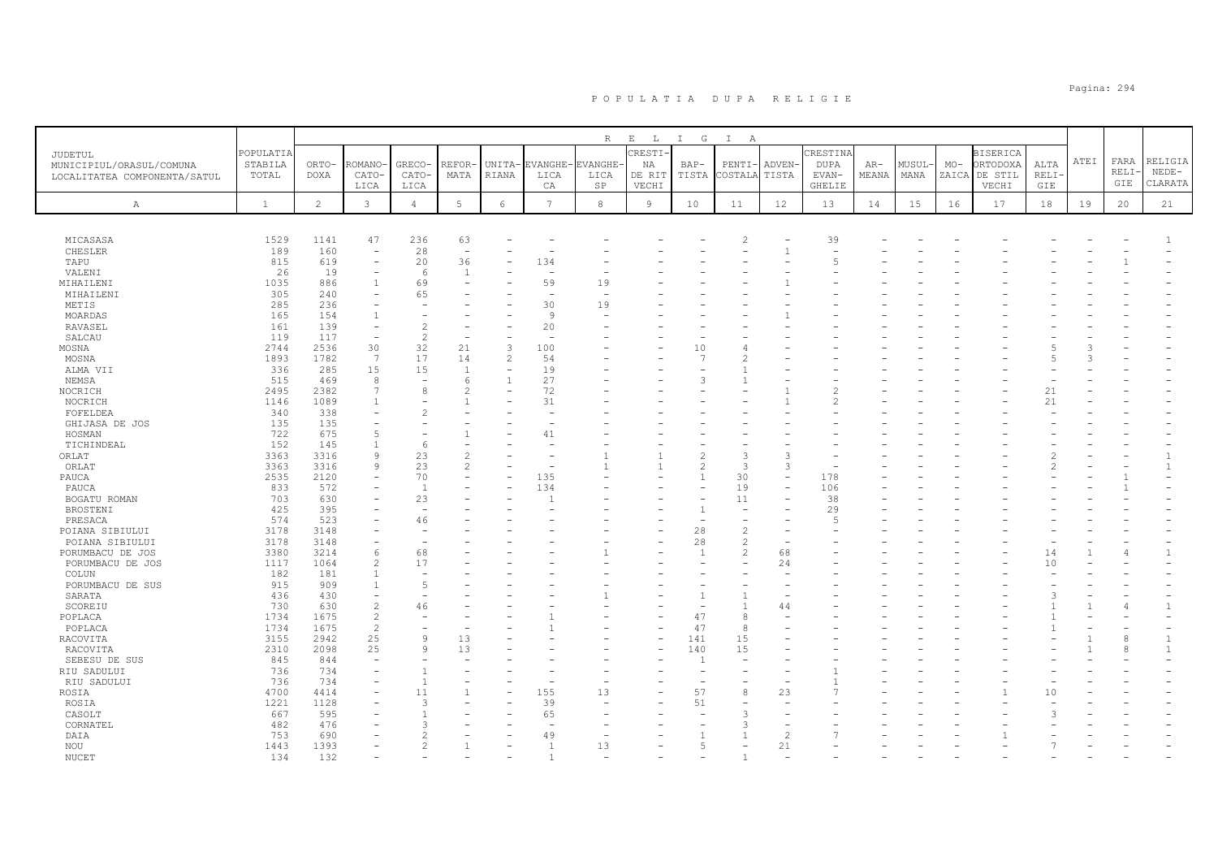POPULATIA DUPA RELIGIE

| JUDETUL MUNICIPIUL/ORASUL/COMUNA LOCALITATEA COMPONENTA/SATUL | POPULATIA STABILA TOTAL | RELIGIA | | | | | | | | | | | | | | | | | | | |
|---|---|---|---|---|---|---|---|---|---|---|---|---|---|---|---|---|---|---|---|---|---|
| | | ORTODOXA | ROMANO-CATOLICA | GRECO-CATOLICA | REFORMATA | UNITARIANA | EVANGHELICA | EVANGHELICA SP | CRESTINA DE RIT VECHI | BAPTISTA | PENTICOSTALA | ADVENTISTA | CRESTINA DUPA EVANGHELIE | ARMEANA | MUSULMANA | MOZAICA | BISERICA ORTODOXA DE STIL VECHI | ALTA RELIGIE | ATEI | FARA RELIGIE | RELIGIA NEDECLARATA |
| A | 1 | 2 | 3 | 4 | 5 | 6 | 7 | 8 | 9 | 10 | 11 | 12 | 13 | 14 | 15 | 16 | 17 | 18 | 19 | 20 | 21 |
| MICASASA | 1529 | 1141 | 47 | 236 | 63 | - | - | - | - | - | 2 | - | 39 | - | - | - | - | - | - | - | 1 |
| CHESLER | 189 | 160 | - | 28 | - | - | - | - | - | - | - | 1 | - | - | - | - | - | - | - | - | - |
| TAPU | 815 | 619 | - | 20 | 36 | - | 134 | - | - | - | - | - | 5 | - | - | - | - | - | - | 1 | - |
| VALENI | 26 | 19 | - | 6 | 1 | - | - | - | - | - | - | - | - | - | - | - | - | - | - | - | - |
| MIHAILENI | 1035 | 886 | 1 | 69 | - | - | 59 | 19 | - | - | - | 1 | - | - | - | - | - | - | - | - | - |
| MIHAILENI | 305 | 240 | - | 65 | - | - | - | - | - | - | - | - | - | - | - | - | - | - | - | - | - |
| METIS | 285 | 236 | - | - | - | - | 30 | 19 | - | - | - | - | - | - | - | - | - | - | - | - | - |
| MOARDAS | 165 | 154 | 1 | - | - | - | 9 | - | - | - | - | 1 | - | - | - | - | - | - | - | - | - |
| RAVASEL | 161 | 139 | - | 2 | - | - | 20 | - | - | - | - | - | - | - | - | - | - | - | - | - | - |
| SALCAU | 119 | 117 | - | 2 | - | - | - | - | - | - | - | - | - | - | - | - | - | - | - | - | - |
| MOSNA | 2744 | 2536 | 30 | 32 | 21 | 3 | 100 | - | - | 10 | 4 | - | - | - | - | - | - | 5 | 3 | - | - |
| MOSNA | 1893 | 1782 | 7 | 17 | 14 | 2 | 54 | - | - | 7 | 2 | - | - | - | - | - | - | 5 | 3 | - | - |
| ALMA VII | 336 | 285 | 15 | 15 | 1 | - | 19 | - | - | - | 1 | - | - | - | - | - | - | - | - | - | - |
| NEMSA | 515 | 469 | 8 | - | 6 | 1 | 27 | - | - | 3 | 1 | - | - | - | - | - | - | - | - | - | - |
| NOCRICH | 2495 | 2382 | 7 | 8 | 2 | - | 72 | - | - | - | - | 1 | 2 | - | - | - | - | 21 | - | - | - |
| NOCRICH | 1146 | 1089 | 1 | - | 1 | - | 31 | - | - | - | - | 1 | 2 | - | - | - | - | 21 | - | - | - |
| FOFELDEA | 340 | 338 | - | 2 | - | - | - | - | - | - | - | - | - | - | - | - | - | - | - | - | - |
| GHIJASA DE JOS | 135 | 135 | - | - | - | - | - | - | - | - | - | - | - | - | - | - | - | - | - | - | - |
| HOSMAN | 722 | 675 | 5 | - | 1 | - | 41 | - | - | - | - | - | - | - | - | - | - | - | - | - | - |
| TICHINDEAL | 152 | 145 | 1 | 6 | - | - | - | - | - | - | - | - | - | - | - | - | - | - | - | - | - |
| ORLAT | 3363 | 3316 | 9 | 23 | 2 | - | - | 1 | 1 | 2 | 3 | 3 | - | - | - | - | - | 2 | - | - | 1 |
| ORLAT | 3363 | 3316 | 9 | 23 | 2 | - | - | 1 | 1 | 2 | 3 | 3 | - | - | - | - | - | 2 | - | - | 1 |
| PAUCA | 2535 | 2120 | - | 70 | - | - | 135 | - | - | 1 | 30 | - | 178 | - | - | - | - | - | - | 1 | - |
| PAUCA | 833 | 572 | - | 1 | - | - | 134 | - | - | - | 19 | - | 106 | - | - | - | - | - | - | 1 | - |
| BOGATU ROMAN | 703 | 630 | - | 23 | - | - | 1 | - | - | - | 11 | - | 38 | - | - | - | - | - | - | - | - |
| BROSTENI | 425 | 395 | - | - | - | - | - | - | - | 1 | - | - | 29 | - | - | - | - | - | - | - | - |
| PRESACA | 574 | 523 | - | 46 | - | - | - | - | - | - | - | - | 5 | - | - | - | - | - | - | - | - |
| POIANA SIBIULUI | 3178 | 3148 | - | - | - | - | - | - | - | 28 | 2 | - | - | - | - | - | - | - | - | - | - |
| POIANA SIBIULUI | 3178 | 3148 | - | - | - | - | - | - | - | 28 | 2 | - | - | - | - | - | - | - | - | - | - |
| PORUMBACU DE JOS | 3380 | 3214 | 6 | 68 | - | - | - | 1 | - | 1 | 2 | 68 | - | - | - | - | - | 14 | 1 | 4 | 1 |
| PORUMBACU DE JOS | 1117 | 1064 | 2 | 17 | - | - | - | - | - | - | - | 24 | - | - | - | - | - | 10 | - | - | - |
| COLUN | 182 | 181 | 1 | - | - | - | - | - | - | - | - | - | - | - | - | - | - | - | - | - | - |
| PORUMBACU DE SUS | 915 | 909 | 1 | 5 | - | - | - | - | - | - | - | - | - | - | - | - | - | - | - | - | - |
| SARATA | 436 | 430 | - | - | - | - | - | 1 | - | 1 | 1 | - | - | - | - | - | - | 3 | - | - | - |
| SCOREIU | 730 | 630 | 2 | 46 | - | - | - | - | - | - | 1 | 44 | - | - | - | - | - | 1 | 1 | 4 | 1 |
| POPLACA | 1734 | 1675 | 2 | - | - | - | 1 | - | - | 47 | 8 | - | - | - | - | - | - | 1 | - | - | - |
| POPLACA | 1734 | 1675 | 2 | - | - | - | 1 | - | - | 47 | 8 | - | - | - | - | - | - | 1 | - | - | - |
| RACOVITA | 3155 | 2942 | 25 | 9 | 13 | - | - | - | - | 141 | 15 | - | - | - | - | - | - | - | 1 | 8 | 1 |
| RACOVITA | 2310 | 2098 | 25 | 9 | 13 | - | - | - | - | 140 | 15 | - | - | - | - | - | - | - | 1 | 8 | 1 |
| SEBESU DE SUS | 845 | 844 | - | - | - | - | - | - | - | 1 | - | - | - | - | - | - | - | - | - | - | - |
| RIU SADULUI | 736 | 734 | - | 1 | - | - | - | - | - | - | - | - | 1 | - | - | - | - | - | - | - | - |
| RIU SADULUI | 736 | 734 | - | 1 | - | - | - | - | - | - | - | - | 1 | - | - | - | - | - | - | - | - |
| ROSIA | 4700 | 4414 | - | 11 | 1 | - | 155 | 13 | - | 57 | 8 | 23 | 7 | - | - | - | 1 | 10 | - | - | - |
| ROSIA | 1221 | 1128 | - | 3 | - | - | 39 | - | - | 51 | - | - | - | - | - | - | - | - | - | - | - |
| CASOLT | 667 | 595 | - | 1 | - | - | 65 | - | - | - | 3 | - | - | - | - | - | - | 3 | - | - | - |
| CORNATEL | 482 | 476 | - | 3 | - | - | - | - | - | - | 3 | - | - | - | - | - | - | - | - | - | - |
| DAIA | 753 | 690 | - | 2 | - | - | 49 | - | - | 1 | 1 | 2 | 7 | - | - | - | 1 | - | - | - | - |
| NOU | 1443 | 1393 | - | 2 | 1 | - | 1 | 13 | - | 5 | - | 21 | - | - | - | - | - | 7 | - | - | - |
| NUCET | 134 | 132 | - | - | - | - | 1 | - | - | - | 1 | - | - | - | - | - | - | - | - | - | - |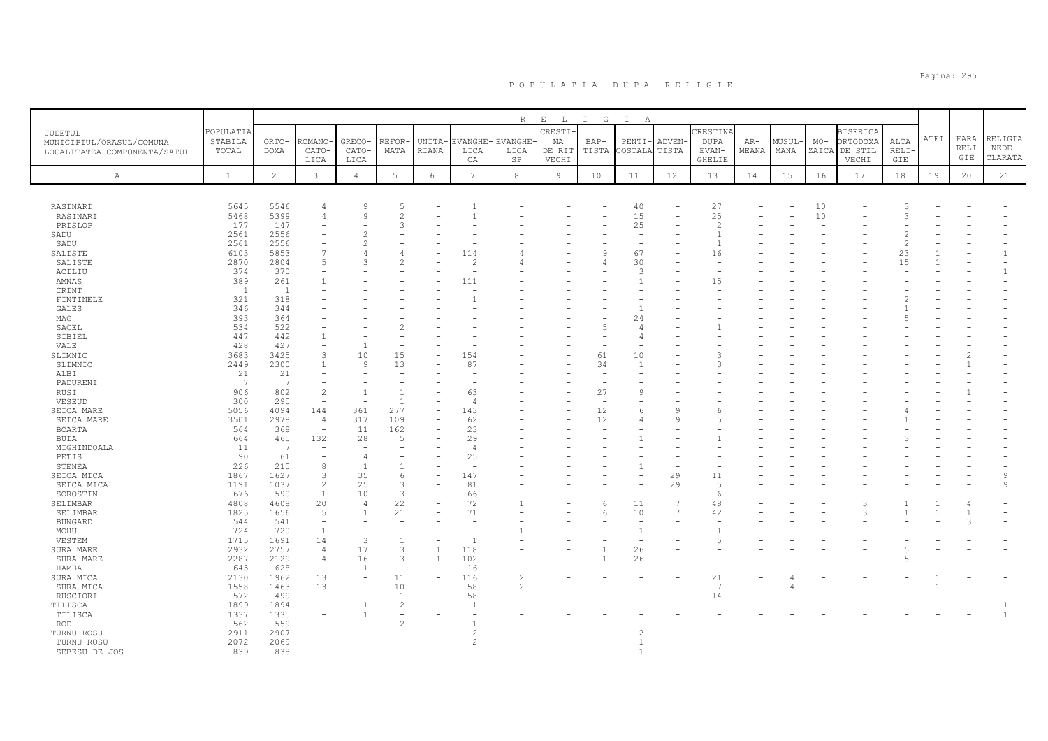# P O P U L A T I A   D U P A   R E L I G I E

| JUDETUL MUNICIPIUL/ORASUL/COMUNA LOCALITATEA COMPONENTA/SATUL | POPULATIA STABILA TOTAL | ORTO-DOXA | ROMANO-CATO-LICA | GRECO-CATO-LICA | REFOR-MATA | UNITA-RIANA | EVANGHE-LICA CA | EVANGHE-LICA SP | CRESTI-NA DE RIT VECHI | BAP-TISTA | PENTI-COSTALA | ADVEN-TISTA | CRESTINA DUPA EVAN-GHELIE | AR-MEANA | MUSUL-MANA | MO-ZAICA | BISERICA ORTODOXA DE STIL VECHI | ALTA RELI-GIE | ATEI | FARA RELI-GIE | RELIGIA NEDE-CLARATA |
|---|---|---|---|---|---|---|---|---|---|---|---|---|---|---|---|---|---|---|---|---|---|
| A | 1 | 2 | 3 | 4 | 5 | 6 | 7 | 8 | 9 | 10 | 11 | 12 | 13 | 14 | 15 | 16 | 17 | 18 | 19 | 20 | 21 |
| RASINARI | 5645 | 5546 | 4 | 9 | 5 | - | 1 | - | - | - | 40 | - | 27 | - | - | 10 | - | 3 | - | - | - |
| RASINARI | 5468 | 5399 | 4 | 9 | 2 | - | 1 | - | - | - | 15 | - | 25 | - | - | 10 | - | 3 | - | - | - |
| PRISLOP | 177 | 147 | - | - | 3 | - | - | - | - | - | 25 | - | 2 | - | - | - | - | - | - | - | - |
| SADU | 2561 | 2556 | - | 2 | - | - | - | - | - | - | - | - | 1 | - | - | - | - | 2 | - | - | - |
| SADU | 2561 | 2556 | - | 2 | - | - | - | - | - | - | - | - | 1 | - | - | - | - | 2 | - | - | - |
| SALISTE | 6103 | 5853 | 7 | 4 | 4 | - | 114 | 4 | - | 9 | 67 | - | 16 | - | - | - | - | 23 | 1 | - | 1 |
| SALISTE | 2870 | 2804 | 5 | 3 | 2 | - | 2 | 4 | - | 4 | 30 | - | - | - | - | - | - | 15 | 1 | - | - |
| ACILIU | 374 | 370 | - | - | - | - | - | - | - | - | 3 | - | - | - | - | - | - | - | - | - | 1 |
| AMNAS | 389 | 261 | 1 | - | - | - | 111 | - | - | - | 1 | - | 15 | - | - | - | - | - | - | - | - |
| CRINT | 1 | 1 | - | - | - | - | - | - | - | - | - | - | - | - | - | - | - | - | - | - | - |
| FINTINELE | 321 | 318 | - | - | - | - | 1 | - | - | - | - | - | - | - | - | - | - | 2 | - | - | - |
| GALES | 346 | 344 | - | - | - | - | - | - | - | - | 1 | - | - | - | - | - | - | 1 | - | - | - |
| MAG | 393 | 364 | - | - | - | - | - | - | - | - | 24 | - | - | - | - | - | - | 5 | - | - | - |
| SACEL | 534 | 522 | - | - | 2 | - | - | - | - | 5 | 4 | - | 1 | - | - | - | - | - | - | - | - |
| SIBIEL | 447 | 442 | 1 | - | - | - | - | - | - | - | 4 | - | - | - | - | - | - | - | - | - | - |
| VALE | 428 | 427 | - | 1 | - | - | - | - | - | - | - | - | - | - | - | - | - | - | - | - | - |
| SLIMNIC | 3683 | 3425 | 3 | 10 | 15 | - | 154 | - | - | 61 | 10 | - | 3 | - | - | - | - | - | - | 2 | - |
| SLIMNIC | 2449 | 2300 | 1 | 9 | 13 | - | 87 | - | - | 34 | 1 | - | 3 | - | - | - | - | - | - | 1 | - |
| ALBI | 21 | 21 | - | - | - | - | - | - | - | - | - | - | - | - | - | - | - | - | - | - | - |
| PADURENI | 7 | 7 | - | - | - | - | - | - | - | - | - | - | - | - | - | - | - | - | - | - | - |
| RUSI | 906 | 802 | 2 | 1 | 1 | - | 63 | - | - | 27 | 9 | - | - | - | - | - | - | - | - | 1 | - |
| VESEUD | 300 | 295 | - | - | 1 | - | 4 | - | - | - | - | - | - | - | - | - | - | - | - | - | - |
| SEICA MARE | 5056 | 4094 | 144 | 361 | 277 | - | 143 | - | - | 12 | 6 | 9 | 6 | - | - | - | - | 4 | - | - | - |
| SEICA MARE | 3501 | 2978 | 4 | 317 | 109 | - | 62 | - | - | 12 | 4 | 9 | 5 | - | - | - | - | 1 | - | - | - |
| BOARTA | 564 | 368 | - | 11 | 162 | - | 23 | - | - | - | - | - | - | - | - | - | - | - | - | - | - |
| BUIA | 664 | 465 | 132 | 28 | 5 | - | 29 | - | - | - | 1 | - | 1 | - | - | - | - | 3 | - | - | - |
| MIGHINDOALA | 11 | 7 | - | - | - | - | 4 | - | - | - | - | - | - | - | - | - | - | - | - | - | - |
| PETIS | 90 | 61 | - | 4 | - | - | 25 | - | - | - | - | - | - | - | - | - | - | - | - | - | - |
| STENEA | 226 | 215 | 8 | 1 | 1 | - | - | - | - | - | 1 | - | - | - | - | - | - | - | - | - | - |
| SEICA MICA | 1867 | 1627 | 3 | 35 | 6 | - | 147 | - | - | - | - | 29 | 11 | - | - | - | - | - | - | - | 9 |
| SEICA MICA | 1191 | 1037 | 2 | 25 | 3 | - | 81 | - | - | - | - | 29 | 5 | - | - | - | - | - | - | - | 9 |
| SOROSTIN | 676 | 590 | 1 | 10 | 3 | - | 66 | - | - | - | - | - | 6 | - | - | - | - | - | - | - | - |
| SELIMBAR | 4808 | 4608 | 20 | 4 | 22 | - | 72 | 1 | - | 6 | 11 | 7 | 48 | - | - | - | 3 | 1 | 1 | 4 | - |
| SELIMBAR | 1825 | 1656 | 5 | 1 | 21 | - | 71 | - | - | 6 | 10 | 7 | 42 | - | - | - | 3 | 1 | 1 | 1 | - |
| BUNGARD | 544 | 541 | - | - | - | - | - | - | - | - | - | - | - | - | - | - | - | - | - | 3 | - |
| MOHU | 724 | 720 | 1 | - | - | - | - | 1 | - | - | 1 | - | 1 | - | - | - | - | - | - | - | - |
| VESTEM | 1715 | 1691 | 14 | 3 | 1 | - | 1 | - | - | - | - | - | 5 | - | - | - | - | - | - | - | - |
| SURA MARE | 2932 | 2757 | 4 | 17 | 3 | 1 | 118 | - | - | 1 | 26 | - | - | - | - | - | - | 5 | - | - | - |
| SURA MARE | 2287 | 2129 | 4 | 16 | 3 | 1 | 102 | - | - | 1 | 26 | - | - | - | - | - | - | 5 | - | - | - |
| HAMBA | 645 | 628 | - | 1 | - | - | 16 | - | - | - | - | - | - | - | - | - | - | - | - | - | - |
| SURA MICA | 2130 | 1962 | 13 | - | 11 | - | 116 | 2 | - | - | - | - | 21 | - | 4 | - | - | - | 1 | - | - |
| SURA MICA | 1558 | 1463 | 13 | - | 10 | - | 58 | 2 | - | - | - | - | 7 | - | 4 | - | - | - | 1 | - | - |
| RUSCIORI | 572 | 499 | - | - | 1 | - | 58 | - | - | - | - | - | 14 | - | - | - | - | - | - | - | - |
| TILISCA | 1899 | 1894 | - | 1 | 2 | - | 1 | - | - | - | - | - | - | - | - | - | - | - | - | - | 1 |
| TILISCA | 1337 | 1335 | - | 1 | - | - | - | - | - | - | - | - | - | - | - | - | - | - | - | - | 1 |
| ROD | 562 | 559 | - | - | 2 | - | 1 | - | - | - | - | - | - | - | - | - | - | - | - | - | - |
| TURNU ROSU | 2911 | 2907 | - | - | - | - | 2 | - | - | - | 2 | - | - | - | - | - | - | - | - | - | - |
| TURNU ROSU | 2072 | 2069 | - | - | - | - | 2 | - | - | - | 1 | - | - | - | - | - | - | - | - | - | - |
| SEBESU DE JOS | 839 | 838 | - | - | - | - | - | - | - | - | 1 | - | - | - | - | - | - | - | - | - | - |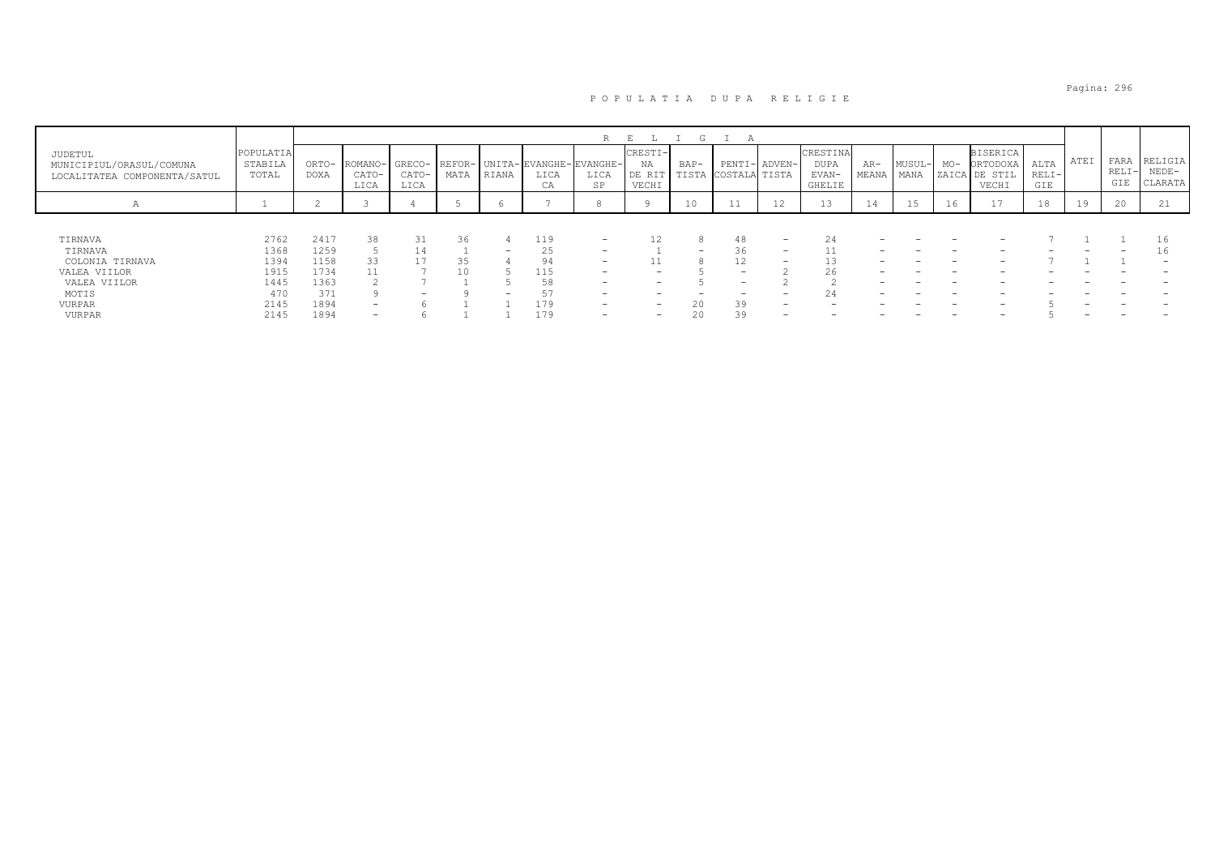# P O P U L A T I A   D U P A   R E L I G I E

| JUDETUL MUNICIPIUL/ORASUL/COMUNA LOCALITATEA COMPONENTA/SATUL | POPULATIA STABILA TOTAL | R E L I G I A | | | | | | | | | | | | | | | | | ATEI | FARA RELI-GIE | RELIGIA NEDE-CLARATA |
|---|---|---|---|---|---|---|---|---|---|---|---|---|---|---|---|---|---|---|---|---|---|
| | | ORTO-DOXA | ROMANO-CATO-LICA | GRECO-CATO-LICA | REFOR-MATA | UNITA-RIANA | EVANGHE-LICA CA | EVANGHE-LICA SP | CRESTI-NA DE RIT VECHI | BAP-TISTA | PENTI-COSTALA | ADVEN-TISTA | CRESTINA DUPA EVAN-GHELIE | AR-MEANA | MUSUL-MANA | MO-ZAICA | BISERICA ORTODOXA DE STIL VECHI | ALTA RELI-GIE | | | |
| A | 1 | 2 | 3 | 4 | 5 | 6 | 7 | 8 | 9 | 10 | 11 | 12 | 13 | 14 | 15 | 16 | 17 | 18 | 19 | 20 | 21 |
| TIRNAVA | 2762 | 2417 | 38 | 31 | 36 | 4 | 119 | - | 12 | 8 | 48 | - | 24 | - | - | - | - | 7 | 1 | 1 | 16 |
| TIRNAVA | 1368 | 1259 | 5 | 14 | 1 | - | 25 | - | 1 | - | 36 | - | 11 | - | - | - | - | - | - | - | 16 |
| COLONIA TIRNAVA | 1394 | 1158 | 33 | 17 | 35 | 4 | 94 | - | 11 | 8 | 12 | - | 13 | - | - | - | - | 7 | 1 | 1 | - |
| VALEA VIILOR | 1915 | 1734 | 11 | 7 | 10 | 5 | 115 | - | - | 5 | - | 2 | 26 | - | - | - | - | - | - | - | - |
| VALEA VIILOR | 1445 | 1363 | 2 | 7 | 1 | 5 | 58 | - | - | 5 | - | 2 | 2 | - | - | - | - | - | - | - | - |
| MOTIS | 470 | 371 | 9 | - | 9 | - | 57 | - | - | - | - | - | 24 | - | - | - | - | - | - | - | - |
| VURPAR | 2145 | 1894 | - | 6 | 1 | 1 | 179 | - | - | 20 | 39 | - | - | - | - | - | - | 5 | - | - | - |
| VURPAR | 2145 | 1894 | - | 6 | 1 | 1 | 179 | - | - | 20 | 39 | - | - | - | - | - | - | 5 | - | - | - |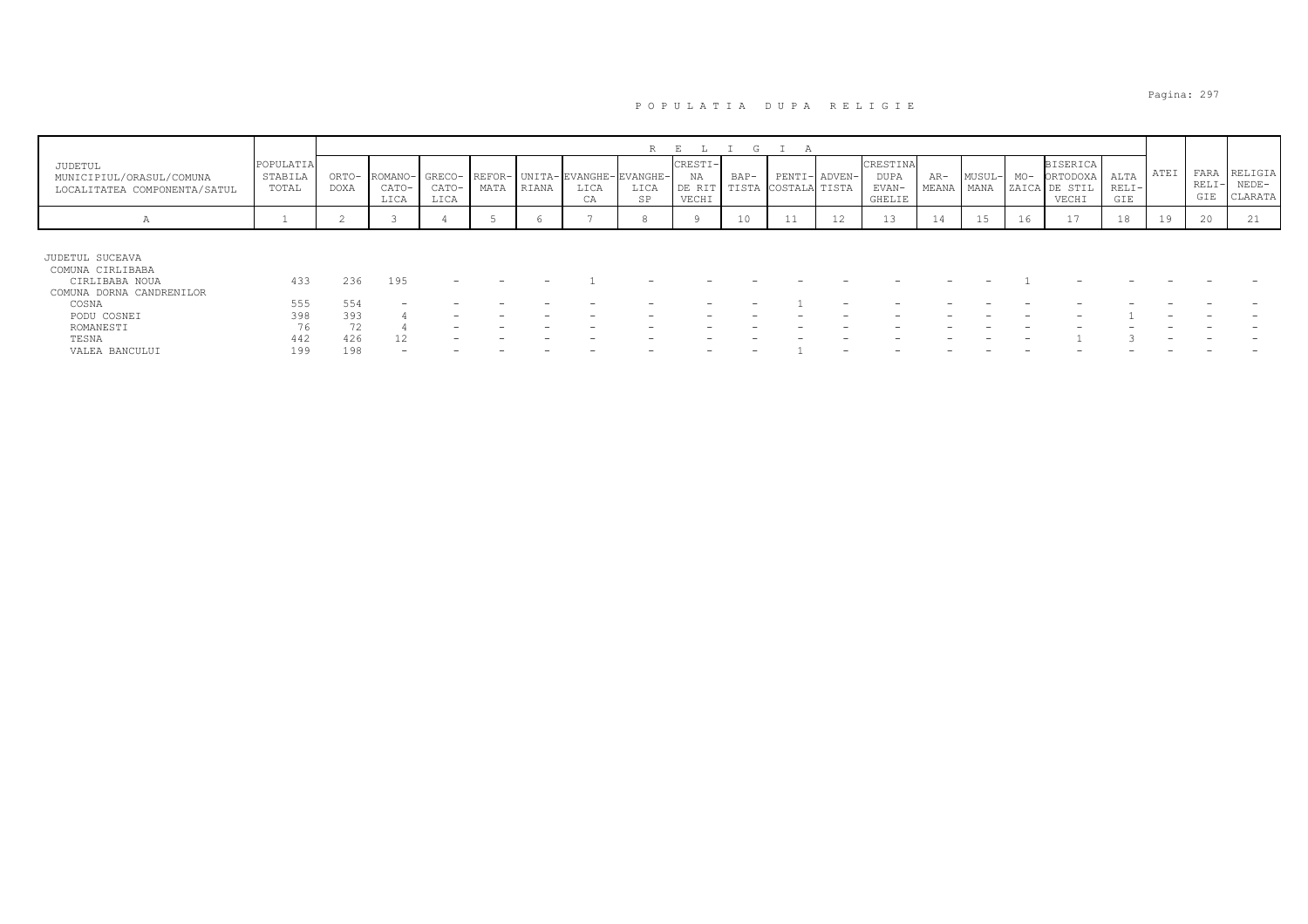# P O P U L A T I A   D U P A   R E L I G I E

| JUDETUL MUNICIPIUL/ORASUL/COMUNA LOCALITATEA COMPONENTA/SATUL | POPULATIA STABILA TOTAL | R E L I G I A | | | | | | | | | | | | | | | | | | | |
|---|---|---|---|---|---|---|---|---|---|---|---|---|---|---|---|---|---|---|---|---|---|
| | | ORTO-DOXA | ROMANO-CATO-LICA | GRECO-CATO-LICA | REFOR-MATA | UNITA-RIANA | EVANGHE-LICA CA | EVANGHE-LICA SP | CRESTI-NA DE RIT VECHI | BAP-TISTA | PENTI-COSTALA | ADVEN-TISTA | CRESTINA DUPA EVAN-GHELIE | AR-MEANA | MUSUL-MANA | MO-ZAICA | BISERICA ORTODOXA DE STIL VECHI | ALTA RELI-GIE | ATEI | FARA RELI-GIE | RELIGIA NEDE-CLARATA |
| A | 1 | 2 | 3 | 4 | 5 | 6 | 7 | 8 | 9 | 10 | 11 | 12 | 13 | 14 | 15 | 16 | 17 | 18 | 19 | 20 | 21 |
| JUDETUL SUCEAVA | | | | | | | | | | | | | | | | | | | | | |
| COMUNA CIRLIBABA | | | | | | | | | | | | | | | | | | | | | |
| CIRLIBABA NOUA | 433 | 236 | 195 | - | - | - | 1 | - | - | - | - | - | - | - | - | 1 | - | - | - | - | - |
| COMUNA DORNA CANDRENILOR | | | | | | | | | | | | | | | | | | | | | |
| COSNA | 555 | 554 | - | - | - | - | - | - | - | - | 1 | - | - | - | - | - | - | - | - | - | - |
| PODU COSNEI | 398 | 393 | 4 | - | - | - | - | - | - | - | - | - | - | - | - | - | - | 1 | - | - | - |
| ROMANESTI | 76 | 72 | 4 | - | - | - | - | - | - | - | - | - | - | - | - | - | - | - | - | - | - |
| TESNA | 442 | 426 | 12 | - | - | - | - | - | - | - | - | - | - | - | - | - | 1 | 3 | - | - | - |
| VALEA BANCULUI | 199 | 198 | - | - | - | - | - | - | - | - | 1 | - | - | - | - | - | - | - | - | - | - |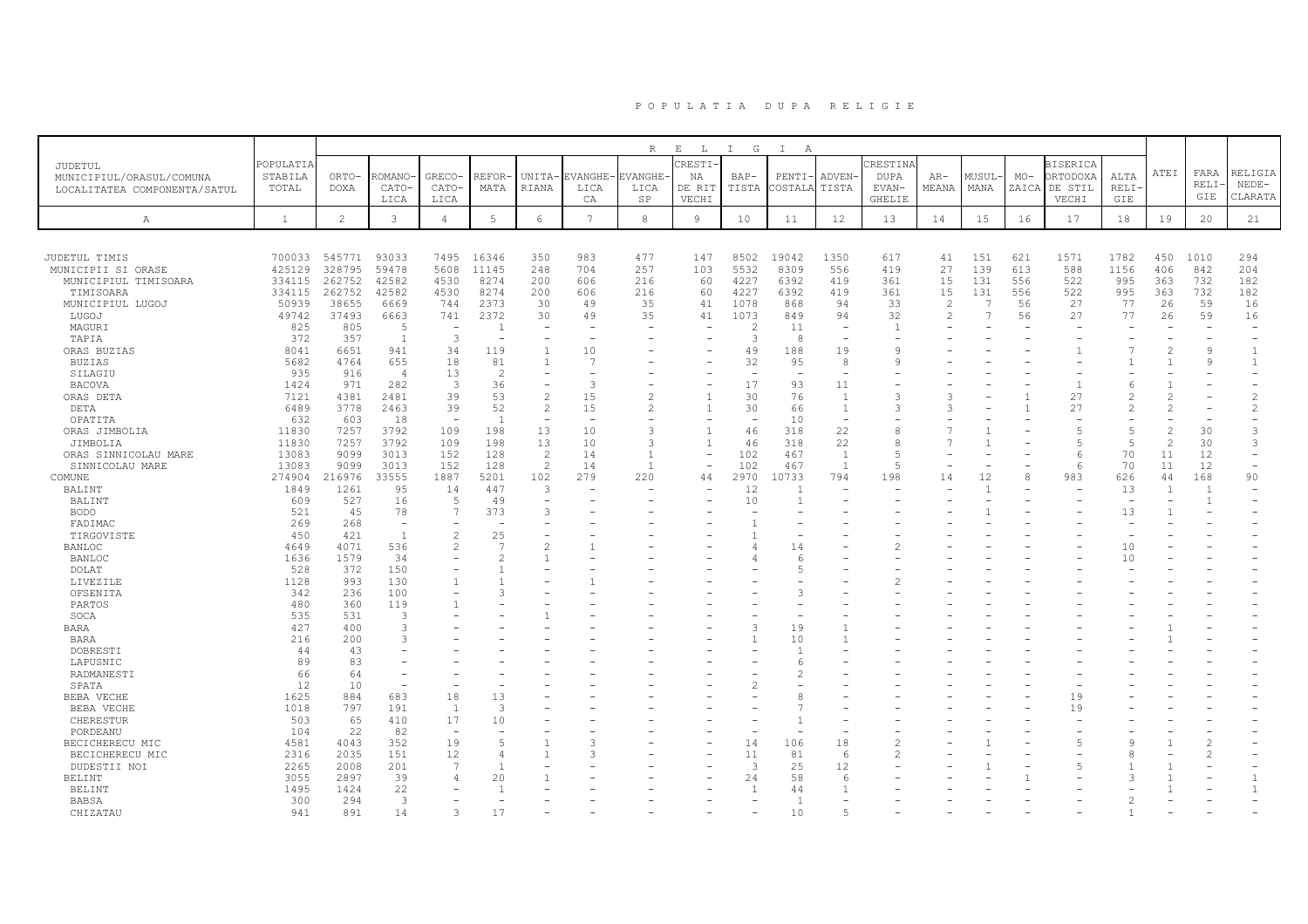# POPULATIA DUPA RELIGIE

| JUDETUL MUNICIPIUL/ORASUL/COMUNA LOCALITATEA COMPONENTA/SATUL | POPULATIA STABILA TOTAL | RELIGIA | | | | | | | | | | | | | | | | | | | |
|---|---|---|---|---|---|---|---|---|---|---|---|---|---|---|---|---|---|---|---|---|---|
| | | ORTODOXA | ROMANO-CATOLICA | GRECO-CATOLICA | REFORMATA | UNITARIANA | EVANGHELICA CA | EVANGHELICA SP | CRESTINA DE RIT VECHI | BAPTISTA | PENTICOSTALA | ADVENTISTA | CRESTINA DUPA EVANGHELIE | ARMEANA | MUSULMANA | MOZAICA | BISERICA ORTODOXA DE STIL VECHI | ALTA RELIGIE | ATEI | FARA RELIGIE | RELIGIA NEDECLARATA |
| A | 1 | 2 | 3 | 4 | 5 | 6 | 7 | 8 | 9 | 10 | 11 | 12 | 13 | 14 | 15 | 16 | 17 | 18 | 19 | 20 | 21 |
| JUDETUL TIMIS | 700033 | 545771 | 93033 | 7495 | 16346 | 350 | 983 | 477 | 147 | 8502 | 19042 | 1350 | 617 | 41 | 151 | 621 | 1571 | 1782 | 450 | 1010 | 294 |
| MUNICIPII SI ORASE | 425129 | 328795 | 59478 | 5608 | 11145 | 248 | 704 | 257 | 103 | 5532 | 8309 | 556 | 419 | 27 | 139 | 613 | 588 | 1156 | 406 | 842 | 204 |
| MUNICIPIUL TIMISOARA | 334115 | 262752 | 42582 | 4530 | 8274 | 200 | 606 | 216 | 60 | 4227 | 6392 | 419 | 361 | 15 | 131 | 556 | 522 | 995 | 363 | 732 | 182 |
| TIMISOARA | 334115 | 262752 | 42582 | 4530 | 8274 | 200 | 606 | 216 | 60 | 4227 | 6392 | 419 | 361 | 15 | 131 | 556 | 522 | 995 | 363 | 732 | 182 |
| MUNICIPIUL LUGOJ | 50939 | 38655 | 6669 | 744 | 2373 | 30 | 49 | 35 | 41 | 1078 | 868 | 94 | 33 | 2 | 7 | 56 | 27 | 77 | 26 | 59 | 16 |
| LUGOJ | 49742 | 37493 | 6663 | 741 | 2372 | 30 | 49 | 35 | 41 | 1073 | 849 | 94 | 32 | 2 | 7 | 56 | 27 | 77 | 26 | 59 | 16 |
| MAGURI | 825 | 805 | 5 | - | 1 | - | - | - | - | 2 | 11 | - | 1 | - | - | - | - | - | - | - | - |
| TAPIA | 372 | 357 | 1 | 3 | - | - | - | - | - | 3 | 8 | - | - | - | - | - | - | - | - | - | - |
| ORAS BUZIAS | 8041 | 6651 | 941 | 34 | 119 | 1 | 10 | - | - | 49 | 188 | 19 | 9 | - | - | - | 1 | 7 | 2 | 9 | 1 |
| BUZIAS | 5682 | 4764 | 655 | 18 | 81 | 1 | 7 | - | - | 32 | 95 | 8 | 9 | - | - | - | - | 1 | 1 | 9 | 1 |
| SILAGIU | 935 | 916 | 4 | 13 | 2 | - | - | - | - | - | - | - | - | - | - | - | - | - | - | - | - |
| BACOVA | 1424 | 971 | 282 | 3 | 36 | - | 3 | - | - | 17 | 93 | 11 | - | - | - | - | 1 | 6 | 1 | - | - |
| ORAS DETA | 7121 | 4381 | 2481 | 39 | 53 | 2 | 15 | 2 | 1 | 30 | 76 | 1 | 3 | 3 | - | 1 | 27 | 2 | 2 | - | 2 |
| DETA | 6489 | 3778 | 2463 | 39 | 52 | 2 | 15 | 2 | 1 | 30 | 66 | 1 | 3 | 3 | - | 1 | 27 | 2 | 2 | - | 2 |
| OPATITA | 632 | 603 | 18 | - | 1 | - | - | - | - | - | 10 | - | - | - | - | - | - | - | - | - | - |
| ORAS JIMBOLIA | 11830 | 7257 | 3792 | 109 | 198 | 13 | 10 | 3 | 1 | 46 | 318 | 22 | 8 | 7 | 1 | - | 5 | 5 | 2 | 30 | 3 |
| JIMBOLIA | 11830 | 7257 | 3792 | 109 | 198 | 13 | 10 | 3 | 1 | 46 | 318 | 22 | 8 | 7 | 1 | - | 5 | 5 | 2 | 30 | 3 |
| ORAS SINNICOLAU MARE | 13083 | 9099 | 3013 | 152 | 128 | 2 | 14 | 1 | - | 102 | 467 | 1 | 5 | - | - | - | 6 | 70 | 11 | 12 | - |
| SINNICOLAU MARE | 13083 | 9099 | 3013 | 152 | 128 | 2 | 14 | 1 | - | 102 | 467 | 1 | 5 | - | - | - | 6 | 70 | 11 | 12 | - |
| COMUNE | 274904 | 216976 | 33555 | 1887 | 5201 | 102 | 279 | 220 | 44 | 2970 | 10733 | 794 | 198 | 14 | 12 | 8 | 983 | 626 | 44 | 168 | 90 |
| BALINT | 1849 | 1261 | 95 | 14 | 447 | 3 | - | - | - | 12 | 1 | - | - | - | 1 | - | - | 13 | 1 | 1 | - |
| BALINT | 609 | 527 | 16 | 5 | 49 | - | - | - | - | 10 | 1 | - | - | - | - | - | - | - | - | 1 | - |
| BODO | 521 | 45 | 78 | 7 | 373 | 3 | - | - | - | - | - | - | - | - | 1 | - | - | 13 | 1 | - | - |
| FADIMAC | 269 | 268 | - | - | - | - | - | - | - | 1 | - | - | - | - | - | - | - | - | - | - | - |
| TIRGOVISTE | 450 | 421 | 1 | 2 | 25 | - | - | - | - | 1 | - | - | - | - | - | - | - | - | - | - | - |
| BANLOC | 4649 | 4071 | 536 | 2 | 7 | 2 | 1 | - | - | 4 | 14 | - | 2 | - | - | - | - | 10 | - | - | - |
| BANLOC | 1636 | 1579 | 34 | - | 2 | 1 | - | - | - | 4 | 6 | - | - | - | - | - | - | 10 | - | - | - |
| DOLAT | 528 | 372 | 150 | - | 1 | - | - | - | - | - | 5 | - | - | - | - | - | - | - | - | - | - |
| LIVEZILE | 1128 | 993 | 130 | 1 | 1 | - | 1 | - | - | - | - | - | 2 | - | - | - | - | - | - | - | - |
| OFSENITA | 342 | 236 | 100 | - | 3 | - | - | - | - | - | 3 | - | - | - | - | - | - | - | - | - | - |
| PARTOS | 480 | 360 | 119 | 1 | - | - | - | - | - | - | - | - | - | - | - | - | - | - | - | - | - |
| SOCA | 535 | 531 | 3 | - | - | 1 | - | - | - | - | - | - | - | - | - | - | - | - | - | - | - |
| BARA | 427 | 400 | 3 | - | - | - | - | - | - | 3 | 19 | 1 | - | - | - | - | - | - | 1 | - | - |
| BARA | 216 | 200 | 3 | - | - | - | - | - | - | 1 | 10 | 1 | - | - | - | - | - | - | 1 | - | - |
| DOBRESTI | 44 | 43 | - | - | - | - | - | - | - | - | 1 | - | - | - | - | - | - | - | - | - | - |
| LAPUSNIC | 89 | 83 | - | - | - | - | - | - | - | - | 6 | - | - | - | - | - | - | - | - | - | - |
| RADMANESTI | 66 | 64 | - | - | - | - | - | - | - | - | 2 | - | - | - | - | - | - | - | - | - | - |
| SPATA | 12 | 10 | - | - | - | - | - | - | - | 2 | - | - | - | - | - | - | - | - | - | - | - |
| BEBA VECHE | 1625 | 884 | 683 | 18 | 13 | - | - | - | - | - | 8 | - | - | - | - | - | 19 | - | - | - | - |
| BEBA VECHE | 1018 | 797 | 191 | 1 | 3 | - | - | - | - | - | 7 | - | - | - | - | - | 19 | - | - | - | - |
| CHERESTUR | 503 | 65 | 410 | 17 | 10 | - | - | - | - | - | 1 | - | - | - | - | - | - | - | - | - | - |
| PORDEANU | 104 | 22 | 82 | - | - | - | - | - | - | - | - | - | - | - | - | - | - | - | - | - | - |
| BECICHERECU MIC | 4581 | 4043 | 352 | 19 | 5 | 1 | 3 | - | - | 14 | 106 | 18 | 2 | - | 1 | - | 5 | 9 | 1 | 2 | - |
| BECICHERECU MIC | 2316 | 2035 | 151 | 12 | 4 | 1 | 3 | - | - | 11 | 81 | 6 | 2 | - | - | - | - | 8 | - | 2 | - |
| DUDESTII NOI | 2265 | 2008 | 201 | 7 | 1 | - | - | - | - | 3 | 25 | 12 | - | - | 1 | - | 5 | 1 | 1 | - | - |
| BELINT | 3055 | 2897 | 39 | 4 | 20 | 1 | - | - | - | 24 | 58 | 6 | - | - | - | 1 | - | 3 | 1 | - | 1 |
| BELINT | 1495 | 1424 | 22 | - | 1 | - | - | - | - | 1 | 44 | 1 | - | - | - | - | - | - | 1 | - | 1 |
| BABSA | 300 | 294 | 3 | - | - | - | - | - | - | - | 1 | - | - | - | - | - | - | 2 | - | - | - |
| CHIZATAU | 941 | 891 | 14 | 3 | 17 | - | - | - | - | - | 10 | 5 | - | - | - | - | - | 1 | - | - | - |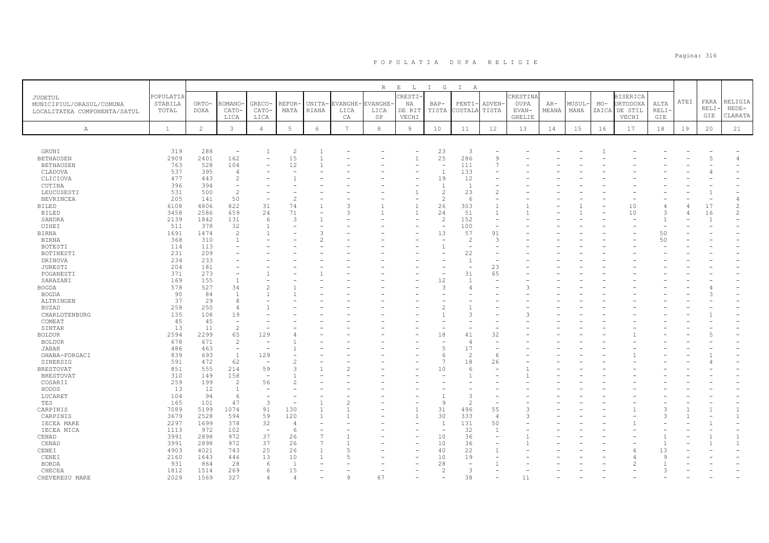# P O P U L A T I A   D U P A   R E L I G I E

| JUDETUL MUNICIPIUL/ORASUL/COMUNA LOCALITATEA COMPONENTA/SATUL | POPULATIA STABILA TOTAL | R E L I G I A | | | | | | | | | | | | | | | | | ATEI | FARA RELIGIE | RELIGIA NEDECLARATA |
|---|---|---|---|---|---|---|---|---|---|---|---|---|---|---|---|---|---|---|---|---|---|
| | | ORTODOXA | ROMANO-CATOLICA | GRECO-CATOLICA | REFORMATA | UNITARIANA | EVANGHELICA CA | EVANGHELICA SP | CRESTINA DE RIT VECHI | BAPTISTA | PENTICOSTALA | ADVENTISTA | CRESTINA DUPA EVANGHELIE | ARMEANA | MUSULMANA | MOZAICA | BISERICA ORTODOXA DE STIL VECHI | ALTA RELIGIE | | | |
| A | 1 | 2 | 3 | 4 | 5 | 6 | 7 | 8 | 9 | 10 | 11 | 12 | 13 | 14 | 15 | 16 | 17 | 18 | 19 | 20 | 21 |
| GRUNI | 319 | 288 | - | 1 | 2 | 1 | - | - | - | 23 | 3 | - | - | - | - | 1 | - | - | - | - | - |
| BETHAUSEN | 2909 | 2401 | 162 | - | 15 | 1 | - | - | 1 | 25 | 286 | 9 | - | - | - | - | - | - | - | 5 | 4 |
| BETHAUSEN | 763 | 528 | 104 | - | 12 | 1 | - | - | - | - | 111 | 7 | - | - | - | - | - | - | - | - | - |
| CLADOVA | 537 | 395 | 4 | - | - | - | - | - | - | 1 | 133 | - | - | - | - | - | - | - | - | 4 | - |
| CLICIOVA | 477 | 443 | 2 | - | 1 | - | - | - | - | 19 | 12 | - | - | - | - | - | - | - | - | - | - |
| CUTINA | 396 | 394 | - | - | - | - | - | - | - | 1 | 1 | - | - | - | - | - | - | - | - | - | - |
| LEUCUSESTI | 531 | 500 | 2 | - | - | - | - | - | 1 | 2 | 23 | 2 | - | - | - | - | - | - | - | 1 | - |
| NEVRINCEA | 205 | 141 | 50 | - | 2 | - | - | - | - | 2 | 6 | - | - | - | - | - | - | - | - | - | 4 |
| BILED | 6108 | 4806 | 822 | 31 | 74 | 1 | 3 | 1 | 1 | 26 | 303 | 1 | 1 | - | 1 | - | 10 | 4 | 4 | 17 | 2 |
| BILED | 3458 | 2586 | 659 | 24 | 71 | - | 3 | 1 | 1 | 24 | 51 | 1 | 1 | - | 1 | - | 10 | 3 | 4 | 16 | 2 |
| SANDRA | 2139 | 1842 | 131 | 6 | 3 | 1 | - | - | - | 2 | 152 | - | - | - | - | - | - | 1 | - | 1 | - |
| UIHEI | 511 | 378 | 32 | 1 | - | - | - | - | - | - | 100 | - | - | - | - | - | - | - | - | - | - |
| BIRNA | 1691 | 1474 | 2 | 1 | - | 3 | - | - | - | 13 | 57 | 91 | - | - | - | - | - | 50 | - | - | - |
| BIRNA | 368 | 310 | 1 | - | - | 2 | - | - | - | - | 2 | 3 | - | - | - | - | - | 50 | - | - | - |
| BOTESTI | 114 | 113 | - | - | - | - | - | - | - | 1 | - | - | - | - | - | - | - | - | - | - | - |
| BOTINESTI | 231 | 209 | - | - | - | - | - | - | - | - | 22 | - | - | - | - | - | - | - | - | - | - |
| DRINOVA | 234 | 233 | - | - | - | - | - | - | - | - | 1 | - | - | - | - | - | - | - | - | - | - |
| JURESTI | 204 | 181 | - | - | - | - | - | - | - | - | - | 23 | - | - | - | - | - | - | - | - | - |
| POGANESTI | 371 | 273 | - | 1 | - | 1 | - | - | - | - | 31 | 65 | - | - | - | - | - | - | - | - | - |
| SARAZANI | 169 | 155 | 1 | - | - | - | - | - | - | 12 | 1 | - | - | - | - | - | - | - | - | - | - |
| BOGDA | 578 | 527 | 34 | 2 | 1 | - | - | - | - | 3 | 4 | - | 3 | - | - | - | - | - | - | 4 | - |
| BOGDA | 90 | 84 | 1 | 1 | 1 | - | - | - | - | - | - | - | - | - | - | - | - | - | - | 3 | - |
| ALTRINGEN | 37 | 29 | 8 | - | - | - | - | - | - | - | - | - | - | - | - | - | - | - | - | - | - |
| BUZAD | 258 | 250 | 4 | 1 | - | - | - | - | - | 2 | 1 | - | - | - | - | - | - | - | - | - | - |
| CHARLOTENBURG | 135 | 108 | 19 | - | - | - | - | - | - | 1 | 3 | - | 3 | - | - | - | - | - | - | 1 | - |
| COMEAT | 45 | 45 | - | - | - | - | - | - | - | - | - | - | - | - | - | - | - | - | - | - | - |
| SINTAR | 13 | 11 | 2 | - | - | - | - | - | - | - | - | - | - | - | - | - | - | - | - | - | - |
| BOLDUR | 2594 | 2299 | 65 | 129 | 4 | - | - | - | - | 18 | 41 | 32 | - | - | - | - | 1 | - | - | 5 | - |
| BOLDUR | 678 | 671 | 2 | - | 1 | - | - | - | - | - | 4 | - | - | - | - | - | - | - | - | - | - |
| JABAR | 486 | 463 | - | - | 1 | - | - | - | - | 5 | 17 | - | - | - | - | - | - | - | - | - | - |
| OHABA-FORGACI | 839 | 693 | 1 | 129 | - | - | - | - | - | 6 | 2 | 6 | - | - | - | - | 1 | - | - | 1 | - |
| SINERSIG | 591 | 472 | 62 | - | 2 | - | - | - | - | 7 | 18 | 26 | - | - | - | - | - | - | - | 4 | - |
| BRESTOVAT | 851 | 555 | 214 | 59 | 3 | 1 | 2 | - | - | 10 | 6 | - | 1 | - | - | - | - | - | - | - | - |
| BRESTOVAT | 310 | 149 | 158 | - | 1 | - | - | - | - | - | 1 | - | 1 | - | - | - | - | - | - | - | - |
| COSARII | 259 | 199 | 2 | 56 | 2 | - | - | - | - | - | - | - | - | - | - | - | - | - | - | - | - |
| HODOS | 13 | 12 | 1 | - | - | - | - | - | - | - | - | - | - | - | - | - | - | - | - | - | - |
| LUCARET | 104 | 94 | 6 | - | - | - | - | - | - | 1 | 3 | - | - | - | - | - | - | - | - | - | - |
| TES | 165 | 101 | 47 | 3 | - | 1 | 2 | - | - | 9 | 2 | - | - | - | - | - | - | - | - | - | - |
| CARPINIS | 7089 | 5199 | 1074 | 91 | 130 | 1 | 1 | - | 1 | 31 | 496 | 55 | 3 | - | - | - | 1 | 3 | 1 | 1 | 1 |
| CARPINIS | 3679 | 2528 | 594 | 59 | 120 | 1 | 1 | - | 1 | 30 | 333 | 4 | 3 | - | - | - | - | 3 | 1 | - | 1 |
| IECEA MARE | 2297 | 1699 | 378 | 32 | 4 | - | - | - | - | 1 | 131 | 50 | - | - | - | - | 1 | - | - | 1 | - |
| IECEA MICA | 1113 | 972 | 102 | - | 6 | - | - | - | - | - | 32 | 1 | - | - | - | - | - | - | - | - | - |
| CENAD | 3991 | 2898 | 972 | 37 | 26 | 7 | 1 | - | - | 10 | 36 | - | 1 | - | - | - | - | 1 | - | 1 | 1 |
| CENAD | 3991 | 2898 | 972 | 37 | 26 | 7 | 1 | - | - | 10 | 36 | - | 1 | - | - | - | - | 1 | - | 1 | 1 |
| CENEI | 4903 | 4021 | 743 | 25 | 26 | 1 | 5 | - | - | 40 | 22 | 1 | - | - | - | - | 6 | 13 | - | - | - |
| CENEI | 2160 | 1643 | 446 | 13 | 10 | 1 | 5 | - | - | 10 | 19 | - | - | - | - | - | 4 | 9 | - | - | - |
| BOBDA | 931 | 864 | 28 | 6 | 1 | - | - | - | - | 28 | - | 1 | - | - | - | - | 2 | 1 | - | - | - |
| CHECEA | 1812 | 1514 | 269 | 6 | 15 | - | - | - | - | 2 | 3 | - | - | - | - | - | - | 3 | - | - | - |
| CHEVERESU MARE | 2029 | 1569 | 327 | 4 | 4 | - | 9 | 67 | - | - | 38 | - | 11 | - | - | - | - | - | - | - | - |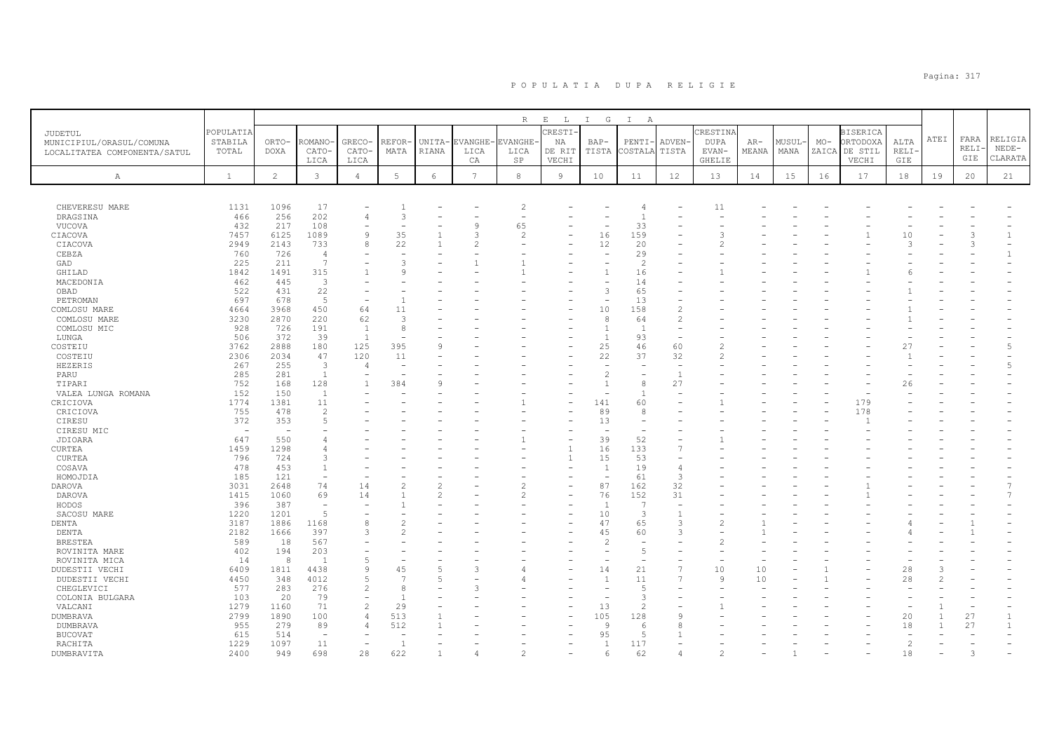# POPULATIA DUPA RELIGIE

| JUDETUL MUNICIPIUL/ORASUL/COMUNA LOCALITATEA COMPONENTA/SATUL | POPULATIA STABILA TOTAL | RELIGIA | | | | | | | | | | | | | | | | | | | |
|---|---|---|---|---|---|---|---|---|---|---|---|---|---|---|---|---|---|---|---|---|
| | | ORTO-DOXA | ROMANO-CATO-LICA | GRECO-CATO-LICA | REFOR-MATA | UNITA-RIANA | EVANGHE-LICA CA | EVANGHE-LICA SP | CRESTI-NA DE RIT VECHI | BAP-TISTA | PENTI-COSTALA | ADVEN-TISTA | CRESTINA DUPA EVAN-GHELIE | AR-MEANA | MUSUL-MANA | MO-ZAICA | BISERICA ORTODOXA DE STIL VECHI | ALTA RELI-GIE | ATEI | FARA RELI-GIE | RELIGIA NEDE-CLARATA |
| A | 1 | 2 | 3 | 4 | 5 | 6 | 7 | 8 | 9 | 10 | 11 | 12 | 13 | 14 | 15 | 16 | 17 | 18 | 19 | 20 | 21 |
| CHEVERESU MARE | 1131 | 1096 | 17 | - | 1 | - | - | 2 | - | - | 4 | - | 11 | - | - | - | - | - | - | - | - |
| DRAGSINA | 466 | 256 | 202 | 4 | 3 | - | - | - | - | - | 1 | - | - | - | - | - | - | - | - | - | - |
| VUCOVA | 432 | 217 | 108 | - | - | - | 9 | 65 | - | - | 33 | - | - | - | - | - | - | - | - | - | - |
| CIACOVA | 7457 | 6125 | 1089 | 9 | 35 | 1 | 3 | 2 | - | 16 | 159 | - | 3 | - | - | - | 1 | 10 | - | 3 | 1 |
| CIACOVA | 2949 | 2143 | 733 | 8 | 22 | 1 | 2 | - | - | 12 | 20 | - | 2 | - | - | - | - | 3 | - | 3 | - |
| CEBZA | 760 | 726 | 4 | - | - | - | - | - | - | - | 29 | - | - | - | - | - | - | - | - | - | 1 |
| GAD | 225 | 211 | 7 | - | 3 | - | 1 | 1 | - | - | 2 | - | - | - | - | - | - | - | - | - | - |
| GHILAD | 1842 | 1491 | 315 | 1 | 9 | - | - | 1 | - | 1 | 16 | - | 1 | - | - | - | 1 | 6 | - | - | - |
| MACEDONIA | 462 | 445 | 3 | - | - | - | - | - | - | - | 14 | - | - | - | - | - | - | - | - | - | - |
| OBAD | 522 | 431 | 22 | - | - | - | - | - | - | 3 | 65 | - | - | - | - | - | - | 1 | - | - | - |
| PETROMAN | 697 | 678 | 5 | - | 1 | - | - | - | - | - | 13 | - | - | - | - | - | - | - | - | - | - |
| COMLOSU MARE | 4664 | 3968 | 450 | 64 | 11 | - | - | - | - | 10 | 158 | 2 | - | - | - | - | - | 1 | - | - | - |
| COMLOSU MARE | 3230 | 2870 | 220 | 62 | 3 | - | - | - | - | 8 | 64 | 2 | - | - | - | - | - | 1 | - | - | - |
| COMLOSU MIC | 928 | 726 | 191 | 1 | 8 | - | - | - | - | 1 | 1 | - | - | - | - | - | - | - | - | - | - |
| LUNGA | 506 | 372 | 39 | 1 | - | - | - | - | - | 1 | 93 | - | - | - | - | - | - | - | - | - | - |
| COSTEIU | 3762 | 2888 | 180 | 125 | 395 | 9 | - | - | - | 25 | 46 | 60 | 2 | - | - | - | - | 27 | - | - | 5 |
| COSTEIU | 2306 | 2034 | 47 | 120 | 11 | - | - | - | - | 22 | 37 | 32 | 2 | - | - | - | - | 1 | - | - | - |
| HEZERIS | 267 | 255 | 3 | 4 | - | - | - | - | - | - | - | - | - | - | - | - | - | - | - | - | 5 |
| PARU | 285 | 281 | 1 | - | - | - | - | - | - | 2 | - | 1 | - | - | - | - | - | - | - | - | - |
| TIPARI | 752 | 168 | 128 | 1 | 384 | 9 | - | - | - | 1 | 8 | 27 | - | - | - | - | - | 26 | - | - | - |
| VALEA LUNGA ROMANA | 152 | 150 | 1 | - | - | - | - | - | - | - | 1 | - | - | - | - | - | - | - | - | - | - |
| CRICIOVA | 1774 | 1381 | 11 | - | - | - | - | 1 | - | 141 | 60 | - | 1 | - | - | - | 179 | - | - | - | - |
| CRICIOVA | 755 | 478 | 2 | - | - | - | - | - | - | 89 | 8 | - | - | - | - | - | 178 | - | - | - | - |
| CIRESU | 372 | 353 | 5 | - | - | - | - | - | - | 13 | - | - | - | - | - | - | 1 | - | - | - | - |
| CIRESU MIC | - | - | - | - | - | - | - | - | - | - | - | - | - | - | - | - | - | - | - | - | - |
| JDIOARA | 647 | 550 | 4 | - | - | - | - | 1 | - | 39 | 52 | - | 1 | - | - | - | - | - | - | - | - |
| CURTEA | 1459 | 1298 | 4 | - | - | - | - | - | 1 | 16 | 133 | 7 | - | - | - | - | - | - | - | - | - |
| CURTEA | 796 | 724 | 3 | - | - | - | - | - | 1 | 15 | 53 | - | - | - | - | - | - | - | - | - | - |
| COSAVA | 478 | 453 | 1 | - | - | - | - | - | - | 1 | 19 | 4 | - | - | - | - | - | - | - | - | - |
| HOMOJDIA | 185 | 121 | - | - | - | - | - | - | - | - | 61 | 3 | - | - | - | - | - | - | - | - | - |
| DAROVA | 3031 | 2648 | 74 | 14 | 2 | 2 | - | 2 | - | 87 | 162 | 32 | - | - | - | - | 1 | - | - | - | 7 |
| DAROVA | 1415 | 1060 | 69 | 14 | 1 | 2 | - | 2 | - | 76 | 152 | 31 | - | - | - | - | 1 | - | - | - | 7 |
| HODOS | 396 | 387 | - | - | 1 | - | - | - | - | 1 | 7 | - | - | - | - | - | - | - | - | - | - |
| SACOSU MARE | 1220 | 1201 | 5 | - | - | - | - | - | - | 10 | 3 | 1 | - | - | - | - | - | - | - | - | - |
| DENTA | 3187 | 1886 | 1168 | 8 | 2 | - | - | - | - | 47 | 65 | 3 | 2 | 1 | - | - | - | 4 | - | 1 | - |
| DENTA | 2182 | 1666 | 397 | 3 | 2 | - | - | - | - | 45 | 60 | 3 | - | 1 | - | - | - | 4 | - | 1 | - |
| BRESTEA | 589 | 18 | 567 | - | - | - | - | - | - | 2 | - | - | 2 | - | - | - | - | - | - | - | - |
| ROVINITA MARE | 402 | 194 | 203 | - | - | - | - | - | - | - | 5 | - | - | - | - | - | - | - | - | - | - |
| ROVINITA MICA | 14 | 8 | 1 | 5 | - | - | - | - | - | - | - | - | - | - | - | - | - | - | - | - | - |
| DUDESTII VECHI | 6409 | 1811 | 4438 | 9 | 45 | 5 | 3 | 4 | - | 14 | 21 | 7 | 10 | 10 | - | 1 | - | 28 | 3 | - | - |
| DUDESTII VECHI | 4450 | 348 | 4012 | 5 | 7 | 5 | - | 4 | - | 1 | 11 | 7 | 9 | 10 | - | 1 | - | 28 | 2 | - | - |
| CHEGLEVICI | 577 | 283 | 276 | 2 | 8 | - | 3 | - | - | - | 5 | - | - | - | - | - | - | - | - | - | - |
| COLONIA BULGARA | 103 | 20 | 79 | - | 1 | - | - | - | - | - | 3 | - | - | - | - | - | - | - | - | - | - |
| VALCANI | 1279 | 1160 | 71 | 2 | 29 | - | - | - | - | 13 | 2 | - | 1 | - | - | - | - | - | 1 | - | - |
| DUMBRAVA | 2799 | 1890 | 100 | 4 | 513 | 1 | - | - | - | 105 | 128 | 9 | - | - | - | - | - | 20 | 1 | 27 | 1 |
| DUMBRAVA | 955 | 279 | 89 | 4 | 512 | 1 | - | - | - | 9 | 6 | 8 | - | - | - | - | - | 18 | 1 | 27 | 1 |
| BUCOVAT | 615 | 514 | - | - | - | - | - | - | - | 95 | 5 | 1 | - | - | - | - | - | - | - | - | - |
| RACHITA | 1229 | 1097 | 11 | - | 1 | - | - | - | - | 1 | 117 | - | - | - | - | - | - | 2 | - | - | - |
| DUMBRAVITA | 2400 | 949 | 698 | 28 | 622 | 1 | 4 | 2 | - | 6 | 62 | 4 | 2 | - | 1 | - | - | 18 | - | 3 | - |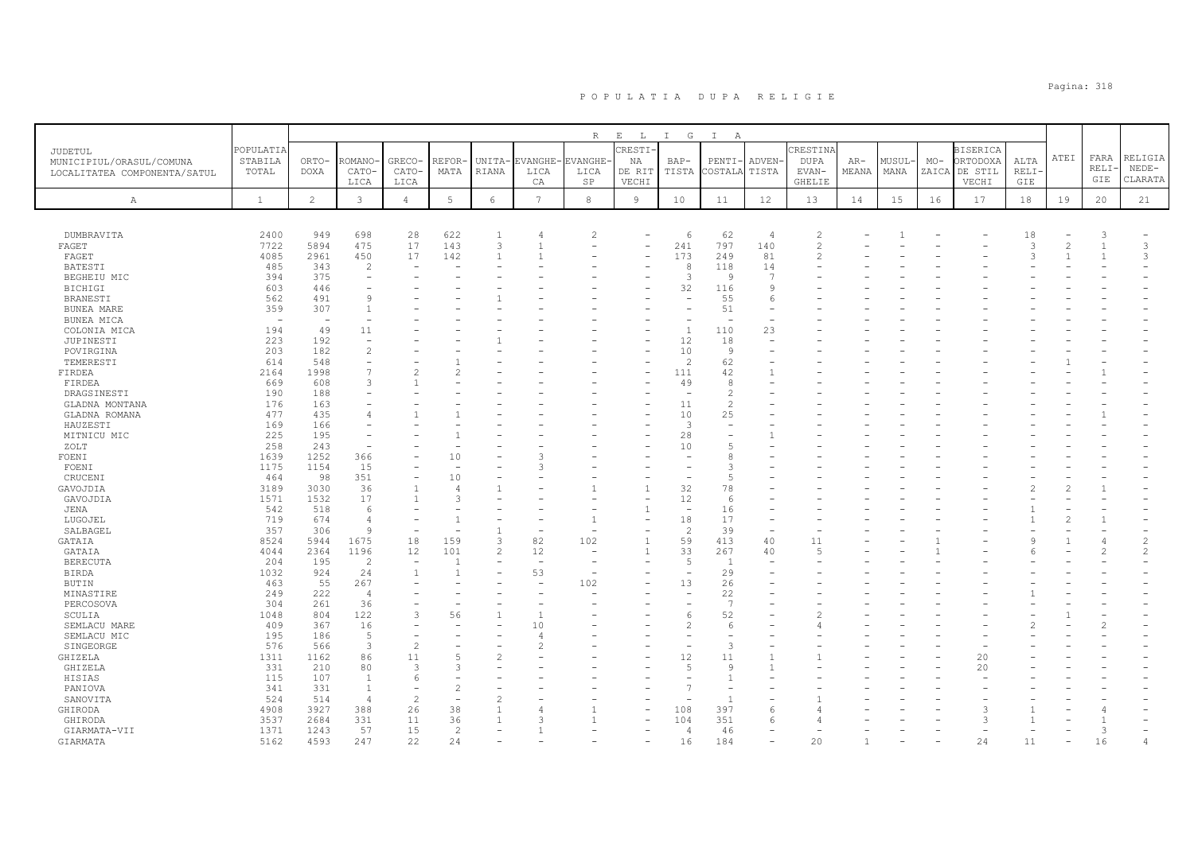# POPULATIA DUPA RELIGIE

| JUDETUL MUNICIPIUL/ORASUL/COMUNA LOCALITATEA COMPONENTA/SATUL | POPULATIA STABILA TOTAL | RELIGIA | | | | | | | | | | | | | | | | | | | |
|---|---|---|---|---|---|---|---|---|---|---|---|---|---|---|---|---|---|---|---|---|
| | | ORTODOXA | ROMANO-CATOLICA | GRECO-CATOLICA | REFORMATA | UNITARIANA | EVANGHELICA CA | EVANGHELICA SP | CRESTINA DE RIT VECHI | BAPTISTA | PENTICOSTALA | ADVENTISTA | CRESTINA DUPA EVANGHELIE | ARMEANA | MUSULMANA | MOZAICA | BISERICA ORTODOXA DE STIL VECHI | ALTA RELIGIE | ATEI | FARA RELIGIE | RELIGIA NEDECLARATA |
| A | 1 | 2 | 3 | 4 | 5 | 6 | 7 | 8 | 9 | 10 | 11 | 12 | 13 | 14 | 15 | 16 | 17 | 18 | 19 | 20 | 21 |
| DUMBRAVITA | 2400 | 949 | 698 | 28 | 622 | 1 | 4 | 2 | - | 6 | 62 | 4 | 2 | - | 1 | - | - | 18 | - | 3 | - |
| FAGET | 7722 | 5894 | 475 | 17 | 143 | 3 | 1 | - | - | 241 | 797 | 140 | 2 | - | - | - | - | 3 | 2 | 1 | 3 |
| FAGET | 4085 | 2961 | 450 | 17 | 142 | 1 | 1 | - | - | 173 | 249 | 81 | 2 | - | - | - | - | 3 | 1 | 1 | 3 |
| BATESTI | 485 | 343 | 2 | - | - | - | - | - | - | 8 | 118 | 14 | - | - | - | - | - | - | - | - | - |
| BEGHEIU MIC | 394 | 375 | - | - | - | - | - | - | - | 3 | 9 | 7 | - | - | - | - | - | - | - | - | - |
| BICHIGI | 603 | 446 | - | - | - | - | - | - | - | 32 | 116 | 9 | - | - | - | - | - | - | - | - | - |
| BRANESTI | 562 | 491 | 9 | - | - | 1 | - | - | - | - | 55 | 6 | - | - | - | - | - | - | - | - | - |
| BUNEA MARE | 359 | 307 | 1 | - | - | - | - | - | - | - | 51 | - | - | - | - | - | - | - | - | - | - |
| BUNEA MICA | - | - | - | - | - | - | - | - | - | - | - | - | - | - | - | - | - | - | - | - | - |
| COLONIA MICA | 194 | 49 | 11 | - | - | - | - | - | - | 1 | 110 | 23 | - | - | - | - | - | - | - | - | - |
| JUPINESTI | 223 | 192 | - | - | - | 1 | - | - | - | 12 | 18 | - | - | - | - | - | - | - | - | - | - |
| POVIRGINA | 203 | 182 | 2 | - | - | - | - | - | - | 10 | 9 | - | - | - | - | - | - | - | - | - | - |
| TEMERESTI | 614 | 548 | - | - | 1 | - | - | - | - | 2 | 62 | - | - | - | - | - | - | - | 1 | - | - |
| FIRDEA | 2164 | 1998 | 7 | 2 | 2 | - | - | - | - | 111 | 42 | 1 | - | - | - | - | - | - | - | 1 | - |
| FIRDEA | 669 | 608 | 3 | 1 | - | - | - | - | - | 49 | 8 | - | - | - | - | - | - | - | - | - | - |
| DRAGSINESTI | 190 | 188 | - | - | - | - | - | - | - | - | 2 | - | - | - | - | - | - | - | - | - | - |
| GLADNA MONTANA | 176 | 163 | - | - | - | - | - | - | - | 11 | 2 | - | - | - | - | - | - | - | - | - | - |
| GLADNA ROMANA | 477 | 435 | 4 | 1 | 1 | - | - | - | - | 10 | 25 | - | - | - | - | - | - | - | - | 1 | - |
| HAUZESTI | 169 | 166 | - | - | - | - | - | - | - | 3 | - | - | - | - | - | - | - | - | - | - | - |
| MITNICU MIC | 225 | 195 | - | - | 1 | - | - | - | - | 28 | - | 1 | - | - | - | - | - | - | - | - | - |
| ZOLT | 258 | 243 | - | - | - | - | - | - | - | 10 | 5 | - | - | - | - | - | - | - | - | - | - |
| FOENI | 1639 | 1252 | 366 | - | 10 | - | 3 | - | - | - | 8 | - | - | - | - | - | - | - | - | - | - |
| FOENI | 1175 | 1154 | 15 | - | - | - | 3 | - | - | - | 3 | - | - | - | - | - | - | - | - | - | - |
| CRUCENI | 464 | 98 | 351 | - | 10 | - | - | - | - | - | 5 | - | - | - | - | - | - | - | - | - | - |
| GAVOJDIA | 3189 | 3030 | 36 | 1 | 4 | 1 | - | 1 | 1 | 32 | 78 | - | - | - | - | - | - | 2 | 2 | 1 | - |
| GAVOJDIA | 1571 | 1532 | 17 | 1 | 3 | - | - | - | - | 12 | 6 | - | - | - | - | - | - | - | - | - | - |
| JENA | 542 | 518 | 6 | - | - | - | - | - | 1 | - | 16 | - | - | - | - | - | - | 1 | - | - | - |
| LUGOJEL | 719 | 674 | 4 | - | 1 | - | - | 1 | - | 18 | 17 | - | - | - | - | - | - | 1 | 2 | 1 | - |
| SALBAGEL | 357 | 306 | 9 | - | - | 1 | - | - | - | 2 | 39 | - | - | - | - | - | - | - | - | - | - |
| GATAIA | 8524 | 5944 | 1675 | 18 | 159 | 3 | 82 | 102 | 1 | 59 | 413 | 40 | 11 | - | - | 1 | - | 9 | 1 | 4 | 2 |
| GATAIA | 4044 | 2364 | 1196 | 12 | 101 | 2 | 12 | - | 1 | 33 | 267 | 40 | 5 | - | - | 1 | - | 6 | - | 2 | 2 |
| BERECUTA | 204 | 195 | 2 | - | 1 | - | - | - | - | 5 | 1 | - | - | - | - | - | - | - | - | - | - |
| BIRDA | 1032 | 924 | 24 | 1 | 1 | - | 53 | - | - | - | 29 | - | - | - | - | - | - | - | - | - | - |
| BUTIN | 463 | 55 | 267 | - | - | - | - | 102 | - | 13 | 26 | - | - | - | - | - | - | - | - | - | - |
| MINASTIRE | 249 | 222 | 4 | - | - | - | - | - | - | - | 22 | - | - | - | - | - | - | 1 | - | - | - |
| PERCOSOVA | 304 | 261 | 36 | - | - | - | - | - | - | - | 7 | - | - | - | - | - | - | - | - | - | - |
| SCULIA | 1048 | 804 | 122 | 3 | 56 | 1 | 1 | - | - | 6 | 52 | - | 2 | - | - | - | - | - | 1 | - | - |
| SEMLACU MARE | 409 | 367 | 16 | - | - | - | 10 | - | - | 2 | 6 | - | 4 | - | - | - | - | 2 | - | 2 | - |
| SEMLACU MIC | 195 | 186 | 5 | - | - | - | 4 | - | - | - | - | - | - | - | - | - | - | - | - | - | - |
| SINGEORGE | 576 | 566 | 3 | 2 | - | - | 2 | - | - | - | 3 | - | - | - | - | - | - | - | - | - | - |
| GHIZELA | 1311 | 1162 | 86 | 11 | 5 | 2 | - | - | - | 12 | 11 | 1 | 1 | - | - | - | 20 | - | - | - | - |
| GHIZELA | 331 | 210 | 80 | 3 | 3 | - | - | - | - | 5 | 9 | 1 | - | - | - | - | 20 | - | - | - | - |
| HISIAS | 115 | 107 | 1 | 6 | - | - | - | - | - | - | 1 | - | - | - | - | - | - | - | - | - | - |
| PANIOVA | 341 | 331 | 1 | - | 2 | - | - | - | - | 7 | - | - | - | - | - | - | - | - | - | - | - |
| SANOVITA | 524 | 514 | 4 | 2 | - | 2 | - | - | - | - | 1 | - | 1 | - | - | - | - | - | - | - | - |
| GHIRODA | 4908 | 3927 | 388 | 26 | 38 | 1 | 4 | 1 | - | 108 | 397 | 6 | 4 | - | - | - | 3 | 1 | - | 4 | - |
| GHIRODA | 3537 | 2684 | 331 | 11 | 36 | 1 | 3 | 1 | - | 104 | 351 | 6 | 4 | - | - | - | 3 | 1 | - | 1 | - |
| GIARMATA-VII | 1371 | 1243 | 57 | 15 | 2 | - | 1 | - | - | 4 | 46 | - | - | - | - | - | - | - | - | 3 | - |
| GIARMATA | 5162 | 4593 | 247 | 22 | 24 | - | - | - | - | 16 | 184 | - | 20 | 1 | - | - | 24 | 11 | - | 16 | 4 |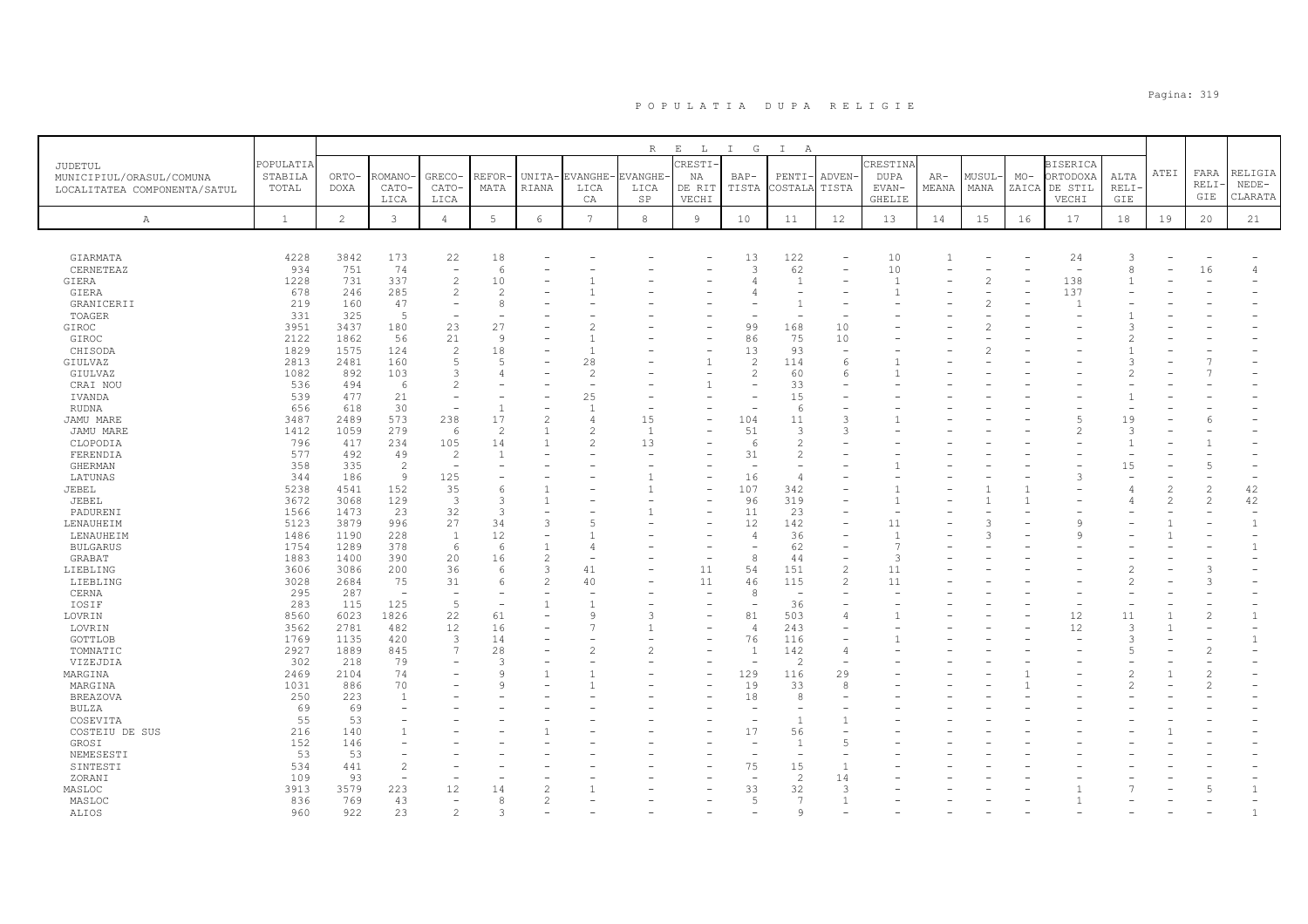# POPULATIA DUPA RELIGIE

| JUDETUL MUNICIPIUL/ORASUL/COMUNA LOCALITATEA COMPONENTA/SATUL | POPULATIA STABILA TOTAL | RELIGIA | | | | | | | | | | | | | | | | | | | |
|---|---|---|---|---|---|---|---|---|---|---|---|---|---|---|---|---|---|---|---|---|---|
| | | ORTO-DOXA | ROMANO-CATOLICA | GRECO-CATOLICA | REFOR-MATA | UNITA-RIANA | EVANGHE-LICA CA | EVANGHE-LICA SP | CRESTI-NA DE RIT VECHI | BAP-TISTA | PENTI-COSTALA | ADVEN-TISTA | CRESTINA DUPA EVAN-GHELIE | AR-MEANA | MUSUL-MANA | MO-ZAICA | BISERICA ORTODOXA DE STIL VECHI | ALTA RELI-GIE | ATEI | FARA RELI-GIE | RELIGIA NEDE-CLARATA |
| A | 1 | 2 | 3 | 4 | 5 | 6 | 7 | 8 | 9 | 10 | 11 | 12 | 13 | 14 | 15 | 16 | 17 | 18 | 19 | 20 | 21 |
| GIARMATA | 4228 | 3842 | 173 | 22 | 18 | - | - | - | - | 13 | 122 | - | 10 | 1 | - | - | 24 | 3 | - | - | - |
| CERNETEAZ | 934 | 751 | 74 | - | 6 | - | - | - | - | 3 | 62 | - | 10 | - | - | - | - | 8 | - | 16 | 4 |
| GIERA | 1228 | 731 | 337 | 2 | 10 | - | 1 | - | - | 4 | 1 | - | 1 | - | 2 | - | 138 | 1 | - | - | - |
| GIERA | 678 | 246 | 285 | 2 | 2 | - | 1 | - | - | 4 | - | - | 1 | - | - | - | 137 | - | - | - | - |
| GRANICERII | 219 | 160 | 47 | - | 8 | - | - | - | - | - | 1 | - | - | - | 2 | - | 1 | - | - | - | - |
| TOAGER | 331 | 325 | 5 | - | - | - | - | - | - | - | - | - | - | - | - | - | - | 1 | - | - | - |
| GIROC | 3951 | 3437 | 180 | 23 | 27 | - | 2 | - | - | 99 | 168 | 10 | - | - | 2 | - | - | 3 | - | - | - |
| GIROC | 2122 | 1862 | 56 | 21 | 9 | - | 1 | - | - | 86 | 75 | 10 | - | - | - | - | - | 2 | - | - | - |
| CHISODA | 1829 | 1575 | 124 | 2 | 18 | - | 1 | - | - | 13 | 93 | - | - | - | 2 | - | - | 1 | - | - | - |
| GIULVAZ | 2813 | 2481 | 160 | 5 | 5 | - | 28 | - | 1 | 2 | 114 | 6 | 1 | - | - | - | - | 3 | - | 7 | - |
| GIULVAZ | 1082 | 892 | 103 | 3 | 4 | - | 2 | - | - | 2 | 60 | 6 | 1 | - | - | - | - | 2 | - | 7 | - |
| CRAI NOU | 536 | 494 | 6 | 2 | - | - | - | - | 1 | - | 33 | - | - | - | - | - | - | - | - | - | - |
| IVANDA | 539 | 477 | 21 | - | - | - | 25 | - | - | - | 15 | - | - | - | - | - | - | 1 | - | - | - |
| RUDNA | 656 | 618 | 30 | - | 1 | - | 1 | - | - | - | 6 | - | - | - | - | - | - | - | - | - | - |
| JAMU MARE | 3487 | 2489 | 573 | 238 | 17 | 2 | 4 | 15 | - | 104 | 11 | 3 | 1 | - | - | - | 5 | 19 | - | 6 | - |
| JAMU MARE | 1412 | 1059 | 279 | 6 | 2 | 1 | 2 | 1 | - | 51 | 3 | 3 | - | - | - | - | 2 | 3 | - | - | - |
| CLOPODIA | 796 | 417 | 234 | 105 | 14 | 1 | 2 | 13 | - | 6 | 2 | - | - | - | - | - | - | 1 | - | 1 | - |
| FERENDIA | 577 | 492 | 49 | 2 | 1 | - | - | - | - | 31 | 2 | - | - | - | - | - | - | - | - | - | - |
| GHERMAN | 358 | 335 | 2 | - | - | - | - | - | - | - | - | - | 1 | - | - | - | - | 15 | - | 5 | - |
| LATUNAS | 344 | 186 | 9 | 125 | - | - | - | 1 | - | 16 | 4 | - | - | - | - | - | 3 | - | - | - | - |
| JEBEL | 5238 | 4541 | 152 | 35 | 6 | 1 | - | 1 | - | 107 | 342 | - | 1 | - | 1 | 1 | - | 4 | 2 | 2 | 42 |
| JEBEL | 3672 | 3068 | 129 | 3 | 3 | 1 | - | - | - | 96 | 319 | - | 1 | - | 1 | 1 | - | 4 | 2 | 2 | 42 |
| PADURENI | 1566 | 1473 | 23 | 32 | 3 | - | - | 1 | - | 11 | 23 | - | - | - | - | - | - | - | - | - | - |
| LENAUHEIM | 5123 | 3879 | 996 | 27 | 34 | 3 | 5 | - | - | 12 | 142 | - | 11 | - | 3 | - | 9 | - | 1 | - | 1 |
| LENAUHEIM | 1486 | 1190 | 228 | 1 | 12 | - | 1 | - | - | 4 | 36 | - | 1 | - | 3 | - | 9 | - | 1 | - | - |
| BULGARUS | 1754 | 1289 | 378 | 6 | 6 | 1 | 4 | - | - | - | 62 | - | 7 | - | - | - | - | - | - | - | 1 |
| GRABAT | 1883 | 1400 | 390 | 20 | 16 | 2 | - | - | - | 8 | 44 | - | 3 | - | - | - | - | - | - | - | - |
| LIEBLING | 3606 | 3086 | 200 | 36 | 6 | 3 | 41 | - | 11 | 54 | 151 | 2 | 11 | - | - | - | - | 2 | - | 3 | - |
| LIEBLING | 3028 | 2684 | 75 | 31 | 6 | 2 | 40 | - | 11 | 46 | 115 | 2 | 11 | - | - | - | - | 2 | - | 3 | - |
| CERNA | 295 | 287 | - | - | - | - | - | - | - | 8 | - | - | - | - | - | - | - | - | - | - | - |
| IOSIF | 283 | 115 | 125 | 5 | - | 1 | 1 | - | - | - | 36 | - | - | - | - | - | - | - | - | - | - |
| LOVRIN | 8560 | 6023 | 1826 | 22 | 61 | - | 9 | 3 | - | 81 | 503 | 4 | 1 | - | - | - | 12 | 11 | 1 | 2 | 1 |
| LOVRIN | 3562 | 2781 | 482 | 12 | 16 | - | 7 | 1 | - | 4 | 243 | - | - | - | - | - | 12 | 3 | 1 | - | - |
| GOTTLOB | 1769 | 1135 | 420 | 3 | 14 | - | - | - | - | 76 | 116 | - | 1 | - | - | - | - | 3 | - | - | 1 |
| TOMNATIC | 2927 | 1889 | 845 | 7 | 28 | - | 2 | 2 | - | 1 | 142 | 4 | - | - | - | - | - | 5 | - | 2 | - |
| VIZEJDIA | 302 | 218 | 79 | - | 3 | - | - | - | - | - | 2 | - | - | - | - | - | - | - | - | - | - |
| MARGINA | 2469 | 2104 | 74 | - | 9 | 1 | 1 | - | - | 129 | 116 | 29 | - | - | - | 1 | - | 2 | 1 | 2 | - |
| MARGINA | 1031 | 886 | 70 | - | 9 | - | 1 | - | - | 19 | 33 | 8 | - | - | - | 1 | - | 2 | - | 2 | - |
| BREAZOVA | 250 | 223 | 1 | - | - | - | - | - | - | 18 | 8 | - | - | - | - | - | - | - | - | - | - |
| BULZA | 69 | 69 | - | - | - | - | - | - | - | - | - | - | - | - | - | - | - | - | - | - | - |
| COSEVITA | 55 | 53 | - | - | - | - | - | - | - | - | 1 | 1 | - | - | - | - | - | - | - | - | - |
| COSTEIU DE SUS | 216 | 140 | 1 | - | - | 1 | - | - | - | 17 | 56 | - | - | - | - | - | - | - | 1 | - | - |
| GROSI | 152 | 146 | - | - | - | - | - | - | - | - | 1 | 5 | - | - | - | - | - | - | - | - | - |
| NEMESESTI | 53 | 53 | - | - | - | - | - | - | - | - | - | - | - | - | - | - | - | - | - | - | - |
| SINTESTI | 534 | 441 | 2 | - | - | - | - | - | - | 75 | 15 | 1 | - | - | - | - | - | - | - | - | - |
| ZORANI | 109 | 93 | - | - | - | - | - | - | - | - | 2 | 14 | - | - | - | - | - | - | - | - | - |
| MASLOC | 3913 | 3579 | 223 | 12 | 14 | 2 | 1 | - | - | 33 | 32 | 3 | - | - | - | - | 1 | 7 | - | 5 | 1 |
| MASLOC | 836 | 769 | 43 | - | 8 | 2 | - | - | - | 5 | 7 | 1 | - | - | - | - | 1 | - | - | - | - |
| ALIOS | 960 | 922 | 23 | 2 | 3 | - | - | - | - | - | 9 | - | - | - | - | - | - | - | - | - | 1 |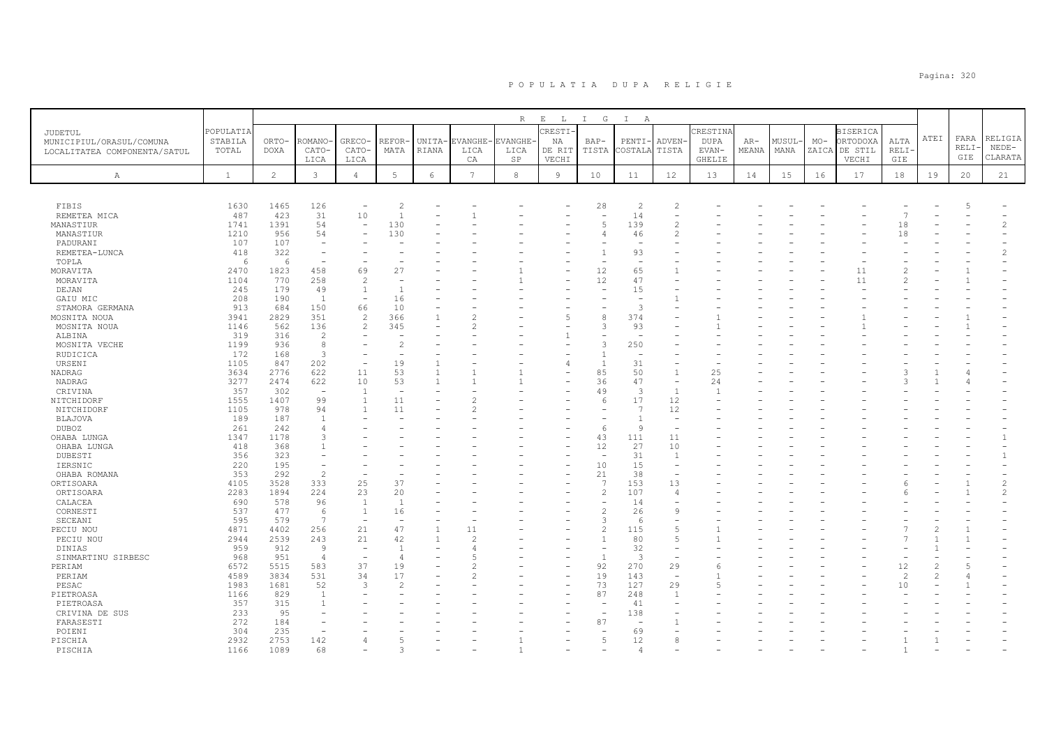# POPULATIA DUPA RELIGIE

| JUDETUL<br>MUNICIPIUL/ORASUL/COMUNA<br>LOCALITATEA COMPONENTA/SATUL | POPULATIA STABILA TOTAL | RELIGIA<br>ORTO- DOXA | ROMANO- CATO- LICA | GRECO- CATO- LICA | REFOR- MATA | UNITA- RIANA | EVANGHE- LICA CA | EVANGHE- LICA SP | CRESTI- NA DE RIT VECHI | BAP- TISTA | PENTI- COSTALA | ADVEN- TISTA | CRESTINA DUPA EVAN- GHELIE | AR- MEANA | MUSUL- MANA | MO- ZAICA | BISERICA ORTODOXA DE STIL VECHI | ALTA RELI- GIE | ATEI | FARA RELI- GIE | RELIGIA NEDE- CLARATA |
|---|---|---|---|---|---|---|---|---|---|---|---|---|---|---|---|---|---|---|---|---|---|
| A | 1 | 2 | 3 | 4 | 5 | 6 | 7 | 8 | 9 | 10 | 11 | 12 | 13 | 14 | 15 | 16 | 17 | 18 | 19 | 20 | 21 |
| FIBIS | 1630 | 1465 | 126 | - | 2 | - | - | - | - | 28 | 2 | 2 | - | - | - | - | - | - | - | 5 | - |
| REMETEA MICA | 487 | 423 | 31 | 10 | 1 | - | 1 | - | - | - | 14 | - | - | - | - | - | - | 7 | - | - | - |
| MANASTIUR | 1741 | 1391 | 54 | - | 130 | - | - | - | - | 5 | 139 | 2 | - | - | - | - | - | 18 | - | - | 2 |
| MANASTIUR | 1210 | 956 | 54 | - | 130 | - | - | - | - | 4 | 46 | 2 | - | - | - | - | - | 18 | - | - | - |
| PADURANI | 107 | 107 | - | - | - | - | - | - | - | - | - | - | - | - | - | - | - | - | - | - | - |
| REMETEA-LUNCA | 418 | 322 | - | - | - | - | - | - | - | 1 | 93 | - | - | - | - | - | - | - | - | - | 2 |
| TOPLA | 6 | 6 | - | - | - | - | - | - | - | - | - | - | - | - | - | - | - | - | - | - | - |
| MORAVITA | 2470 | 1823 | 458 | 69 | 27 | - | - | 1 | - | 12 | 65 | 1 | - | - | - | - | 11 | 2 | - | 1 | - |
| MORAVITA | 1104 | 770 | 258 | 2 | - | - | - | 1 | - | 12 | 47 | - | - | - | - | - | 11 | 2 | - | 1 | - |
| DEJAN | 245 | 179 | 49 | 1 | 1 | - | - | - | - | - | 15 | - | - | - | - | - | - | - | - | - | - |
| GAIU MIC | 208 | 190 | 1 | - | 16 | - | - | - | - | - | - | 1 | - | - | - | - | - | - | - | - | - |
| STAMORA GERMANA | 913 | 684 | 150 | 66 | 10 | - | - | - | - | - | 3 | - | - | - | - | - | - | - | - | - | - |
| MOSNITA NOUA | 3941 | 2829 | 351 | 2 | 366 | 1 | 2 | - | 5 | 8 | 374 | - | 1 | - | - | - | 1 | - | - | 1 | - |
| MOSNITA NOUA | 1146 | 562 | 136 | 2 | 345 | - | 2 | - | - | 3 | 93 | - | 1 | - | - | - | 1 | - | - | 1 | - |
| ALBINA | 319 | 316 | 2 | - | - | - | - | - | 1 | - | - | - | - | - | - | - | - | - | - | - | - |
| MOSNITA VECHE | 1199 | 936 | 8 | - | 2 | - | - | - | - | 3 | 250 | - | - | - | - | - | - | - | - | - | - |
| RUDICICA | 172 | 168 | 3 | - | - | - | - | - | - | 1 | - | - | - | - | - | - | - | - | - | - | - |
| URSENI | 1105 | 847 | 202 | - | 19 | 1 | - | - | 4 | 1 | 31 | - | - | - | - | - | - | - | - | - | - |
| NADRAG | 3634 | 2776 | 622 | 11 | 53 | 1 | 1 | 1 | - | 85 | 50 | 1 | 25 | - | - | - | - | 3 | 1 | 4 | - |
| NADRAG | 3277 | 2474 | 622 | 10 | 53 | 1 | 1 | 1 | - | 36 | 47 | - | 24 | - | - | - | - | 3 | 1 | 4 | - |
| CRIVINA | 357 | 302 | - | 1 | - | - | - | - | - | 49 | 3 | 1 | 1 | - | - | - | - | - | - | - | - |
| NITCHIDORF | 1555 | 1407 | 99 | 1 | 11 | - | 2 | - | - | 6 | 17 | 12 | - | - | - | - | - | - | - | - | - |
| NITCHIDORF | 1105 | 978 | 94 | 1 | 11 | - | 2 | - | - | - | 7 | 12 | - | - | - | - | - | - | - | - | - |
| BLAJOVA | 189 | 187 | 1 | - | - | - | - | - | - | - | 1 | - | - | - | - | - | - | - | - | - | - |
| DUBOZ | 261 | 242 | 4 | - | - | - | - | - | - | 6 | 9 | - | - | - | - | - | - | - | - | - | - |
| OHABA LUNGA | 1347 | 1178 | 3 | - | - | - | - | - | - | 43 | 111 | 11 | - | - | - | - | - | - | - | - | 1 |
| OHABA LUNGA | 418 | 368 | 1 | - | - | - | - | - | - | 12 | 27 | 10 | - | - | - | - | - | - | - | - | - |
| DUBESTI | 356 | 323 | - | - | - | - | - | - | - | - | 31 | 1 | - | - | - | - | - | - | - | - | 1 |
| IERSNIC | 220 | 195 | - | - | - | - | - | - | - | 10 | 15 | - | - | - | - | - | - | - | - | - | - |
| OHABA ROMANA | 353 | 292 | 2 | - | - | - | - | - | - | 21 | 38 | - | - | - | - | - | - | - | - | - | - |
| ORTISOARA | 4105 | 3528 | 333 | 25 | 37 | - | - | - | - | 7 | 153 | 13 | - | - | - | - | - | 6 | - | 1 | 2 |
| ORTISOARA | 2283 | 1894 | 224 | 23 | 20 | - | - | - | - | 2 | 107 | 4 | - | - | - | - | - | 6 | - | 1 | 2 |
| CALACEA | 690 | 578 | 96 | 1 | 1 | - | - | - | - | - | 14 | - | - | - | - | - | - | - | - | - | - |
| CORNESTI | 537 | 477 | 6 | 1 | 16 | - | - | - | - | 2 | 26 | 9 | - | - | - | - | - | - | - | - | - |
| SECEANI | 595 | 579 | 7 | - | - | - | - | - | - | 3 | 6 | - | - | - | - | - | - | - | - | - | - |
| PECIU NOU | 4871 | 4402 | 256 | 21 | 47 | 1 | 11 | - | - | 2 | 115 | 5 | 1 | - | - | - | - | 7 | 2 | 1 | - |
| PECIU NOU | 2944 | 2539 | 243 | 21 | 42 | 1 | 2 | - | - | 1 | 80 | 5 | 1 | - | - | - | - | 7 | 1 | 1 | - |
| DINIAS | 959 | 912 | 9 | - | 1 | - | 4 | - | - | - | 32 | - | - | - | - | - | - | - | 1 | - | - |
| SINMARTINU SIRBESC | 968 | 951 | 4 | - | 4 | - | 5 | - | - | 1 | 3 | - | - | - | - | - | - | - | - | - | - |
| PERIAM | 6572 | 5515 | 583 | 37 | 19 | - | 2 | - | - | 92 | 270 | 29 | 6 | - | - | - | - | 12 | 2 | 5 | - |
| PERIAM | 4589 | 3834 | 531 | 34 | 17 | - | 2 | - | - | 19 | 143 | - | 1 | - | - | - | - | 2 | 2 | 4 | - |
| PESAC | 1983 | 1681 | 52 | 3 | 2 | - | - | - | - | 73 | 127 | 29 | 5 | - | - | - | - | 10 | - | 1 | - |
| PIETROASA | 1166 | 829 | 1 | - | - | - | - | - | - | 87 | 248 | 1 | - | - | - | - | - | - | - | - | - |
| PIETROASA | 357 | 315 | 1 | - | - | - | - | - | - | - | 41 | - | - | - | - | - | - | - | - | - | - |
| CRIVINA DE SUS | 233 | 95 | - | - | - | - | - | - | - | - | 138 | - | - | - | - | - | - | - | - | - | - |
| FARASESTI | 272 | 184 | - | - | - | - | - | - | - | 87 | - | 1 | - | - | - | - | - | - | - | - | - |
| POIENI | 304 | 235 | - | - | - | - | - | - | - | - | 69 | - | - | - | - | - | - | - | - | - | - |
| PISCHIA | 2932 | 2753 | 142 | 4 | 5 | - | - | 1 | - | 5 | 12 | 8 | - | - | - | - | - | 1 | 1 | - | - |
| PISCHIA | 1166 | 1089 | 68 | - | 3 | - | - | 1 | - | - | 4 | - | - | - | - | - | - | 1 | - | - | - |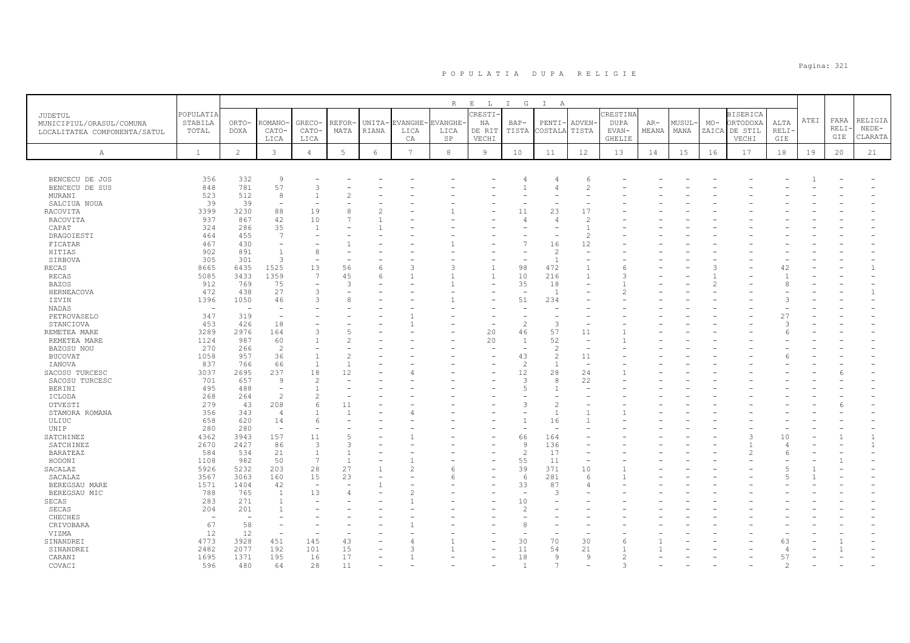# P O P U L A T I A   D U P A   R E L I G I E

| JUDETUL MUNICIPIUL/ORASUL/COMUNA LOCALITATEA COMPONENTA/SATUL | POPULATIA STABILA TOTAL | ORTODOXA | ROMANO-CATOLICA | GRECO-CATOLICA | REFORMATA | UNITARIANA | EVANGHELICA | EVANGHELICA SP | CRESTINA DE RIT VECHI | BAPTISTA | PENTICOSTALA | ADVENTISTA | CRESTINA DUPA EVANGHELIE | ARMEANA | MUSULMANA | MOZAICA | BISERICA ORTODOXA DE STIL VECHI | ALTA RELIGIE | ATEI | FARA RELIGIE | RELIGIA NEDECLARATA |
|---|---|---|---|---|---|---|---|---|---|---|---|---|---|---|---|---|---|---|---|---|---|
| A | 1 | 2 | 3 | 4 | 5 | 6 | 7 | 8 | 9 | 10 | 11 | 12 | 13 | 14 | 15 | 16 | 17 | 18 | 19 | 20 | 21 |
| BENCECU DE JOS | 356 | 332 | 9 | - | - | - | - | - | - | 4 | 4 | 6 | - | - | - | - | - | - | 1 | - | - |
| BENCECU DE SUS | 848 | 781 | 57 | 3 | - | - | - | - | - | 1 | 4 | 2 | - | - | - | - | - | - | - | - | - |
| MURANI | 523 | 512 | 8 | 1 | 2 | - | - | - | - | - | - | - | - | - | - | - | - | - | - | - | - |
| SALCIUA NOUA | 39 | 39 | - | - | - | - | - | - | - | - | - | - | - | - | - | - | - | - | - | - | - |
| RACOVITA | 3399 | 3230 | 88 | 19 | 8 | 2 | - | 1 | - | 11 | 23 | 17 | - | - | - | - | - | - | - | - | - |
| RACOVITA | 937 | 867 | 42 | 10 | 7 | 1 | - | - | - | 4 | 4 | 2 | - | - | - | - | - | - | - | - | - |
| CAPAT | 324 | 286 | 35 | 1 | - | 1 | - | - | - | - | - | 1 | - | - | - | - | - | - | - | - | - |
| DRAGOIESTI | 464 | 455 | 7 | - | - | - | - | - | - | - | - | 2 | - | - | - | - | - | - | - | - | - |
| FICATAR | 467 | 430 | - | - | 1 | - | - | 1 | - | 7 | 16 | 12 | - | - | - | - | - | - | - | - | - |
| HITIAS | 902 | 891 | 1 | 8 | - | - | - | - | - | - | 2 | - | - | - | - | - | - | - | - | - | - |
| SIRBOVA | 305 | 301 | 3 | - | - | - | - | - | - | - | 1 | - | - | - | - | - | - | - | - | - | - |
| RECAS | 8665 | 6435 | 1525 | 13 | 56 | 6 | 3 | 3 | 1 | 98 | 472 | 1 | 6 | - | - | 3 | - | 42 | - | - | 1 |
| RECAS | 5085 | 3433 | 1359 | 7 | 45 | 6 | 1 | 1 | 1 | 10 | 216 | 1 | 3 | - | - | 1 | - | 1 | - | - | - |
| BAZOS | 912 | 769 | 75 | - | 3 | - | - | 1 | - | 35 | 18 | - | 1 | - | - | 2 | - | 8 | - | - | - |
| HERNEACOVA | 472 | 438 | 27 | 3 | - | - | - | - | - | - | 1 | - | 2 | - | - | - | - | - | - | - | 1 |
| IZVIN | 1396 | 1050 | 46 | 3 | 8 | - | - | 1 | - | 51 | 234 | - | - | - | - | - | - | 3 | - | - | - |
| NADAS | - | - | - | - | - | - | - | - | - | - | - | - | - | - | - | - | - | - | - | - | - |
| PETROVASELO | 347 | 319 | - | - | - | - | 1 | - | - | - | - | - | - | - | - | - | - | 27 | - | - | - |
| STANCIOVA | 453 | 426 | 18 | - | - | - | 1 | - | - | 2 | 3 | - | - | - | - | - | - | 3 | - | - | - |
| REMETEA MARE | 3289 | 2976 | 164 | 3 | 5 | - | - | - | 20 | 46 | 57 | 11 | 1 | - | - | - | - | 6 | - | - | - |
| REMETEA MARE | 1124 | 987 | 60 | 1 | 2 | - | - | - | 20 | 1 | 52 | - | 1 | - | - | - | - | - | - | - | - |
| BAZOSU NOU | 270 | 266 | 2 | - | - | - | - | - | - | - | 2 | - | - | - | - | - | - | - | - | - | - |
| BUCOVAT | 1058 | 957 | 36 | 1 | 2 | - | - | - | - | 43 | 2 | 11 | - | - | - | - | - | 6 | - | - | - |
| IANOVA | 837 | 766 | 66 | 1 | 1 | - | - | - | - | 2 | 1 | - | - | - | - | - | - | - | - | - | - |
| SACOSU TURCESC | 3037 | 2695 | 237 | 18 | 12 | - | 4 | - | - | 12 | 28 | 24 | 1 | - | - | - | - | - | - | 6 | - |
| SACOSU TURCESC | 701 | 657 | 9 | 2 | - | - | - | - | - | 3 | 8 | 22 | - | - | - | - | - | - | - | - | - |
| BERINI | 495 | 488 | - | 1 | - | - | - | - | - | 5 | 1 | - | - | - | - | - | - | - | - | - | - |
| ICLODA | 268 | 264 | 2 | 2 | - | - | - | - | - | - | - | - | - | - | - | - | - | - | - | - | - |
| OTVESTI | 279 | 43 | 208 | 6 | 11 | - | - | - | - | 3 | 2 | - | - | - | - | - | - | - | - | 6 | - |
| STAMORA ROMANA | 356 | 343 | 4 | 1 | 1 | - | 4 | - | - | - | 1 | 1 | 1 | - | - | - | - | - | - | - | - |
| ULIUC | 658 | 620 | 14 | 6 | - | - | - | - | - | 1 | 16 | 1 | - | - | - | - | - | - | - | - | - |
| UNIP | 280 | 280 | - | - | - | - | - | - | - | - | - | - | - | - | - | - | - | - | - | - | - |
| SATCHINEZ | 4362 | 3943 | 157 | 11 | 5 | - | 1 | - | - | 66 | 164 | - | - | - | - | - | 3 | 10 | - | 1 | 1 |
| SATCHINEZ | 2670 | 2427 | 86 | 3 | 3 | - | - | - | - | 9 | 136 | - | - | - | - | - | 1 | 4 | - | - | 1 |
| BARATEAZ | 584 | 534 | 21 | 1 | 1 | - | - | - | - | 2 | 17 | - | - | - | - | - | 2 | 6 | - | - | - |
| HODONI | 1108 | 982 | 50 | 7 | 1 | - | 1 | - | - | 55 | 11 | - | - | - | - | - | - | - | - | 1 | - |
| SACALAZ | 5926 | 5232 | 203 | 28 | 27 | 1 | 2 | 6 | - | 39 | 371 | 10 | 1 | - | - | - | - | 5 | 1 | - | - |
| SACALAZ | 3567 | 3063 | 160 | 15 | 23 | - | - | 6 | - | 6 | 281 | 6 | 1 | - | - | - | - | 5 | 1 | - | - |
| BEREGSAU MARE | 1571 | 1404 | 42 | - | - | 1 | - | - | - | 33 | 87 | 4 | - | - | - | - | - | - | - | - | - |
| BEREGSAU MIC | 788 | 765 | 1 | 13 | 4 | - | 2 | - | - | - | 3 | - | - | - | - | - | - | - | - | - | - |
| SECAS | 283 | 271 | 1 | - | - | - | 1 | - | - | 10 | - | - | - | - | - | - | - | - | - | - | - |
| SECAS | 204 | 201 | 1 | - | - | - | - | - | - | 2 | - | - | - | - | - | - | - | - | - | - | - |
| CHECHES | - | - | - | - | - | - | - | - | - | - | - | - | - | - | - | - | - | - | - | - | - |
| CRIVOBARA | 67 | 58 | - | - | - | - | 1 | - | - | 8 | - | - | - | - | - | - | - | - | - | - | - |
| VIZMA | 12 | 12 | - | - | - | - | - | - | - | - | - | - | - | - | - | - | - | - | - | - | - |
| SINANDREI | 4773 | 3928 | 451 | 145 | 43 | - | 4 | 1 | - | 30 | 70 | 30 | 6 | 1 | - | - | - | 63 | - | 1 | - |
| SINANDREI | 2482 | 2077 | 192 | 101 | 15 | - | 3 | 1 | - | 11 | 54 | 21 | 1 | 1 | - | - | - | 4 | - | 1 | - |
| CARANI | 1695 | 1371 | 195 | 16 | 17 | - | 1 | - | - | 18 | 9 | 9 | 2 | - | - | - | - | 57 | - | - | - |
| COVACI | 596 | 480 | 64 | 28 | 11 | - | - | - | - | 1 | 7 | - | 3 | - | - | - | - | 2 | - | - | - |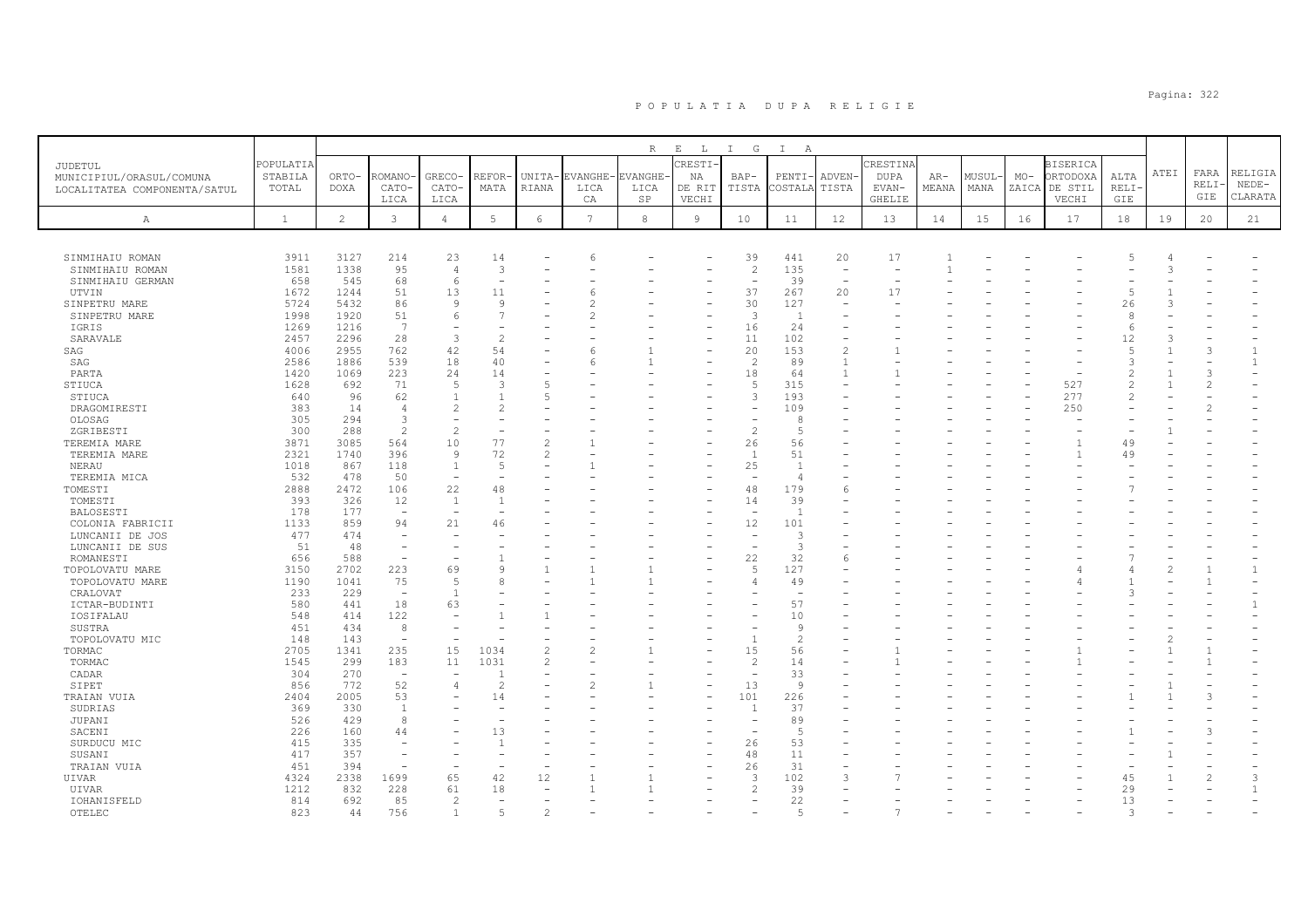# P O P U L A T I A   D U P A   R E L I G I E

| JUDETUL MUNICIPIUL/ORASUL/COMUNA LOCALITATEA COMPONENTA/SATUL | POPULATIA STABILA TOTAL | RELIGIA | | | | | | | | | | | | | | | | | | | |
|---|---|---|---|---|---|---|---|---|---|---|---|---|---|---|---|---|---|---|---|---|---|
| | | ORTO-DOXA | ROMANO-CATO-LICA | GRECO-CATO-LICA | REFOR-MATA | UNITA-RIANA | EVANGHE-LICA CA | EVANGHE-LICA SP | CRESTI-NA DE RIT VECHI | BAP-TISTA | PENTI-COSTALA | ADVEN-TISTA | CRESTINA DUPA EVAN-GHELIE | AR-MEANA | MUSUL-MANA | MO-ZAICA | BISERICA ORTODOXA DE STIL VECHI | ALTA RELI-GIE | ATEI | FARA RELI-GIE | RELIGIA NEDE-CLARATA |
| A | 1 | 2 | 3 | 4 | 5 | 6 | 7 | 8 | 9 | 10 | 11 | 12 | 13 | 14 | 15 | 16 | 17 | 18 | 19 | 20 | 21 |
| SINMIHAIU ROMAN | 3911 | 3127 | 214 | 23 | 14 | - | 6 | - | - | 39 | 441 | 20 | 17 | 1 | - | - | - | 5 | 4 | - | - |
| SINMIHAIU ROMAN | 1581 | 1338 | 95 | 4 | 3 | - | - | - | - | 2 | 135 | - | - | 1 | - | - | - | - | 3 | - | - |
| SINMIHAIU GERMAN | 658 | 545 | 68 | 6 | - | - | - | - | - | - | 39 | - | - | - | - | - | - | - | - | - | - |
| UTVIN | 1672 | 1244 | 51 | 13 | 11 | - | 6 | - | - | 37 | 267 | 20 | 17 | - | - | - | - | 5 | 1 | - | - |
| SINPETRU MARE | 5724 | 5432 | 86 | 9 | 9 | - | 2 | - | - | 30 | 127 | - | - | - | - | - | - | 26 | 3 | - | - |
| SINPETRU MARE | 1998 | 1920 | 51 | 6 | 7 | - | 2 | - | - | 3 | 1 | - | - | - | - | - | - | 8 | - | - | - |
| IGRIS | 1269 | 1216 | 7 | - | - | - | - | - | - | 16 | 24 | - | - | - | - | - | - | 6 | - | - | - |
| SARAVALE | 2457 | 2296 | 28 | 3 | 2 | - | - | - | - | 11 | 102 | - | - | - | - | - | - | 12 | 3 | - | - |
| SAG | 4006 | 2955 | 762 | 42 | 54 | - | 6 | 1 | - | 20 | 153 | 2 | 1 | - | - | - | - | 5 | 1 | 3 | 1 |
| SAG | 2586 | 1886 | 539 | 18 | 40 | - | 6 | 1 | - | 2 | 89 | 1 | - | - | - | - | - | 3 | - | - | 1 |
| PARTA | 1420 | 1069 | 223 | 24 | 14 | - | - | - | - | 18 | 64 | 1 | 1 | - | - | - | - | 2 | 1 | 3 | - |
| STIUCA | 1628 | 692 | 71 | 5 | 3 | 5 | - | - | - | 5 | 315 | - | - | - | - | - | 527 | 2 | 1 | 2 | - |
| STIUCA | 640 | 96 | 62 | 1 | 1 | 5 | - | - | - | 3 | 193 | - | - | - | - | - | 277 | 2 | - | - | - |
| DRAGOMIRESTI | 383 | 14 | 4 | 2 | 2 | - | - | - | - | - | 109 | - | - | - | - | - | 250 | - | - | 2 | - |
| OLOSAG | 305 | 294 | 3 | - | - | - | - | - | - | - | 8 | - | - | - | - | - | - | - | - | - | - |
| ZGRIBESTI | 300 | 288 | 2 | 2 | - | - | - | - | - | 2 | 5 | - | - | - | - | - | - | - | 1 | - | - |
| TEREMIA MARE | 3871 | 3085 | 564 | 10 | 77 | 2 | 1 | - | - | 26 | 56 | - | - | - | - | - | 1 | 49 | - | - | - |
| TEREMIA MARE | 2321 | 1740 | 396 | 9 | 72 | 2 | - | - | - | 1 | 51 | - | - | - | - | - | 1 | 49 | - | - | - |
| NERAU | 1018 | 867 | 118 | 1 | 5 | - | 1 | - | - | 25 | 1 | - | - | - | - | - | - | - | - | - | - |
| TEREMIA MICA | 532 | 478 | 50 | - | - | - | - | - | - | - | 4 | - | - | - | - | - | - | - | - | - | - |
| TOMESTI | 2888 | 2472 | 106 | 22 | 48 | - | - | - | - | 48 | 179 | 6 | - | - | - | - | - | 7 | - | - | - |
| TOMESTI | 393 | 326 | 12 | 1 | 1 | - | - | - | - | 14 | 39 | - | - | - | - | - | - | - | - | - | - |
| BALOSESTI | 178 | 177 | - | - | - | - | - | - | - | - | 1 | - | - | - | - | - | - | - | - | - | - |
| COLONIA FABRICII | 1133 | 859 | 94 | 21 | 46 | - | - | - | - | 12 | 101 | - | - | - | - | - | - | - | - | - | - |
| LUNCANII DE JOS | 477 | 474 | - | - | - | - | - | - | - | - | 3 | - | - | - | - | - | - | - | - | - | - |
| LUNCANII DE SUS | 51 | 48 | - | - | - | - | - | - | - | - | 3 | - | - | - | - | - | - | - | - | - | - |
| ROMANESTI | 656 | 588 | - | - | 1 | - | - | - | - | 22 | 32 | 6 | - | - | - | - | - | 7 | - | - | - |
| TOPOLOVATU MARE | 3150 | 2702 | 223 | 69 | 9 | 1 | 1 | 1 | - | 5 | 127 | - | - | - | - | - | 4 | 4 | 2 | 1 | 1 |
| TOPOLOVATU MARE | 1190 | 1041 | 75 | 5 | 8 | - | 1 | 1 | - | 4 | 49 | - | - | - | - | - | 4 | 1 | - | 1 | - |
| CRALOVAT | 233 | 229 | - | 1 | - | - | - | - | - | - | - | - | - | - | - | - | - | 3 | - | - | - |
| ICTAR-BUDINTI | 580 | 441 | 18 | 63 | - | - | - | - | - | - | 57 | - | - | - | - | - | - | - | - | - | 1 |
| IOSIFALAU | 548 | 414 | 122 | - | 1 | 1 | - | - | - | - | 10 | - | - | - | - | - | - | - | - | - | - |
| SUSTRA | 451 | 434 | 8 | - | - | - | - | - | - | - | 9 | - | - | - | - | - | - | - | - | - | - |
| TOPOLOVATU MIC | 148 | 143 | - | - | - | - | - | - | - | 1 | 2 | - | - | - | - | - | - | - | 2 | - | - |
| TORMAC | 2705 | 1341 | 235 | 15 | 1034 | 2 | 2 | 1 | - | 15 | 56 | - | 1 | - | - | - | 1 | - | 1 | 1 | - |
| TORMAC | 1545 | 299 | 183 | 11 | 1031 | 2 | - | - | - | 2 | 14 | - | 1 | - | - | - | 1 | - | - | 1 | - |
| CADAR | 304 | 270 | - | - | 1 | - | - | - | - | - | 33 | - | - | - | - | - | - | - | - | - | - |
| SIPET | 856 | 772 | 52 | 4 | 2 | - | 2 | 1 | - | 13 | 9 | - | - | - | - | - | - | - | 1 | - | - |
| TRAIAN VUIA | 2404 | 2005 | 53 | - | 14 | - | - | - | - | 101 | 226 | - | - | - | - | - | - | 1 | 1 | 3 | - |
| SUDRIAS | 369 | 330 | 1 | - | - | - | - | - | - | 1 | 37 | - | - | - | - | - | - | - | - | - | - |
| JUPANI | 526 | 429 | 8 | - | - | - | - | - | - | - | 89 | - | - | - | - | - | - | - | - | - | - |
| SACENI | 226 | 160 | 44 | - | 13 | - | - | - | - | - | 5 | - | - | - | - | - | - | 1 | - | 3 | - |
| SURDUCU MIC | 415 | 335 | - | - | 1 | - | - | - | - | 26 | 53 | - | - | - | - | - | - | - | - | - | - |
| SUSANI | 417 | 357 | - | - | - | - | - | - | - | 48 | 11 | - | - | - | - | - | - | - | 1 | - | - |
| TRAIAN VUIA | 451 | 394 | - | - | - | - | - | - | - | 26 | 31 | - | - | - | - | - | - | - | - | - | - |
| UIVAR | 4324 | 2338 | 1699 | 65 | 42 | 12 | 1 | 1 | - | 3 | 102 | 3 | 7 | - | - | - | - | 45 | 1 | 2 | 3 |
| UIVAR | 1212 | 832 | 228 | 61 | 18 | - | 1 | 1 | - | 2 | 39 | - | - | - | - | - | - | 29 | - | - | 1 |
| IOHANISFELD | 814 | 692 | 85 | 2 | - | - | - | - | - | - | 22 | - | - | - | - | - | - | 13 | - | - | - |
| OTELEC | 823 | 44 | 756 | 1 | 5 | 2 | - | - | - | - | 5 | - | 7 | - | - | - | - | 3 | - | - | - |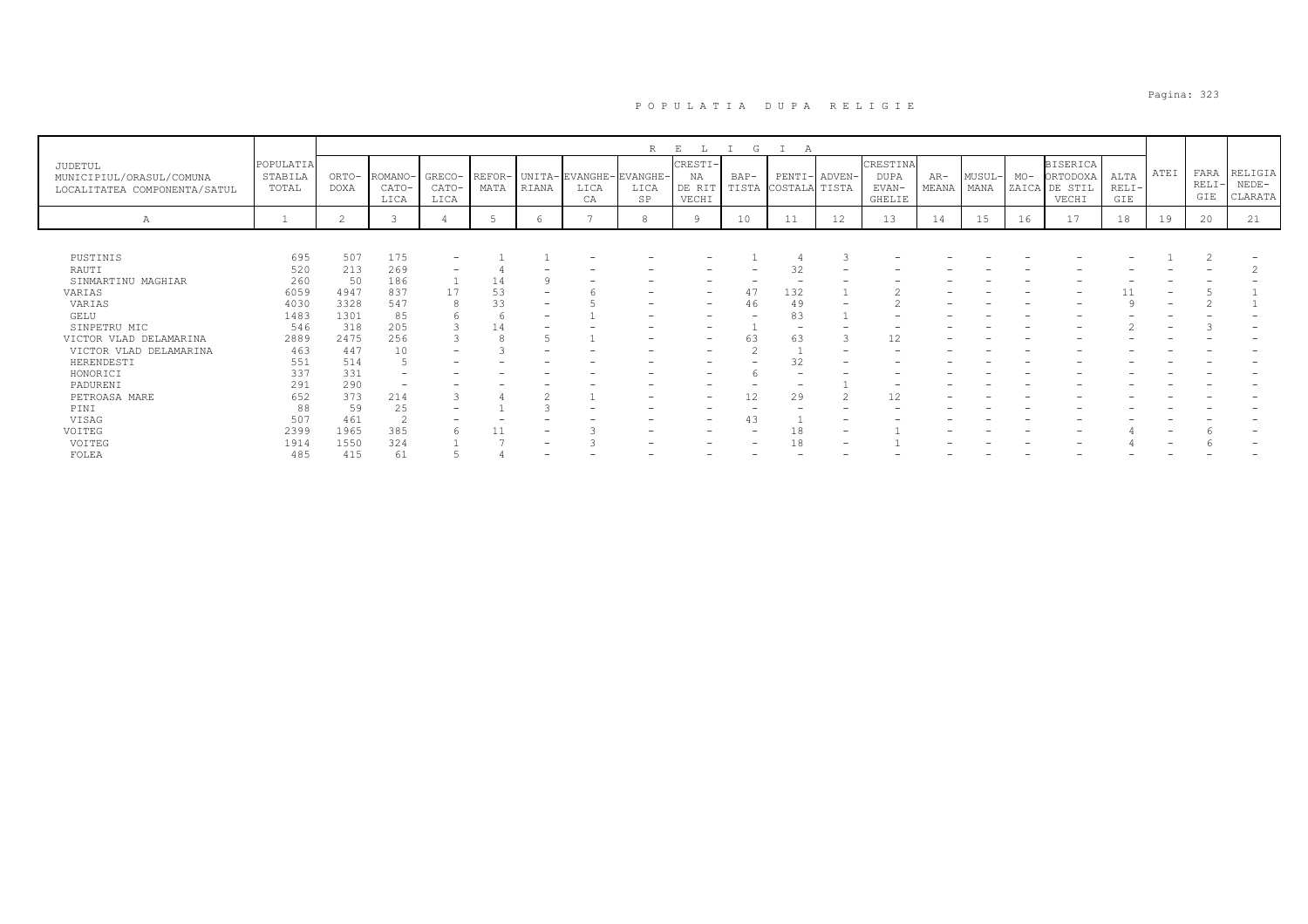# P O P U L A T I A   D U P A   R E L I G I E

| JUDETUL MUNICIPIUL/ORASUL/COMUNA LOCALITATEA COMPONENTA/SATUL | POPULATIA STABILA TOTAL | R E L I G I A | | | | | | | | | | | | | | | | | | | |
|---|---|---|---|---|---|---|---|---|---|---|---|---|---|---|---|---|---|---|---|---|---|
| | | ORTO-DOXA | ROMANO-CATO-LICA | GRECO-CATO-LICA | REFOR-MATA | UNITA-RIANA | EVANGHE-LICA | EVANGHE-LICA SP | CRESTI-NA DE RIT VECHI | BAP-TISTA | PENTI-COSTALA | ADVEN-TISTA | CRESTINA DUPA EVAN-GHELIE | AR-MEANA | MUSUL-MANA | MO-ZAICA | BISERICA ORTODOXA DE STIL VECHI | ALTA RELI-GIE | ATEI | FARA RELI-GIE | RELIGIA NEDE-CLARATA |
| A | 1 | 2 | 3 | 4 | 5 | 6 | 7 | 8 | 9 | 10 | 11 | 12 | 13 | 14 | 15 | 16 | 17 | 18 | 19 | 20 | 21 |
| PUSTINIS | 695 | 507 | 175 | - | 1 | 1 | - | - | - | 1 | 4 | 3 | - | - | - | - | - | - | 1 | 2 | - |
| RAUTI | 520 | 213 | 269 | - | 4 | - | - | - | - | - | 32 | - | - | - | - | - | - | - | - | - | 2 |
| SINMARTINU MAGHIAR | 260 | 50 | 186 | 1 | 14 | 9 | - | - | - | - | - | - | - | - | - | - | - | - | - | - | - |
| VARIAS | 6059 | 4947 | 837 | 17 | 53 | - | 6 | - | - | 47 | 132 | 1 | 2 | - | - | - | - | 11 | - | 5 | 1 |
| VARIAS | 4030 | 3328 | 547 | 8 | 33 | - | 5 | - | - | 46 | 49 | - | 2 | - | - | - | - | 9 | - | 2 | 1 |
| GELU | 1483 | 1301 | 85 | 6 | 6 | - | 1 | - | - | - | 83 | 1 | - | - | - | - | - | - | - | - | - |
| SINPETRU MIC | 546 | 318 | 205 | 3 | 14 | - | - | - | - | 1 | - | - | - | - | - | - | - | 2 | - | 3 | - |
| VICTOR VLAD DELAMARINA | 2889 | 2475 | 256 | 3 | 8 | 5 | 1 | - | - | 63 | 63 | 3 | 12 | - | - | - | - | - | - | - | - |
| VICTOR VLAD DELAMARINA | 463 | 447 | 10 | - | 3 | - | - | - | - | 2 | 1 | - | - | - | - | - | - | - | - | - | - |
| HERENDESTI | 551 | 514 | 5 | - | - | - | - | - | - | - | 32 | - | - | - | - | - | - | - | - | - | - |
| HONORICI | 337 | 331 | - | - | - | - | - | - | - | 6 | - | - | - | - | - | - | - | - | - | - | - |
| PADURENI | 291 | 290 | - | - | - | - | - | - | - | - | - | 1 | - | - | - | - | - | - | - | - | - |
| PETROASA MARE | 652 | 373 | 214 | 3 | 4 | 2 | 1 | - | - | 12 | 29 | 2 | 12 | - | - | - | - | - | - | - | - |
| PINI | 88 | 59 | 25 | - | 1 | 3 | - | - | - | - | - | - | - | - | - | - | - | - | - | - | - |
| VISAG | 507 | 461 | 2 | - | - | - | - | - | - | 43 | 1 | - | - | - | - | - | - | - | - | - | - |
| VOITEG | 2399 | 1965 | 385 | 6 | 11 | - | 3 | - | - | - | 18 | - | 1 | - | - | - | - | 4 | - | 6 | - |
| VOITEG | 1914 | 1550 | 324 | 1 | 7 | - | 3 | - | - | - | 18 | - | 1 | - | - | - | - | 4 | - | 6 | - |
| FOLEA | 485 | 415 | 61 | 5 | 4 | - | - | - | - | - | - | - | - | - | - | - | - | - | - | - | - |